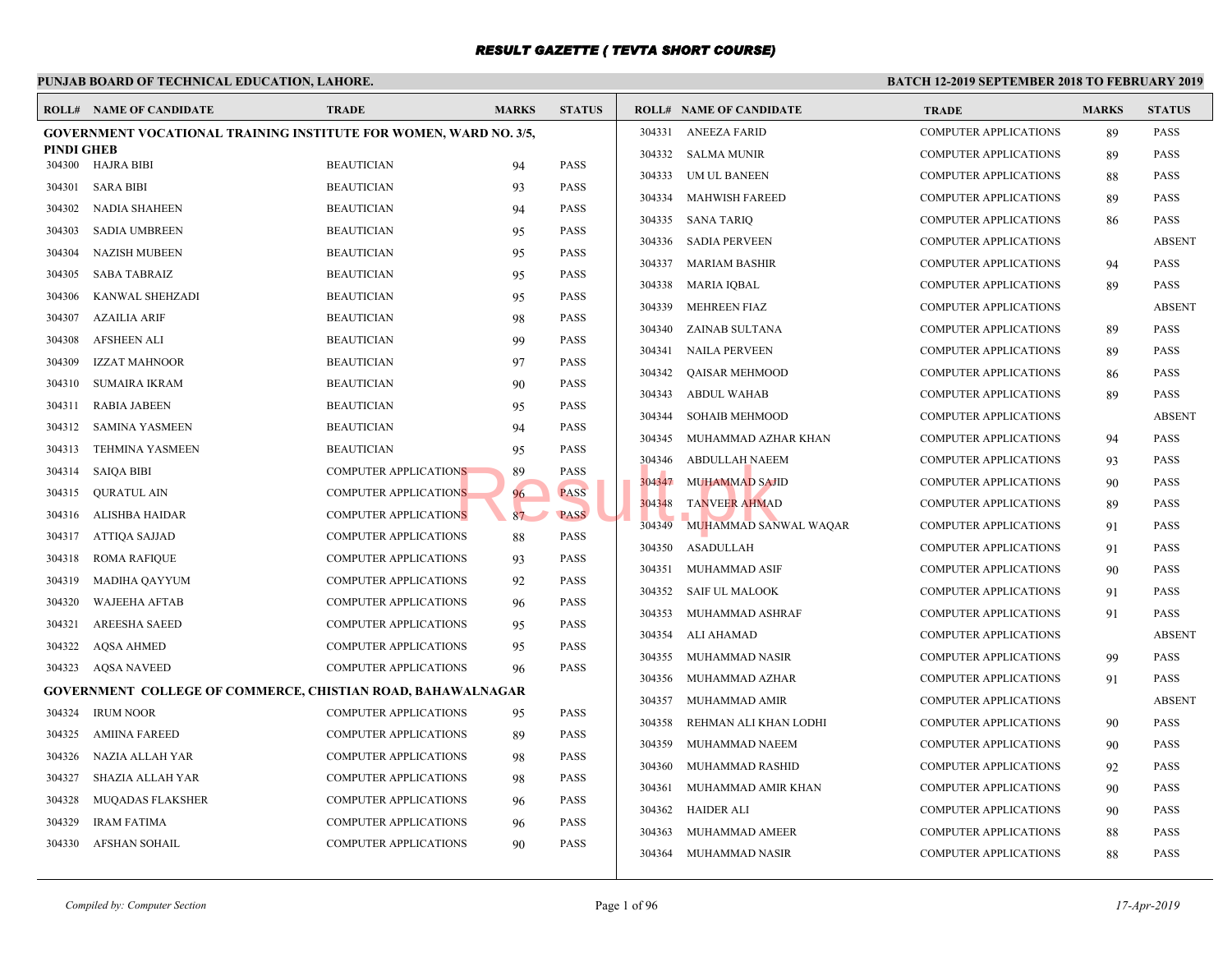# RESULT GAZETTE ( TEVTA SHORT COURSE)

**PUNJAB BOARD OF TECHNICAL EDUCATION, LAHORE.**

**BATCH 12-2019 SEPTEMBER 2018 TO FEBRUARY 2019**

### GOVERNMENT VOCATIONAL TRAINING INSTITUTE FOR WOMEN, WARD NO. 3/5, PINDI GHEB

| ROLL# | NAME OF CANDIDATE | TRADE | MARKS | STATUS |
|---|---|---|---|---|
| 304300 | HAJRA BIBI | BEAUTICIAN | 94 | PASS |
| 304301 | SARA BIBI | BEAUTICIAN | 93 | PASS |
| 304302 | NADIA SHAHEEN | BEAUTICIAN | 94 | PASS |
| 304303 | SADIA UMBREEN | BEAUTICIAN | 95 | PASS |
| 304304 | NAZISH MUBEEN | BEAUTICIAN | 95 | PASS |
| 304305 | SABA TABRAIZ | BEAUTICIAN | 95 | PASS |
| 304306 | KANWAL SHEHZADI | BEAUTICIAN | 95 | PASS |
| 304307 | AZAILIA ARIF | BEAUTICIAN | 98 | PASS |
| 304308 | AFSHEEN ALI | BEAUTICIAN | 99 | PASS |
| 304309 | IZZAT MAHNOOR | BEAUTICIAN | 97 | PASS |
| 304310 | SUMAIRA IKRAM | BEAUTICIAN | 90 | PASS |
| 304311 | RABIA JABEEN | BEAUTICIAN | 95 | PASS |
| 304312 | SAMINA YASMEEN | BEAUTICIAN | 94 | PASS |
| 304313 | TEHMINA YASMEEN | BEAUTICIAN | 95 | PASS |
| 304314 | SAIQA BIBI | COMPUTER APPLICATIONS | 89 | PASS |
| 304315 | QURATUL AIN | COMPUTER APPLICATIONS | 96 | PASS |
| 304316 | ALISHBA HAIDAR | COMPUTER APPLICATIONS | 87 | PASS |
| 304317 | ATTIQA SAJJAD | COMPUTER APPLICATIONS | 88 | PASS |
| 304318 | ROMA RAFIQUE | COMPUTER APPLICATIONS | 93 | PASS |
| 304319 | MADIHA QAYYUM | COMPUTER APPLICATIONS | 92 | PASS |
| 304320 | WAJEEHA AFTAB | COMPUTER APPLICATIONS | 96 | PASS |
| 304321 | AREESHA SAEED | COMPUTER APPLICATIONS | 95 | PASS |
| 304322 | AQSA AHMED | COMPUTER APPLICATIONS | 95 | PASS |
| 304323 | AQSA NAVEED | COMPUTER APPLICATIONS | 96 | PASS |

### GOVERNMENT COLLEGE OF COMMERCE, CHISTIAN ROAD, BAHAWALNAGAR

| ROLL# | NAME OF CANDIDATE | TRADE | MARKS | STATUS |
|---|---|---|---|---|
| 304324 | IRUM NOOR | COMPUTER APPLICATIONS | 95 | PASS |
| 304325 | AMIINA FAREED | COMPUTER APPLICATIONS | 89 | PASS |
| 304326 | NAZIA ALLAH YAR | COMPUTER APPLICATIONS | 98 | PASS |
| 304327 | SHAZIA ALLAH YAR | COMPUTER APPLICATIONS | 98 | PASS |
| 304328 | MUQADAS FLAKSHER | COMPUTER APPLICATIONS | 96 | PASS |
| 304329 | IRAM FATIMA | COMPUTER APPLICATIONS | 96 | PASS |
| 304330 | AFSHAN SOHAIL | COMPUTER APPLICATIONS | 90 | PASS |
| 304331 | ANEEZA FARID | COMPUTER APPLICATIONS | 89 | PASS |
| 304332 | SALMA MUNIR | COMPUTER APPLICATIONS | 89 | PASS |
| 304333 | UM UL BANEEN | COMPUTER APPLICATIONS | 88 | PASS |
| 304334 | MAHWISH FAREED | COMPUTER APPLICATIONS | 89 | PASS |
| 304335 | SANA TARIQ | COMPUTER APPLICATIONS | 86 | PASS |
| 304336 | SADIA PERVEEN | COMPUTER APPLICATIONS | | ABSENT |
| 304337 | MARIAM BASHIR | COMPUTER APPLICATIONS | 94 | PASS |
| 304338 | MARIA IQBAL | COMPUTER APPLICATIONS | 89 | PASS |
| 304339 | MEHREEN FIAZ | COMPUTER APPLICATIONS | | ABSENT |
| 304340 | ZAINAB SULTANA | COMPUTER APPLICATIONS | 89 | PASS |
| 304341 | NAILA PERVEEN | COMPUTER APPLICATIONS | 89 | PASS |
| 304342 | QAISAR MEHMOOD | COMPUTER APPLICATIONS | 86 | PASS |
| 304343 | ABDUL WAHAB | COMPUTER APPLICATIONS | 89 | PASS |
| 304344 | SOHAIB MEHMOOD | COMPUTER APPLICATIONS | | ABSENT |
| 304345 | MUHAMMAD AZHAR KHAN | COMPUTER APPLICATIONS | 94 | PASS |
| 304346 | ABDULLAH NAEEM | COMPUTER APPLICATIONS | 93 | PASS |
| 304347 | MUHAMMAD SAJID | COMPUTER APPLICATIONS | 90 | PASS |
| 304348 | TANVEER AHMAD | COMPUTER APPLICATIONS | 89 | PASS |
| 304349 | MUHAMMAD SANWAL WAQAR | COMPUTER APPLICATIONS | 91 | PASS |
| 304350 | ASADULLAH | COMPUTER APPLICATIONS | 91 | PASS |
| 304351 | MUHAMMAD ASIF | COMPUTER APPLICATIONS | 90 | PASS |
| 304352 | SAIF UL MALOOK | COMPUTER APPLICATIONS | 91 | PASS |
| 304353 | MUHAMMAD ASHRAF | COMPUTER APPLICATIONS | 91 | PASS |
| 304354 | ALI AHAMAD | COMPUTER APPLICATIONS | | ABSENT |
| 304355 | MUHAMMAD NASIR | COMPUTER APPLICATIONS | 99 | PASS |
| 304356 | MUHAMMAD AZHAR | COMPUTER APPLICATIONS | 91 | PASS |
| 304357 | MUHAMMAD AMIR | COMPUTER APPLICATIONS | | ABSENT |
| 304358 | REHMAN ALI KHAN LODHI | COMPUTER APPLICATIONS | 90 | PASS |
| 304359 | MUHAMMAD NAEEM | COMPUTER APPLICATIONS | 90 | PASS |
| 304360 | MUHAMMAD RASHID | COMPUTER APPLICATIONS | 92 | PASS |
| 304361 | MUHAMMAD AMIR KHAN | COMPUTER APPLICATIONS | 90 | PASS |
| 304362 | HAIDER ALI | COMPUTER APPLICATIONS | 90 | PASS |
| 304363 | MUHAMMAD AMEER | COMPUTER APPLICATIONS | 88 | PASS |
| 304364 | MUHAMMAD NASIR | COMPUTER APPLICATIONS | 88 | PASS |

*Compiled by: Computer Section*

*17-Apr-2019*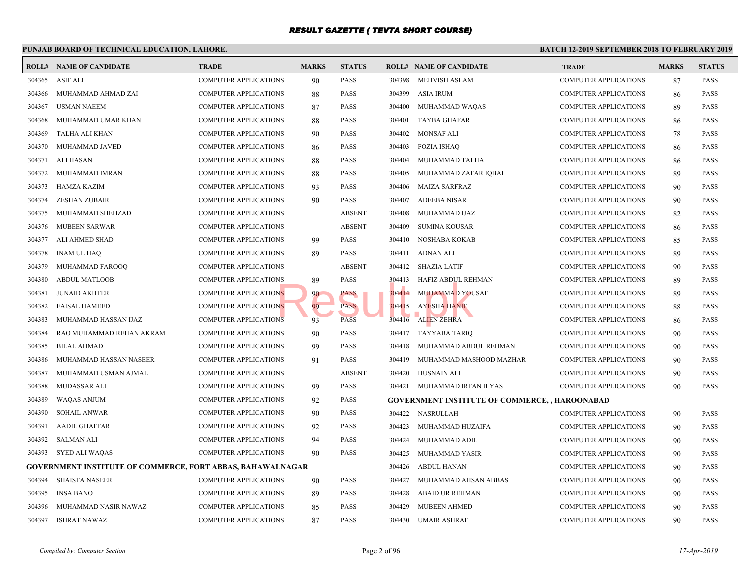# RESULT GAZETTE ( TEVTA SHORT COURSE)

**PUNJAB BOARD OF TECHNICAL EDUCATION, LAHORE.**

**BATCH 12-2019 SEPTEMBER 2018 TO FEBRUARY 2019**

| ROLL# | NAME OF CANDIDATE | TRADE | MARKS | STATUS |
|---|---|---|---|---|
| 304365 | ASIF ALI | COMPUTER APPLICATIONS | 90 | PASS |
| 304366 | MUHAMMAD AHMAD ZAI | COMPUTER APPLICATIONS | 88 | PASS |
| 304367 | USMAN NAEEM | COMPUTER APPLICATIONS | 87 | PASS |
| 304368 | MUHAMMAD UMAR KHAN | COMPUTER APPLICATIONS | 88 | PASS |
| 304369 | TALHA ALI KHAN | COMPUTER APPLICATIONS | 90 | PASS |
| 304370 | MUHAMMAD JAVED | COMPUTER APPLICATIONS | 86 | PASS |
| 304371 | ALI HASAN | COMPUTER APPLICATIONS | 88 | PASS |
| 304372 | MUHAMMAD IMRAN | COMPUTER APPLICATIONS | 88 | PASS |
| 304373 | HAMZA KAZIM | COMPUTER APPLICATIONS | 93 | PASS |
| 304374 | ZESHAN ZUBAIR | COMPUTER APPLICATIONS | 90 | PASS |
| 304375 | MUHAMMAD SHEHZAD | COMPUTER APPLICATIONS | | ABSENT |
| 304376 | MUBEEN SARWAR | COMPUTER APPLICATIONS | | ABSENT |
| 304377 | ALI AHMED SHAD | COMPUTER APPLICATIONS | 99 | PASS |
| 304378 | INAM UL HAQ | COMPUTER APPLICATIONS | 89 | PASS |
| 304379 | MUHAMMAD FAROOQ | COMPUTER APPLICATIONS | | ABSENT |
| 304380 | ABDUL MATLOOB | COMPUTER APPLICATIONS | 89 | PASS |
| 304381 | JUNAID AKHTER | COMPUTER APPLICATIONS | 90 | PASS |
| 304382 | FAISAL HAMEED | COMPUTER APPLICATIONS | 99 | PASS |
| 304383 | MUHAMMAD HASSAN IJAZ | COMPUTER APPLICATIONS | 93 | PASS |
| 304384 | RAO MUHAMMAD REHAN AKRAM | COMPUTER APPLICATIONS | 90 | PASS |
| 304385 | BILAL AHMAD | COMPUTER APPLICATIONS | 99 | PASS |
| 304386 | MUHAMMAD HASSAN NASEER | COMPUTER APPLICATIONS | 91 | PASS |
| 304387 | MUHAMMAD USMAN AJMAL | COMPUTER APPLICATIONS | | ABSENT |
| 304388 | MUDASSAR ALI | COMPUTER APPLICATIONS | 99 | PASS |
| 304389 | WAQAS ANJUM | COMPUTER APPLICATIONS | 92 | PASS |
| 304390 | SOHAIL ANWAR | COMPUTER APPLICATIONS | 90 | PASS |
| 304391 | AADIL GHAFFAR | COMPUTER APPLICATIONS | 92 | PASS |
| 304392 | SALMAN ALI | COMPUTER APPLICATIONS | 94 | PASS |
| 304393 | SYED ALI WAQAS | COMPUTER APPLICATIONS | 90 | PASS |

**GOVERNMENT INSTITUTE OF COMMERCE, FORT ABBAS, BAHAWALNAGAR**

| ROLL# | NAME OF CANDIDATE | TRADE | MARKS | STATUS |
|---|---|---|---|---|
| 304394 | SHAISTA NASEER | COMPUTER APPLICATIONS | 90 | PASS |
| 304395 | INSA BANO | COMPUTER APPLICATIONS | 89 | PASS |
| 304396 | MUHAMMAD NASIR NAWAZ | COMPUTER APPLICATIONS | 85 | PASS |
| 304397 | ISHRAT NAWAZ | COMPUTER APPLICATIONS | 87 | PASS |
| 304398 | MEHVISH ASLAM | COMPUTER APPLICATIONS | 87 | PASS |
| 304399 | ASIA IRUM | COMPUTER APPLICATIONS | 86 | PASS |
| 304400 | MUHAMMAD WAQAS | COMPUTER APPLICATIONS | 89 | PASS |
| 304401 | TAYBA GHAFAR | COMPUTER APPLICATIONS | 86 | PASS |
| 304402 | MONSAF ALI | COMPUTER APPLICATIONS | 78 | PASS |
| 304403 | FOZIA ISHAQ | COMPUTER APPLICATIONS | 86 | PASS |
| 304404 | MUHAMMAD TALHA | COMPUTER APPLICATIONS | 86 | PASS |
| 304405 | MUHAMMAD ZAFAR IQBAL | COMPUTER APPLICATIONS | 89 | PASS |
| 304406 | MAIZA SARFRAZ | COMPUTER APPLICATIONS | 90 | PASS |
| 304407 | ADEEBA NISAR | COMPUTER APPLICATIONS | 90 | PASS |
| 304408 | MUHAMMAD IJAZ | COMPUTER APPLICATIONS | 82 | PASS |
| 304409 | SUMINA KOUSAR | COMPUTER APPLICATIONS | 86 | PASS |
| 304410 | NOSHABA KOKAB | COMPUTER APPLICATIONS | 85 | PASS |
| 304411 | ADNAN ALI | COMPUTER APPLICATIONS | 89 | PASS |
| 304412 | SHAZIA LATIF | COMPUTER APPLICATIONS | 90 | PASS |
| 304413 | HAFIZ ABDUL REHMAN | COMPUTER APPLICATIONS | 89 | PASS |
| 304414 | MUHAMMAD YOUSAF | COMPUTER APPLICATIONS | 89 | PASS |
| 304415 | AYESHA HANIF | COMPUTER APPLICATIONS | 88 | PASS |
| 304416 | ALIEN ZEHRA | COMPUTER APPLICATIONS | 86 | PASS |
| 304417 | TAYYABA TARIQ | COMPUTER APPLICATIONS | 90 | PASS |
| 304418 | MUHAMMAD ABDUL REHMAN | COMPUTER APPLICATIONS | 90 | PASS |
| 304419 | MUHAMMAD MASHOOD MAZHAR | COMPUTER APPLICATIONS | 90 | PASS |
| 304420 | HUSNAIN ALI | COMPUTER APPLICATIONS | 90 | PASS |
| 304421 | MUHAMMAD IRFAN ILYAS | COMPUTER APPLICATIONS | 90 | PASS |

**GOVERNMENT INSTITUTE OF COMMERCE, , HAROONABAD**

| ROLL# | NAME OF CANDIDATE | TRADE | MARKS | STATUS |
|---|---|---|---|---|
| 304422 | NASRULLAH | COMPUTER APPLICATIONS | 90 | PASS |
| 304423 | MUHAMMAD HUZAIFA | COMPUTER APPLICATIONS | 90 | PASS |
| 304424 | MUHAMMAD ADIL | COMPUTER APPLICATIONS | 90 | PASS |
| 304425 | MUHAMMAD YASIR | COMPUTER APPLICATIONS | 90 | PASS |
| 304426 | ABDUL HANAN | COMPUTER APPLICATIONS | 90 | PASS |
| 304427 | MUHAMMAD AHSAN ABBAS | COMPUTER APPLICATIONS | 90 | PASS |
| 304428 | ABAID UR REHMAN | COMPUTER APPLICATIONS | 90 | PASS |
| 304429 | MUBEEN AHMED | COMPUTER APPLICATIONS | 90 | PASS |
| 304430 | UMAIR ASHRAF | COMPUTER APPLICATIONS | 90 | PASS |

*Compiled by: Computer Section* | *17-Apr-2019*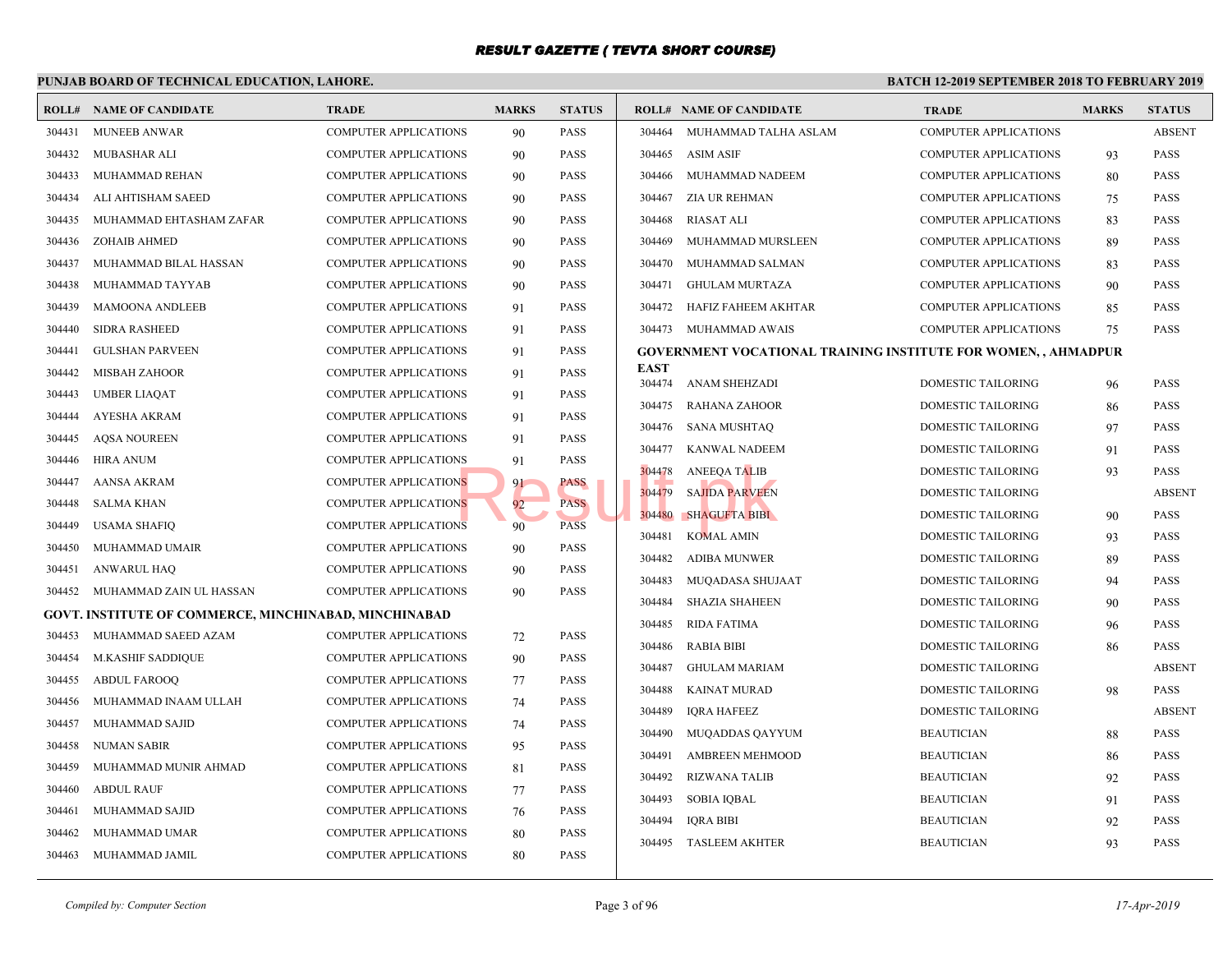# RESULT GAZETTE ( TEVTA SHORT COURSE)

**PUNJAB BOARD OF TECHNICAL EDUCATION, LAHORE.**

**BATCH 12-2019 SEPTEMBER 2018 TO FEBRUARY 2019**

| ROLL# | NAME OF CANDIDATE | TRADE | MARKS | STATUS |
|---|---|---|---|---|
| 304431 | MUNEEB ANWAR | COMPUTER APPLICATIONS | 90 | PASS |
| 304432 | MUBASHAR ALI | COMPUTER APPLICATIONS | 90 | PASS |
| 304433 | MUHAMMAD REHAN | COMPUTER APPLICATIONS | 90 | PASS |
| 304434 | ALI AHTISHAM SAEED | COMPUTER APPLICATIONS | 90 | PASS |
| 304435 | MUHAMMAD EHTASHAM ZAFAR | COMPUTER APPLICATIONS | 90 | PASS |
| 304436 | ZOHAIB AHMED | COMPUTER APPLICATIONS | 90 | PASS |
| 304437 | MUHAMMAD BILAL HASSAN | COMPUTER APPLICATIONS | 90 | PASS |
| 304438 | MUHAMMAD TAYYAB | COMPUTER APPLICATIONS | 90 | PASS |
| 304439 | MAMOONA ANDLEEB | COMPUTER APPLICATIONS | 91 | PASS |
| 304440 | SIDRA RASHEED | COMPUTER APPLICATIONS | 91 | PASS |
| 304441 | GULSHAN PARVEEN | COMPUTER APPLICATIONS | 91 | PASS |
| 304442 | MISBAH ZAHOOR | COMPUTER APPLICATIONS | 91 | PASS |
| 304443 | UMBER LIAQAT | COMPUTER APPLICATIONS | 91 | PASS |
| 304444 | AYESHA AKRAM | COMPUTER APPLICATIONS | 91 | PASS |
| 304445 | AQSA NOUREEN | COMPUTER APPLICATIONS | 91 | PASS |
| 304446 | HIRA ANUM | COMPUTER APPLICATIONS | 91 | PASS |
| 304447 | AANSA AKRAM | COMPUTER APPLICATIONS | 91 | PASS |
| 304448 | SALMA KHAN | COMPUTER APPLICATIONS | 92 | PASS |
| 304449 | USAMA SHAFIQ | COMPUTER APPLICATIONS | 90 | PASS |
| 304450 | MUHAMMAD UMAIR | COMPUTER APPLICATIONS | 90 | PASS |
| 304451 | ANWARUL HAQ | COMPUTER APPLICATIONS | 90 | PASS |
| 304452 | MUHAMMAD ZAIN UL HASSAN | COMPUTER APPLICATIONS | 90 | PASS |

**GOVT. INSTITUTE OF COMMERCE, MINCHINABAD, MINCHINABAD**

| ROLL# | NAME OF CANDIDATE | TRADE | MARKS | STATUS |
|---|---|---|---|---|
| 304453 | MUHAMMAD SAEED AZAM | COMPUTER APPLICATIONS | 72 | PASS |
| 304454 | M.KASHIF SADDIQUE | COMPUTER APPLICATIONS | 90 | PASS |
| 304455 | ABDUL FAROOQ | COMPUTER APPLICATIONS | 77 | PASS |
| 304456 | MUHAMMAD INAAM ULLAH | COMPUTER APPLICATIONS | 74 | PASS |
| 304457 | MUHAMMAD SAJID | COMPUTER APPLICATIONS | 74 | PASS |
| 304458 | NUMAN SABIR | COMPUTER APPLICATIONS | 95 | PASS |
| 304459 | MUHAMMAD MUNIR AHMAD | COMPUTER APPLICATIONS | 81 | PASS |
| 304460 | ABDUL RAUF | COMPUTER APPLICATIONS | 77 | PASS |
| 304461 | MUHAMMAD SAJID | COMPUTER APPLICATIONS | 76 | PASS |
| 304462 | MUHAMMAD UMAR | COMPUTER APPLICATIONS | 80 | PASS |
| 304463 | MUHAMMAD JAMIL | COMPUTER APPLICATIONS | 80 | PASS |
| 304464 | MUHAMMAD TALHA ASLAM | COMPUTER APPLICATIONS | | ABSENT |
| 304465 | ASIM ASIF | COMPUTER APPLICATIONS | 93 | PASS |
| 304466 | MUHAMMAD NADEEM | COMPUTER APPLICATIONS | 80 | PASS |
| 304467 | ZIA UR REHMAN | COMPUTER APPLICATIONS | 75 | PASS |
| 304468 | RIASAT ALI | COMPUTER APPLICATIONS | 83 | PASS |
| 304469 | MUHAMMAD MURSLEEN | COMPUTER APPLICATIONS | 89 | PASS |
| 304470 | MUHAMMAD SALMAN | COMPUTER APPLICATIONS | 83 | PASS |
| 304471 | GHULAM MURTAZA | COMPUTER APPLICATIONS | 90 | PASS |
| 304472 | HAFIZ FAHEEM AKHTAR | COMPUTER APPLICATIONS | 85 | PASS |
| 304473 | MUHAMMAD AWAIS | COMPUTER APPLICATIONS | 75 | PASS |

**GOVERNMENT VOCATIONAL TRAINING INSTITUTE FOR WOMEN, , AHMADPUR EAST**

| ROLL# | NAME OF CANDIDATE | TRADE | MARKS | STATUS |
|---|---|---|---|---|
| 304474 | ANAM SHEHZADI | DOMESTIC TAILORING | 96 | PASS |
| 304475 | RAHANA ZAHOOR | DOMESTIC TAILORING | 86 | PASS |
| 304476 | SANA MUSHTAQ | DOMESTIC TAILORING | 97 | PASS |
| 304477 | KANWAL NADEEM | DOMESTIC TAILORING | 91 | PASS |
| 304478 | ANEEQA TALIB | DOMESTIC TAILORING | 93 | PASS |
| 304479 | SAJIDA PARVEEN | DOMESTIC TAILORING | | ABSENT |
| 304480 | SHAGUFTA BIBI | DOMESTIC TAILORING | 90 | PASS |
| 304481 | KOMAL AMIN | DOMESTIC TAILORING | 93 | PASS |
| 304482 | ADIBA MUNWER | DOMESTIC TAILORING | 89 | PASS |
| 304483 | MUQADASA SHUJAAT | DOMESTIC TAILORING | 94 | PASS |
| 304484 | SHAZIA SHAHEEN | DOMESTIC TAILORING | 90 | PASS |
| 304485 | RIDA FATIMA | DOMESTIC TAILORING | 96 | PASS |
| 304486 | RABIA BIBI | DOMESTIC TAILORING | 86 | PASS |
| 304487 | GHULAM MARIAM | DOMESTIC TAILORING | | ABSENT |
| 304488 | KAINAT MURAD | DOMESTIC TAILORING | 98 | PASS |
| 304489 | IQRA HAFEEZ | DOMESTIC TAILORING | | ABSENT |
| 304490 | MUQADDAS QAYYUM | BEAUTICIAN | 88 | PASS |
| 304491 | AMBREEN MEHMOOD | BEAUTICIAN | 86 | PASS |
| 304492 | RIZWANA TALIB | BEAUTICIAN | 92 | PASS |
| 304493 | SOBIA IQBAL | BEAUTICIAN | 91 | PASS |
| 304494 | IQRA BIBI | BEAUTICIAN | 92 | PASS |
| 304495 | TASLEEM AKHTER | BEAUTICIAN | 93 | PASS |

*Compiled by: Computer Section*

*17-Apr-2019*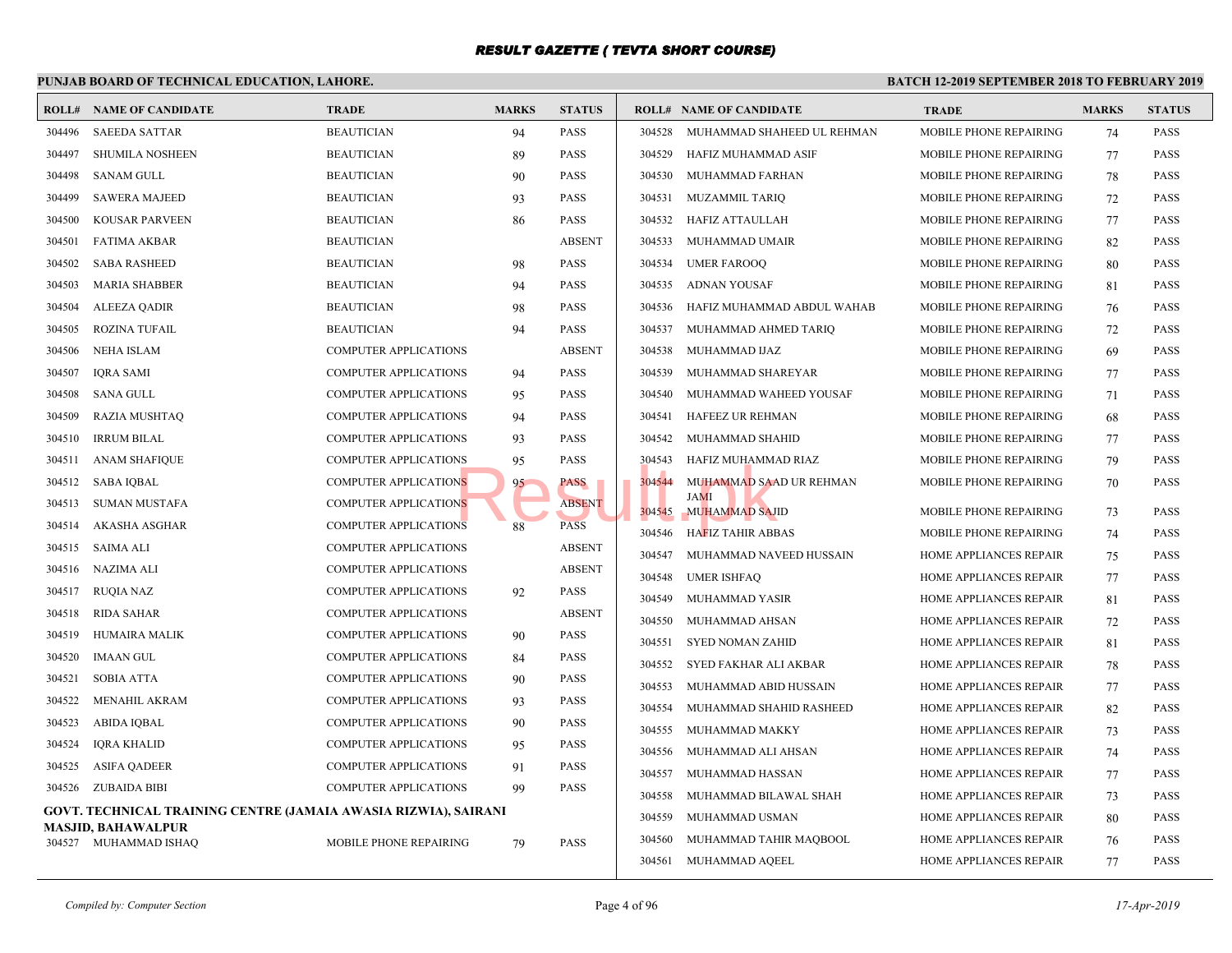# RESULT GAZETTE ( TEVTA SHORT COURSE)

**PUNJAB BOARD OF TECHNICAL EDUCATION, LAHORE.** **BATCH 12-2019 SEPTEMBER 2018 TO FEBRUARY 2019**

| ROLL# | NAME OF CANDIDATE | TRADE | MARKS | STATUS |
|---|---|---|---|---|
| 304496 | SAEEDA SATTAR | BEAUTICIAN | 94 | PASS |
| 304497 | SHUMILA NOSHEEN | BEAUTICIAN | 89 | PASS |
| 304498 | SANAM GULL | BEAUTICIAN | 90 | PASS |
| 304499 | SAWERA MAJEED | BEAUTICIAN | 93 | PASS |
| 304500 | KOUSAR PARVEEN | BEAUTICIAN | 86 | PASS |
| 304501 | FATIMA AKBAR | BEAUTICIAN | | ABSENT |
| 304502 | SABA RASHEED | BEAUTICIAN | 98 | PASS |
| 304503 | MARIA SHABBER | BEAUTICIAN | 94 | PASS |
| 304504 | ALEEZA QADIR | BEAUTICIAN | 98 | PASS |
| 304505 | ROZINA TUFAIL | BEAUTICIAN | 94 | PASS |
| 304506 | NEHA ISLAM | COMPUTER APPLICATIONS | | ABSENT |
| 304507 | IQRA SAMI | COMPUTER APPLICATIONS | 94 | PASS |
| 304508 | SANA GULL | COMPUTER APPLICATIONS | 95 | PASS |
| 304509 | RAZIA MUSHTAQ | COMPUTER APPLICATIONS | 94 | PASS |
| 304510 | IRRUM BILAL | COMPUTER APPLICATIONS | 93 | PASS |
| 304511 | ANAM SHAFIQUE | COMPUTER APPLICATIONS | 95 | PASS |
| 304512 | SABA IQBAL | COMPUTER APPLICATIONS | 95 | PASS |
| 304513 | SUMAN MUSTAFA | COMPUTER APPLICATIONS | | ABSENT |
| 304514 | AKASHA ASGHAR | COMPUTER APPLICATIONS | 88 | PASS |
| 304515 | SAIMA ALI | COMPUTER APPLICATIONS | | ABSENT |
| 304516 | NAZIMA ALI | COMPUTER APPLICATIONS | | ABSENT |
| 304517 | RUQIA NAZ | COMPUTER APPLICATIONS | 92 | PASS |
| 304518 | RIDA SAHAR | COMPUTER APPLICATIONS | | ABSENT |
| 304519 | HUMAIRA MALIK | COMPUTER APPLICATIONS | 90 | PASS |
| 304520 | IMAAN GUL | COMPUTER APPLICATIONS | 84 | PASS |
| 304521 | SOBIA ATTA | COMPUTER APPLICATIONS | 90 | PASS |
| 304522 | MENAHIL AKRAM | COMPUTER APPLICATIONS | 93 | PASS |
| 304523 | ABIDA IQBAL | COMPUTER APPLICATIONS | 90 | PASS |
| 304524 | IQRA KHALID | COMPUTER APPLICATIONS | 95 | PASS |
| 304525 | ASIFA QADEER | COMPUTER APPLICATIONS | 91 | PASS |
| 304526 | ZUBAIDA BIBI | COMPUTER APPLICATIONS | 99 | PASS |

**GOVT. TECHNICAL TRAINING CENTRE (JAMAIA AWASIA RIZWIA), SAIRANI MASJID, BAHAWALPUR**

| ROLL# | NAME OF CANDIDATE | TRADE | MARKS | STATUS |
|---|---|---|---|---|
| 304527 | MUHAMMAD ISHAQ | MOBILE PHONE REPAIRING | 79 | PASS |
| 304528 | MUHAMMAD SHAHEED UL REHMAN | MOBILE PHONE REPAIRING | 74 | PASS |
| 304529 | HAFIZ MUHAMMAD ASIF | MOBILE PHONE REPAIRING | 77 | PASS |
| 304530 | MUHAMMAD FARHAN | MOBILE PHONE REPAIRING | 78 | PASS |
| 304531 | MUZAMMIL TARIQ | MOBILE PHONE REPAIRING | 72 | PASS |
| 304532 | HAFIZ ATTAULLAH | MOBILE PHONE REPAIRING | 77 | PASS |
| 304533 | MUHAMMAD UMAIR | MOBILE PHONE REPAIRING | 82 | PASS |
| 304534 | UMER FAROOQ | MOBILE PHONE REPAIRING | 80 | PASS |
| 304535 | ADNAN YOUSAF | MOBILE PHONE REPAIRING | 81 | PASS |
| 304536 | HAFIZ MUHAMMAD ABDUL WAHAB | MOBILE PHONE REPAIRING | 76 | PASS |
| 304537 | MUHAMMAD AHMED TARIQ | MOBILE PHONE REPAIRING | 72 | PASS |
| 304538 | MUHAMMAD IJAZ | MOBILE PHONE REPAIRING | 69 | PASS |
| 304539 | MUHAMMAD SHAREYAR | MOBILE PHONE REPAIRING | 77 | PASS |
| 304540 | MUHAMMAD WAHEED YOUSAF | MOBILE PHONE REPAIRING | 71 | PASS |
| 304541 | HAFEEZ UR REHMAN | MOBILE PHONE REPAIRING | 68 | PASS |
| 304542 | MUHAMMAD SHAHID | MOBILE PHONE REPAIRING | 77 | PASS |
| 304543 | HAFIZ MUHAMMAD RIAZ | MOBILE PHONE REPAIRING | 79 | PASS |
| 304544 | MUHAMMAD SAAD UR REHMAN JAMI | MOBILE PHONE REPAIRING | 70 | PASS |
| 304545 | MUHAMMAD SAJID | MOBILE PHONE REPAIRING | 73 | PASS |
| 304546 | HAFIZ TAHIR ABBAS | MOBILE PHONE REPAIRING | 74 | PASS |
| 304547 | MUHAMMAD NAVEED HUSSAIN | HOME APPLIANCES REPAIR | 75 | PASS |
| 304548 | UMER ISHFAQ | HOME APPLIANCES REPAIR | 77 | PASS |
| 304549 | MUHAMMAD YASIR | HOME APPLIANCES REPAIR | 81 | PASS |
| 304550 | MUHAMMAD AHSAN | HOME APPLIANCES REPAIR | 72 | PASS |
| 304551 | SYED NOMAN ZAHID | HOME APPLIANCES REPAIR | 81 | PASS |
| 304552 | SYED FAKHAR ALI AKBAR | HOME APPLIANCES REPAIR | 78 | PASS |
| 304553 | MUHAMMAD ABID HUSSAIN | HOME APPLIANCES REPAIR | 77 | PASS |
| 304554 | MUHAMMAD SHAHID RASHEED | HOME APPLIANCES REPAIR | 82 | PASS |
| 304555 | MUHAMMAD MAKKY | HOME APPLIANCES REPAIR | 73 | PASS |
| 304556 | MUHAMMAD ALI AHSAN | HOME APPLIANCES REPAIR | 74 | PASS |
| 304557 | MUHAMMAD HASSAN | HOME APPLIANCES REPAIR | 77 | PASS |
| 304558 | MUHAMMAD BILAWAL SHAH | HOME APPLIANCES REPAIR | 73 | PASS |
| 304559 | MUHAMMAD USMAN | HOME APPLIANCES REPAIR | 80 | PASS |
| 304560 | MUHAMMAD TAHIR MAQBOOL | HOME APPLIANCES REPAIR | 76 | PASS |
| 304561 | MUHAMMAD AQEEL | HOME APPLIANCES REPAIR | 77 | PASS |

*Compiled by: Computer Section* *17-Apr-2019*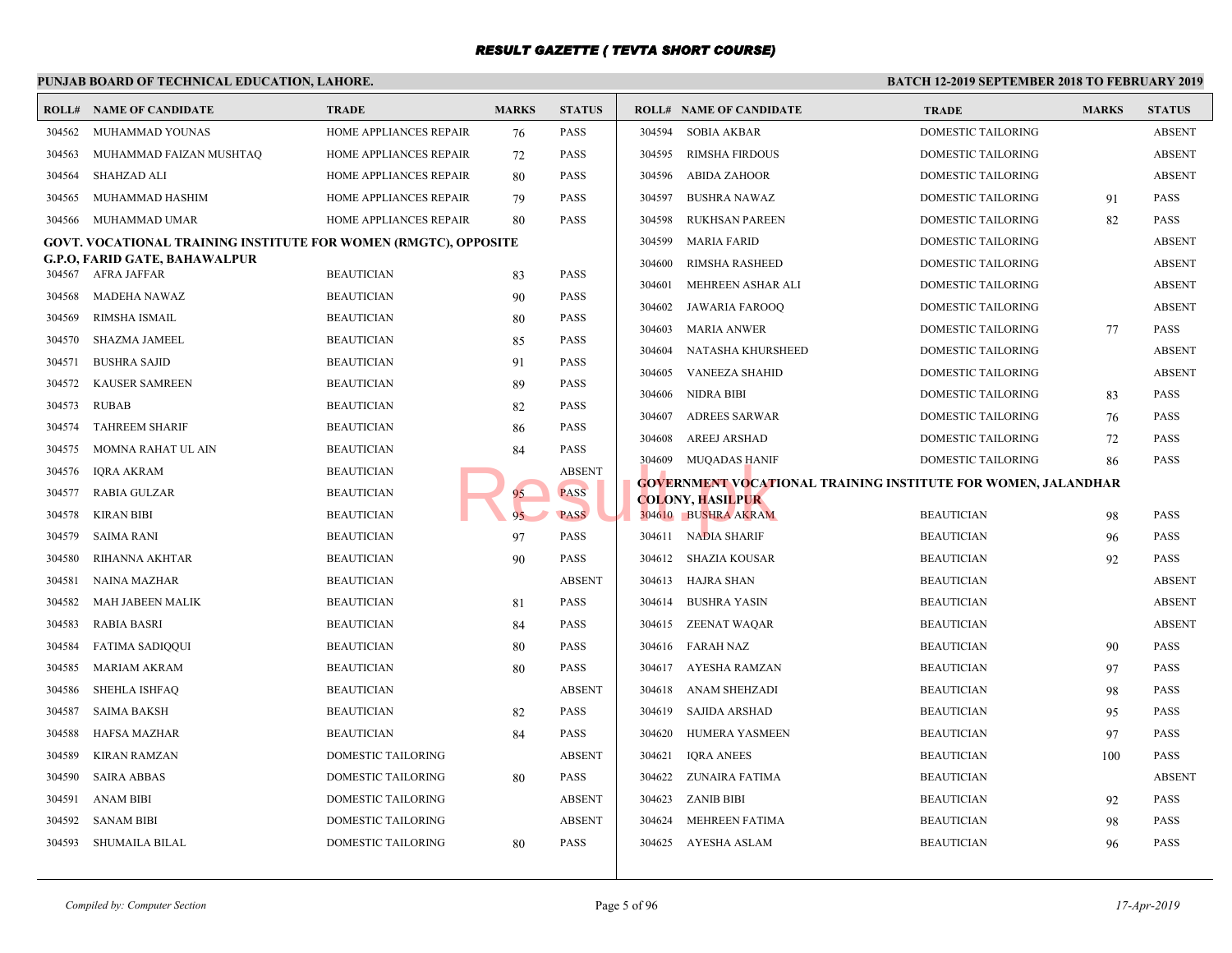# RESULT GAZETTE ( TEVTA SHORT COURSE)

**PUNJAB BOARD OF TECHNICAL EDUCATION, LAHORE.**

**BATCH 12-2019 SEPTEMBER 2018 TO FEBRUARY 2019**

| ROLL# | NAME OF CANDIDATE | TRADE | MARKS | STATUS |
|---|---|---|---|---|
| 304562 | MUHAMMAD YOUNAS | HOME APPLIANCES REPAIR | 76 | PASS |
| 304563 | MUHAMMAD FAIZAN MUSHTAQ | HOME APPLIANCES REPAIR | 72 | PASS |
| 304564 | SHAHZAD ALI | HOME APPLIANCES REPAIR | 80 | PASS |
| 304565 | MUHAMMAD HASHIM | HOME APPLIANCES REPAIR | 79 | PASS |
| 304566 | MUHAMMAD UMAR | HOME APPLIANCES REPAIR | 80 | PASS |

**GOVT. VOCATIONAL TRAINING INSTITUTE FOR WOMEN (RMGTC), OPPOSITE G.P.O, FARID GATE, BAHAWALPUR**

| ROLL# | NAME OF CANDIDATE | TRADE | MARKS | STATUS |
|---|---|---|---|---|
| 304567 | AFRA JAFFAR | BEAUTICIAN | 83 | PASS |
| 304568 | MADEHA NAWAZ | BEAUTICIAN | 90 | PASS |
| 304569 | RIMSHA ISMAIL | BEAUTICIAN | 80 | PASS |
| 304570 | SHAZMA JAMEEL | BEAUTICIAN | 85 | PASS |
| 304571 | BUSHRA SAJID | BEAUTICIAN | 91 | PASS |
| 304572 | KAUSER SAMREEN | BEAUTICIAN | 89 | PASS |
| 304573 | RUBAB | BEAUTICIAN | 82 | PASS |
| 304574 | TAHREEM SHARIF | BEAUTICIAN | 86 | PASS |
| 304575 | MOMNA RAHAT UL AIN | BEAUTICIAN | 84 | PASS |
| 304576 | IQRA AKRAM | BEAUTICIAN | | ABSENT |
| 304577 | RABIA GULZAR | BEAUTICIAN | 95 | PASS |
| 304578 | KIRAN BIBI | BEAUTICIAN | 95 | PASS |
| 304579 | SAIMA RANI | BEAUTICIAN | 97 | PASS |
| 304580 | RIHANNA AKHTAR | BEAUTICIAN | 90 | PASS |
| 304581 | NAINA MAZHAR | BEAUTICIAN | | ABSENT |
| 304582 | MAH JABEEN MALIK | BEAUTICIAN | 81 | PASS |
| 304583 | RABIA BASRI | BEAUTICIAN | 84 | PASS |
| 304584 | FATIMA SADIQQUI | BEAUTICIAN | 80 | PASS |
| 304585 | MARIAM AKRAM | BEAUTICIAN | 80 | PASS |
| 304586 | SHEHLA ISHFAQ | BEAUTICIAN | | ABSENT |
| 304587 | SAIMA BAKSH | BEAUTICIAN | 82 | PASS |
| 304588 | HAFSA MAZHAR | BEAUTICIAN | 84 | PASS |
| 304589 | KIRAN RAMZAN | DOMESTIC TAILORING | | ABSENT |
| 304590 | SAIRA ABBAS | DOMESTIC TAILORING | 80 | PASS |
| 304591 | ANAM BIBI | DOMESTIC TAILORING | | ABSENT |
| 304592 | SANAM BIBI | DOMESTIC TAILORING | | ABSENT |
| 304593 | SHUMAILA BILAL | DOMESTIC TAILORING | 80 | PASS |
| 304594 | SOBIA AKBAR | DOMESTIC TAILORING | | ABSENT |
| 304595 | RIMSHA FIRDOUS | DOMESTIC TAILORING | | ABSENT |
| 304596 | ABIDA ZAHOOR | DOMESTIC TAILORING | | ABSENT |
| 304597 | BUSHRA NAWAZ | DOMESTIC TAILORING | 91 | PASS |
| 304598 | RUKHSAN PAREEN | DOMESTIC TAILORING | 82 | PASS |
| 304599 | MARIA FARID | DOMESTIC TAILORING | | ABSENT |
| 304600 | RIMSHA RASHEED | DOMESTIC TAILORING | | ABSENT |
| 304601 | MEHREEN ASHAR ALI | DOMESTIC TAILORING | | ABSENT |
| 304602 | JAWARIA FAROOQ | DOMESTIC TAILORING | | ABSENT |
| 304603 | MARIA ANWER | DOMESTIC TAILORING | 77 | PASS |
| 304604 | NATASHA KHURSHEED | DOMESTIC TAILORING | | ABSENT |
| 304605 | VANEEZA SHAHID | DOMESTIC TAILORING | | ABSENT |
| 304606 | NIDRA BIBI | DOMESTIC TAILORING | 83 | PASS |
| 304607 | ADREES SARWAR | DOMESTIC TAILORING | 76 | PASS |
| 304608 | AREEJ ARSHAD | DOMESTIC TAILORING | 72 | PASS |
| 304609 | MUQADAS HANIF | DOMESTIC TAILORING | 86 | PASS |

**GOVERNMENT VOCATIONAL TRAINING INSTITUTE FOR WOMEN, JALANDHAR COLONY, HASILPUR**

| ROLL# | NAME OF CANDIDATE | TRADE | MARKS | STATUS |
|---|---|---|---|---|
| 304610 | BUSHRA AKRAM | BEAUTICIAN | 98 | PASS |
| 304611 | NADIA SHARIF | BEAUTICIAN | 96 | PASS |
| 304612 | SHAZIA KOUSAR | BEAUTICIAN | 92 | PASS |
| 304613 | HAJRA SHAN | BEAUTICIAN | | ABSENT |
| 304614 | BUSHRA YASIN | BEAUTICIAN | | ABSENT |
| 304615 | ZEENAT WAQAR | BEAUTICIAN | | ABSENT |
| 304616 | FARAH NAZ | BEAUTICIAN | 90 | PASS |
| 304617 | AYESHA RAMZAN | BEAUTICIAN | 97 | PASS |
| 304618 | ANAM SHEHZADI | BEAUTICIAN | 98 | PASS |
| 304619 | SAJIDA ARSHAD | BEAUTICIAN | 95 | PASS |
| 304620 | HUMERA YASMEEN | BEAUTICIAN | 97 | PASS |
| 304621 | IQRA ANEES | BEAUTICIAN | 100 | PASS |
| 304622 | ZUNAIRA FATIMA | BEAUTICIAN | | ABSENT |
| 304623 | ZANIB BIBI | BEAUTICIAN | 92 | PASS |
| 304624 | MEHREEN FATIMA | BEAUTICIAN | 98 | PASS |
| 304625 | AYESHA ASLAM | BEAUTICIAN | 96 | PASS |

*Compiled by: Computer Section*

*17-Apr-2019*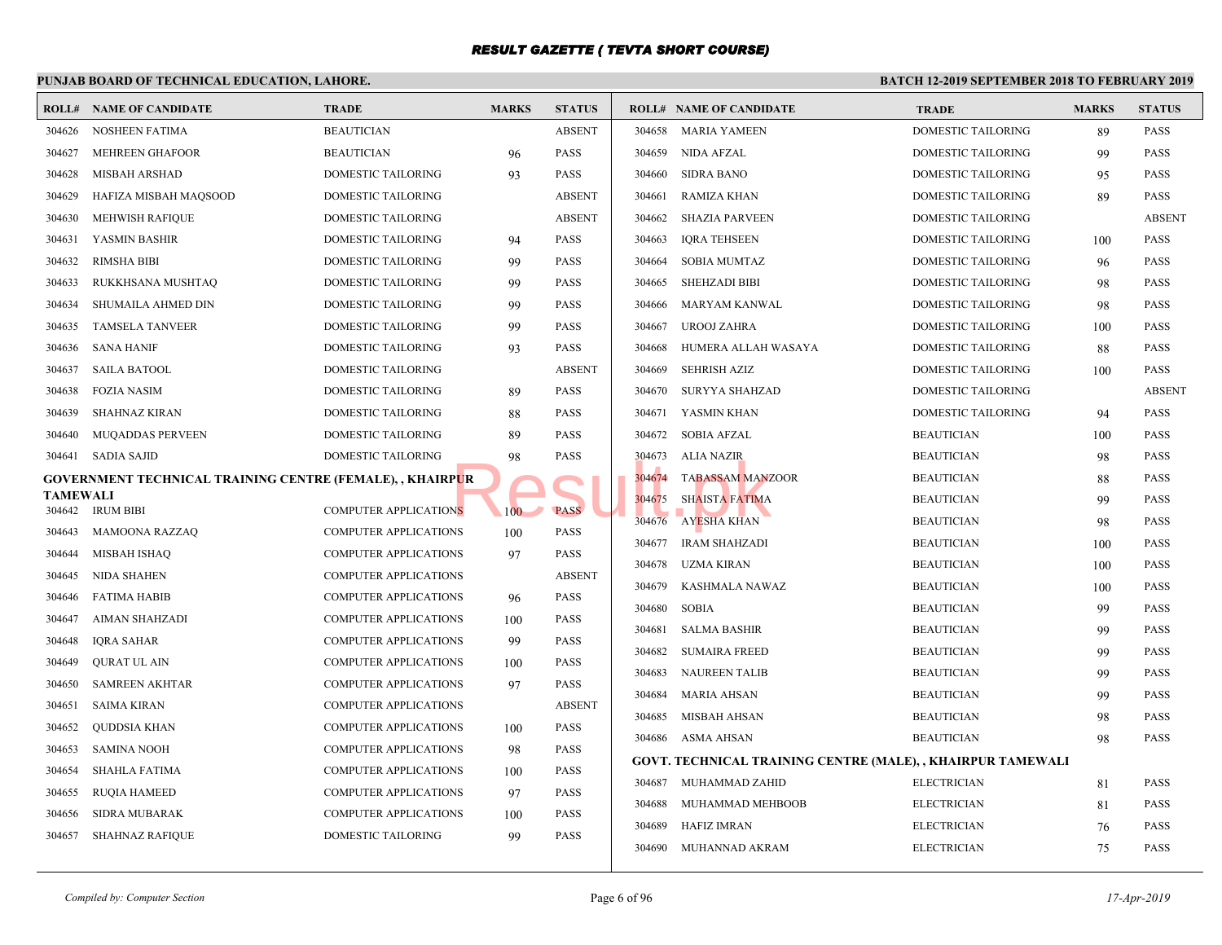# RESULT GAZETTE ( TEVTA SHORT COURSE)

## PUNJAB BOARD OF TECHNICAL EDUCATION, LAHORE.

**BATCH 12-2019 SEPTEMBER 2018 TO FEBRUARY 2019**

| ROLL# | NAME OF CANDIDATE | TRADE | MARKS | STATUS |
|---|---|---|---|---|
| 304626 | NOSHEEN FATIMA | BEAUTICIAN | | ABSENT |
| 304627 | MEHREEN GHAFOOR | BEAUTICIAN | 96 | PASS |
| 304628 | MISBAH ARSHAD | DOMESTIC TAILORING | 93 | PASS |
| 304629 | HAFIZA MISBAH MAQSOOD | DOMESTIC TAILORING | | ABSENT |
| 304630 | MEHWISH RAFIQUE | DOMESTIC TAILORING | | ABSENT |
| 304631 | YASMIN BASHIR | DOMESTIC TAILORING | 94 | PASS |
| 304632 | RIMSHA BIBI | DOMESTIC TAILORING | 99 | PASS |
| 304633 | RUKKHSANA MUSHTAQ | DOMESTIC TAILORING | 99 | PASS |
| 304634 | SHUMAILA AHMED DIN | DOMESTIC TAILORING | 99 | PASS |
| 304635 | TAMSELA TANVEER | DOMESTIC TAILORING | 99 | PASS |
| 304636 | SANA HANIF | DOMESTIC TAILORING | 93 | PASS |
| 304637 | SAILA BATOOL | DOMESTIC TAILORING | | ABSENT |
| 304638 | FOZIA NASIM | DOMESTIC TAILORING | 89 | PASS |
| 304639 | SHAHNAZ KIRAN | DOMESTIC TAILORING | 88 | PASS |
| 304640 | MUQADDAS PERVEEN | DOMESTIC TAILORING | 89 | PASS |
| 304641 | SADIA SAJID | DOMESTIC TAILORING | 98 | PASS |

### GOVERNMENT TECHNICAL TRAINING CENTRE (FEMALE), , KHAIRPUR TAMEWALI

| ROLL# | NAME OF CANDIDATE | TRADE | MARKS | STATUS |
|---|---|---|---|---|
| 304642 | IRUM BIBI | COMPUTER APPLICATIONS | 100 | PASS |
| 304643 | MAMOONA RAZZAQ | COMPUTER APPLICATIONS | 100 | PASS |
| 304644 | MISBAH ISHAQ | COMPUTER APPLICATIONS | 97 | PASS |
| 304645 | NIDA SHAHEN | COMPUTER APPLICATIONS | | ABSENT |
| 304646 | FATIMA HABIB | COMPUTER APPLICATIONS | 96 | PASS |
| 304647 | AIMAN SHAHZADI | COMPUTER APPLICATIONS | 100 | PASS |
| 304648 | IQRA SAHAR | COMPUTER APPLICATIONS | 99 | PASS |
| 304649 | QURAT UL AIN | COMPUTER APPLICATIONS | 100 | PASS |
| 304650 | SAMREEN AKHTAR | COMPUTER APPLICATIONS | 97 | PASS |
| 304651 | SAIMA KIRAN | COMPUTER APPLICATIONS | | ABSENT |
| 304652 | QUDDSIA KHAN | COMPUTER APPLICATIONS | 100 | PASS |
| 304653 | SAMINA NOOH | COMPUTER APPLICATIONS | 98 | PASS |
| 304654 | SHAHLA FATIMA | COMPUTER APPLICATIONS | 100 | PASS |
| 304655 | RUQIA HAMEED | COMPUTER APPLICATIONS | 97 | PASS |
| 304656 | SIDRA MUBARAK | COMPUTER APPLICATIONS | 100 | PASS |
| 304657 | SHAHNAZ RAFIQUE | DOMESTIC TAILORING | 99 | PASS |
| 304658 | MARIA YAMEEN | DOMESTIC TAILORING | 89 | PASS |
| 304659 | NIDA AFZAL | DOMESTIC TAILORING | 99 | PASS |
| 304660 | SIDRA BANO | DOMESTIC TAILORING | 95 | PASS |
| 304661 | RAMIZA KHAN | DOMESTIC TAILORING | 89 | PASS |
| 304662 | SHAZIA PARVEEN | DOMESTIC TAILORING | | ABSENT |
| 304663 | IQRA TEHSEEN | DOMESTIC TAILORING | 100 | PASS |
| 304664 | SOBIA MUMTAZ | DOMESTIC TAILORING | 96 | PASS |
| 304665 | SHEHZADI BIBI | DOMESTIC TAILORING | 98 | PASS |
| 304666 | MARYAM KANWAL | DOMESTIC TAILORING | 98 | PASS |
| 304667 | UROOJ ZAHRA | DOMESTIC TAILORING | 100 | PASS |
| 304668 | HUMERA ALLAH WASAYA | DOMESTIC TAILORING | 88 | PASS |
| 304669 | SEHRISH AZIZ | DOMESTIC TAILORING | 100 | PASS |
| 304670 | SURYYA SHAHZAD | DOMESTIC TAILORING | | ABSENT |
| 304671 | YASMIN KHAN | DOMESTIC TAILORING | 94 | PASS |
| 304672 | SOBIA AFZAL | BEAUTICIAN | 100 | PASS |
| 304673 | ALIA NAZIR | BEAUTICIAN | 98 | PASS |
| 304674 | TABASSAM MANZOOR | BEAUTICIAN | 88 | PASS |
| 304675 | SHAISTA FATIMA | BEAUTICIAN | 99 | PASS |
| 304676 | AYESHA KHAN | BEAUTICIAN | 98 | PASS |
| 304677 | IRAM SHAHZADI | BEAUTICIAN | 100 | PASS |
| 304678 | UZMA KIRAN | BEAUTICIAN | 100 | PASS |
| 304679 | KASHMALA NAWAZ | BEAUTICIAN | 100 | PASS |
| 304680 | SOBIA | BEAUTICIAN | 99 | PASS |
| 304681 | SALMA BASHIR | BEAUTICIAN | 99 | PASS |
| 304682 | SUMAIRA FREED | BEAUTICIAN | 99 | PASS |
| 304683 | NAUREEN TALIB | BEAUTICIAN | 99 | PASS |
| 304684 | MARIA AHSAN | BEAUTICIAN | 99 | PASS |
| 304685 | MISBAH AHSAN | BEAUTICIAN | 98 | PASS |
| 304686 | ASMA AHSAN | BEAUTICIAN | 98 | PASS |

### GOVT. TECHNICAL TRAINING CENTRE (MALE), , KHAIRPUR TAMEWALI

| ROLL# | NAME OF CANDIDATE | TRADE | MARKS | STATUS |
|---|---|---|---|---|
| 304687 | MUHAMMAD ZAHID | ELECTRICIAN | 81 | PASS |
| 304688 | MUHAMMAD MEHBOOB | ELECTRICIAN | 81 | PASS |
| 304689 | HAFIZ IMRAN | ELECTRICIAN | 76 | PASS |
| 304690 | MUHANNAD AKRAM | ELECTRICIAN | 75 | PASS |

*Compiled by: Computer Section*

*17-Apr-2019*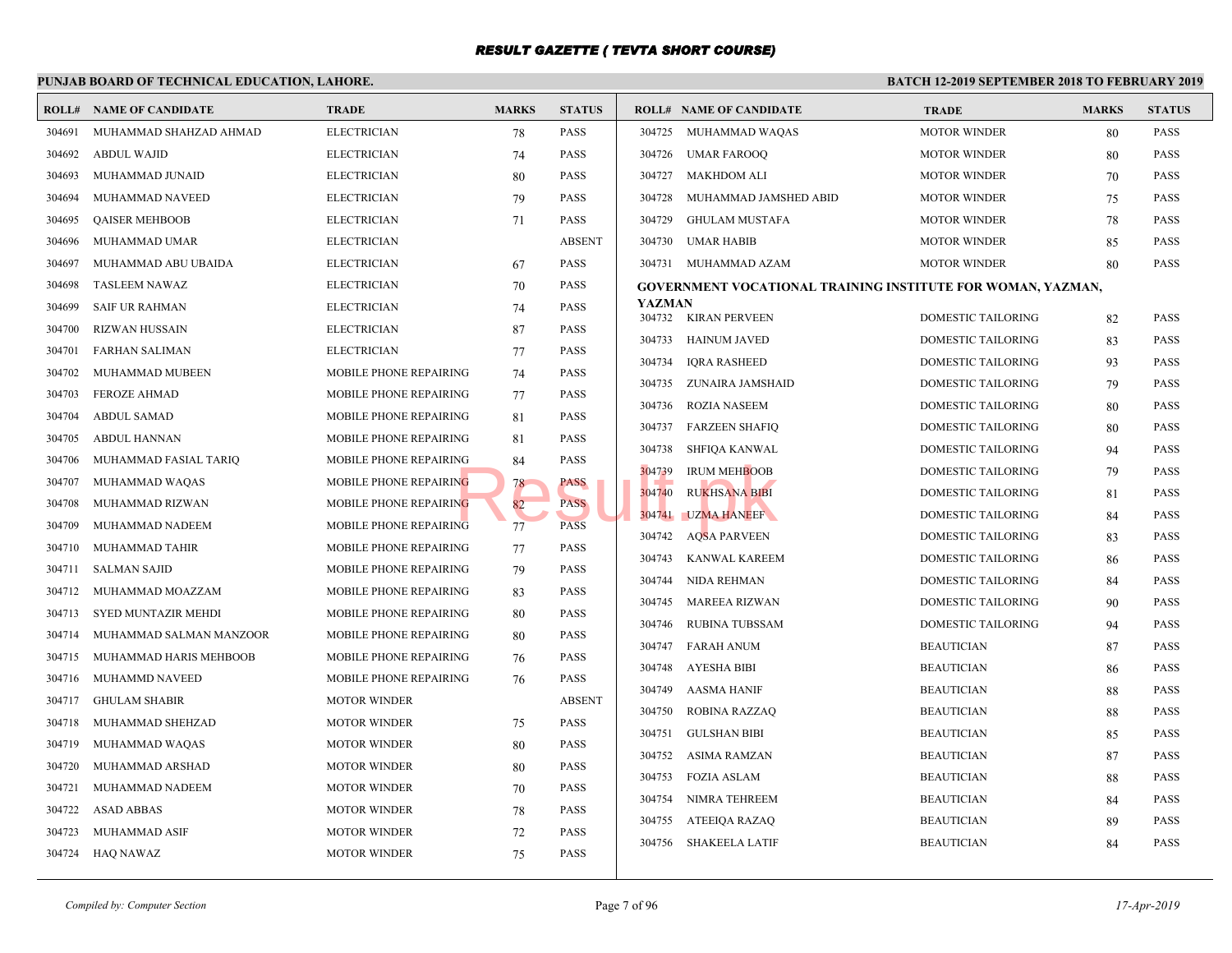# RESULT GAZETTE ( TEVTA SHORT COURSE)

**PUNJAB BOARD OF TECHNICAL EDUCATION, LAHORE.**

**BATCH 12-2019 SEPTEMBER 2018 TO FEBRUARY 2019**

| ROLL# | NAME OF CANDIDATE | TRADE | MARKS | STATUS |
|---|---|---|---|---|
| 304691 | MUHAMMAD SHAHZAD AHMAD | ELECTRICIAN | 78 | PASS |
| 304692 | ABDUL WAJID | ELECTRICIAN | 74 | PASS |
| 304693 | MUHAMMAD JUNAID | ELECTRICIAN | 80 | PASS |
| 304694 | MUHAMMAD NAVEED | ELECTRICIAN | 79 | PASS |
| 304695 | QAISER MEHBOOB | ELECTRICIAN | 71 | PASS |
| 304696 | MUHAMMAD UMAR | ELECTRICIAN | | ABSENT |
| 304697 | MUHAMMAD ABU UBAIDA | ELECTRICIAN | 67 | PASS |
| 304698 | TASLEEM NAWAZ | ELECTRICIAN | 70 | PASS |
| 304699 | SAIF UR RAHMAN | ELECTRICIAN | 74 | PASS |
| 304700 | RIZWAN HUSSAIN | ELECTRICIAN | 87 | PASS |
| 304701 | FARHAN SALIMAN | ELECTRICIAN | 77 | PASS |
| 304702 | MUHAMMAD MUBEEN | MOBILE PHONE REPAIRING | 74 | PASS |
| 304703 | FEROZE AHMAD | MOBILE PHONE REPAIRING | 77 | PASS |
| 304704 | ABDUL SAMAD | MOBILE PHONE REPAIRING | 81 | PASS |
| 304705 | ABDUL HANNAN | MOBILE PHONE REPAIRING | 81 | PASS |
| 304706 | MUHAMMAD FASIAL TARIQ | MOBILE PHONE REPAIRING | 84 | PASS |
| 304707 | MUHAMMAD WAQAS | MOBILE PHONE REPAIRING | 78 | PASS |
| 304708 | MUHAMMAD RIZWAN | MOBILE PHONE REPAIRING | 82 | PASS |
| 304709 | MUHAMMAD NADEEM | MOBILE PHONE REPAIRING | 77 | PASS |
| 304710 | MUHAMMAD TAHIR | MOBILE PHONE REPAIRING | 77 | PASS |
| 304711 | SALMAN SAJID | MOBILE PHONE REPAIRING | 79 | PASS |
| 304712 | MUHAMMAD MOAZZAM | MOBILE PHONE REPAIRING | 83 | PASS |
| 304713 | SYED MUNTAZIR MEHDI | MOBILE PHONE REPAIRING | 80 | PASS |
| 304714 | MUHAMMAD SALMAN MANZOOR | MOBILE PHONE REPAIRING | 80 | PASS |
| 304715 | MUHAMMAD HARIS MEHBOOB | MOBILE PHONE REPAIRING | 76 | PASS |
| 304716 | MUHAMMD NAVEED | MOBILE PHONE REPAIRING | 76 | PASS |
| 304717 | GHULAM SHABIR | MOTOR WINDER | | ABSENT |
| 304718 | MUHAMMAD SHEHZAD | MOTOR WINDER | 75 | PASS |
| 304719 | MUHAMMAD WAQAS | MOTOR WINDER | 80 | PASS |
| 304720 | MUHAMMAD ARSHAD | MOTOR WINDER | 80 | PASS |
| 304721 | MUHAMMAD NADEEM | MOTOR WINDER | 70 | PASS |
| 304722 | ASAD ABBAS | MOTOR WINDER | 78 | PASS |
| 304723 | MUHAMMAD ASIF | MOTOR WINDER | 72 | PASS |
| 304724 | HAQ NAWAZ | MOTOR WINDER | 75 | PASS |
| 304725 | MUHAMMAD WAQAS | MOTOR WINDER | 80 | PASS |
| 304726 | UMAR FAROOQ | MOTOR WINDER | 80 | PASS |
| 304727 | MAKHDOM ALI | MOTOR WINDER | 70 | PASS |
| 304728 | MUHAMMAD JAMSHED ABID | MOTOR WINDER | 75 | PASS |
| 304729 | GHULAM MUSTAFA | MOTOR WINDER | 78 | PASS |
| 304730 | UMAR HABIB | MOTOR WINDER | 85 | PASS |
| 304731 | MUHAMMAD AZAM | MOTOR WINDER | 80 | PASS |

**GOVERNMENT VOCATIONAL TRAINING INSTITUTE FOR WOMAN, YAZMAN, YAZMAN**

| ROLL# | NAME OF CANDIDATE | TRADE | MARKS | STATUS |
|---|---|---|---|---|
| 304732 | KIRAN PERVEEN | DOMESTIC TAILORING | 82 | PASS |
| 304733 | HAINUM JAVED | DOMESTIC TAILORING | 83 | PASS |
| 304734 | IQRA RASHEED | DOMESTIC TAILORING | 93 | PASS |
| 304735 | ZUNAIRA JAMSHAID | DOMESTIC TAILORING | 79 | PASS |
| 304736 | ROZIA NASEEM | DOMESTIC TAILORING | 80 | PASS |
| 304737 | FARZEEN SHAFIQ | DOMESTIC TAILORING | 80 | PASS |
| 304738 | SHFIQA KANWAL | DOMESTIC TAILORING | 94 | PASS |
| 304739 | IRUM MEHBOOB | DOMESTIC TAILORING | 79 | PASS |
| 304740 | RUKHSANA BIBI | DOMESTIC TAILORING | 81 | PASS |
| 304741 | UZMA HANEEF | DOMESTIC TAILORING | 84 | PASS |
| 304742 | AQSA PARVEEN | DOMESTIC TAILORING | 83 | PASS |
| 304743 | KANWAL KAREEM | DOMESTIC TAILORING | 86 | PASS |
| 304744 | NIDA REHMAN | DOMESTIC TAILORING | 84 | PASS |
| 304745 | MAREEA RIZWAN | DOMESTIC TAILORING | 90 | PASS |
| 304746 | RUBINA TUBSSAM | DOMESTIC TAILORING | 94 | PASS |
| 304747 | FARAH ANUM | BEAUTICIAN | 87 | PASS |
| 304748 | AYESHA BIBI | BEAUTICIAN | 86 | PASS |
| 304749 | AASMA HANIF | BEAUTICIAN | 88 | PASS |
| 304750 | ROBINA RAZZAQ | BEAUTICIAN | 88 | PASS |
| 304751 | GULSHAN BIBI | BEAUTICIAN | 85 | PASS |
| 304752 | ASIMA RAMZAN | BEAUTICIAN | 87 | PASS |
| 304753 | FOZIA ASLAM | BEAUTICIAN | 88 | PASS |
| 304754 | NIMRA TEHREEM | BEAUTICIAN | 84 | PASS |
| 304755 | ATEEIQA RAZAQ | BEAUTICIAN | 89 | PASS |
| 304756 | SHAKEELA LATIF | BEAUTICIAN | 84 | PASS |

*Compiled by: Computer Section* *17-Apr-2019*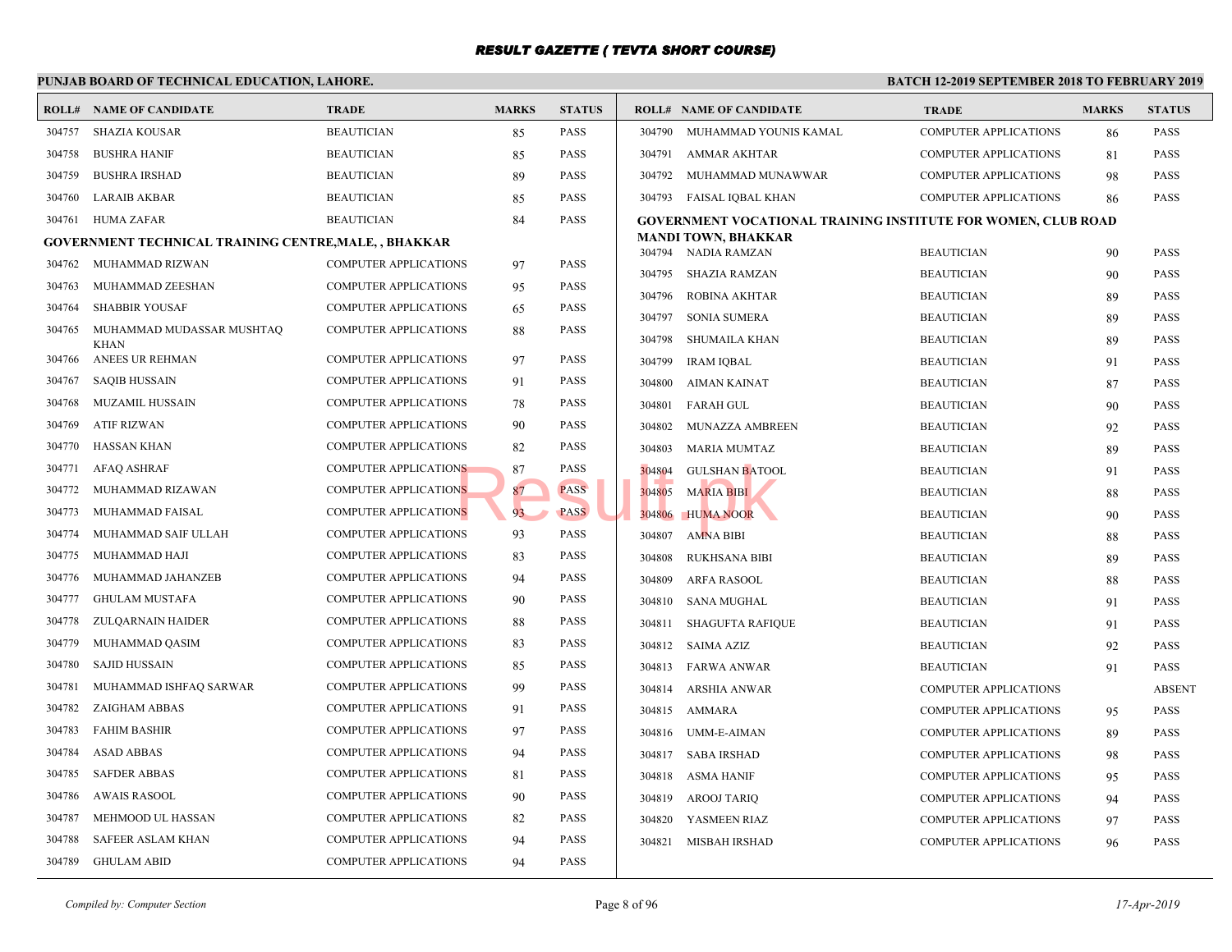# RESULT GAZETTE ( TEVTA SHORT COURSE)

**PUNJAB BOARD OF TECHNICAL EDUCATION, LAHORE.**

**BATCH 12-2019 SEPTEMBER 2018 TO FEBRUARY 2019**

| ROLL# | NAME OF CANDIDATE | TRADE | MARKS | STATUS |
|---|---|---|---|---|
| 304757 | SHAZIA KOUSAR | BEAUTICIAN | 85 | PASS |
| 304758 | BUSHRA HANIF | BEAUTICIAN | 85 | PASS |
| 304759 | BUSHRA IRSHAD | BEAUTICIAN | 89 | PASS |
| 304760 | LARAIB AKBAR | BEAUTICIAN | 85 | PASS |
| 304761 | HUMA ZAFAR | BEAUTICIAN | 84 | PASS |

**GOVERNMENT TECHNICAL TRAINING CENTRE,MALE, , BHAKKAR**

| ROLL# | NAME OF CANDIDATE | TRADE | MARKS | STATUS |
|---|---|---|---|---|
| 304762 | MUHAMMAD RIZWAN | COMPUTER APPLICATIONS | 97 | PASS |
| 304763 | MUHAMMAD ZEESHAN | COMPUTER APPLICATIONS | 95 | PASS |
| 304764 | SHABBIR YOUSAF | COMPUTER APPLICATIONS | 65 | PASS |
| 304765 | MUHAMMAD MUDASSAR MUSHTAQ KHAN | COMPUTER APPLICATIONS | 88 | PASS |
| 304766 | ANEES UR REHMAN | COMPUTER APPLICATIONS | 97 | PASS |
| 304767 | SAQIB HUSSAIN | COMPUTER APPLICATIONS | 91 | PASS |
| 304768 | MUZAMIL HUSSAIN | COMPUTER APPLICATIONS | 78 | PASS |
| 304769 | ATIF RIZWAN | COMPUTER APPLICATIONS | 90 | PASS |
| 304770 | HASSAN KHAN | COMPUTER APPLICATIONS | 82 | PASS |
| 304771 | AFAQ ASHRAF | COMPUTER APPLICATIONS | 87 | PASS |
| 304772 | MUHAMMAD RIZAWAN | COMPUTER APPLICATIONS | 87 | PASS |
| 304773 | MUHAMMAD FAISAL | COMPUTER APPLICATIONS | 93 | PASS |
| 304774 | MUHAMMAD SAIF ULLAH | COMPUTER APPLICATIONS | 93 | PASS |
| 304775 | MUHAMMAD HAJI | COMPUTER APPLICATIONS | 83 | PASS |
| 304776 | MUHAMMAD JAHANZEB | COMPUTER APPLICATIONS | 94 | PASS |
| 304777 | GHULAM MUSTAFA | COMPUTER APPLICATIONS | 90 | PASS |
| 304778 | ZULQARNAIN HAIDER | COMPUTER APPLICATIONS | 88 | PASS |
| 304779 | MUHAMMAD QASIM | COMPUTER APPLICATIONS | 83 | PASS |
| 304780 | SAJID HUSSAIN | COMPUTER APPLICATIONS | 85 | PASS |
| 304781 | MUHAMMAD ISHFAQ SARWAR | COMPUTER APPLICATIONS | 99 | PASS |
| 304782 | ZAIGHAM ABBAS | COMPUTER APPLICATIONS | 91 | PASS |
| 304783 | FAHIM BASHIR | COMPUTER APPLICATIONS | 97 | PASS |
| 304784 | ASAD ABBAS | COMPUTER APPLICATIONS | 94 | PASS |
| 304785 | SAFDER ABBAS | COMPUTER APPLICATIONS | 81 | PASS |
| 304786 | AWAIS RASOOL | COMPUTER APPLICATIONS | 90 | PASS |
| 304787 | MEHMOOD UL HASSAN | COMPUTER APPLICATIONS | 82 | PASS |
| 304788 | SAFEER ASLAM KHAN | COMPUTER APPLICATIONS | 94 | PASS |
| 304789 | GHULAM ABID | COMPUTER APPLICATIONS | 94 | PASS |
| 304790 | MUHAMMAD YOUNIS KAMAL | COMPUTER APPLICATIONS | 86 | PASS |
| 304791 | AMMAR AKHTAR | COMPUTER APPLICATIONS | 81 | PASS |
| 304792 | MUHAMMAD MUNAWWAR | COMPUTER APPLICATIONS | 98 | PASS |
| 304793 | FAISAL IQBAL KHAN | COMPUTER APPLICATIONS | 86 | PASS |

**GOVERNMENT VOCATIONAL TRAINING INSTITUTE FOR WOMEN, CLUB ROAD MANDI TOWN, BHAKKAR**

| ROLL# | NAME OF CANDIDATE | TRADE | MARKS | STATUS |
|---|---|---|---|---|
| 304794 | NADIA RAMZAN | BEAUTICIAN | 90 | PASS |
| 304795 | SHAZIA RAMZAN | BEAUTICIAN | 90 | PASS |
| 304796 | ROBINA AKHTAR | BEAUTICIAN | 89 | PASS |
| 304797 | SONIA SUMERA | BEAUTICIAN | 89 | PASS |
| 304798 | SHUMAILA KHAN | BEAUTICIAN | 89 | PASS |
| 304799 | IRAM IQBAL | BEAUTICIAN | 91 | PASS |
| 304800 | AIMAN KAINAT | BEAUTICIAN | 87 | PASS |
| 304801 | FARAH GUL | BEAUTICIAN | 90 | PASS |
| 304802 | MUNAZZA AMBREEN | BEAUTICIAN | 92 | PASS |
| 304803 | MARIA MUMTAZ | BEAUTICIAN | 89 | PASS |
| 304804 | GULSHAN BATOOL | BEAUTICIAN | 91 | PASS |
| 304805 | MARIA BIBI | BEAUTICIAN | 88 | PASS |
| 304806 | HUMA NOOR | BEAUTICIAN | 90 | PASS |
| 304807 | AMNA BIBI | BEAUTICIAN | 88 | PASS |
| 304808 | RUKHSANA BIBI | BEAUTICIAN | 89 | PASS |
| 304809 | ARFA RASOOL | BEAUTICIAN | 88 | PASS |
| 304810 | SANA MUGHAL | BEAUTICIAN | 91 | PASS |
| 304811 | SHAGUFTA RAFIQUE | BEAUTICIAN | 91 | PASS |
| 304812 | SAIMA AZIZ | BEAUTICIAN | 92 | PASS |
| 304813 | FARWA ANWAR | BEAUTICIAN | 91 | PASS |
| 304814 | ARSHIA ANWAR | COMPUTER APPLICATIONS | | ABSENT |
| 304815 | AMMARA | COMPUTER APPLICATIONS | 95 | PASS |
| 304816 | UMM-E-AIMAN | COMPUTER APPLICATIONS | 89 | PASS |
| 304817 | SABA IRSHAD | COMPUTER APPLICATIONS | 98 | PASS |
| 304818 | ASMA HANIF | COMPUTER APPLICATIONS | 95 | PASS |
| 304819 | AROOJ TARIQ | COMPUTER APPLICATIONS | 94 | PASS |
| 304820 | YASMEEN RIAZ | COMPUTER APPLICATIONS | 97 | PASS |
| 304821 | MISBAH IRSHAD | COMPUTER APPLICATIONS | 96 | PASS |

*Compiled by: Computer Section*

*17-Apr-2019*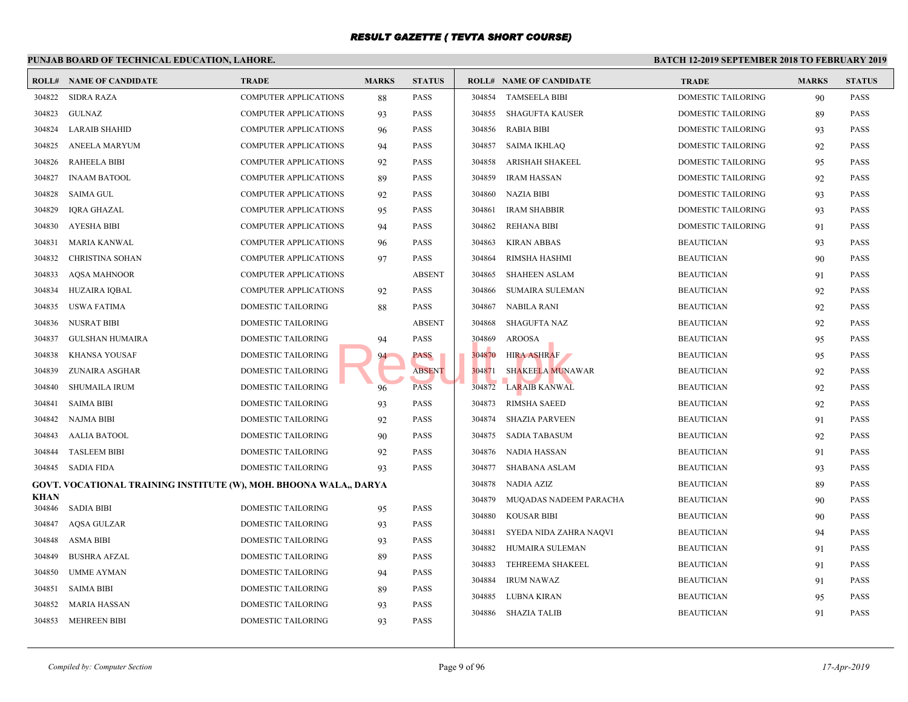# RESULT GAZETTE ( TEVTA SHORT COURSE)

**PUNJAB BOARD OF TECHNICAL EDUCATION, LAHORE.**

**BATCH 12-2019 SEPTEMBER 2018 TO FEBRUARY 2019**

| ROLL# | NAME OF CANDIDATE | TRADE | MARKS | STATUS |
|---|---|---|---|---|
| 304822 | SIDRA RAZA | COMPUTER APPLICATIONS | 88 | PASS |
| 304823 | GULNAZ | COMPUTER APPLICATIONS | 93 | PASS |
| 304824 | LARAIB SHAHID | COMPUTER APPLICATIONS | 96 | PASS |
| 304825 | ANEELA MARYUM | COMPUTER APPLICATIONS | 94 | PASS |
| 304826 | RAHEELA BIBI | COMPUTER APPLICATIONS | 92 | PASS |
| 304827 | INAAM BATOOL | COMPUTER APPLICATIONS | 89 | PASS |
| 304828 | SAIMA GUL | COMPUTER APPLICATIONS | 92 | PASS |
| 304829 | IQRA GHAZAL | COMPUTER APPLICATIONS | 95 | PASS |
| 304830 | AYESHA BIBI | COMPUTER APPLICATIONS | 94 | PASS |
| 304831 | MARIA KANWAL | COMPUTER APPLICATIONS | 96 | PASS |
| 304832 | CHRISTINA SOHAN | COMPUTER APPLICATIONS | 97 | PASS |
| 304833 | AQSA MAHNOOR | COMPUTER APPLICATIONS | | ABSENT |
| 304834 | HUZAIRA IQBAL | COMPUTER APPLICATIONS | 92 | PASS |
| 304835 | USWA FATIMA | DOMESTIC TAILORING | 88 | PASS |
| 304836 | NUSRAT BIBI | DOMESTIC TAILORING | | ABSENT |
| 304837 | GULSHAN HUMAIRA | DOMESTIC TAILORING | 94 | PASS |
| 304838 | KHANSA YOUSAF | DOMESTIC TAILORING | 94 | PASS |
| 304839 | ZUNAIRA ASGHAR | DOMESTIC TAILORING | | ABSENT |
| 304840 | SHUMAILA IRUM | DOMESTIC TAILORING | 96 | PASS |
| 304841 | SAIMA BIBI | DOMESTIC TAILORING | 93 | PASS |
| 304842 | NAJMA BIBI | DOMESTIC TAILORING | 92 | PASS |
| 304843 | AALIA BATOOL | DOMESTIC TAILORING | 90 | PASS |
| 304844 | TASLEEM BIBI | DOMESTIC TAILORING | 92 | PASS |
| 304845 | SADIA FIDA | DOMESTIC TAILORING | 93 | PASS |

**GOVT. VOCATIONAL TRAINING INSTITUTE (W), MOH. BHOONA WALA,, DARYA KHAN**

| ROLL# | NAME OF CANDIDATE | TRADE | MARKS | STATUS |
|---|---|---|---|---|
| 304846 | SADIA BIBI | DOMESTIC TAILORING | 95 | PASS |
| 304847 | AQSA GULZAR | DOMESTIC TAILORING | 93 | PASS |
| 304848 | ASMA BIBI | DOMESTIC TAILORING | 93 | PASS |
| 304849 | BUSHRA AFZAL | DOMESTIC TAILORING | 89 | PASS |
| 304850 | UMME AYMAN | DOMESTIC TAILORING | 94 | PASS |
| 304851 | SAIMA BIBI | DOMESTIC TAILORING | 89 | PASS |
| 304852 | MARIA HASSAN | DOMESTIC TAILORING | 93 | PASS |
| 304853 | MEHREEN BIBI | DOMESTIC TAILORING | 93 | PASS |
| 304854 | TAMSEELA BIBI | DOMESTIC TAILORING | 90 | PASS |
| 304855 | SHAGUFTA KAUSER | DOMESTIC TAILORING | 89 | PASS |
| 304856 | RABIA BIBI | DOMESTIC TAILORING | 93 | PASS |
| 304857 | SAIMA IKHLAQ | DOMESTIC TAILORING | 92 | PASS |
| 304858 | ARISHAH SHAKEEL | DOMESTIC TAILORING | 95 | PASS |
| 304859 | IRAM HASSAN | DOMESTIC TAILORING | 92 | PASS |
| 304860 | NAZIA BIBI | DOMESTIC TAILORING | 93 | PASS |
| 304861 | IRAM SHABBIR | DOMESTIC TAILORING | 93 | PASS |
| 304862 | REHANA BIBI | DOMESTIC TAILORING | 91 | PASS |
| 304863 | KIRAN ABBAS | BEAUTICIAN | 93 | PASS |
| 304864 | RIMSHA HASHMI | BEAUTICIAN | 90 | PASS |
| 304865 | SHAHEEN ASLAM | BEAUTICIAN | 91 | PASS |
| 304866 | SUMAIRA SULEMAN | BEAUTICIAN | 92 | PASS |
| 304867 | NABILA RANI | BEAUTICIAN | 92 | PASS |
| 304868 | SHAGUFTA NAZ | BEAUTICIAN | 92 | PASS |
| 304869 | AROOSA | BEAUTICIAN | 95 | PASS |
| 304870 | HIRA ASHRAF | BEAUTICIAN | 95 | PASS |
| 304871 | SHAKEELA MUNAWAR | BEAUTICIAN | 92 | PASS |
| 304872 | LARAIB KANWAL | BEAUTICIAN | 92 | PASS |
| 304873 | RIMSHA SAEED | BEAUTICIAN | 92 | PASS |
| 304874 | SHAZIA PARVEEN | BEAUTICIAN | 91 | PASS |
| 304875 | SADIA TABASUM | BEAUTICIAN | 92 | PASS |
| 304876 | NADIA HASSAN | BEAUTICIAN | 91 | PASS |
| 304877 | SHABANA ASLAM | BEAUTICIAN | 93 | PASS |
| 304878 | NADIA AZIZ | BEAUTICIAN | 89 | PASS |
| 304879 | MUQADAS NADEEM PARACHA | BEAUTICIAN | 90 | PASS |
| 304880 | KOUSAR BIBI | BEAUTICIAN | 90 | PASS |
| 304881 | SYEDA NIDA ZAHRA NAQVI | BEAUTICIAN | 94 | PASS |
| 304882 | HUMAIRA SULEMAN | BEAUTICIAN | 91 | PASS |
| 304883 | TEHREEMA SHAKEEL | BEAUTICIAN | 91 | PASS |
| 304884 | IRUM NAWAZ | BEAUTICIAN | 91 | PASS |
| 304885 | LUBNA KIRAN | BEAUTICIAN | 95 | PASS |
| 304886 | SHAZIA TALIB | BEAUTICIAN | 91 | PASS |

*Compiled by: Computer Section*

*17-Apr-2019*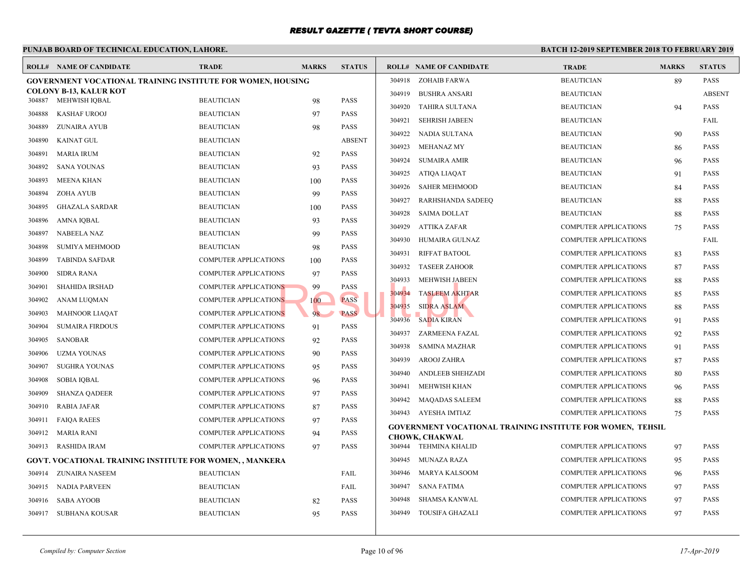# RESULT GAZETTE ( TEVTA SHORT COURSE)

**PUNJAB BOARD OF TECHNICAL EDUCATION, LAHORE.**

**BATCH 12-2019 SEPTEMBER 2018 TO FEBRUARY 2019**

**GOVERNMENT VOCATIONAL TRAINING INSTITUTE FOR WOMEN, HOUSING COLONY B-13, KALUR KOT**

| ROLL# | NAME OF CANDIDATE | TRADE | MARKS | STATUS |
|---|---|---|---|---|
| 304887 | MEHWISH IQBAL | BEAUTICIAN | 98 | PASS |
| 304888 | KASHAF UROOJ | BEAUTICIAN | 97 | PASS |
| 304889 | ZUNAIRA AYUB | BEAUTICIAN | 98 | PASS |
| 304890 | KAINAT GUL | BEAUTICIAN | | ABSENT |
| 304891 | MARIA IRUM | BEAUTICIAN | 92 | PASS |
| 304892 | SANA YOUNAS | BEAUTICIAN | 93 | PASS |
| 304893 | MEENA KHAN | BEAUTICIAN | 100 | PASS |
| 304894 | ZOHA AYUB | BEAUTICIAN | 99 | PASS |
| 304895 | GHAZALA SARDAR | BEAUTICIAN | 100 | PASS |
| 304896 | AMNA IQBAL | BEAUTICIAN | 93 | PASS |
| 304897 | NABEELA NAZ | BEAUTICIAN | 99 | PASS |
| 304898 | SUMIYA MEHMOOD | BEAUTICIAN | 98 | PASS |
| 304899 | TABINDA SAFDAR | COMPUTER APPLICATIONS | 100 | PASS |
| 304900 | SIDRA RANA | COMPUTER APPLICATIONS | 97 | PASS |
| 304901 | SHAHIDA IRSHAD | COMPUTER APPLICATIONS | 99 | PASS |
| 304902 | ANAM LUQMAN | COMPUTER APPLICATIONS | 100 | PASS |
| 304903 | MAHNOOR LIAQAT | COMPUTER APPLICATIONS | 98 | PASS |
| 304904 | SUMAIRA FIRDOUS | COMPUTER APPLICATIONS | 91 | PASS |
| 304905 | SANOBAR | COMPUTER APPLICATIONS | 92 | PASS |
| 304906 | UZMA YOUNAS | COMPUTER APPLICATIONS | 90 | PASS |
| 304907 | SUGHRA YOUNAS | COMPUTER APPLICATIONS | 95 | PASS |
| 304908 | SOBIA IQBAL | COMPUTER APPLICATIONS | 96 | PASS |
| 304909 | SHANZA QADEER | COMPUTER APPLICATIONS | 97 | PASS |
| 304910 | RABIA JAFAR | COMPUTER APPLICATIONS | 87 | PASS |
| 304911 | FAIQA RAEES | COMPUTER APPLICATIONS | 97 | PASS |
| 304912 | MARIA RANI | COMPUTER APPLICATIONS | 94 | PASS |
| 304913 | RASHIDA IRAM | COMPUTER APPLICATIONS | 97 | PASS |

**GOVT. VOCATIONAL TRAINING INSTITUTE FOR WOMEN, , MANKERA**

| ROLL# | NAME OF CANDIDATE | TRADE | MARKS | STATUS |
|---|---|---|---|---|
| 304914 | ZUNAIRA NASEEM | BEAUTICIAN | | FAIL |
| 304915 | NADIA PARVEEN | BEAUTICIAN | | FAIL |
| 304916 | SABA AYOOB | BEAUTICIAN | 82 | PASS |
| 304917 | SUBHANA KOUSAR | BEAUTICIAN | 95 | PASS |
| 304918 | ZOHAIB FARWA | BEAUTICIAN | 89 | PASS |
| 304919 | BUSHRA ANSARI | BEAUTICIAN | | ABSENT |
| 304920 | TAHIRA SULTANA | BEAUTICIAN | 94 | PASS |
| 304921 | SEHRISH JABEEN | BEAUTICIAN | | FAIL |
| 304922 | NADIA SULTANA | BEAUTICIAN | 90 | PASS |
| 304923 | MEHANAZ MY | BEAUTICIAN | 86 | PASS |
| 304924 | SUMAIRA AMIR | BEAUTICIAN | 96 | PASS |
| 304925 | ATIQA LIAQAT | BEAUTICIAN | 91 | PASS |
| 304926 | SAHER MEHMOOD | BEAUTICIAN | 84 | PASS |
| 304927 | RARHSHANDA SADEEQ | BEAUTICIAN | 88 | PASS |
| 304928 | SAIMA DOLLAT | BEAUTICIAN | 88 | PASS |
| 304929 | ATTIKA ZAFAR | COMPUTER APPLICATIONS | 75 | PASS |
| 304930 | HUMAIRA GULNAZ | COMPUTER APPLICATIONS | | FAIL |
| 304931 | RIFFAT BATOOL | COMPUTER APPLICATIONS | 83 | PASS |
| 304932 | TASEER ZAHOOR | COMPUTER APPLICATIONS | 87 | PASS |
| 304933 | MEHWISH JABEEN | COMPUTER APPLICATIONS | 88 | PASS |
| 304934 | TASLEEM AKHTAR | COMPUTER APPLICATIONS | 85 | PASS |
| 304935 | SIDRA ASLAM | COMPUTER APPLICATIONS | 88 | PASS |
| 304936 | SADIA KIRAN | COMPUTER APPLICATIONS | 91 | PASS |
| 304937 | ZARMEENA FAZAL | COMPUTER APPLICATIONS | 92 | PASS |
| 304938 | SAMINA MAZHAR | COMPUTER APPLICATIONS | 91 | PASS |
| 304939 | AROOJ ZAHRA | COMPUTER APPLICATIONS | 87 | PASS |
| 304940 | ANDLEEB SHEHZADI | COMPUTER APPLICATIONS | 80 | PASS |
| 304941 | MEHWISH KHAN | COMPUTER APPLICATIONS | 96 | PASS |
| 304942 | MAQADAS SALEEM | COMPUTER APPLICATIONS | 88 | PASS |
| 304943 | AYESHA IMTIAZ | COMPUTER APPLICATIONS | 75 | PASS |

**GOVERNMENT VOCATIONAL TRAINING INSTITUTE FOR WOMEN, TEHSIL CHOWK, CHAKWAL**

| ROLL# | NAME OF CANDIDATE | TRADE | MARKS | STATUS |
|---|---|---|---|---|
| 304944 | TEHMINA KHALID | COMPUTER APPLICATIONS | 97 | PASS |
| 304945 | MUNAZA RAZA | COMPUTER APPLICATIONS | 95 | PASS |
| 304946 | MARYA KALSOOM | COMPUTER APPLICATIONS | 96 | PASS |
| 304947 | SANA FATIMA | COMPUTER APPLICATIONS | 97 | PASS |
| 304948 | SHAMSA KANWAL | COMPUTER APPLICATIONS | 97 | PASS |
| 304949 | TOUSIFA GHAZALI | COMPUTER APPLICATIONS | 97 | PASS |

*Compiled by: Computer Section*

*17-Apr-2019*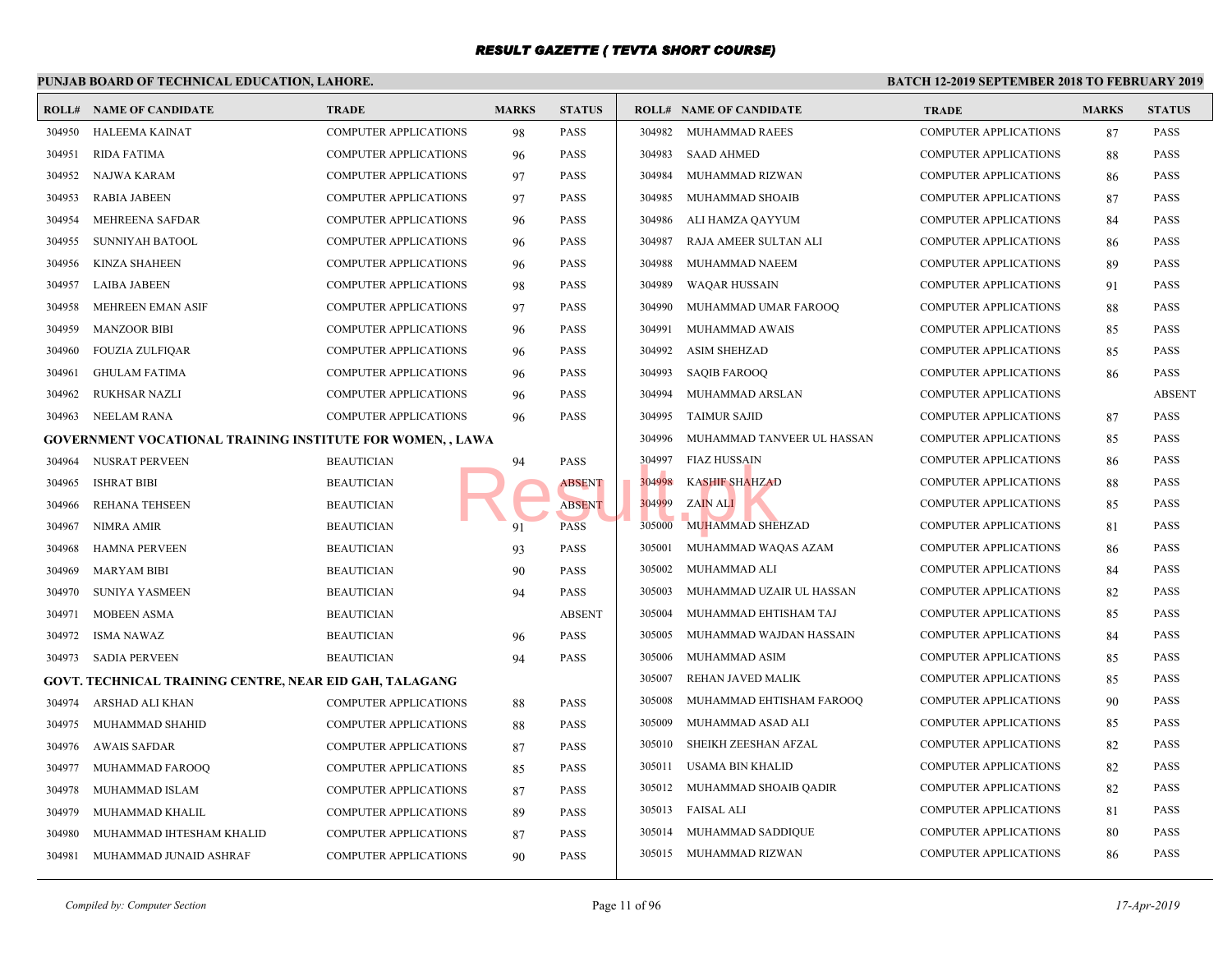# RESULT GAZETTE ( TEVTA SHORT COURSE)

**PUNJAB BOARD OF TECHNICAL EDUCATION, LAHORE.**

**BATCH 12-2019 SEPTEMBER 2018 TO FEBRUARY 2019**

| ROLL# | NAME OF CANDIDATE | TRADE | MARKS | STATUS |
|---|---|---|---|---|
| 304950 | HALEEMA KAINAT | COMPUTER APPLICATIONS | 98 | PASS |
| 304951 | RIDA FATIMA | COMPUTER APPLICATIONS | 96 | PASS |
| 304952 | NAJWA KARAM | COMPUTER APPLICATIONS | 97 | PASS |
| 304953 | RABIA JABEEN | COMPUTER APPLICATIONS | 97 | PASS |
| 304954 | MEHREENA SAFDAR | COMPUTER APPLICATIONS | 96 | PASS |
| 304955 | SUNNIYAH BATOOL | COMPUTER APPLICATIONS | 96 | PASS |
| 304956 | KINZA SHAHEEN | COMPUTER APPLICATIONS | 96 | PASS |
| 304957 | LAIBA JABEEN | COMPUTER APPLICATIONS | 98 | PASS |
| 304958 | MEHREEN EMAN ASIF | COMPUTER APPLICATIONS | 97 | PASS |
| 304959 | MANZOOR BIBI | COMPUTER APPLICATIONS | 96 | PASS |
| 304960 | FOUZIA ZULFIQAR | COMPUTER APPLICATIONS | 96 | PASS |
| 304961 | GHULAM FATIMA | COMPUTER APPLICATIONS | 96 | PASS |
| 304962 | RUKHSAR NAZLI | COMPUTER APPLICATIONS | 96 | PASS |
| 304963 | NEELAM RANA | COMPUTER APPLICATIONS | 96 | PASS |

**GOVERNMENT VOCATIONAL TRAINING INSTITUTE FOR WOMEN, , LAWA**

| ROLL# | NAME OF CANDIDATE | TRADE | MARKS | STATUS |
|---|---|---|---|---|
| 304964 | NUSRAT PERVEEN | BEAUTICIAN | 94 | PASS |
| 304965 | ISHRAT BIBI | BEAUTICIAN | | ABSENT |
| 304966 | REHANA TEHSEEN | BEAUTICIAN | | ABSENT |
| 304967 | NIMRA AMIR | BEAUTICIAN | 91 | PASS |
| 304968 | HAMNA PERVEEN | BEAUTICIAN | 93 | PASS |
| 304969 | MARYAM BIBI | BEAUTICIAN | 90 | PASS |
| 304970 | SUNIYA YASMEEN | BEAUTICIAN | 94 | PASS |
| 304971 | MOBEEN ASMA | BEAUTICIAN | | ABSENT |
| 304972 | ISMA NAWAZ | BEAUTICIAN | 96 | PASS |
| 304973 | SADIA PERVEEN | BEAUTICIAN | 94 | PASS |

**GOVT. TECHNICAL TRAINING CENTRE, NEAR EID GAH, TALAGANG**

| ROLL# | NAME OF CANDIDATE | TRADE | MARKS | STATUS |
|---|---|---|---|---|
| 304974 | ARSHAD ALI KHAN | COMPUTER APPLICATIONS | 88 | PASS |
| 304975 | MUHAMMAD SHAHID | COMPUTER APPLICATIONS | 88 | PASS |
| 304976 | AWAIS SAFDAR | COMPUTER APPLICATIONS | 87 | PASS |
| 304977 | MUHAMMAD FAROOQ | COMPUTER APPLICATIONS | 85 | PASS |
| 304978 | MUHAMMAD ISLAM | COMPUTER APPLICATIONS | 87 | PASS |
| 304979 | MUHAMMAD KHALIL | COMPUTER APPLICATIONS | 89 | PASS |
| 304980 | MUHAMMAD IHTESHAM KHALID | COMPUTER APPLICATIONS | 87 | PASS |
| 304981 | MUHAMMAD JUNAID ASHRAF | COMPUTER APPLICATIONS | 90 | PASS |
| 304982 | MUHAMMAD RAEES | COMPUTER APPLICATIONS | 87 | PASS |
| 304983 | SAAD AHMED | COMPUTER APPLICATIONS | 88 | PASS |
| 304984 | MUHAMMAD RIZWAN | COMPUTER APPLICATIONS | 86 | PASS |
| 304985 | MUHAMMAD SHOAIB | COMPUTER APPLICATIONS | 87 | PASS |
| 304986 | ALI HAMZA QAYYUM | COMPUTER APPLICATIONS | 84 | PASS |
| 304987 | RAJA AMEER SULTAN ALI | COMPUTER APPLICATIONS | 86 | PASS |
| 304988 | MUHAMMAD NAEEM | COMPUTER APPLICATIONS | 89 | PASS |
| 304989 | WAQAR HUSSAIN | COMPUTER APPLICATIONS | 91 | PASS |
| 304990 | MUHAMMAD UMAR FAROOQ | COMPUTER APPLICATIONS | 88 | PASS |
| 304991 | MUHAMMAD AWAIS | COMPUTER APPLICATIONS | 85 | PASS |
| 304992 | ASIM SHEHZAD | COMPUTER APPLICATIONS | 85 | PASS |
| 304993 | SAQIB FAROOQ | COMPUTER APPLICATIONS | 86 | PASS |
| 304994 | MUHAMMAD ARSLAN | COMPUTER APPLICATIONS | | ABSENT |
| 304995 | TAIMUR SAJID | COMPUTER APPLICATIONS | 87 | PASS |
| 304996 | MUHAMMAD TANVEER UL HASSAN | COMPUTER APPLICATIONS | 85 | PASS |
| 304997 | FIAZ HUSSAIN | COMPUTER APPLICATIONS | 86 | PASS |
| 304998 | KASHIF SHAHZAD | COMPUTER APPLICATIONS | 88 | PASS |
| 304999 | ZAIN ALI | COMPUTER APPLICATIONS | 85 | PASS |
| 305000 | MUHAMMAD SHEHZAD | COMPUTER APPLICATIONS | 81 | PASS |
| 305001 | MUHAMMAD WAQAS AZAM | COMPUTER APPLICATIONS | 86 | PASS |
| 305002 | MUHAMMAD ALI | COMPUTER APPLICATIONS | 84 | PASS |
| 305003 | MUHAMMAD UZAIR UL HASSAN | COMPUTER APPLICATIONS | 82 | PASS |
| 305004 | MUHAMMAD EHTISHAM TAJ | COMPUTER APPLICATIONS | 85 | PASS |
| 305005 | MUHAMMAD WAJDAN HASSAIN | COMPUTER APPLICATIONS | 84 | PASS |
| 305006 | MUHAMMAD ASIM | COMPUTER APPLICATIONS | 85 | PASS |
| 305007 | REHAN JAVED MALIK | COMPUTER APPLICATIONS | 85 | PASS |
| 305008 | MUHAMMAD EHTISHAM FAROOQ | COMPUTER APPLICATIONS | 90 | PASS |
| 305009 | MUHAMMAD ASAD ALI | COMPUTER APPLICATIONS | 85 | PASS |
| 305010 | SHEIKH ZEESHAN AFZAL | COMPUTER APPLICATIONS | 82 | PASS |
| 305011 | USAMA BIN KHALID | COMPUTER APPLICATIONS | 82 | PASS |
| 305012 | MUHAMMAD SHOAIB QADIR | COMPUTER APPLICATIONS | 82 | PASS |
| 305013 | FAISAL ALI | COMPUTER APPLICATIONS | 81 | PASS |
| 305014 | MUHAMMAD SADDIQUE | COMPUTER APPLICATIONS | 80 | PASS |
| 305015 | MUHAMMAD RIZWAN | COMPUTER APPLICATIONS | 86 | PASS |

*Compiled by: Computer Section*

*17-Apr-2019*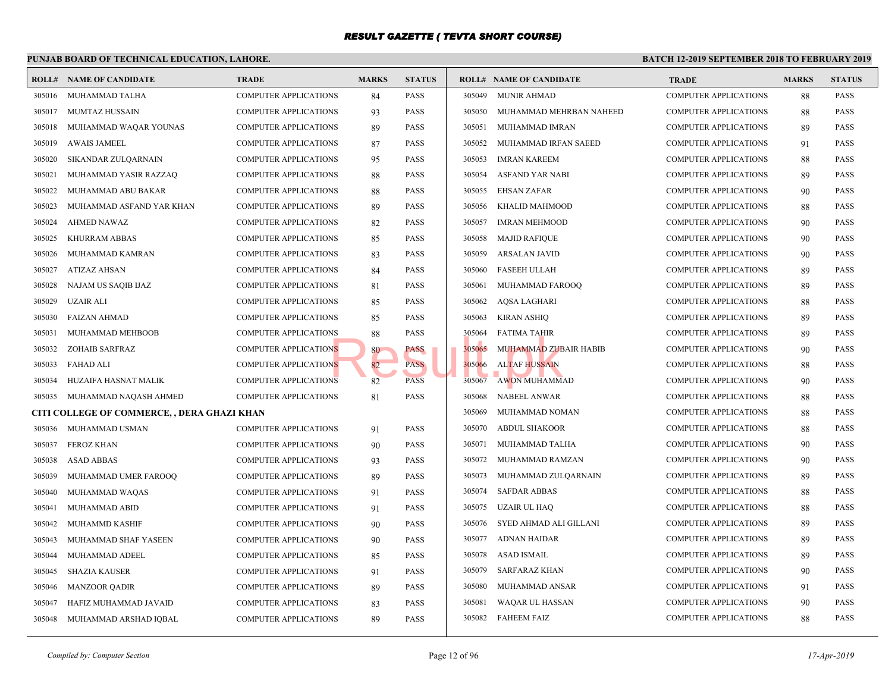# RESULT GAZETTE ( TEVTA SHORT COURSE)

**PUNJAB BOARD OF TECHNICAL EDUCATION, LAHORE.**

**BATCH 12-2019 SEPTEMBER 2018 TO FEBRUARY 2019**

| ROLL# | NAME OF CANDIDATE | TRADE | MARKS | STATUS |
|---|---|---|---|---|
| 305016 | MUHAMMAD TALHA | COMPUTER APPLICATIONS | 84 | PASS |
| 305017 | MUMTAZ HUSSAIN | COMPUTER APPLICATIONS | 93 | PASS |
| 305018 | MUHAMMAD WAQAR YOUNAS | COMPUTER APPLICATIONS | 89 | PASS |
| 305019 | AWAIS JAMEEL | COMPUTER APPLICATIONS | 87 | PASS |
| 305020 | SIKANDAR ZULQARNAIN | COMPUTER APPLICATIONS | 95 | PASS |
| 305021 | MUHAMMAD YASIR RAZZAQ | COMPUTER APPLICATIONS | 88 | PASS |
| 305022 | MUHAMMAD ABU BAKAR | COMPUTER APPLICATIONS | 88 | PASS |
| 305023 | MUHAMMAD ASFAND YAR KHAN | COMPUTER APPLICATIONS | 89 | PASS |
| 305024 | AHMED NAWAZ | COMPUTER APPLICATIONS | 82 | PASS |
| 305025 | KHURRAM ABBAS | COMPUTER APPLICATIONS | 85 | PASS |
| 305026 | MUHAMMAD KAMRAN | COMPUTER APPLICATIONS | 83 | PASS |
| 305027 | ATIZAZ AHSAN | COMPUTER APPLICATIONS | 84 | PASS |
| 305028 | NAJAM US SAQIB IJAZ | COMPUTER APPLICATIONS | 81 | PASS |
| 305029 | UZAIR ALI | COMPUTER APPLICATIONS | 85 | PASS |
| 305030 | FAIZAN AHMAD | COMPUTER APPLICATIONS | 85 | PASS |
| 305031 | MUHAMMAD MEHBOOB | COMPUTER APPLICATIONS | 88 | PASS |
| 305032 | ZOHAIB SARFRAZ | COMPUTER APPLICATIONS | 80 | PASS |
| 305033 | FAHAD ALI | COMPUTER APPLICATIONS | 82 | PASS |
| 305034 | HUZAIFA HASNAT MALIK | COMPUTER APPLICATIONS | 82 | PASS |
| 305035 | MUHAMMAD NAQASH AHMED | COMPUTER APPLICATIONS | 81 | PASS |

**CITI COLLEGE OF COMMERCE, , DERA GHAZI KHAN**

| ROLL# | NAME OF CANDIDATE | TRADE | MARKS | STATUS |
|---|---|---|---|---|
| 305036 | MUHAMMAD USMAN | COMPUTER APPLICATIONS | 91 | PASS |
| 305037 | FEROZ KHAN | COMPUTER APPLICATIONS | 90 | PASS |
| 305038 | ASAD ABBAS | COMPUTER APPLICATIONS | 93 | PASS |
| 305039 | MUHAMMAD UMER FAROOQ | COMPUTER APPLICATIONS | 89 | PASS |
| 305040 | MUHAMMAD WAQAS | COMPUTER APPLICATIONS | 91 | PASS |
| 305041 | MUHAMMAD ABID | COMPUTER APPLICATIONS | 91 | PASS |
| 305042 | MUHAMMD KASHIF | COMPUTER APPLICATIONS | 90 | PASS |
| 305043 | MUHAMMAD SHAF YASEEN | COMPUTER APPLICATIONS | 90 | PASS |
| 305044 | MUHAMMAD ADEEL | COMPUTER APPLICATIONS | 85 | PASS |
| 305045 | SHAZIA KAUSER | COMPUTER APPLICATIONS | 91 | PASS |
| 305046 | MANZOOR QADIR | COMPUTER APPLICATIONS | 89 | PASS |
| 305047 | HAFIZ MUHAMMAD JAVAID | COMPUTER APPLICATIONS | 83 | PASS |
| 305048 | MUHAMMAD ARSHAD IQBAL | COMPUTER APPLICATIONS | 89 | PASS |
| 305049 | MUNIR AHMAD | COMPUTER APPLICATIONS | 88 | PASS |
| 305050 | MUHAMMAD MEHRBAN NAHEED | COMPUTER APPLICATIONS | 88 | PASS |
| 305051 | MUHAMMAD IMRAN | COMPUTER APPLICATIONS | 89 | PASS |
| 305052 | MUHAMMAD IRFAN SAEED | COMPUTER APPLICATIONS | 91 | PASS |
| 305053 | IMRAN KAREEM | COMPUTER APPLICATIONS | 88 | PASS |
| 305054 | ASFAND YAR NABI | COMPUTER APPLICATIONS | 89 | PASS |
| 305055 | EHSAN ZAFAR | COMPUTER APPLICATIONS | 90 | PASS |
| 305056 | KHALID MAHMOOD | COMPUTER APPLICATIONS | 88 | PASS |
| 305057 | IMRAN MEHMOOD | COMPUTER APPLICATIONS | 90 | PASS |
| 305058 | MAJID RAFIQUE | COMPUTER APPLICATIONS | 90 | PASS |
| 305059 | ARSALAN JAVID | COMPUTER APPLICATIONS | 90 | PASS |
| 305060 | FASEEH ULLAH | COMPUTER APPLICATIONS | 89 | PASS |
| 305061 | MUHAMMAD FAROOQ | COMPUTER APPLICATIONS | 89 | PASS |
| 305062 | AQSA LAGHARI | COMPUTER APPLICATIONS | 88 | PASS |
| 305063 | KIRAN ASHIQ | COMPUTER APPLICATIONS | 89 | PASS |
| 305064 | FATIMA TAHIR | COMPUTER APPLICATIONS | 89 | PASS |
| 305065 | MUHAMMAD ZUBAIR HABIB | COMPUTER APPLICATIONS | 90 | PASS |
| 305066 | ALTAF HUSSAIN | COMPUTER APPLICATIONS | 88 | PASS |
| 305067 | AWON MUHAMMAD | COMPUTER APPLICATIONS | 90 | PASS |
| 305068 | NABEEL ANWAR | COMPUTER APPLICATIONS | 88 | PASS |
| 305069 | MUHAMMAD NOMAN | COMPUTER APPLICATIONS | 88 | PASS |
| 305070 | ABDUL SHAKOOR | COMPUTER APPLICATIONS | 88 | PASS |
| 305071 | MUHAMMAD TALHA | COMPUTER APPLICATIONS | 90 | PASS |
| 305072 | MUHAMMAD RAMZAN | COMPUTER APPLICATIONS | 90 | PASS |
| 305073 | MUHAMMAD ZULQARNAIN | COMPUTER APPLICATIONS | 89 | PASS |
| 305074 | SAFDAR ABBAS | COMPUTER APPLICATIONS | 88 | PASS |
| 305075 | UZAIR UL HAQ | COMPUTER APPLICATIONS | 88 | PASS |
| 305076 | SYED AHMAD ALI GILLANI | COMPUTER APPLICATIONS | 89 | PASS |
| 305077 | ADNAN HAIDAR | COMPUTER APPLICATIONS | 89 | PASS |
| 305078 | ASAD ISMAIL | COMPUTER APPLICATIONS | 89 | PASS |
| 305079 | SARFARAZ KHAN | COMPUTER APPLICATIONS | 90 | PASS |
| 305080 | MUHAMMAD ANSAR | COMPUTER APPLICATIONS | 91 | PASS |
| 305081 | WAQAR UL HASSAN | COMPUTER APPLICATIONS | 90 | PASS |
| 305082 | FAHEEM FAIZ | COMPUTER APPLICATIONS | 88 | PASS |

*Compiled by: Computer Section*

*17-Apr-2019*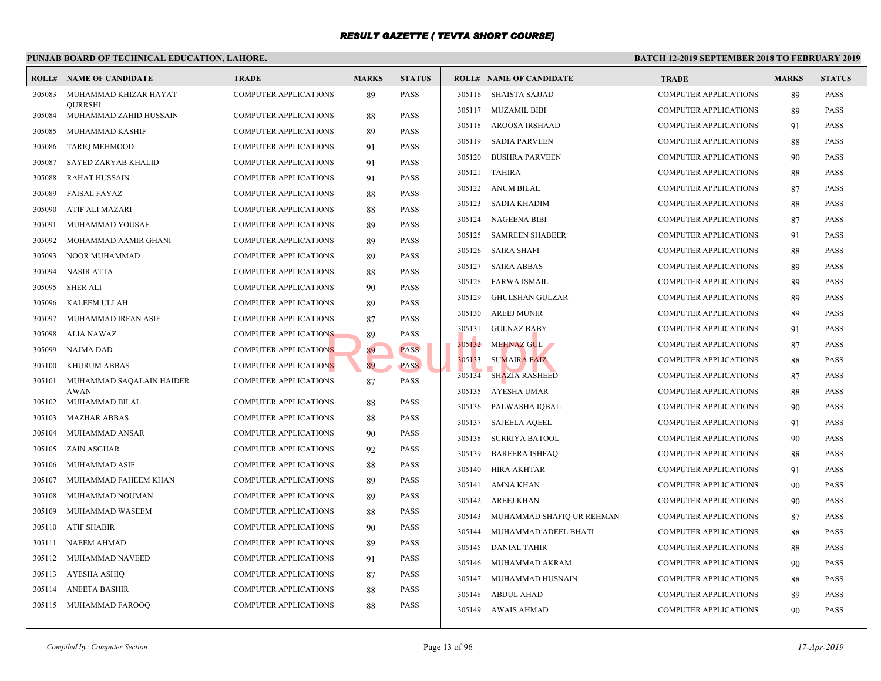# RESULT GAZETTE ( TEVTA SHORT COURSE)

## PUNJAB BOARD OF TECHNICAL EDUCATION, LAHORE.

### BATCH 12-2019 SEPTEMBER 2018 TO FEBRUARY 2019

| ROLL# | NAME OF CANDIDATE | TRADE | MARKS | STATUS |
|---|---|---|---|---|
| 305083 | MUHAMMAD KHIZAR HAYAT QURRSHI | COMPUTER APPLICATIONS | 89 | PASS |
| 305084 | MUHAMMAD ZAHID HUSSAIN | COMPUTER APPLICATIONS | 88 | PASS |
| 305085 | MUHAMMAD KASHIF | COMPUTER APPLICATIONS | 89 | PASS |
| 305086 | TARIQ MEHMOOD | COMPUTER APPLICATIONS | 91 | PASS |
| 305087 | SAYED ZARYAB KHALID | COMPUTER APPLICATIONS | 91 | PASS |
| 305088 | RAHAT HUSSAIN | COMPUTER APPLICATIONS | 91 | PASS |
| 305089 | FAISAL FAYAZ | COMPUTER APPLICATIONS | 88 | PASS |
| 305090 | ATIF ALI MAZARI | COMPUTER APPLICATIONS | 88 | PASS |
| 305091 | MUHAMMAD YOUSAF | COMPUTER APPLICATIONS | 89 | PASS |
| 305092 | MOHAMMAD AAMIR GHANI | COMPUTER APPLICATIONS | 89 | PASS |
| 305093 | NOOR MUHAMMAD | COMPUTER APPLICATIONS | 89 | PASS |
| 305094 | NASIR ATTA | COMPUTER APPLICATIONS | 88 | PASS |
| 305095 | SHER ALI | COMPUTER APPLICATIONS | 90 | PASS |
| 305096 | KALEEM ULLAH | COMPUTER APPLICATIONS | 89 | PASS |
| 305097 | MUHAMMAD IRFAN ASIF | COMPUTER APPLICATIONS | 87 | PASS |
| 305098 | ALIA NAWAZ | COMPUTER APPLICATIONS | 89 | PASS |
| 305099 | NAJMA DAD | COMPUTER APPLICATIONS | 89 | PASS |
| 305100 | KHURUM ABBAS | COMPUTER APPLICATIONS | 89 | PASS |
| 305101 | MUHAMMAD SAQALAIN HAIDER AWAN | COMPUTER APPLICATIONS | 87 | PASS |
| 305102 | MUHAMMAD BILAL | COMPUTER APPLICATIONS | 88 | PASS |
| 305103 | MAZHAR ABBAS | COMPUTER APPLICATIONS | 88 | PASS |
| 305104 | MUHAMMAD ANSAR | COMPUTER APPLICATIONS | 90 | PASS |
| 305105 | ZAIN ASGHAR | COMPUTER APPLICATIONS | 92 | PASS |
| 305106 | MUHAMMAD ASIF | COMPUTER APPLICATIONS | 88 | PASS |
| 305107 | MUHAMMAD FAHEEM KHAN | COMPUTER APPLICATIONS | 89 | PASS |
| 305108 | MUHAMMAD NOUMAN | COMPUTER APPLICATIONS | 89 | PASS |
| 305109 | MUHAMMAD WASEEM | COMPUTER APPLICATIONS | 88 | PASS |
| 305110 | ATIF SHABIR | COMPUTER APPLICATIONS | 90 | PASS |
| 305111 | NAEEM AHMAD | COMPUTER APPLICATIONS | 89 | PASS |
| 305112 | MUHAMMAD NAVEED | COMPUTER APPLICATIONS | 91 | PASS |
| 305113 | AYESHA ASHIQ | COMPUTER APPLICATIONS | 87 | PASS |
| 305114 | ANEETA BASHIR | COMPUTER APPLICATIONS | 88 | PASS |
| 305115 | MUHAMMAD FAROOQ | COMPUTER APPLICATIONS | 88 | PASS |
| 305116 | SHAISTA SAJJAD | COMPUTER APPLICATIONS | 89 | PASS |
| 305117 | MUZAMIL BIBI | COMPUTER APPLICATIONS | 89 | PASS |
| 305118 | AROOSA IRSHAAD | COMPUTER APPLICATIONS | 91 | PASS |
| 305119 | SADIA PARVEEN | COMPUTER APPLICATIONS | 88 | PASS |
| 305120 | BUSHRA PARVEEN | COMPUTER APPLICATIONS | 90 | PASS |
| 305121 | TAHIRA | COMPUTER APPLICATIONS | 88 | PASS |
| 305122 | ANUM BILAL | COMPUTER APPLICATIONS | 87 | PASS |
| 305123 | SADIA KHADIM | COMPUTER APPLICATIONS | 88 | PASS |
| 305124 | NAGEENA BIBI | COMPUTER APPLICATIONS | 87 | PASS |
| 305125 | SAMREEN SHABEER | COMPUTER APPLICATIONS | 91 | PASS |
| 305126 | SAIRA SHAFI | COMPUTER APPLICATIONS | 88 | PASS |
| 305127 | SAIRA ABBAS | COMPUTER APPLICATIONS | 89 | PASS |
| 305128 | FARWA ISMAIL | COMPUTER APPLICATIONS | 89 | PASS |
| 305129 | GHULSHAN GULZAR | COMPUTER APPLICATIONS | 89 | PASS |
| 305130 | AREEJ MUNIR | COMPUTER APPLICATIONS | 89 | PASS |
| 305131 | GULNAZ BABY | COMPUTER APPLICATIONS | 91 | PASS |
| 305132 | MEHNAZ GUL | COMPUTER APPLICATIONS | 87 | PASS |
| 305133 | SUMAIRA FAIZ | COMPUTER APPLICATIONS | 88 | PASS |
| 305134 | SHAZIA RASHEED | COMPUTER APPLICATIONS | 87 | PASS |
| 305135 | AYESHA UMAR | COMPUTER APPLICATIONS | 88 | PASS |
| 305136 | PALWASHA IQBAL | COMPUTER APPLICATIONS | 90 | PASS |
| 305137 | SAJEELA AQEEL | COMPUTER APPLICATIONS | 91 | PASS |
| 305138 | SURRIYA BATOOL | COMPUTER APPLICATIONS | 90 | PASS |
| 305139 | BAREERA ISHFAQ | COMPUTER APPLICATIONS | 88 | PASS |
| 305140 | HIRA AKHTAR | COMPUTER APPLICATIONS | 91 | PASS |
| 305141 | AMNA KHAN | COMPUTER APPLICATIONS | 90 | PASS |
| 305142 | AREEJ KHAN | COMPUTER APPLICATIONS | 90 | PASS |
| 305143 | MUHAMMAD SHAFIQ UR REHMAN | COMPUTER APPLICATIONS | 87 | PASS |
| 305144 | MUHAMMAD ADEEL BHATI | COMPUTER APPLICATIONS | 88 | PASS |
| 305145 | DANIAL TAHIR | COMPUTER APPLICATIONS | 88 | PASS |
| 305146 | MUHAMMAD AKRAM | COMPUTER APPLICATIONS | 90 | PASS |
| 305147 | MUHAMMAD HUSNAIN | COMPUTER APPLICATIONS | 88 | PASS |
| 305148 | ABDUL AHAD | COMPUTER APPLICATIONS | 89 | PASS |
| 305149 | AWAIS AHMAD | COMPUTER APPLICATIONS | 90 | PASS |

*Compiled by: Computer Section* | *17-Apr-2019*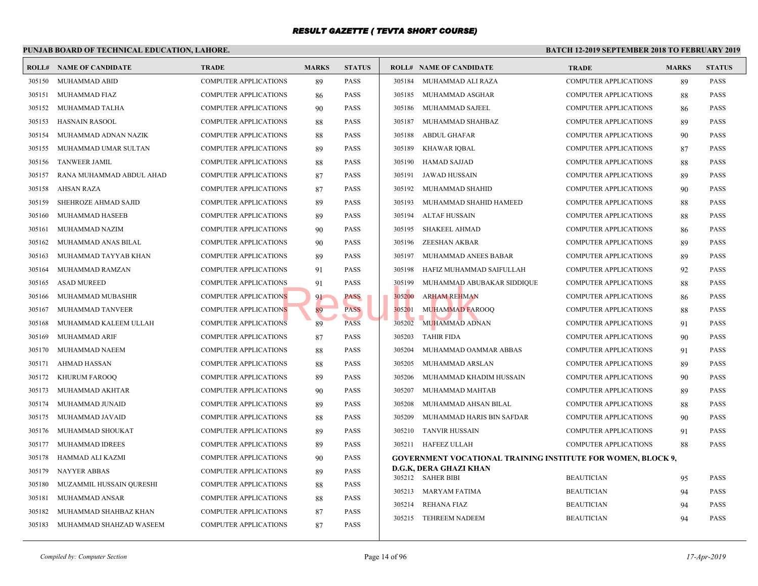# RESULT GAZETTE ( TEVTA SHORT COURSE)

**PUNJAB BOARD OF TECHNICAL EDUCATION, LAHORE.**

**BATCH 12-2019 SEPTEMBER 2018 TO FEBRUARY 2019**

| ROLL# | NAME OF CANDIDATE | TRADE | MARKS | STATUS |
|---|---|---|---|---|
| 305150 | MUHAMMAD ABID | COMPUTER APPLICATIONS | 89 | PASS |
| 305151 | MUHAMMAD FIAZ | COMPUTER APPLICATIONS | 86 | PASS |
| 305152 | MUHAMMAD TALHA | COMPUTER APPLICATIONS | 90 | PASS |
| 305153 | HASNAIN RASOOL | COMPUTER APPLICATIONS | 88 | PASS |
| 305154 | MUHAMMAD ADNAN NAZIK | COMPUTER APPLICATIONS | 88 | PASS |
| 305155 | MUHAMMAD UMAR SULTAN | COMPUTER APPLICATIONS | 89 | PASS |
| 305156 | TANWEER JAMIL | COMPUTER APPLICATIONS | 88 | PASS |
| 305157 | RANA MUHAMMAD ABDUL AHAD | COMPUTER APPLICATIONS | 87 | PASS |
| 305158 | AHSAN RAZA | COMPUTER APPLICATIONS | 87 | PASS |
| 305159 | SHEHROZE AHMAD SAJID | COMPUTER APPLICATIONS | 89 | PASS |
| 305160 | MUHAMMAD HASEEB | COMPUTER APPLICATIONS | 89 | PASS |
| 305161 | MUHAMMAD NAZIM | COMPUTER APPLICATIONS | 90 | PASS |
| 305162 | MUHAMMAD ANAS BILAL | COMPUTER APPLICATIONS | 90 | PASS |
| 305163 | MUHAMMAD TAYYAB KHAN | COMPUTER APPLICATIONS | 89 | PASS |
| 305164 | MUHAMMAD RAMZAN | COMPUTER APPLICATIONS | 91 | PASS |
| 305165 | ASAD MUREED | COMPUTER APPLICATIONS | 91 | PASS |
| 305166 | MUHAMMAD MUBASHIR | COMPUTER APPLICATIONS | 91 | PASS |
| 305167 | MUHAMMAD TANVEER | COMPUTER APPLICATIONS | 89 | PASS |
| 305168 | MUHAMMAD KALEEM ULLAH | COMPUTER APPLICATIONS | 89 | PASS |
| 305169 | MUHAMMAD ARIF | COMPUTER APPLICATIONS | 87 | PASS |
| 305170 | MUHAMMAD NAEEM | COMPUTER APPLICATIONS | 88 | PASS |
| 305171 | AHMAD HASSAN | COMPUTER APPLICATIONS | 88 | PASS |
| 305172 | KHURUM FAROOQ | COMPUTER APPLICATIONS | 89 | PASS |
| 305173 | MUHAMMAD AKHTAR | COMPUTER APPLICATIONS | 90 | PASS |
| 305174 | MUHAMMAD JUNAID | COMPUTER APPLICATIONS | 89 | PASS |
| 305175 | MUHAMMAD JAVAID | COMPUTER APPLICATIONS | 88 | PASS |
| 305176 | MUHAMMAD SHOUKAT | COMPUTER APPLICATIONS | 89 | PASS |
| 305177 | MUHAMMAD IDREES | COMPUTER APPLICATIONS | 89 | PASS |
| 305178 | HAMMAD ALI KAZMI | COMPUTER APPLICATIONS | 90 | PASS |
| 305179 | NAYYER ABBAS | COMPUTER APPLICATIONS | 89 | PASS |
| 305180 | MUZAMMIL HUSSAIN QURESHI | COMPUTER APPLICATIONS | 88 | PASS |
| 305181 | MUHAMMAD ANSAR | COMPUTER APPLICATIONS | 88 | PASS |
| 305182 | MUHAMMAD SHAHBAZ KHAN | COMPUTER APPLICATIONS | 87 | PASS |
| 305183 | MUHAMMAD SHAHZAD WASEEM | COMPUTER APPLICATIONS | 87 | PASS |
| 305184 | MUHAMMAD ALI RAZA | COMPUTER APPLICATIONS | 89 | PASS |
| 305185 | MUHAMMAD ASGHAR | COMPUTER APPLICATIONS | 88 | PASS |
| 305186 | MUHAMMAD SAJEEL | COMPUTER APPLICATIONS | 86 | PASS |
| 305187 | MUHAMMAD SHAHBAZ | COMPUTER APPLICATIONS | 89 | PASS |
| 305188 | ABDUL GHAFAR | COMPUTER APPLICATIONS | 90 | PASS |
| 305189 | KHAWAR IQBAL | COMPUTER APPLICATIONS | 87 | PASS |
| 305190 | HAMAD SAJJAD | COMPUTER APPLICATIONS | 88 | PASS |
| 305191 | JAWAD HUSSAIN | COMPUTER APPLICATIONS | 89 | PASS |
| 305192 | MUHAMMAD SHAHID | COMPUTER APPLICATIONS | 90 | PASS |
| 305193 | MUHAMMAD SHAHID HAMEED | COMPUTER APPLICATIONS | 88 | PASS |
| 305194 | ALTAF HUSSAIN | COMPUTER APPLICATIONS | 88 | PASS |
| 305195 | SHAKEEL AHMAD | COMPUTER APPLICATIONS | 86 | PASS |
| 305196 | ZEESHAN AKBAR | COMPUTER APPLICATIONS | 89 | PASS |
| 305197 | MUHAMMAD ANEES BABAR | COMPUTER APPLICATIONS | 89 | PASS |
| 305198 | HAFIZ MUHAMMAD SAIFULLAH | COMPUTER APPLICATIONS | 92 | PASS |
| 305199 | MUHAMMAD ABUBAKAR SIDDIQUE | COMPUTER APPLICATIONS | 88 | PASS |
| 305200 | ARHAM REHMAN | COMPUTER APPLICATIONS | 86 | PASS |
| 305201 | MUHAMMAD FAROOQ | COMPUTER APPLICATIONS | 88 | PASS |
| 305202 | MUHAMMAD ADNAN | COMPUTER APPLICATIONS | 91 | PASS |
| 305203 | TAHIR FIDA | COMPUTER APPLICATIONS | 90 | PASS |
| 305204 | MUHAMMAD OAMMAR ABBAS | COMPUTER APPLICATIONS | 91 | PASS |
| 305205 | MUHAMMAD ARSLAN | COMPUTER APPLICATIONS | 89 | PASS |
| 305206 | MUHAMMAD KHADIM HUSSAIN | COMPUTER APPLICATIONS | 90 | PASS |
| 305207 | MUHAMMAD MAHTAB | COMPUTER APPLICATIONS | 89 | PASS |
| 305208 | MUHAMMAD AHSAN BILAL | COMPUTER APPLICATIONS | 88 | PASS |
| 305209 | MUHAMMAD HARIS BIN SAFDAR | COMPUTER APPLICATIONS | 90 | PASS |
| 305210 | TANVIR HUSSAIN | COMPUTER APPLICATIONS | 91 | PASS |
| 305211 | HAFEEZ ULLAH | COMPUTER APPLICATIONS | 88 | PASS |

**GOVERNMENT VOCATIONAL TRAINING INSTITUTE FOR WOMEN, BLOCK 9, D.G.K, DERA GHAZI KHAN**

| ROLL# | NAME OF CANDIDATE | TRADE | MARKS | STATUS |
|---|---|---|---|---|
| 305212 | SAHER BIBI | BEAUTICIAN | 95 | PASS |
| 305213 | MARYAM FATIMA | BEAUTICIAN | 94 | PASS |
| 305214 | REHANA FIAZ | BEAUTICIAN | 94 | PASS |
| 305215 | TEHREEM NADEEM | BEAUTICIAN | 94 | PASS |

*Compiled by: Computer Section*

*17-Apr-2019*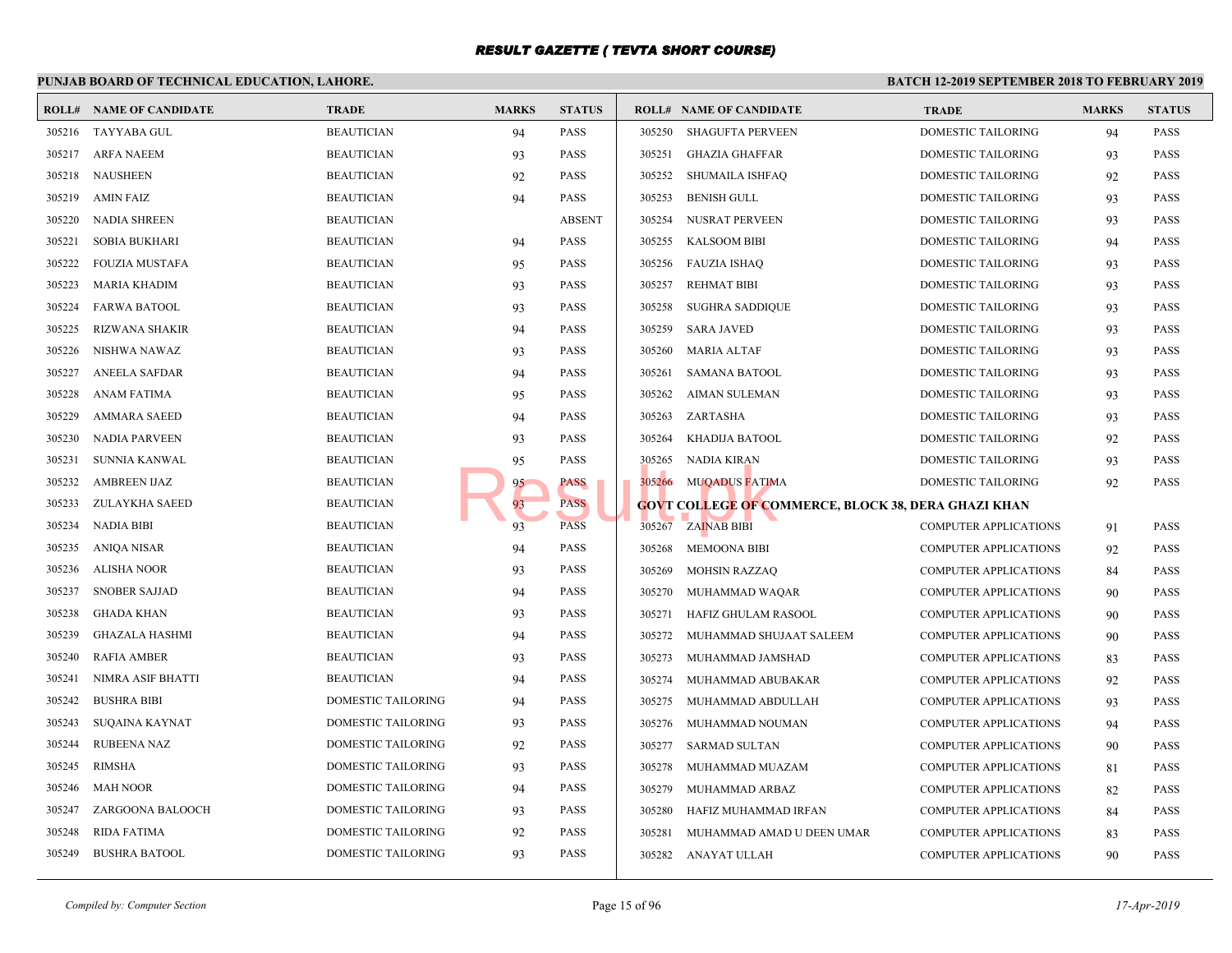# RESULT GAZETTE ( TEVTA SHORT COURSE)

**PUNJAB BOARD OF TECHNICAL EDUCATION, LAHORE.**

**BATCH 12-2019 SEPTEMBER 2018 TO FEBRUARY 2019**

| ROLL# | NAME OF CANDIDATE | TRADE | MARKS | STATUS |
|---|---|---|---|---|
| 305216 | TAYYABA GUL | BEAUTICIAN | 94 | PASS |
| 305217 | ARFA NAEEM | BEAUTICIAN | 93 | PASS |
| 305218 | NAUSHEEN | BEAUTICIAN | 92 | PASS |
| 305219 | AMIN FAIZ | BEAUTICIAN | 94 | PASS |
| 305220 | NADIA SHREEN | BEAUTICIAN | | ABSENT |
| 305221 | SOBIA BUKHARI | BEAUTICIAN | 94 | PASS |
| 305222 | FOUZIA MUSTAFA | BEAUTICIAN | 95 | PASS |
| 305223 | MARIA KHADIM | BEAUTICIAN | 93 | PASS |
| 305224 | FARWA BATOOL | BEAUTICIAN | 93 | PASS |
| 305225 | RIZWANA SHAKIR | BEAUTICIAN | 94 | PASS |
| 305226 | NISHWA NAWAZ | BEAUTICIAN | 93 | PASS |
| 305227 | ANEELA SAFDAR | BEAUTICIAN | 94 | PASS |
| 305228 | ANAM FATIMA | BEAUTICIAN | 95 | PASS |
| 305229 | AMMARA SAEED | BEAUTICIAN | 94 | PASS |
| 305230 | NADIA PARVEEN | BEAUTICIAN | 93 | PASS |
| 305231 | SUNNIA KANWAL | BEAUTICIAN | 95 | PASS |
| 305232 | AMBREEN IJAZ | BEAUTICIAN | 95 | PASS |
| 305233 | ZULAYKHA SAEED | BEAUTICIAN | 93 | PASS |
| 305234 | NADIA BIBI | BEAUTICIAN | 93 | PASS |
| 305235 | ANIQA NISAR | BEAUTICIAN | 94 | PASS |
| 305236 | ALISHA NOOR | BEAUTICIAN | 93 | PASS |
| 305237 | SNOBER SAJJAD | BEAUTICIAN | 94 | PASS |
| 305238 | GHADA KHAN | BEAUTICIAN | 93 | PASS |
| 305239 | GHAZALA HASHMI | BEAUTICIAN | 94 | PASS |
| 305240 | RAFIA AMBER | BEAUTICIAN | 93 | PASS |
| 305241 | NIMRA ASIF BHATTI | BEAUTICIAN | 94 | PASS |
| 305242 | BUSHRA BIBI | DOMESTIC TAILORING | 94 | PASS |
| 305243 | SUQAINA KAYNAT | DOMESTIC TAILORING | 93 | PASS |
| 305244 | RUBEENA NAZ | DOMESTIC TAILORING | 92 | PASS |
| 305245 | RIMSHA | DOMESTIC TAILORING | 93 | PASS |
| 305246 | MAH NOOR | DOMESTIC TAILORING | 94 | PASS |
| 305247 | ZARGOONA BALOOCH | DOMESTIC TAILORING | 93 | PASS |
| 305248 | RIDA FATIMA | DOMESTIC TAILORING | 92 | PASS |
| 305249 | BUSHRA BATOOL | DOMESTIC TAILORING | 93 | PASS |
| 305250 | SHAGUFTA PERVEEN | DOMESTIC TAILORING | 94 | PASS |
| 305251 | GHAZIA GHAFFAR | DOMESTIC TAILORING | 93 | PASS |
| 305252 | SHUMAILA ISHFAQ | DOMESTIC TAILORING | 92 | PASS |
| 305253 | BENISH GULL | DOMESTIC TAILORING | 93 | PASS |
| 305254 | NUSRAT PERVEEN | DOMESTIC TAILORING | 93 | PASS |
| 305255 | KALSOOM BIBI | DOMESTIC TAILORING | 94 | PASS |
| 305256 | FAUZIA ISHAQ | DOMESTIC TAILORING | 93 | PASS |
| 305257 | REHMAT BIBI | DOMESTIC TAILORING | 93 | PASS |
| 305258 | SUGHRA SADDIQUE | DOMESTIC TAILORING | 93 | PASS |
| 305259 | SARA JAVED | DOMESTIC TAILORING | 93 | PASS |
| 305260 | MARIA ALTAF | DOMESTIC TAILORING | 93 | PASS |
| 305261 | SAMANA BATOOL | DOMESTIC TAILORING | 93 | PASS |
| 305262 | AIMAN SULEMAN | DOMESTIC TAILORING | 93 | PASS |
| 305263 | ZARTASHA | DOMESTIC TAILORING | 93 | PASS |
| 305264 | KHADIJA BATOOL | DOMESTIC TAILORING | 92 | PASS |
| 305265 | NADIA KIRAN | DOMESTIC TAILORING | 93 | PASS |
| 305266 | MUQADUS FATIMA | DOMESTIC TAILORING | 92 | PASS |
| **GOVT COLLEGE OF COMMERCE, BLOCK 38, DERA GHAZI KHAN** | | | | |
| 305267 | ZAINAB BIBI | COMPUTER APPLICATIONS | 91 | PASS |
| 305268 | MEMOONA BIBI | COMPUTER APPLICATIONS | 92 | PASS |
| 305269 | MOHSIN RAZZAQ | COMPUTER APPLICATIONS | 84 | PASS |
| 305270 | MUHAMMAD WAQAR | COMPUTER APPLICATIONS | 90 | PASS |
| 305271 | HAFIZ GHULAM RASOOL | COMPUTER APPLICATIONS | 90 | PASS |
| 305272 | MUHAMMAD SHUJAAT SALEEM | COMPUTER APPLICATIONS | 90 | PASS |
| 305273 | MUHAMMAD JAMSHAD | COMPUTER APPLICATIONS | 83 | PASS |
| 305274 | MUHAMMAD ABUBAKAR | COMPUTER APPLICATIONS | 92 | PASS |
| 305275 | MUHAMMAD ABDULLAH | COMPUTER APPLICATIONS | 93 | PASS |
| 305276 | MUHAMMAD NOUMAN | COMPUTER APPLICATIONS | 94 | PASS |
| 305277 | SARMAD SULTAN | COMPUTER APPLICATIONS | 90 | PASS |
| 305278 | MUHAMMAD MUAZAM | COMPUTER APPLICATIONS | 81 | PASS |
| 305279 | MUHAMMAD ARBAZ | COMPUTER APPLICATIONS | 82 | PASS |
| 305280 | HAFIZ MUHAMMAD IRFAN | COMPUTER APPLICATIONS | 84 | PASS |
| 305281 | MUHAMMAD AMAD U DEEN UMAR | COMPUTER APPLICATIONS | 83 | PASS |
| 305282 | ANAYAT ULLAH | COMPUTER APPLICATIONS | 90 | PASS |

*Compiled by: Computer Section*

*17-Apr-2019*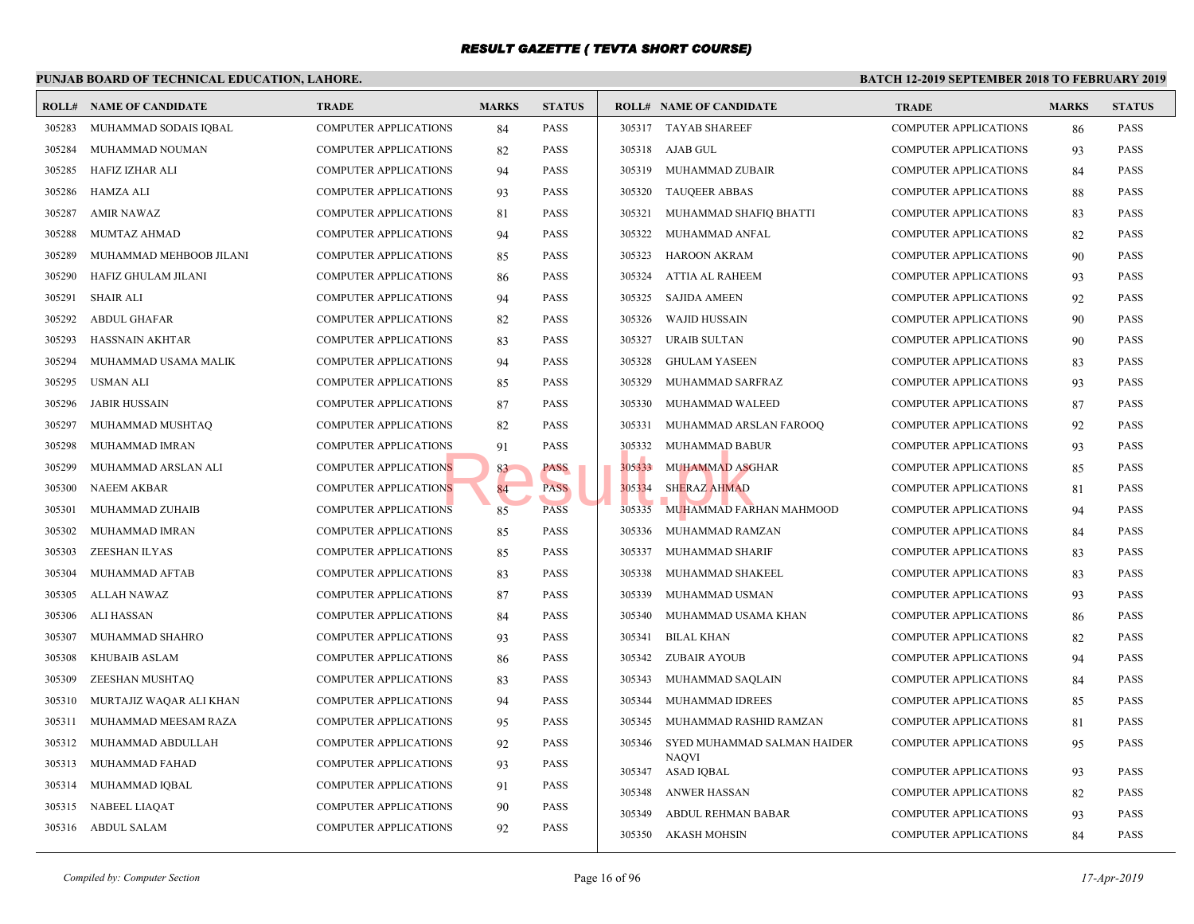# RESULT GAZETTE ( TEVTA SHORT COURSE)

**PUNJAB BOARD OF TECHNICAL EDUCATION, LAHORE.**

**BATCH 12-2019 SEPTEMBER 2018 TO FEBRUARY 2019**

| ROLL# | NAME OF CANDIDATE | TRADE | MARKS | STATUS |
|---|---|---|---|---|
| 305283 | MUHAMMAD SODAIS IQBAL | COMPUTER APPLICATIONS | 84 | PASS |
| 305284 | MUHAMMAD NOUMAN | COMPUTER APPLICATIONS | 82 | PASS |
| 305285 | HAFIZ IZHAR ALI | COMPUTER APPLICATIONS | 94 | PASS |
| 305286 | HAMZA ALI | COMPUTER APPLICATIONS | 93 | PASS |
| 305287 | AMIR NAWAZ | COMPUTER APPLICATIONS | 81 | PASS |
| 305288 | MUMTAZ AHMAD | COMPUTER APPLICATIONS | 94 | PASS |
| 305289 | MUHAMMAD MEHBOOB JILANI | COMPUTER APPLICATIONS | 85 | PASS |
| 305290 | HAFIZ GHULAM JILANI | COMPUTER APPLICATIONS | 86 | PASS |
| 305291 | SHAIR ALI | COMPUTER APPLICATIONS | 94 | PASS |
| 305292 | ABDUL GHAFAR | COMPUTER APPLICATIONS | 82 | PASS |
| 305293 | HASSNAIN AKHTAR | COMPUTER APPLICATIONS | 83 | PASS |
| 305294 | MUHAMMAD USAMA MALIK | COMPUTER APPLICATIONS | 94 | PASS |
| 305295 | USMAN ALI | COMPUTER APPLICATIONS | 85 | PASS |
| 305296 | JABIR HUSSAIN | COMPUTER APPLICATIONS | 87 | PASS |
| 305297 | MUHAMMAD MUSHTAQ | COMPUTER APPLICATIONS | 82 | PASS |
| 305298 | MUHAMMAD IMRAN | COMPUTER APPLICATIONS | 91 | PASS |
| 305299 | MUHAMMAD ARSLAN ALI | COMPUTER APPLICATIONS | 83 | PASS |
| 305300 | NAEEM AKBAR | COMPUTER APPLICATIONS | 84 | PASS |
| 305301 | MUHAMMAD ZUHAIB | COMPUTER APPLICATIONS | 85 | PASS |
| 305302 | MUHAMMAD IMRAN | COMPUTER APPLICATIONS | 85 | PASS |
| 305303 | ZEESHAN ILYAS | COMPUTER APPLICATIONS | 85 | PASS |
| 305304 | MUHAMMAD AFTAB | COMPUTER APPLICATIONS | 83 | PASS |
| 305305 | ALLAH NAWAZ | COMPUTER APPLICATIONS | 87 | PASS |
| 305306 | ALI HASSAN | COMPUTER APPLICATIONS | 84 | PASS |
| 305307 | MUHAMMAD SHAHRO | COMPUTER APPLICATIONS | 93 | PASS |
| 305308 | KHUBAIB ASLAM | COMPUTER APPLICATIONS | 86 | PASS |
| 305309 | ZEESHAN MUSHTAQ | COMPUTER APPLICATIONS | 83 | PASS |
| 305310 | MURTAJIZ WAQAR ALI KHAN | COMPUTER APPLICATIONS | 94 | PASS |
| 305311 | MUHAMMAD MEESAM RAZA | COMPUTER APPLICATIONS | 95 | PASS |
| 305312 | MUHAMMAD ABDULLAH | COMPUTER APPLICATIONS | 92 | PASS |
| 305313 | MUHAMMAD FAHAD | COMPUTER APPLICATIONS | 93 | PASS |
| 305314 | MUHAMMAD IQBAL | COMPUTER APPLICATIONS | 91 | PASS |
| 305315 | NABEEL LIAQAT | COMPUTER APPLICATIONS | 90 | PASS |
| 305316 | ABDUL SALAM | COMPUTER APPLICATIONS | 92 | PASS |
| 305317 | TAYAB SHAREEF | COMPUTER APPLICATIONS | 86 | PASS |
| 305318 | AJAB GUL | COMPUTER APPLICATIONS | 93 | PASS |
| 305319 | MUHAMMAD ZUBAIR | COMPUTER APPLICATIONS | 84 | PASS |
| 305320 | TAUQEER ABBAS | COMPUTER APPLICATIONS | 88 | PASS |
| 305321 | MUHAMMAD SHAFIQ BHATTI | COMPUTER APPLICATIONS | 83 | PASS |
| 305322 | MUHAMMAD ANFAL | COMPUTER APPLICATIONS | 82 | PASS |
| 305323 | HAROON AKRAM | COMPUTER APPLICATIONS | 90 | PASS |
| 305324 | ATTIA AL RAHEEM | COMPUTER APPLICATIONS | 93 | PASS |
| 305325 | SAJIDA AMEEN | COMPUTER APPLICATIONS | 92 | PASS |
| 305326 | WAJID HUSSAIN | COMPUTER APPLICATIONS | 90 | PASS |
| 305327 | URAIB SULTAN | COMPUTER APPLICATIONS | 90 | PASS |
| 305328 | GHULAM YASEEN | COMPUTER APPLICATIONS | 83 | PASS |
| 305329 | MUHAMMAD SARFRAZ | COMPUTER APPLICATIONS | 93 | PASS |
| 305330 | MUHAMMAD WALEED | COMPUTER APPLICATIONS | 87 | PASS |
| 305331 | MUHAMMAD ARSLAN FAROOQ | COMPUTER APPLICATIONS | 92 | PASS |
| 305332 | MUHAMMAD BABUR | COMPUTER APPLICATIONS | 93 | PASS |
| 305333 | MUHAMMAD ASGHAR | COMPUTER APPLICATIONS | 85 | PASS |
| 305334 | SHERAZ AHMAD | COMPUTER APPLICATIONS | 81 | PASS |
| 305335 | MUHAMMAD FARHAN MAHMOOD | COMPUTER APPLICATIONS | 94 | PASS |
| 305336 | MUHAMMAD RAMZAN | COMPUTER APPLICATIONS | 84 | PASS |
| 305337 | MUHAMMAD SHARIF | COMPUTER APPLICATIONS | 83 | PASS |
| 305338 | MUHAMMAD SHAKEEL | COMPUTER APPLICATIONS | 83 | PASS |
| 305339 | MUHAMMAD USMAN | COMPUTER APPLICATIONS | 93 | PASS |
| 305340 | MUHAMMAD USAMA KHAN | COMPUTER APPLICATIONS | 86 | PASS |
| 305341 | BILAL KHAN | COMPUTER APPLICATIONS | 82 | PASS |
| 305342 | ZUBAIR AYOUB | COMPUTER APPLICATIONS | 94 | PASS |
| 305343 | MUHAMMAD SAQLAIN | COMPUTER APPLICATIONS | 84 | PASS |
| 305344 | MUHAMMAD IDREES | COMPUTER APPLICATIONS | 85 | PASS |
| 305345 | MUHAMMAD RASHID RAMZAN | COMPUTER APPLICATIONS | 81 | PASS |
| 305346 | SYED MUHAMMAD SALMAN HAIDER NAQVI | COMPUTER APPLICATIONS | 95 | PASS |
| 305347 | ASAD IQBAL | COMPUTER APPLICATIONS | 93 | PASS |
| 305348 | ANWER HASSAN | COMPUTER APPLICATIONS | 82 | PASS |
| 305349 | ABDUL REHMAN BABAR | COMPUTER APPLICATIONS | 93 | PASS |
| 305350 | AKASH MOHSIN | COMPUTER APPLICATIONS | 84 | PASS |

*Compiled by: Computer Section*

*17-Apr-2019*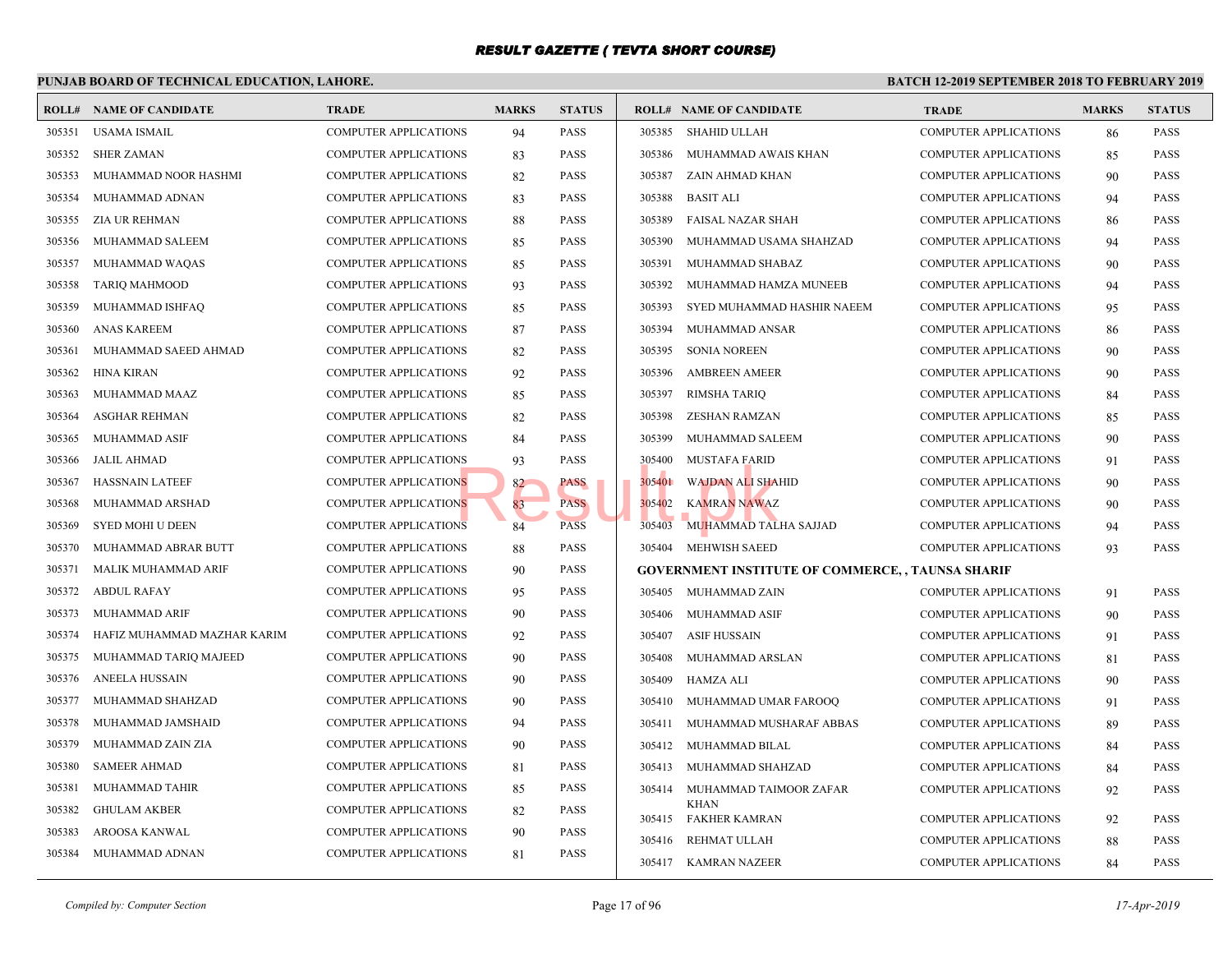# RESULT GAZETTE ( TEVTA SHORT COURSE)

## PUNJAB BOARD OF TECHNICAL EDUCATION, LAHORE.

**BATCH 12-2019 SEPTEMBER 2018 TO FEBRUARY 2019**

| ROLL# | NAME OF CANDIDATE | TRADE | MARKS | STATUS |
|---|---|---|---|---|
| 305351 | USAMA ISMAIL | COMPUTER APPLICATIONS | 94 | PASS |
| 305352 | SHER ZAMAN | COMPUTER APPLICATIONS | 83 | PASS |
| 305353 | MUHAMMAD NOOR HASHMI | COMPUTER APPLICATIONS | 82 | PASS |
| 305354 | MUHAMMAD ADNAN | COMPUTER APPLICATIONS | 83 | PASS |
| 305355 | ZIA UR REHMAN | COMPUTER APPLICATIONS | 88 | PASS |
| 305356 | MUHAMMAD SALEEM | COMPUTER APPLICATIONS | 85 | PASS |
| 305357 | MUHAMMAD WAQAS | COMPUTER APPLICATIONS | 85 | PASS |
| 305358 | TARIQ MAHMOOD | COMPUTER APPLICATIONS | 93 | PASS |
| 305359 | MUHAMMAD ISHFAQ | COMPUTER APPLICATIONS | 85 | PASS |
| 305360 | ANAS KAREEM | COMPUTER APPLICATIONS | 87 | PASS |
| 305361 | MUHAMMAD SAEED AHMAD | COMPUTER APPLICATIONS | 82 | PASS |
| 305362 | HINA KIRAN | COMPUTER APPLICATIONS | 92 | PASS |
| 305363 | MUHAMMAD MAAZ | COMPUTER APPLICATIONS | 85 | PASS |
| 305364 | ASGHAR REHMAN | COMPUTER APPLICATIONS | 82 | PASS |
| 305365 | MUHAMMAD ASIF | COMPUTER APPLICATIONS | 84 | PASS |
| 305366 | JALIL AHMAD | COMPUTER APPLICATIONS | 93 | PASS |
| 305367 | HASSNAIN LATEEF | COMPUTER APPLICATIONS | 82 | PASS |
| 305368 | MUHAMMAD ARSHAD | COMPUTER APPLICATIONS | 83 | PASS |
| 305369 | SYED MOHI U DEEN | COMPUTER APPLICATIONS | 84 | PASS |
| 305370 | MUHAMMAD ABRAR BUTT | COMPUTER APPLICATIONS | 88 | PASS |
| 305371 | MALIK MUHAMMAD ARIF | COMPUTER APPLICATIONS | 90 | PASS |
| 305372 | ABDUL RAFAY | COMPUTER APPLICATIONS | 95 | PASS |
| 305373 | MUHAMMAD ARIF | COMPUTER APPLICATIONS | 90 | PASS |
| 305374 | HAFIZ MUHAMMAD MAZHAR KARIM | COMPUTER APPLICATIONS | 92 | PASS |
| 305375 | MUHAMMAD TARIQ MAJEED | COMPUTER APPLICATIONS | 90 | PASS |
| 305376 | ANEELA HUSSAIN | COMPUTER APPLICATIONS | 90 | PASS |
| 305377 | MUHAMMAD SHAHZAD | COMPUTER APPLICATIONS | 90 | PASS |
| 305378 | MUHAMMAD JAMSHAID | COMPUTER APPLICATIONS | 94 | PASS |
| 305379 | MUHAMMAD ZAIN ZIA | COMPUTER APPLICATIONS | 90 | PASS |
| 305380 | SAMEER AHMAD | COMPUTER APPLICATIONS | 81 | PASS |
| 305381 | MUHAMMAD TAHIR | COMPUTER APPLICATIONS | 85 | PASS |
| 305382 | GHULAM AKBER | COMPUTER APPLICATIONS | 82 | PASS |
| 305383 | AROOSA KANWAL | COMPUTER APPLICATIONS | 90 | PASS |
| 305384 | MUHAMMAD ADNAN | COMPUTER APPLICATIONS | 81 | PASS |
| 305385 | SHAHID ULLAH | COMPUTER APPLICATIONS | 86 | PASS |
| 305386 | MUHAMMAD AWAIS KHAN | COMPUTER APPLICATIONS | 85 | PASS |
| 305387 | ZAIN AHMAD KHAN | COMPUTER APPLICATIONS | 90 | PASS |
| 305388 | BASIT ALI | COMPUTER APPLICATIONS | 94 | PASS |
| 305389 | FAISAL NAZAR SHAH | COMPUTER APPLICATIONS | 86 | PASS |
| 305390 | MUHAMMAD USAMA SHAHZAD | COMPUTER APPLICATIONS | 94 | PASS |
| 305391 | MUHAMMAD SHABAZ | COMPUTER APPLICATIONS | 90 | PASS |
| 305392 | MUHAMMAD HAMZA MUNEEB | COMPUTER APPLICATIONS | 94 | PASS |
| 305393 | SYED MUHAMMAD HASHIR NAEEM | COMPUTER APPLICATIONS | 95 | PASS |
| 305394 | MUHAMMAD ANSAR | COMPUTER APPLICATIONS | 86 | PASS |
| 305395 | SONIA NOREEN | COMPUTER APPLICATIONS | 90 | PASS |
| 305396 | AMBREEN AMEER | COMPUTER APPLICATIONS | 90 | PASS |
| 305397 | RIMSHA TARIQ | COMPUTER APPLICATIONS | 84 | PASS |
| 305398 | ZESHAN RAMZAN | COMPUTER APPLICATIONS | 85 | PASS |
| 305399 | MUHAMMAD SALEEM | COMPUTER APPLICATIONS | 90 | PASS |
| 305400 | MUSTAFA FARID | COMPUTER APPLICATIONS | 91 | PASS |
| 305401 | WAJDAN ALI SHAHID | COMPUTER APPLICATIONS | 90 | PASS |
| 305402 | KAMRAN NAWAZ | COMPUTER APPLICATIONS | 90 | PASS |
| 305403 | MUHAMMAD TALHA SAJJAD | COMPUTER APPLICATIONS | 94 | PASS |
| 305404 | MEHWISH SAEED | COMPUTER APPLICATIONS | 93 | PASS |

**GOVERNMENT INSTITUTE OF COMMERCE, , TAUNSA SHARIF**

| ROLL# | NAME OF CANDIDATE | TRADE | MARKS | STATUS |
|---|---|---|---|---|
| 305405 | MUHAMMAD ZAIN | COMPUTER APPLICATIONS | 91 | PASS |
| 305406 | MUHAMMAD ASIF | COMPUTER APPLICATIONS | 90 | PASS |
| 305407 | ASIF HUSSAIN | COMPUTER APPLICATIONS | 91 | PASS |
| 305408 | MUHAMMAD ARSLAN | COMPUTER APPLICATIONS | 81 | PASS |
| 305409 | HAMZA ALI | COMPUTER APPLICATIONS | 90 | PASS |
| 305410 | MUHAMMAD UMAR FAROOQ | COMPUTER APPLICATIONS | 91 | PASS |
| 305411 | MUHAMMAD MUSHARAF ABBAS | COMPUTER APPLICATIONS | 89 | PASS |
| 305412 | MUHAMMAD BILAL | COMPUTER APPLICATIONS | 84 | PASS |
| 305413 | MUHAMMAD SHAHZAD | COMPUTER APPLICATIONS | 84 | PASS |
| 305414 | MUHAMMAD TAIMOOR ZAFAR KHAN | COMPUTER APPLICATIONS | 92 | PASS |
| 305415 | FAKHER KAMRAN | COMPUTER APPLICATIONS | 92 | PASS |
| 305416 | REHMAT ULLAH | COMPUTER APPLICATIONS | 88 | PASS |
| 305417 | KAMRAN NAZEER | COMPUTER APPLICATIONS | 84 | PASS |

*Compiled by: Computer Section* *17-Apr-2019*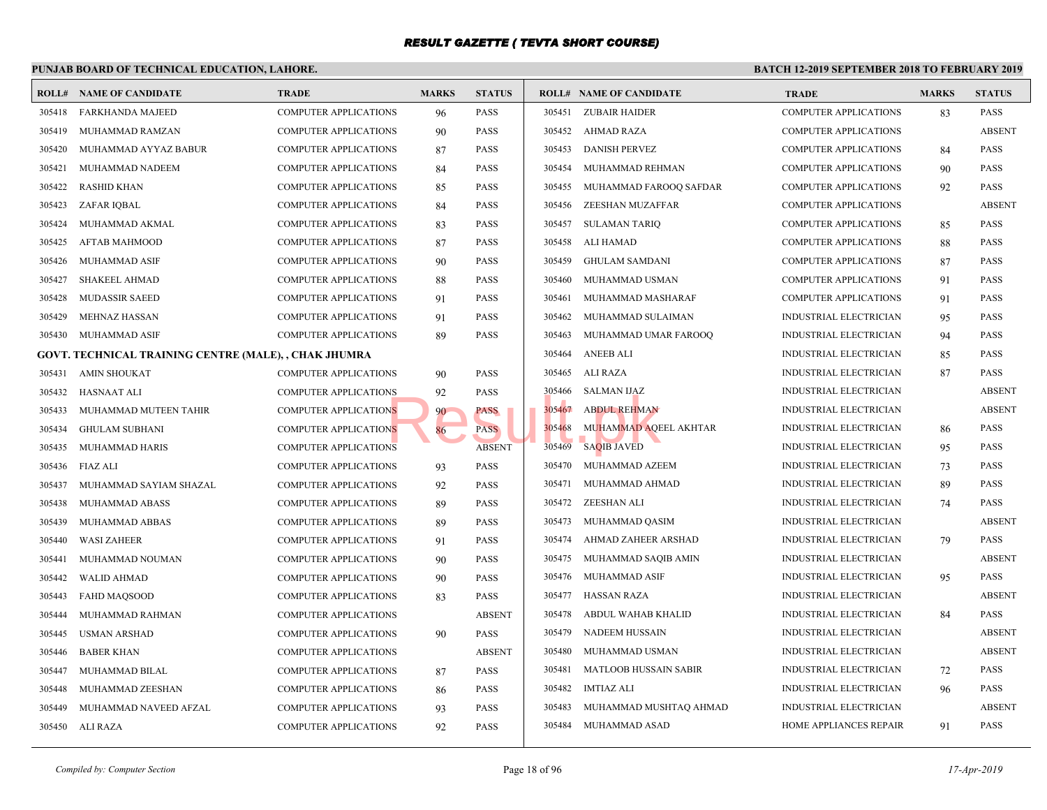# RESULT GAZETTE ( TEVTA SHORT COURSE)

**PUNJAB BOARD OF TECHNICAL EDUCATION, LAHORE.**

**BATCH 12-2019 SEPTEMBER 2018 TO FEBRUARY 2019**

| ROLL# | NAME OF CANDIDATE | TRADE | MARKS | STATUS |
|---|---|---|---|---|
| 305418 | FARKHANDA MAJEED | COMPUTER APPLICATIONS | 96 | PASS |
| 305419 | MUHAMMAD RAMZAN | COMPUTER APPLICATIONS | 90 | PASS |
| 305420 | MUHAMMAD AYYAZ BABUR | COMPUTER APPLICATIONS | 87 | PASS |
| 305421 | MUHAMMAD NADEEM | COMPUTER APPLICATIONS | 84 | PASS |
| 305422 | RASHID KHAN | COMPUTER APPLICATIONS | 85 | PASS |
| 305423 | ZAFAR IQBAL | COMPUTER APPLICATIONS | 84 | PASS |
| 305424 | MUHAMMAD AKMAL | COMPUTER APPLICATIONS | 83 | PASS |
| 305425 | AFTAB MAHMOOD | COMPUTER APPLICATIONS | 87 | PASS |
| 305426 | MUHAMMAD ASIF | COMPUTER APPLICATIONS | 90 | PASS |
| 305427 | SHAKEEL AHMAD | COMPUTER APPLICATIONS | 88 | PASS |
| 305428 | MUDASSIR SAEED | COMPUTER APPLICATIONS | 91 | PASS |
| 305429 | MEHNAZ HASSAN | COMPUTER APPLICATIONS | 91 | PASS |
| 305430 | MUHAMMAD ASIF | COMPUTER APPLICATIONS | 89 | PASS |

**GOVT. TECHNICAL TRAINING CENTRE (MALE), , CHAK JHUMRA**

| ROLL# | NAME OF CANDIDATE | TRADE | MARKS | STATUS |
|---|---|---|---|---|
| 305431 | AMIN SHOUKAT | COMPUTER APPLICATIONS | 90 | PASS |
| 305432 | HASNAAT ALI | COMPUTER APPLICATIONS | 92 | PASS |
| 305433 | MUHAMMAD MUTEEN TAHIR | COMPUTER APPLICATIONS | 90 | PASS |
| 305434 | GHULAM SUBHANI | COMPUTER APPLICATIONS | 86 | PASS |
| 305435 | MUHAMMAD HARIS | COMPUTER APPLICATIONS | | ABSENT |
| 305436 | FIAZ ALI | COMPUTER APPLICATIONS | 93 | PASS |
| 305437 | MUHAMMAD SAYIAM SHAZAL | COMPUTER APPLICATIONS | 92 | PASS |
| 305438 | MUHAMMAD ABASS | COMPUTER APPLICATIONS | 89 | PASS |
| 305439 | MUHAMMAD ABBAS | COMPUTER APPLICATIONS | 89 | PASS |
| 305440 | WASI ZAHEER | COMPUTER APPLICATIONS | 91 | PASS |
| 305441 | MUHAMMAD NOUMAN | COMPUTER APPLICATIONS | 90 | PASS |
| 305442 | WALID AHMAD | COMPUTER APPLICATIONS | 90 | PASS |
| 305443 | FAHD MAQSOOD | COMPUTER APPLICATIONS | 83 | PASS |
| 305444 | MUHAMMAD RAHMAN | COMPUTER APPLICATIONS | | ABSENT |
| 305445 | USMAN ARSHAD | COMPUTER APPLICATIONS | 90 | PASS |
| 305446 | BABER KHAN | COMPUTER APPLICATIONS | | ABSENT |
| 305447 | MUHAMMAD BILAL | COMPUTER APPLICATIONS | 87 | PASS |
| 305448 | MUHAMMAD ZEESHAN | COMPUTER APPLICATIONS | 86 | PASS |
| 305449 | MUHAMMAD NAVEED AFZAL | COMPUTER APPLICATIONS | 93 | PASS |
| 305450 | ALI RAZA | COMPUTER APPLICATIONS | 92 | PASS |
| 305451 | ZUBAIR HAIDER | COMPUTER APPLICATIONS | 83 | PASS |
| 305452 | AHMAD RAZA | COMPUTER APPLICATIONS | | ABSENT |
| 305453 | DANISH PERVEZ | COMPUTER APPLICATIONS | 84 | PASS |
| 305454 | MUHAMMAD REHMAN | COMPUTER APPLICATIONS | 90 | PASS |
| 305455 | MUHAMMAD FAROOQ SAFDAR | COMPUTER APPLICATIONS | 92 | PASS |
| 305456 | ZEESHAN MUZAFFAR | COMPUTER APPLICATIONS | | ABSENT |
| 305457 | SULAMAN TARIQ | COMPUTER APPLICATIONS | 85 | PASS |
| 305458 | ALI HAMAD | COMPUTER APPLICATIONS | 88 | PASS |
| 305459 | GHULAM SAMDANI | COMPUTER APPLICATIONS | 87 | PASS |
| 305460 | MUHAMMAD USMAN | COMPUTER APPLICATIONS | 91 | PASS |
| 305461 | MUHAMMAD MASHARAF | COMPUTER APPLICATIONS | 91 | PASS |
| 305462 | MUHAMMAD SULAIMAN | INDUSTRIAL ELECTRICIAN | 95 | PASS |
| 305463 | MUHAMMAD UMAR FAROOQ | INDUSTRIAL ELECTRICIAN | 94 | PASS |
| 305464 | ANEEB ALI | INDUSTRIAL ELECTRICIAN | 85 | PASS |
| 305465 | ALI RAZA | INDUSTRIAL ELECTRICIAN | 87 | PASS |
| 305466 | SALMAN IJAZ | INDUSTRIAL ELECTRICIAN | | ABSENT |
| 305467 | ABDUL REHMAN | INDUSTRIAL ELECTRICIAN | | ABSENT |
| 305468 | MUHAMMAD AQEEL AKHTAR | INDUSTRIAL ELECTRICIAN | 86 | PASS |
| 305469 | SAQIB JAVED | INDUSTRIAL ELECTRICIAN | 95 | PASS |
| 305470 | MUHAMMAD AZEEM | INDUSTRIAL ELECTRICIAN | 73 | PASS |
| 305471 | MUHAMMAD AHMAD | INDUSTRIAL ELECTRICIAN | 89 | PASS |
| 305472 | ZEESHAN ALI | INDUSTRIAL ELECTRICIAN | 74 | PASS |
| 305473 | MUHAMMAD QASIM | INDUSTRIAL ELECTRICIAN | | ABSENT |
| 305474 | AHMAD ZAHEER ARSHAD | INDUSTRIAL ELECTRICIAN | 79 | PASS |
| 305475 | MUHAMMAD SAQIB AMIN | INDUSTRIAL ELECTRICIAN | | ABSENT |
| 305476 | MUHAMMAD ASIF | INDUSTRIAL ELECTRICIAN | 95 | PASS |
| 305477 | HASSAN RAZA | INDUSTRIAL ELECTRICIAN | | ABSENT |
| 305478 | ABDUL WAHAB KHALID | INDUSTRIAL ELECTRICIAN | 84 | PASS |
| 305479 | NADEEM HUSSAIN | INDUSTRIAL ELECTRICIAN | | ABSENT |
| 305480 | MUHAMMAD USMAN | INDUSTRIAL ELECTRICIAN | | ABSENT |
| 305481 | MATLOOB HUSSAIN SABIR | INDUSTRIAL ELECTRICIAN | 72 | PASS |
| 305482 | IMTIAZ ALI | INDUSTRIAL ELECTRICIAN | 96 | PASS |
| 305483 | MUHAMMAD MUSHTAQ AHMAD | INDUSTRIAL ELECTRICIAN | | ABSENT |
| 305484 | MUHAMMAD ASAD | HOME APPLIANCES REPAIR | 91 | PASS |

*Compiled by: Computer Section*

*17-Apr-2019*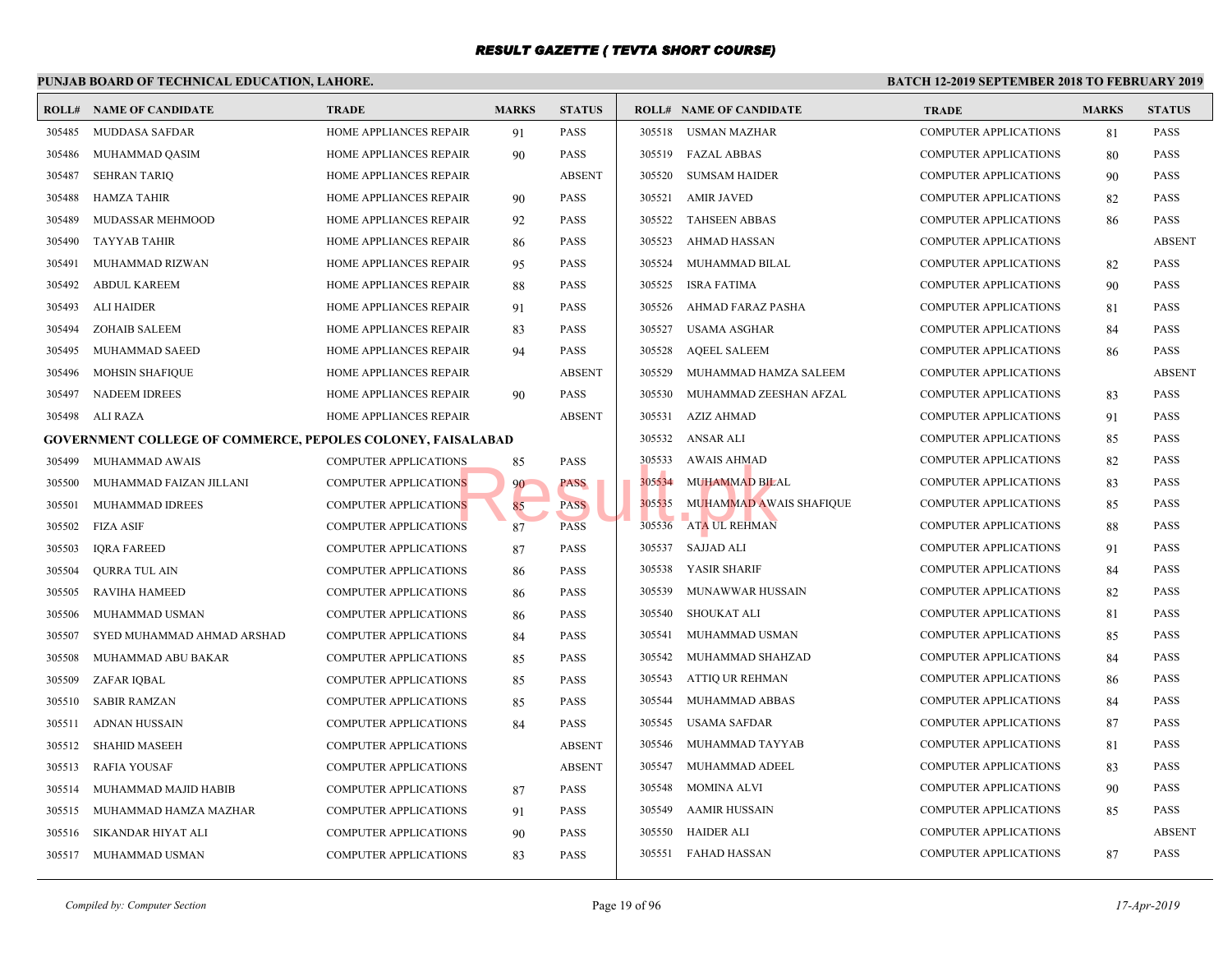# RESULT GAZETTE ( TEVTA SHORT COURSE)

**PUNJAB BOARD OF TECHNICAL EDUCATION, LAHORE.**

**BATCH 12-2019 SEPTEMBER 2018 TO FEBRUARY 2019**

| ROLL# | NAME OF CANDIDATE | TRADE | MARKS | STATUS |
|---|---|---|---|---|
| 305485 | MUDDASA SAFDAR | HOME APPLIANCES REPAIR | 91 | PASS |
| 305486 | MUHAMMAD QASIM | HOME APPLIANCES REPAIR | 90 | PASS |
| 305487 | SEHRAN TARIQ | HOME APPLIANCES REPAIR | | ABSENT |
| 305488 | HAMZA TAHIR | HOME APPLIANCES REPAIR | 90 | PASS |
| 305489 | MUDASSAR MEHMOOD | HOME APPLIANCES REPAIR | 92 | PASS |
| 305490 | TAYYAB TAHIR | HOME APPLIANCES REPAIR | 86 | PASS |
| 305491 | MUHAMMAD RIZWAN | HOME APPLIANCES REPAIR | 95 | PASS |
| 305492 | ABDUL KAREEM | HOME APPLIANCES REPAIR | 88 | PASS |
| 305493 | ALI HAIDER | HOME APPLIANCES REPAIR | 91 | PASS |
| 305494 | ZOHAIB SALEEM | HOME APPLIANCES REPAIR | 83 | PASS |
| 305495 | MUHAMMAD SAEED | HOME APPLIANCES REPAIR | 94 | PASS |
| 305496 | MOHSIN SHAFIQUE | HOME APPLIANCES REPAIR | | ABSENT |
| 305497 | NADEEM IDREES | HOME APPLIANCES REPAIR | 90 | PASS |
| 305498 | ALI RAZA | HOME APPLIANCES REPAIR | | ABSENT |

**GOVERNMENT COLLEGE OF COMMERCE, PEPOLES COLONEY, FAISALABAD**

| ROLL# | NAME OF CANDIDATE | TRADE | MARKS | STATUS |
|---|---|---|---|---|
| 305499 | MUHAMMAD AWAIS | COMPUTER APPLICATIONS | 85 | PASS |
| 305500 | MUHAMMAD FAIZAN JILLANI | COMPUTER APPLICATIONS | 90 | PASS |
| 305501 | MUHAMMAD IDREES | COMPUTER APPLICATIONS | 85 | PASS |
| 305502 | FIZA ASIF | COMPUTER APPLICATIONS | 87 | PASS |
| 305503 | IQRA FAREED | COMPUTER APPLICATIONS | 87 | PASS |
| 305504 | QURRA TUL AIN | COMPUTER APPLICATIONS | 86 | PASS |
| 305505 | RAVIHA HAMEED | COMPUTER APPLICATIONS | 86 | PASS |
| 305506 | MUHAMMAD USMAN | COMPUTER APPLICATIONS | 86 | PASS |
| 305507 | SYED MUHAMMAD AHMAD ARSHAD | COMPUTER APPLICATIONS | 84 | PASS |
| 305508 | MUHAMMAD ABU BAKAR | COMPUTER APPLICATIONS | 85 | PASS |
| 305509 | ZAFAR IQBAL | COMPUTER APPLICATIONS | 85 | PASS |
| 305510 | SABIR RAMZAN | COMPUTER APPLICATIONS | 85 | PASS |
| 305511 | ADNAN HUSSAIN | COMPUTER APPLICATIONS | 84 | PASS |
| 305512 | SHAHID MASEEH | COMPUTER APPLICATIONS | | ABSENT |
| 305513 | RAFIA YOUSAF | COMPUTER APPLICATIONS | | ABSENT |
| 305514 | MUHAMMAD MAJID HABIB | COMPUTER APPLICATIONS | 87 | PASS |
| 305515 | MUHAMMAD HAMZA MAZHAR | COMPUTER APPLICATIONS | 91 | PASS |
| 305516 | SIKANDAR HIYAT ALI | COMPUTER APPLICATIONS | 90 | PASS |
| 305517 | MUHAMMAD USMAN | COMPUTER APPLICATIONS | 83 | PASS |
| 305518 | USMAN MAZHAR | COMPUTER APPLICATIONS | 81 | PASS |
| 305519 | FAZAL ABBAS | COMPUTER APPLICATIONS | 80 | PASS |
| 305520 | SUMSAM HAIDER | COMPUTER APPLICATIONS | 90 | PASS |
| 305521 | AMIR JAVED | COMPUTER APPLICATIONS | 82 | PASS |
| 305522 | TAHSEEN ABBAS | COMPUTER APPLICATIONS | 86 | PASS |
| 305523 | AHMAD HASSAN | COMPUTER APPLICATIONS | | ABSENT |
| 305524 | MUHAMMAD BILAL | COMPUTER APPLICATIONS | 82 | PASS |
| 305525 | ISRA FATIMA | COMPUTER APPLICATIONS | 90 | PASS |
| 305526 | AHMAD FARAZ PASHA | COMPUTER APPLICATIONS | 81 | PASS |
| 305527 | USAMA ASGHAR | COMPUTER APPLICATIONS | 84 | PASS |
| 305528 | AQEEL SALEEM | COMPUTER APPLICATIONS | 86 | PASS |
| 305529 | MUHAMMAD HAMZA SALEEM | COMPUTER APPLICATIONS | | ABSENT |
| 305530 | MUHAMMAD ZEESHAN AFZAL | COMPUTER APPLICATIONS | 83 | PASS |
| 305531 | AZIZ AHMAD | COMPUTER APPLICATIONS | 91 | PASS |
| 305532 | ANSAR ALI | COMPUTER APPLICATIONS | 85 | PASS |
| 305533 | AWAIS AHMAD | COMPUTER APPLICATIONS | 82 | PASS |
| 305534 | MUHAMMAD BILAL | COMPUTER APPLICATIONS | 83 | PASS |
| 305535 | MUHAMMAD AWAIS SHAFIQUE | COMPUTER APPLICATIONS | 85 | PASS |
| 305536 | ATA UL REHMAN | COMPUTER APPLICATIONS | 88 | PASS |
| 305537 | SAJJAD ALI | COMPUTER APPLICATIONS | 91 | PASS |
| 305538 | YASIR SHARIF | COMPUTER APPLICATIONS | 84 | PASS |
| 305539 | MUNAWWAR HUSSAIN | COMPUTER APPLICATIONS | 82 | PASS |
| 305540 | SHOUKAT ALI | COMPUTER APPLICATIONS | 81 | PASS |
| 305541 | MUHAMMAD USMAN | COMPUTER APPLICATIONS | 85 | PASS |
| 305542 | MUHAMMAD SHAHZAD | COMPUTER APPLICATIONS | 84 | PASS |
| 305543 | ATTIQ UR REHMAN | COMPUTER APPLICATIONS | 86 | PASS |
| 305544 | MUHAMMAD ABBAS | COMPUTER APPLICATIONS | 84 | PASS |
| 305545 | USAMA SAFDAR | COMPUTER APPLICATIONS | 87 | PASS |
| 305546 | MUHAMMAD TAYYAB | COMPUTER APPLICATIONS | 81 | PASS |
| 305547 | MUHAMMAD ADEEL | COMPUTER APPLICATIONS | 83 | PASS |
| 305548 | MOMINA ALVI | COMPUTER APPLICATIONS | 90 | PASS |
| 305549 | AAMIR HUSSAIN | COMPUTER APPLICATIONS | 85 | PASS |
| 305550 | HAIDER ALI | COMPUTER APPLICATIONS | | ABSENT |
| 305551 | FAHAD HASSAN | COMPUTER APPLICATIONS | 87 | PASS |

*Compiled by: Computer Section*

*17-Apr-2019*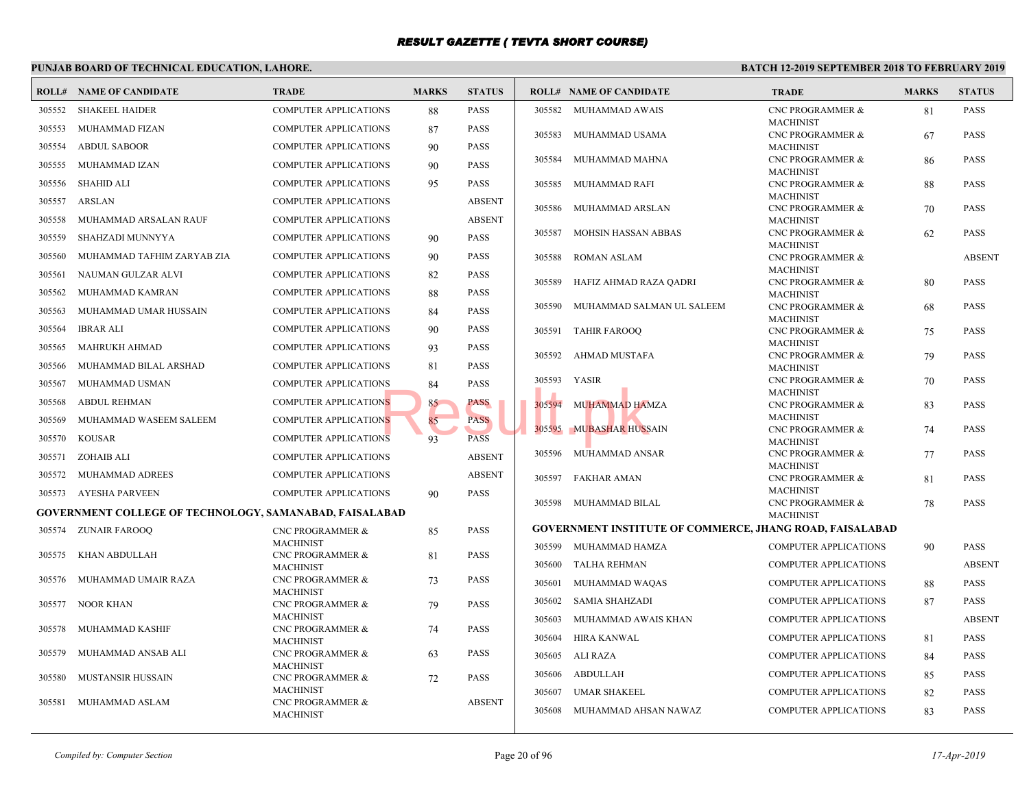# RESULT GAZETTE ( TEVTA SHORT COURSE)

**PUNJAB BOARD OF TECHNICAL EDUCATION, LAHORE.** | **BATCH 12-2019 SEPTEMBER 2018 TO FEBRUARY 2019**

| ROLL# | NAME OF CANDIDATE | TRADE | MARKS | STATUS |
|---|---|---|---|---|
| 305552 | SHAKEEL HAIDER | COMPUTER APPLICATIONS | 88 | PASS |
| 305553 | MUHAMMAD FIZAN | COMPUTER APPLICATIONS | 87 | PASS |
| 305554 | ABDUL SABOOR | COMPUTER APPLICATIONS | 90 | PASS |
| 305555 | MUHAMMAD IZAN | COMPUTER APPLICATIONS | 90 | PASS |
| 305556 | SHAHID ALI | COMPUTER APPLICATIONS | 95 | PASS |
| 305557 | ARSLAN | COMPUTER APPLICATIONS | | ABSENT |
| 305558 | MUHAMMAD ARSALAN RAUF | COMPUTER APPLICATIONS | | ABSENT |
| 305559 | SHAHZADI MUNNYYA | COMPUTER APPLICATIONS | 90 | PASS |
| 305560 | MUHAMMAD TAFHIM ZARYAB ZIA | COMPUTER APPLICATIONS | 90 | PASS |
| 305561 | NAUMAN GULZAR ALVI | COMPUTER APPLICATIONS | 82 | PASS |
| 305562 | MUHAMMAD KAMRAN | COMPUTER APPLICATIONS | 88 | PASS |
| 305563 | MUHAMMAD UMAR HUSSAIN | COMPUTER APPLICATIONS | 84 | PASS |
| 305564 | IBRAR ALI | COMPUTER APPLICATIONS | 90 | PASS |
| 305565 | MAHRUKH AHMAD | COMPUTER APPLICATIONS | 93 | PASS |
| 305566 | MUHAMMAD BILAL ARSHAD | COMPUTER APPLICATIONS | 81 | PASS |
| 305567 | MUHAMMAD USMAN | COMPUTER APPLICATIONS | 84 | PASS |
| 305568 | ABDUL REHMAN | COMPUTER APPLICATIONS | 85 | PASS |
| 305569 | MUHAMMAD WASEEM SALEEM | COMPUTER APPLICATIONS | 85 | PASS |
| 305570 | KOUSAR | COMPUTER APPLICATIONS | 93 | PASS |
| 305571 | ZOHAIB ALI | COMPUTER APPLICATIONS | | ABSENT |
| 305572 | MUHAMMAD ADREES | COMPUTER APPLICATIONS | | ABSENT |
| 305573 | AYESHA PARVEEN | COMPUTER APPLICATIONS | 90 | PASS |

**GOVERNMENT COLLEGE OF TECHNOLOGY, SAMANABAD, FAISALABAD**

| ROLL# | NAME OF CANDIDATE | TRADE | MARKS | STATUS |
|---|---|---|---|---|
| 305574 | ZUNAIR FAROOQ | CNC PROGRAMMER & MACHINIST | 85 | PASS |
| 305575 | KHAN ABDULLAH | CNC PROGRAMMER & MACHINIST | 81 | PASS |
| 305576 | MUHAMMAD UMAIR RAZA | CNC PROGRAMMER & MACHINIST | 73 | PASS |
| 305577 | NOOR KHAN | CNC PROGRAMMER & MACHINIST | 79 | PASS |
| 305578 | MUHAMMAD KASHIF | CNC PROGRAMMER & MACHINIST | 74 | PASS |
| 305579 | MUHAMMAD ANSAB ALI | CNC PROGRAMMER & MACHINIST | 63 | PASS |
| 305580 | MUSTANSIR HUSSAIN | CNC PROGRAMMER & MACHINIST | 72 | PASS |
| 305581 | MUHAMMAD ASLAM | CNC PROGRAMMER & MACHINIST | | ABSENT |
| 305582 | MUHAMMAD AWAIS | CNC PROGRAMMER & MACHINIST | 81 | PASS |
| 305583 | MUHAMMAD USAMA | CNC PROGRAMMER & MACHINIST | 67 | PASS |
| 305584 | MUHAMMAD MAHNA | CNC PROGRAMMER & MACHINIST | 86 | PASS |
| 305585 | MUHAMMAD RAFI | CNC PROGRAMMER & MACHINIST | 88 | PASS |
| 305586 | MUHAMMAD ARSLAN | CNC PROGRAMMER & MACHINIST | 70 | PASS |
| 305587 | MOHSIN HASSAN ABBAS | CNC PROGRAMMER & MACHINIST | 62 | PASS |
| 305588 | ROMAN ASLAM | CNC PROGRAMMER & MACHINIST | | ABSENT |
| 305589 | HAFIZ AHMAD RAZA QADRI | CNC PROGRAMMER & MACHINIST | 80 | PASS |
| 305590 | MUHAMMAD SALMAN UL SALEEM | CNC PROGRAMMER & MACHINIST | 68 | PASS |
| 305591 | TAHIR FAROOQ | CNC PROGRAMMER & MACHINIST | 75 | PASS |
| 305592 | AHMAD MUSTAFA | CNC PROGRAMMER & MACHINIST | 79 | PASS |
| 305593 | YASIR | CNC PROGRAMMER & MACHINIST | 70 | PASS |
| 305594 | MUHAMMAD HAMZA | CNC PROGRAMMER & MACHINIST | 83 | PASS |
| 305595 | MUBASHAR HUSSAIN | CNC PROGRAMMER & MACHINIST | 74 | PASS |
| 305596 | MUHAMMAD ANSAR | CNC PROGRAMMER & MACHINIST | 77 | PASS |
| 305597 | FAKHAR AMAN | CNC PROGRAMMER & MACHINIST | 81 | PASS |
| 305598 | MUHAMMAD BILAL | CNC PROGRAMMER & MACHINIST | 78 | PASS |

**GOVERNMENT INSTITUTE OF COMMERCE, JHANG ROAD, FAISALABAD**

| ROLL# | NAME OF CANDIDATE | TRADE | MARKS | STATUS |
|---|---|---|---|---|
| 305599 | MUHAMMAD HAMZA | COMPUTER APPLICATIONS | 90 | PASS |
| 305600 | TALHA REHMAN | COMPUTER APPLICATIONS | | ABSENT |
| 305601 | MUHAMMAD WAQAS | COMPUTER APPLICATIONS | 88 | PASS |
| 305602 | SAMIA SHAHZADI | COMPUTER APPLICATIONS | 87 | PASS |
| 305603 | MUHAMMAD AWAIS KHAN | COMPUTER APPLICATIONS | | ABSENT |
| 305604 | HIRA KANWAL | COMPUTER APPLICATIONS | 81 | PASS |
| 305605 | ALI RAZA | COMPUTER APPLICATIONS | 84 | PASS |
| 305606 | ABDULLAH | COMPUTER APPLICATIONS | 85 | PASS |
| 305607 | UMAR SHAKEEL | COMPUTER APPLICATIONS | 82 | PASS |
| 305608 | MUHAMMAD AHSAN NAWAZ | COMPUTER APPLICATIONS | 83 | PASS |

*Compiled by: Computer Section* | *17-Apr-2019*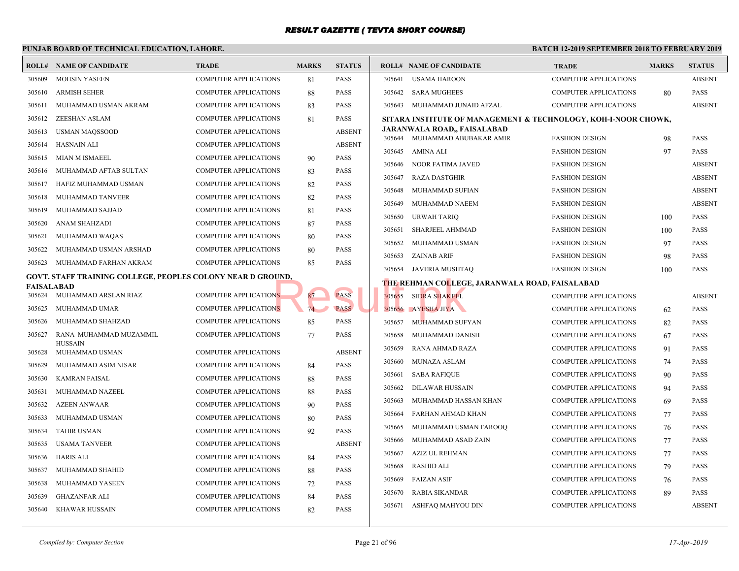# RESULT GAZETTE ( TEVTA SHORT COURSE)

**PUNJAB BOARD OF TECHNICAL EDUCATION, LAHORE.**

**BATCH 12-2019 SEPTEMBER 2018 TO FEBRUARY 2019**

| ROLL# | NAME OF CANDIDATE | TRADE | MARKS | STATUS |
|---|---|---|---|---|
| 305609 | MOHSIN YASEEN | COMPUTER APPLICATIONS | 81 | PASS |
| 305610 | ARMISH SEHER | COMPUTER APPLICATIONS | 88 | PASS |
| 305611 | MUHAMMAD USMAN AKRAM | COMPUTER APPLICATIONS | 83 | PASS |
| 305612 | ZEESHAN ASLAM | COMPUTER APPLICATIONS | 81 | PASS |
| 305613 | USMAN MAQSSOOD | COMPUTER APPLICATIONS | | ABSENT |
| 305614 | HASNAIN ALI | COMPUTER APPLICATIONS | | ABSENT |
| 305615 | MIAN M ISMAEEL | COMPUTER APPLICATIONS | 90 | PASS |
| 305616 | MUHAMMAD AFTAB SULTAN | COMPUTER APPLICATIONS | 83 | PASS |
| 305617 | HAFIZ MUHAMMAD USMAN | COMPUTER APPLICATIONS | 82 | PASS |
| 305618 | MUHAMMAD TANVEER | COMPUTER APPLICATIONS | 82 | PASS |
| 305619 | MUHAMMAD SAJJAD | COMPUTER APPLICATIONS | 81 | PASS |
| 305620 | ANAM SHAHZADI | COMPUTER APPLICATIONS | 87 | PASS |
| 305621 | MUHAMMAD WAQAS | COMPUTER APPLICATIONS | 80 | PASS |
| 305622 | MUHAMMAD USMAN ARSHAD | COMPUTER APPLICATIONS | 80 | PASS |
| 305623 | MUHAMMAD FARHAN AKRAM | COMPUTER APPLICATIONS | 85 | PASS |

**GOVT. STAFF TRAINING COLLEGE, PEOPLES COLONY NEAR D GROUND, FAISALABAD**

| ROLL# | NAME OF CANDIDATE | TRADE | MARKS | STATUS |
|---|---|---|---|---|
| 305624 | MUHAMMAD ARSLAN RIAZ | COMPUTER APPLICATIONS | 87 | PASS |
| 305625 | MUHAMMAD UMAR | COMPUTER APPLICATIONS | 74 | PASS |
| 305626 | MUHAMMAD SHAHZAD | COMPUTER APPLICATIONS | 85 | PASS |
| 305627 | RANA MUHAMMAD MUZAMMIL HUSSAIN | COMPUTER APPLICATIONS | 77 | PASS |
| 305628 | MUHAMMAD USMAN | COMPUTER APPLICATIONS | | ABSENT |
| 305629 | MUHAMMAD ASIM NISAR | COMPUTER APPLICATIONS | 84 | PASS |
| 305630 | KAMRAN FAISAL | COMPUTER APPLICATIONS | 88 | PASS |
| 305631 | MUHAMMAD NAZEEL | COMPUTER APPLICATIONS | 88 | PASS |
| 305632 | AZEEN ANWAAR | COMPUTER APPLICATIONS | 90 | PASS |
| 305633 | MUHAMMAD USMAN | COMPUTER APPLICATIONS | 80 | PASS |
| 305634 | TAHIR USMAN | COMPUTER APPLICATIONS | 92 | PASS |
| 305635 | USAMA TANVEER | COMPUTER APPLICATIONS | | ABSENT |
| 305636 | HARIS ALI | COMPUTER APPLICATIONS | 84 | PASS |
| 305637 | MUHAMMAD SHAHID | COMPUTER APPLICATIONS | 88 | PASS |
| 305638 | MUHAMMAD YASEEN | COMPUTER APPLICATIONS | 72 | PASS |
| 305639 | GHAZANFAR ALI | COMPUTER APPLICATIONS | 84 | PASS |
| 305640 | KHAWAR HUSSAIN | COMPUTER APPLICATIONS | 82 | PASS |
| 305641 | USAMA HAROON | COMPUTER APPLICATIONS | | ABSENT |
| 305642 | SARA MUGHEES | COMPUTER APPLICATIONS | 80 | PASS |
| 305643 | MUHAMMAD JUNAID AFZAL | COMPUTER APPLICATIONS | | ABSENT |

**SITARA INSTITUTE OF MANAGEMENT & TECHNOLOGY, KOH-I-NOOR CHOWK, JARANWALA ROAD,, FAISALABAD**

| ROLL# | NAME OF CANDIDATE | TRADE | MARKS | STATUS |
|---|---|---|---|---|
| 305644 | MUHAMMAD ABUBAKAR AMIR | FASHION DESIGN | 98 | PASS |
| 305645 | AMINA ALI | FASHION DESIGN | 97 | PASS |
| 305646 | NOOR FATIMA JAVED | FASHION DESIGN | | ABSENT |
| 305647 | RAZA DASTGHIR | FASHION DESIGN | | ABSENT |
| 305648 | MUHAMMAD SUFIAN | FASHION DESIGN | | ABSENT |
| 305649 | MUHAMMAD NAEEM | FASHION DESIGN | | ABSENT |
| 305650 | URWAH TARIQ | FASHION DESIGN | 100 | PASS |
| 305651 | SHARJEEL AHMMAD | FASHION DESIGN | 100 | PASS |
| 305652 | MUHAMMAD USMAN | FASHION DESIGN | 97 | PASS |
| 305653 | ZAINAB ARIF | FASHION DESIGN | 98 | PASS |
| 305654 | JAVERIA MUSHTAQ | FASHION DESIGN | 100 | PASS |

**THE REHMAN COLLEGE, JARANWALA ROAD, FAISALABAD**

| ROLL# | NAME OF CANDIDATE | TRADE | MARKS | STATUS |
|---|---|---|---|---|
| 305655 | SIDRA SHAKEEL | COMPUTER APPLICATIONS | | ABSENT |
| 305656 | AYESHA JIYA | COMPUTER APPLICATIONS | 62 | PASS |
| 305657 | MUHAMMAD SUFYAN | COMPUTER APPLICATIONS | 82 | PASS |
| 305658 | MUHAMMAD DANISH | COMPUTER APPLICATIONS | 67 | PASS |
| 305659 | RANA AHMAD RAZA | COMPUTER APPLICATIONS | 91 | PASS |
| 305660 | MUNAZA ASLAM | COMPUTER APPLICATIONS | 74 | PASS |
| 305661 | SABA RAFIQUE | COMPUTER APPLICATIONS | 90 | PASS |
| 305662 | DILAWAR HUSSAIN | COMPUTER APPLICATIONS | 94 | PASS |
| 305663 | MUHAMMAD HASSAN KHAN | COMPUTER APPLICATIONS | 69 | PASS |
| 305664 | FARHAN AHMAD KHAN | COMPUTER APPLICATIONS | 77 | PASS |
| 305665 | MUHAMMAD USMAN FAROOQ | COMPUTER APPLICATIONS | 76 | PASS |
| 305666 | MUHAMMAD ASAD ZAIN | COMPUTER APPLICATIONS | 77 | PASS |
| 305667 | AZIZ UL REHMAN | COMPUTER APPLICATIONS | 77 | PASS |
| 305668 | RASHID ALI | COMPUTER APPLICATIONS | 79 | PASS |
| 305669 | FAIZAN ASIF | COMPUTER APPLICATIONS | 76 | PASS |
| 305670 | RABIA SIKANDAR | COMPUTER APPLICATIONS | 89 | PASS |
| 305671 | ASHFAQ MAHYOU DIN | COMPUTER APPLICATIONS | | ABSENT |

*Compiled by: Computer Section*

*17-Apr-2019*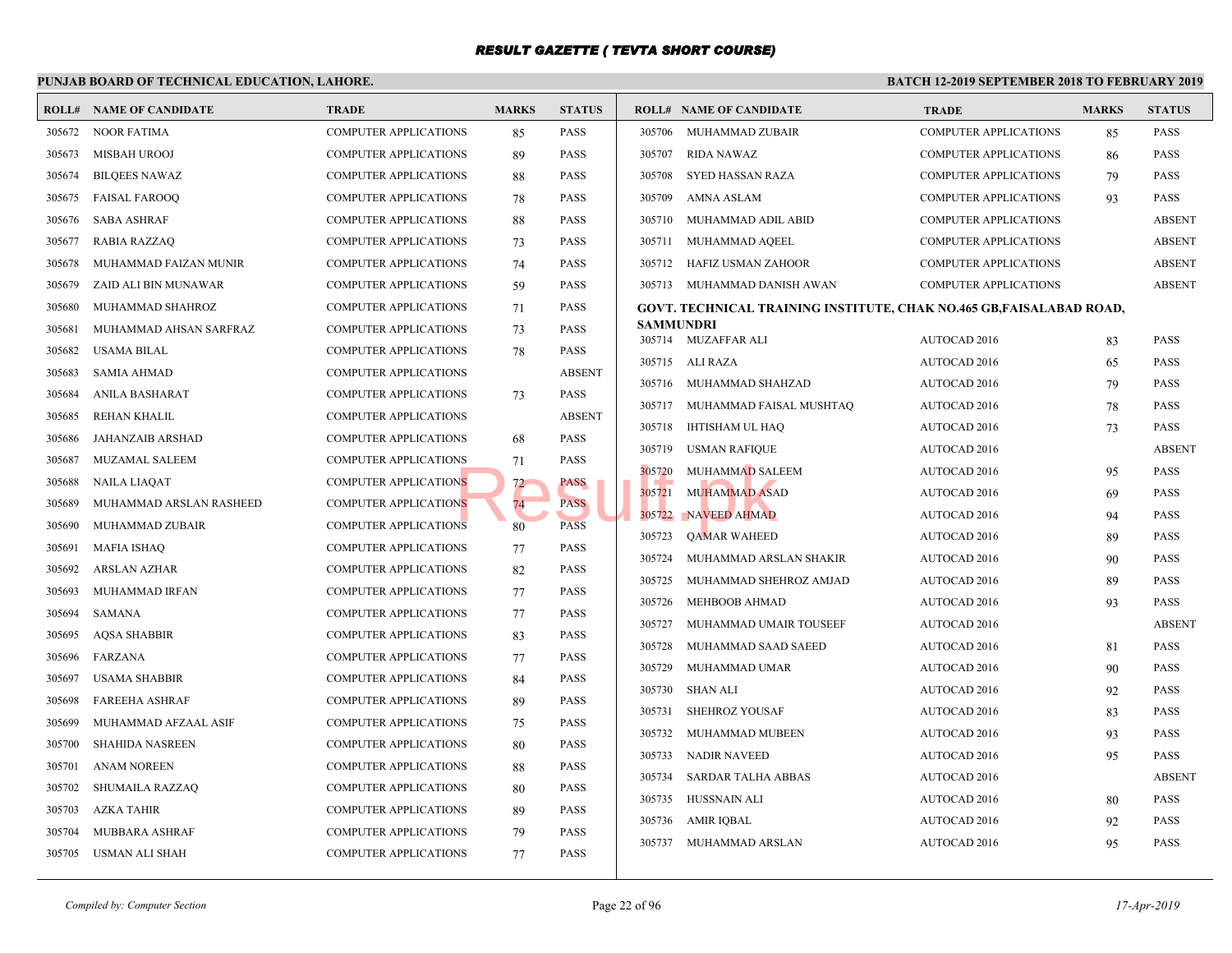# RESULT GAZETTE ( TEVTA SHORT COURSE)

## PUNJAB BOARD OF TECHNICAL EDUCATION, LAHORE.

**BATCH 12-2019 SEPTEMBER 2018 TO FEBRUARY 2019**

| ROLL# | NAME OF CANDIDATE | TRADE | MARKS | STATUS |
|---|---|---|---|---|
| 305672 | NOOR FATIMA | COMPUTER APPLICATIONS | 85 | PASS |
| 305673 | MISBAH UROOJ | COMPUTER APPLICATIONS | 89 | PASS |
| 305674 | BILQEES NAWAZ | COMPUTER APPLICATIONS | 88 | PASS |
| 305675 | FAISAL FAROOQ | COMPUTER APPLICATIONS | 78 | PASS |
| 305676 | SABA ASHRAF | COMPUTER APPLICATIONS | 88 | PASS |
| 305677 | RABIA RAZZAQ | COMPUTER APPLICATIONS | 73 | PASS |
| 305678 | MUHAMMAD FAIZAN MUNIR | COMPUTER APPLICATIONS | 74 | PASS |
| 305679 | ZAID ALI BIN MUNAWAR | COMPUTER APPLICATIONS | 59 | PASS |
| 305680 | MUHAMMAD SHAHROZ | COMPUTER APPLICATIONS | 71 | PASS |
| 305681 | MUHAMMAD AHSAN SARFRAZ | COMPUTER APPLICATIONS | 73 | PASS |
| 305682 | USAMA BILAL | COMPUTER APPLICATIONS | 78 | PASS |
| 305683 | SAMIA AHMAD | COMPUTER APPLICATIONS | | ABSENT |
| 305684 | ANILA BASHARAT | COMPUTER APPLICATIONS | 73 | PASS |
| 305685 | REHAN KHALIL | COMPUTER APPLICATIONS | | ABSENT |
| 305686 | JAHANZAIB ARSHAD | COMPUTER APPLICATIONS | 68 | PASS |
| 305687 | MUZAMAL SALEEM | COMPUTER APPLICATIONS | 71 | PASS |
| 305688 | NAILA LIAQAT | COMPUTER APPLICATIONS | 72 | PASS |
| 305689 | MUHAMMAD ARSLAN RASHEED | COMPUTER APPLICATIONS | 74 | PASS |
| 305690 | MUHAMMAD ZUBAIR | COMPUTER APPLICATIONS | 80 | PASS |
| 305691 | MAFIA ISHAQ | COMPUTER APPLICATIONS | 77 | PASS |
| 305692 | ARSLAN AZHAR | COMPUTER APPLICATIONS | 82 | PASS |
| 305693 | MUHAMMAD IRFAN | COMPUTER APPLICATIONS | 77 | PASS |
| 305694 | SAMANA | COMPUTER APPLICATIONS | 77 | PASS |
| 305695 | AQSA SHABBIR | COMPUTER APPLICATIONS | 83 | PASS |
| 305696 | FARZANA | COMPUTER APPLICATIONS | 77 | PASS |
| 305697 | USAMA SHABBIR | COMPUTER APPLICATIONS | 84 | PASS |
| 305698 | FAREEHA ASHRAF | COMPUTER APPLICATIONS | 89 | PASS |
| 305699 | MUHAMMAD AFZAAL ASIF | COMPUTER APPLICATIONS | 75 | PASS |
| 305700 | SHAHIDA NASREEN | COMPUTER APPLICATIONS | 80 | PASS |
| 305701 | ANAM NOREEN | COMPUTER APPLICATIONS | 88 | PASS |
| 305702 | SHUMAILA RAZZAQ | COMPUTER APPLICATIONS | 80 | PASS |
| 305703 | AZKA TAHIR | COMPUTER APPLICATIONS | 89 | PASS |
| 305704 | MUBBARA ASHRAF | COMPUTER APPLICATIONS | 79 | PASS |
| 305705 | USMAN ALI SHAH | COMPUTER APPLICATIONS | 77 | PASS |
| 305706 | MUHAMMAD ZUBAIR | COMPUTER APPLICATIONS | 85 | PASS |
| 305707 | RIDA NAWAZ | COMPUTER APPLICATIONS | 86 | PASS |
| 305708 | SYED HASSAN RAZA | COMPUTER APPLICATIONS | 79 | PASS |
| 305709 | AMNA ASLAM | COMPUTER APPLICATIONS | 93 | PASS |
| 305710 | MUHAMMAD ADIL ABID | COMPUTER APPLICATIONS | | ABSENT |
| 305711 | MUHAMMAD AQEEL | COMPUTER APPLICATIONS | | ABSENT |
| 305712 | HAFIZ USMAN ZAHOOR | COMPUTER APPLICATIONS | | ABSENT |
| 305713 | MUHAMMAD DANISH AWAN | COMPUTER APPLICATIONS | | ABSENT |

### GOVT. TECHNICAL TRAINING INSTITUTE, CHAK NO.465 GB,FAISALABAD ROAD, SAMMUNDRI

| ROLL# | NAME OF CANDIDATE | TRADE | MARKS | STATUS |
|---|---|---|---|---|
| 305714 | MUZAFFAR ALI | AUTOCAD 2016 | 83 | PASS |
| 305715 | ALI RAZA | AUTOCAD 2016 | 65 | PASS |
| 305716 | MUHAMMAD SHAHZAD | AUTOCAD 2016 | 79 | PASS |
| 305717 | MUHAMMAD FAISAL MUSHTAQ | AUTOCAD 2016 | 78 | PASS |
| 305718 | IHTISHAM UL HAQ | AUTOCAD 2016 | 73 | PASS |
| 305719 | USMAN RAFIQUE | AUTOCAD 2016 | | ABSENT |
| 305720 | MUHAMMAD SALEEM | AUTOCAD 2016 | 95 | PASS |
| 305721 | MUHAMMAD ASAD | AUTOCAD 2016 | 69 | PASS |
| 305722 | NAVEED AHMAD | AUTOCAD 2016 | 94 | PASS |
| 305723 | QAMAR WAHEED | AUTOCAD 2016 | 89 | PASS |
| 305724 | MUHAMMAD ARSLAN SHAKIR | AUTOCAD 2016 | 90 | PASS |
| 305725 | MUHAMMAD SHEHROZ AMJAD | AUTOCAD 2016 | 89 | PASS |
| 305726 | MEHBOOB AHMAD | AUTOCAD 2016 | 93 | PASS |
| 305727 | MUHAMMAD UMAIR TOUSEEF | AUTOCAD 2016 | | ABSENT |
| 305728 | MUHAMMAD SAAD SAEED | AUTOCAD 2016 | 81 | PASS |
| 305729 | MUHAMMAD UMAR | AUTOCAD 2016 | 90 | PASS |
| 305730 | SHAN ALI | AUTOCAD 2016 | 92 | PASS |
| 305731 | SHEHROZ YOUSAF | AUTOCAD 2016 | 83 | PASS |
| 305732 | MUHAMMAD MUBEEN | AUTOCAD 2016 | 93 | PASS |
| 305733 | NADIR NAVEED | AUTOCAD 2016 | 95 | PASS |
| 305734 | SARDAR TALHA ABBAS | AUTOCAD 2016 | | ABSENT |
| 305735 | HUSSNAIN ALI | AUTOCAD 2016 | 80 | PASS |
| 305736 | AMIR IQBAL | AUTOCAD 2016 | 92 | PASS |
| 305737 | MUHAMMAD ARSLAN | AUTOCAD 2016 | 95 | PASS |

*Compiled by: Computer Section*

*17-Apr-2019*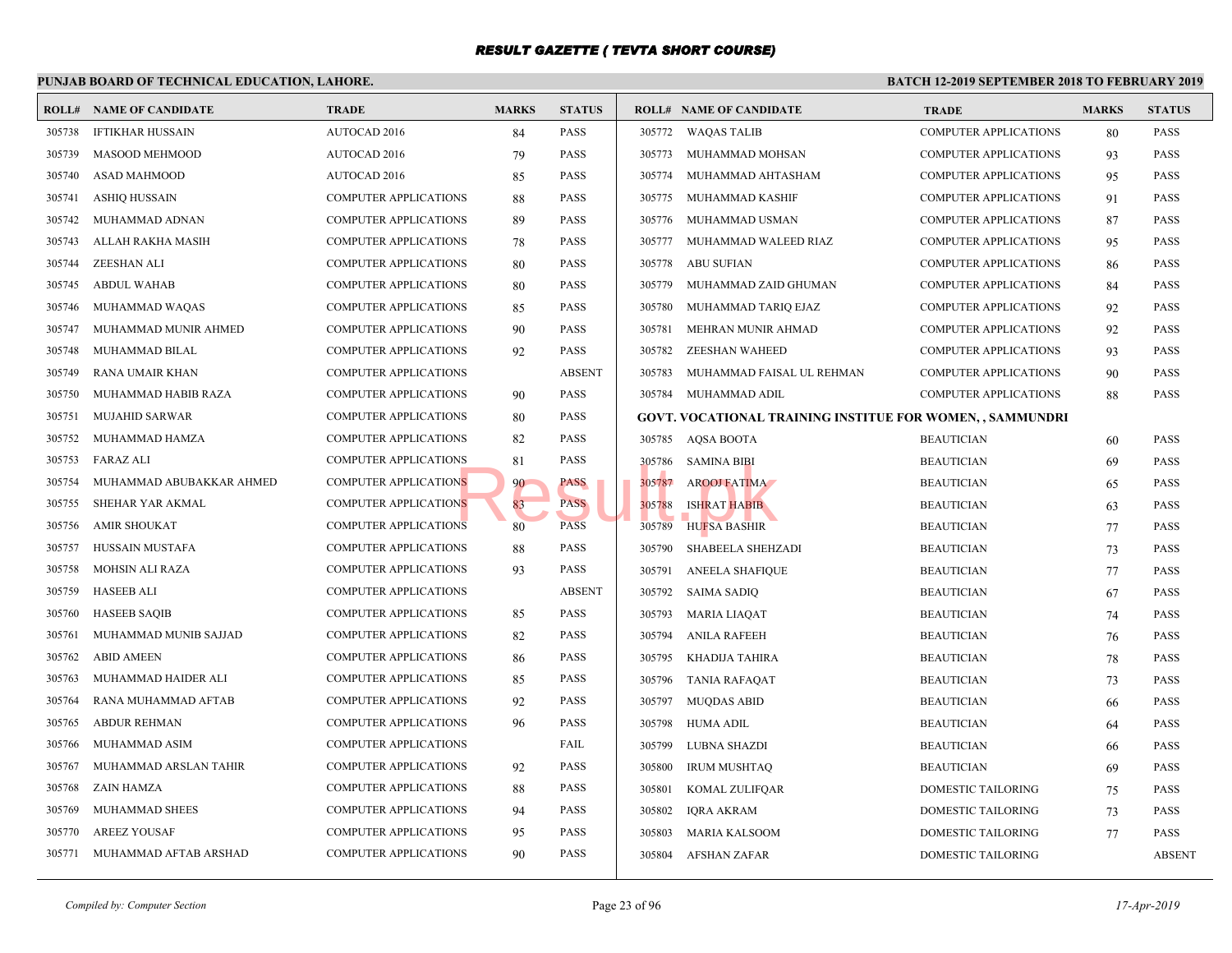# RESULT GAZETTE ( TEVTA SHORT COURSE)

**PUNJAB BOARD OF TECHNICAL EDUCATION, LAHORE.**

**BATCH 12-2019 SEPTEMBER 2018 TO FEBRUARY 2019**

| ROLL# | NAME OF CANDIDATE | TRADE | MARKS | STATUS |
|---|---|---|---|---|
| 305738 | IFTIKHAR HUSSAIN | AUTOCAD 2016 | 84 | PASS |
| 305739 | MASOOD MEHMOOD | AUTOCAD 2016 | 79 | PASS |
| 305740 | ASAD MAHMOOD | AUTOCAD 2016 | 85 | PASS |
| 305741 | ASHIQ HUSSAIN | COMPUTER APPLICATIONS | 88 | PASS |
| 305742 | MUHAMMAD ADNAN | COMPUTER APPLICATIONS | 89 | PASS |
| 305743 | ALLAH RAKHA MASIH | COMPUTER APPLICATIONS | 78 | PASS |
| 305744 | ZEESHAN ALI | COMPUTER APPLICATIONS | 80 | PASS |
| 305745 | ABDUL WAHAB | COMPUTER APPLICATIONS | 80 | PASS |
| 305746 | MUHAMMAD WAQAS | COMPUTER APPLICATIONS | 85 | PASS |
| 305747 | MUHAMMAD MUNIR AHMED | COMPUTER APPLICATIONS | 90 | PASS |
| 305748 | MUHAMMAD BILAL | COMPUTER APPLICATIONS | 92 | PASS |
| 305749 | RANA UMAIR KHAN | COMPUTER APPLICATIONS | | ABSENT |
| 305750 | MUHAMMAD HABIB RAZA | COMPUTER APPLICATIONS | 90 | PASS |
| 305751 | MUJAHID SARWAR | COMPUTER APPLICATIONS | 80 | PASS |
| 305752 | MUHAMMAD HAMZA | COMPUTER APPLICATIONS | 82 | PASS |
| 305753 | FARAZ ALI | COMPUTER APPLICATIONS | 81 | PASS |
| 305754 | MUHAMMAD ABUBAKKAR AHMED | COMPUTER APPLICATIONS | 90 | PASS |
| 305755 | SHEHAR YAR AKMAL | COMPUTER APPLICATIONS | 83 | PASS |
| 305756 | AMIR SHOUKAT | COMPUTER APPLICATIONS | 80 | PASS |
| 305757 | HUSSAIN MUSTAFA | COMPUTER APPLICATIONS | 88 | PASS |
| 305758 | MOHSIN ALI RAZA | COMPUTER APPLICATIONS | 93 | PASS |
| 305759 | HASEEB ALI | COMPUTER APPLICATIONS | | ABSENT |
| 305760 | HASEEB SAQIB | COMPUTER APPLICATIONS | 85 | PASS |
| 305761 | MUHAMMAD MUNIB SAJJAD | COMPUTER APPLICATIONS | 82 | PASS |
| 305762 | ABID AMEEN | COMPUTER APPLICATIONS | 86 | PASS |
| 305763 | MUHAMMAD HAIDER ALI | COMPUTER APPLICATIONS | 85 | PASS |
| 305764 | RANA MUHAMMAD AFTAB | COMPUTER APPLICATIONS | 92 | PASS |
| 305765 | ABDUR REHMAN | COMPUTER APPLICATIONS | 96 | PASS |
| 305766 | MUHAMMAD ASIM | COMPUTER APPLICATIONS | | FAIL |
| 305767 | MUHAMMAD ARSLAN TAHIR | COMPUTER APPLICATIONS | 92 | PASS |
| 305768 | ZAIN HAMZA | COMPUTER APPLICATIONS | 88 | PASS |
| 305769 | MUHAMMAD SHEES | COMPUTER APPLICATIONS | 94 | PASS |
| 305770 | AREEZ YOUSAF | COMPUTER APPLICATIONS | 95 | PASS |
| 305771 | MUHAMMAD AFTAB ARSHAD | COMPUTER APPLICATIONS | 90 | PASS |
| 305772 | WAQAS TALIB | COMPUTER APPLICATIONS | 80 | PASS |
| 305773 | MUHAMMAD MOHSAN | COMPUTER APPLICATIONS | 93 | PASS |
| 305774 | MUHAMMAD AHTASHAM | COMPUTER APPLICATIONS | 95 | PASS |
| 305775 | MUHAMMAD KASHIF | COMPUTER APPLICATIONS | 91 | PASS |
| 305776 | MUHAMMAD USMAN | COMPUTER APPLICATIONS | 87 | PASS |
| 305777 | MUHAMMAD WALEED RIAZ | COMPUTER APPLICATIONS | 95 | PASS |
| 305778 | ABU SUFIAN | COMPUTER APPLICATIONS | 86 | PASS |
| 305779 | MUHAMMAD ZAID GHUMAN | COMPUTER APPLICATIONS | 84 | PASS |
| 305780 | MUHAMMAD TARIQ EJAZ | COMPUTER APPLICATIONS | 92 | PASS |
| 305781 | MEHRAN MUNIR AHMAD | COMPUTER APPLICATIONS | 92 | PASS |
| 305782 | ZEESHAN WAHEED | COMPUTER APPLICATIONS | 93 | PASS |
| 305783 | MUHAMMAD FAISAL UL REHMAN | COMPUTER APPLICATIONS | 90 | PASS |
| 305784 | MUHAMMAD ADIL | COMPUTER APPLICATIONS | 88 | PASS |

**GOVT. VOCATIONAL TRAINING INSTITUE FOR WOMEN, , SAMMUNDRI**

| ROLL# | NAME OF CANDIDATE | TRADE | MARKS | STATUS |
|---|---|---|---|---|
| 305785 | AQSA BOOTA | BEAUTICIAN | 60 | PASS |
| 305786 | SAMINA BIBI | BEAUTICIAN | 69 | PASS |
| 305787 | AROOJ FATIMA | BEAUTICIAN | 65 | PASS |
| 305788 | ISHRAT HABIB | BEAUTICIAN | 63 | PASS |
| 305789 | HUFSA BASHIR | BEAUTICIAN | 77 | PASS |
| 305790 | SHABEELA SHEHZADI | BEAUTICIAN | 73 | PASS |
| 305791 | ANEELA SHAFIQUE | BEAUTICIAN | 77 | PASS |
| 305792 | SAIMA SADIQ | BEAUTICIAN | 67 | PASS |
| 305793 | MARIA LIAQAT | BEAUTICIAN | 74 | PASS |
| 305794 | ANILA RAFEEH | BEAUTICIAN | 76 | PASS |
| 305795 | KHADIJA TAHIRA | BEAUTICIAN | 78 | PASS |
| 305796 | TANIA RAFAQAT | BEAUTICIAN | 73 | PASS |
| 305797 | MUQDAS ABID | BEAUTICIAN | 66 | PASS |
| 305798 | HUMA ADIL | BEAUTICIAN | 64 | PASS |
| 305799 | LUBNA SHAZDI | BEAUTICIAN | 66 | PASS |
| 305800 | IRUM MUSHTAQ | BEAUTICIAN | 69 | PASS |
| 305801 | KOMAL ZULIFQAR | DOMESTIC TAILORING | 75 | PASS |
| 305802 | IQRA AKRAM | DOMESTIC TAILORING | 73 | PASS |
| 305803 | MARIA KALSOOM | DOMESTIC TAILORING | 77 | PASS |
| 305804 | AFSHAN ZAFAR | DOMESTIC TAILORING | | ABSENT |

*Compiled by: Computer Section*

*17-Apr-2019*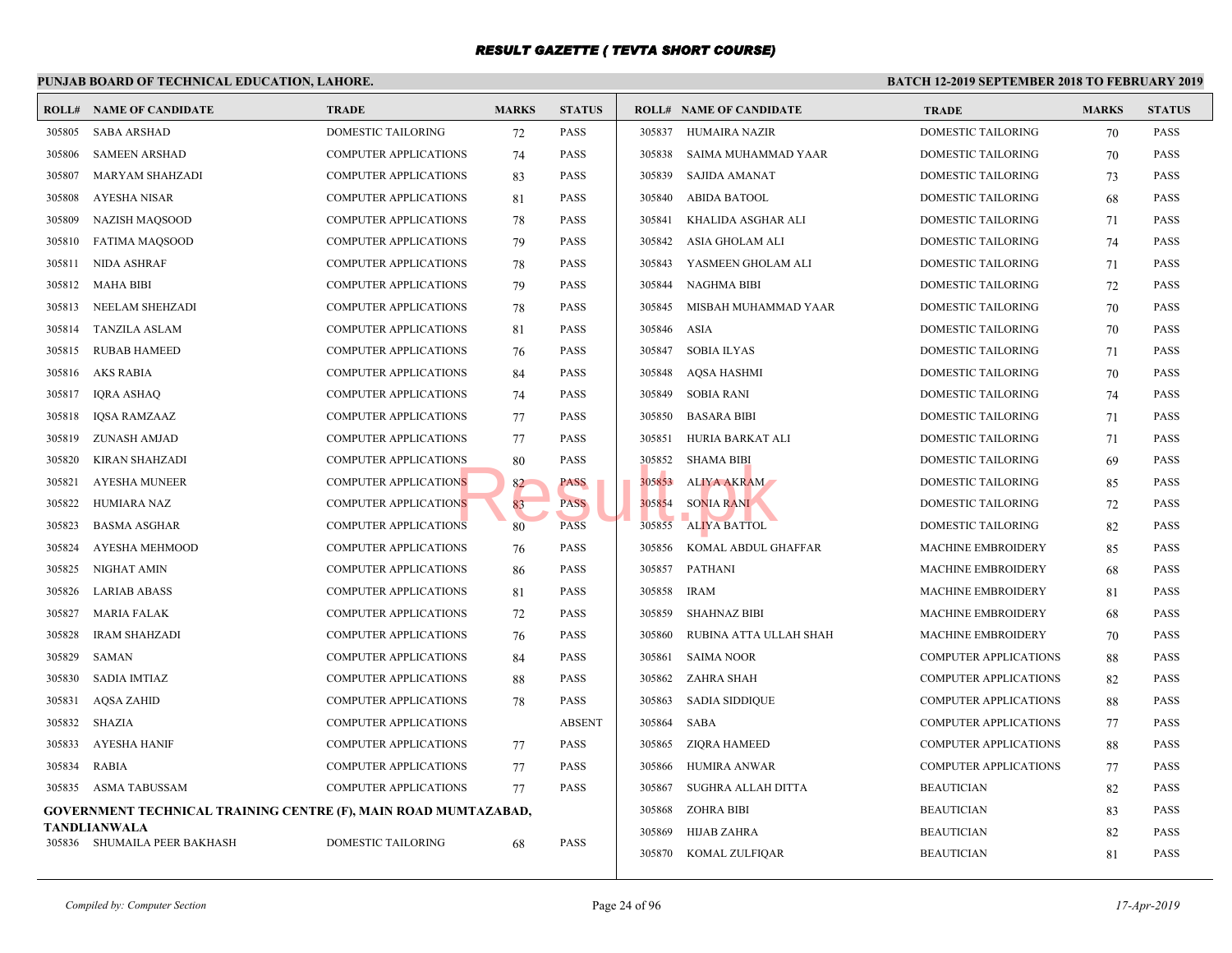# RESULT GAZETTE ( TEVTA SHORT COURSE)

**PUNJAB BOARD OF TECHNICAL EDUCATION, LAHORE.**

**BATCH 12-2019 SEPTEMBER 2018 TO FEBRUARY 2019**

| ROLL# | NAME OF CANDIDATE | TRADE | MARKS | STATUS |
|---|---|---|---|---|
| 305805 | SABA ARSHAD | DOMESTIC TAILORING | 72 | PASS |
| 305806 | SAMEEN ARSHAD | COMPUTER APPLICATIONS | 74 | PASS |
| 305807 | MARYAM SHAHZADI | COMPUTER APPLICATIONS | 83 | PASS |
| 305808 | AYESHA NISAR | COMPUTER APPLICATIONS | 81 | PASS |
| 305809 | NAZISH MAQSOOD | COMPUTER APPLICATIONS | 78 | PASS |
| 305810 | FATIMA MAQSOOD | COMPUTER APPLICATIONS | 79 | PASS |
| 305811 | NIDA ASHRAF | COMPUTER APPLICATIONS | 78 | PASS |
| 305812 | MAHA BIBI | COMPUTER APPLICATIONS | 79 | PASS |
| 305813 | NEELAM SHEHZADI | COMPUTER APPLICATIONS | 78 | PASS |
| 305814 | TANZILA ASLAM | COMPUTER APPLICATIONS | 81 | PASS |
| 305815 | RUBAB HAMEED | COMPUTER APPLICATIONS | 76 | PASS |
| 305816 | AKS RABIA | COMPUTER APPLICATIONS | 84 | PASS |
| 305817 | IQRA ASHAQ | COMPUTER APPLICATIONS | 74 | PASS |
| 305818 | IQSA RAMZAAZ | COMPUTER APPLICATIONS | 77 | PASS |
| 305819 | ZUNASH AMJAD | COMPUTER APPLICATIONS | 77 | PASS |
| 305820 | KIRAN SHAHZADI | COMPUTER APPLICATIONS | 80 | PASS |
| 305821 | AYESHA MUNEER | COMPUTER APPLICATIONS | 82 | PASS |
| 305822 | HUMIARA NAZ | COMPUTER APPLICATIONS | 83 | PASS |
| 305823 | BASMA ASGHAR | COMPUTER APPLICATIONS | 80 | PASS |
| 305824 | AYESHA MEHMOOD | COMPUTER APPLICATIONS | 76 | PASS |
| 305825 | NIGHAT AMIN | COMPUTER APPLICATIONS | 86 | PASS |
| 305826 | LARIAB ABASS | COMPUTER APPLICATIONS | 81 | PASS |
| 305827 | MARIA FALAK | COMPUTER APPLICATIONS | 72 | PASS |
| 305828 | IRAM SHAHZADI | COMPUTER APPLICATIONS | 76 | PASS |
| 305829 | SAMAN | COMPUTER APPLICATIONS | 84 | PASS |
| 305830 | SADIA IMTIAZ | COMPUTER APPLICATIONS | 88 | PASS |
| 305831 | AQSA ZAHID | COMPUTER APPLICATIONS | 78 | PASS |
| 305832 | SHAZIA | COMPUTER APPLICATIONS | | ABSENT |
| 305833 | AYESHA HANIF | COMPUTER APPLICATIONS | 77 | PASS |
| 305834 | RABIA | COMPUTER APPLICATIONS | 77 | PASS |
| 305835 | ASMA TABUSSAM | COMPUTER APPLICATIONS | 77 | PASS |

**GOVERNMENT TECHNICAL TRAINING CENTRE (F), MAIN ROAD MUMTAZABAD, TANDLIANWALA**

| ROLL# | NAME OF CANDIDATE | TRADE | MARKS | STATUS |
|---|---|---|---|---|
| 305836 | SHUMAILA PEER BAKHASH | DOMESTIC TAILORING | 68 | PASS |
| 305837 | HUMAIRA NAZIR | DOMESTIC TAILORING | 70 | PASS |
| 305838 | SAIMA MUHAMMAD YAAR | DOMESTIC TAILORING | 70 | PASS |
| 305839 | SAJIDA AMANAT | DOMESTIC TAILORING | 73 | PASS |
| 305840 | ABIDA BATOOL | DOMESTIC TAILORING | 68 | PASS |
| 305841 | KHALIDA ASGHAR ALI | DOMESTIC TAILORING | 71 | PASS |
| 305842 | ASIA GHOLAM ALI | DOMESTIC TAILORING | 74 | PASS |
| 305843 | YASMEEN GHOLAM ALI | DOMESTIC TAILORING | 71 | PASS |
| 305844 | NAGHMA BIBI | DOMESTIC TAILORING | 72 | PASS |
| 305845 | MISBAH MUHAMMAD YAAR | DOMESTIC TAILORING | 70 | PASS |
| 305846 | ASIA | DOMESTIC TAILORING | 70 | PASS |
| 305847 | SOBIA ILYAS | DOMESTIC TAILORING | 71 | PASS |
| 305848 | AQSA HASHMI | DOMESTIC TAILORING | 70 | PASS |
| 305849 | SOBIA RANI | DOMESTIC TAILORING | 74 | PASS |
| 305850 | BASARA BIBI | DOMESTIC TAILORING | 71 | PASS |
| 305851 | HURIA BARKAT ALI | DOMESTIC TAILORING | 71 | PASS |
| 305852 | SHAMA BIBI | DOMESTIC TAILORING | 69 | PASS |
| 305853 | ALIYA AKRAM | DOMESTIC TAILORING | 85 | PASS |
| 305854 | SONIA RANI | DOMESTIC TAILORING | 72 | PASS |
| 305855 | ALIYA BATTOL | DOMESTIC TAILORING | 82 | PASS |
| 305856 | KOMAL ABDUL GHAFFAR | MACHINE EMBROIDERY | 85 | PASS |
| 305857 | PATHANI | MACHINE EMBROIDERY | 68 | PASS |
| 305858 | IRAM | MACHINE EMBROIDERY | 81 | PASS |
| 305859 | SHAHNAZ BIBI | MACHINE EMBROIDERY | 68 | PASS |
| 305860 | RUBINA ATTA ULLAH SHAH | MACHINE EMBROIDERY | 70 | PASS |
| 305861 | SAIMA NOOR | COMPUTER APPLICATIONS | 88 | PASS |
| 305862 | ZAHRA SHAH | COMPUTER APPLICATIONS | 82 | PASS |
| 305863 | SADIA SIDDIQUE | COMPUTER APPLICATIONS | 88 | PASS |
| 305864 | SABA | COMPUTER APPLICATIONS | 77 | PASS |
| 305865 | ZIQRA HAMEED | COMPUTER APPLICATIONS | 88 | PASS |
| 305866 | HUMIRA ANWAR | COMPUTER APPLICATIONS | 77 | PASS |
| 305867 | SUGHRA ALLAH DITTA | BEAUTICIAN | 82 | PASS |
| 305868 | ZOHRA BIBI | BEAUTICIAN | 83 | PASS |
| 305869 | HIJAB ZAHRA | BEAUTICIAN | 82 | PASS |
| 305870 | KOMAL ZULFIQAR | BEAUTICIAN | 81 | PASS |

*Compiled by: Computer Section*

*17-Apr-2019*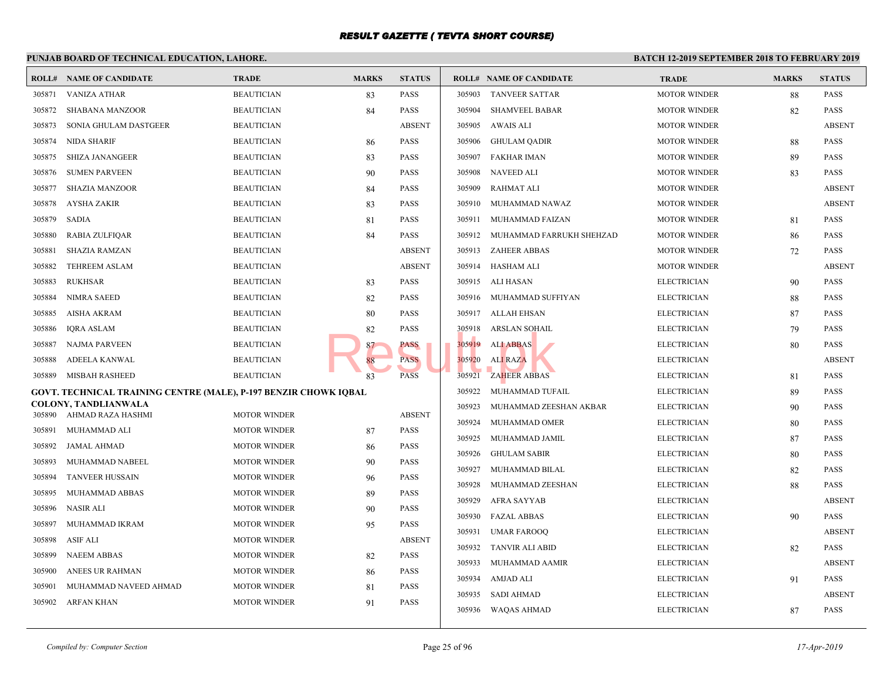# RESULT GAZETTE ( TEVTA SHORT COURSE)

**PUNJAB BOARD OF TECHNICAL EDUCATION, LAHORE.**

**BATCH 12-2019 SEPTEMBER 2018 TO FEBRUARY 2019**

| ROLL# | NAME OF CANDIDATE | TRADE | MARKS | STATUS |
|---|---|---|---|---|
| 305871 | VANIZA ATHAR | BEAUTICIAN | 83 | PASS |
| 305872 | SHABANA MANZOOR | BEAUTICIAN | 84 | PASS |
| 305873 | SONIA GHULAM DASTGEER | BEAUTICIAN | | ABSENT |
| 305874 | NIDA SHARIF | BEAUTICIAN | 86 | PASS |
| 305875 | SHIZA JANANGEER | BEAUTICIAN | 83 | PASS |
| 305876 | SUMEN PARVEEN | BEAUTICIAN | 90 | PASS |
| 305877 | SHAZIA MANZOOR | BEAUTICIAN | 84 | PASS |
| 305878 | AYSHA ZAKIR | BEAUTICIAN | 83 | PASS |
| 305879 | SADIA | BEAUTICIAN | 81 | PASS |
| 305880 | RABIA ZULFIQAR | BEAUTICIAN | 84 | PASS |
| 305881 | SHAZIA RAMZAN | BEAUTICIAN | | ABSENT |
| 305882 | TEHREEM ASLAM | BEAUTICIAN | | ABSENT |
| 305883 | RUKHSAR | BEAUTICIAN | 83 | PASS |
| 305884 | NIMRA SAEED | BEAUTICIAN | 82 | PASS |
| 305885 | AISHA AKRAM | BEAUTICIAN | 80 | PASS |
| 305886 | IQRA ASLAM | BEAUTICIAN | 82 | PASS |
| 305887 | NAJMA PARVEEN | BEAUTICIAN | 87 | PASS |
| 305888 | ADEELA KANWAL | BEAUTICIAN | 88 | PASS |
| 305889 | MISBAH RASHEED | BEAUTICIAN | 83 | PASS |

**GOVT. TECHNICAL TRAINING CENTRE (MALE), P-197 BENZIR CHOWK IQBAL COLONY, TANDLIANWALA**

| ROLL# | NAME OF CANDIDATE | TRADE | MARKS | STATUS |
|---|---|---|---|---|
| 305890 | AHMAD RAZA HASHMI | MOTOR WINDER | | ABSENT |
| 305891 | MUHAMMAD ALI | MOTOR WINDER | 87 | PASS |
| 305892 | JAMAL AHMAD | MOTOR WINDER | 86 | PASS |
| 305893 | MUHAMMAD NABEEL | MOTOR WINDER | 90 | PASS |
| 305894 | TANVEER HUSSAIN | MOTOR WINDER | 96 | PASS |
| 305895 | MUHAMMAD ABBAS | MOTOR WINDER | 89 | PASS |
| 305896 | NASIR ALI | MOTOR WINDER | 90 | PASS |
| 305897 | MUHAMMAD IKRAM | MOTOR WINDER | 95 | PASS |
| 305898 | ASIF ALI | MOTOR WINDER | | ABSENT |
| 305899 | NAEEM ABBAS | MOTOR WINDER | 82 | PASS |
| 305900 | ANEES UR RAHMAN | MOTOR WINDER | 86 | PASS |
| 305901 | MUHAMMAD NAVEED AHMAD | MOTOR WINDER | 81 | PASS |
| 305902 | ARFAN KHAN | MOTOR WINDER | 91 | PASS |
| 305903 | TANVEER SATTAR | MOTOR WINDER | 88 | PASS |
| 305904 | SHAMVEEL BABAR | MOTOR WINDER | 82 | PASS |
| 305905 | AWAIS ALI | MOTOR WINDER | | ABSENT |
| 305906 | GHULAM QADIR | MOTOR WINDER | 88 | PASS |
| 305907 | FAKHAR IMAN | MOTOR WINDER | 89 | PASS |
| 305908 | NAVEED ALI | MOTOR WINDER | 83 | PASS |
| 305909 | RAHMAT ALI | MOTOR WINDER | | ABSENT |
| 305910 | MUHAMMAD NAWAZ | MOTOR WINDER | | ABSENT |
| 305911 | MUHAMMAD FAIZAN | MOTOR WINDER | 81 | PASS |
| 305912 | MUHAMMAD FARRUKH SHEHZAD | MOTOR WINDER | 86 | PASS |
| 305913 | ZAHEER ABBAS | MOTOR WINDER | 72 | PASS |
| 305914 | HASHAM ALI | MOTOR WINDER | | ABSENT |
| 305915 | ALI HASAN | ELECTRICIAN | 90 | PASS |
| 305916 | MUHAMMAD SUFFIYAN | ELECTRICIAN | 88 | PASS |
| 305917 | ALLAH EHSAN | ELECTRICIAN | 87 | PASS |
| 305918 | ARSLAN SOHAIL | ELECTRICIAN | 79 | PASS |
| 305919 | ALI ABBAS | ELECTRICIAN | 80 | PASS |
| 305920 | ALI RAZA | ELECTRICIAN | | ABSENT |
| 305921 | ZAHEER ABBAS | ELECTRICIAN | 81 | PASS |
| 305922 | MUHAMMAD TUFAIL | ELECTRICIAN | 89 | PASS |
| 305923 | MUHAMMAD ZEESHAN AKBAR | ELECTRICIAN | 90 | PASS |
| 305924 | MUHAMMAD OMER | ELECTRICIAN | 80 | PASS |
| 305925 | MUHAMMAD JAMIL | ELECTRICIAN | 87 | PASS |
| 305926 | GHULAM SABIR | ELECTRICIAN | 80 | PASS |
| 305927 | MUHAMMAD BILAL | ELECTRICIAN | 82 | PASS |
| 305928 | MUHAMMAD ZEESHAN | ELECTRICIAN | 88 | PASS |
| 305929 | AFRA SAYYAB | ELECTRICIAN | | ABSENT |
| 305930 | FAZAL ABBAS | ELECTRICIAN | 90 | PASS |
| 305931 | UMAR FAROOQ | ELECTRICIAN | | ABSENT |
| 305932 | TANVIR ALI ABID | ELECTRICIAN | 82 | PASS |
| 305933 | MUHAMMAD AAMIR | ELECTRICIAN | | ABSENT |
| 305934 | AMJAD ALI | ELECTRICIAN | 91 | PASS |
| 305935 | SADI AHMAD | ELECTRICIAN | | ABSENT |
| 305936 | WAQAS AHMAD | ELECTRICIAN | 87 | PASS |

*Compiled by: Computer Section* *17-Apr-2019*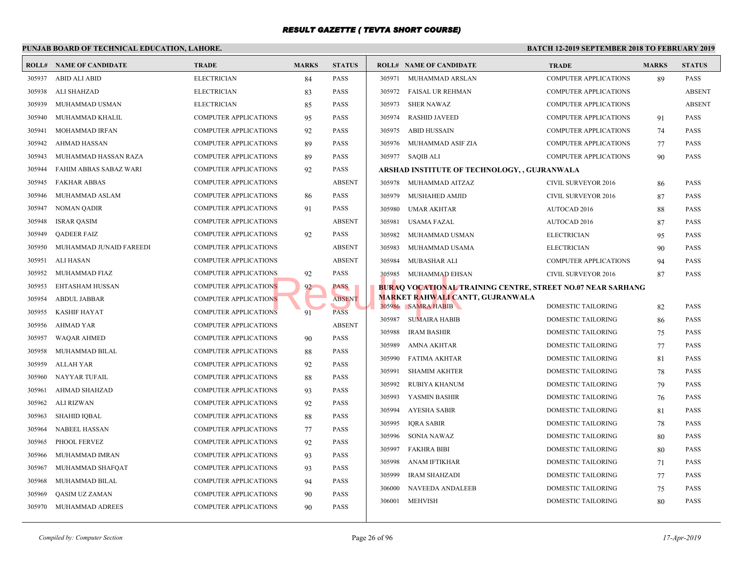# RESULT GAZETTE ( TEVTA SHORT COURSE)

**PUNJAB BOARD OF TECHNICAL EDUCATION, LAHORE.**

**BATCH 12-2019 SEPTEMBER 2018 TO FEBRUARY 2019**

| ROLL# | NAME OF CANDIDATE | TRADE | MARKS | STATUS |
|---|---|---|---|---|
| 305937 | ABID ALI ABID | ELECTRICIAN | 84 | PASS |
| 305938 | ALI SHAHZAD | ELECTRICIAN | 83 | PASS |
| 305939 | MUHAMMAD USMAN | ELECTRICIAN | 85 | PASS |
| 305940 | MUHAMMAD KHALIL | COMPUTER APPLICATIONS | 95 | PASS |
| 305941 | MOHAMMAD IRFAN | COMPUTER APPLICATIONS | 92 | PASS |
| 305942 | AHMAD HASSAN | COMPUTER APPLICATIONS | 89 | PASS |
| 305943 | MUHAMMAD HASSAN RAZA | COMPUTER APPLICATIONS | 89 | PASS |
| 305944 | FAHIM ABBAS SABAZ WARI | COMPUTER APPLICATIONS | 92 | PASS |
| 305945 | FAKHAR ABBAS | COMPUTER APPLICATIONS | | ABSENT |
| 305946 | MUHAMMAD ASLAM | COMPUTER APPLICATIONS | 86 | PASS |
| 305947 | NOMAN QADIR | COMPUTER APPLICATIONS | 91 | PASS |
| 305948 | ISRAR QASIM | COMPUTER APPLICATIONS | | ABSENT |
| 305949 | QADEER FAIZ | COMPUTER APPLICATIONS | 92 | PASS |
| 305950 | MUHAMMAD JUNAID FAREEDI | COMPUTER APPLICATIONS | | ABSENT |
| 305951 | ALI HASAN | COMPUTER APPLICATIONS | | ABSENT |
| 305952 | MUHAMMAD FIAZ | COMPUTER APPLICATIONS | 92 | PASS |
| 305953 | EHTASHAM HUSSAN | COMPUTER APPLICATIONS | 92 | PASS |
| 305954 | ABDUL JABBAR | COMPUTER APPLICATIONS | | ABSENT |
| 305955 | KASHIF HAYAT | COMPUTER APPLICATIONS | 91 | PASS |
| 305956 | AHMAD YAR | COMPUTER APPLICATIONS | | ABSENT |
| 305957 | WAQAR AHMED | COMPUTER APPLICATIONS | 90 | PASS |
| 305958 | MUHAMMAD BILAL | COMPUTER APPLICATIONS | 88 | PASS |
| 305959 | ALLAH YAR | COMPUTER APPLICATIONS | 92 | PASS |
| 305960 | NAYYAR TUFAIL | COMPUTER APPLICATIONS | 88 | PASS |
| 305961 | AHMAD SHAHZAD | COMPUTER APPLICATIONS | 93 | PASS |
| 305962 | ALI RIZWAN | COMPUTER APPLICATIONS | 92 | PASS |
| 305963 | SHAHID IQBAL | COMPUTER APPLICATIONS | 88 | PASS |
| 305964 | NABEEL HASSAN | COMPUTER APPLICATIONS | 77 | PASS |
| 305965 | PHOOL FERVEZ | COMPUTER APPLICATIONS | 92 | PASS |
| 305966 | MUHAMMAD IMRAN | COMPUTER APPLICATIONS | 93 | PASS |
| 305967 | MUHAMMAD SHAFQAT | COMPUTER APPLICATIONS | 93 | PASS |
| 305968 | MUHAMMAD BILAL | COMPUTER APPLICATIONS | 94 | PASS |
| 305969 | QASIM UZ ZAMAN | COMPUTER APPLICATIONS | 90 | PASS |
| 305970 | MUHAMMAD ADREES | COMPUTER APPLICATIONS | 90 | PASS |
| 305971 | MUHAMMAD ARSLAN | COMPUTER APPLICATIONS | 89 | PASS |
| 305972 | FAISAL UR REHMAN | COMPUTER APPLICATIONS | | ABSENT |
| 305973 | SHER NAWAZ | COMPUTER APPLICATIONS | | ABSENT |
| 305974 | RASHID JAVEED | COMPUTER APPLICATIONS | 91 | PASS |
| 305975 | ABID HUSSAIN | COMPUTER APPLICATIONS | 74 | PASS |
| 305976 | MUHAMMAD ASIF ZIA | COMPUTER APPLICATIONS | 77 | PASS |
| 305977 | SAQIB ALI | COMPUTER APPLICATIONS | 90 | PASS |

**ARSHAD INSTITUTE OF TECHNOLOGY, , GUJRANWALA**

| ROLL# | NAME OF CANDIDATE | TRADE | MARKS | STATUS |
|---|---|---|---|---|
| 305978 | MUHAMMAD AITZAZ | CIVIL SURVEYOR 2016 | 86 | PASS |
| 305979 | MUSHAHED AMJID | CIVIL SURVEYOR 2016 | 87 | PASS |
| 305980 | UMAR AKHTAR | AUTOCAD 2016 | 88 | PASS |
| 305981 | USAMA FAZAL | AUTOCAD 2016 | 87 | PASS |
| 305982 | MUHAMMAD USMAN | ELECTRICIAN | 95 | PASS |
| 305983 | MUHAMMAD USAMA | ELECTRICIAN | 90 | PASS |
| 305984 | MUBASHAR ALI | COMPUTER APPLICATIONS | 94 | PASS |
| 305985 | MUHAMMAD EHSAN | CIVIL SURVEYOR 2016 | 87 | PASS |

**BURAQ VOCATIONAL TRAINING CENTRE, STREET NO.07 NEAR SARHANG MARKET RAHWALI CANTT, GUJRANWALA**

| ROLL# | NAME OF CANDIDATE | TRADE | MARKS | STATUS |
|---|---|---|---|---|
| 305986 | SAMRA HABIB | DOMESTIC TAILORING | 82 | PASS |
| 305987 | SUMAIRA HABIB | DOMESTIC TAILORING | 86 | PASS |
| 305988 | IRAM BASHIR | DOMESTIC TAILORING | 75 | PASS |
| 305989 | AMNA AKHTAR | DOMESTIC TAILORING | 77 | PASS |
| 305990 | FATIMA AKHTAR | DOMESTIC TAILORING | 81 | PASS |
| 305991 | SHAMIM AKHTER | DOMESTIC TAILORING | 78 | PASS |
| 305992 | RUBIYA KHANUM | DOMESTIC TAILORING | 79 | PASS |
| 305993 | YASMIN BASHIR | DOMESTIC TAILORING | 76 | PASS |
| 305994 | AYESHA SABIR | DOMESTIC TAILORING | 81 | PASS |
| 305995 | IQRA SABIR | DOMESTIC TAILORING | 78 | PASS |
| 305996 | SONIA NAWAZ | DOMESTIC TAILORING | 80 | PASS |
| 305997 | FAKHRA BIBI | DOMESTIC TAILORING | 80 | PASS |
| 305998 | ANAM IFTIKHAR | DOMESTIC TAILORING | 71 | PASS |
| 305999 | IRAM SHAHZADI | DOMESTIC TAILORING | 77 | PASS |
| 306000 | NAVEEDA ANDALEEB | DOMESTIC TAILORING | 75 | PASS |
| 306001 | MEHVISH | DOMESTIC TAILORING | 80 | PASS |

*Compiled by: Computer Section*

*17-Apr-2019*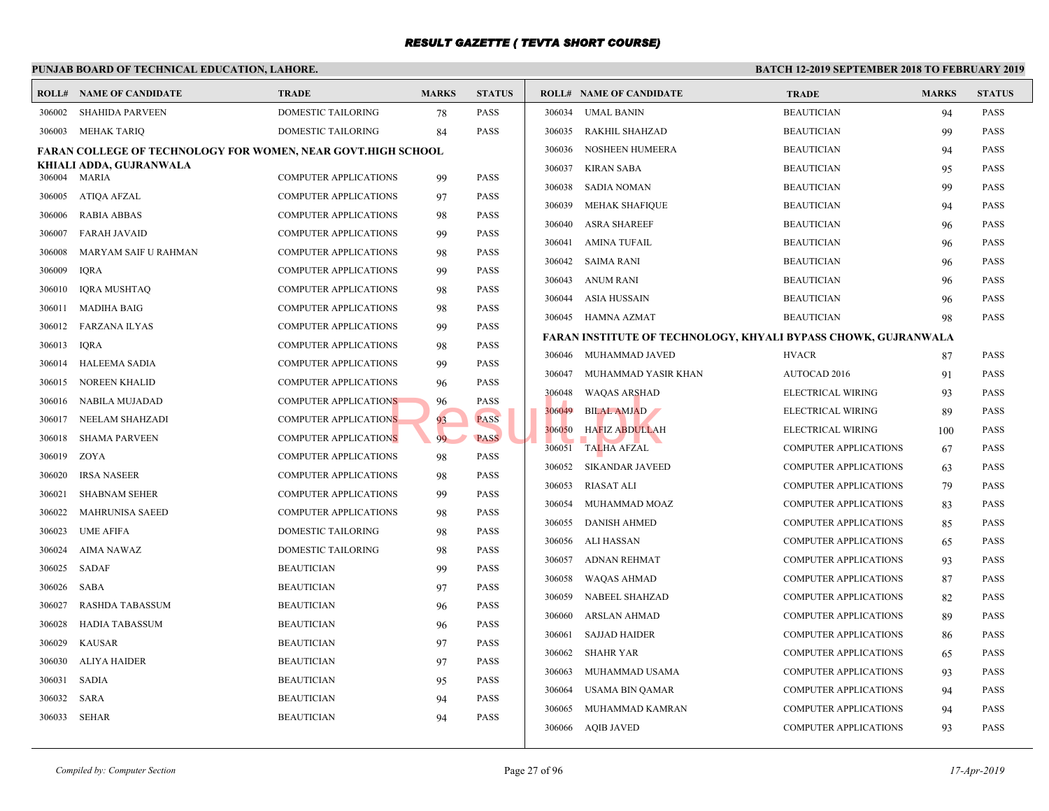# RESULT GAZETTE ( TEVTA SHORT COURSE)

**PUNJAB BOARD OF TECHNICAL EDUCATION, LAHORE.**

**BATCH 12-2019 SEPTEMBER 2018 TO FEBRUARY 2019**

| ROLL# | NAME OF CANDIDATE | TRADE | MARKS | STATUS |
|---|---|---|---|---|
| 306002 | SHAHIDA PARVEEN | DOMESTIC TAILORING | 78 | PASS |
| 306003 | MEHAK TARIQ | DOMESTIC TAILORING | 84 | PASS |

**FARAN COLLEGE OF TECHNOLOGY FOR WOMEN, NEAR GOVT.HIGH SCHOOL KHIALI ADDA, GUJRANWALA**

| ROLL# | NAME OF CANDIDATE | TRADE | MARKS | STATUS |
|---|---|---|---|---|
| 306004 | MARIA | COMPUTER APPLICATIONS | 99 | PASS |
| 306005 | ATIQA AFZAL | COMPUTER APPLICATIONS | 97 | PASS |
| 306006 | RABIA ABBAS | COMPUTER APPLICATIONS | 98 | PASS |
| 306007 | FARAH JAVAID | COMPUTER APPLICATIONS | 99 | PASS |
| 306008 | MARYAM SAIF U RAHMAN | COMPUTER APPLICATIONS | 98 | PASS |
| 306009 | IQRA | COMPUTER APPLICATIONS | 99 | PASS |
| 306010 | IQRA MUSHTAQ | COMPUTER APPLICATIONS | 98 | PASS |
| 306011 | MADIHA BAIG | COMPUTER APPLICATIONS | 98 | PASS |
| 306012 | FARZANA ILYAS | COMPUTER APPLICATIONS | 99 | PASS |
| 306013 | IQRA | COMPUTER APPLICATIONS | 98 | PASS |
| 306014 | HALEEMA SADIA | COMPUTER APPLICATIONS | 99 | PASS |
| 306015 | NOREEN KHALID | COMPUTER APPLICATIONS | 96 | PASS |
| 306016 | NABILA MUJADAD | COMPUTER APPLICATIONS | 96 | PASS |
| 306017 | NEELAM SHAHZADI | COMPUTER APPLICATIONS | 93 | PASS |
| 306018 | SHAMA PARVEEN | COMPUTER APPLICATIONS | 99 | PASS |
| 306019 | ZOYA | COMPUTER APPLICATIONS | 98 | PASS |
| 306020 | IRSA NASEER | COMPUTER APPLICATIONS | 98 | PASS |
| 306021 | SHABNAM SEHER | COMPUTER APPLICATIONS | 99 | PASS |
| 306022 | MAHRUNISA SAEED | COMPUTER APPLICATIONS | 98 | PASS |
| 306023 | UME AFIFA | DOMESTIC TAILORING | 98 | PASS |
| 306024 | AIMA NAWAZ | DOMESTIC TAILORING | 98 | PASS |
| 306025 | SADAF | BEAUTICIAN | 99 | PASS |
| 306026 | SABA | BEAUTICIAN | 97 | PASS |
| 306027 | RASHDA TABASSUM | BEAUTICIAN | 96 | PASS |
| 306028 | HADIA TABASSUM | BEAUTICIAN | 96 | PASS |
| 306029 | KAUSAR | BEAUTICIAN | 97 | PASS |
| 306030 | ALIYA HAIDER | BEAUTICIAN | 97 | PASS |
| 306031 | SADIA | BEAUTICIAN | 95 | PASS |
| 306032 | SARA | BEAUTICIAN | 94 | PASS |
| 306033 | SEHAR | BEAUTICIAN | 94 | PASS |
| 306034 | UMAL BANIN | BEAUTICIAN | 94 | PASS |
| 306035 | RAKHIL SHAHZAD | BEAUTICIAN | 99 | PASS |
| 306036 | NOSHEEN HUMEERA | BEAUTICIAN | 94 | PASS |
| 306037 | KIRAN SABA | BEAUTICIAN | 95 | PASS |
| 306038 | SADIA NOMAN | BEAUTICIAN | 99 | PASS |
| 306039 | MEHAK SHAFIQUE | BEAUTICIAN | 94 | PASS |
| 306040 | ASRA SHAREEF | BEAUTICIAN | 96 | PASS |
| 306041 | AMINA TUFAIL | BEAUTICIAN | 96 | PASS |
| 306042 | SAIMA RANI | BEAUTICIAN | 96 | PASS |
| 306043 | ANUM RANI | BEAUTICIAN | 96 | PASS |
| 306044 | ASIA HUSSAIN | BEAUTICIAN | 96 | PASS |
| 306045 | HAMNA AZMAT | BEAUTICIAN | 98 | PASS |

**FARAN INSTITUTE OF TECHNOLOGY, KHYALI BYPASS CHOWK, GUJRANWALA**

| ROLL# | NAME OF CANDIDATE | TRADE | MARKS | STATUS |
|---|---|---|---|---|
| 306046 | MUHAMMAD JAVED | HVACR | 87 | PASS |
| 306047 | MUHAMMAD YASIR KHAN | AUTOCAD 2016 | 91 | PASS |
| 306048 | WAQAS ARSHAD | ELECTRICAL WIRING | 93 | PASS |
| 306049 | BILAL AMJAD | ELECTRICAL WIRING | 89 | PASS |
| 306050 | HAFIZ ABDULLAH | ELECTRICAL WIRING | 100 | PASS |
| 306051 | TALHA AFZAL | COMPUTER APPLICATIONS | 67 | PASS |
| 306052 | SIKANDAR JAVEED | COMPUTER APPLICATIONS | 63 | PASS |
| 306053 | RIASAT ALI | COMPUTER APPLICATIONS | 79 | PASS |
| 306054 | MUHAMMAD MOAZ | COMPUTER APPLICATIONS | 83 | PASS |
| 306055 | DANISH AHMED | COMPUTER APPLICATIONS | 85 | PASS |
| 306056 | ALI HASSAN | COMPUTER APPLICATIONS | 65 | PASS |
| 306057 | ADNAN REHMAT | COMPUTER APPLICATIONS | 93 | PASS |
| 306058 | WAQAS AHMAD | COMPUTER APPLICATIONS | 87 | PASS |
| 306059 | NABEEL SHAHZAD | COMPUTER APPLICATIONS | 82 | PASS |
| 306060 | ARSLAN AHMAD | COMPUTER APPLICATIONS | 89 | PASS |
| 306061 | SAJJAD HAIDER | COMPUTER APPLICATIONS | 86 | PASS |
| 306062 | SHAHR YAR | COMPUTER APPLICATIONS | 65 | PASS |
| 306063 | MUHAMMAD USAMA | COMPUTER APPLICATIONS | 93 | PASS |
| 306064 | USAMA BIN QAMAR | COMPUTER APPLICATIONS | 94 | PASS |
| 306065 | MUHAMMAD KAMRAN | COMPUTER APPLICATIONS | 94 | PASS |
| 306066 | AQIB JAVED | COMPUTER APPLICATIONS | 93 | PASS |

*Compiled by: Computer Section* *17-Apr-2019*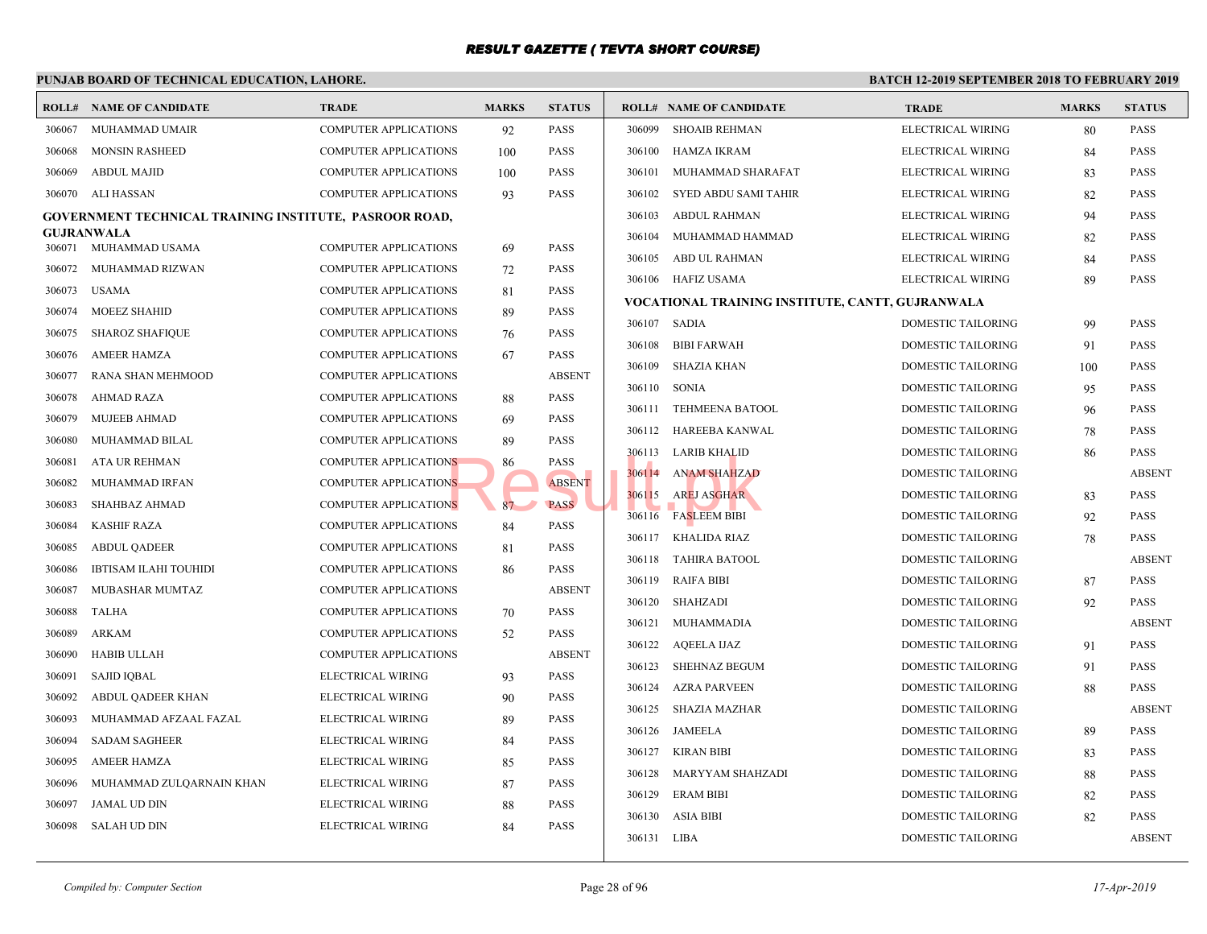# RESULT GAZETTE ( TEVTA SHORT COURSE)

**PUNJAB BOARD OF TECHNICAL EDUCATION, LAHORE.**

**BATCH 12-2019 SEPTEMBER 2018 TO FEBRUARY 2019**

| ROLL# | NAME OF CANDIDATE | TRADE | MARKS | STATUS |
|---|---|---|---|---|
| 306067 | MUHAMMAD UMAIR | COMPUTER APPLICATIONS | 92 | PASS |
| 306068 | MONSIN RASHEED | COMPUTER APPLICATIONS | 100 | PASS |
| 306069 | ABDUL MAJID | COMPUTER APPLICATIONS | 100 | PASS |
| 306070 | ALI HASSAN | COMPUTER APPLICATIONS | 93 | PASS |

**GOVERNMENT TECHNICAL TRAINING INSTITUTE, PASROOR ROAD, GUJRANWALA**

| ROLL# | NAME OF CANDIDATE | TRADE | MARKS | STATUS |
|---|---|---|---|---|
| 306071 | MUHAMMAD USAMA | COMPUTER APPLICATIONS | 69 | PASS |
| 306072 | MUHAMMAD RIZWAN | COMPUTER APPLICATIONS | 72 | PASS |
| 306073 | USAMA | COMPUTER APPLICATIONS | 81 | PASS |
| 306074 | MOEEZ SHAHID | COMPUTER APPLICATIONS | 89 | PASS |
| 306075 | SHAROZ SHAFIQUE | COMPUTER APPLICATIONS | 76 | PASS |
| 306076 | AMEER HAMZA | COMPUTER APPLICATIONS | 67 | PASS |
| 306077 | RANA SHAN MEHMOOD | COMPUTER APPLICATIONS | | ABSENT |
| 306078 | AHMAD RAZA | COMPUTER APPLICATIONS | 88 | PASS |
| 306079 | MUJEEB AHMAD | COMPUTER APPLICATIONS | 69 | PASS |
| 306080 | MUHAMMAD BILAL | COMPUTER APPLICATIONS | 89 | PASS |
| 306081 | ATA UR REHMAN | COMPUTER APPLICATIONS | 86 | PASS |
| 306082 | MUHAMMAD IRFAN | COMPUTER APPLICATIONS | | ABSENT |
| 306083 | SHAHBAZ AHMAD | COMPUTER APPLICATIONS | 87 | PASS |
| 306084 | KASHIF RAZA | COMPUTER APPLICATIONS | 84 | PASS |
| 306085 | ABDUL QADEER | COMPUTER APPLICATIONS | 81 | PASS |
| 306086 | IBTISAM ILAHI TOUHIDI | COMPUTER APPLICATIONS | 86 | PASS |
| 306087 | MUBASHAR MUMTAZ | COMPUTER APPLICATIONS | | ABSENT |
| 306088 | TALHA | COMPUTER APPLICATIONS | 70 | PASS |
| 306089 | ARKAM | COMPUTER APPLICATIONS | 52 | PASS |
| 306090 | HABIB ULLAH | COMPUTER APPLICATIONS | | ABSENT |
| 306091 | SAJID IQBAL | ELECTRICAL WIRING | 93 | PASS |
| 306092 | ABDUL QADEER KHAN | ELECTRICAL WIRING | 90 | PASS |
| 306093 | MUHAMMAD AFZAAL FAZAL | ELECTRICAL WIRING | 89 | PASS |
| 306094 | SADAM SAGHEER | ELECTRICAL WIRING | 84 | PASS |
| 306095 | AMEER HAMZA | ELECTRICAL WIRING | 85 | PASS |
| 306096 | MUHAMMAD ZULQARNAIN KHAN | ELECTRICAL WIRING | 87 | PASS |
| 306097 | JAMAL UD DIN | ELECTRICAL WIRING | 88 | PASS |
| 306098 | SALAH UD DIN | ELECTRICAL WIRING | 84 | PASS |
| 306099 | SHOAIB REHMAN | ELECTRICAL WIRING | 80 | PASS |
| 306100 | HAMZA IKRAM | ELECTRICAL WIRING | 84 | PASS |
| 306101 | MUHAMMAD SHARAFAT | ELECTRICAL WIRING | 83 | PASS |
| 306102 | SYED ABDU SAMI TAHIR | ELECTRICAL WIRING | 82 | PASS |
| 306103 | ABDUL RAHMAN | ELECTRICAL WIRING | 94 | PASS |
| 306104 | MUHAMMAD HAMMAD | ELECTRICAL WIRING | 82 | PASS |
| 306105 | ABD UL RAHMAN | ELECTRICAL WIRING | 84 | PASS |
| 306106 | HAFIZ USAMA | ELECTRICAL WIRING | 89 | PASS |

**VOCATIONAL TRAINING INSTITUTE, CANTT, GUJRANWALA**

| ROLL# | NAME OF CANDIDATE | TRADE | MARKS | STATUS |
|---|---|---|---|---|
| 306107 | SADIA | DOMESTIC TAILORING | 99 | PASS |
| 306108 | BIBI FARWAH | DOMESTIC TAILORING | 91 | PASS |
| 306109 | SHAZIA KHAN | DOMESTIC TAILORING | 100 | PASS |
| 306110 | SONIA | DOMESTIC TAILORING | 95 | PASS |
| 306111 | TEHMEENA BATOOL | DOMESTIC TAILORING | 96 | PASS |
| 306112 | HAREEBA KANWAL | DOMESTIC TAILORING | 78 | PASS |
| 306113 | LARIB KHALID | DOMESTIC TAILORING | 86 | PASS |
| 306114 | ANAM SHAHZAD | DOMESTIC TAILORING | | ABSENT |
| 306115 | AREJ ASGHAR | DOMESTIC TAILORING | 83 | PASS |
| 306116 | FASLEEM BIBI | DOMESTIC TAILORING | 92 | PASS |
| 306117 | KHALIDA RIAZ | DOMESTIC TAILORING | 78 | PASS |
| 306118 | TAHIRA BATOOL | DOMESTIC TAILORING | | ABSENT |
| 306119 | RAIFA BIBI | DOMESTIC TAILORING | 87 | PASS |
| 306120 | SHAHZADI | DOMESTIC TAILORING | 92 | PASS |
| 306121 | MUHAMMADIA | DOMESTIC TAILORING | | ABSENT |
| 306122 | AQEELA IJAZ | DOMESTIC TAILORING | 91 | PASS |
| 306123 | SHEHNAZ BEGUM | DOMESTIC TAILORING | 91 | PASS |
| 306124 | AZRA PARVEEN | DOMESTIC TAILORING | 88 | PASS |
| 306125 | SHAZIA MAZHAR | DOMESTIC TAILORING | | ABSENT |
| 306126 | JAMEELA | DOMESTIC TAILORING | 89 | PASS |
| 306127 | KIRAN BIBI | DOMESTIC TAILORING | 83 | PASS |
| 306128 | MARYYAM SHAHZADI | DOMESTIC TAILORING | 88 | PASS |
| 306129 | ERAM BIBI | DOMESTIC TAILORING | 82 | PASS |
| 306130 | ASIA BIBI | DOMESTIC TAILORING | 82 | PASS |
| 306131 | LIBA | DOMESTIC TAILORING | | ABSENT |

*Compiled by: Computer Section*

*17-Apr-2019*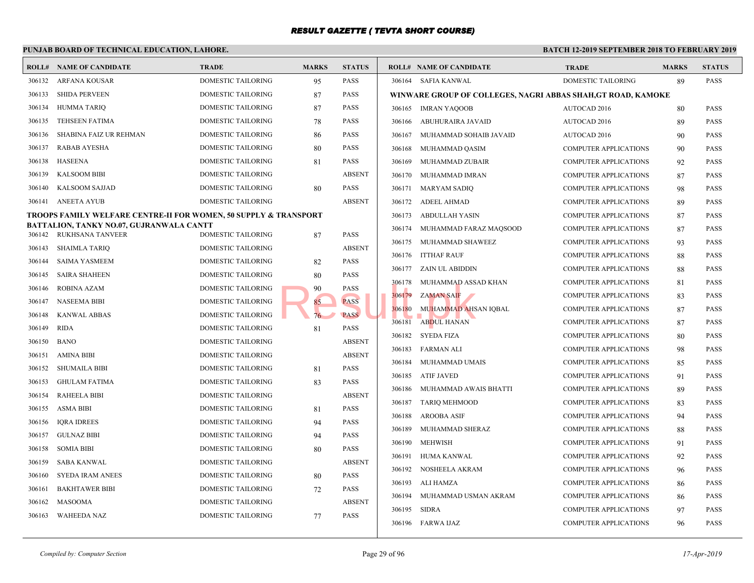# RESULT GAZETTE ( TEVTA SHORT COURSE)

**PUNJAB BOARD OF TECHNICAL EDUCATION, LAHORE.**

**BATCH 12-2019 SEPTEMBER 2018 TO FEBRUARY 2019**

| ROLL# | NAME OF CANDIDATE | TRADE | MARKS | STATUS |
|---|---|---|---|---|
| 306132 | ARFANA KOUSAR | DOMESTIC TAILORING | 95 | PASS |
| 306133 | SHIDA PERVEEN | DOMESTIC TAILORING | 87 | PASS |
| 306134 | HUMMA TARIQ | DOMESTIC TAILORING | 87 | PASS |
| 306135 | TEHSEEN FATIMA | DOMESTIC TAILORING | 78 | PASS |
| 306136 | SHABINA FAIZ UR REHMAN | DOMESTIC TAILORING | 86 | PASS |
| 306137 | RABAB AYESHA | DOMESTIC TAILORING | 80 | PASS |
| 306138 | HASEENA | DOMESTIC TAILORING | 81 | PASS |
| 306139 | KALSOOM BIBI | DOMESTIC TAILORING | | ABSENT |
| 306140 | KALSOOM SAJJAD | DOMESTIC TAILORING | 80 | PASS |
| 306141 | ANEETA AYUB | DOMESTIC TAILORING | | ABSENT |

**TROOPS FAMILY WELFARE CENTRE-II FOR WOMEN, 50 SUPPLY & TRANSPORT BATTALION, TANKY NO.07, GUJRANWALA CANTT**

| ROLL# | NAME OF CANDIDATE | TRADE | MARKS | STATUS |
|---|---|---|---|---|
| 306142 | RUKHSANA TANVEER | DOMESTIC TAILORING | 87 | PASS |
| 306143 | SHAIMLA TARIQ | DOMESTIC TAILORING | | ABSENT |
| 306144 | SAIMA YASMEEM | DOMESTIC TAILORING | 82 | PASS |
| 306145 | SAIRA SHAHEEN | DOMESTIC TAILORING | 80 | PASS |
| 306146 | ROBINA AZAM | DOMESTIC TAILORING | 90 | PASS |
| 306147 | NASEEMA BIBI | DOMESTIC TAILORING | 85 | PASS |
| 306148 | KANWAL ABBAS | DOMESTIC TAILORING | 76 | PASS |
| 306149 | RIDA | DOMESTIC TAILORING | 81 | PASS |
| 306150 | BANO | DOMESTIC TAILORING | | ABSENT |
| 306151 | AMINA BIBI | DOMESTIC TAILORING | | ABSENT |
| 306152 | SHUMAILA BIBI | DOMESTIC TAILORING | 81 | PASS |
| 306153 | GHULAM FATIMA | DOMESTIC TAILORING | 83 | PASS |
| 306154 | RAHEELA BIBI | DOMESTIC TAILORING | | ABSENT |
| 306155 | ASMA BIBI | DOMESTIC TAILORING | 81 | PASS |
| 306156 | IQRA IDREES | DOMESTIC TAILORING | 94 | PASS |
| 306157 | GULNAZ BIBI | DOMESTIC TAILORING | 94 | PASS |
| 306158 | SOMIA BIBI | DOMESTIC TAILORING | 80 | PASS |
| 306159 | SABA KANWAL | DOMESTIC TAILORING | | ABSENT |
| 306160 | SYEDA IRAM ANEES | DOMESTIC TAILORING | 80 | PASS |
| 306161 | BAKHTAWER BIBI | DOMESTIC TAILORING | 72 | PASS |
| 306162 | MASOOMA | DOMESTIC TAILORING | | ABSENT |
| 306163 | WAHEEDA NAZ | DOMESTIC TAILORING | 77 | PASS |
| 306164 | SAFIA KANWAL | DOMESTIC TAILORING | 89 | PASS |

**WINWARE GROUP OF COLLEGES, NAGRI ABBAS SHAH,GT ROAD, KAMOKE**

| ROLL# | NAME OF CANDIDATE | TRADE | MARKS | STATUS |
|---|---|---|---|---|
| 306165 | IMRAN YAQOOB | AUTOCAD 2016 | 80 | PASS |
| 306166 | ABUHURAIRA JAVAID | AUTOCAD 2016 | 89 | PASS |
| 306167 | MUHAMMAD SOHAIB JAVAID | AUTOCAD 2016 | 90 | PASS |
| 306168 | MUHAMMAD QASIM | COMPUTER APPLICATIONS | 90 | PASS |
| 306169 | MUHAMMAD ZUBAIR | COMPUTER APPLICATIONS | 92 | PASS |
| 306170 | MUHAMMAD IMRAN | COMPUTER APPLICATIONS | 87 | PASS |
| 306171 | MARYAM SADIQ | COMPUTER APPLICATIONS | 98 | PASS |
| 306172 | ADEEL AHMAD | COMPUTER APPLICATIONS | 89 | PASS |
| 306173 | ABDULLAH YASIN | COMPUTER APPLICATIONS | 87 | PASS |
| 306174 | MUHAMMAD FARAZ MAQSOOD | COMPUTER APPLICATIONS | 87 | PASS |
| 306175 | MUHAMMAD SHAWEEZ | COMPUTER APPLICATIONS | 93 | PASS |
| 306176 | ITTHAF RAUF | COMPUTER APPLICATIONS | 88 | PASS |
| 306177 | ZAIN UL ABIDDIN | COMPUTER APPLICATIONS | 88 | PASS |
| 306178 | MUHAMMAD ASSAD KHAN | COMPUTER APPLICATIONS | 81 | PASS |
| 306179 | ZAMAN SAIF | COMPUTER APPLICATIONS | 83 | PASS |
| 306180 | MUHAMMAD AHSAN IQBAL | COMPUTER APPLICATIONS | 87 | PASS |
| 306181 | ABDUL HANAN | COMPUTER APPLICATIONS | 87 | PASS |
| 306182 | SYEDA FIZA | COMPUTER APPLICATIONS | 80 | PASS |
| 306183 | FARMAN ALI | COMPUTER APPLICATIONS | 98 | PASS |
| 306184 | MUHAMMAD UMAIS | COMPUTER APPLICATIONS | 85 | PASS |
| 306185 | ATIF JAVED | COMPUTER APPLICATIONS | 91 | PASS |
| 306186 | MUHAMMAD AWAIS BHATTI | COMPUTER APPLICATIONS | 89 | PASS |
| 306187 | TARIQ MEHMOOD | COMPUTER APPLICATIONS | 83 | PASS |
| 306188 | AROOBA ASIF | COMPUTER APPLICATIONS | 94 | PASS |
| 306189 | MUHAMMAD SHERAZ | COMPUTER APPLICATIONS | 88 | PASS |
| 306190 | MEHWISH | COMPUTER APPLICATIONS | 91 | PASS |
| 306191 | HUMA KANWAL | COMPUTER APPLICATIONS | 92 | PASS |
| 306192 | NOSHEELA AKRAM | COMPUTER APPLICATIONS | 96 | PASS |
| 306193 | ALI HAMZA | COMPUTER APPLICATIONS | 86 | PASS |
| 306194 | MUHAMMAD USMAN AKRAM | COMPUTER APPLICATIONS | 86 | PASS |
| 306195 | SIDRA | COMPUTER APPLICATIONS | 97 | PASS |
| 306196 | FARWA IJAZ | COMPUTER APPLICATIONS | 96 | PASS |

*Compiled by: Computer Section*

*17-Apr-2019*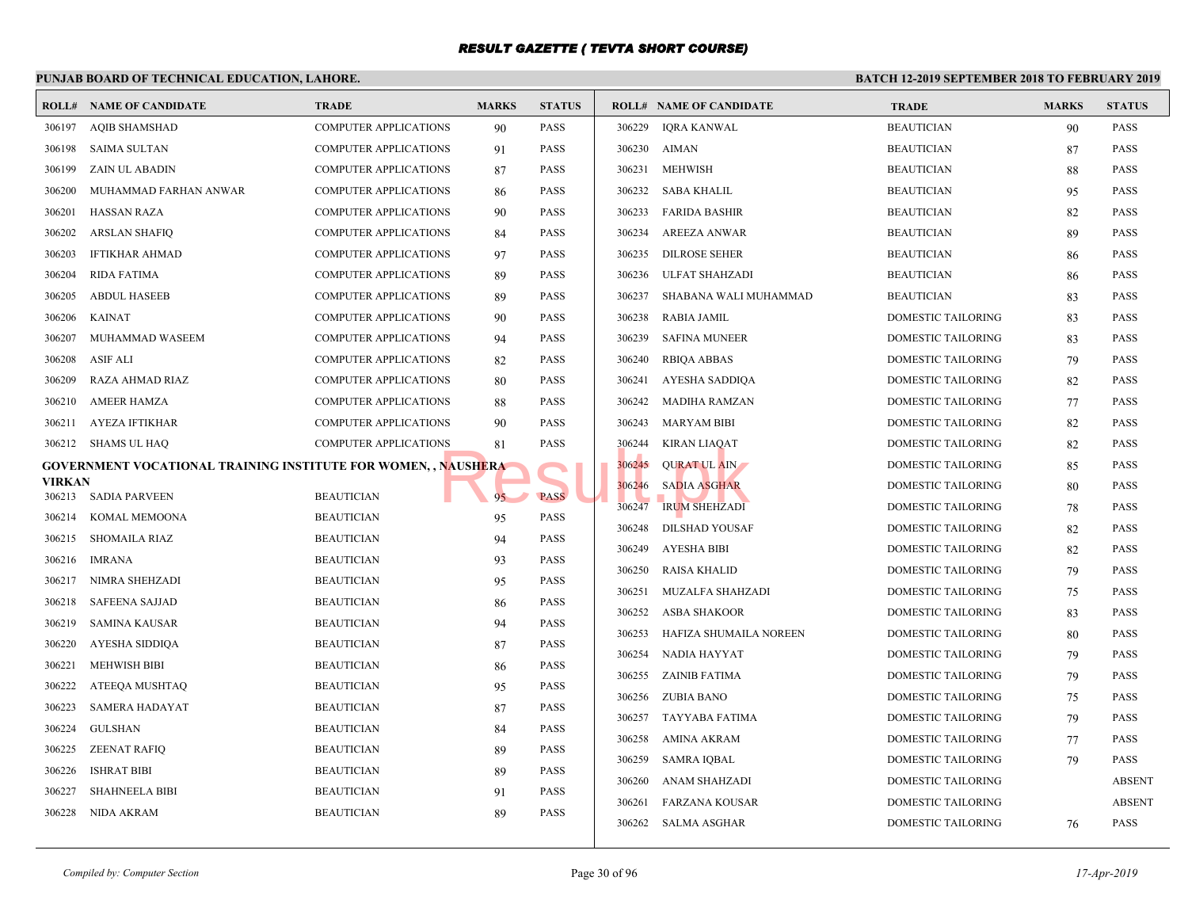# RESULT GAZETTE ( TEVTA SHORT COURSE)

**PUNJAB BOARD OF TECHNICAL EDUCATION, LAHORE.**

**BATCH 12-2019 SEPTEMBER 2018 TO FEBRUARY 2019**

| ROLL# | NAME OF CANDIDATE | TRADE | MARKS | STATUS |
|---|---|---|---|---|
| 306197 | AQIB SHAMSHAD | COMPUTER APPLICATIONS | 90 | PASS |
| 306198 | SAIMA SULTAN | COMPUTER APPLICATIONS | 91 | PASS |
| 306199 | ZAIN UL ABADIN | COMPUTER APPLICATIONS | 87 | PASS |
| 306200 | MUHAMMAD FARHAN ANWAR | COMPUTER APPLICATIONS | 86 | PASS |
| 306201 | HASSAN RAZA | COMPUTER APPLICATIONS | 90 | PASS |
| 306202 | ARSLAN SHAFIQ | COMPUTER APPLICATIONS | 84 | PASS |
| 306203 | IFTIKHAR AHMAD | COMPUTER APPLICATIONS | 97 | PASS |
| 306204 | RIDA FATIMA | COMPUTER APPLICATIONS | 89 | PASS |
| 306205 | ABDUL HASEEB | COMPUTER APPLICATIONS | 89 | PASS |
| 306206 | KAINAT | COMPUTER APPLICATIONS | 90 | PASS |
| 306207 | MUHAMMAD WASEEM | COMPUTER APPLICATIONS | 94 | PASS |
| 306208 | ASIF ALI | COMPUTER APPLICATIONS | 82 | PASS |
| 306209 | RAZA AHMAD RIAZ | COMPUTER APPLICATIONS | 80 | PASS |
| 306210 | AMEER HAMZA | COMPUTER APPLICATIONS | 88 | PASS |
| 306211 | AYEZA IFTIKHAR | COMPUTER APPLICATIONS | 90 | PASS |
| 306212 | SHAMS UL HAQ | COMPUTER APPLICATIONS | 81 | PASS |

**GOVERNMENT VOCATIONAL TRAINING INSTITUTE FOR WOMEN, , NAUSHERA VIRKAN**

| ROLL# | NAME OF CANDIDATE | TRADE | MARKS | STATUS |
|---|---|---|---|---|
| 306213 | SADIA PARVEEN | BEAUTICIAN | 95 | PASS |
| 306214 | KOMAL MEMOONA | BEAUTICIAN | 95 | PASS |
| 306215 | SHOMAILA RIAZ | BEAUTICIAN | 94 | PASS |
| 306216 | IMRANA | BEAUTICIAN | 93 | PASS |
| 306217 | NIMRA SHEHZADI | BEAUTICIAN | 95 | PASS |
| 306218 | SAFEENA SAJJAD | BEAUTICIAN | 86 | PASS |
| 306219 | SAMINA KAUSAR | BEAUTICIAN | 94 | PASS |
| 306220 | AYESHA SIDDIQA | BEAUTICIAN | 87 | PASS |
| 306221 | MEHWISH BIBI | BEAUTICIAN | 86 | PASS |
| 306222 | ATEEQA MUSHTAQ | BEAUTICIAN | 95 | PASS |
| 306223 | SAMERA HADAYAT | BEAUTICIAN | 87 | PASS |
| 306224 | GULSHAN | BEAUTICIAN | 84 | PASS |
| 306225 | ZEENAT RAFIQ | BEAUTICIAN | 89 | PASS |
| 306226 | ISHRAT BIBI | BEAUTICIAN | 89 | PASS |
| 306227 | SHAHNEELA BIBI | BEAUTICIAN | 91 | PASS |
| 306228 | NIDA AKRAM | BEAUTICIAN | 89 | PASS |
| 306229 | IQRA KANWAL | BEAUTICIAN | 90 | PASS |
| 306230 | AIMAN | BEAUTICIAN | 87 | PASS |
| 306231 | MEHWISH | BEAUTICIAN | 88 | PASS |
| 306232 | SABA KHALIL | BEAUTICIAN | 95 | PASS |
| 306233 | FARIDA BASHIR | BEAUTICIAN | 82 | PASS |
| 306234 | AREEZA ANWAR | BEAUTICIAN | 89 | PASS |
| 306235 | DILROSE SEHER | BEAUTICIAN | 86 | PASS |
| 306236 | ULFAT SHAHZADI | BEAUTICIAN | 86 | PASS |
| 306237 | SHABANA WALI MUHAMMAD | BEAUTICIAN | 83 | PASS |
| 306238 | RABIA JAMIL | DOMESTIC TAILORING | 83 | PASS |
| 306239 | SAFINA MUNEER | DOMESTIC TAILORING | 83 | PASS |
| 306240 | RBIQA ABBAS | DOMESTIC TAILORING | 79 | PASS |
| 306241 | AYESHA SADDIQA | DOMESTIC TAILORING | 82 | PASS |
| 306242 | MADIHA RAMZAN | DOMESTIC TAILORING | 77 | PASS |
| 306243 | MARYAM BIBI | DOMESTIC TAILORING | 82 | PASS |
| 306244 | KIRAN LIAQAT | DOMESTIC TAILORING | 82 | PASS |
| 306245 | QURAT UL AIN | DOMESTIC TAILORING | 85 | PASS |
| 306246 | SADIA ASGHAR | DOMESTIC TAILORING | 80 | PASS |
| 306247 | IRUM SHEHZADI | DOMESTIC TAILORING | 78 | PASS |
| 306248 | DILSHAD YOUSAF | DOMESTIC TAILORING | 82 | PASS |
| 306249 | AYESHA BIBI | DOMESTIC TAILORING | 82 | PASS |
| 306250 | RAISA KHALID | DOMESTIC TAILORING | 79 | PASS |
| 306251 | MUZALFA SHAHZADI | DOMESTIC TAILORING | 75 | PASS |
| 306252 | ASBA SHAKOOR | DOMESTIC TAILORING | 83 | PASS |
| 306253 | HAFIZA SHUMAILA NOREEN | DOMESTIC TAILORING | 80 | PASS |
| 306254 | NADIA HAYYAT | DOMESTIC TAILORING | 79 | PASS |
| 306255 | ZAINIB FATIMA | DOMESTIC TAILORING | 79 | PASS |
| 306256 | ZUBIA BANO | DOMESTIC TAILORING | 75 | PASS |
| 306257 | TAYYABA FATIMA | DOMESTIC TAILORING | 79 | PASS |
| 306258 | AMINA AKRAM | DOMESTIC TAILORING | 77 | PASS |
| 306259 | SAMRA IQBAL | DOMESTIC TAILORING | 79 | PASS |
| 306260 | ANAM SHAHZADI | DOMESTIC TAILORING | | ABSENT |
| 306261 | FARZANA KOUSAR | DOMESTIC TAILORING | | ABSENT |
| 306262 | SALMA ASGHAR | DOMESTIC TAILORING | 76 | PASS |

*Compiled by: Computer Section*

*17-Apr-2019*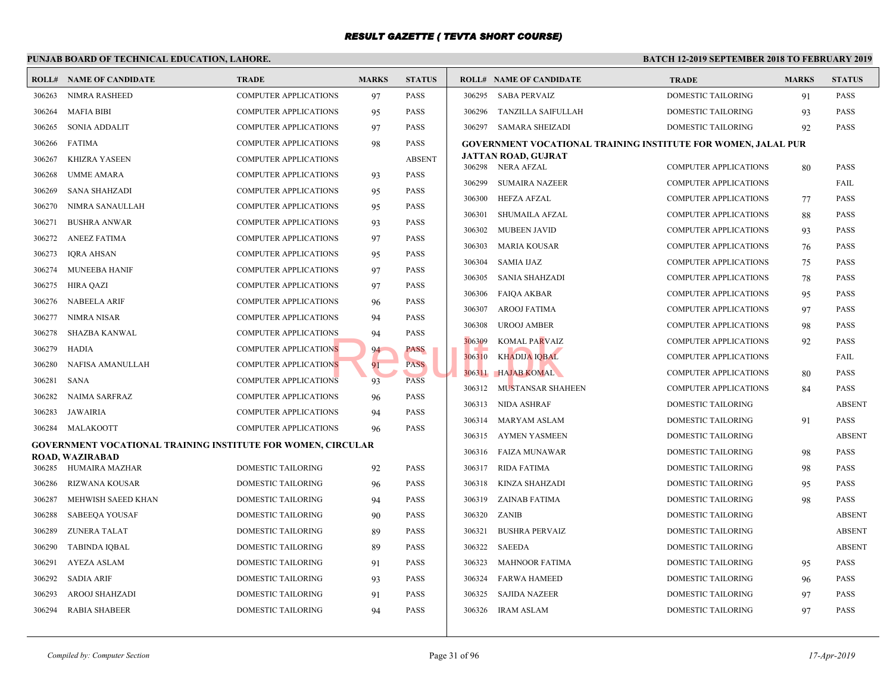# RESULT GAZETTE ( TEVTA SHORT COURSE)

**PUNJAB BOARD OF TECHNICAL EDUCATION, LAHORE.**

**BATCH 12-2019 SEPTEMBER 2018 TO FEBRUARY 2019**

| ROLL# | NAME OF CANDIDATE | TRADE | MARKS | STATUS |
|---|---|---|---|---|
| 306263 | NIMRA RASHEED | COMPUTER APPLICATIONS | 97 | PASS |
| 306264 | MAFIA BIBI | COMPUTER APPLICATIONS | 95 | PASS |
| 306265 | SONIA ADDALIT | COMPUTER APPLICATIONS | 97 | PASS |
| 306266 | FATIMA | COMPUTER APPLICATIONS | 98 | PASS |
| 306267 | KHIZRA YASEEN | COMPUTER APPLICATIONS | | ABSENT |
| 306268 | UMME AMARA | COMPUTER APPLICATIONS | 93 | PASS |
| 306269 | SANA SHAHZADI | COMPUTER APPLICATIONS | 95 | PASS |
| 306270 | NIMRA SANAULLAH | COMPUTER APPLICATIONS | 95 | PASS |
| 306271 | BUSHRA ANWAR | COMPUTER APPLICATIONS | 93 | PASS |
| 306272 | ANEEZ FATIMA | COMPUTER APPLICATIONS | 97 | PASS |
| 306273 | IQRA AHSAN | COMPUTER APPLICATIONS | 95 | PASS |
| 306274 | MUNEEBA HANIF | COMPUTER APPLICATIONS | 97 | PASS |
| 306275 | HIRA QAZI | COMPUTER APPLICATIONS | 97 | PASS |
| 306276 | NABEELA ARIF | COMPUTER APPLICATIONS | 96 | PASS |
| 306277 | NIMRA NISAR | COMPUTER APPLICATIONS | 94 | PASS |
| 306278 | SHAZBA KANWAL | COMPUTER APPLICATIONS | 94 | PASS |
| 306279 | HADIA | COMPUTER APPLICATIONS | 94 | PASS |
| 306280 | NAFISA AMANULLAH | COMPUTER APPLICATIONS | 91 | PASS |
| 306281 | SANA | COMPUTER APPLICATIONS | 93 | PASS |
| 306282 | NAIMA SARFRAZ | COMPUTER APPLICATIONS | 96 | PASS |
| 306283 | JAWAIRIA | COMPUTER APPLICATIONS | 94 | PASS |
| 306284 | MALAKOOTT | COMPUTER APPLICATIONS | 96 | PASS |

**GOVERNMENT VOCATIONAL TRAINING INSTITUTE FOR WOMEN, CIRCULAR ROAD, WAZIRABAD**

| ROLL# | NAME OF CANDIDATE | TRADE | MARKS | STATUS |
|---|---|---|---|---|
| 306285 | HUMAIRA MAZHAR | DOMESTIC TAILORING | 92 | PASS |
| 306286 | RIZWANA KOUSAR | DOMESTIC TAILORING | 96 | PASS |
| 306287 | MEHWISH SAEED KHAN | DOMESTIC TAILORING | 94 | PASS |
| 306288 | SABEEQA YOUSAF | DOMESTIC TAILORING | 90 | PASS |
| 306289 | ZUNERA TALAT | DOMESTIC TAILORING | 89 | PASS |
| 306290 | TABINDA IQBAL | DOMESTIC TAILORING | 89 | PASS |
| 306291 | AYEZA ASLAM | DOMESTIC TAILORING | 91 | PASS |
| 306292 | SADIA ARIF | DOMESTIC TAILORING | 93 | PASS |
| 306293 | AROOJ SHAHZADI | DOMESTIC TAILORING | 91 | PASS |
| 306294 | RABIA SHABEER | DOMESTIC TAILORING | 94 | PASS |
| 306295 | SABA PERVAIZ | DOMESTIC TAILORING | 91 | PASS |
| 306296 | TANZILLA SAIFULLAH | DOMESTIC TAILORING | 93 | PASS |
| 306297 | SAMARA SHEIZADI | DOMESTIC TAILORING | 92 | PASS |

**GOVERNMENT VOCATIONAL TRAINING INSTITUTE FOR WOMEN, JALAL PUR JATTAN ROAD, GUJRAT**

| ROLL# | NAME OF CANDIDATE | TRADE | MARKS | STATUS |
|---|---|---|---|---|
| 306298 | NERA AFZAL | COMPUTER APPLICATIONS | 80 | PASS |
| 306299 | SUMAIRA NAZEER | COMPUTER APPLICATIONS | | FAIL |
| 306300 | HEFZA AFZAL | COMPUTER APPLICATIONS | 77 | PASS |
| 306301 | SHUMAILA AFZAL | COMPUTER APPLICATIONS | 88 | PASS |
| 306302 | MUBEEN JAVID | COMPUTER APPLICATIONS | 93 | PASS |
| 306303 | MARIA KOUSAR | COMPUTER APPLICATIONS | 76 | PASS |
| 306304 | SAMIA IJAZ | COMPUTER APPLICATIONS | 75 | PASS |
| 306305 | SANIA SHAHZADI | COMPUTER APPLICATIONS | 78 | PASS |
| 306306 | FAIQA AKBAR | COMPUTER APPLICATIONS | 95 | PASS |
| 306307 | AROOJ FATIMA | COMPUTER APPLICATIONS | 97 | PASS |
| 306308 | UROOJ AMBER | COMPUTER APPLICATIONS | 98 | PASS |
| 306309 | KOMAL PARVAIZ | COMPUTER APPLICATIONS | 92 | PASS |
| 306310 | KHADIJA IQBAL | COMPUTER APPLICATIONS | | FAIL |
| 306311 | HAJAB KOMAL | COMPUTER APPLICATIONS | 80 | PASS |
| 306312 | MUSTANSAR SHAHEEN | COMPUTER APPLICATIONS | 84 | PASS |
| 306313 | NIDA ASHRAF | DOMESTIC TAILORING | | ABSENT |
| 306314 | MARYAM ASLAM | DOMESTIC TAILORING | 91 | PASS |
| 306315 | AYMEN YASMEEN | DOMESTIC TAILORING | | ABSENT |
| 306316 | FAIZA MUNAWAR | DOMESTIC TAILORING | 98 | PASS |
| 306317 | RIDA FATIMA | DOMESTIC TAILORING | 98 | PASS |
| 306318 | KINZA SHAHZADI | DOMESTIC TAILORING | 95 | PASS |
| 306319 | ZAINAB FATIMA | DOMESTIC TAILORING | 98 | PASS |
| 306320 | ZANIB | DOMESTIC TAILORING | | ABSENT |
| 306321 | BUSHRA PERVAIZ | DOMESTIC TAILORING | | ABSENT |
| 306322 | SAEEDA | DOMESTIC TAILORING | | ABSENT |
| 306323 | MAHNOOR FATIMA | DOMESTIC TAILORING | 95 | PASS |
| 306324 | FARWA HAMEED | DOMESTIC TAILORING | 96 | PASS |
| 306325 | SAJIDA NAZEER | DOMESTIC TAILORING | 97 | PASS |
| 306326 | IRAM ASLAM | DOMESTIC TAILORING | 97 | PASS |

*Compiled by: Computer Section*

*17-Apr-2019*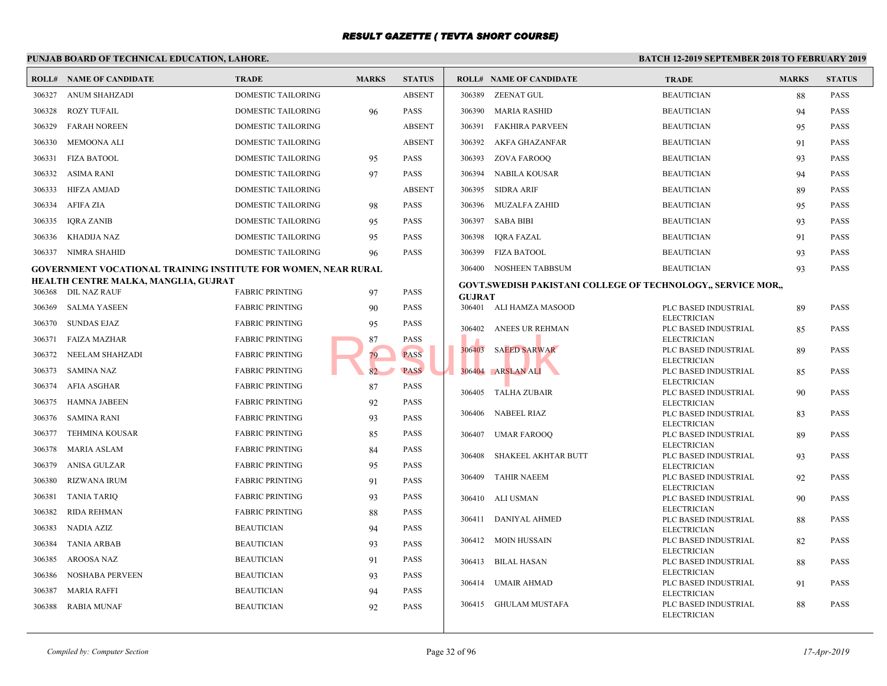# RESULT GAZETTE ( TEVTA SHORT COURSE)

**PUNJAB BOARD OF TECHNICAL EDUCATION, LAHORE.** | **BATCH 12-2019 SEPTEMBER 2018 TO FEBRUARY 2019**

| ROLL# | NAME OF CANDIDATE | TRADE | MARKS | STATUS |
|---|---|---|---|---|
| 306327 | ANUM SHAHZADI | DOMESTIC TAILORING | | ABSENT |
| 306328 | ROZY TUFAIL | DOMESTIC TAILORING | 96 | PASS |
| 306329 | FARAH NOREEN | DOMESTIC TAILORING | | ABSENT |
| 306330 | MEMOONA ALI | DOMESTIC TAILORING | | ABSENT |
| 306331 | FIZA BATOOL | DOMESTIC TAILORING | 95 | PASS |
| 306332 | ASIMA RANI | DOMESTIC TAILORING | 97 | PASS |
| 306333 | HIFZA AMJAD | DOMESTIC TAILORING | | ABSENT |
| 306334 | AFIFA ZIA | DOMESTIC TAILORING | 98 | PASS |
| 306335 | IQRA ZANIB | DOMESTIC TAILORING | 95 | PASS |
| 306336 | KHADIJA NAZ | DOMESTIC TAILORING | 95 | PASS |
| 306337 | NIMRA SHAHID | DOMESTIC TAILORING | 96 | PASS |

**GOVERNMENT VOCATIONAL TRAINING INSTITUTE FOR WOMEN, NEAR RURAL HEALTH CENTRE MALKA, MANGLIA, GUJRAT**

| ROLL# | NAME OF CANDIDATE | TRADE | MARKS | STATUS |
|---|---|---|---|---|
| 306368 | DIL NAZ RAUF | FABRIC PRINTING | 97 | PASS |
| 306369 | SALMA YASEEN | FABRIC PRINTING | 90 | PASS |
| 306370 | SUNDAS EJAZ | FABRIC PRINTING | 95 | PASS |
| 306371 | FAIZA MAZHAR | FABRIC PRINTING | 87 | PASS |
| 306372 | NEELAM SHAHZADI | FABRIC PRINTING | 79 | PASS |
| 306373 | SAMINA NAZ | FABRIC PRINTING | 82 | PASS |
| 306374 | AFIA ASGHAR | FABRIC PRINTING | 87 | PASS |
| 306375 | HAMNA JABEEN | FABRIC PRINTING | 92 | PASS |
| 306376 | SAMINA RANI | FABRIC PRINTING | 93 | PASS |
| 306377 | TEHMINA KOUSAR | FABRIC PRINTING | 85 | PASS |
| 306378 | MARIA ASLAM | FABRIC PRINTING | 84 | PASS |
| 306379 | ANISA GULZAR | FABRIC PRINTING | 95 | PASS |
| 306380 | RIZWANA IRUM | FABRIC PRINTING | 91 | PASS |
| 306381 | TANIA TARIQ | FABRIC PRINTING | 93 | PASS |
| 306382 | RIDA REHMAN | FABRIC PRINTING | 88 | PASS |
| 306383 | NADIA AZIZ | BEAUTICIAN | 94 | PASS |
| 306384 | TANIA ARBAB | BEAUTICIAN | 93 | PASS |
| 306385 | AROOSA NAZ | BEAUTICIAN | 91 | PASS |
| 306386 | NOSHABA PERVEEN | BEAUTICIAN | 93 | PASS |
| 306387 | MARIA RAFFI | BEAUTICIAN | 94 | PASS |
| 306388 | RABIA MUNAF | BEAUTICIAN | 92 | PASS |
| 306389 | ZEENAT GUL | BEAUTICIAN | 88 | PASS |
| 306390 | MARIA RASHID | BEAUTICIAN | 94 | PASS |
| 306391 | FAKHIRA PARVEEN | BEAUTICIAN | 95 | PASS |
| 306392 | AKFA GHAZANFAR | BEAUTICIAN | 91 | PASS |
| 306393 | ZOVA FAROOQ | BEAUTICIAN | 93 | PASS |
| 306394 | NABILA KOUSAR | BEAUTICIAN | 94 | PASS |
| 306395 | SIDRA ARIF | BEAUTICIAN | 89 | PASS |
| 306396 | MUZALFA ZAHID | BEAUTICIAN | 95 | PASS |
| 306397 | SABA BIBI | BEAUTICIAN | 93 | PASS |
| 306398 | IQRA FAZAL | BEAUTICIAN | 91 | PASS |
| 306399 | FIZA BATOOL | BEAUTICIAN | 93 | PASS |
| 306400 | NOSHEEN TABBSUM | BEAUTICIAN | 93 | PASS |

**GOVT.SWEDISH PAKISTANI COLLEGE OF TECHNOLOGY,, SERVICE MOR,, GUJRAT**

| ROLL# | NAME OF CANDIDATE | TRADE | MARKS | STATUS |
|---|---|---|---|---|
| 306401 | ALI HAMZA MASOOD | PLC BASED INDUSTRIAL ELECTRICIAN | 89 | PASS |
| 306402 | ANEES UR REHMAN | PLC BASED INDUSTRIAL ELECTRICIAN | 85 | PASS |
| 306403 | SAEED SARWAR | PLC BASED INDUSTRIAL ELECTRICIAN | 89 | PASS |
| 306404 | ARSLAN ALI | PLC BASED INDUSTRIAL ELECTRICIAN | 85 | PASS |
| 306405 | TALHA ZUBAIR | PLC BASED INDUSTRIAL ELECTRICIAN | 90 | PASS |
| 306406 | NABEEL RIAZ | PLC BASED INDUSTRIAL ELECTRICIAN | 83 | PASS |
| 306407 | UMAR FAROOQ | PLC BASED INDUSTRIAL ELECTRICIAN | 89 | PASS |
| 306408 | SHAKEEL AKHTAR BUTT | PLC BASED INDUSTRIAL ELECTRICIAN | 93 | PASS |
| 306409 | TAHIR NAEEM | PLC BASED INDUSTRIAL ELECTRICIAN | 92 | PASS |
| 306410 | ALI USMAN | PLC BASED INDUSTRIAL ELECTRICIAN | 90 | PASS |
| 306411 | DANIYAL AHMED | PLC BASED INDUSTRIAL ELECTRICIAN | 88 | PASS |
| 306412 | MOIN HUSSAIN | PLC BASED INDUSTRIAL ELECTRICIAN | 82 | PASS |
| 306413 | BILAL HASAN | PLC BASED INDUSTRIAL ELECTRICIAN | 88 | PASS |
| 306414 | UMAIR AHMAD | PLC BASED INDUSTRIAL ELECTRICIAN | 91 | PASS |
| 306415 | GHULAM MUSTAFA | PLC BASED INDUSTRIAL ELECTRICIAN | 88 | PASS |

*Compiled by: Computer Section* | *17-Apr-2019*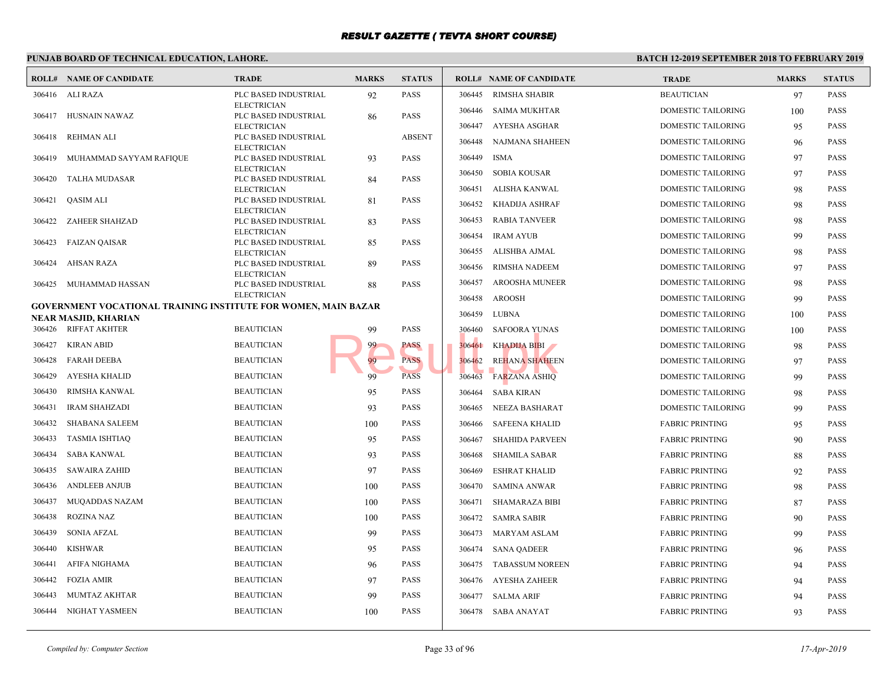# RESULT GAZETTE ( TEVTA SHORT COURSE)

**PUNJAB BOARD OF TECHNICAL EDUCATION, LAHORE.**

**BATCH 12-2019 SEPTEMBER 2018 TO FEBRUARY 2019**

| ROLL# | NAME OF CANDIDATE | TRADE | MARKS | STATUS |
|---|---|---|---|---|
| 306416 | ALI RAZA | PLC BASED INDUSTRIAL ELECTRICIAN | 92 | PASS |
| 306417 | HUSNAIN NAWAZ | PLC BASED INDUSTRIAL ELECTRICIAN | 86 | PASS |
| 306418 | REHMAN ALI | PLC BASED INDUSTRIAL ELECTRICIAN | | ABSENT |
| 306419 | MUHAMMAD SAYYAM RAFIQUE | PLC BASED INDUSTRIAL ELECTRICIAN | 93 | PASS |
| 306420 | TALHA MUDASAR | PLC BASED INDUSTRIAL ELECTRICIAN | 84 | PASS |
| 306421 | QASIM ALI | PLC BASED INDUSTRIAL ELECTRICIAN | 81 | PASS |
| 306422 | ZAHEER SHAHZAD | PLC BASED INDUSTRIAL ELECTRICIAN | 83 | PASS |
| 306423 | FAIZAN QAISAR | PLC BASED INDUSTRIAL ELECTRICIAN | 85 | PASS |
| 306424 | AHSAN RAZA | PLC BASED INDUSTRIAL ELECTRICIAN | 89 | PASS |
| 306425 | MUHAMMAD HASSAN | PLC BASED INDUSTRIAL ELECTRICIAN | 88 | PASS |

**GOVERNMENT VOCATIONAL TRAINING INSTITUTE FOR WOMEN, MAIN BAZAR NEAR MASJID, KHARIAN**

| ROLL# | NAME OF CANDIDATE | TRADE | MARKS | STATUS |
|---|---|---|---|---|
| 306426 | RIFFAT AKHTER | BEAUTICIAN | 99 | PASS |
| 306427 | KIRAN ABID | BEAUTICIAN | 99 | PASS |
| 306428 | FARAH DEEBA | BEAUTICIAN | 99 | PASS |
| 306429 | AYESHA KHALID | BEAUTICIAN | 99 | PASS |
| 306430 | RIMSHA KANWAL | BEAUTICIAN | 95 | PASS |
| 306431 | IRAM SHAHZADI | BEAUTICIAN | 93 | PASS |
| 306432 | SHABANA SALEEM | BEAUTICIAN | 100 | PASS |
| 306433 | TASMIA ISHTIAQ | BEAUTICIAN | 95 | PASS |
| 306434 | SABA KANWAL | BEAUTICIAN | 93 | PASS |
| 306435 | SAWAIRA ZAHID | BEAUTICIAN | 97 | PASS |
| 306436 | ANDLEEB ANJUB | BEAUTICIAN | 100 | PASS |
| 306437 | MUQADDAS NAZAM | BEAUTICIAN | 100 | PASS |
| 306438 | ROZINA NAZ | BEAUTICIAN | 100 | PASS |
| 306439 | SONIA AFZAL | BEAUTICIAN | 99 | PASS |
| 306440 | KISHWAR | BEAUTICIAN | 95 | PASS |
| 306441 | AFIFA NIGHAMA | BEAUTICIAN | 96 | PASS |
| 306442 | FOZIA AMIR | BEAUTICIAN | 97 | PASS |
| 306443 | MUMTAZ AKHTAR | BEAUTICIAN | 99 | PASS |
| 306444 | NIGHAT YASMEEN | BEAUTICIAN | 100 | PASS |
| 306445 | RIMSHA SHABIR | BEAUTICIAN | 97 | PASS |
| 306446 | SAIMA MUKHTAR | DOMESTIC TAILORING | 100 | PASS |
| 306447 | AYESHA ASGHAR | DOMESTIC TAILORING | 95 | PASS |
| 306448 | NAJMANA SHAHEEN | DOMESTIC TAILORING | 96 | PASS |
| 306449 | ISMA | DOMESTIC TAILORING | 97 | PASS |
| 306450 | SOBIA KOUSAR | DOMESTIC TAILORING | 97 | PASS |
| 306451 | ALISHA KANWAL | DOMESTIC TAILORING | 98 | PASS |
| 306452 | KHADIJA ASHRAF | DOMESTIC TAILORING | 98 | PASS |
| 306453 | RABIA TANVEER | DOMESTIC TAILORING | 98 | PASS |
| 306454 | IRAM AYUB | DOMESTIC TAILORING | 99 | PASS |
| 306455 | ALISHBA AJMAL | DOMESTIC TAILORING | 98 | PASS |
| 306456 | RIMSHA NADEEM | DOMESTIC TAILORING | 97 | PASS |
| 306457 | AROOSHA MUNEER | DOMESTIC TAILORING | 98 | PASS |
| 306458 | AROOSH | DOMESTIC TAILORING | 99 | PASS |
| 306459 | LUBNA | DOMESTIC TAILORING | 100 | PASS |
| 306460 | SAFOORA YUNAS | DOMESTIC TAILORING | 100 | PASS |
| 306461 | KHADIJA BIBI | DOMESTIC TAILORING | 98 | PASS |
| 306462 | REHANA SHAHEEN | DOMESTIC TAILORING | 97 | PASS |
| 306463 | FARZANA ASHIQ | DOMESTIC TAILORING | 99 | PASS |
| 306464 | SABA KIRAN | DOMESTIC TAILORING | 98 | PASS |
| 306465 | NEEZA BASHARAT | DOMESTIC TAILORING | 99 | PASS |
| 306466 | SAFEENA KHALID | FABRIC PRINTING | 95 | PASS |
| 306467 | SHAHIDA PARVEEN | FABRIC PRINTING | 90 | PASS |
| 306468 | SHAMILA SABAR | FABRIC PRINTING | 88 | PASS |
| 306469 | ESHRAT KHALID | FABRIC PRINTING | 92 | PASS |
| 306470 | SAMINA ANWAR | FABRIC PRINTING | 98 | PASS |
| 306471 | SHAMARAZA BIBI | FABRIC PRINTING | 87 | PASS |
| 306472 | SAMRA SABIR | FABRIC PRINTING | 90 | PASS |
| 306473 | MARYAM ASLAM | FABRIC PRINTING | 99 | PASS |
| 306474 | SANA QADEER | FABRIC PRINTING | 96 | PASS |
| 306475 | TABASSUM NOREEN | FABRIC PRINTING | 94 | PASS |
| 306476 | AYESHA ZAHEER | FABRIC PRINTING | 94 | PASS |
| 306477 | SALMA ARIF | FABRIC PRINTING | 94 | PASS |
| 306478 | SABA ANAYAT | FABRIC PRINTING | 93 | PASS |

*Compiled by: Computer Section* *17-Apr-2019*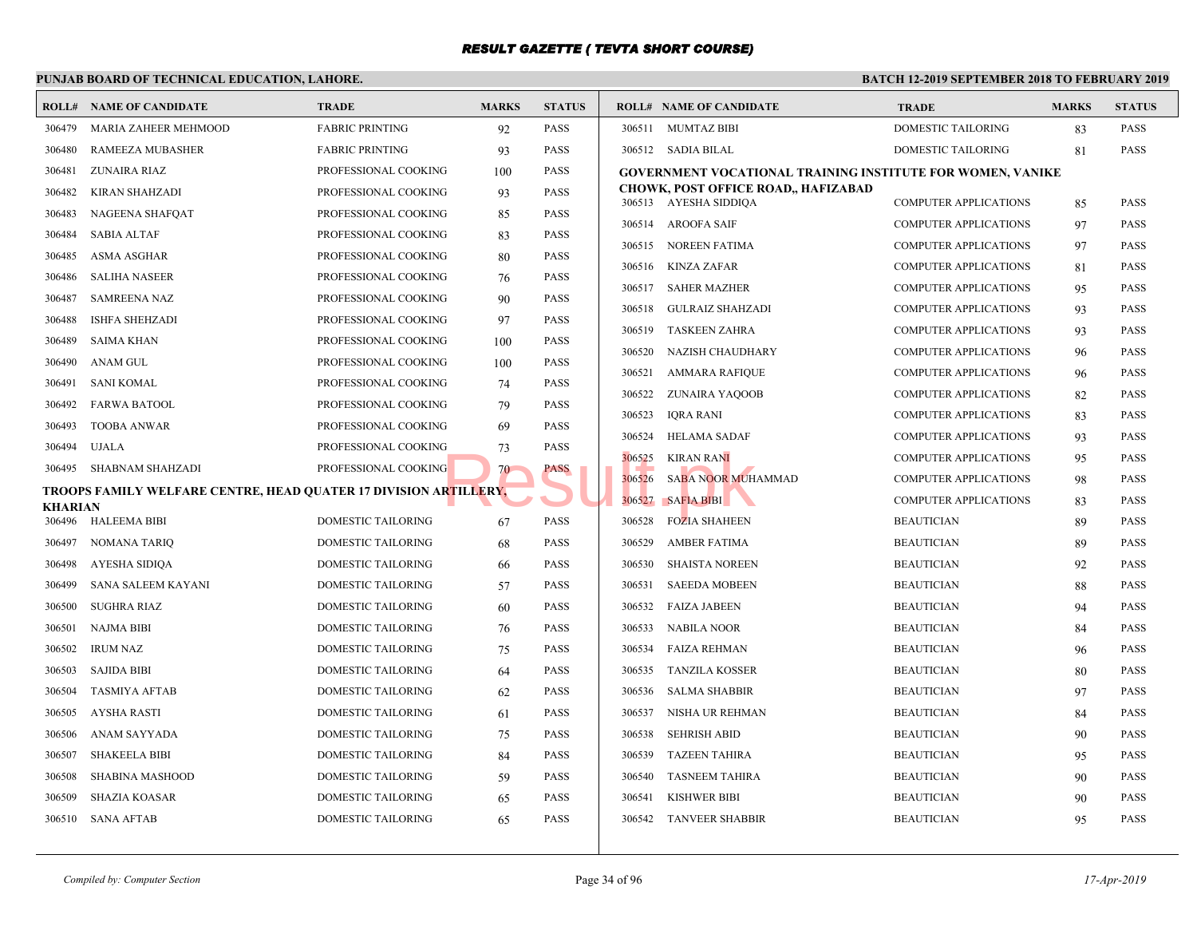# RESULT GAZETTE ( TEVTA SHORT COURSE)

**PUNJAB BOARD OF TECHNICAL EDUCATION, LAHORE.**

**BATCH 12-2019 SEPTEMBER 2018 TO FEBRUARY 2019**

| ROLL# | NAME OF CANDIDATE | TRADE | MARKS | STATUS |
|---|---|---|---|---|
| 306479 | MARIA ZAHEER MEHMOOD | FABRIC PRINTING | 92 | PASS |
| 306480 | RAMEEZA MUBASHER | FABRIC PRINTING | 93 | PASS |
| 306481 | ZUNAIRA RIAZ | PROFESSIONAL COOKING | 100 | PASS |
| 306482 | KIRAN SHAHZADI | PROFESSIONAL COOKING | 93 | PASS |
| 306483 | NAGEENA SHAFQAT | PROFESSIONAL COOKING | 85 | PASS |
| 306484 | SABIA ALTAF | PROFESSIONAL COOKING | 83 | PASS |
| 306485 | ASMA ASGHAR | PROFESSIONAL COOKING | 80 | PASS |
| 306486 | SALIHA NASEER | PROFESSIONAL COOKING | 76 | PASS |
| 306487 | SAMREENA NAZ | PROFESSIONAL COOKING | 90 | PASS |
| 306488 | ISHFA SHEHZADI | PROFESSIONAL COOKING | 97 | PASS |
| 306489 | SAIMA KHAN | PROFESSIONAL COOKING | 100 | PASS |
| 306490 | ANAM GUL | PROFESSIONAL COOKING | 100 | PASS |
| 306491 | SANI KOMAL | PROFESSIONAL COOKING | 74 | PASS |
| 306492 | FARWA BATOOL | PROFESSIONAL COOKING | 79 | PASS |
| 306493 | TOOBA ANWAR | PROFESSIONAL COOKING | 69 | PASS |
| 306494 | UJALA | PROFESSIONAL COOKING | 73 | PASS |
| 306495 | SHABNAM SHAHZADI | PROFESSIONAL COOKING | 70 | PASS |

**TROOPS FAMILY WELFARE CENTRE, HEAD QUATER 17 DIVISION ARTILLERY, KHARIAN**

| ROLL# | NAME OF CANDIDATE | TRADE | MARKS | STATUS |
|---|---|---|---|---|
| 306496 | HALEEMA BIBI | DOMESTIC TAILORING | 67 | PASS |
| 306497 | NOMANA TARIQ | DOMESTIC TAILORING | 68 | PASS |
| 306498 | AYESHA SIDIQA | DOMESTIC TAILORING | 66 | PASS |
| 306499 | SANA SALEEM KAYANI | DOMESTIC TAILORING | 57 | PASS |
| 306500 | SUGHRA RIAZ | DOMESTIC TAILORING | 60 | PASS |
| 306501 | NAJMA BIBI | DOMESTIC TAILORING | 76 | PASS |
| 306502 | IRUM NAZ | DOMESTIC TAILORING | 75 | PASS |
| 306503 | SAJIDA BIBI | DOMESTIC TAILORING | 64 | PASS |
| 306504 | TASMIYA AFTAB | DOMESTIC TAILORING | 62 | PASS |
| 306505 | AYSHA RASTI | DOMESTIC TAILORING | 61 | PASS |
| 306506 | ANAM SAYYADA | DOMESTIC TAILORING | 75 | PASS |
| 306507 | SHAKEELA BIBI | DOMESTIC TAILORING | 84 | PASS |
| 306508 | SHABINA MASHOOD | DOMESTIC TAILORING | 59 | PASS |
| 306509 | SHAZIA KOASAR | DOMESTIC TAILORING | 65 | PASS |
| 306510 | SANA AFTAB | DOMESTIC TAILORING | 65 | PASS |
| 306511 | MUMTAZ BIBI | DOMESTIC TAILORING | 83 | PASS |
| 306512 | SADIA BILAL | DOMESTIC TAILORING | 81 | PASS |

**GOVERNMENT VOCATIONAL TRAINING INSTITUTE FOR WOMEN, VANIKE CHOWK, POST OFFICE ROAD,, HAFIZABAD**

| ROLL# | NAME OF CANDIDATE | TRADE | MARKS | STATUS |
|---|---|---|---|---|
| 306513 | AYESHA SIDDIQA | COMPUTER APPLICATIONS | 85 | PASS |
| 306514 | AROOFA SAIF | COMPUTER APPLICATIONS | 97 | PASS |
| 306515 | NOREEN FATIMA | COMPUTER APPLICATIONS | 97 | PASS |
| 306516 | KINZA ZAFAR | COMPUTER APPLICATIONS | 81 | PASS |
| 306517 | SAHER MAZHER | COMPUTER APPLICATIONS | 95 | PASS |
| 306518 | GULRAIZ SHAHZADI | COMPUTER APPLICATIONS | 93 | PASS |
| 306519 | TASKEEN ZAHRA | COMPUTER APPLICATIONS | 93 | PASS |
| 306520 | NAZISH CHAUDHARY | COMPUTER APPLICATIONS | 96 | PASS |
| 306521 | AMMARA RAFIQUE | COMPUTER APPLICATIONS | 96 | PASS |
| 306522 | ZUNAIRA YAQOOB | COMPUTER APPLICATIONS | 82 | PASS |
| 306523 | IQRA RANI | COMPUTER APPLICATIONS | 83 | PASS |
| 306524 | HELAMA SADAF | COMPUTER APPLICATIONS | 93 | PASS |
| 306525 | KIRAN RANI | COMPUTER APPLICATIONS | 95 | PASS |
| 306526 | SABA NOOR MUHAMMAD | COMPUTER APPLICATIONS | 98 | PASS |
| 306527 | SAFIA BIBI | COMPUTER APPLICATIONS | 83 | PASS |
| 306528 | FOZIA SHAHEEN | BEAUTICIAN | 89 | PASS |
| 306529 | AMBER FATIMA | BEAUTICIAN | 89 | PASS |
| 306530 | SHAISTA NOREEN | BEAUTICIAN | 92 | PASS |
| 306531 | SAEEDA MOBEEN | BEAUTICIAN | 88 | PASS |
| 306532 | FAIZA JABEEN | BEAUTICIAN | 94 | PASS |
| 306533 | NABILA NOOR | BEAUTICIAN | 84 | PASS |
| 306534 | FAIZA REHMAN | BEAUTICIAN | 96 | PASS |
| 306535 | TANZILA KOSSER | BEAUTICIAN | 80 | PASS |
| 306536 | SALMA SHABBIR | BEAUTICIAN | 97 | PASS |
| 306537 | NISHA UR REHMAN | BEAUTICIAN | 84 | PASS |
| 306538 | SEHRISH ABID | BEAUTICIAN | 90 | PASS |
| 306539 | TAZEEN TAHIRA | BEAUTICIAN | 95 | PASS |
| 306540 | TASNEEM TAHIRA | BEAUTICIAN | 90 | PASS |
| 306541 | KISHWER BIBI | BEAUTICIAN | 90 | PASS |
| 306542 | TANVEER SHABBIR | BEAUTICIAN | 95 | PASS |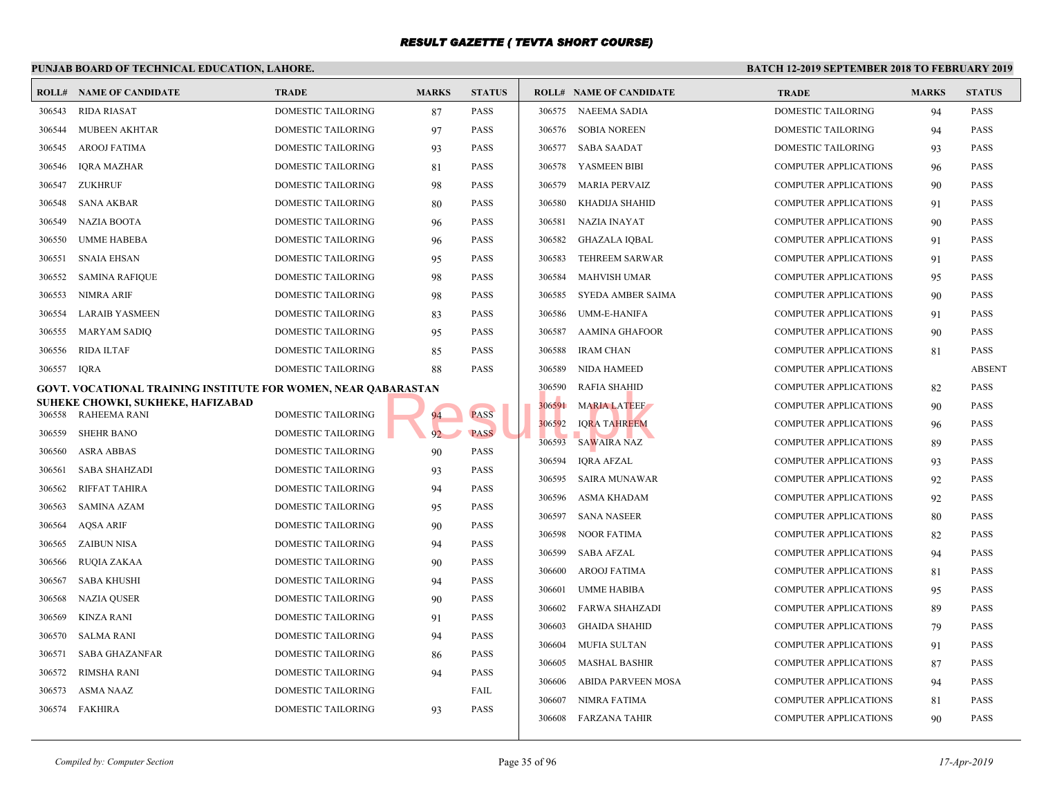# RESULT GAZETTE ( TEVTA SHORT COURSE)

**PUNJAB BOARD OF TECHNICAL EDUCATION, LAHORE.**

**BATCH 12-2019 SEPTEMBER 2018 TO FEBRUARY 2019**

| ROLL# | NAME OF CANDIDATE | TRADE | MARKS | STATUS |
|---|---|---|---|---|
| 306543 | RIDA RIASAT | DOMESTIC TAILORING | 87 | PASS |
| 306544 | MUBEEN AKHTAR | DOMESTIC TAILORING | 97 | PASS |
| 306545 | AROOJ FATIMA | DOMESTIC TAILORING | 93 | PASS |
| 306546 | IQRA MAZHAR | DOMESTIC TAILORING | 81 | PASS |
| 306547 | ZUKHRUF | DOMESTIC TAILORING | 98 | PASS |
| 306548 | SANA AKBAR | DOMESTIC TAILORING | 80 | PASS |
| 306549 | NAZIA BOOTA | DOMESTIC TAILORING | 96 | PASS |
| 306550 | UMME HABEBA | DOMESTIC TAILORING | 96 | PASS |
| 306551 | SNAIA EHSAN | DOMESTIC TAILORING | 95 | PASS |
| 306552 | SAMINA RAFIQUE | DOMESTIC TAILORING | 98 | PASS |
| 306553 | NIMRA ARIF | DOMESTIC TAILORING | 98 | PASS |
| 306554 | LARAIB YASMEEN | DOMESTIC TAILORING | 83 | PASS |
| 306555 | MARYAM SADIQ | DOMESTIC TAILORING | 95 | PASS |
| 306556 | RIDA ILTAF | DOMESTIC TAILORING | 85 | PASS |
| 306557 | IQRA | DOMESTIC TAILORING | 88 | PASS |

**GOVT. VOCATIONAL TRAINING INSTITUTE FOR WOMEN, NEAR QABARASTAN SUHEKE CHOWKI, SUKHEKE, HAFIZABAD**

| ROLL# | NAME OF CANDIDATE | TRADE | MARKS | STATUS |
|---|---|---|---|---|
| 306558 | RAHEEMA RANI | DOMESTIC TAILORING | 94 | PASS |
| 306559 | SHEHR BANO | DOMESTIC TAILORING | 92 | PASS |
| 306560 | ASRA ABBAS | DOMESTIC TAILORING | 90 | PASS |
| 306561 | SABA SHAHZADI | DOMESTIC TAILORING | 93 | PASS |
| 306562 | RIFFAT TAHIRA | DOMESTIC TAILORING | 94 | PASS |
| 306563 | SAMINA AZAM | DOMESTIC TAILORING | 95 | PASS |
| 306564 | AQSA ARIF | DOMESTIC TAILORING | 90 | PASS |
| 306565 | ZAIBUN NISA | DOMESTIC TAILORING | 94 | PASS |
| 306566 | RUQIA ZAKAA | DOMESTIC TAILORING | 90 | PASS |
| 306567 | SABA KHUSHI | DOMESTIC TAILORING | 94 | PASS |
| 306568 | NAZIA QUSER | DOMESTIC TAILORING | 90 | PASS |
| 306569 | KINZA RANI | DOMESTIC TAILORING | 91 | PASS |
| 306570 | SALMA RANI | DOMESTIC TAILORING | 94 | PASS |
| 306571 | SABA GHAZANFAR | DOMESTIC TAILORING | 86 | PASS |
| 306572 | RIMSHA RANI | DOMESTIC TAILORING | 94 | PASS |
| 306573 | ASMA NAAZ | DOMESTIC TAILORING | | FAIL |
| 306574 | FAKHIRA | DOMESTIC TAILORING | 93 | PASS |
| 306575 | NAEEMA SADIA | DOMESTIC TAILORING | 94 | PASS |
| 306576 | SOBIA NOREEN | DOMESTIC TAILORING | 94 | PASS |
| 306577 | SABA SAADAT | DOMESTIC TAILORING | 93 | PASS |
| 306578 | YASMEEN BIBI | COMPUTER APPLICATIONS | 96 | PASS |
| 306579 | MARIA PERVAIZ | COMPUTER APPLICATIONS | 90 | PASS |
| 306580 | KHADIJA SHAHID | COMPUTER APPLICATIONS | 91 | PASS |
| 306581 | NAZIA INAYAT | COMPUTER APPLICATIONS | 90 | PASS |
| 306582 | GHAZALA IQBAL | COMPUTER APPLICATIONS | 91 | PASS |
| 306583 | TEHREEM SARWAR | COMPUTER APPLICATIONS | 91 | PASS |
| 306584 | MAHVISH UMAR | COMPUTER APPLICATIONS | 95 | PASS |
| 306585 | SYEDA AMBER SAIMA | COMPUTER APPLICATIONS | 90 | PASS |
| 306586 | UMM-E-HANIFA | COMPUTER APPLICATIONS | 91 | PASS |
| 306587 | AAMINA GHAFOOR | COMPUTER APPLICATIONS | 90 | PASS |
| 306588 | IRAM CHAN | COMPUTER APPLICATIONS | 81 | PASS |
| 306589 | NIDA HAMEED | COMPUTER APPLICATIONS | | ABSENT |
| 306590 | RAFIA SHAHID | COMPUTER APPLICATIONS | 82 | PASS |
| 306591 | MARIA LATEEF | COMPUTER APPLICATIONS | 90 | PASS |
| 306592 | IQRA TAHREEM | COMPUTER APPLICATIONS | 96 | PASS |
| 306593 | SAWAIRA NAZ | COMPUTER APPLICATIONS | 89 | PASS |
| 306594 | IQRA AFZAL | COMPUTER APPLICATIONS | 93 | PASS |
| 306595 | SAIRA MUNAWAR | COMPUTER APPLICATIONS | 92 | PASS |
| 306596 | ASMA KHADAM | COMPUTER APPLICATIONS | 92 | PASS |
| 306597 | SANA NASEER | COMPUTER APPLICATIONS | 80 | PASS |
| 306598 | NOOR FATIMA | COMPUTER APPLICATIONS | 82 | PASS |
| 306599 | SABA AFZAL | COMPUTER APPLICATIONS | 94 | PASS |
| 306600 | AROOJ FATIMA | COMPUTER APPLICATIONS | 81 | PASS |
| 306601 | UMME HABIBA | COMPUTER APPLICATIONS | 95 | PASS |
| 306602 | FARWA SHAHZADI | COMPUTER APPLICATIONS | 89 | PASS |
| 306603 | GHAIDA SHAHID | COMPUTER APPLICATIONS | 79 | PASS |
| 306604 | MUFIA SULTAN | COMPUTER APPLICATIONS | 91 | PASS |
| 306605 | MASHAL BASHIR | COMPUTER APPLICATIONS | 87 | PASS |
| 306606 | ABIDA PARVEEN MOSA | COMPUTER APPLICATIONS | 94 | PASS |
| 306607 | NIMRA FATIMA | COMPUTER APPLICATIONS | 81 | PASS |
| 306608 | FARZANA TAHIR | COMPUTER APPLICATIONS | 90 | PASS |

*Compiled by: Computer Section*

*17-Apr-2019*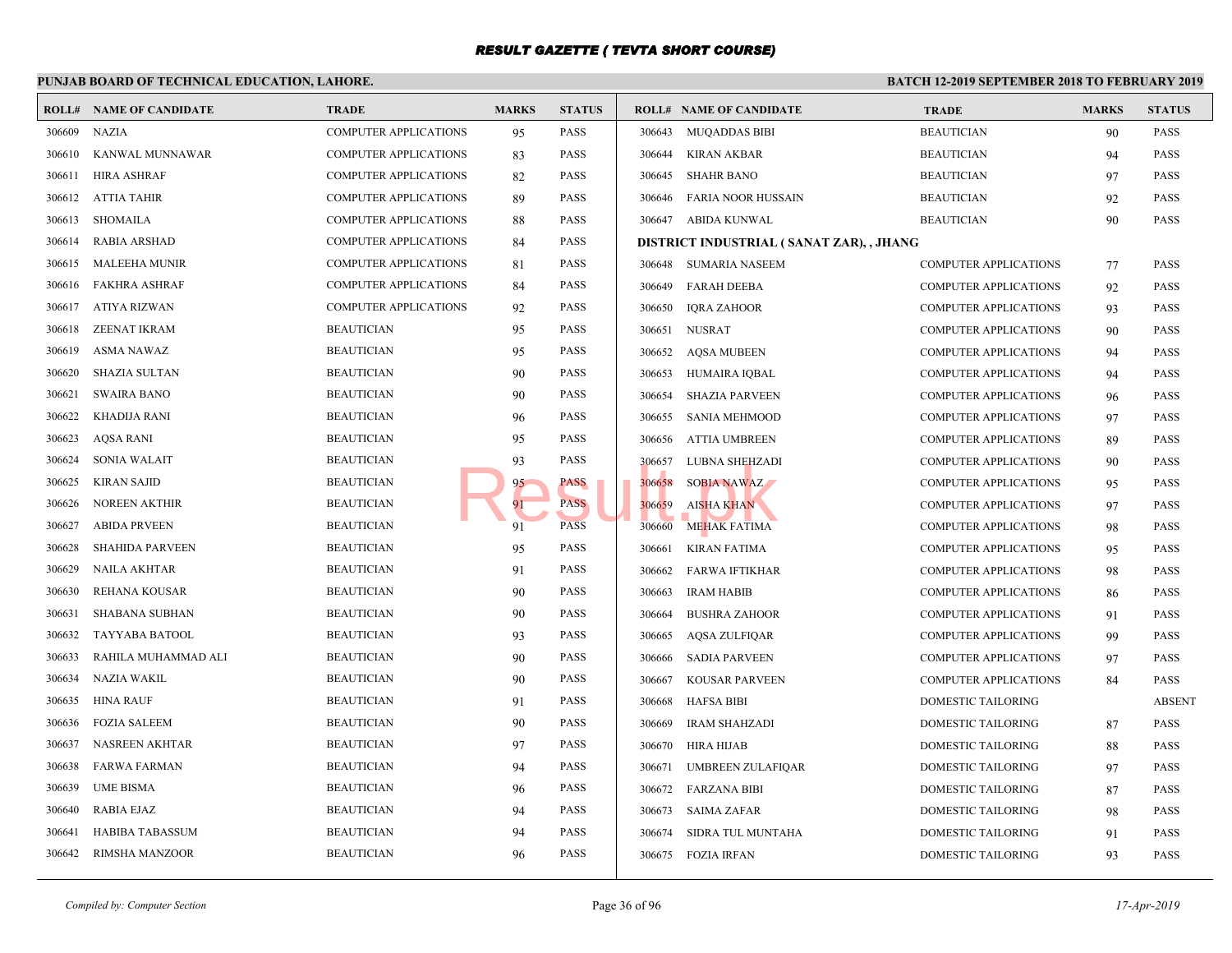# RESULT GAZETTE ( TEVTA SHORT COURSE)

**PUNJAB BOARD OF TECHNICAL EDUCATION, LAHORE.**

**BATCH 12-2019 SEPTEMBER 2018 TO FEBRUARY 2019**

| ROLL# | NAME OF CANDIDATE | TRADE | MARKS | STATUS |
|---|---|---|---|---|
| 306609 | NAZIA | COMPUTER APPLICATIONS | 95 | PASS |
| 306610 | KANWAL MUNNAWAR | COMPUTER APPLICATIONS | 83 | PASS |
| 306611 | HIRA ASHRAF | COMPUTER APPLICATIONS | 82 | PASS |
| 306612 | ATTIA TAHIR | COMPUTER APPLICATIONS | 89 | PASS |
| 306613 | SHOMAILA | COMPUTER APPLICATIONS | 88 | PASS |
| 306614 | RABIA ARSHAD | COMPUTER APPLICATIONS | 84 | PASS |
| 306615 | MALEEHA MUNIR | COMPUTER APPLICATIONS | 81 | PASS |
| 306616 | FAKHRA ASHRAF | COMPUTER APPLICATIONS | 84 | PASS |
| 306617 | ATIYA RIZWAN | COMPUTER APPLICATIONS | 92 | PASS |
| 306618 | ZEENAT IKRAM | BEAUTICIAN | 95 | PASS |
| 306619 | ASMA NAWAZ | BEAUTICIAN | 95 | PASS |
| 306620 | SHAZIA SULTAN | BEAUTICIAN | 90 | PASS |
| 306621 | SWAIRA BANO | BEAUTICIAN | 90 | PASS |
| 306622 | KHADIJA RANI | BEAUTICIAN | 96 | PASS |
| 306623 | AQSA RANI | BEAUTICIAN | 95 | PASS |
| 306624 | SONIA WALAIT | BEAUTICIAN | 93 | PASS |
| 306625 | KIRAN SAJID | BEAUTICIAN | 95 | PASS |
| 306626 | NOREEN AKTHIR | BEAUTICIAN | 91 | PASS |
| 306627 | ABIDA PRVEEN | BEAUTICIAN | 91 | PASS |
| 306628 | SHAHIDA PARVEEN | BEAUTICIAN | 95 | PASS |
| 306629 | NAILA AKHTAR | BEAUTICIAN | 91 | PASS |
| 306630 | REHANA KOUSAR | BEAUTICIAN | 90 | PASS |
| 306631 | SHABANA SUBHAN | BEAUTICIAN | 90 | PASS |
| 306632 | TAYYABA BATOOL | BEAUTICIAN | 93 | PASS |
| 306633 | RAHILA MUHAMMAD ALI | BEAUTICIAN | 90 | PASS |
| 306634 | NAZIA WAKIL | BEAUTICIAN | 90 | PASS |
| 306635 | HINA RAUF | BEAUTICIAN | 91 | PASS |
| 306636 | FOZIA SALEEM | BEAUTICIAN | 90 | PASS |
| 306637 | NASREEN AKHTAR | BEAUTICIAN | 97 | PASS |
| 306638 | FARWA FARMAN | BEAUTICIAN | 94 | PASS |
| 306639 | UME BISMA | BEAUTICIAN | 96 | PASS |
| 306640 | RABIA EJAZ | BEAUTICIAN | 94 | PASS |
| 306641 | HABIBA TABASSUM | BEAUTICIAN | 94 | PASS |
| 306642 | RIMSHA MANZOOR | BEAUTICIAN | 96 | PASS |
| 306643 | MUQADDAS BIBI | BEAUTICIAN | 90 | PASS |
| 306644 | KIRAN AKBAR | BEAUTICIAN | 94 | PASS |
| 306645 | SHAHR BANO | BEAUTICIAN | 97 | PASS |
| 306646 | FARIA NOOR HUSSAIN | BEAUTICIAN | 92 | PASS |
| 306647 | ABIDA KUNWAL | BEAUTICIAN | 90 | PASS |

**DISTRICT INDUSTRIAL ( SANAT ZAR), , JHANG**

| ROLL# | NAME OF CANDIDATE | TRADE | MARKS | STATUS |
|---|---|---|---|---|
| 306648 | SUMARIA NASEEM | COMPUTER APPLICATIONS | 77 | PASS |
| 306649 | FARAH DEEBA | COMPUTER APPLICATIONS | 92 | PASS |
| 306650 | IQRA ZAHOOR | COMPUTER APPLICATIONS | 93 | PASS |
| 306651 | NUSRAT | COMPUTER APPLICATIONS | 90 | PASS |
| 306652 | AQSA MUBEEN | COMPUTER APPLICATIONS | 94 | PASS |
| 306653 | HUMAIRA IQBAL | COMPUTER APPLICATIONS | 94 | PASS |
| 306654 | SHAZIA PARVEEN | COMPUTER APPLICATIONS | 96 | PASS |
| 306655 | SANIA MEHMOOD | COMPUTER APPLICATIONS | 97 | PASS |
| 306656 | ATTIA UMBREEN | COMPUTER APPLICATIONS | 89 | PASS |
| 306657 | LUBNA SHEHZADI | COMPUTER APPLICATIONS | 90 | PASS |
| 306658 | SOBIA NAWAZ | COMPUTER APPLICATIONS | 95 | PASS |
| 306659 | AISHA KHAN | COMPUTER APPLICATIONS | 97 | PASS |
| 306660 | MEHAK FATIMA | COMPUTER APPLICATIONS | 98 | PASS |
| 306661 | KIRAN FATIMA | COMPUTER APPLICATIONS | 95 | PASS |
| 306662 | FARWA IFTIKHAR | COMPUTER APPLICATIONS | 98 | PASS |
| 306663 | IRAM HABIB | COMPUTER APPLICATIONS | 86 | PASS |
| 306664 | BUSHRA ZAHOOR | COMPUTER APPLICATIONS | 91 | PASS |
| 306665 | AQSA ZULFIQAR | COMPUTER APPLICATIONS | 99 | PASS |
| 306666 | SADIA PARVEEN | COMPUTER APPLICATIONS | 97 | PASS |
| 306667 | KOUSAR PARVEEN | COMPUTER APPLICATIONS | 84 | PASS |
| 306668 | HAFSA BIBI | DOMESTIC TAILORING | | ABSENT |
| 306669 | IRAM SHAHZADI | DOMESTIC TAILORING | 87 | PASS |
| 306670 | HIRA HIJAB | DOMESTIC TAILORING | 88 | PASS |
| 306671 | UMBREEN ZULAFIQAR | DOMESTIC TAILORING | 97 | PASS |
| 306672 | FARZANA BIBI | DOMESTIC TAILORING | 87 | PASS |
| 306673 | SAIMA ZAFAR | DOMESTIC TAILORING | 98 | PASS |
| 306674 | SIDRA TUL MUNTAHA | DOMESTIC TAILORING | 91 | PASS |
| 306675 | FOZIA IRFAN | DOMESTIC TAILORING | 93 | PASS |

*Compiled by: Computer Section*

*17-Apr-2019*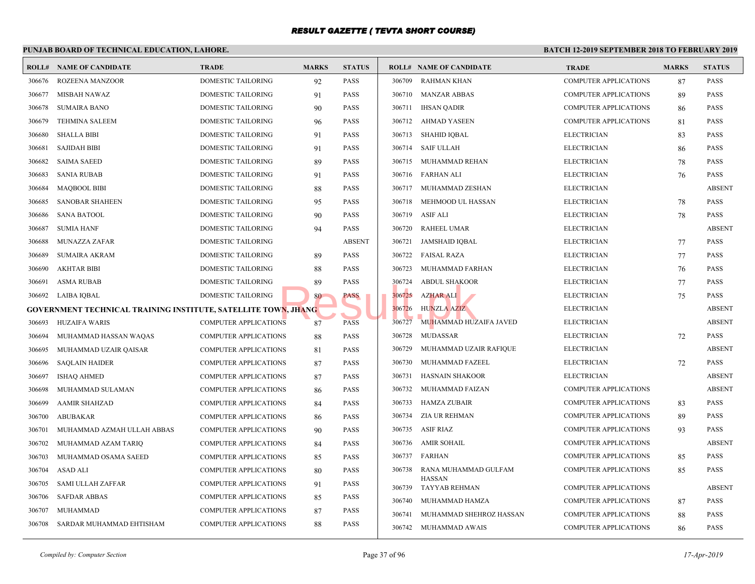# RESULT GAZETTE ( TEVTA SHORT COURSE)

**PUNJAB BOARD OF TECHNICAL EDUCATION, LAHORE.**

**BATCH 12-2019 SEPTEMBER 2018 TO FEBRUARY 2019**

| ROLL# | NAME OF CANDIDATE | TRADE | MARKS | STATUS |
|---|---|---|---|---|
| 306676 | ROZEENA MANZOOR | DOMESTIC TAILORING | 92 | PASS |
| 306677 | MISBAH NAWAZ | DOMESTIC TAILORING | 91 | PASS |
| 306678 | SUMAIRA BANO | DOMESTIC TAILORING | 90 | PASS |
| 306679 | TEHMINA SALEEM | DOMESTIC TAILORING | 96 | PASS |
| 306680 | SHALLA BIBI | DOMESTIC TAILORING | 91 | PASS |
| 306681 | SAJIDAH BIBI | DOMESTIC TAILORING | 91 | PASS |
| 306682 | SAIMA SAEED | DOMESTIC TAILORING | 89 | PASS |
| 306683 | SANIA RUBAB | DOMESTIC TAILORING | 91 | PASS |
| 306684 | MAQBOOL BIBI | DOMESTIC TAILORING | 88 | PASS |
| 306685 | SANOBAR SHAHEEN | DOMESTIC TAILORING | 95 | PASS |
| 306686 | SANA BATOOL | DOMESTIC TAILORING | 90 | PASS |
| 306687 | SUMIA HANF | DOMESTIC TAILORING | 94 | PASS |
| 306688 | MUNAZZA ZAFAR | DOMESTIC TAILORING | | ABSENT |
| 306689 | SUMAIRA AKRAM | DOMESTIC TAILORING | 89 | PASS |
| 306690 | AKHTAR BIBI | DOMESTIC TAILORING | 88 | PASS |
| 306691 | ASMA RUBAB | DOMESTIC TAILORING | 89 | PASS |
| 306692 | LAIBA IQBAL | DOMESTIC TAILORING | 80 | PASS |

**GOVERNMENT TECHNICAL TRAINING INSTITUTE, SATELLITE TOWN, JHANG**

| ROLL# | NAME OF CANDIDATE | TRADE | MARKS | STATUS |
|---|---|---|---|---|
| 306693 | HUZAIFA WARIS | COMPUTER APPLICATIONS | 87 | PASS |
| 306694 | MUHAMMAD HASSAN WAQAS | COMPUTER APPLICATIONS | 88 | PASS |
| 306695 | MUHAMMAD UZAIR QAISAR | COMPUTER APPLICATIONS | 81 | PASS |
| 306696 | SAQLAIN HAIDER | COMPUTER APPLICATIONS | 87 | PASS |
| 306697 | ISHAQ AHMED | COMPUTER APPLICATIONS | 87 | PASS |
| 306698 | MUHAMMAD SULAMAN | COMPUTER APPLICATIONS | 86 | PASS |
| 306699 | AAMIR SHAHZAD | COMPUTER APPLICATIONS | 84 | PASS |
| 306700 | ABUBAKAR | COMPUTER APPLICATIONS | 86 | PASS |
| 306701 | MUHAMMAD AZMAH ULLAH ABBAS | COMPUTER APPLICATIONS | 90 | PASS |
| 306702 | MUHAMMAD AZAM TARIQ | COMPUTER APPLICATIONS | 84 | PASS |
| 306703 | MUHAMMAD OSAMA SAEED | COMPUTER APPLICATIONS | 85 | PASS |
| 306704 | ASAD ALI | COMPUTER APPLICATIONS | 80 | PASS |
| 306705 | SAMI ULLAH ZAFFAR | COMPUTER APPLICATIONS | 91 | PASS |
| 306706 | SAFDAR ABBAS | COMPUTER APPLICATIONS | 85 | PASS |
| 306707 | MUHAMMAD | COMPUTER APPLICATIONS | 87 | PASS |
| 306708 | SARDAR MUHAMMAD EHTISHAM | COMPUTER APPLICATIONS | 88 | PASS |
| 306709 | RAHMAN KHAN | COMPUTER APPLICATIONS | 87 | PASS |
| 306710 | MANZAR ABBAS | COMPUTER APPLICATIONS | 89 | PASS |
| 306711 | IHSAN QADIR | COMPUTER APPLICATIONS | 86 | PASS |
| 306712 | AHMAD YASEEN | COMPUTER APPLICATIONS | 81 | PASS |
| 306713 | SHAHID IQBAL | ELECTRICIAN | 83 | PASS |
| 306714 | SAIF ULLAH | ELECTRICIAN | 86 | PASS |
| 306715 | MUHAMMAD REHAN | ELECTRICIAN | 78 | PASS |
| 306716 | FARHAN ALI | ELECTRICIAN | 76 | PASS |
| 306717 | MUHAMMAD ZESHAN | ELECTRICIAN | | ABSENT |
| 306718 | MEHMOOD UL HASSAN | ELECTRICIAN | 78 | PASS |
| 306719 | ASIF ALI | ELECTRICIAN | 78 | PASS |
| 306720 | RAHEEL UMAR | ELECTRICIAN | | ABSENT |
| 306721 | JAMSHAID IQBAL | ELECTRICIAN | 77 | PASS |
| 306722 | FAISAL RAZA | ELECTRICIAN | 77 | PASS |
| 306723 | MUHAMMAD FARHAN | ELECTRICIAN | 76 | PASS |
| 306724 | ABDUL SHAKOOR | ELECTRICIAN | 77 | PASS |
| 306725 | AZHAR ALI | ELECTRICIAN | 75 | PASS |
| 306726 | HUNZLA AZIZ | ELECTRICIAN | | ABSENT |
| 306727 | MUHAMMAD HUZAIFA JAVED | ELECTRICIAN | | ABSENT |
| 306728 | MUDASSAR | ELECTRICIAN | 72 | PASS |
| 306729 | MUHAMMAD UZAIR RAFIQUE | ELECTRICIAN | | ABSENT |
| 306730 | MUHAMMAD FAZEEL | ELECTRICIAN | 72 | PASS |
| 306731 | HASNAIN SHAKOOR | ELECTRICIAN | | ABSENT |
| 306732 | MUHAMMAD FAIZAN | COMPUTER APPLICATIONS | | ABSENT |
| 306733 | HAMZA ZUBAIR | COMPUTER APPLICATIONS | 83 | PASS |
| 306734 | ZIA UR REHMAN | COMPUTER APPLICATIONS | 89 | PASS |
| 306735 | ASIF RIAZ | COMPUTER APPLICATIONS | 93 | PASS |
| 306736 | AMIR SOHAIL | COMPUTER APPLICATIONS | | ABSENT |
| 306737 | FARHAN | COMPUTER APPLICATIONS | 85 | PASS |
| 306738 | RANA MUHAMMAD GULFAM HASSAN | COMPUTER APPLICATIONS | 85 | PASS |
| 306739 | TAYYAB REHMAN | COMPUTER APPLICATIONS | | ABSENT |
| 306740 | MUHAMMAD HAMZA | COMPUTER APPLICATIONS | 87 | PASS |
| 306741 | MUHAMMAD SHEHROZ HASSAN | COMPUTER APPLICATIONS | 88 | PASS |
| 306742 | MUHAMMAD AWAIS | COMPUTER APPLICATIONS | 86 | PASS |

*Compiled by: Computer Section*

*17-Apr-2019*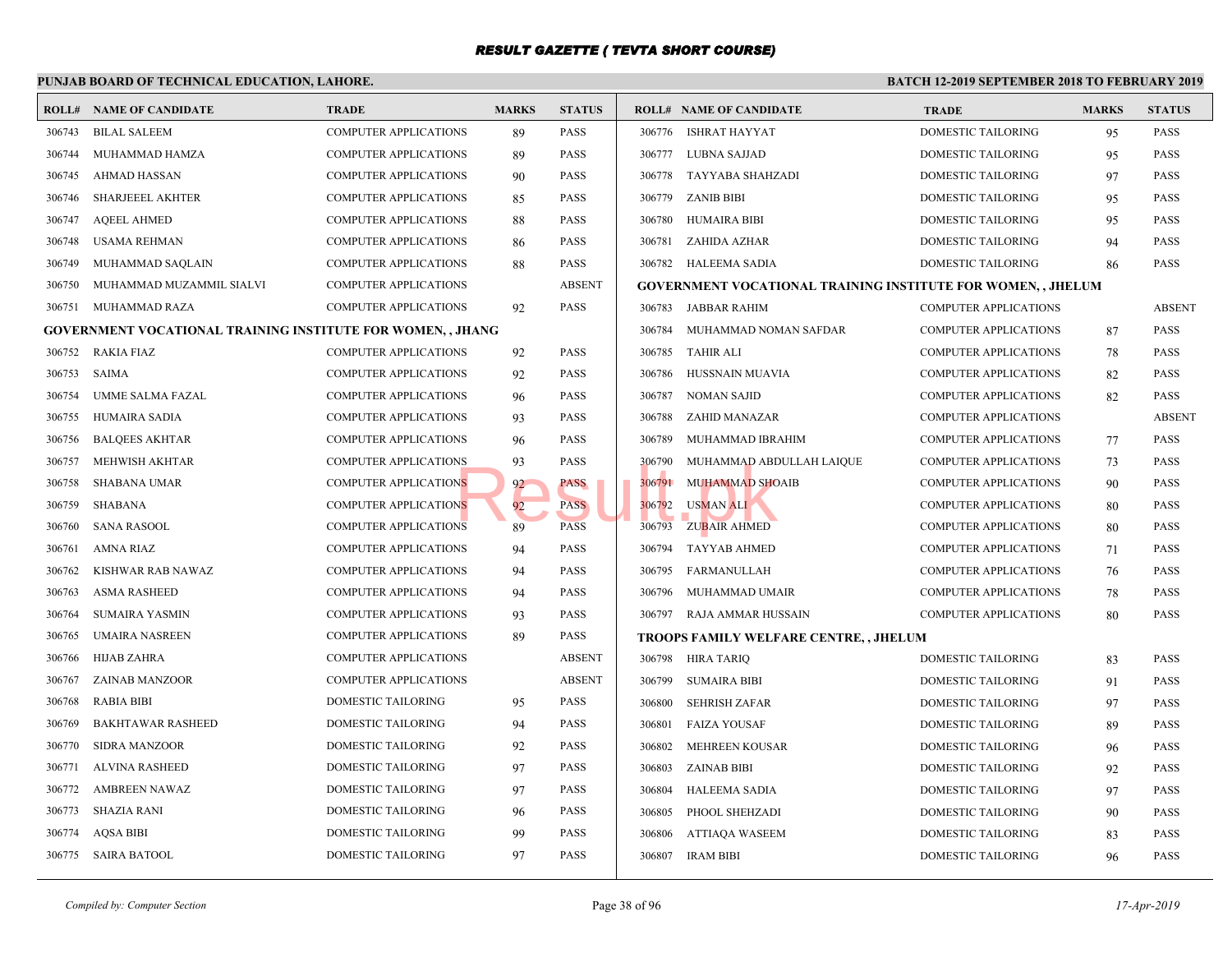# RESULT GAZETTE ( TEVTA SHORT COURSE)

**PUNJAB BOARD OF TECHNICAL EDUCATION, LAHORE.**

**BATCH 12-2019 SEPTEMBER 2018 TO FEBRUARY 2019**

| ROLL# | NAME OF CANDIDATE | TRADE | MARKS | STATUS |
|---|---|---|---|---|
| 306743 | BILAL SALEEM | COMPUTER APPLICATIONS | 89 | PASS |
| 306744 | MUHAMMAD HAMZA | COMPUTER APPLICATIONS | 89 | PASS |
| 306745 | AHMAD HASSAN | COMPUTER APPLICATIONS | 90 | PASS |
| 306746 | SHARJEEEL AKHTER | COMPUTER APPLICATIONS | 85 | PASS |
| 306747 | AQEEL AHMED | COMPUTER APPLICATIONS | 88 | PASS |
| 306748 | USAMA REHMAN | COMPUTER APPLICATIONS | 86 | PASS |
| 306749 | MUHAMMAD SAQLAIN | COMPUTER APPLICATIONS | 88 | PASS |
| 306750 | MUHAMMAD MUZAMMIL SIALVI | COMPUTER APPLICATIONS | | ABSENT |
| 306751 | MUHAMMAD RAZA | COMPUTER APPLICATIONS | 92 | PASS |

**GOVERNMENT VOCATIONAL TRAINING INSTITUTE FOR WOMEN, , JHANG**

| ROLL# | NAME OF CANDIDATE | TRADE | MARKS | STATUS |
|---|---|---|---|---|
| 306752 | RAKIA FIAZ | COMPUTER APPLICATIONS | 92 | PASS |
| 306753 | SAIMA | COMPUTER APPLICATIONS | 92 | PASS |
| 306754 | UMME SALMA FAZAL | COMPUTER APPLICATIONS | 96 | PASS |
| 306755 | HUMAIRA SADIA | COMPUTER APPLICATIONS | 93 | PASS |
| 306756 | BALQEES AKHTAR | COMPUTER APPLICATIONS | 96 | PASS |
| 306757 | MEHWISH AKHTAR | COMPUTER APPLICATIONS | 93 | PASS |
| 306758 | SHABANA UMAR | COMPUTER APPLICATIONS | 92 | PASS |
| 306759 | SHABANA | COMPUTER APPLICATIONS | 92 | PASS |
| 306760 | SANA RASOOL | COMPUTER APPLICATIONS | 89 | PASS |
| 306761 | AMNA RIAZ | COMPUTER APPLICATIONS | 94 | PASS |
| 306762 | KISHWAR RAB NAWAZ | COMPUTER APPLICATIONS | 94 | PASS |
| 306763 | ASMA RASHEED | COMPUTER APPLICATIONS | 94 | PASS |
| 306764 | SUMAIRA YASMIN | COMPUTER APPLICATIONS | 93 | PASS |
| 306765 | UMAIRA NASREEN | COMPUTER APPLICATIONS | 89 | PASS |
| 306766 | HIJAB ZAHRA | COMPUTER APPLICATIONS | | ABSENT |
| 306767 | ZAINAB MANZOOR | COMPUTER APPLICATIONS | | ABSENT |
| 306768 | RABIA BIBI | DOMESTIC TAILORING | 95 | PASS |
| 306769 | BAKHTAWAR RASHEED | DOMESTIC TAILORING | 94 | PASS |
| 306770 | SIDRA MANZOOR | DOMESTIC TAILORING | 92 | PASS |
| 306771 | ALVINA RASHEED | DOMESTIC TAILORING | 97 | PASS |
| 306772 | AMBREEN NAWAZ | DOMESTIC TAILORING | 97 | PASS |
| 306773 | SHAZIA RANI | DOMESTIC TAILORING | 96 | PASS |
| 306774 | AQSA BIBI | DOMESTIC TAILORING | 99 | PASS |
| 306775 | SAIRA BATOOL | DOMESTIC TAILORING | 97 | PASS |
| 306776 | ISHRAT HAYYAT | DOMESTIC TAILORING | 95 | PASS |
| 306777 | LUBNA SAJJAD | DOMESTIC TAILORING | 95 | PASS |
| 306778 | TAYYABA SHAHZADI | DOMESTIC TAILORING | 97 | PASS |
| 306779 | ZANIB BIBI | DOMESTIC TAILORING | 95 | PASS |
| 306780 | HUMAIRA BIBI | DOMESTIC TAILORING | 95 | PASS |
| 306781 | ZAHIDA AZHAR | DOMESTIC TAILORING | 94 | PASS |
| 306782 | HALEEMA SADIA | DOMESTIC TAILORING | 86 | PASS |

**GOVERNMENT VOCATIONAL TRAINING INSTITUTE FOR WOMEN, , JHELUM**

| ROLL# | NAME OF CANDIDATE | TRADE | MARKS | STATUS |
|---|---|---|---|---|
| 306783 | JABBAR RAHIM | COMPUTER APPLICATIONS | | ABSENT |
| 306784 | MUHAMMAD NOMAN SAFDAR | COMPUTER APPLICATIONS | 87 | PASS |
| 306785 | TAHIR ALI | COMPUTER APPLICATIONS | 78 | PASS |
| 306786 | HUSSNAIN MUAVIA | COMPUTER APPLICATIONS | 82 | PASS |
| 306787 | NOMAN SAJID | COMPUTER APPLICATIONS | 82 | PASS |
| 306788 | ZAHID MANAZAR | COMPUTER APPLICATIONS | | ABSENT |
| 306789 | MUHAMMAD IBRAHIM | COMPUTER APPLICATIONS | 77 | PASS |
| 306790 | MUHAMMAD ABDULLAH LAIQUE | COMPUTER APPLICATIONS | 73 | PASS |
| 306791 | MUHAMMAD SHOAIB | COMPUTER APPLICATIONS | 90 | PASS |
| 306792 | USMAN ALI | COMPUTER APPLICATIONS | 80 | PASS |
| 306793 | ZUBAIR AHMED | COMPUTER APPLICATIONS | 80 | PASS |
| 306794 | TAYYAB AHMED | COMPUTER APPLICATIONS | 71 | PASS |
| 306795 | FARMANULLAH | COMPUTER APPLICATIONS | 76 | PASS |
| 306796 | MUHAMMAD UMAIR | COMPUTER APPLICATIONS | 78 | PASS |
| 306797 | RAJA AMMAR HUSSAIN | COMPUTER APPLICATIONS | 80 | PASS |

**TROOPS FAMILY WELFARE CENTRE, , JHELUM**

| ROLL# | NAME OF CANDIDATE | TRADE | MARKS | STATUS |
|---|---|---|---|---|
| 306798 | HIRA TARIQ | DOMESTIC TAILORING | 83 | PASS |
| 306799 | SUMAIRA BIBI | DOMESTIC TAILORING | 91 | PASS |
| 306800 | SEHRISH ZAFAR | DOMESTIC TAILORING | 97 | PASS |
| 306801 | FAIZA YOUSAF | DOMESTIC TAILORING | 89 | PASS |
| 306802 | MEHREEN KOUSAR | DOMESTIC TAILORING | 96 | PASS |
| 306803 | ZAINAB BIBI | DOMESTIC TAILORING | 92 | PASS |
| 306804 | HALEEMA SADIA | DOMESTIC TAILORING | 97 | PASS |
| 306805 | PHOOL SHEHZADI | DOMESTIC TAILORING | 90 | PASS |
| 306806 | ATTIAQA WASEEM | DOMESTIC TAILORING | 83 | PASS |
| 306807 | IRAM BIBI | DOMESTIC TAILORING | 96 | PASS |

*Compiled by: Computer Section*

*17-Apr-2019*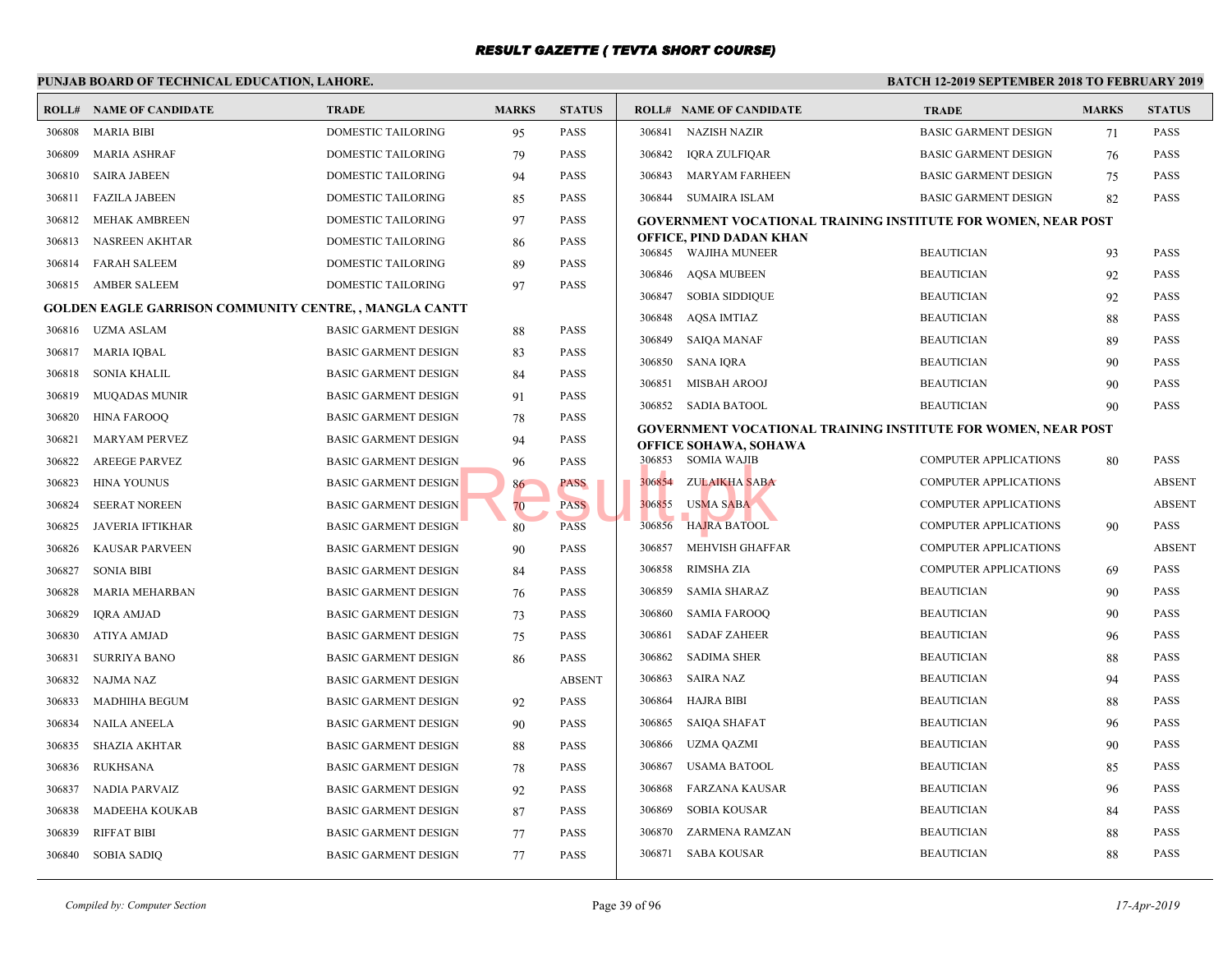# RESULT GAZETTE ( TEVTA SHORT COURSE)

**PUNJAB BOARD OF TECHNICAL EDUCATION, LAHORE.**

**BATCH 12-2019 SEPTEMBER 2018 TO FEBRUARY 2019**

| ROLL# | NAME OF CANDIDATE | TRADE | MARKS | STATUS |
|---|---|---|---|---|
| 306808 | MARIA BIBI | DOMESTIC TAILORING | 95 | PASS |
| 306809 | MARIA ASHRAF | DOMESTIC TAILORING | 79 | PASS |
| 306810 | SAIRA JABEEN | DOMESTIC TAILORING | 94 | PASS |
| 306811 | FAZILA JABEEN | DOMESTIC TAILORING | 85 | PASS |
| 306812 | MEHAK AMBREEN | DOMESTIC TAILORING | 97 | PASS |
| 306813 | NASREEN AKHTAR | DOMESTIC TAILORING | 86 | PASS |
| 306814 | FARAH SALEEM | DOMESTIC TAILORING | 89 | PASS |
| 306815 | AMBER SALEEM | DOMESTIC TAILORING | 97 | PASS |

**GOLDEN EAGLE GARRISON COMMUNITY CENTRE, , MANGLA CANTT**

| ROLL# | NAME OF CANDIDATE | TRADE | MARKS | STATUS |
|---|---|---|---|---|
| 306816 | UZMA ASLAM | BASIC GARMENT DESIGN | 88 | PASS |
| 306817 | MARIA IQBAL | BASIC GARMENT DESIGN | 83 | PASS |
| 306818 | SONIA KHALIL | BASIC GARMENT DESIGN | 84 | PASS |
| 306819 | MUQADAS MUNIR | BASIC GARMENT DESIGN | 91 | PASS |
| 306820 | HINA FAROOQ | BASIC GARMENT DESIGN | 78 | PASS |
| 306821 | MARYAM PERVEZ | BASIC GARMENT DESIGN | 94 | PASS |
| 306822 | AREEGE PARVEZ | BASIC GARMENT DESIGN | 96 | PASS |
| 306823 | HINA YOUNUS | BASIC GARMENT DESIGN | 86 | PASS |
| 306824 | SEERAT NOREEN | BASIC GARMENT DESIGN | 70 | PASS |
| 306825 | JAVERIA IFTIKHAR | BASIC GARMENT DESIGN | 80 | PASS |
| 306826 | KAUSAR PARVEEN | BASIC GARMENT DESIGN | 90 | PASS |
| 306827 | SONIA BIBI | BASIC GARMENT DESIGN | 84 | PASS |
| 306828 | MARIA MEHARBAN | BASIC GARMENT DESIGN | 76 | PASS |
| 306829 | IQRA AMJAD | BASIC GARMENT DESIGN | 73 | PASS |
| 306830 | ATIYA AMJAD | BASIC GARMENT DESIGN | 75 | PASS |
| 306831 | SURRIYA BANO | BASIC GARMENT DESIGN | 86 | PASS |
| 306832 | NAJMA NAZ | BASIC GARMENT DESIGN | | ABSENT |
| 306833 | MADHIHA BEGUM | BASIC GARMENT DESIGN | 92 | PASS |
| 306834 | NAILA ANEELA | BASIC GARMENT DESIGN | 90 | PASS |
| 306835 | SHAZIA AKHTAR | BASIC GARMENT DESIGN | 88 | PASS |
| 306836 | RUKHSANA | BASIC GARMENT DESIGN | 78 | PASS |
| 306837 | NADIA PARVAIZ | BASIC GARMENT DESIGN | 92 | PASS |
| 306838 | MADEEHA KOUKAB | BASIC GARMENT DESIGN | 87 | PASS |
| 306839 | RIFFAT BIBI | BASIC GARMENT DESIGN | 77 | PASS |
| 306840 | SOBIA SADIQ | BASIC GARMENT DESIGN | 77 | PASS |
| 306841 | NAZISH NAZIR | BASIC GARMENT DESIGN | 71 | PASS |
| 306842 | IQRA ZULFIQAR | BASIC GARMENT DESIGN | 76 | PASS |
| 306843 | MARYAM FARHEEN | BASIC GARMENT DESIGN | 75 | PASS |
| 306844 | SUMAIRA ISLAM | BASIC GARMENT DESIGN | 82 | PASS |

**GOVERNMENT VOCATIONAL TRAINING INSTITUTE FOR WOMEN, NEAR POST OFFICE, PIND DADAN KHAN**

| ROLL# | NAME OF CANDIDATE | TRADE | MARKS | STATUS |
|---|---|---|---|---|
| 306845 | WAJIHA MUNEER | BEAUTICIAN | 93 | PASS |
| 306846 | AQSA MUBEEN | BEAUTICIAN | 92 | PASS |
| 306847 | SOBIA SIDDIQUE | BEAUTICIAN | 92 | PASS |
| 306848 | AQSA IMTIAZ | BEAUTICIAN | 88 | PASS |
| 306849 | SAIQA MANAF | BEAUTICIAN | 89 | PASS |
| 306850 | SANA IQRA | BEAUTICIAN | 90 | PASS |
| 306851 | MISBAH AROOJ | BEAUTICIAN | 90 | PASS |
| 306852 | SADIA BATOOL | BEAUTICIAN | 90 | PASS |

**GOVERNMENT VOCATIONAL TRAINING INSTITUTE FOR WOMEN, NEAR POST OFFICE SOHAWA, SOHAWA**

| ROLL# | NAME OF CANDIDATE | TRADE | MARKS | STATUS |
|---|---|---|---|---|
| 306853 | SOMIA WAJIB | COMPUTER APPLICATIONS | 80 | PASS |
| 306854 | ZULAIKHA SABA | COMPUTER APPLICATIONS | | ABSENT |
| 306855 | USMA SABA | COMPUTER APPLICATIONS | | ABSENT |
| 306856 | HAJRA BATOOL | COMPUTER APPLICATIONS | 90 | PASS |
| 306857 | MEHVISH GHAFFAR | COMPUTER APPLICATIONS | | ABSENT |
| 306858 | RIMSHA ZIA | COMPUTER APPLICATIONS | 69 | PASS |
| 306859 | SAMIA SHARAZ | BEAUTICIAN | 90 | PASS |
| 306860 | SAMIA FAROOQ | BEAUTICIAN | 90 | PASS |
| 306861 | SADAF ZAHEER | BEAUTICIAN | 96 | PASS |
| 306862 | SADIMA SHER | BEAUTICIAN | 88 | PASS |
| 306863 | SAIRA NAZ | BEAUTICIAN | 94 | PASS |
| 306864 | HAJRA BIBI | BEAUTICIAN | 88 | PASS |
| 306865 | SAIQA SHAFAT | BEAUTICIAN | 96 | PASS |
| 306866 | UZMA QAZMI | BEAUTICIAN | 90 | PASS |
| 306867 | USAMA BATOOL | BEAUTICIAN | 85 | PASS |
| 306868 | FARZANA KAUSAR | BEAUTICIAN | 96 | PASS |
| 306869 | SOBIA KOUSAR | BEAUTICIAN | 84 | PASS |
| 306870 | ZARMENA RAMZAN | BEAUTICIAN | 88 | PASS |
| 306871 | SABA KOUSAR | BEAUTICIAN | 88 | PASS |

*Compiled by: Computer Section* *17-Apr-2019*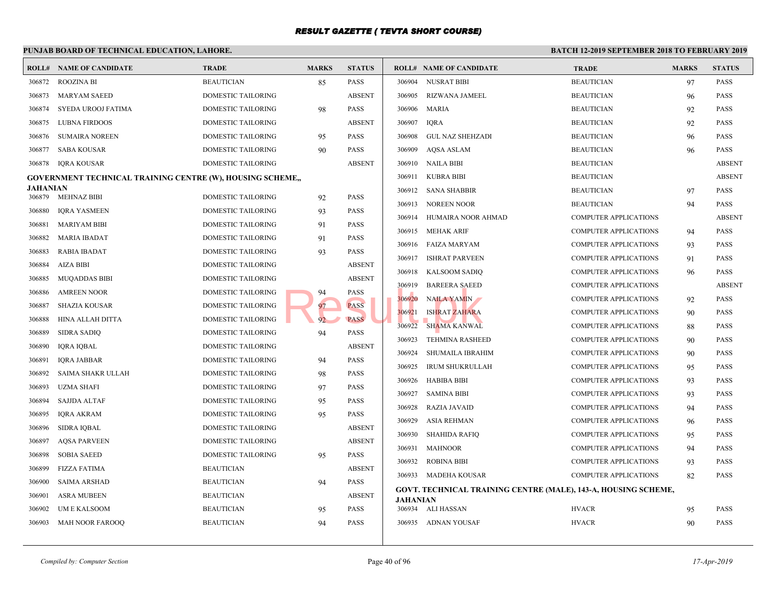# RESULT GAZETTE ( TEVTA SHORT COURSE)

**PUNJAB BOARD OF TECHNICAL EDUCATION, LAHORE.**

**BATCH 12-2019 SEPTEMBER 2018 TO FEBRUARY 2019**

| ROLL# | NAME OF CANDIDATE | TRADE | MARKS | STATUS |
|---|---|---|---|---|
| 306872 | ROOZINA BI | BEAUTICIAN | 85 | PASS |
| 306873 | MARYAM SAEED | DOMESTIC TAILORING | | ABSENT |
| 306874 | SYEDA UROOJ FATIMA | DOMESTIC TAILORING | 98 | PASS |
| 306875 | LUBNA FIRDOOS | DOMESTIC TAILORING | | ABSENT |
| 306876 | SUMAIRA NOREEN | DOMESTIC TAILORING | 95 | PASS |
| 306877 | SABA KOUSAR | DOMESTIC TAILORING | 90 | PASS |
| 306878 | IQRA KOUSAR | DOMESTIC TAILORING | | ABSENT |

**GOVERNMENT TECHNICAL TRAINING CENTRE (W), HOUSING SCHEME,, JAHANIAN**

| ROLL# | NAME OF CANDIDATE | TRADE | MARKS | STATUS |
|---|---|---|---|---|
| 306879 | MEHNAZ BIBI | DOMESTIC TAILORING | 92 | PASS |
| 306880 | IQRA YASMEEN | DOMESTIC TAILORING | 93 | PASS |
| 306881 | MARIYAM BIBI | DOMESTIC TAILORING | 91 | PASS |
| 306882 | MARIA IBADAT | DOMESTIC TAILORING | 91 | PASS |
| 306883 | RABIA IBADAT | DOMESTIC TAILORING | 93 | PASS |
| 306884 | AIZA BIBI | DOMESTIC TAILORING | | ABSENT |
| 306885 | MUQADDAS BIBI | DOMESTIC TAILORING | | ABSENT |
| 306886 | AMREEN NOOR | DOMESTIC TAILORING | 94 | PASS |
| 306887 | SHAZIA KOUSAR | DOMESTIC TAILORING | 97 | PASS |
| 306888 | HINA ALLAH DITTA | DOMESTIC TAILORING | 92 | PASS |
| 306889 | SIDRA SADIQ | DOMESTIC TAILORING | 94 | PASS |
| 306890 | IQRA IQBAL | DOMESTIC TAILORING | | ABSENT |
| 306891 | IQRA JABBAR | DOMESTIC TAILORING | 94 | PASS |
| 306892 | SAIMA SHAKR ULLAH | DOMESTIC TAILORING | 98 | PASS |
| 306893 | UZMA SHAFI | DOMESTIC TAILORING | 97 | PASS |
| 306894 | SAJJDA ALTAF | DOMESTIC TAILORING | 95 | PASS |
| 306895 | IQRA AKRAM | DOMESTIC TAILORING | 95 | PASS |
| 306896 | SIDRA IQBAL | DOMESTIC TAILORING | | ABSENT |
| 306897 | AQSA PARVEEN | DOMESTIC TAILORING | | ABSENT |
| 306898 | SOBIA SAEED | DOMESTIC TAILORING | 95 | PASS |
| 306899 | FIZZA FATIMA | BEAUTICIAN | | ABSENT |
| 306900 | SAIMA ARSHAD | BEAUTICIAN | 94 | PASS |
| 306901 | ASRA MUBEEN | BEAUTICIAN | | ABSENT |
| 306902 | UM E KALSOOM | BEAUTICIAN | 95 | PASS |
| 306903 | MAH NOOR FAROOQ | BEAUTICIAN | 94 | PASS |
| 306904 | NUSRAT BIBI | BEAUTICIAN | 97 | PASS |
| 306905 | RIZWANA JAMEEL | BEAUTICIAN | 96 | PASS |
| 306906 | MARIA | BEAUTICIAN | 92 | PASS |
| 306907 | IQRA | BEAUTICIAN | 92 | PASS |
| 306908 | GUL NAZ SHEHZADI | BEAUTICIAN | 96 | PASS |
| 306909 | AQSA ASLAM | BEAUTICIAN | 96 | PASS |
| 306910 | NAILA BIBI | BEAUTICIAN | | ABSENT |
| 306911 | KUBRA BIBI | BEAUTICIAN | | ABSENT |
| 306912 | SANA SHABBIR | BEAUTICIAN | 97 | PASS |
| 306913 | NOREEN NOOR | BEAUTICIAN | 94 | PASS |
| 306914 | HUMAIRA NOOR AHMAD | COMPUTER APPLICATIONS | | ABSENT |
| 306915 | MEHAK ARIF | COMPUTER APPLICATIONS | 94 | PASS |
| 306916 | FAIZA MARYAM | COMPUTER APPLICATIONS | 93 | PASS |
| 306917 | ISHRAT PARVEEN | COMPUTER APPLICATIONS | 91 | PASS |
| 306918 | KALSOOM SADIQ | COMPUTER APPLICATIONS | 96 | PASS |
| 306919 | BAREERA SAEED | COMPUTER APPLICATIONS | | ABSENT |
| 306920 | NAILA YAMIN | COMPUTER APPLICATIONS | 92 | PASS |
| 306921 | ISHRAT ZAHARA | COMPUTER APPLICATIONS | 90 | PASS |
| 306922 | SHAMA KANWAL | COMPUTER APPLICATIONS | 88 | PASS |
| 306923 | TEHMINA RASHEED | COMPUTER APPLICATIONS | 90 | PASS |
| 306924 | SHUMAILA IBRAHIM | COMPUTER APPLICATIONS | 90 | PASS |
| 306925 | IRUM SHUKRULLAH | COMPUTER APPLICATIONS | 95 | PASS |
| 306926 | HABIBA BIBI | COMPUTER APPLICATIONS | 93 | PASS |
| 306927 | SAMINA BIBI | COMPUTER APPLICATIONS | 93 | PASS |
| 306928 | RAZIA JAVAID | COMPUTER APPLICATIONS | 94 | PASS |
| 306929 | ASIA REHMAN | COMPUTER APPLICATIONS | 96 | PASS |
| 306930 | SHAHIDA RAFIQ | COMPUTER APPLICATIONS | 95 | PASS |
| 306931 | MAHNOOR | COMPUTER APPLICATIONS | 94 | PASS |
| 306932 | ROBINA BIBI | COMPUTER APPLICATIONS | 93 | PASS |
| 306933 | MADEHA KOUSAR | COMPUTER APPLICATIONS | 82 | PASS |

**GOVT. TECHNICAL TRAINING CENTRE (MALE), 143-A, HOUSING SCHEME, JAHANIAN**

| ROLL# | NAME OF CANDIDATE | TRADE | MARKS | STATUS |
|---|---|---|---|---|
| 306934 | ALI HASSAN | HVACR | 95 | PASS |
| 306935 | ADNAN YOUSAF | HVACR | 90 | PASS |

*Compiled by: Computer Section*

*17-Apr-2019*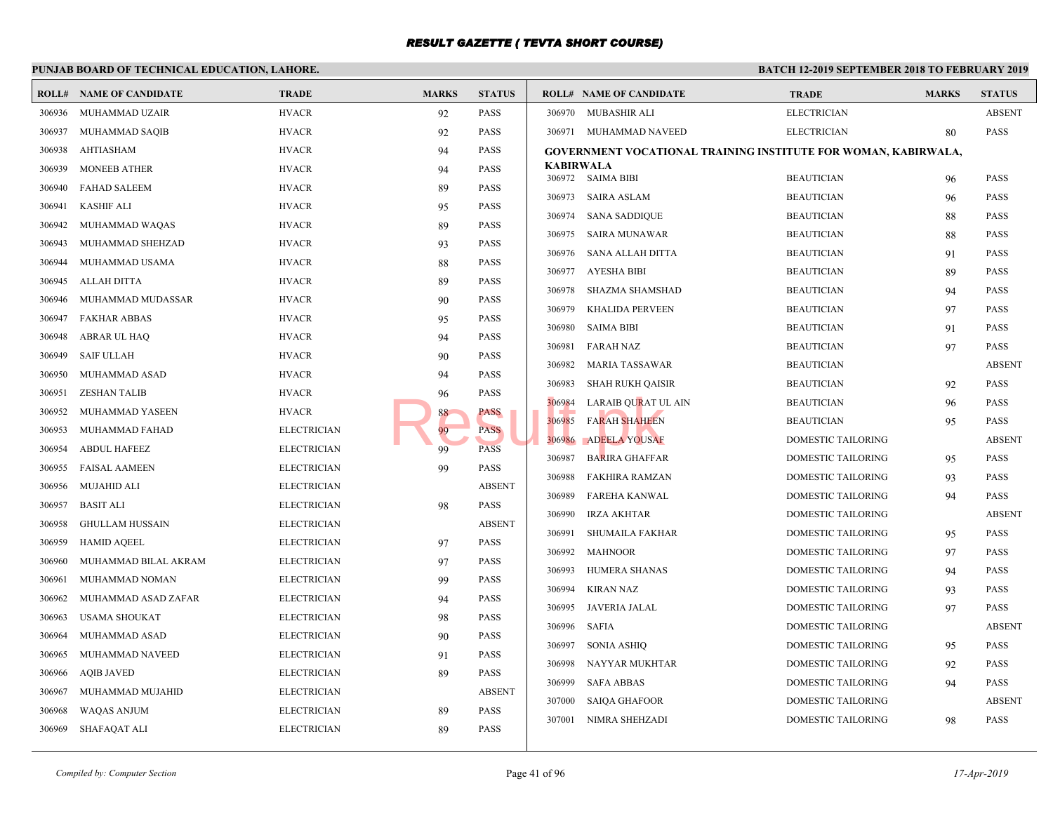# RESULT GAZETTE ( TEVTA SHORT COURSE)

**PUNJAB BOARD OF TECHNICAL EDUCATION, LAHORE.**

**BATCH 12-2019 SEPTEMBER 2018 TO FEBRUARY 2019**

| ROLL# | NAME OF CANDIDATE | TRADE | MARKS | STATUS |
|---|---|---|---|---|
| 306936 | MUHAMMAD UZAIR | HVACR | 92 | PASS |
| 306937 | MUHAMMAD SAQIB | HVACR | 92 | PASS |
| 306938 | AHTIASHAM | HVACR | 94 | PASS |
| 306939 | MONEEB ATHER | HVACR | 94 | PASS |
| 306940 | FAHAD SALEEM | HVACR | 89 | PASS |
| 306941 | KASHIF ALI | HVACR | 95 | PASS |
| 306942 | MUHAMMAD WAQAS | HVACR | 89 | PASS |
| 306943 | MUHAMMAD SHEHZAD | HVACR | 93 | PASS |
| 306944 | MUHAMMAD USAMA | HVACR | 88 | PASS |
| 306945 | ALLAH DITTA | HVACR | 89 | PASS |
| 306946 | MUHAMMAD MUDASSAR | HVACR | 90 | PASS |
| 306947 | FAKHAR ABBAS | HVACR | 95 | PASS |
| 306948 | ABRAR UL HAQ | HVACR | 94 | PASS |
| 306949 | SAIF ULLAH | HVACR | 90 | PASS |
| 306950 | MUHAMMAD ASAD | HVACR | 94 | PASS |
| 306951 | ZESHAN TALIB | HVACR | 96 | PASS |
| 306952 | MUHAMMAD YASEEN | HVACR | 88 | PASS |
| 306953 | MUHAMMAD FAHAD | ELECTRICIAN | 99 | PASS |
| 306954 | ABDUL HAFEEZ | ELECTRICIAN | 99 | PASS |
| 306955 | FAISAL AAMEEN | ELECTRICIAN | 99 | PASS |
| 306956 | MUJAHID ALI | ELECTRICIAN | | ABSENT |
| 306957 | BASIT ALI | ELECTRICIAN | 98 | PASS |
| 306958 | GHULLAM HUSSAIN | ELECTRICIAN | | ABSENT |
| 306959 | HAMID AQEEL | ELECTRICIAN | 97 | PASS |
| 306960 | MUHAMMAD BILAL AKRAM | ELECTRICIAN | 97 | PASS |
| 306961 | MUHAMMAD NOMAN | ELECTRICIAN | 99 | PASS |
| 306962 | MUHAMMAD ASAD ZAFAR | ELECTRICIAN | 94 | PASS |
| 306963 | USAMA SHOUKAT | ELECTRICIAN | 98 | PASS |
| 306964 | MUHAMMAD ASAD | ELECTRICIAN | 90 | PASS |
| 306965 | MUHAMMAD NAVEED | ELECTRICIAN | 91 | PASS |
| 306966 | AQIB JAVED | ELECTRICIAN | 89 | PASS |
| 306967 | MUHAMMAD MUJAHID | ELECTRICIAN | | ABSENT |
| 306968 | WAQAS ANJUM | ELECTRICIAN | 89 | PASS |
| 306969 | SHAFAQAT ALI | ELECTRICIAN | 89 | PASS |
| 306970 | MUBASHIR ALI | ELECTRICIAN | | ABSENT |
| 306971 | MUHAMMAD NAVEED | ELECTRICIAN | 80 | PASS |

**GOVERNMENT VOCATIONAL TRAINING INSTITUTE FOR WOMAN, KABIRWALA, KABIRWALA**

| ROLL# | NAME OF CANDIDATE | TRADE | MARKS | STATUS |
|---|---|---|---|---|
| 306972 | SAIMA BIBI | BEAUTICIAN | 96 | PASS |
| 306973 | SAIRA ASLAM | BEAUTICIAN | 96 | PASS |
| 306974 | SANA SADDIQUE | BEAUTICIAN | 88 | PASS |
| 306975 | SAIRA MUNAWAR | BEAUTICIAN | 88 | PASS |
| 306976 | SANA ALLAH DITTA | BEAUTICIAN | 91 | PASS |
| 306977 | AYESHA BIBI | BEAUTICIAN | 89 | PASS |
| 306978 | SHAZMA SHAMSHAD | BEAUTICIAN | 94 | PASS |
| 306979 | KHALIDA PERVEEN | BEAUTICIAN | 97 | PASS |
| 306980 | SAIMA BIBI | BEAUTICIAN | 91 | PASS |
| 306981 | FARAH NAZ | BEAUTICIAN | 97 | PASS |
| 306982 | MARIA TASSAWAR | BEAUTICIAN | | ABSENT |
| 306983 | SHAH RUKH QAISIR | BEAUTICIAN | 92 | PASS |
| 306984 | LARAIB QURAT UL AIN | BEAUTICIAN | 96 | PASS |
| 306985 | FARAH SHAHEEN | BEAUTICIAN | 95 | PASS |
| 306986 | ADEELA YOUSAF | DOMESTIC TAILORING | | ABSENT |
| 306987 | BARIRA GHAFFAR | DOMESTIC TAILORING | 95 | PASS |
| 306988 | FAKHIRA RAMZAN | DOMESTIC TAILORING | 93 | PASS |
| 306989 | FAREHA KANWAL | DOMESTIC TAILORING | 94 | PASS |
| 306990 | IRZA AKHTAR | DOMESTIC TAILORING | | ABSENT |
| 306991 | SHUMAILA FAKHAR | DOMESTIC TAILORING | 95 | PASS |
| 306992 | MAHNOOR | DOMESTIC TAILORING | 97 | PASS |
| 306993 | HUMERA SHANAS | DOMESTIC TAILORING | 94 | PASS |
| 306994 | KIRAN NAZ | DOMESTIC TAILORING | 93 | PASS |
| 306995 | JAVERIA JALAL | DOMESTIC TAILORING | 97 | PASS |
| 306996 | SAFIA | DOMESTIC TAILORING | | ABSENT |
| 306997 | SONIA ASHIQ | DOMESTIC TAILORING | 95 | PASS |
| 306998 | NAYYAR MUKHTAR | DOMESTIC TAILORING | 92 | PASS |
| 306999 | SAFA ABBAS | DOMESTIC TAILORING | 94 | PASS |
| 307000 | SAIQA GHAFOOR | DOMESTIC TAILORING | | ABSENT |
| 307001 | NIMRA SHEHZADI | DOMESTIC TAILORING | 98 | PASS |

*Compiled by: Computer Section*

*17-Apr-2019*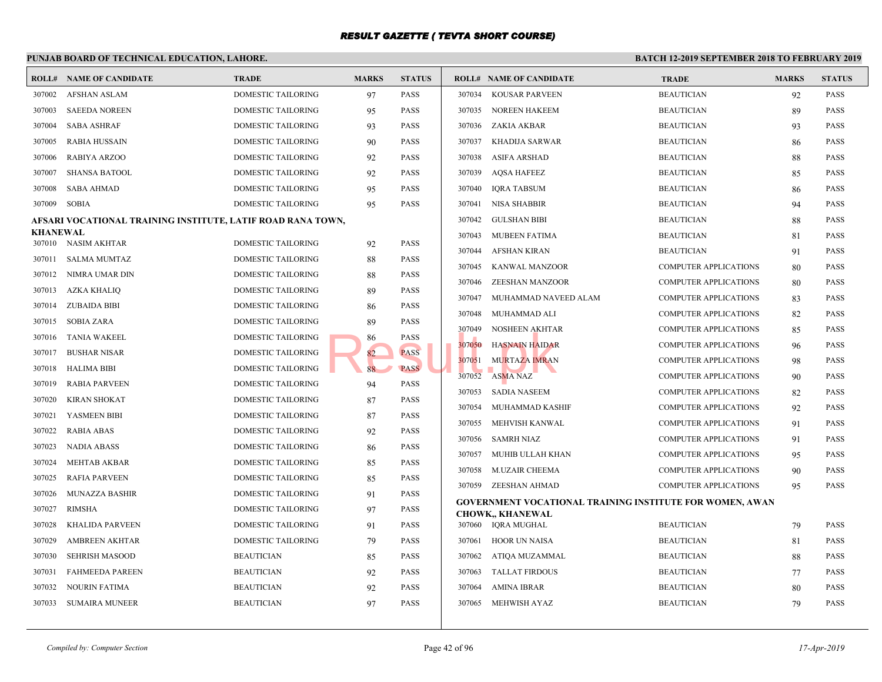# RESULT GAZETTE ( TEVTA SHORT COURSE)

**PUNJAB BOARD OF TECHNICAL EDUCATION, LAHORE.**

**BATCH 12-2019 SEPTEMBER 2018 TO FEBRUARY 2019**

| ROLL# | NAME OF CANDIDATE | TRADE | MARKS | STATUS |
|---|---|---|---|---|
| 307002 | AFSHAN ASLAM | DOMESTIC TAILORING | 97 | PASS |
| 307003 | SAEEDA NOREEN | DOMESTIC TAILORING | 95 | PASS |
| 307004 | SABA ASHRAF | DOMESTIC TAILORING | 93 | PASS |
| 307005 | RABIA HUSSAIN | DOMESTIC TAILORING | 90 | PASS |
| 307006 | RABIYA ARZOO | DOMESTIC TAILORING | 92 | PASS |
| 307007 | SHANSA BATOOL | DOMESTIC TAILORING | 92 | PASS |
| 307008 | SABA AHMAD | DOMESTIC TAILORING | 95 | PASS |
| 307009 | SOBIA | DOMESTIC TAILORING | 95 | PASS |

**AFSARI VOCATIONAL TRAINING INSTITUTE, LATIF ROAD RANA TOWN, KHANEWAL**

| ROLL# | NAME OF CANDIDATE | TRADE | MARKS | STATUS |
|---|---|---|---|---|
| 307010 | NASIM AKHTAR | DOMESTIC TAILORING | 92 | PASS |
| 307011 | SALMA MUMTAZ | DOMESTIC TAILORING | 88 | PASS |
| 307012 | NIMRA UMAR DIN | DOMESTIC TAILORING | 88 | PASS |
| 307013 | AZKA KHALIQ | DOMESTIC TAILORING | 89 | PASS |
| 307014 | ZUBAIDA BIBI | DOMESTIC TAILORING | 86 | PASS |
| 307015 | SOBIA ZARA | DOMESTIC TAILORING | 89 | PASS |
| 307016 | TANIA WAKEEL | DOMESTIC TAILORING | 86 | PASS |
| 307017 | BUSHAR NISAR | DOMESTIC TAILORING | 82 | PASS |
| 307018 | HALIMA BIBI | DOMESTIC TAILORING | 88 | PASS |
| 307019 | RABIA PARVEEN | DOMESTIC TAILORING | 94 | PASS |
| 307020 | KIRAN SHOKAT | DOMESTIC TAILORING | 87 | PASS |
| 307021 | YASMEEN BIBI | DOMESTIC TAILORING | 87 | PASS |
| 307022 | RABIA ABAS | DOMESTIC TAILORING | 92 | PASS |
| 307023 | NADIA ABASS | DOMESTIC TAILORING | 86 | PASS |
| 307024 | MEHTAB AKBAR | DOMESTIC TAILORING | 85 | PASS |
| 307025 | RAFIA PARVEEN | DOMESTIC TAILORING | 85 | PASS |
| 307026 | MUNAZZA BASHIR | DOMESTIC TAILORING | 91 | PASS |
| 307027 | RIMSHA | DOMESTIC TAILORING | 97 | PASS |
| 307028 | KHALIDA PARVEEN | DOMESTIC TAILORING | 91 | PASS |
| 307029 | AMBREEN AKHTAR | DOMESTIC TAILORING | 79 | PASS |
| 307030 | SEHRISH MASOOD | BEAUTICIAN | 85 | PASS |
| 307031 | FAHMEEDA PAREEN | BEAUTICIAN | 92 | PASS |
| 307032 | NOURIN FATIMA | BEAUTICIAN | 92 | PASS |
| 307033 | SUMAIRA MUNEER | BEAUTICIAN | 97 | PASS |
| 307034 | KOUSAR PARVEEN | BEAUTICIAN | 92 | PASS |
| 307035 | NOREEN HAKEEM | BEAUTICIAN | 89 | PASS |
| 307036 | ZAKIA AKBAR | BEAUTICIAN | 93 | PASS |
| 307037 | KHADIJA SARWAR | BEAUTICIAN | 86 | PASS |
| 307038 | ASIFA ARSHAD | BEAUTICIAN | 88 | PASS |
| 307039 | AQSA HAFEEZ | BEAUTICIAN | 85 | PASS |
| 307040 | IQRA TABSUM | BEAUTICIAN | 86 | PASS |
| 307041 | NISA SHABBIR | BEAUTICIAN | 94 | PASS |
| 307042 | GULSHAN BIBI | BEAUTICIAN | 88 | PASS |
| 307043 | MUBEEN FATIMA | BEAUTICIAN | 81 | PASS |
| 307044 | AFSHAN KIRAN | BEAUTICIAN | 91 | PASS |
| 307045 | KANWAL MANZOOR | COMPUTER APPLICATIONS | 80 | PASS |
| 307046 | ZEESHAN MANZOOR | COMPUTER APPLICATIONS | 80 | PASS |
| 307047 | MUHAMMAD NAVEED ALAM | COMPUTER APPLICATIONS | 83 | PASS |
| 307048 | MUHAMMAD ALI | COMPUTER APPLICATIONS | 82 | PASS |
| 307049 | NOSHEEN AKHTAR | COMPUTER APPLICATIONS | 85 | PASS |
| 307050 | HASNAIN HAIDAR | COMPUTER APPLICATIONS | 96 | PASS |
| 307051 | MURTAZA IMRAN | COMPUTER APPLICATIONS | 98 | PASS |
| 307052 | ASMA NAZ | COMPUTER APPLICATIONS | 90 | PASS |
| 307053 | SADIA NASEEM | COMPUTER APPLICATIONS | 82 | PASS |
| 307054 | MUHAMMAD KASHIF | COMPUTER APPLICATIONS | 92 | PASS |
| 307055 | MEHVISH KANWAL | COMPUTER APPLICATIONS | 91 | PASS |
| 307056 | SAMRH NIAZ | COMPUTER APPLICATIONS | 91 | PASS |
| 307057 | MUHIB ULLAH KHAN | COMPUTER APPLICATIONS | 95 | PASS |
| 307058 | M.UZAIR CHEEMA | COMPUTER APPLICATIONS | 90 | PASS |
| 307059 | ZEESHAN AHMAD | COMPUTER APPLICATIONS | 95 | PASS |

**GOVERNMENT VOCATIONAL TRAINING INSTITUTE FOR WOMEN, AWAN CHOWK,, KHANEWAL**

| ROLL# | NAME OF CANDIDATE | TRADE | MARKS | STATUS |
|---|---|---|---|---|
| 307060 | IQRA MUGHAL | BEAUTICIAN | 79 | PASS |
| 307061 | HOOR UN NAISA | BEAUTICIAN | 81 | PASS |
| 307062 | ATIQA MUZAMMAL | BEAUTICIAN | 88 | PASS |
| 307063 | TALLAT FIRDOUS | BEAUTICIAN | 77 | PASS |
| 307064 | AMINA IBRAR | BEAUTICIAN | 80 | PASS |
| 307065 | MEHWISH AYAZ | BEAUTICIAN | 79 | PASS |

*Compiled by: Computer Section* — *17-Apr-2019*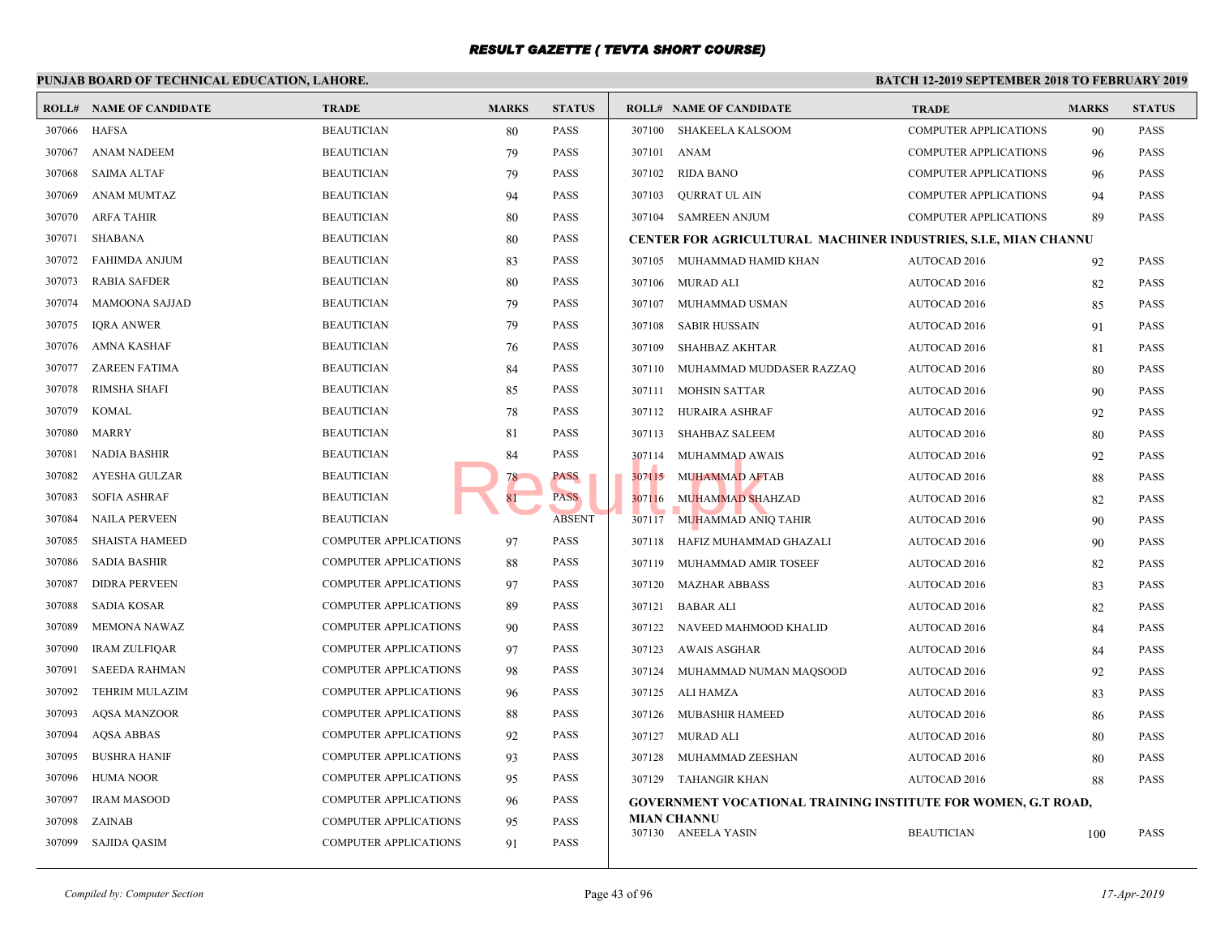# RESULT GAZETTE ( TEVTA SHORT COURSE)

**PUNJAB BOARD OF TECHNICAL EDUCATION, LAHORE.**

**BATCH 12-2019 SEPTEMBER 2018 TO FEBRUARY 2019**

| ROLL# | NAME OF CANDIDATE | TRADE | MARKS | STATUS |
|---|---|---|---|---|
| 307066 | HAFSA | BEAUTICIAN | 80 | PASS |
| 307067 | ANAM NADEEM | BEAUTICIAN | 79 | PASS |
| 307068 | SAIMA ALTAF | BEAUTICIAN | 79 | PASS |
| 307069 | ANAM MUMTAZ | BEAUTICIAN | 94 | PASS |
| 307070 | ARFA TAHIR | BEAUTICIAN | 80 | PASS |
| 307071 | SHABANA | BEAUTICIAN | 80 | PASS |
| 307072 | FAHIMDA ANJUM | BEAUTICIAN | 83 | PASS |
| 307073 | RABIA SAFDER | BEAUTICIAN | 80 | PASS |
| 307074 | MAMOONA SAJJAD | BEAUTICIAN | 79 | PASS |
| 307075 | IQRA ANWER | BEAUTICIAN | 79 | PASS |
| 307076 | AMNA KASHAF | BEAUTICIAN | 76 | PASS |
| 307077 | ZAREEN FATIMA | BEAUTICIAN | 84 | PASS |
| 307078 | RIMSHA SHAFI | BEAUTICIAN | 85 | PASS |
| 307079 | KOMAL | BEAUTICIAN | 78 | PASS |
| 307080 | MARRY | BEAUTICIAN | 81 | PASS |
| 307081 | NADIA BASHIR | BEAUTICIAN | 84 | PASS |
| 307082 | AYESHA GULZAR | BEAUTICIAN | 78 | PASS |
| 307083 | SOFIA ASHRAF | BEAUTICIAN | 81 | PASS |
| 307084 | NAILA PERVEEN | BEAUTICIAN | | ABSENT |
| 307085 | SHAISTA HAMEED | COMPUTER APPLICATIONS | 97 | PASS |
| 307086 | SADIA BASHIR | COMPUTER APPLICATIONS | 88 | PASS |
| 307087 | DIDRA PERVEEN | COMPUTER APPLICATIONS | 97 | PASS |
| 307088 | SADIA KOSAR | COMPUTER APPLICATIONS | 89 | PASS |
| 307089 | MEMONA NAWAZ | COMPUTER APPLICATIONS | 90 | PASS |
| 307090 | IRAM ZULFIQAR | COMPUTER APPLICATIONS | 97 | PASS |
| 307091 | SAEEDA RAHMAN | COMPUTER APPLICATIONS | 98 | PASS |
| 307092 | TEHRIM MULAZIM | COMPUTER APPLICATIONS | 96 | PASS |
| 307093 | AQSA MANZOOR | COMPUTER APPLICATIONS | 88 | PASS |
| 307094 | AQSA ABBAS | COMPUTER APPLICATIONS | 92 | PASS |
| 307095 | BUSHRA HANIF | COMPUTER APPLICATIONS | 93 | PASS |
| 307096 | HUMA NOOR | COMPUTER APPLICATIONS | 95 | PASS |
| 307097 | IRAM MASOOD | COMPUTER APPLICATIONS | 96 | PASS |
| 307098 | ZAINAB | COMPUTER APPLICATIONS | 95 | PASS |
| 307099 | SAJIDA QASIM | COMPUTER APPLICATIONS | 91 | PASS |
| 307100 | SHAKEELA KALSOOM | COMPUTER APPLICATIONS | 90 | PASS |
| 307101 | ANAM | COMPUTER APPLICATIONS | 96 | PASS |
| 307102 | RIDA BANO | COMPUTER APPLICATIONS | 96 | PASS |
| 307103 | QURRAT UL AIN | COMPUTER APPLICATIONS | 94 | PASS |
| 307104 | SAMREEN ANJUM | COMPUTER APPLICATIONS | 89 | PASS |

**CENTER FOR AGRICULTURAL MACHINER INDUSTRIES, S.I.E, MIAN CHANNU**

| ROLL# | NAME OF CANDIDATE | TRADE | MARKS | STATUS |
|---|---|---|---|---|
| 307105 | MUHAMMAD HAMID KHAN | AUTOCAD 2016 | 92 | PASS |
| 307106 | MURAD ALI | AUTOCAD 2016 | 82 | PASS |
| 307107 | MUHAMMAD USMAN | AUTOCAD 2016 | 85 | PASS |
| 307108 | SABIR HUSSAIN | AUTOCAD 2016 | 91 | PASS |
| 307109 | SHAHBAZ AKHTAR | AUTOCAD 2016 | 81 | PASS |
| 307110 | MUHAMMAD MUDDASER RAZZAQ | AUTOCAD 2016 | 80 | PASS |
| 307111 | MOHSIN SATTAR | AUTOCAD 2016 | 90 | PASS |
| 307112 | HURAIRA ASHRAF | AUTOCAD 2016 | 92 | PASS |
| 307113 | SHAHBAZ SALEEM | AUTOCAD 2016 | 80 | PASS |
| 307114 | MUHAMMAD AWAIS | AUTOCAD 2016 | 92 | PASS |
| 307115 | MUHAMMAD AFTAB | AUTOCAD 2016 | 88 | PASS |
| 307116 | MUHAMMAD SHAHZAD | AUTOCAD 2016 | 82 | PASS |
| 307117 | MUHAMMAD ANIQ TAHIR | AUTOCAD 2016 | 90 | PASS |
| 307118 | HAFIZ MUHAMMAD GHAZALI | AUTOCAD 2016 | 90 | PASS |
| 307119 | MUHAMMAD AMIR TOSEEF | AUTOCAD 2016 | 82 | PASS |
| 307120 | MAZHAR ABBASS | AUTOCAD 2016 | 83 | PASS |
| 307121 | BABAR ALI | AUTOCAD 2016 | 82 | PASS |
| 307122 | NAVEED MAHMOOD KHALID | AUTOCAD 2016 | 84 | PASS |
| 307123 | AWAIS ASGHAR | AUTOCAD 2016 | 84 | PASS |
| 307124 | MUHAMMAD NUMAN MAQSOOD | AUTOCAD 2016 | 92 | PASS |
| 307125 | ALI HAMZA | AUTOCAD 2016 | 83 | PASS |
| 307126 | MUBASHIR HAMEED | AUTOCAD 2016 | 86 | PASS |
| 307127 | MURAD ALI | AUTOCAD 2016 | 80 | PASS |
| 307128 | MUHAMMAD ZEESHAN | AUTOCAD 2016 | 80 | PASS |
| 307129 | TAHANGIR KHAN | AUTOCAD 2016 | 88 | PASS |

**GOVERNMENT VOCATIONAL TRAINING INSTITUTE FOR WOMEN, G.T ROAD, MIAN CHANNU**

| ROLL# | NAME OF CANDIDATE | TRADE | MARKS | STATUS |
|---|---|---|---|---|
| 307130 | ANEELA YASIN | BEAUTICIAN | 100 | PASS |

*Compiled by: Computer Section*

*17-Apr-2019*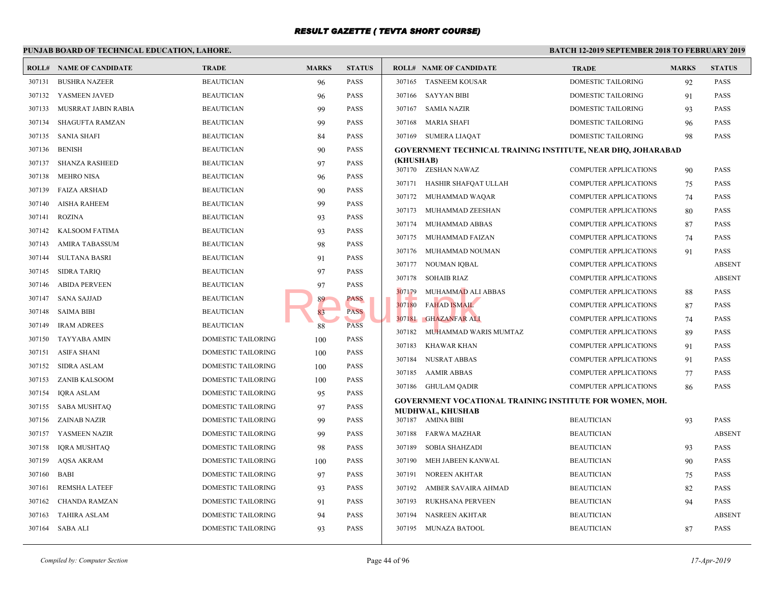# RESULT GAZETTE ( TEVTA SHORT COURSE)

## PUNJAB BOARD OF TECHNICAL EDUCATION, LAHORE.

## BATCH 12-2019 SEPTEMBER 2018 TO FEBRUARY 2019

| ROLL# | NAME OF CANDIDATE | TRADE | MARKS | STATUS |
|---|---|---|---|---|
| 307131 | BUSHRA NAZEER | BEAUTICIAN | 96 | PASS |
| 307132 | YASMEEN JAVED | BEAUTICIAN | 96 | PASS |
| 307133 | MUSRRAT JABIN RABIA | BEAUTICIAN | 99 | PASS |
| 307134 | SHAGUFTA RAMZAN | BEAUTICIAN | 99 | PASS |
| 307135 | SANIA SHAFI | BEAUTICIAN | 84 | PASS |
| 307136 | BENISH | BEAUTICIAN | 90 | PASS |
| 307137 | SHANZA RASHEED | BEAUTICIAN | 97 | PASS |
| 307138 | MEHRO NISA | BEAUTICIAN | 96 | PASS |
| 307139 | FAIZA ARSHAD | BEAUTICIAN | 90 | PASS |
| 307140 | AISHA RAHEEM | BEAUTICIAN | 99 | PASS |
| 307141 | ROZINA | BEAUTICIAN | 93 | PASS |
| 307142 | KALSOOM FATIMA | BEAUTICIAN | 93 | PASS |
| 307143 | AMIRA TABASSUM | BEAUTICIAN | 98 | PASS |
| 307144 | SULTANA BASRI | BEAUTICIAN | 91 | PASS |
| 307145 | SIDRA TARIQ | BEAUTICIAN | 97 | PASS |
| 307146 | ABIDA PERVEEN | BEAUTICIAN | 97 | PASS |
| 307147 | SANA SAJJAD | BEAUTICIAN | 89 | PASS |
| 307148 | SAIMA BIBI | BEAUTICIAN | 83 | PASS |
| 307149 | IRAM ADREES | BEAUTICIAN | 88 | PASS |
| 307150 | TAYYABA AMIN | DOMESTIC TAILORING | 100 | PASS |
| 307151 | ASIFA SHANI | DOMESTIC TAILORING | 100 | PASS |
| 307152 | SIDRA ASLAM | DOMESTIC TAILORING | 100 | PASS |
| 307153 | ZANIB KALSOOM | DOMESTIC TAILORING | 100 | PASS |
| 307154 | IQRA ASLAM | DOMESTIC TAILORING | 95 | PASS |
| 307155 | SABA MUSHTAQ | DOMESTIC TAILORING | 97 | PASS |
| 307156 | ZAINAB NAZIR | DOMESTIC TAILORING | 99 | PASS |
| 307157 | YASMEEN NAZIR | DOMESTIC TAILORING | 99 | PASS |
| 307158 | IQRA MUSHTAQ | DOMESTIC TAILORING | 98 | PASS |
| 307159 | AQSA AKRAM | DOMESTIC TAILORING | 100 | PASS |
| 307160 | BABI | DOMESTIC TAILORING | 97 | PASS |
| 307161 | REMSHA LATEEF | DOMESTIC TAILORING | 93 | PASS |
| 307162 | CHANDA RAMZAN | DOMESTIC TAILORING | 91 | PASS |
| 307163 | TAHIRA ASLAM | DOMESTIC TAILORING | 94 | PASS |
| 307164 | SABA ALI | DOMESTIC TAILORING | 93 | PASS |
| 307165 | TASNEEM KOUSAR | DOMESTIC TAILORING | 92 | PASS |
| 307166 | SAYYAN BIBI | DOMESTIC TAILORING | 91 | PASS |
| 307167 | SAMIA NAZIR | DOMESTIC TAILORING | 93 | PASS |
| 307168 | MARIA SHAFI | DOMESTIC TAILORING | 96 | PASS |
| 307169 | SUMERA LIAQAT | DOMESTIC TAILORING | 98 | PASS |

**GOVERNMENT TECHNICAL TRAINING INSTITUTE, NEAR DHQ, JOHARABAD (KHUSHAB)**

| ROLL# | NAME OF CANDIDATE | TRADE | MARKS | STATUS |
|---|---|---|---|---|
| 307170 | ZESHAN NAWAZ | COMPUTER APPLICATIONS | 90 | PASS |
| 307171 | HASHIR SHAFQAT ULLAH | COMPUTER APPLICATIONS | 75 | PASS |
| 307172 | MUHAMMAD WAQAR | COMPUTER APPLICATIONS | 74 | PASS |
| 307173 | MUHAMMAD ZEESHAN | COMPUTER APPLICATIONS | 80 | PASS |
| 307174 | MUHAMMAD ABBAS | COMPUTER APPLICATIONS | 87 | PASS |
| 307175 | MUHAMMAD FAIZAN | COMPUTER APPLICATIONS | 74 | PASS |
| 307176 | MUHAMMAD NOUMAN | COMPUTER APPLICATIONS | 91 | PASS |
| 307177 | NOUMAN IQBAL | COMPUTER APPLICATIONS | | ABSENT |
| 307178 | SOHAIB RIAZ | COMPUTER APPLICATIONS | | ABSENT |
| 307179 | MUHAMMAD ALI ABBAS | COMPUTER APPLICATIONS | 88 | PASS |
| 307180 | FAHAD ISMAIL | COMPUTER APPLICATIONS | 87 | PASS |
| 307181 | GHAZANFAR ALI | COMPUTER APPLICATIONS | 74 | PASS |
| 307182 | MUHAMMAD WARIS MUMTAZ | COMPUTER APPLICATIONS | 89 | PASS |
| 307183 | KHAWAR KHAN | COMPUTER APPLICATIONS | 91 | PASS |
| 307184 | NUSRAT ABBAS | COMPUTER APPLICATIONS | 91 | PASS |
| 307185 | AAMIR ABBAS | COMPUTER APPLICATIONS | 77 | PASS |
| 307186 | GHULAM QADIR | COMPUTER APPLICATIONS | 86 | PASS |

**GOVERNMENT VOCATIONAL TRAINING INSTITUTE FOR WOMEN, MOH. MUDHWAL, KHUSHAB**

| ROLL# | NAME OF CANDIDATE | TRADE | MARKS | STATUS |
|---|---|---|---|---|
| 307187 | AMINA BIBI | BEAUTICIAN | 93 | PASS |
| 307188 | FARWA MAZHAR | BEAUTICIAN | | ABSENT |
| 307189 | SOBIA SHAHZADI | BEAUTICIAN | 93 | PASS |
| 307190 | MEH JABEEN KANWAL | BEAUTICIAN | 90 | PASS |
| 307191 | NOREEN AKHTAR | BEAUTICIAN | 75 | PASS |
| 307192 | AMBER SAVAIRA AHMAD | BEAUTICIAN | 82 | PASS |
| 307193 | RUKHSANA PERVEEN | BEAUTICIAN | 94 | PASS |
| 307194 | NASREEN AKHTAR | BEAUTICIAN | | ABSENT |
| 307195 | MUNAZA BATOOL | BEAUTICIAN | 87 | PASS |

*Compiled by: Computer Section* — *17-Apr-2019*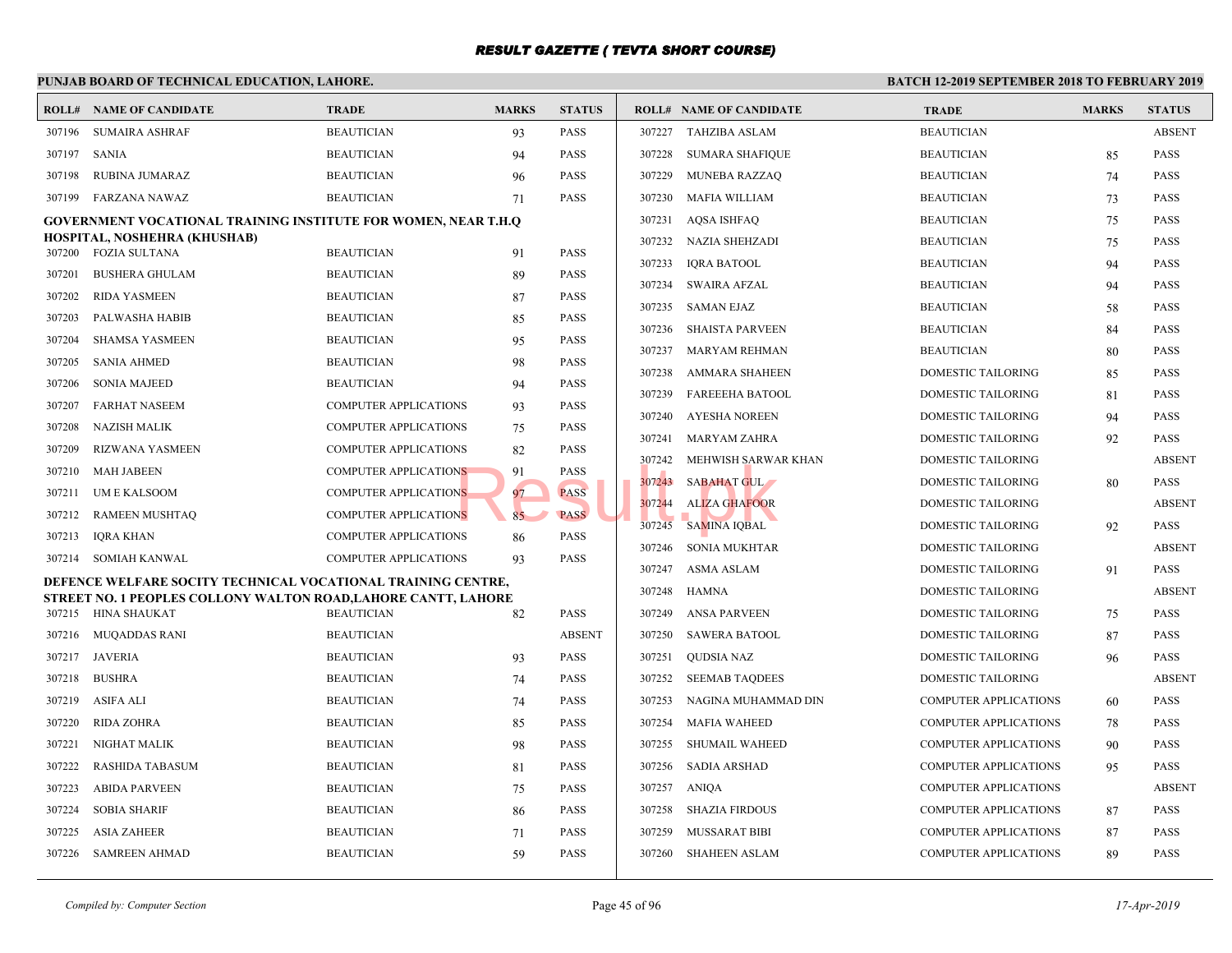# RESULT GAZETTE ( TEVTA SHORT COURSE)

**PUNJAB BOARD OF TECHNICAL EDUCATION, LAHORE.**

**BATCH 12-2019 SEPTEMBER 2018 TO FEBRUARY 2019**

| ROLL# | NAME OF CANDIDATE | TRADE | MARKS | STATUS |
|---|---|---|---|---|
| 307196 | SUMAIRA ASHRAF | BEAUTICIAN | 93 | PASS |
| 307197 | SANIA | BEAUTICIAN | 94 | PASS |
| 307198 | RUBINA JUMARAZ | BEAUTICIAN | 96 | PASS |
| 307199 | FARZANA NAWAZ | BEAUTICIAN | 71 | PASS |

**GOVERNMENT VOCATIONAL TRAINING INSTITUTE FOR WOMEN, NEAR T.H.Q HOSPITAL, NOSHEHRA (KHUSHAB)**

| ROLL# | NAME OF CANDIDATE | TRADE | MARKS | STATUS |
|---|---|---|---|---|
| 307200 | FOZIA SULTANA | BEAUTICIAN | 91 | PASS |
| 307201 | BUSHERA GHULAM | BEAUTICIAN | 89 | PASS |
| 307202 | RIDA YASMEEN | BEAUTICIAN | 87 | PASS |
| 307203 | PALWASHA HABIB | BEAUTICIAN | 85 | PASS |
| 307204 | SHAMSA YASMEEN | BEAUTICIAN | 95 | PASS |
| 307205 | SANIA AHMED | BEAUTICIAN | 98 | PASS |
| 307206 | SONIA MAJEED | BEAUTICIAN | 94 | PASS |
| 307207 | FARHAT NASEEM | COMPUTER APPLICATIONS | 93 | PASS |
| 307208 | NAZISH MALIK | COMPUTER APPLICATIONS | 75 | PASS |
| 307209 | RIZWANA YASMEEN | COMPUTER APPLICATIONS | 82 | PASS |
| 307210 | MAH JABEEN | COMPUTER APPLICATIONS | 91 | PASS |
| 307211 | UM E KALSOOM | COMPUTER APPLICATIONS | 97 | PASS |
| 307212 | RAMEEN MUSHTAQ | COMPUTER APPLICATIONS | 85 | PASS |
| 307213 | IQRA KHAN | COMPUTER APPLICATIONS | 86 | PASS |
| 307214 | SOMIAH KANWAL | COMPUTER APPLICATIONS | 93 | PASS |

**DEFENCE WELFARE SOCITY TECHNICAL VOCATIONAL TRAINING CENTRE, STREET NO. 1 PEOPLES COLLONY WALTON ROAD,LAHORE CANTT, LAHORE**

| ROLL# | NAME OF CANDIDATE | TRADE | MARKS | STATUS |
|---|---|---|---|---|
| 307215 | HINA SHAUKAT | BEAUTICIAN | 82 | PASS |
| 307216 | MUQADDAS RANI | BEAUTICIAN | | ABSENT |
| 307217 | JAVERIA | BEAUTICIAN | 93 | PASS |
| 307218 | BUSHRA | BEAUTICIAN | 74 | PASS |
| 307219 | ASIFA ALI | BEAUTICIAN | 74 | PASS |
| 307220 | RIDA ZOHRA | BEAUTICIAN | 85 | PASS |
| 307221 | NIGHAT MALIK | BEAUTICIAN | 98 | PASS |
| 307222 | RASHIDA TABASUM | BEAUTICIAN | 81 | PASS |
| 307223 | ABIDA PARVEEN | BEAUTICIAN | 75 | PASS |
| 307224 | SOBIA SHARIF | BEAUTICIAN | 86 | PASS |
| 307225 | ASIA ZAHEER | BEAUTICIAN | 71 | PASS |
| 307226 | SAMREEN AHMAD | BEAUTICIAN | 59 | PASS |
| 307227 | TAHZIBA ASLAM | BEAUTICIAN | | ABSENT |
| 307228 | SUMARA SHAFIQUE | BEAUTICIAN | 85 | PASS |
| 307229 | MUNEBA RAZZAQ | BEAUTICIAN | 74 | PASS |
| 307230 | MAFIA WILLIAM | BEAUTICIAN | 73 | PASS |
| 307231 | AQSA ISHFAQ | BEAUTICIAN | 75 | PASS |
| 307232 | NAZIA SHEHZADI | BEAUTICIAN | 75 | PASS |
| 307233 | IQRA BATOOL | BEAUTICIAN | 94 | PASS |
| 307234 | SWAIRA AFZAL | BEAUTICIAN | 94 | PASS |
| 307235 | SAMAN EJAZ | BEAUTICIAN | 58 | PASS |
| 307236 | SHAISTA PARVEEN | BEAUTICIAN | 84 | PASS |
| 307237 | MARYAM REHMAN | BEAUTICIAN | 80 | PASS |
| 307238 | AMMARA SHAHEEN | DOMESTIC TAILORING | 85 | PASS |
| 307239 | FAREEEHA BATOOL | DOMESTIC TAILORING | 81 | PASS |
| 307240 | AYESHA NOREEN | DOMESTIC TAILORING | 94 | PASS |
| 307241 | MARYAM ZAHRA | DOMESTIC TAILORING | 92 | PASS |
| 307242 | MEHWISH SARWAR KHAN | DOMESTIC TAILORING | | ABSENT |
| 307243 | SABAHAT GUL | DOMESTIC TAILORING | 80 | PASS |
| 307244 | ALIZA GHAFOOR | DOMESTIC TAILORING | | ABSENT |
| 307245 | SAMINA IQBAL | DOMESTIC TAILORING | 92 | PASS |
| 307246 | SONIA MUKHTAR | DOMESTIC TAILORING | | ABSENT |
| 307247 | ASMA ASLAM | DOMESTIC TAILORING | 91 | PASS |
| 307248 | HAMNA | DOMESTIC TAILORING | | ABSENT |
| 307249 | ANSA PARVEEN | DOMESTIC TAILORING | 75 | PASS |
| 307250 | SAWERA BATOOL | DOMESTIC TAILORING | 87 | PASS |
| 307251 | QUDSIA NAZ | DOMESTIC TAILORING | 96 | PASS |
| 307252 | SEEMAB TAQDEES | DOMESTIC TAILORING | | ABSENT |
| 307253 | NAGINA MUHAMMAD DIN | COMPUTER APPLICATIONS | 60 | PASS |
| 307254 | MAFIA WAHEED | COMPUTER APPLICATIONS | 78 | PASS |
| 307255 | SHUMAIL WAHEED | COMPUTER APPLICATIONS | 90 | PASS |
| 307256 | SADIA ARSHAD | COMPUTER APPLICATIONS | 95 | PASS |
| 307257 | ANIQA | COMPUTER APPLICATIONS | | ABSENT |
| 307258 | SHAZIA FIRDOUS | COMPUTER APPLICATIONS | 87 | PASS |
| 307259 | MUSSARAT BIBI | COMPUTER APPLICATIONS | 87 | PASS |
| 307260 | SHAHEEN ASLAM | COMPUTER APPLICATIONS | 89 | PASS |

*Compiled by: Computer Section*

*17-Apr-2019*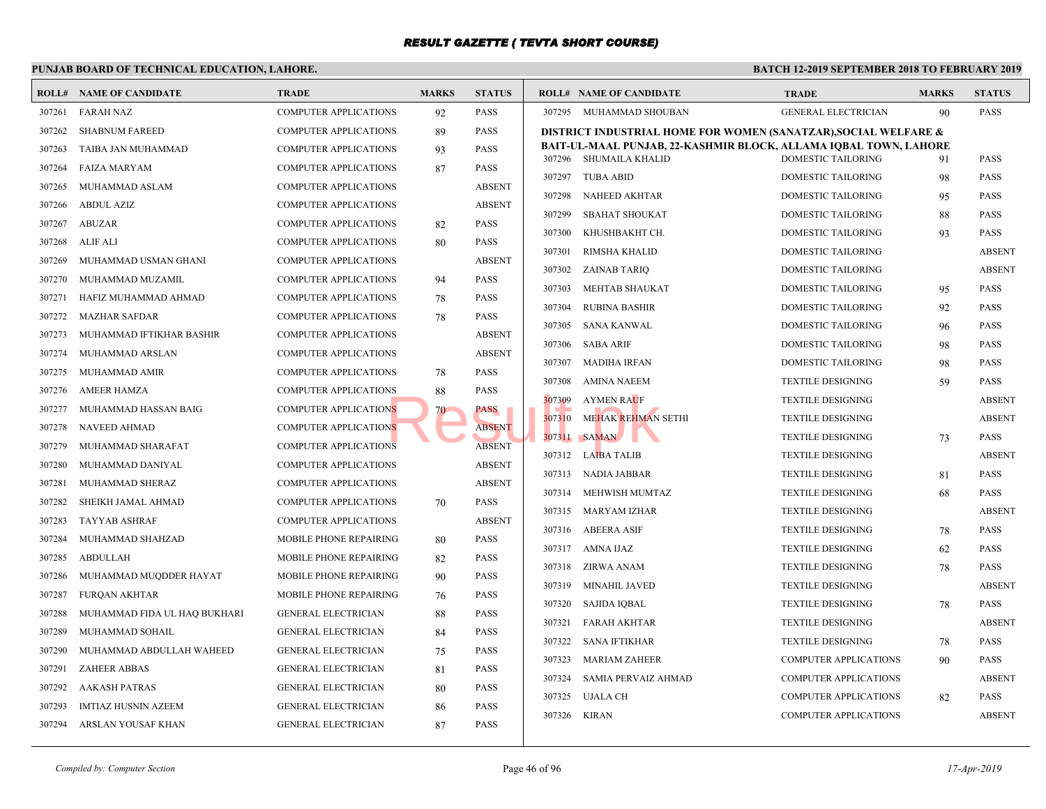# RESULT GAZETTE ( TEVTA SHORT COURSE)

## PUNJAB BOARD OF TECHNICAL EDUCATION, LAHORE.

**BATCH 12-2019 SEPTEMBER 2018 TO FEBRUARY 2019**

| ROLL# | NAME OF CANDIDATE | TRADE | MARKS | STATUS |
|---|---|---|---|---|
| 307261 | FARAH NAZ | COMPUTER APPLICATIONS | 92 | PASS |
| 307262 | SHABNUM FAREED | COMPUTER APPLICATIONS | 89 | PASS |
| 307263 | TAIBA JAN MUHAMMAD | COMPUTER APPLICATIONS | 93 | PASS |
| 307264 | FAIZA MARYAM | COMPUTER APPLICATIONS | 87 | PASS |
| 307265 | MUHAMMAD ASLAM | COMPUTER APPLICATIONS | | ABSENT |
| 307266 | ABDUL AZIZ | COMPUTER APPLICATIONS | | ABSENT |
| 307267 | ABUZAR | COMPUTER APPLICATIONS | 82 | PASS |
| 307268 | ALIF ALI | COMPUTER APPLICATIONS | 80 | PASS |
| 307269 | MUHAMMAD USMAN GHANI | COMPUTER APPLICATIONS | | ABSENT |
| 307270 | MUHAMMAD MUZAMIL | COMPUTER APPLICATIONS | 94 | PASS |
| 307271 | HAFIZ MUHAMMAD AHMAD | COMPUTER APPLICATIONS | 78 | PASS |
| 307272 | MAZHAR SAFDAR | COMPUTER APPLICATIONS | 78 | PASS |
| 307273 | MUHAMMAD IFTIKHAR BASHIR | COMPUTER APPLICATIONS | | ABSENT |
| 307274 | MUHAMMAD ARSLAN | COMPUTER APPLICATIONS | | ABSENT |
| 307275 | MUHAMMAD AMIR | COMPUTER APPLICATIONS | 78 | PASS |
| 307276 | AMEER HAMZA | COMPUTER APPLICATIONS | 88 | PASS |
| 307277 | MUHAMMAD HASSAN BAIG | COMPUTER APPLICATIONS | 70 | PASS |
| 307278 | NAVEED AHMAD | COMPUTER APPLICATIONS | | ABSENT |
| 307279 | MUHAMMAD SHARAFAT | COMPUTER APPLICATIONS | | ABSENT |
| 307280 | MUHAMMAD DANIYAL | COMPUTER APPLICATIONS | | ABSENT |
| 307281 | MUHAMMAD SHERAZ | COMPUTER APPLICATIONS | | ABSENT |
| 307282 | SHEIKH JAMAL AHMAD | COMPUTER APPLICATIONS | 70 | PASS |
| 307283 | TAYYAB ASHRAF | COMPUTER APPLICATIONS | | ABSENT |
| 307284 | MUHAMMAD SHAHZAD | MOBILE PHONE REPAIRING | 80 | PASS |
| 307285 | ABDULLAH | MOBILE PHONE REPAIRING | 82 | PASS |
| 307286 | MUHAMMAD MUQDDER HAYAT | MOBILE PHONE REPAIRING | 90 | PASS |
| 307287 | FURQAN AKHTAR | MOBILE PHONE REPAIRING | 76 | PASS |
| 307288 | MUHAMMAD FIDA UL HAQ BUKHARI | GENERAL ELECTRICIAN | 88 | PASS |
| 307289 | MUHAMMAD SOHAIL | GENERAL ELECTRICIAN | 84 | PASS |
| 307290 | MUHAMMAD ABDULLAH WAHEED | GENERAL ELECTRICIAN | 75 | PASS |
| 307291 | ZAHEER ABBAS | GENERAL ELECTRICIAN | 81 | PASS |
| 307292 | AAKASH PATRAS | GENERAL ELECTRICIAN | 80 | PASS |
| 307293 | IMTIAZ HUSNIN AZEEM | GENERAL ELECTRICIAN | 86 | PASS |
| 307294 | ARSLAN YOUSAF KHAN | GENERAL ELECTRICIAN | 87 | PASS |
| 307295 | MUHAMMAD SHOUBAN | GENERAL ELECTRICIAN | 90 | PASS |

**DISTRICT INDUSTRIAL HOME FOR WOMEN (SANATZAR),SOCIAL WELFARE & BAIT-UL-MAAL PUNJAB, 22-KASHMIR BLOCK, ALLAMA IQBAL TOWN, LAHORE**

| ROLL# | NAME OF CANDIDATE | TRADE | MARKS | STATUS |
|---|---|---|---|---|
| 307296 | SHUMAILA KHALID | DOMESTIC TAILORING | 91 | PASS |
| 307297 | TUBA ABID | DOMESTIC TAILORING | 98 | PASS |
| 307298 | NAHEED AKHTAR | DOMESTIC TAILORING | 95 | PASS |
| 307299 | SBAHAT SHOUKAT | DOMESTIC TAILORING | 88 | PASS |
| 307300 | KHUSHBAKHT CH. | DOMESTIC TAILORING | 93 | PASS |
| 307301 | RIMSHA KHALID | DOMESTIC TAILORING | | ABSENT |
| 307302 | ZAINAB TARIQ | DOMESTIC TAILORING | | ABSENT |
| 307303 | MEHTAB SHAUKAT | DOMESTIC TAILORING | 95 | PASS |
| 307304 | RUBINA BASHIR | DOMESTIC TAILORING | 92 | PASS |
| 307305 | SANA KANWAL | DOMESTIC TAILORING | 96 | PASS |
| 307306 | SABA ARIF | DOMESTIC TAILORING | 98 | PASS |
| 307307 | MADIHA IRFAN | DOMESTIC TAILORING | 98 | PASS |
| 307308 | AMINA NAEEM | TEXTILE DESIGNING | 59 | PASS |
| 307309 | AYMEN RAUF | TEXTILE DESIGNING | | ABSENT |
| 307310 | MEHAK REHMAN SETHI | TEXTILE DESIGNING | | ABSENT |
| 307311 | SAMAN | TEXTILE DESIGNING | 73 | PASS |
| 307312 | LAIBA TALIB | TEXTILE DESIGNING | | ABSENT |
| 307313 | NADIA JABBAR | TEXTILE DESIGNING | 81 | PASS |
| 307314 | MEHWISH MUMTAZ | TEXTILE DESIGNING | 68 | PASS |
| 307315 | MARYAM IZHAR | TEXTILE DESIGNING | | ABSENT |
| 307316 | ABEERA ASIF | TEXTILE DESIGNING | 78 | PASS |
| 307317 | AMNA IJAZ | TEXTILE DESIGNING | 62 | PASS |
| 307318 | ZIRWA ANAM | TEXTILE DESIGNING | 78 | PASS |
| 307319 | MINAHIL JAVED | TEXTILE DESIGNING | | ABSENT |
| 307320 | SAJIDA IQBAL | TEXTILE DESIGNING | 78 | PASS |
| 307321 | FARAH AKHTAR | TEXTILE DESIGNING | | ABSENT |
| 307322 | SANA IFTIKHAR | TEXTILE DESIGNING | 78 | PASS |
| 307323 | MARIAM ZAHEER | COMPUTER APPLICATIONS | 90 | PASS |
| 307324 | SAMIA PERVAIZ AHMAD | COMPUTER APPLICATIONS | | ABSENT |
| 307325 | UJALA CH | COMPUTER APPLICATIONS | 82 | PASS |
| 307326 | KIRAN | COMPUTER APPLICATIONS | | ABSENT |

*Compiled by: Computer Section*

*17-Apr-2019*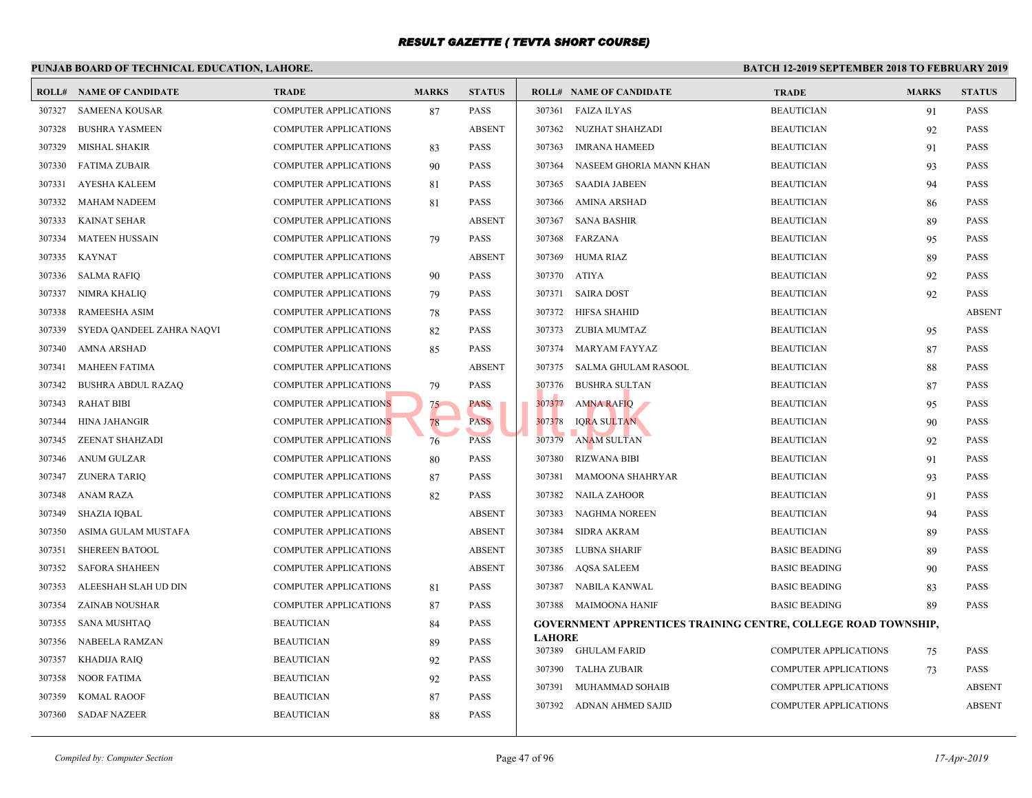# RESULT GAZETTE ( TEVTA SHORT COURSE)

**PUNJAB BOARD OF TECHNICAL EDUCATION, LAHORE.**

**BATCH 12-2019 SEPTEMBER 2018 TO FEBRUARY 2019**

| ROLL# | NAME OF CANDIDATE | TRADE | MARKS | STATUS |
|---|---|---|---|---|
| 307327 | SAMEENA KOUSAR | COMPUTER APPLICATIONS | 87 | PASS |
| 307328 | BUSHRA YASMEEN | COMPUTER APPLICATIONS | | ABSENT |
| 307329 | MISHAL SHAKIR | COMPUTER APPLICATIONS | 83 | PASS |
| 307330 | FATIMA ZUBAIR | COMPUTER APPLICATIONS | 90 | PASS |
| 307331 | AYESHA KALEEM | COMPUTER APPLICATIONS | 81 | PASS |
| 307332 | MAHAM NADEEM | COMPUTER APPLICATIONS | 81 | PASS |
| 307333 | KAINAT SEHAR | COMPUTER APPLICATIONS | | ABSENT |
| 307334 | MATEEN HUSSAIN | COMPUTER APPLICATIONS | 79 | PASS |
| 307335 | KAYNAT | COMPUTER APPLICATIONS | | ABSENT |
| 307336 | SALMA RAFIQ | COMPUTER APPLICATIONS | 90 | PASS |
| 307337 | NIMRA KHALIQ | COMPUTER APPLICATIONS | 79 | PASS |
| 307338 | RAMEESHA ASIM | COMPUTER APPLICATIONS | 78 | PASS |
| 307339 | SYEDA QANDEEL ZAHRA NAQVI | COMPUTER APPLICATIONS | 82 | PASS |
| 307340 | AMNA ARSHAD | COMPUTER APPLICATIONS | 85 | PASS |
| 307341 | MAHEEN FATIMA | COMPUTER APPLICATIONS | | ABSENT |
| 307342 | BUSHRA ABDUL RAZAQ | COMPUTER APPLICATIONS | 79 | PASS |
| 307343 | RAHAT BIBI | COMPUTER APPLICATIONS | 75 | PASS |
| 307344 | HINA JAHANGIR | COMPUTER APPLICATIONS | 78 | PASS |
| 307345 | ZEENAT SHAHZADI | COMPUTER APPLICATIONS | 76 | PASS |
| 307346 | ANUM GULZAR | COMPUTER APPLICATIONS | 80 | PASS |
| 307347 | ZUNERA TARIQ | COMPUTER APPLICATIONS | 87 | PASS |
| 307348 | ANAM RAZA | COMPUTER APPLICATIONS | 82 | PASS |
| 307349 | SHAZIA IQBAL | COMPUTER APPLICATIONS | | ABSENT |
| 307350 | ASIMA GULAM MUSTAFA | COMPUTER APPLICATIONS | | ABSENT |
| 307351 | SHEREEN BATOOL | COMPUTER APPLICATIONS | | ABSENT |
| 307352 | SAFORA SHAHEEN | COMPUTER APPLICATIONS | | ABSENT |
| 307353 | ALEESHAH SLAH UD DIN | COMPUTER APPLICATIONS | 81 | PASS |
| 307354 | ZAINAB NOUSHAR | COMPUTER APPLICATIONS | 87 | PASS |
| 307355 | SANA MUSHTAQ | BEAUTICIAN | 84 | PASS |
| 307356 | NABEELA RAMZAN | BEAUTICIAN | 89 | PASS |
| 307357 | KHADIJA RAIQ | BEAUTICIAN | 92 | PASS |
| 307358 | NOOR FATIMA | BEAUTICIAN | 92 | PASS |
| 307359 | KOMAL RAOOF | BEAUTICIAN | 87 | PASS |
| 307360 | SADAF NAZEER | BEAUTICIAN | 88 | PASS |
| 307361 | FAIZA ILYAS | BEAUTICIAN | 91 | PASS |
| 307362 | NUZHAT SHAHZADI | BEAUTICIAN | 92 | PASS |
| 307363 | IMRANA HAMEED | BEAUTICIAN | 91 | PASS |
| 307364 | NASEEM GHORIA MANN KHAN | BEAUTICIAN | 93 | PASS |
| 307365 | SAADIA JABEEN | BEAUTICIAN | 94 | PASS |
| 307366 | AMINA ARSHAD | BEAUTICIAN | 86 | PASS |
| 307367 | SANA BASHIR | BEAUTICIAN | 89 | PASS |
| 307368 | FARZANA | BEAUTICIAN | 95 | PASS |
| 307369 | HUMA RIAZ | BEAUTICIAN | 89 | PASS |
| 307370 | ATIYA | BEAUTICIAN | 92 | PASS |
| 307371 | SAIRA DOST | BEAUTICIAN | 92 | PASS |
| 307372 | HIFSA SHAHID | BEAUTICIAN | | ABSENT |
| 307373 | ZUBIA MUMTAZ | BEAUTICIAN | 95 | PASS |
| 307374 | MARYAM FAYYAZ | BEAUTICIAN | 87 | PASS |
| 307375 | SALMA GHULAM RASOOL | BEAUTICIAN | 88 | PASS |
| 307376 | BUSHRA SULTAN | BEAUTICIAN | 87 | PASS |
| 307377 | AMNA RAFIQ | BEAUTICIAN | 95 | PASS |
| 307378 | IQRA SULTAN | BEAUTICIAN | 90 | PASS |
| 307379 | ANAM SULTAN | BEAUTICIAN | 92 | PASS |
| 307380 | RIZWANA BIBI | BEAUTICIAN | 91 | PASS |
| 307381 | MAMOONA SHAHRYAR | BEAUTICIAN | 93 | PASS |
| 307382 | NAILA ZAHOOR | BEAUTICIAN | 91 | PASS |
| 307383 | NAGHMA NOREEN | BEAUTICIAN | 94 | PASS |
| 307384 | SIDRA AKRAM | BEAUTICIAN | 89 | PASS |
| 307385 | LUBNA SHARIF | BASIC BEADING | 89 | PASS |
| 307386 | AQSA SALEEM | BASIC BEADING | 90 | PASS |
| 307387 | NABILA KANWAL | BASIC BEADING | 83 | PASS |
| 307388 | MAIMOONA HANIF | BASIC BEADING | 89 | PASS |

**GOVERNMENT APPRENTICES TRAINING CENTRE, COLLEGE ROAD TOWNSHIP, LAHORE**

| ROLL# | NAME OF CANDIDATE | TRADE | MARKS | STATUS |
|---|---|---|---|---|
| 307389 | GHULAM FARID | COMPUTER APPLICATIONS | 75 | PASS |
| 307390 | TALHA ZUBAIR | COMPUTER APPLICATIONS | 73 | PASS |
| 307391 | MUHAMMAD SOHAIB | COMPUTER APPLICATIONS | | ABSENT |
| 307392 | ADNAN AHMED SAJID | COMPUTER APPLICATIONS | | ABSENT |

*Compiled by: Computer Section*

*17-Apr-2019*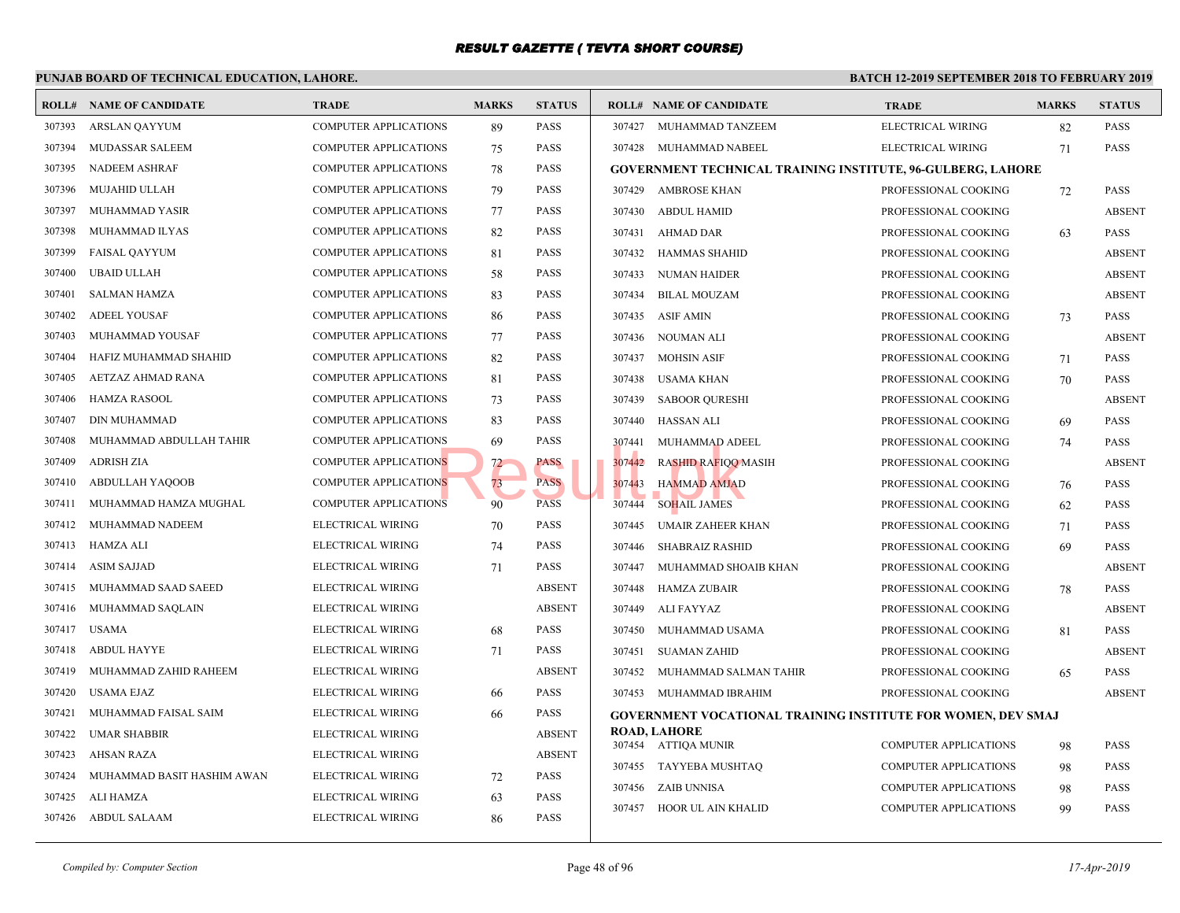# RESULT GAZETTE ( TEVTA SHORT COURSE)

**PUNJAB BOARD OF TECHNICAL EDUCATION, LAHORE.**

**BATCH 12-2019 SEPTEMBER 2018 TO FEBRUARY 2019**

| ROLL# | NAME OF CANDIDATE | TRADE | MARKS | STATUS |
|---|---|---|---|---|
| 307393 | ARSLAN QAYYUM | COMPUTER APPLICATIONS | 89 | PASS |
| 307394 | MUDASSAR SALEEM | COMPUTER APPLICATIONS | 75 | PASS |
| 307395 | NADEEM ASHRAF | COMPUTER APPLICATIONS | 78 | PASS |
| 307396 | MUJAHID ULLAH | COMPUTER APPLICATIONS | 79 | PASS |
| 307397 | MUHAMMAD YASIR | COMPUTER APPLICATIONS | 77 | PASS |
| 307398 | MUHAMMAD ILYAS | COMPUTER APPLICATIONS | 82 | PASS |
| 307399 | FAISAL QAYYUM | COMPUTER APPLICATIONS | 81 | PASS |
| 307400 | UBAID ULLAH | COMPUTER APPLICATIONS | 58 | PASS |
| 307401 | SALMAN HAMZA | COMPUTER APPLICATIONS | 83 | PASS |
| 307402 | ADEEL YOUSAF | COMPUTER APPLICATIONS | 86 | PASS |
| 307403 | MUHAMMAD YOUSAF | COMPUTER APPLICATIONS | 77 | PASS |
| 307404 | HAFIZ MUHAMMAD SHAHID | COMPUTER APPLICATIONS | 82 | PASS |
| 307405 | AETZAZ AHMAD RANA | COMPUTER APPLICATIONS | 81 | PASS |
| 307406 | HAMZA RASOOL | COMPUTER APPLICATIONS | 73 | PASS |
| 307407 | DIN MUHAMMAD | COMPUTER APPLICATIONS | 83 | PASS |
| 307408 | MUHAMMAD ABDULLAH TAHIR | COMPUTER APPLICATIONS | 69 | PASS |
| 307409 | ADRISH ZIA | COMPUTER APPLICATIONS | 72 | PASS |
| 307410 | ABDULLAH YAQOOB | COMPUTER APPLICATIONS | 73 | PASS |
| 307411 | MUHAMMAD HAMZA MUGHAL | COMPUTER APPLICATIONS | 90 | PASS |
| 307412 | MUHAMMAD NADEEM | ELECTRICAL WIRING | 70 | PASS |
| 307413 | HAMZA ALI | ELECTRICAL WIRING | 74 | PASS |
| 307414 | ASIM SAJJAD | ELECTRICAL WIRING | 71 | PASS |
| 307415 | MUHAMMAD SAAD SAEED | ELECTRICAL WIRING | | ABSENT |
| 307416 | MUHAMMAD SAQLAIN | ELECTRICAL WIRING | | ABSENT |
| 307417 | USAMA | ELECTRICAL WIRING | 68 | PASS |
| 307418 | ABDUL HAYYE | ELECTRICAL WIRING | 71 | PASS |
| 307419 | MUHAMMAD ZAHID RAHEEM | ELECTRICAL WIRING | | ABSENT |
| 307420 | USAMA EJAZ | ELECTRICAL WIRING | 66 | PASS |
| 307421 | MUHAMMAD FAISAL SAIM | ELECTRICAL WIRING | 66 | PASS |
| 307422 | UMAR SHABBIR | ELECTRICAL WIRING | | ABSENT |
| 307423 | AHSAN RAZA | ELECTRICAL WIRING | | ABSENT |
| 307424 | MUHAMMAD BASIT HASHIM AWAN | ELECTRICAL WIRING | 72 | PASS |
| 307425 | ALI HAMZA | ELECTRICAL WIRING | 63 | PASS |
| 307426 | ABDUL SALAAM | ELECTRICAL WIRING | 86 | PASS |
| 307427 | MUHAMMAD TANZEEM | ELECTRICAL WIRING | 82 | PASS |
| 307428 | MUHAMMAD NABEEL | ELECTRICAL WIRING | 71 | PASS |

**GOVERNMENT TECHNICAL TRAINING INSTITUTE, 96-GULBERG, LAHORE**

| ROLL# | NAME OF CANDIDATE | TRADE | MARKS | STATUS |
|---|---|---|---|---|
| 307429 | AMBROSE KHAN | PROFESSIONAL COOKING | 72 | PASS |
| 307430 | ABDUL HAMID | PROFESSIONAL COOKING | | ABSENT |
| 307431 | AHMAD DAR | PROFESSIONAL COOKING | 63 | PASS |
| 307432 | HAMMAS SHAHID | PROFESSIONAL COOKING | | ABSENT |
| 307433 | NUMAN HAIDER | PROFESSIONAL COOKING | | ABSENT |
| 307434 | BILAL MOUZAM | PROFESSIONAL COOKING | | ABSENT |
| 307435 | ASIF AMIN | PROFESSIONAL COOKING | 73 | PASS |
| 307436 | NOUMAN ALI | PROFESSIONAL COOKING | | ABSENT |
| 307437 | MOHSIN ASIF | PROFESSIONAL COOKING | 71 | PASS |
| 307438 | USAMA KHAN | PROFESSIONAL COOKING | 70 | PASS |
| 307439 | SABOOR QURESHI | PROFESSIONAL COOKING | | ABSENT |
| 307440 | HASSAN ALI | PROFESSIONAL COOKING | 69 | PASS |
| 307441 | MUHAMMAD ADEEL | PROFESSIONAL COOKING | 74 | PASS |
| 307442 | RASHID RAFIQQ MASIH | PROFESSIONAL COOKING | | ABSENT |
| 307443 | HAMMAD AMJAD | PROFESSIONAL COOKING | 76 | PASS |
| 307444 | SOHAIL JAMES | PROFESSIONAL COOKING | 62 | PASS |
| 307445 | UMAIR ZAHEER KHAN | PROFESSIONAL COOKING | 71 | PASS |
| 307446 | SHABRAIZ RASHID | PROFESSIONAL COOKING | 69 | PASS |
| 307447 | MUHAMMAD SHOAIB KHAN | PROFESSIONAL COOKING | | ABSENT |
| 307448 | HAMZA ZUBAIR | PROFESSIONAL COOKING | 78 | PASS |
| 307449 | ALI FAYYAZ | PROFESSIONAL COOKING | | ABSENT |
| 307450 | MUHAMMAD USAMA | PROFESSIONAL COOKING | 81 | PASS |
| 307451 | SUAMAN ZAHID | PROFESSIONAL COOKING | | ABSENT |
| 307452 | MUHAMMAD SALMAN TAHIR | PROFESSIONAL COOKING | 65 | PASS |
| 307453 | MUHAMMAD IBRAHIM | PROFESSIONAL COOKING | | ABSENT |

**GOVERNMENT VOCATIONAL TRAINING INSTITUTE FOR WOMEN, DEV SMAJ ROAD, LAHORE**

| ROLL# | NAME OF CANDIDATE | TRADE | MARKS | STATUS |
|---|---|---|---|---|
| 307454 | ATTIQA MUNIR | COMPUTER APPLICATIONS | 98 | PASS |
| 307455 | TAYYEBA MUSHTAQ | COMPUTER APPLICATIONS | 98 | PASS |
| 307456 | ZAIB UNNISA | COMPUTER APPLICATIONS | 98 | PASS |
| 307457 | HOOR UL AIN KHALID | COMPUTER APPLICATIONS | 99 | PASS |

*Compiled by: Computer Section*

*17-Apr-2019*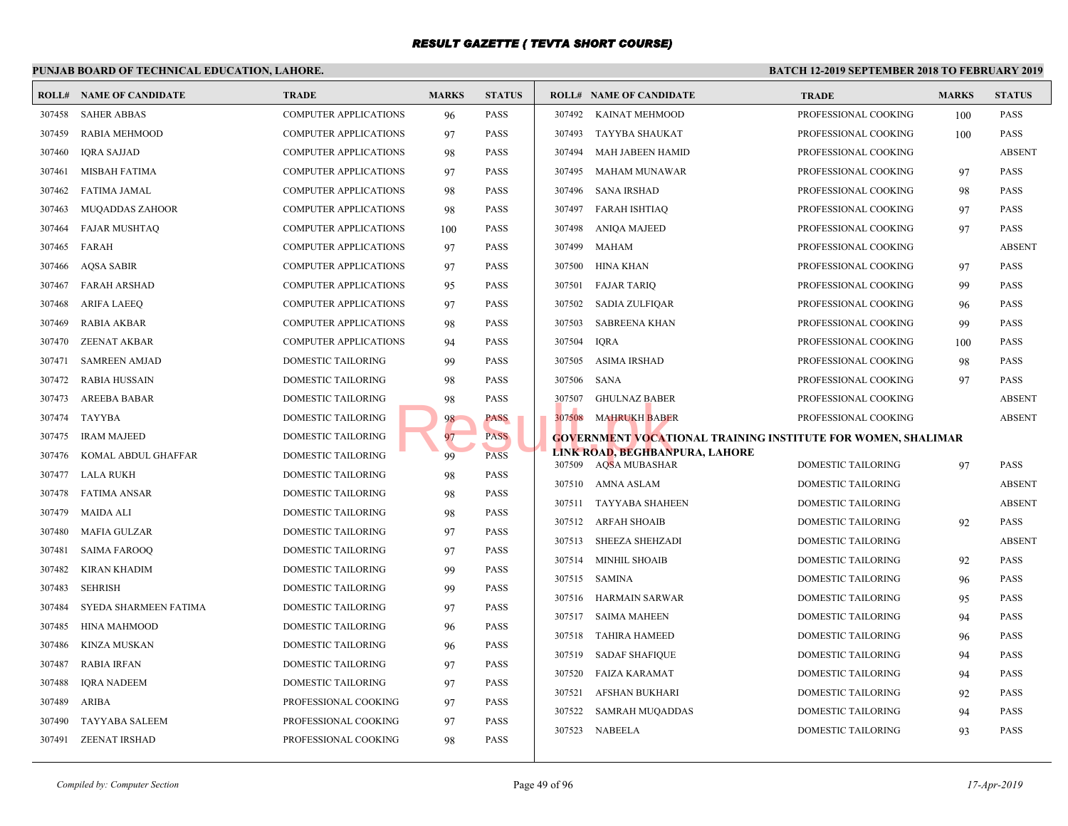# RESULT GAZETTE ( TEVTA SHORT COURSE)

## PUNJAB BOARD OF TECHNICAL EDUCATION, LAHORE.

**BATCH 12-2019 SEPTEMBER 2018 TO FEBRUARY 2019**

| ROLL# | NAME OF CANDIDATE | TRADE | MARKS | STATUS |
|---|---|---|---|---|
| 307458 | SAHER ABBAS | COMPUTER APPLICATIONS | 96 | PASS |
| 307459 | RABIA MEHMOOD | COMPUTER APPLICATIONS | 97 | PASS |
| 307460 | IQRA SAJJAD | COMPUTER APPLICATIONS | 98 | PASS |
| 307461 | MISBAH FATIMA | COMPUTER APPLICATIONS | 97 | PASS |
| 307462 | FATIMA JAMAL | COMPUTER APPLICATIONS | 98 | PASS |
| 307463 | MUQADDAS ZAHOOR | COMPUTER APPLICATIONS | 98 | PASS |
| 307464 | FAJAR MUSHTAQ | COMPUTER APPLICATIONS | 100 | PASS |
| 307465 | FARAH | COMPUTER APPLICATIONS | 97 | PASS |
| 307466 | AQSA SABIR | COMPUTER APPLICATIONS | 97 | PASS |
| 307467 | FARAH ARSHAD | COMPUTER APPLICATIONS | 95 | PASS |
| 307468 | ARIFA LAEEQ | COMPUTER APPLICATIONS | 97 | PASS |
| 307469 | RABIA AKBAR | COMPUTER APPLICATIONS | 98 | PASS |
| 307470 | ZEENAT AKBAR | COMPUTER APPLICATIONS | 94 | PASS |
| 307471 | SAMREEN AMJAD | DOMESTIC TAILORING | 99 | PASS |
| 307472 | RABIA HUSSAIN | DOMESTIC TAILORING | 98 | PASS |
| 307473 | AREEBA BABAR | DOMESTIC TAILORING | 98 | PASS |
| 307474 | TAYYBA | DOMESTIC TAILORING | 98 | PASS |
| 307475 | IRAM MAJEED | DOMESTIC TAILORING | 97 | PASS |
| 307476 | KOMAL ABDUL GHAFFAR | DOMESTIC TAILORING | 99 | PASS |
| 307477 | LALA RUKH | DOMESTIC TAILORING | 98 | PASS |
| 307478 | FATIMA ANSAR | DOMESTIC TAILORING | 98 | PASS |
| 307479 | MAIDA ALI | DOMESTIC TAILORING | 98 | PASS |
| 307480 | MAFIA GULZAR | DOMESTIC TAILORING | 97 | PASS |
| 307481 | SAIMA FAROOQ | DOMESTIC TAILORING | 97 | PASS |
| 307482 | KIRAN KHADIM | DOMESTIC TAILORING | 99 | PASS |
| 307483 | SEHRISH | DOMESTIC TAILORING | 99 | PASS |
| 307484 | SYEDA SHARMEEN FATIMA | DOMESTIC TAILORING | 97 | PASS |
| 307485 | HINA MAHMOOD | DOMESTIC TAILORING | 96 | PASS |
| 307486 | KINZA MUSKAN | DOMESTIC TAILORING | 96 | PASS |
| 307487 | RABIA IRFAN | DOMESTIC TAILORING | 97 | PASS |
| 307488 | IQRA NADEEM | DOMESTIC TAILORING | 97 | PASS |
| 307489 | ARIBA | PROFESSIONAL COOKING | 97 | PASS |
| 307490 | TAYYABA SALEEM | PROFESSIONAL COOKING | 97 | PASS |
| 307491 | ZEENAT IRSHAD | PROFESSIONAL COOKING | 98 | PASS |
| 307492 | KAINAT MEHMOOD | PROFESSIONAL COOKING | 100 | PASS |
| 307493 | TAYYBA SHAUKAT | PROFESSIONAL COOKING | 100 | PASS |
| 307494 | MAH JABEEN HAMID | PROFESSIONAL COOKING | | ABSENT |
| 307495 | MAHAM MUNAWAR | PROFESSIONAL COOKING | 97 | PASS |
| 307496 | SANA IRSHAD | PROFESSIONAL COOKING | 98 | PASS |
| 307497 | FARAH ISHTIAQ | PROFESSIONAL COOKING | 97 | PASS |
| 307498 | ANIQA MAJEED | PROFESSIONAL COOKING | 97 | PASS |
| 307499 | MAHAM | PROFESSIONAL COOKING | | ABSENT |
| 307500 | HINA KHAN | PROFESSIONAL COOKING | 97 | PASS |
| 307501 | FAJAR TARIQ | PROFESSIONAL COOKING | 99 | PASS |
| 307502 | SADIA ZULFIQAR | PROFESSIONAL COOKING | 96 | PASS |
| 307503 | SABREENA KHAN | PROFESSIONAL COOKING | 99 | PASS |
| 307504 | IQRA | PROFESSIONAL COOKING | 100 | PASS |
| 307505 | ASIMA IRSHAD | PROFESSIONAL COOKING | 98 | PASS |
| 307506 | SANA | PROFESSIONAL COOKING | 97 | PASS |
| 307507 | GHULNAZ BABER | PROFESSIONAL COOKING | | ABSENT |
| 307508 | MAHRUKH BABER | PROFESSIONAL COOKING | | ABSENT |

**GOVERNMENT VOCATIONAL TRAINING INSTITUTE FOR WOMEN, SHALIMAR LINK ROAD, BEGHBANPURA, LAHORE**

| ROLL# | NAME OF CANDIDATE | TRADE | MARKS | STATUS |
|---|---|---|---|---|
| 307509 | AQSA MUBASHAR | DOMESTIC TAILORING | 97 | PASS |
| 307510 | AMNA ASLAM | DOMESTIC TAILORING | | ABSENT |
| 307511 | TAYYABA SHAHEEN | DOMESTIC TAILORING | | ABSENT |
| 307512 | ARFAH SHOAIB | DOMESTIC TAILORING | 92 | PASS |
| 307513 | SHEEZA SHEHZADI | DOMESTIC TAILORING | | ABSENT |
| 307514 | MINHIL SHOAIB | DOMESTIC TAILORING | 92 | PASS |
| 307515 | SAMINA | DOMESTIC TAILORING | 96 | PASS |
| 307516 | HARMAIN SARWAR | DOMESTIC TAILORING | 95 | PASS |
| 307517 | SAIMA MAHEEN | DOMESTIC TAILORING | 94 | PASS |
| 307518 | TAHIRA HAMEED | DOMESTIC TAILORING | 96 | PASS |
| 307519 | SADAF SHAFIQUE | DOMESTIC TAILORING | 94 | PASS |
| 307520 | FAIZA KARAMAT | DOMESTIC TAILORING | 94 | PASS |
| 307521 | AFSHAN BUKHARI | DOMESTIC TAILORING | 92 | PASS |
| 307522 | SAMRAH MUQADDAS | DOMESTIC TAILORING | 94 | PASS |
| 307523 | NABEELA | DOMESTIC TAILORING | 93 | PASS |

*Compiled by: Computer Section*

*17-Apr-2019*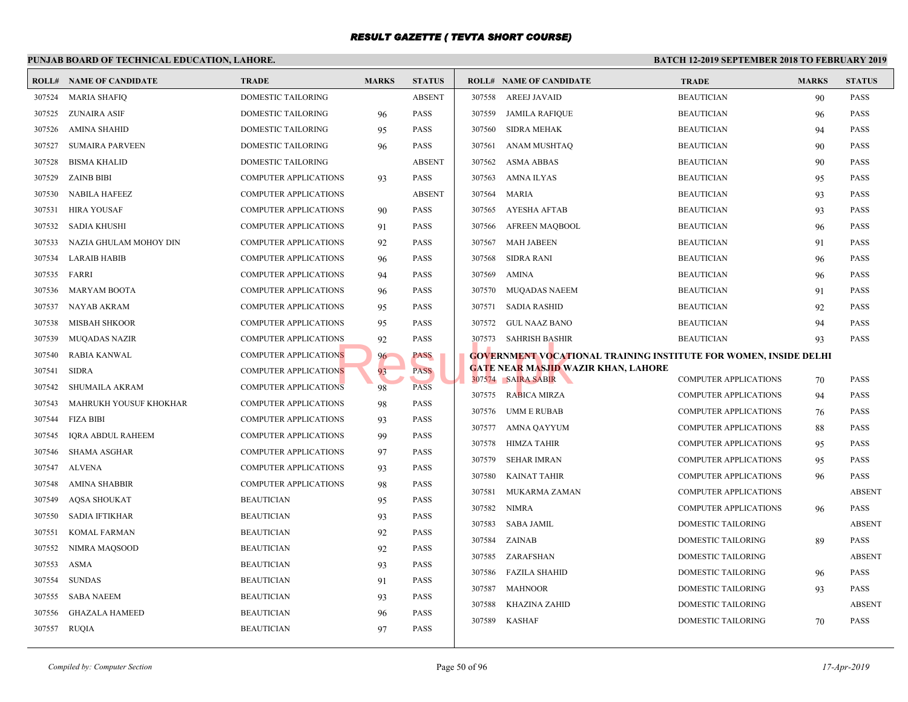# RESULT GAZETTE ( TEVTA SHORT COURSE)

**PUNJAB BOARD OF TECHNICAL EDUCATION, LAHORE.**

**BATCH 12-2019 SEPTEMBER 2018 TO FEBRUARY 2019**

| ROLL# | NAME OF CANDIDATE | TRADE | MARKS | STATUS |
|---|---|---|---|---|
| 307524 | MARIA SHAFIQ | DOMESTIC TAILORING | | ABSENT |
| 307525 | ZUNAIRA ASIF | DOMESTIC TAILORING | 96 | PASS |
| 307526 | AMINA SHAHID | DOMESTIC TAILORING | 95 | PASS |
| 307527 | SUMAIRA PARVEEN | DOMESTIC TAILORING | 96 | PASS |
| 307528 | BISMA KHALID | DOMESTIC TAILORING | | ABSENT |
| 307529 | ZAINB BIBI | COMPUTER APPLICATIONS | 93 | PASS |
| 307530 | NABILA HAFEEZ | COMPUTER APPLICATIONS | | ABSENT |
| 307531 | HIRA YOUSAF | COMPUTER APPLICATIONS | 90 | PASS |
| 307532 | SADIA KHUSHI | COMPUTER APPLICATIONS | 91 | PASS |
| 307533 | NAZIA GHULAM MOHOY DIN | COMPUTER APPLICATIONS | 92 | PASS |
| 307534 | LARAIB HABIB | COMPUTER APPLICATIONS | 96 | PASS |
| 307535 | FARRI | COMPUTER APPLICATIONS | 94 | PASS |
| 307536 | MARYAM BOOTA | COMPUTER APPLICATIONS | 96 | PASS |
| 307537 | NAYAB AKRAM | COMPUTER APPLICATIONS | 95 | PASS |
| 307538 | MISBAH SHKOOR | COMPUTER APPLICATIONS | 95 | PASS |
| 307539 | MUQADAS NAZIR | COMPUTER APPLICATIONS | 92 | PASS |
| 307540 | RABIA KANWAL | COMPUTER APPLICATIONS | 96 | PASS |
| 307541 | SIDRA | COMPUTER APPLICATIONS | 93 | PASS |
| 307542 | SHUMAILA AKRAM | COMPUTER APPLICATIONS | 98 | PASS |
| 307543 | MAHRUKH YOUSUF KHOKHAR | COMPUTER APPLICATIONS | 98 | PASS |
| 307544 | FIZA BIBI | COMPUTER APPLICATIONS | 93 | PASS |
| 307545 | IQRA ABDUL RAHEEM | COMPUTER APPLICATIONS | 99 | PASS |
| 307546 | SHAMA ASGHAR | COMPUTER APPLICATIONS | 97 | PASS |
| 307547 | ALVENA | COMPUTER APPLICATIONS | 93 | PASS |
| 307548 | AMINA SHABBIR | COMPUTER APPLICATIONS | 98 | PASS |
| 307549 | AQSA SHOUKAT | BEAUTICIAN | 95 | PASS |
| 307550 | SADIA IFTIKHAR | BEAUTICIAN | 93 | PASS |
| 307551 | KOMAL FARMAN | BEAUTICIAN | 92 | PASS |
| 307552 | NIMRA MAQSOOD | BEAUTICIAN | 92 | PASS |
| 307553 | ASMA | BEAUTICIAN | 93 | PASS |
| 307554 | SUNDAS | BEAUTICIAN | 91 | PASS |
| 307555 | SABA NAEEM | BEAUTICIAN | 93 | PASS |
| 307556 | GHAZALA HAMEED | BEAUTICIAN | 96 | PASS |
| 307557 | RUQIA | BEAUTICIAN | 97 | PASS |
| 307558 | AREEJ JAVAID | BEAUTICIAN | 90 | PASS |
| 307559 | JAMILA RAFIQUE | BEAUTICIAN | 96 | PASS |
| 307560 | SIDRA MEHAK | BEAUTICIAN | 94 | PASS |
| 307561 | ANAM MUSHTAQ | BEAUTICIAN | 90 | PASS |
| 307562 | ASMA ABBAS | BEAUTICIAN | 90 | PASS |
| 307563 | AMNA ILYAS | BEAUTICIAN | 95 | PASS |
| 307564 | MARIA | BEAUTICIAN | 93 | PASS |
| 307565 | AYESHA AFTAB | BEAUTICIAN | 93 | PASS |
| 307566 | AFREEN MAQBOOL | BEAUTICIAN | 96 | PASS |
| 307567 | MAH JABEEN | BEAUTICIAN | 91 | PASS |
| 307568 | SIDRA RANI | BEAUTICIAN | 96 | PASS |
| 307569 | AMINA | BEAUTICIAN | 96 | PASS |
| 307570 | MUQADAS NAEEM | BEAUTICIAN | 91 | PASS |
| 307571 | SADIA RASHID | BEAUTICIAN | 92 | PASS |
| 307572 | GUL NAAZ BANO | BEAUTICIAN | 94 | PASS |
| 307573 | SAHRISH BASHIR | BEAUTICIAN | 93 | PASS |

**GOVERNMENT VOCATIONAL TRAINING INSTITUTE FOR WOMEN, INSIDE DELHI GATE NEAR MASJID WAZIR KHAN, LAHORE**

| ROLL# | NAME OF CANDIDATE | TRADE | MARKS | STATUS |
|---|---|---|---|---|
| 307574 | SAIRA SABIR | COMPUTER APPLICATIONS | 70 | PASS |
| 307575 | RABICA MIRZA | COMPUTER APPLICATIONS | 94 | PASS |
| 307576 | UMM E RUBAB | COMPUTER APPLICATIONS | 76 | PASS |
| 307577 | AMNA QAYYUM | COMPUTER APPLICATIONS | 88 | PASS |
| 307578 | HIMZA TAHIR | COMPUTER APPLICATIONS | 95 | PASS |
| 307579 | SEHAR IMRAN | COMPUTER APPLICATIONS | 95 | PASS |
| 307580 | KAINAT TAHIR | COMPUTER APPLICATIONS | 96 | PASS |
| 307581 | MUKARMA ZAMAN | COMPUTER APPLICATIONS | | ABSENT |
| 307582 | NIMRA | COMPUTER APPLICATIONS | 96 | PASS |
| 307583 | SABA JAMIL | DOMESTIC TAILORING | | ABSENT |
| 307584 | ZAINAB | DOMESTIC TAILORING | 89 | PASS |
| 307585 | ZARAFSHAN | DOMESTIC TAILORING | | ABSENT |
| 307586 | FAZILA SHAHID | DOMESTIC TAILORING | 96 | PASS |
| 307587 | MAHNOOR | DOMESTIC TAILORING | 93 | PASS |
| 307588 | KHAZINA ZAHID | DOMESTIC TAILORING | | ABSENT |
| 307589 | KASHAF | DOMESTIC TAILORING | 70 | PASS |

*Compiled by: Computer Section*

*17-Apr-2019*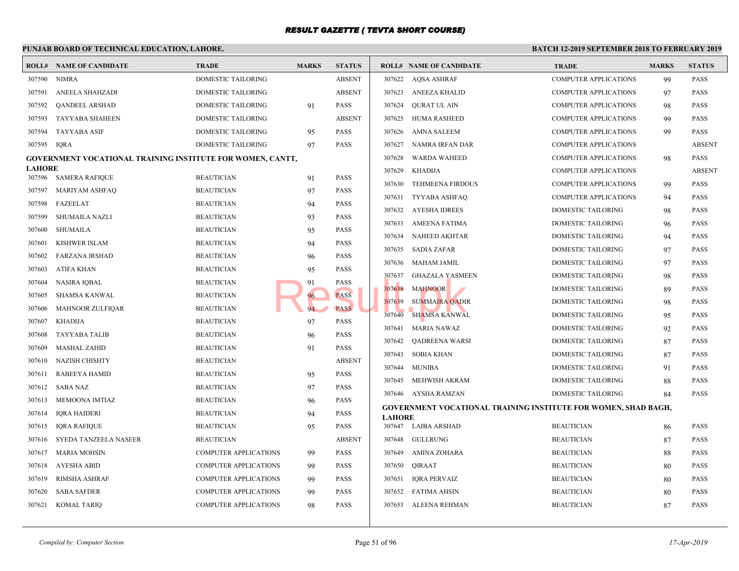# RESULT GAZETTE ( TEVTA SHORT COURSE)

**PUNJAB BOARD OF TECHNICAL EDUCATION, LAHORE.** **BATCH 12-2019 SEPTEMBER 2018 TO FEBRUARY 2019**

| ROLL# | NAME OF CANDIDATE | TRADE | MARKS | STATUS |
|---|---|---|---|---|
| 307590 | NIMRA | DOMESTIC TAILORING | | ABSENT |
| 307591 | ANEELA SHAHZADI | DOMESTIC TAILORING | | ABSENT |
| 307592 | QANDEEL ARSHAD | DOMESTIC TAILORING | 91 | PASS |
| 307593 | TAYYABA SHAHEEN | DOMESTIC TAILORING | | ABSENT |
| 307594 | TAYYABA ASIF | DOMESTIC TAILORING | 95 | PASS |
| 307595 | IQRA | DOMESTIC TAILORING | 97 | PASS |

**GOVERNMENT VOCATIONAL TRAINING INSTITUTE FOR WOMEN, CANTT, LAHORE**

| ROLL# | NAME OF CANDIDATE | TRADE | MARKS | STATUS |
|---|---|---|---|---|
| 307596 | SAMERA RAFIQUE | BEAUTICIAN | 91 | PASS |
| 307597 | MARIYAM ASHFAQ | BEAUTICIAN | 97 | PASS |
| 307598 | FAZEELAT | BEAUTICIAN | 94 | PASS |
| 307599 | SHUMAILA NAZLI | BEAUTICIAN | 93 | PASS |
| 307600 | SHUMAILA | BEAUTICIAN | 95 | PASS |
| 307601 | KISHWER ISLAM | BEAUTICIAN | 94 | PASS |
| 307602 | FARZANA IRSHAD | BEAUTICIAN | 96 | PASS |
| 307603 | ATIFA KHAN | BEAUTICIAN | 95 | PASS |
| 307604 | NASIRA IQBAL | BEAUTICIAN | 91 | PASS |
| 307605 | SHAMSA KANWAL | BEAUTICIAN | 96 | PASS |
| 307606 | MAHNOOR ZULFIQAR | BEAUTICIAN | 94 | PASS |
| 307607 | KHADIJA | BEAUTICIAN | 97 | PASS |
| 307608 | TAYYABA TALIB | BEAUTICIAN | 96 | PASS |
| 307609 | MASHAL ZAHID | BEAUTICIAN | 91 | PASS |
| 307610 | NAZISH CHISHTY | BEAUTICIAN | | ABSENT |
| 307611 | RABEEYA HAMID | BEAUTICIAN | 95 | PASS |
| 307612 | SABA NAZ | BEAUTICIAN | 97 | PASS |
| 307613 | MEMOONA IMTIAZ | BEAUTICIAN | 96 | PASS |
| 307614 | IQRA HAIDERI | BEAUTICIAN | 94 | PASS |
| 307615 | IQRA RAFIQUE | BEAUTICIAN | 95 | PASS |
| 307616 | SYEDA TANZEELA NASEER | BEAUTICIAN | | ABSENT |
| 307617 | MARIA MOHSIN | COMPUTER APPLICATIONS | 99 | PASS |
| 307618 | AYESHA ABID | COMPUTER APPLICATIONS | 99 | PASS |
| 307619 | RIMSHA ASHRAF | COMPUTER APPLICATIONS | 99 | PASS |
| 307620 | SABA SAFDER | COMPUTER APPLICATIONS | 99 | PASS |
| 307621 | KOMAL TARIQ | COMPUTER APPLICATIONS | 98 | PASS |
| 307622 | AQSA ASHRAF | COMPUTER APPLICATIONS | 99 | PASS |
| 307623 | ANEEZA KHALID | COMPUTER APPLICATIONS | 97 | PASS |
| 307624 | QURAT UL AIN | COMPUTER APPLICATIONS | 98 | PASS |
| 307625 | HUMA RASHEED | COMPUTER APPLICATIONS | 99 | PASS |
| 307626 | AMNA SALEEM | COMPUTER APPLICATIONS | 99 | PASS |
| 307627 | NAMRA IRFAN DAR | COMPUTER APPLICATIONS | | ABSENT |
| 307628 | WARDA WAHEED | COMPUTER APPLICATIONS | 98 | PASS |
| 307629 | KHADIJA | COMPUTER APPLICATIONS | | ABSENT |
| 307630 | TEHMEENA FIRDOUS | COMPUTER APPLICATIONS | 99 | PASS |
| 307631 | TYYABA ASHFAQ | COMPUTER APPLICATIONS | 94 | PASS |
| 307632 | AYESHA IDREES | DOMESTIC TAILORING | 98 | PASS |
| 307633 | AMEENA FATIMA | DOMESTIC TAILORING | 96 | PASS |
| 307634 | NAHEED AKHTAR | DOMESTIC TAILORING | 94 | PASS |
| 307635 | SADIA ZAFAR | DOMESTIC TAILORING | 97 | PASS |
| 307636 | MAHAM JAMIL | DOMESTIC TAILORING | 97 | PASS |
| 307637 | GHAZALA YASMEEN | DOMESTIC TAILORING | 98 | PASS |
| 307638 | MAHNOOR | DOMESTIC TAILORING | 89 | PASS |
| 307639 | SUMMAIRA QADIR | DOMESTIC TAILORING | 98 | PASS |
| 307640 | SHAMSA KANWAL | DOMESTIC TAILORING | 95 | PASS |
| 307641 | MARIA NAWAZ | DOMESTIC TAILORING | 92 | PASS |
| 307642 | QADREENA WARSI | DOMESTIC TAILORING | 87 | PASS |
| 307643 | SOBIA KHAN | DOMESTIC TAILORING | 87 | PASS |
| 307644 | MUNIBA | DOMESTIC TAILORING | 91 | PASS |
| 307645 | MEHWISH AKRAM | DOMESTIC TAILORING | 88 | PASS |
| 307646 | AYSHA RAMZAN | DOMESTIC TAILORING | 84 | PASS |

**GOVERNMENT VOCATIONAL TRAINING INSTITUTE FOR WOMEN, SHAD BAGH, LAHORE**

| ROLL# | NAME OF CANDIDATE | TRADE | MARKS | STATUS |
|---|---|---|---|---|
| 307647 | LAIBA ARSHAD | BEAUTICIAN | 86 | PASS |
| 307648 | GULLRUNG | BEAUTICIAN | 87 | PASS |
| 307649 | AMINA ZOHARA | BEAUTICIAN | 88 | PASS |
| 307650 | QIRAAT | BEAUTICIAN | 80 | PASS |
| 307651 | IQRA PERVAIZ | BEAUTICIAN | 80 | PASS |
| 307652 | FATIMA AHSIN | BEAUTICIAN | 80 | PASS |
| 307653 | ALEENA REHMAN | BEAUTICIAN | 87 | PASS |

*Compiled by: Computer Section* *17-Apr-2019*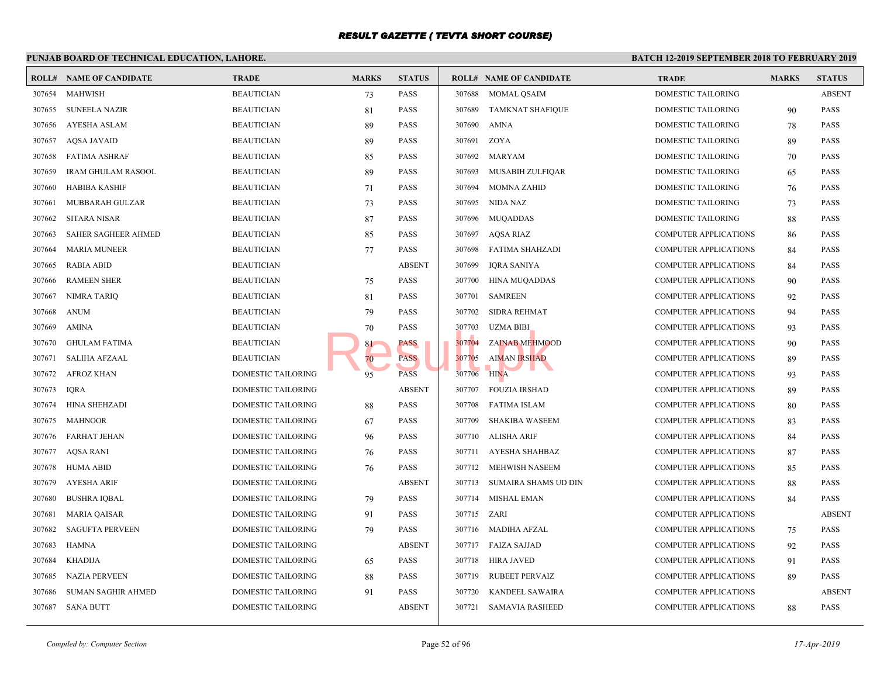# RESULT GAZETTE ( TEVTA SHORT COURSE)

**PUNJAB BOARD OF TECHNICAL EDUCATION, LAHORE.**

**BATCH 12-2019 SEPTEMBER 2018 TO FEBRUARY 2019**

| ROLL# | NAME OF CANDIDATE | TRADE | MARKS | STATUS |
|---|---|---|---|---|
| 307654 | MAHWISH | BEAUTICIAN | 73 | PASS |
| 307655 | SUNEELA NAZIR | BEAUTICIAN | 81 | PASS |
| 307656 | AYESHA ASLAM | BEAUTICIAN | 89 | PASS |
| 307657 | AQSA JAVAID | BEAUTICIAN | 89 | PASS |
| 307658 | FATIMA ASHRAF | BEAUTICIAN | 85 | PASS |
| 307659 | IRAM GHULAM RASOOL | BEAUTICIAN | 89 | PASS |
| 307660 | HABIBA KASHIF | BEAUTICIAN | 71 | PASS |
| 307661 | MUBBARAH GULZAR | BEAUTICIAN | 73 | PASS |
| 307662 | SITARA NISAR | BEAUTICIAN | 87 | PASS |
| 307663 | SAHER SAGHEER AHMED | BEAUTICIAN | 85 | PASS |
| 307664 | MARIA MUNEER | BEAUTICIAN | 77 | PASS |
| 307665 | RABIA ABID | BEAUTICIAN | | ABSENT |
| 307666 | RAMEEN SHER | BEAUTICIAN | 75 | PASS |
| 307667 | NIMRA TARIQ | BEAUTICIAN | 81 | PASS |
| 307668 | ANUM | BEAUTICIAN | 79 | PASS |
| 307669 | AMINA | BEAUTICIAN | 70 | PASS |
| 307670 | GHULAM FATIMA | BEAUTICIAN | 81 | PASS |
| 307671 | SALIHA AFZAAL | BEAUTICIAN | 70 | PASS |
| 307672 | AFROZ KHAN | DOMESTIC TAILORING | 95 | PASS |
| 307673 | IQRA | DOMESTIC TAILORING | | ABSENT |
| 307674 | HINA SHEHZADI | DOMESTIC TAILORING | 88 | PASS |
| 307675 | MAHNOOR | DOMESTIC TAILORING | 67 | PASS |
| 307676 | FARHAT JEHAN | DOMESTIC TAILORING | 96 | PASS |
| 307677 | AQSA RANI | DOMESTIC TAILORING | 76 | PASS |
| 307678 | HUMA ABID | DOMESTIC TAILORING | 76 | PASS |
| 307679 | AYESHA ARIF | DOMESTIC TAILORING | | ABSENT |
| 307680 | BUSHRA IQBAL | DOMESTIC TAILORING | 79 | PASS |
| 307681 | MARIA QAISAR | DOMESTIC TAILORING | 91 | PASS |
| 307682 | SAGUFTA PERVEEN | DOMESTIC TAILORING | 79 | PASS |
| 307683 | HAMNA | DOMESTIC TAILORING | | ABSENT |
| 307684 | KHADIJA | DOMESTIC TAILORING | 65 | PASS |
| 307685 | NAZIA PERVEEN | DOMESTIC TAILORING | 88 | PASS |
| 307686 | SUMAN SAGHIR AHMED | DOMESTIC TAILORING | 91 | PASS |
| 307687 | SANA BUTT | DOMESTIC TAILORING | | ABSENT |
| 307688 | MOMAL QSAIM | DOMESTIC TAILORING | | ABSENT |
| 307689 | TAMKNAT SHAFIQUE | DOMESTIC TAILORING | 90 | PASS |
| 307690 | AMNA | DOMESTIC TAILORING | 78 | PASS |
| 307691 | ZOYA | DOMESTIC TAILORING | 89 | PASS |
| 307692 | MARYAM | DOMESTIC TAILORING | 70 | PASS |
| 307693 | MUSABIH ZULFIQAR | DOMESTIC TAILORING | 65 | PASS |
| 307694 | MOMNA ZAHID | DOMESTIC TAILORING | 76 | PASS |
| 307695 | NIDA NAZ | DOMESTIC TAILORING | 73 | PASS |
| 307696 | MUQADDAS | DOMESTIC TAILORING | 88 | PASS |
| 307697 | AQSA RIAZ | COMPUTER APPLICATIONS | 86 | PASS |
| 307698 | FATIMA SHAHZADI | COMPUTER APPLICATIONS | 84 | PASS |
| 307699 | IQRA SANIYA | COMPUTER APPLICATIONS | 84 | PASS |
| 307700 | HINA MUQADDAS | COMPUTER APPLICATIONS | 90 | PASS |
| 307701 | SAMREEN | COMPUTER APPLICATIONS | 92 | PASS |
| 307702 | SIDRA REHMAT | COMPUTER APPLICATIONS | 94 | PASS |
| 307703 | UZMA BIBI | COMPUTER APPLICATIONS | 93 | PASS |
| 307704 | ZAINAB MEHMOOD | COMPUTER APPLICATIONS | 90 | PASS |
| 307705 | AIMAN IRSHAD | COMPUTER APPLICATIONS | 89 | PASS |
| 307706 | HINA | COMPUTER APPLICATIONS | 93 | PASS |
| 307707 | FOUZIA IRSHAD | COMPUTER APPLICATIONS | 89 | PASS |
| 307708 | FATIMA ISLAM | COMPUTER APPLICATIONS | 80 | PASS |
| 307709 | SHAKIBA WASEEM | COMPUTER APPLICATIONS | 83 | PASS |
| 307710 | ALISHA ARIF | COMPUTER APPLICATIONS | 84 | PASS |
| 307711 | AYESHA SHAHBAZ | COMPUTER APPLICATIONS | 87 | PASS |
| 307712 | MEHWISH NASEEM | COMPUTER APPLICATIONS | 85 | PASS |
| 307713 | SUMAIRA SHAMS UD DIN | COMPUTER APPLICATIONS | 88 | PASS |
| 307714 | MISHAL EMAN | COMPUTER APPLICATIONS | 84 | PASS |
| 307715 | ZARI | COMPUTER APPLICATIONS | | ABSENT |
| 307716 | MADIHA AFZAL | COMPUTER APPLICATIONS | 75 | PASS |
| 307717 | FAIZA SAJJAD | COMPUTER APPLICATIONS | 92 | PASS |
| 307718 | HIRA JAVED | COMPUTER APPLICATIONS | 91 | PASS |
| 307719 | RUBEET PERVAIZ | COMPUTER APPLICATIONS | 89 | PASS |
| 307720 | KANDEEL SAWAIRA | COMPUTER APPLICATIONS | | ABSENT |
| 307721 | SAMAVIA RASHEED | COMPUTER APPLICATIONS | 88 | PASS |

*Compiled by: Computer Section*

*17-Apr-2019*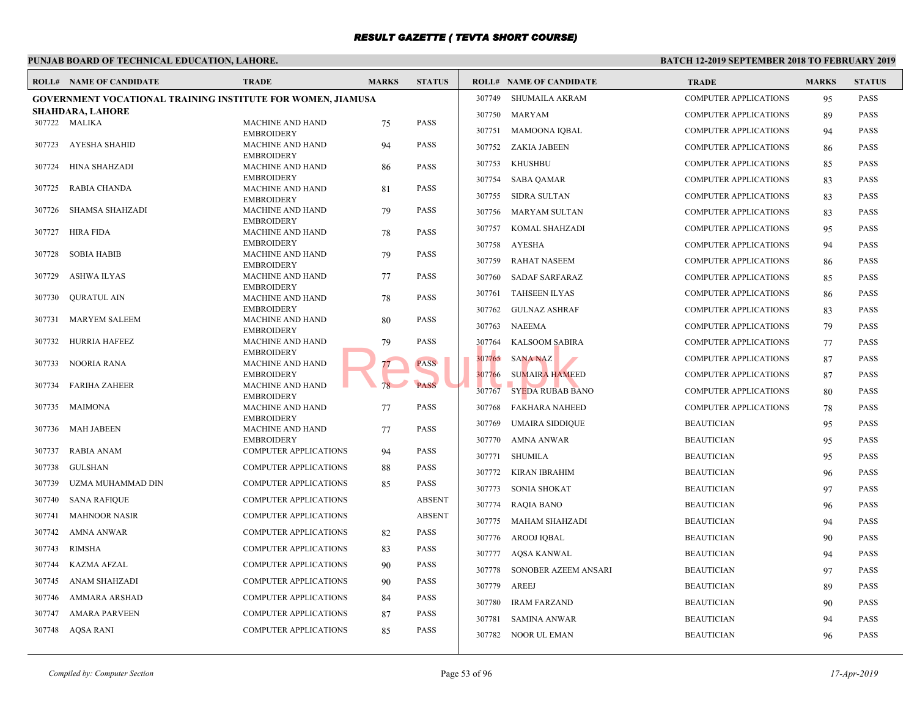# RESULT GAZETTE ( TEVTA SHORT COURSE)

**PUNJAB BOARD OF TECHNICAL EDUCATION, LAHORE.**

**BATCH 12-2019 SEPTEMBER 2018 TO FEBRUARY 2019**

**GOVERNMENT VOCATIONAL TRAINING INSTITUTE FOR WOMEN, JIAMUSA SHAHDARA, LAHORE**

| ROLL# | NAME OF CANDIDATE | TRADE | MARKS | STATUS |
|---|---|---|---|---|
| 307722 | MALIKA | MACHINE AND HAND EMBROIDERY | 75 | PASS |
| 307723 | AYESHA SHAHID | MACHINE AND HAND EMBROIDERY | 94 | PASS |
| 307724 | HINA SHAHZADI | MACHINE AND HAND EMBROIDERY | 86 | PASS |
| 307725 | RABIA CHANDA | MACHINE AND HAND EMBROIDERY | 81 | PASS |
| 307726 | SHAMSA SHAHZADI | MACHINE AND HAND EMBROIDERY | 79 | PASS |
| 307727 | HIRA FIDA | MACHINE AND HAND EMBROIDERY | 78 | PASS |
| 307728 | SOBIA HABIB | MACHINE AND HAND EMBROIDERY | 79 | PASS |
| 307729 | ASHWA ILYAS | MACHINE AND HAND EMBROIDERY | 77 | PASS |
| 307730 | QURATUL AIN | MACHINE AND HAND EMBROIDERY | 78 | PASS |
| 307731 | MARYEM SALEEM | MACHINE AND HAND EMBROIDERY | 80 | PASS |
| 307732 | HURRIA HAFEEZ | MACHINE AND HAND EMBROIDERY | 79 | PASS |
| 307733 | NOORIA RANA | MACHINE AND HAND EMBROIDERY | 77 | PASS |
| 307734 | FARIHA ZAHEER | MACHINE AND HAND EMBROIDERY | 78 | PASS |
| 307735 | MAIMONA | MACHINE AND HAND EMBROIDERY | 77 | PASS |
| 307736 | MAH JABEEN | MACHINE AND HAND EMBROIDERY | 77 | PASS |
| 307737 | RABIA ANAM | COMPUTER APPLICATIONS | 94 | PASS |
| 307738 | GULSHAN | COMPUTER APPLICATIONS | 88 | PASS |
| 307739 | UZMA MUHAMMAD DIN | COMPUTER APPLICATIONS | 85 | PASS |
| 307740 | SANA RAFIQUE | COMPUTER APPLICATIONS | | ABSENT |
| 307741 | MAHNOOR NASIR | COMPUTER APPLICATIONS | | ABSENT |
| 307742 | AMNA ANWAR | COMPUTER APPLICATIONS | 82 | PASS |
| 307743 | RIMSHA | COMPUTER APPLICATIONS | 83 | PASS |
| 307744 | KAZMA AFZAL | COMPUTER APPLICATIONS | 90 | PASS |
| 307745 | ANAM SHAHZADI | COMPUTER APPLICATIONS | 90 | PASS |
| 307746 | AMMARA ARSHAD | COMPUTER APPLICATIONS | 84 | PASS |
| 307747 | AMARA PARVEEN | COMPUTER APPLICATIONS | 87 | PASS |
| 307748 | AQSA RANI | COMPUTER APPLICATIONS | 85 | PASS |
| 307749 | SHUMAILA AKRAM | COMPUTER APPLICATIONS | 95 | PASS |
| 307750 | MARYAM | COMPUTER APPLICATIONS | 89 | PASS |
| 307751 | MAMOONA IQBAL | COMPUTER APPLICATIONS | 94 | PASS |
| 307752 | ZAKIA JABEEN | COMPUTER APPLICATIONS | 86 | PASS |
| 307753 | KHUSHBU | COMPUTER APPLICATIONS | 85 | PASS |
| 307754 | SABA QAMAR | COMPUTER APPLICATIONS | 83 | PASS |
| 307755 | SIDRA SULTAN | COMPUTER APPLICATIONS | 83 | PASS |
| 307756 | MARYAM SULTAN | COMPUTER APPLICATIONS | 83 | PASS |
| 307757 | KOMAL SHAHZADI | COMPUTER APPLICATIONS | 95 | PASS |
| 307758 | AYESHA | COMPUTER APPLICATIONS | 94 | PASS |
| 307759 | RAHAT NASEEM | COMPUTER APPLICATIONS | 86 | PASS |
| 307760 | SADAF SARFARAZ | COMPUTER APPLICATIONS | 85 | PASS |
| 307761 | TAHSEEN ILYAS | COMPUTER APPLICATIONS | 86 | PASS |
| 307762 | GULNAZ ASHRAF | COMPUTER APPLICATIONS | 83 | PASS |
| 307763 | NAEEMA | COMPUTER APPLICATIONS | 79 | PASS |
| 307764 | KALSOOM SABIRA | COMPUTER APPLICATIONS | 77 | PASS |
| 307765 | SANA NAZ | COMPUTER APPLICATIONS | 87 | PASS |
| 307766 | SUMAIRA HAMEED | COMPUTER APPLICATIONS | 87 | PASS |
| 307767 | SYEDA RUBAB BANO | COMPUTER APPLICATIONS | 80 | PASS |
| 307768 | FAKHARA NAHEED | COMPUTER APPLICATIONS | 78 | PASS |
| 307769 | UMAIRA SIDDIQUE | BEAUTICIAN | 95 | PASS |
| 307770 | AMNA ANWAR | BEAUTICIAN | 95 | PASS |
| 307771 | SHUMILA | BEAUTICIAN | 95 | PASS |
| 307772 | KIRAN IBRAHIM | BEAUTICIAN | 96 | PASS |
| 307773 | SONIA SHOKAT | BEAUTICIAN | 97 | PASS |
| 307774 | RAQIA BANO | BEAUTICIAN | 96 | PASS |
| 307775 | MAHAM SHAHZADI | BEAUTICIAN | 94 | PASS |
| 307776 | AROOJ IQBAL | BEAUTICIAN | 90 | PASS |
| 307777 | AQSA KANWAL | BEAUTICIAN | 94 | PASS |
| 307778 | SONOBER AZEEM ANSARI | BEAUTICIAN | 97 | PASS |
| 307779 | AREEJ | BEAUTICIAN | 89 | PASS |
| 307780 | IRAM FARZAND | BEAUTICIAN | 90 | PASS |
| 307781 | SAMINA ANWAR | BEAUTICIAN | 94 | PASS |
| 307782 | NOOR UL EMAN | BEAUTICIAN | 96 | PASS |

*Compiled by: Computer Section* *17-Apr-2019*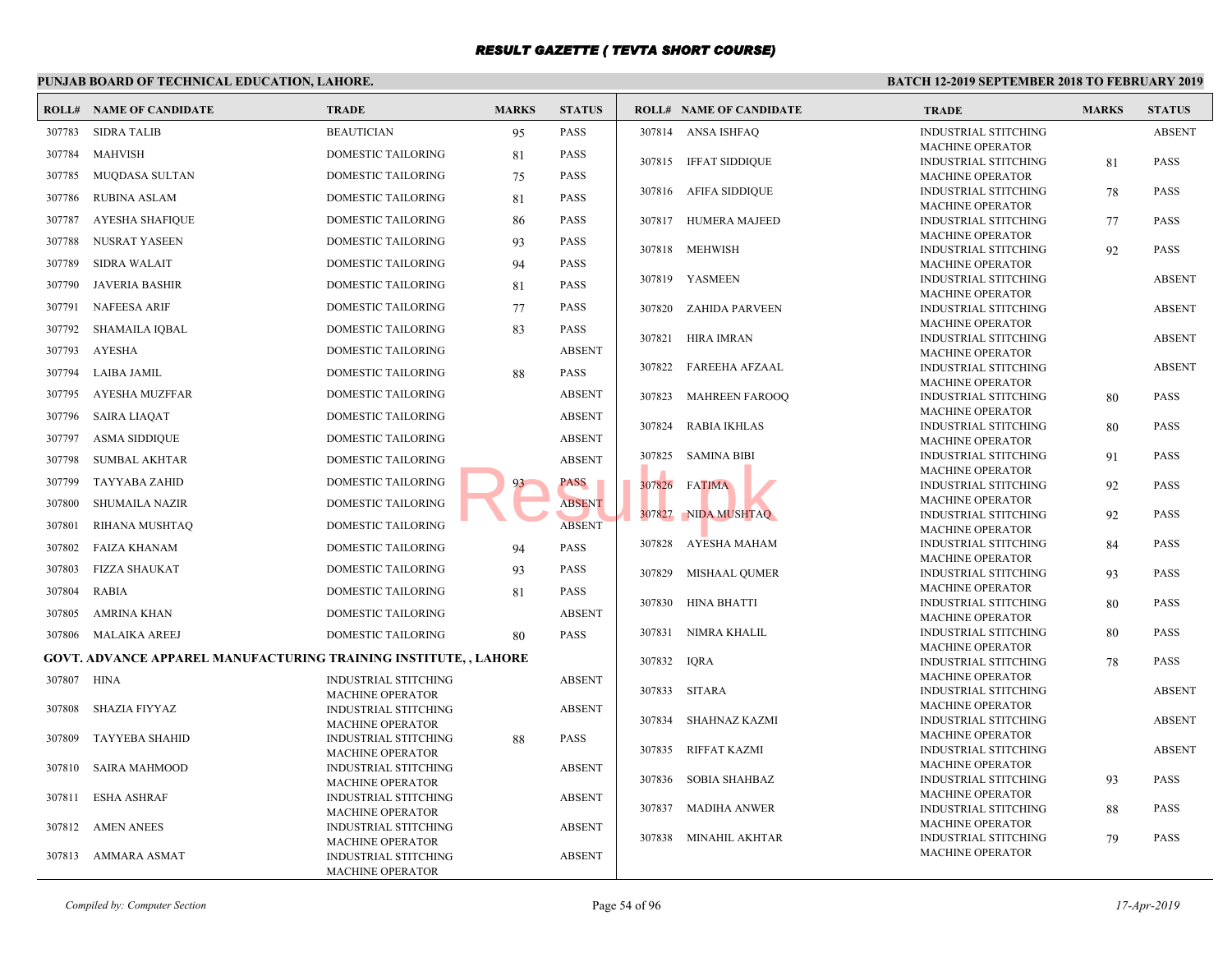# RESULT GAZETTE ( TEVTA SHORT COURSE)

**PUNJAB BOARD OF TECHNICAL EDUCATION, LAHORE.**

**BATCH 12-2019 SEPTEMBER 2018 TO FEBRUARY 2019**

| ROLL# | NAME OF CANDIDATE | TRADE | MARKS | STATUS |
|---|---|---|---|---|
| 307783 | SIDRA TALIB | BEAUTICIAN | 95 | PASS |
| 307784 | MAHVISH | DOMESTIC TAILORING | 81 | PASS |
| 307785 | MUQDASA SULTAN | DOMESTIC TAILORING | 75 | PASS |
| 307786 | RUBINA ASLAM | DOMESTIC TAILORING | 81 | PASS |
| 307787 | AYESHA SHAFIQUE | DOMESTIC TAILORING | 86 | PASS |
| 307788 | NUSRAT YASEEN | DOMESTIC TAILORING | 93 | PASS |
| 307789 | SIDRA WALAIT | DOMESTIC TAILORING | 94 | PASS |
| 307790 | JAVERIA BASHIR | DOMESTIC TAILORING | 81 | PASS |
| 307791 | NAFEESA ARIF | DOMESTIC TAILORING | 77 | PASS |
| 307792 | SHAMAILA IQBAL | DOMESTIC TAILORING | 83 | PASS |
| 307793 | AYESHA | DOMESTIC TAILORING | | ABSENT |
| 307794 | LAIBA JAMIL | DOMESTIC TAILORING | 88 | PASS |
| 307795 | AYESHA MUZFFAR | DOMESTIC TAILORING | | ABSENT |
| 307796 | SAIRA LIAQAT | DOMESTIC TAILORING | | ABSENT |
| 307797 | ASMA SIDDIQUE | DOMESTIC TAILORING | | ABSENT |
| 307798 | SUMBAL AKHTAR | DOMESTIC TAILORING | | ABSENT |
| 307799 | TAYYABA ZAHID | DOMESTIC TAILORING | 93 | PASS |
| 307800 | SHUMAILA NAZIR | DOMESTIC TAILORING | | ABSENT |
| 307801 | RIHANA MUSHTAQ | DOMESTIC TAILORING | | ABSENT |
| 307802 | FAIZA KHANAM | DOMESTIC TAILORING | 94 | PASS |
| 307803 | FIZZA SHAUKAT | DOMESTIC TAILORING | 93 | PASS |
| 307804 | RABIA | DOMESTIC TAILORING | 81 | PASS |
| 307805 | AMRINA KHAN | DOMESTIC TAILORING | | ABSENT |
| 307806 | MALAIKA AREEJ | DOMESTIC TAILORING | 80 | PASS |

**GOVT. ADVANCE APPAREL MANUFACTURING TRAINING INSTITUTE, , LAHORE**

| ROLL# | NAME OF CANDIDATE | TRADE | MARKS | STATUS |
|---|---|---|---|---|
| 307807 | HINA | INDUSTRIAL STITCHING MACHINE OPERATOR | | ABSENT |
| 307808 | SHAZIA FIYYAZ | INDUSTRIAL STITCHING MACHINE OPERATOR | | ABSENT |
| 307809 | TAYYEBA SHAHID | INDUSTRIAL STITCHING MACHINE OPERATOR | 88 | PASS |
| 307810 | SAIRA MAHMOOD | INDUSTRIAL STITCHING MACHINE OPERATOR | | ABSENT |
| 307811 | ESHA ASHRAF | INDUSTRIAL STITCHING MACHINE OPERATOR | | ABSENT |
| 307812 | AMEN ANEES | INDUSTRIAL STITCHING MACHINE OPERATOR | | ABSENT |
| 307813 | AMMARA ASMAT | INDUSTRIAL STITCHING MACHINE OPERATOR | | ABSENT |
| 307814 | ANSA ISHFAQ | INDUSTRIAL STITCHING MACHINE OPERATOR | | ABSENT |
| 307815 | IFFAT SIDDIQUE | INDUSTRIAL STITCHING MACHINE OPERATOR | 81 | PASS |
| 307816 | AFIFA SIDDIQUE | INDUSTRIAL STITCHING MACHINE OPERATOR | 78 | PASS |
| 307817 | HUMERA MAJEED | INDUSTRIAL STITCHING MACHINE OPERATOR | 77 | PASS |
| 307818 | MEHWISH | INDUSTRIAL STITCHING MACHINE OPERATOR | 92 | PASS |
| 307819 | YASMEEN | INDUSTRIAL STITCHING MACHINE OPERATOR | | ABSENT |
| 307820 | ZAHIDA PARVEEN | INDUSTRIAL STITCHING MACHINE OPERATOR | | ABSENT |
| 307821 | HIRA IMRAN | INDUSTRIAL STITCHING MACHINE OPERATOR | | ABSENT |
| 307822 | FAREEHA AFZAAL | INDUSTRIAL STITCHING MACHINE OPERATOR | | ABSENT |
| 307823 | MAHREEN FAROOQ | INDUSTRIAL STITCHING MACHINE OPERATOR | 80 | PASS |
| 307824 | RABIA IKHLAS | INDUSTRIAL STITCHING MACHINE OPERATOR | 80 | PASS |
| 307825 | SAMINA BIBI | INDUSTRIAL STITCHING MACHINE OPERATOR | 91 | PASS |
| 307826 | FATIMA | INDUSTRIAL STITCHING MACHINE OPERATOR | 92 | PASS |
| 307827 | NIDA MUSHTAQ | INDUSTRIAL STITCHING MACHINE OPERATOR | 92 | PASS |
| 307828 | AYESHA MAHAM | INDUSTRIAL STITCHING MACHINE OPERATOR | 84 | PASS |
| 307829 | MISHAAL QUMER | INDUSTRIAL STITCHING MACHINE OPERATOR | 93 | PASS |
| 307830 | HINA BHATTI | INDUSTRIAL STITCHING MACHINE OPERATOR | 80 | PASS |
| 307831 | NIMRA KHALIL | INDUSTRIAL STITCHING MACHINE OPERATOR | 80 | PASS |
| 307832 | IQRA | INDUSTRIAL STITCHING MACHINE OPERATOR | 78 | PASS |
| 307833 | SITARA | INDUSTRIAL STITCHING MACHINE OPERATOR | | ABSENT |
| 307834 | SHAHNAZ KAZMI | INDUSTRIAL STITCHING MACHINE OPERATOR | | ABSENT |
| 307835 | RIFFAT KAZMI | INDUSTRIAL STITCHING MACHINE OPERATOR | | ABSENT |
| 307836 | SOBIA SHAHBAZ | INDUSTRIAL STITCHING MACHINE OPERATOR | 93 | PASS |
| 307837 | MADIHA ANWER | INDUSTRIAL STITCHING MACHINE OPERATOR | 88 | PASS |
| 307838 | MINAHIL AKHTAR | INDUSTRIAL STITCHING MACHINE OPERATOR | 79 | PASS |

*Compiled by: Computer Section*

*17-Apr-2019*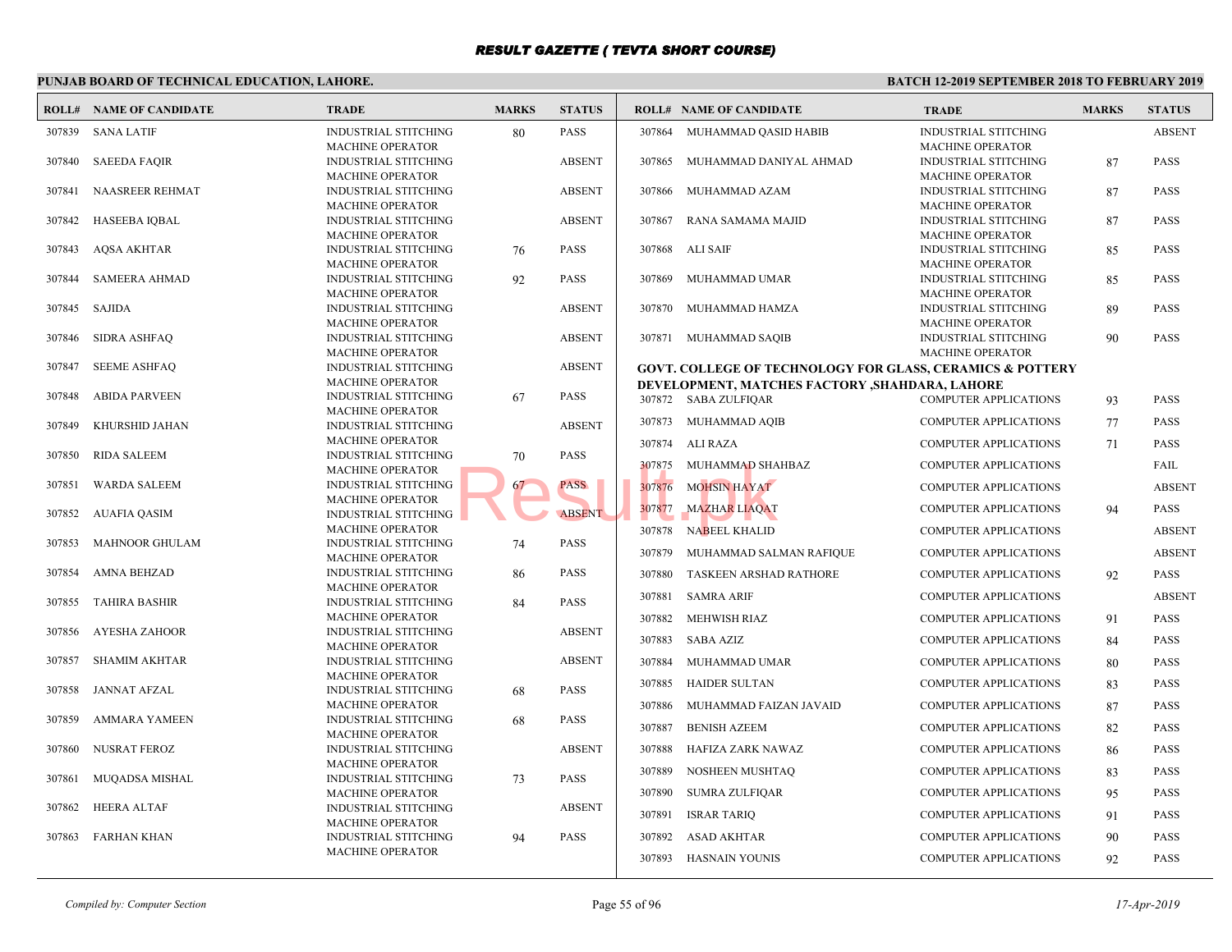# RESULT GAZETTE ( TEVTA SHORT COURSE)

**PUNJAB BOARD OF TECHNICAL EDUCATION, LAHORE.**

**BATCH 12-2019 SEPTEMBER 2018 TO FEBRUARY 2019**

| ROLL# | NAME OF CANDIDATE | TRADE | MARKS | STATUS |
|---|---|---|---|---|
| 307839 | SANA LATIF | INDUSTRIAL STITCHING MACHINE OPERATOR | 80 | PASS |
| 307840 | SAEEDA FAQIR | INDUSTRIAL STITCHING MACHINE OPERATOR | | ABSENT |
| 307841 | NAASREER REHMAT | INDUSTRIAL STITCHING MACHINE OPERATOR | | ABSENT |
| 307842 | HASEEBA IQBAL | INDUSTRIAL STITCHING MACHINE OPERATOR | | ABSENT |
| 307843 | AQSA AKHTAR | INDUSTRIAL STITCHING MACHINE OPERATOR | 76 | PASS |
| 307844 | SAMEERA AHMAD | INDUSTRIAL STITCHING MACHINE OPERATOR | 92 | PASS |
| 307845 | SAJIDA | INDUSTRIAL STITCHING MACHINE OPERATOR | | ABSENT |
| 307846 | SIDRA ASHFAQ | INDUSTRIAL STITCHING MACHINE OPERATOR | | ABSENT |
| 307847 | SEEME ASHFAQ | INDUSTRIAL STITCHING MACHINE OPERATOR | | ABSENT |
| 307848 | ABIDA PARVEEN | INDUSTRIAL STITCHING MACHINE OPERATOR | 67 | PASS |
| 307849 | KHURSHID JAHAN | INDUSTRIAL STITCHING MACHINE OPERATOR | | ABSENT |
| 307850 | RIDA SALEEM | INDUSTRIAL STITCHING MACHINE OPERATOR | 70 | PASS |
| 307851 | WARDA SALEEM | INDUSTRIAL STITCHING MACHINE OPERATOR | 67 | PASS |
| 307852 | AUAFIA QASIM | INDUSTRIAL STITCHING MACHINE OPERATOR | | ABSENT |
| 307853 | MAHNOOR GHULAM | INDUSTRIAL STITCHING MACHINE OPERATOR | 74 | PASS |
| 307854 | AMNA BEHZAD | INDUSTRIAL STITCHING MACHINE OPERATOR | 86 | PASS |
| 307855 | TAHIRA BASHIR | INDUSTRIAL STITCHING MACHINE OPERATOR | 84 | PASS |
| 307856 | AYESHA ZAHOOR | INDUSTRIAL STITCHING MACHINE OPERATOR | | ABSENT |
| 307857 | SHAMIM AKHTAR | INDUSTRIAL STITCHING MACHINE OPERATOR | | ABSENT |
| 307858 | JANNAT AFZAL | INDUSTRIAL STITCHING MACHINE OPERATOR | 68 | PASS |
| 307859 | AMMARA YAMEEN | INDUSTRIAL STITCHING MACHINE OPERATOR | 68 | PASS |
| 307860 | NUSRAT FEROZ | INDUSTRIAL STITCHING MACHINE OPERATOR | | ABSENT |
| 307861 | MUQADSA MISHAL | INDUSTRIAL STITCHING MACHINE OPERATOR | 73 | PASS |
| 307862 | HEERA ALTAF | INDUSTRIAL STITCHING MACHINE OPERATOR | | ABSENT |
| 307863 | FARHAN KHAN | INDUSTRIAL STITCHING MACHINE OPERATOR | 94 | PASS |
| 307864 | MUHAMMAD QASID HABIB | INDUSTRIAL STITCHING MACHINE OPERATOR | | ABSENT |
| 307865 | MUHAMMAD DANIYAL AHMAD | INDUSTRIAL STITCHING MACHINE OPERATOR | 87 | PASS |
| 307866 | MUHAMMAD AZAM | INDUSTRIAL STITCHING MACHINE OPERATOR | 87 | PASS |
| 307867 | RANA SAMAMA MAJID | INDUSTRIAL STITCHING MACHINE OPERATOR | 87 | PASS |
| 307868 | ALI SAIF | INDUSTRIAL STITCHING MACHINE OPERATOR | 85 | PASS |
| 307869 | MUHAMMAD UMAR | INDUSTRIAL STITCHING MACHINE OPERATOR | 85 | PASS |
| 307870 | MUHAMMAD HAMZA | INDUSTRIAL STITCHING MACHINE OPERATOR | 89 | PASS |
| 307871 | MUHAMMAD SAQIB | INDUSTRIAL STITCHING MACHINE OPERATOR | 90 | PASS |

**GOVT. COLLEGE OF TECHNOLOGY FOR GLASS, CERAMICS & POTTERY DEVELOPMENT, MATCHES FACTORY ,SHAHDARA, LAHORE**

| ROLL# | NAME OF CANDIDATE | TRADE | MARKS | STATUS |
|---|---|---|---|---|
| 307872 | SABA ZULFIQAR | COMPUTER APPLICATIONS | 93 | PASS |
| 307873 | MUHAMMAD AQIB | COMPUTER APPLICATIONS | 77 | PASS |
| 307874 | ALI RAZA | COMPUTER APPLICATIONS | 71 | PASS |
| 307875 | MUHAMMAD SHAHBAZ | COMPUTER APPLICATIONS | | FAIL |
| 307876 | MOHSIN HAYAT | COMPUTER APPLICATIONS | | ABSENT |
| 307877 | MAZHAR LIAQAT | COMPUTER APPLICATIONS | 94 | PASS |
| 307878 | NABEEL KHALID | COMPUTER APPLICATIONS | | ABSENT |
| 307879 | MUHAMMAD SALMAN RAFIQUE | COMPUTER APPLICATIONS | | ABSENT |
| 307880 | TASKEEN ARSHAD RATHORE | COMPUTER APPLICATIONS | 92 | PASS |
| 307881 | SAMRA ARIF | COMPUTER APPLICATIONS | | ABSENT |
| 307882 | MEHWISH RIAZ | COMPUTER APPLICATIONS | 91 | PASS |
| 307883 | SABA AZIZ | COMPUTER APPLICATIONS | 84 | PASS |
| 307884 | MUHAMMAD UMAR | COMPUTER APPLICATIONS | 80 | PASS |
| 307885 | HAIDER SULTAN | COMPUTER APPLICATIONS | 83 | PASS |
| 307886 | MUHAMMAD FAIZAN JAVAID | COMPUTER APPLICATIONS | 87 | PASS |
| 307887 | BENISH AZEEM | COMPUTER APPLICATIONS | 82 | PASS |
| 307888 | HAFIZA ZARK NAWAZ | COMPUTER APPLICATIONS | 86 | PASS |
| 307889 | NOSHEEN MUSHTAQ | COMPUTER APPLICATIONS | 83 | PASS |
| 307890 | SUMRA ZULFIQAR | COMPUTER APPLICATIONS | 95 | PASS |
| 307891 | ISRAR TARIQ | COMPUTER APPLICATIONS | 91 | PASS |
| 307892 | ASAD AKHTAR | COMPUTER APPLICATIONS | 90 | PASS |
| 307893 | HASNAIN YOUNIS | COMPUTER APPLICATIONS | 92 | PASS |

*Compiled by: Computer Section* *17-Apr-2019*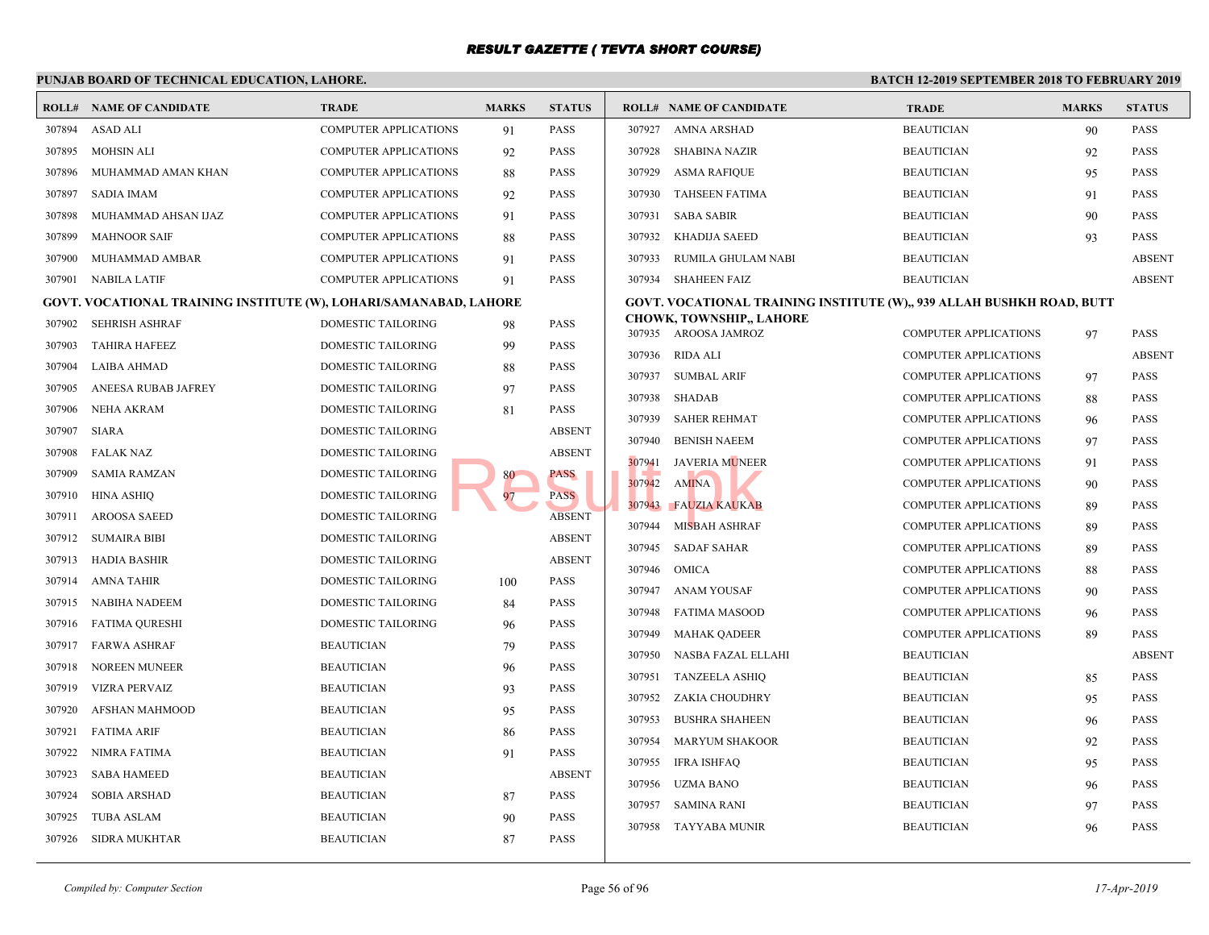# RESULT GAZETTE ( TEVTA SHORT COURSE)

## PUNJAB BOARD OF TECHNICAL EDUCATION, LAHORE.

**BATCH 12-2019 SEPTEMBER 2018 TO FEBRUARY 2019**

| ROLL# | NAME OF CANDIDATE | TRADE | MARKS | STATUS |
|---|---|---|---|---|
| 307894 | ASAD ALI | COMPUTER APPLICATIONS | 91 | PASS |
| 307895 | MOHSIN ALI | COMPUTER APPLICATIONS | 92 | PASS |
| 307896 | MUHAMMAD AMAN KHAN | COMPUTER APPLICATIONS | 88 | PASS |
| 307897 | SADIA IMAM | COMPUTER APPLICATIONS | 92 | PASS |
| 307898 | MUHAMMAD AHSAN IJAZ | COMPUTER APPLICATIONS | 91 | PASS |
| 307899 | MAHNOOR SAIF | COMPUTER APPLICATIONS | 88 | PASS |
| 307900 | MUHAMMAD AMBAR | COMPUTER APPLICATIONS | 91 | PASS |
| 307901 | NABILA LATIF | COMPUTER APPLICATIONS | 91 | PASS |

**GOVT. VOCATIONAL TRAINING INSTITUTE (W), LOHARI/SAMANABAD, LAHORE**

| ROLL# | NAME OF CANDIDATE | TRADE | MARKS | STATUS |
|---|---|---|---|---|
| 307902 | SEHRISH ASHRAF | DOMESTIC TAILORING | 98 | PASS |
| 307903 | TAHIRA HAFEEZ | DOMESTIC TAILORING | 99 | PASS |
| 307904 | LAIBA AHMAD | DOMESTIC TAILORING | 88 | PASS |
| 307905 | ANEESA RUBAB JAFREY | DOMESTIC TAILORING | 97 | PASS |
| 307906 | NEHA AKRAM | DOMESTIC TAILORING | 81 | PASS |
| 307907 | SIARA | DOMESTIC TAILORING | | ABSENT |
| 307908 | FALAK NAZ | DOMESTIC TAILORING | | ABSENT |
| 307909 | SAMIA RAMZAN | DOMESTIC TAILORING | 80 | PASS |
| 307910 | HINA ASHIQ | DOMESTIC TAILORING | 97 | PASS |
| 307911 | AROOSA SAEED | DOMESTIC TAILORING | | ABSENT |
| 307912 | SUMAIRA BIBI | DOMESTIC TAILORING | | ABSENT |
| 307913 | HADIA BASHIR | DOMESTIC TAILORING | | ABSENT |
| 307914 | AMNA TAHIR | DOMESTIC TAILORING | 100 | PASS |
| 307915 | NABIHA NADEEM | DOMESTIC TAILORING | 84 | PASS |
| 307916 | FATIMA QURESHI | DOMESTIC TAILORING | 96 | PASS |
| 307917 | FARWA ASHRAF | BEAUTICIAN | 79 | PASS |
| 307918 | NOREEN MUNEER | BEAUTICIAN | 96 | PASS |
| 307919 | VIZRA PERVAIZ | BEAUTICIAN | 93 | PASS |
| 307920 | AFSHAN MAHMOOD | BEAUTICIAN | 95 | PASS |
| 307921 | FATIMA ARIF | BEAUTICIAN | 86 | PASS |
| 307922 | NIMRA FATIMA | BEAUTICIAN | 91 | PASS |
| 307923 | SABA HAMEED | BEAUTICIAN | | ABSENT |
| 307924 | SOBIA ARSHAD | BEAUTICIAN | 87 | PASS |
| 307925 | TUBA ASLAM | BEAUTICIAN | 90 | PASS |
| 307926 | SIDRA MUKHTAR | BEAUTICIAN | 87 | PASS |
| 307927 | AMNA ARSHAD | BEAUTICIAN | 90 | PASS |
| 307928 | SHABINA NAZIR | BEAUTICIAN | 92 | PASS |
| 307929 | ASMA RAFIQUE | BEAUTICIAN | 95 | PASS |
| 307930 | TAHSEEN FATIMA | BEAUTICIAN | 91 | PASS |
| 307931 | SABA SABIR | BEAUTICIAN | 90 | PASS |
| 307932 | KHADIJA SAEED | BEAUTICIAN | 93 | PASS |
| 307933 | RUMILA GHULAM NABI | BEAUTICIAN | | ABSENT |
| 307934 | SHAHEEN FAIZ | BEAUTICIAN | | ABSENT |

**GOVT. VOCATIONAL TRAINING INSTITUTE (W),, 939 ALLAH BUSHKH ROAD, BUTT CHOWK, TOWNSHIP,, LAHORE**

| ROLL# | NAME OF CANDIDATE | TRADE | MARKS | STATUS |
|---|---|---|---|---|
| 307935 | AROOSA JAMROZ | COMPUTER APPLICATIONS | 97 | PASS |
| 307936 | RIDA ALI | COMPUTER APPLICATIONS | | ABSENT |
| 307937 | SUMBAL ARIF | COMPUTER APPLICATIONS | 97 | PASS |
| 307938 | SHADAB | COMPUTER APPLICATIONS | 88 | PASS |
| 307939 | SAHER REHMAT | COMPUTER APPLICATIONS | 96 | PASS |
| 307940 | BENISH NAEEM | COMPUTER APPLICATIONS | 97 | PASS |
| 307941 | JAVERIA MUNEER | COMPUTER APPLICATIONS | 91 | PASS |
| 307942 | AMINA | COMPUTER APPLICATIONS | 90 | PASS |
| 307943 | FAUZIA KAUKAB | COMPUTER APPLICATIONS | 89 | PASS |
| 307944 | MISBAH ASHRAF | COMPUTER APPLICATIONS | 89 | PASS |
| 307945 | SADAF SAHAR | COMPUTER APPLICATIONS | 89 | PASS |
| 307946 | OMICA | COMPUTER APPLICATIONS | 88 | PASS |
| 307947 | ANAM YOUSAF | COMPUTER APPLICATIONS | 90 | PASS |
| 307948 | FATIMA MASOOD | COMPUTER APPLICATIONS | 96 | PASS |
| 307949 | MAHAK QADEER | COMPUTER APPLICATIONS | 89 | PASS |
| 307950 | NASBA FAZAL ELLAHI | BEAUTICIAN | | ABSENT |
| 307951 | TANZEELA ASHIQ | BEAUTICIAN | 85 | PASS |
| 307952 | ZAKIA CHOUDHRY | BEAUTICIAN | 95 | PASS |
| 307953 | BUSHRA SHAHEEN | BEAUTICIAN | 96 | PASS |
| 307954 | MARYUM SHAKOOR | BEAUTICIAN | 92 | PASS |
| 307955 | IFRA ISHFAQ | BEAUTICIAN | 95 | PASS |
| 307956 | UZMA BANO | BEAUTICIAN | 96 | PASS |
| 307957 | SAMINA RANI | BEAUTICIAN | 97 | PASS |
| 307958 | TAYYABA MUNIR | BEAUTICIAN | 96 | PASS |

*Compiled by: Computer Section* — *17-Apr-2019*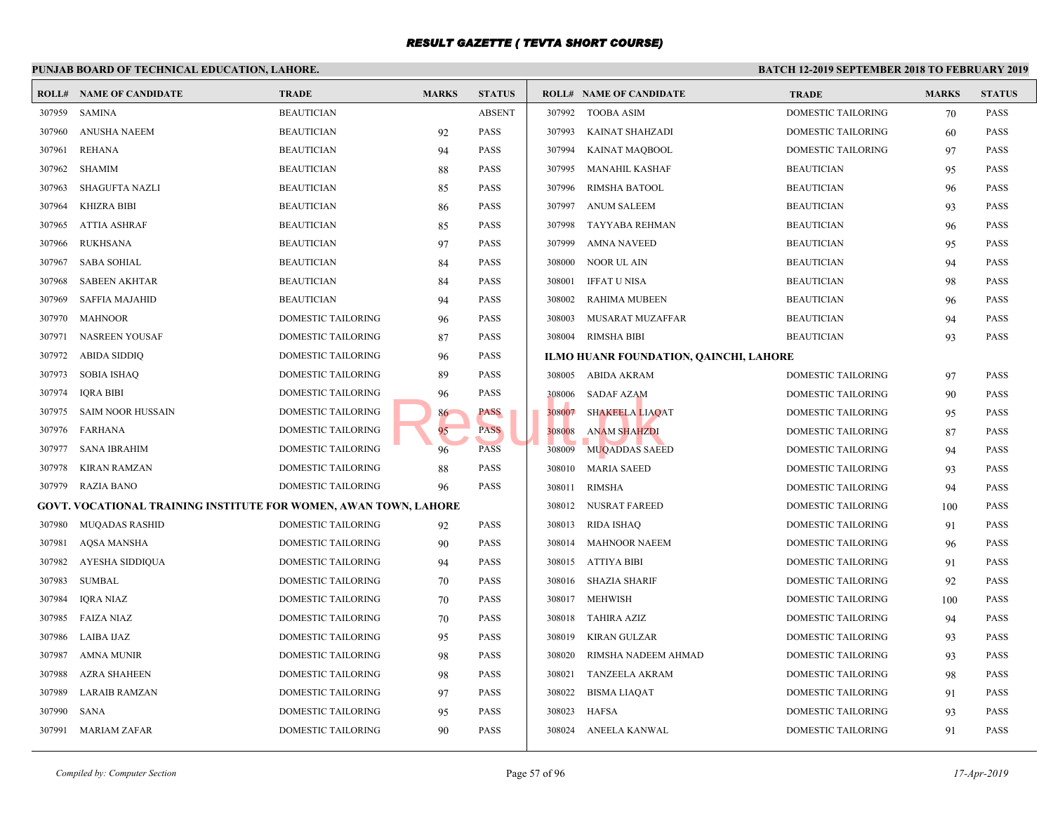# RESULT GAZETTE ( TEVTA SHORT COURSE)

**PUNJAB BOARD OF TECHNICAL EDUCATION, LAHORE.** **BATCH 12-2019 SEPTEMBER 2018 TO FEBRUARY 2019**

| ROLL# | NAME OF CANDIDATE | TRADE | MARKS | STATUS |
|---|---|---|---|---|
| 307959 | SAMINA | BEAUTICIAN | | ABSENT |
| 307960 | ANUSHA NAEEM | BEAUTICIAN | 92 | PASS |
| 307961 | REHANA | BEAUTICIAN | 94 | PASS |
| 307962 | SHAMIM | BEAUTICIAN | 88 | PASS |
| 307963 | SHAGUFTA NAZLI | BEAUTICIAN | 85 | PASS |
| 307964 | KHIZRA BIBI | BEAUTICIAN | 86 | PASS |
| 307965 | ATTIA ASHRAF | BEAUTICIAN | 85 | PASS |
| 307966 | RUKHSANA | BEAUTICIAN | 97 | PASS |
| 307967 | SABA SOHIAL | BEAUTICIAN | 84 | PASS |
| 307968 | SABEEN AKHTAR | BEAUTICIAN | 84 | PASS |
| 307969 | SAFFIA MAJAHID | BEAUTICIAN | 94 | PASS |
| 307970 | MAHNOOR | DOMESTIC TAILORING | 96 | PASS |
| 307971 | NASREEN YOUSAF | DOMESTIC TAILORING | 87 | PASS |
| 307972 | ABIDA SIDDIQ | DOMESTIC TAILORING | 96 | PASS |
| 307973 | SOBIA ISHAQ | DOMESTIC TAILORING | 89 | PASS |
| 307974 | IQRA BIBI | DOMESTIC TAILORING | 96 | PASS |
| 307975 | SAIM NOOR HUSSAIN | DOMESTIC TAILORING | 86 | PASS |
| 307976 | FARHANA | DOMESTIC TAILORING | 95 | PASS |
| 307977 | SANA IBRAHIM | DOMESTIC TAILORING | 96 | PASS |
| 307978 | KIRAN RAMZAN | DOMESTIC TAILORING | 88 | PASS |
| 307979 | RAZIA BANO | DOMESTIC TAILORING | 96 | PASS |

**GOVT. VOCATIONAL TRAINING INSTITUTE FOR WOMEN, AWAN TOWN, LAHORE**

| ROLL# | NAME OF CANDIDATE | TRADE | MARKS | STATUS |
|---|---|---|---|---|
| 307980 | MUQADAS RASHID | DOMESTIC TAILORING | 92 | PASS |
| 307981 | AQSA MANSHA | DOMESTIC TAILORING | 90 | PASS |
| 307982 | AYESHA SIDDIQUA | DOMESTIC TAILORING | 94 | PASS |
| 307983 | SUMBAL | DOMESTIC TAILORING | 70 | PASS |
| 307984 | IQRA NIAZ | DOMESTIC TAILORING | 70 | PASS |
| 307985 | FAIZA NIAZ | DOMESTIC TAILORING | 70 | PASS |
| 307986 | LAIBA IJAZ | DOMESTIC TAILORING | 95 | PASS |
| 307987 | AMNA MUNIR | DOMESTIC TAILORING | 98 | PASS |
| 307988 | AZRA SHAHEEN | DOMESTIC TAILORING | 98 | PASS |
| 307989 | LARAIB RAMZAN | DOMESTIC TAILORING | 97 | PASS |
| 307990 | SANA | DOMESTIC TAILORING | 95 | PASS |
| 307991 | MARIAM ZAFAR | DOMESTIC TAILORING | 90 | PASS |
| 307992 | TOOBA ASIM | DOMESTIC TAILORING | 70 | PASS |
| 307993 | KAINAT SHAHZADI | DOMESTIC TAILORING | 60 | PASS |
| 307994 | KAINAT MAQBOOL | DOMESTIC TAILORING | 97 | PASS |
| 307995 | MANAHIL KASHAF | BEAUTICIAN | 95 | PASS |
| 307996 | RIMSHA BATOOL | BEAUTICIAN | 96 | PASS |
| 307997 | ANUM SALEEM | BEAUTICIAN | 93 | PASS |
| 307998 | TAYYABA REHMAN | BEAUTICIAN | 96 | PASS |
| 307999 | AMNA NAVEED | BEAUTICIAN | 95 | PASS |
| 308000 | NOOR UL AIN | BEAUTICIAN | 94 | PASS |
| 308001 | IFFAT U NISA | BEAUTICIAN | 98 | PASS |
| 308002 | RAHIMA MUBEEN | BEAUTICIAN | 96 | PASS |
| 308003 | MUSARAT MUZAFFAR | BEAUTICIAN | 94 | PASS |
| 308004 | RIMSHA BIBI | BEAUTICIAN | 93 | PASS |

**ILMO HUANR FOUNDATION, QAINCHI, LAHORE**

| ROLL# | NAME OF CANDIDATE | TRADE | MARKS | STATUS |
|---|---|---|---|---|
| 308005 | ABIDA AKRAM | DOMESTIC TAILORING | 97 | PASS |
| 308006 | SADAF AZAM | DOMESTIC TAILORING | 90 | PASS |
| 308007 | SHAKEELA LIAQAT | DOMESTIC TAILORING | 95 | PASS |
| 308008 | ANAM SHAHZDI | DOMESTIC TAILORING | 87 | PASS |
| 308009 | MUQADDAS SAEED | DOMESTIC TAILORING | 94 | PASS |
| 308010 | MARIA SAEED | DOMESTIC TAILORING | 93 | PASS |
| 308011 | RIMSHA | DOMESTIC TAILORING | 94 | PASS |
| 308012 | NUSRAT FAREED | DOMESTIC TAILORING | 100 | PASS |
| 308013 | RIDA ISHAQ | DOMESTIC TAILORING | 91 | PASS |
| 308014 | MAHNOOR NAEEM | DOMESTIC TAILORING | 96 | PASS |
| 308015 | ATTIYA BIBI | DOMESTIC TAILORING | 91 | PASS |
| 308016 | SHAZIA SHARIF | DOMESTIC TAILORING | 92 | PASS |
| 308017 | MEHWISH | DOMESTIC TAILORING | 100 | PASS |
| 308018 | TAHIRA AZIZ | DOMESTIC TAILORING | 94 | PASS |
| 308019 | KIRAN GULZAR | DOMESTIC TAILORING | 93 | PASS |
| 308020 | RIMSHA NADEEM AHMAD | DOMESTIC TAILORING | 93 | PASS |
| 308021 | TANZEELA AKRAM | DOMESTIC TAILORING | 98 | PASS |
| 308022 | BISMA LIAQAT | DOMESTIC TAILORING | 91 | PASS |
| 308023 | HAFSA | DOMESTIC TAILORING | 93 | PASS |
| 308024 | ANEELA KANWAL | DOMESTIC TAILORING | 91 | PASS |

*Compiled by: Computer Section* *17-Apr-2019*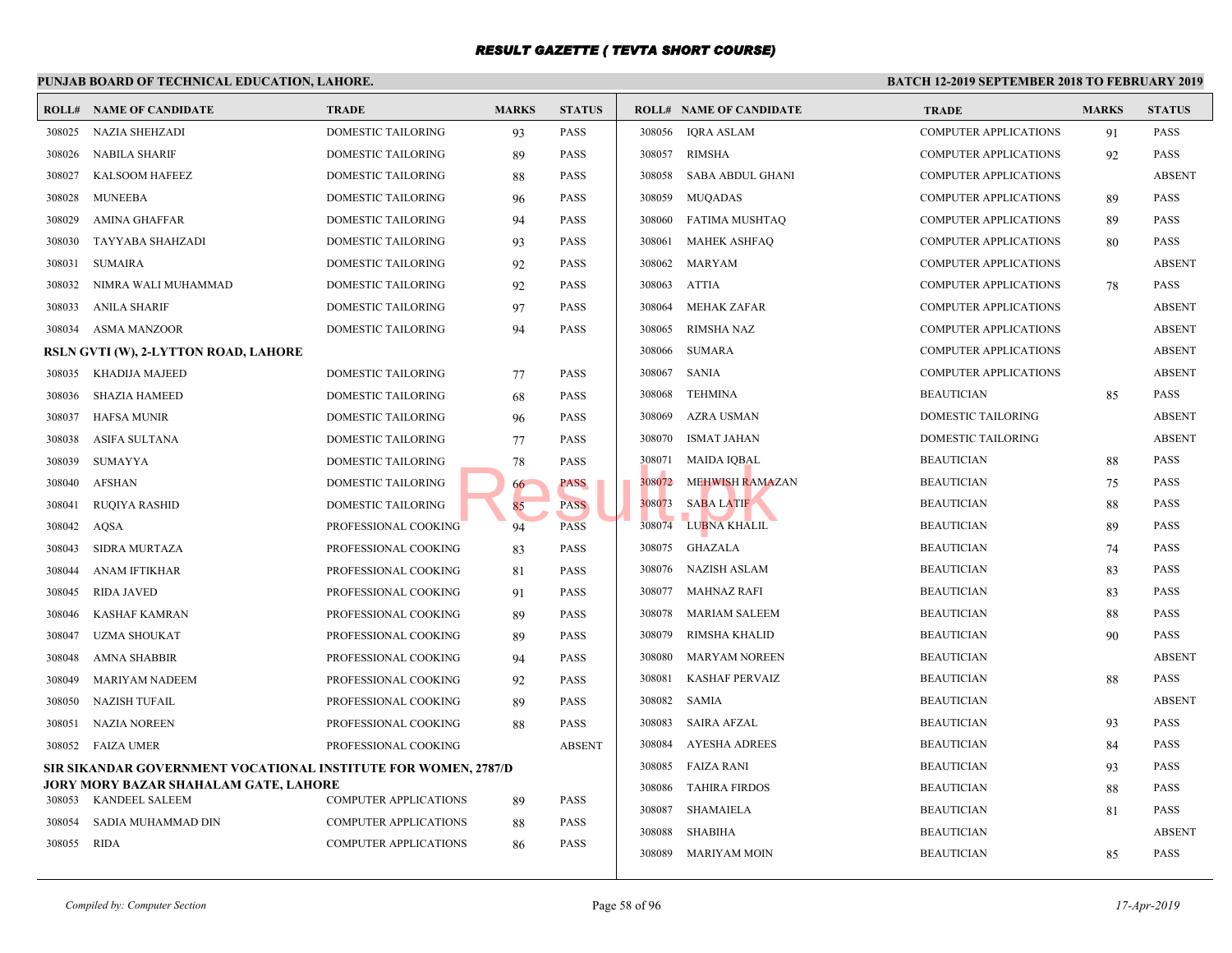# RESULT GAZETTE ( TEVTA SHORT COURSE)

## PUNJAB BOARD OF TECHNICAL EDUCATION, LAHORE.

**BATCH 12-2019 SEPTEMBER 2018 TO FEBRUARY 2019**

| ROLL# | NAME OF CANDIDATE | TRADE | MARKS | STATUS |
|---|---|---|---|---|
| 308025 | NAZIA SHEHZADI | DOMESTIC TAILORING | 93 | PASS |
| 308026 | NABILA SHARIF | DOMESTIC TAILORING | 89 | PASS |
| 308027 | KALSOOM HAFEEZ | DOMESTIC TAILORING | 88 | PASS |
| 308028 | MUNEEBA | DOMESTIC TAILORING | 96 | PASS |
| 308029 | AMINA GHAFFAR | DOMESTIC TAILORING | 94 | PASS |
| 308030 | TAYYABA SHAHZADI | DOMESTIC TAILORING | 93 | PASS |
| 308031 | SUMAIRA | DOMESTIC TAILORING | 92 | PASS |
| 308032 | NIMRA WALI MUHAMMAD | DOMESTIC TAILORING | 92 | PASS |
| 308033 | ANILA SHARIF | DOMESTIC TAILORING | 97 | PASS |
| 308034 | ASMA MANZOOR | DOMESTIC TAILORING | 94 | PASS |

**RSLN GVTI (W), 2-LYTTON ROAD, LAHORE**

| ROLL# | NAME OF CANDIDATE | TRADE | MARKS | STATUS |
|---|---|---|---|---|
| 308035 | KHADIJA MAJEED | DOMESTIC TAILORING | 77 | PASS |
| 308036 | SHAZIA HAMEED | DOMESTIC TAILORING | 68 | PASS |
| 308037 | HAFSA MUNIR | DOMESTIC TAILORING | 96 | PASS |
| 308038 | ASIFA SULTANA | DOMESTIC TAILORING | 77 | PASS |
| 308039 | SUMAYYA | DOMESTIC TAILORING | 78 | PASS |
| 308040 | AFSHAN | DOMESTIC TAILORING | 66 | PASS |
| 308041 | RUQIYA RASHID | DOMESTIC TAILORING | 85 | PASS |
| 308042 | AQSA | PROFESSIONAL COOKING | 94 | PASS |
| 308043 | SIDRA MURTAZA | PROFESSIONAL COOKING | 83 | PASS |
| 308044 | ANAM IFTIKHAR | PROFESSIONAL COOKING | 81 | PASS |
| 308045 | RIDA JAVED | PROFESSIONAL COOKING | 91 | PASS |
| 308046 | KASHAF KAMRAN | PROFESSIONAL COOKING | 89 | PASS |
| 308047 | UZMA SHOUKAT | PROFESSIONAL COOKING | 89 | PASS |
| 308048 | AMNA SHABBIR | PROFESSIONAL COOKING | 94 | PASS |
| 308049 | MARIYAM NADEEM | PROFESSIONAL COOKING | 92 | PASS |
| 308050 | NAZISH TUFAIL | PROFESSIONAL COOKING | 89 | PASS |
| 308051 | NAZIA NOREEN | PROFESSIONAL COOKING | 88 | PASS |
| 308052 | FAIZA UMER | PROFESSIONAL COOKING | | ABSENT |

**SIR SIKANDAR GOVERNMENT VOCATIONAL INSTITUTE FOR WOMEN, 2787/D JORY MORY BAZAR SHAHALAM GATE, LAHORE**

| ROLL# | NAME OF CANDIDATE | TRADE | MARKS | STATUS |
|---|---|---|---|---|
| 308053 | KANDEEL SALEEM | COMPUTER APPLICATIONS | 89 | PASS |
| 308054 | SADIA MUHAMMAD DIN | COMPUTER APPLICATIONS | 88 | PASS |
| 308055 | RIDA | COMPUTER APPLICATIONS | 86 | PASS |
| 308056 | IQRA ASLAM | COMPUTER APPLICATIONS | 91 | PASS |
| 308057 | RIMSHA | COMPUTER APPLICATIONS | 92 | PASS |
| 308058 | SABA ABDUL GHANI | COMPUTER APPLICATIONS | | ABSENT |
| 308059 | MUQADAS | COMPUTER APPLICATIONS | 89 | PASS |
| 308060 | FATIMA MUSHTAQ | COMPUTER APPLICATIONS | 89 | PASS |
| 308061 | MAHEK ASHFAQ | COMPUTER APPLICATIONS | 80 | PASS |
| 308062 | MARYAM | COMPUTER APPLICATIONS | | ABSENT |
| 308063 | ATTIA | COMPUTER APPLICATIONS | 78 | PASS |
| 308064 | MEHAK ZAFAR | COMPUTER APPLICATIONS | | ABSENT |
| 308065 | RIMSHA NAZ | COMPUTER APPLICATIONS | | ABSENT |
| 308066 | SUMARA | COMPUTER APPLICATIONS | | ABSENT |
| 308067 | SANIA | COMPUTER APPLICATIONS | | ABSENT |
| 308068 | TEHMINA | BEAUTICIAN | 85 | PASS |
| 308069 | AZRA USMAN | DOMESTIC TAILORING | | ABSENT |
| 308070 | ISMAT JAHAN | DOMESTIC TAILORING | | ABSENT |
| 308071 | MAIDA IQBAL | BEAUTICIAN | 88 | PASS |
| 308072 | MEHWISH RAMAZAN | BEAUTICIAN | 75 | PASS |
| 308073 | SABA LATIF | BEAUTICIAN | 88 | PASS |
| 308074 | LUBNA KHALIL | BEAUTICIAN | 89 | PASS |
| 308075 | GHAZALA | BEAUTICIAN | 74 | PASS |
| 308076 | NAZISH ASLAM | BEAUTICIAN | 83 | PASS |
| 308077 | MAHNAZ RAFI | BEAUTICIAN | 83 | PASS |
| 308078 | MARIAM SALEEM | BEAUTICIAN | 88 | PASS |
| 308079 | RIMSHA KHALID | BEAUTICIAN | 90 | PASS |
| 308080 | MARYAM NOREEN | BEAUTICIAN | | ABSENT |
| 308081 | KASHAF PERVAIZ | BEAUTICIAN | 88 | PASS |
| 308082 | SAMIA | BEAUTICIAN | | ABSENT |
| 308083 | SAIRA AFZAL | BEAUTICIAN | 93 | PASS |
| 308084 | AYESHA ADREES | BEAUTICIAN | 84 | PASS |
| 308085 | FAIZA RANI | BEAUTICIAN | 93 | PASS |
| 308086 | TAHIRA FIRDOS | BEAUTICIAN | 88 | PASS |
| 308087 | SHAMAIELA | BEAUTICIAN | 81 | PASS |
| 308088 | SHABIHA | BEAUTICIAN | | ABSENT |
| 308089 | MARIYAM MOIN | BEAUTICIAN | 85 | PASS |

*Compiled by: Computer Section*

*17-Apr-2019*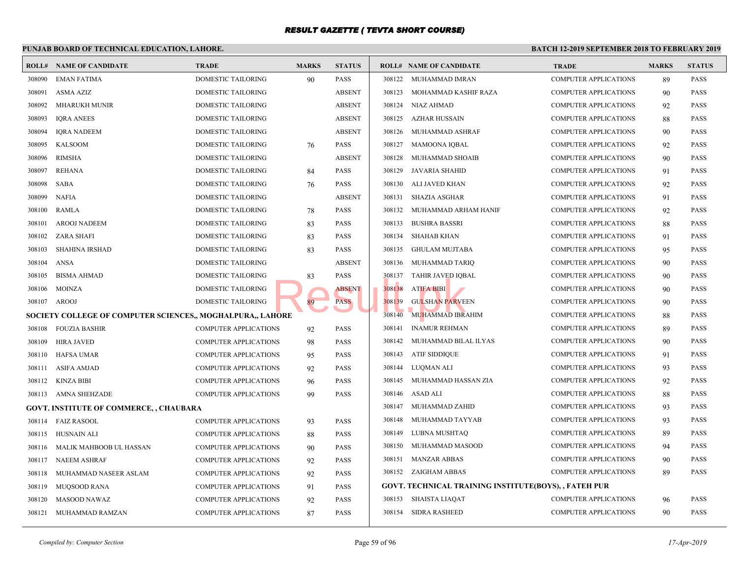# RESULT GAZETTE ( TEVTA SHORT COURSE)

**PUNJAB BOARD OF TECHNICAL EDUCATION, LAHORE.**

**BATCH 12-2019 SEPTEMBER 2018 TO FEBRUARY 2019**

| ROLL# | NAME OF CANDIDATE | TRADE | MARKS | STATUS |
|---|---|---|---|---|
| 308090 | EMAN FATIMA | DOMESTIC TAILORING | 90 | PASS |
| 308091 | ASMA AZIZ | DOMESTIC TAILORING | | ABSENT |
| 308092 | MHARUKH MUNIR | DOMESTIC TAILORING | | ABSENT |
| 308093 | IQRA ANEES | DOMESTIC TAILORING | | ABSENT |
| 308094 | IQRA NADEEM | DOMESTIC TAILORING | | ABSENT |
| 308095 | KALSOOM | DOMESTIC TAILORING | 76 | PASS |
| 308096 | RIMSHA | DOMESTIC TAILORING | | ABSENT |
| 308097 | REHANA | DOMESTIC TAILORING | 84 | PASS |
| 308098 | SABA | DOMESTIC TAILORING | 76 | PASS |
| 308099 | NAFIA | DOMESTIC TAILORING | | ABSENT |
| 308100 | RAMLA | DOMESTIC TAILORING | 78 | PASS |
| 308101 | AROOJ NADEEM | DOMESTIC TAILORING | 83 | PASS |
| 308102 | ZARA SHAFI | DOMESTIC TAILORING | 83 | PASS |
| 308103 | SHAHINA IRSHAD | DOMESTIC TAILORING | 83 | PASS |
| 308104 | ANSA | DOMESTIC TAILORING | | ABSENT |
| 308105 | BISMA AHMAD | DOMESTIC TAILORING | 83 | PASS |
| 308106 | MOINZA | DOMESTIC TAILORING | | ABSENT |
| 308107 | AROOJ | DOMESTIC TAILORING | 89 | PASS |

**SOCIETY COLLEGE OF COMPUTER SCIENCES,, MOGHALPURA,, LAHORE**

| ROLL# | NAME OF CANDIDATE | TRADE | MARKS | STATUS |
|---|---|---|---|---|
| 308108 | FOUZIA BASHIR | COMPUTER APPLICATIONS | 92 | PASS |
| 308109 | HIRA JAVED | COMPUTER APPLICATIONS | 98 | PASS |
| 308110 | HAFSA UMAR | COMPUTER APPLICATIONS | 95 | PASS |
| 308111 | ASIFA AMJAD | COMPUTER APPLICATIONS | 92 | PASS |
| 308112 | KINZA BIBI | COMPUTER APPLICATIONS | 96 | PASS |
| 308113 | AMNA SHEHZADE | COMPUTER APPLICATIONS | 99 | PASS |

**GOVT. INSTITUTE OF COMMERCE, , CHAUBARA**

| ROLL# | NAME OF CANDIDATE | TRADE | MARKS | STATUS |
|---|---|---|---|---|
| 308114 | FAIZ RASOOL | COMPUTER APPLICATIONS | 93 | PASS |
| 308115 | HUSNAIN ALI | COMPUTER APPLICATIONS | 88 | PASS |
| 308116 | MALIK MAHBOOB UL HASSAN | COMPUTER APPLICATIONS | 90 | PASS |
| 308117 | NAEEM ASHRAF | COMPUTER APPLICATIONS | 92 | PASS |
| 308118 | MUHAMMAD NASEER ASLAM | COMPUTER APPLICATIONS | 92 | PASS |
| 308119 | MUQSOOD RANA | COMPUTER APPLICATIONS | 91 | PASS |
| 308120 | MASOOD NAWAZ | COMPUTER APPLICATIONS | 92 | PASS |
| 308121 | MUHAMMAD RAMZAN | COMPUTER APPLICATIONS | 87 | PASS |
| 308122 | MUHAMMAD IMRAN | COMPUTER APPLICATIONS | 89 | PASS |
| 308123 | MOHAMMAD KASHIF RAZA | COMPUTER APPLICATIONS | 90 | PASS |
| 308124 | NIAZ AHMAD | COMPUTER APPLICATIONS | 92 | PASS |
| 308125 | AZHAR HUSSAIN | COMPUTER APPLICATIONS | 88 | PASS |
| 308126 | MUHAMMAD ASHRAF | COMPUTER APPLICATIONS | 90 | PASS |
| 308127 | MAMOONA IQBAL | COMPUTER APPLICATIONS | 92 | PASS |
| 308128 | MUHAMMAD SHOAIB | COMPUTER APPLICATIONS | 90 | PASS |
| 308129 | JAVARIA SHAHID | COMPUTER APPLICATIONS | 91 | PASS |
| 308130 | ALI JAVED KHAN | COMPUTER APPLICATIONS | 92 | PASS |
| 308131 | SHAZIA ASGHAR | COMPUTER APPLICATIONS | 91 | PASS |
| 308132 | MUHAMMAD ARHAM HANIF | COMPUTER APPLICATIONS | 92 | PASS |
| 308133 | BUSHRA BASSRI | COMPUTER APPLICATIONS | 88 | PASS |
| 308134 | SHAHAB KHAN | COMPUTER APPLICATIONS | 91 | PASS |
| 308135 | GHULAM MUJTABA | COMPUTER APPLICATIONS | 95 | PASS |
| 308136 | MUHAMMAD TARIQ | COMPUTER APPLICATIONS | 90 | PASS |
| 308137 | TAHIR JAVED IQBAL | COMPUTER APPLICATIONS | 90 | PASS |
| 308138 | ATIFA BIBI | COMPUTER APPLICATIONS | 90 | PASS |
| 308139 | GULSHAN PARVEEN | COMPUTER APPLICATIONS | 90 | PASS |
| 308140 | MUHAMMAD IBRAHIM | COMPUTER APPLICATIONS | 88 | PASS |
| 308141 | INAMUR REHMAN | COMPUTER APPLICATIONS | 89 | PASS |
| 308142 | MUHAMMAD BILAL ILYAS | COMPUTER APPLICATIONS | 90 | PASS |
| 308143 | ATIF SIDDIQUE | COMPUTER APPLICATIONS | 91 | PASS |
| 308144 | LUQMAN ALI | COMPUTER APPLICATIONS | 93 | PASS |
| 308145 | MUHAMMAD HASSAN ZIA | COMPUTER APPLICATIONS | 92 | PASS |
| 308146 | ASAD ALI | COMPUTER APPLICATIONS | 88 | PASS |
| 308147 | MUHAMMAD ZAHID | COMPUTER APPLICATIONS | 93 | PASS |
| 308148 | MUHAMMAD TAYYAB | COMPUTER APPLICATIONS | 93 | PASS |
| 308149 | LUBNA MUSHTAQ | COMPUTER APPLICATIONS | 89 | PASS |
| 308150 | MUHAMMAD MASOOD | COMPUTER APPLICATIONS | 94 | PASS |
| 308151 | MANZAR ABBAS | COMPUTER APPLICATIONS | 90 | PASS |
| 308152 | ZAIGHAM ABBAS | COMPUTER APPLICATIONS | 89 | PASS |

**GOVT. TECHNICAL TRAINING INSTITUTE(BOYS), , FATEH PUR**

| ROLL# | NAME OF CANDIDATE | TRADE | MARKS | STATUS |
|---|---|---|---|---|
| 308153 | SHAISTA LIAQAT | COMPUTER APPLICATIONS | 96 | PASS |
| 308154 | SIDRA RASHEED | COMPUTER APPLICATIONS | 90 | PASS |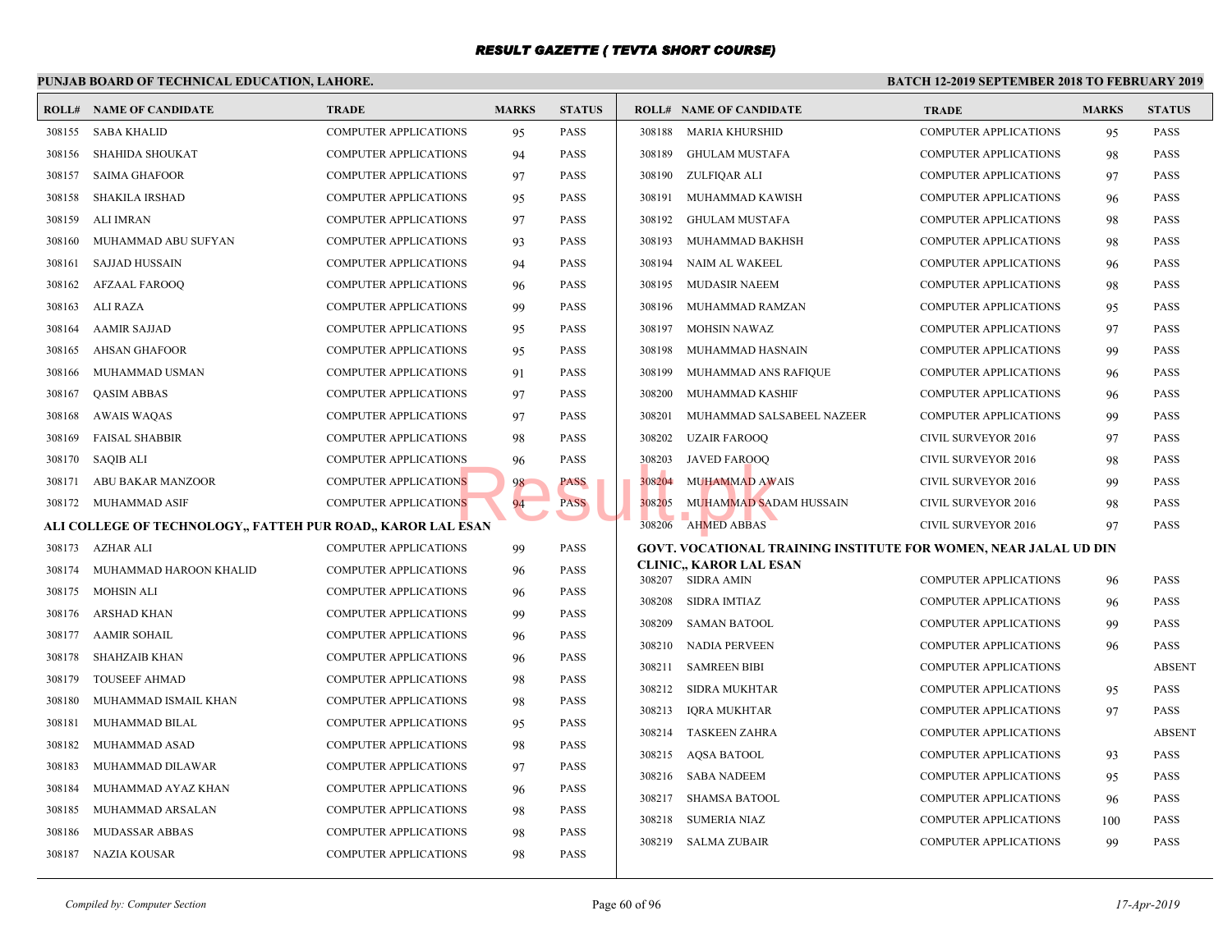# RESULT GAZETTE ( TEVTA SHORT COURSE)

**PUNJAB BOARD OF TECHNICAL EDUCATION, LAHORE.**

**BATCH 12-2019 SEPTEMBER 2018 TO FEBRUARY 2019**

| ROLL# | NAME OF CANDIDATE | TRADE | MARKS | STATUS |
|---|---|---|---|---|
| 308155 | SABA KHALID | COMPUTER APPLICATIONS | 95 | PASS |
| 308156 | SHAHIDA SHOUKAT | COMPUTER APPLICATIONS | 94 | PASS |
| 308157 | SAIMA GHAFOOR | COMPUTER APPLICATIONS | 97 | PASS |
| 308158 | SHAKILA IRSHAD | COMPUTER APPLICATIONS | 95 | PASS |
| 308159 | ALI IMRAN | COMPUTER APPLICATIONS | 97 | PASS |
| 308160 | MUHAMMAD ABU SUFYAN | COMPUTER APPLICATIONS | 93 | PASS |
| 308161 | SAJJAD HUSSAIN | COMPUTER APPLICATIONS | 94 | PASS |
| 308162 | AFZAAL FAROOQ | COMPUTER APPLICATIONS | 96 | PASS |
| 308163 | ALI RAZA | COMPUTER APPLICATIONS | 99 | PASS |
| 308164 | AAMIR SAJJAD | COMPUTER APPLICATIONS | 95 | PASS |
| 308165 | AHSAN GHAFOOR | COMPUTER APPLICATIONS | 95 | PASS |
| 308166 | MUHAMMAD USMAN | COMPUTER APPLICATIONS | 91 | PASS |
| 308167 | QASIM ABBAS | COMPUTER APPLICATIONS | 97 | PASS |
| 308168 | AWAIS WAQAS | COMPUTER APPLICATIONS | 97 | PASS |
| 308169 | FAISAL SHABBIR | COMPUTER APPLICATIONS | 98 | PASS |
| 308170 | SAQIB ALI | COMPUTER APPLICATIONS | 96 | PASS |
| 308171 | ABU BAKAR MANZOOR | COMPUTER APPLICATIONS | 98 | PASS |
| 308172 | MUHAMMAD ASIF | COMPUTER APPLICATIONS | 94 | PASS |

**ALI COLLEGE OF TECHNOLOGY,, FATTEH PUR ROAD,, KAROR LAL ESAN**

| ROLL# | NAME OF CANDIDATE | TRADE | MARKS | STATUS |
|---|---|---|---|---|
| 308173 | AZHAR ALI | COMPUTER APPLICATIONS | 99 | PASS |
| 308174 | MUHAMMAD HAROON KHALID | COMPUTER APPLICATIONS | 96 | PASS |
| 308175 | MOHSIN ALI | COMPUTER APPLICATIONS | 96 | PASS |
| 308176 | ARSHAD KHAN | COMPUTER APPLICATIONS | 99 | PASS |
| 308177 | AAMIR SOHAIL | COMPUTER APPLICATIONS | 96 | PASS |
| 308178 | SHAHZAIB KHAN | COMPUTER APPLICATIONS | 96 | PASS |
| 308179 | TOUSEEF AHMAD | COMPUTER APPLICATIONS | 98 | PASS |
| 308180 | MUHAMMAD ISMAIL KHAN | COMPUTER APPLICATIONS | 98 | PASS |
| 308181 | MUHAMMAD BILAL | COMPUTER APPLICATIONS | 95 | PASS |
| 308182 | MUHAMMAD ASAD | COMPUTER APPLICATIONS | 98 | PASS |
| 308183 | MUHAMMAD DILAWAR | COMPUTER APPLICATIONS | 97 | PASS |
| 308184 | MUHAMMAD AYAZ KHAN | COMPUTER APPLICATIONS | 96 | PASS |
| 308185 | MUHAMMAD ARSALAN | COMPUTER APPLICATIONS | 98 | PASS |
| 308186 | MUDASSAR ABBAS | COMPUTER APPLICATIONS | 98 | PASS |
| 308187 | NAZIA KOUSAR | COMPUTER APPLICATIONS | 98 | PASS |
| 308188 | MARIA KHURSHID | COMPUTER APPLICATIONS | 95 | PASS |
| 308189 | GHULAM MUSTAFA | COMPUTER APPLICATIONS | 98 | PASS |
| 308190 | ZULFIQAR ALI | COMPUTER APPLICATIONS | 97 | PASS |
| 308191 | MUHAMMAD KAWISH | COMPUTER APPLICATIONS | 96 | PASS |
| 308192 | GHULAM MUSTAFA | COMPUTER APPLICATIONS | 98 | PASS |
| 308193 | MUHAMMAD BAKHSH | COMPUTER APPLICATIONS | 98 | PASS |
| 308194 | NAIM AL WAKEEL | COMPUTER APPLICATIONS | 96 | PASS |
| 308195 | MUDASIR NAEEM | COMPUTER APPLICATIONS | 98 | PASS |
| 308196 | MUHAMMAD RAMZAN | COMPUTER APPLICATIONS | 95 | PASS |
| 308197 | MOHSIN NAWAZ | COMPUTER APPLICATIONS | 97 | PASS |
| 308198 | MUHAMMAD HASNAIN | COMPUTER APPLICATIONS | 99 | PASS |
| 308199 | MUHAMMAD ANS RAFIQUE | COMPUTER APPLICATIONS | 96 | PASS |
| 308200 | MUHAMMAD KASHIF | COMPUTER APPLICATIONS | 96 | PASS |
| 308201 | MUHAMMAD SALSABEEL NAZEER | COMPUTER APPLICATIONS | 99 | PASS |
| 308202 | UZAIR FAROOQ | CIVIL SURVEYOR 2016 | 97 | PASS |
| 308203 | JAVED FAROOQ | CIVIL SURVEYOR 2016 | 98 | PASS |
| 308204 | MUHAMMAD AWAIS | CIVIL SURVEYOR 2016 | 99 | PASS |
| 308205 | MUHAMMAD SADAM HUSSAIN | CIVIL SURVEYOR 2016 | 98 | PASS |
| 308206 | AHMED ABBAS | CIVIL SURVEYOR 2016 | 97 | PASS |

**GOVT. VOCATIONAL TRAINING INSTITUTE FOR WOMEN, NEAR JALAL UD DIN CLINIC,, KAROR LAL ESAN**

| ROLL# | NAME OF CANDIDATE | TRADE | MARKS | STATUS |
|---|---|---|---|---|
| 308207 | SIDRA AMIN | COMPUTER APPLICATIONS | 96 | PASS |
| 308208 | SIDRA IMTIAZ | COMPUTER APPLICATIONS | 96 | PASS |
| 308209 | SAMAN BATOOL | COMPUTER APPLICATIONS | 99 | PASS |
| 308210 | NADIA PERVEEN | COMPUTER APPLICATIONS | 96 | PASS |
| 308211 | SAMREEN BIBI | COMPUTER APPLICATIONS | | ABSENT |
| 308212 | SIDRA MUKHTAR | COMPUTER APPLICATIONS | 95 | PASS |
| 308213 | IQRA MUKHTAR | COMPUTER APPLICATIONS | 97 | PASS |
| 308214 | TASKEEN ZAHRA | COMPUTER APPLICATIONS | | ABSENT |
| 308215 | AQSA BATOOL | COMPUTER APPLICATIONS | 93 | PASS |
| 308216 | SABA NADEEM | COMPUTER APPLICATIONS | 95 | PASS |
| 308217 | SHAMSA BATOOL | COMPUTER APPLICATIONS | 96 | PASS |
| 308218 | SUMERIA NIAZ | COMPUTER APPLICATIONS | 100 | PASS |
| 308219 | SALMA ZUBAIR | COMPUTER APPLICATIONS | 99 | PASS |

*Compiled by: Computer Section* *17-Apr-2019*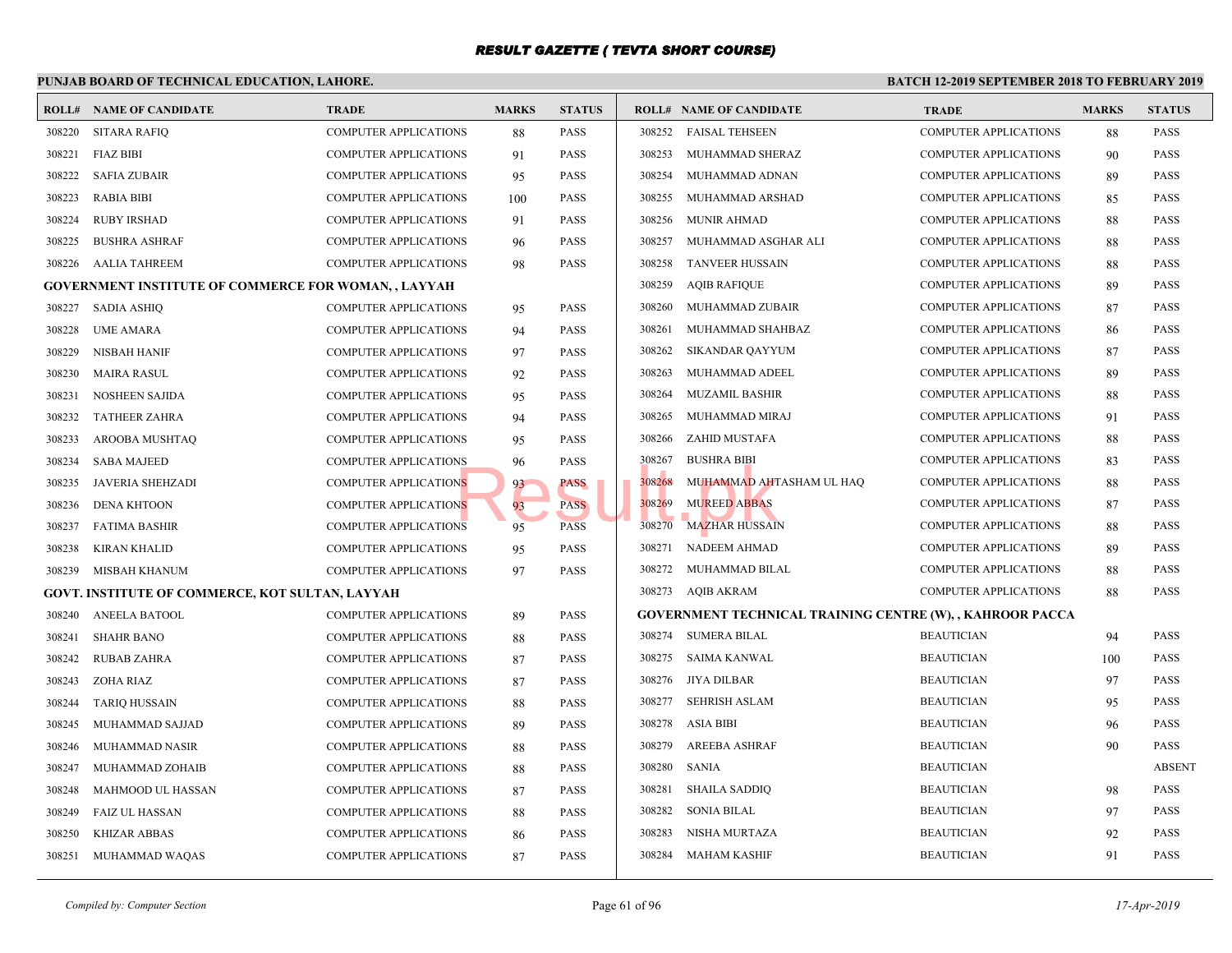# RESULT GAZETTE ( TEVTA SHORT COURSE)

**PUNJAB BOARD OF TECHNICAL EDUCATION, LAHORE.**

**BATCH 12-2019 SEPTEMBER 2018 TO FEBRUARY 2019**

| ROLL# | NAME OF CANDIDATE | TRADE | MARKS | STATUS |
|---|---|---|---|---|
| 308220 | SITARA RAFIQ | COMPUTER APPLICATIONS | 88 | PASS |
| 308221 | FIAZ BIBI | COMPUTER APPLICATIONS | 91 | PASS |
| 308222 | SAFIA ZUBAIR | COMPUTER APPLICATIONS | 95 | PASS |
| 308223 | RABIA BIBI | COMPUTER APPLICATIONS | 100 | PASS |
| 308224 | RUBY IRSHAD | COMPUTER APPLICATIONS | 91 | PASS |
| 308225 | BUSHRA ASHRAF | COMPUTER APPLICATIONS | 96 | PASS |
| 308226 | AALIA TAHREEM | COMPUTER APPLICATIONS | 98 | PASS |

**GOVERNMENT INSTITUTE OF COMMERCE FOR WOMAN, , LAYYAH**

| ROLL# | NAME OF CANDIDATE | TRADE | MARKS | STATUS |
|---|---|---|---|---|
| 308227 | SADIA ASHIQ | COMPUTER APPLICATIONS | 95 | PASS |
| 308228 | UME AMARA | COMPUTER APPLICATIONS | 94 | PASS |
| 308229 | NISBAH HANIF | COMPUTER APPLICATIONS | 97 | PASS |
| 308230 | MAIRA RASUL | COMPUTER APPLICATIONS | 92 | PASS |
| 308231 | NOSHEEN SAJIDA | COMPUTER APPLICATIONS | 95 | PASS |
| 308232 | TATHEER ZAHRA | COMPUTER APPLICATIONS | 94 | PASS |
| 308233 | AROOBA MUSHTAQ | COMPUTER APPLICATIONS | 95 | PASS |
| 308234 | SABA MAJEED | COMPUTER APPLICATIONS | 96 | PASS |
| 308235 | JAVERIA SHEHZADI | COMPUTER APPLICATIONS | 93 | PASS |
| 308236 | DENA KHTOON | COMPUTER APPLICATIONS | 93 | PASS |
| 308237 | FATIMA BASHIR | COMPUTER APPLICATIONS | 95 | PASS |
| 308238 | KIRAN KHALID | COMPUTER APPLICATIONS | 95 | PASS |
| 308239 | MISBAH KHANUM | COMPUTER APPLICATIONS | 97 | PASS |

**GOVT. INSTITUTE OF COMMERCE, KOT SULTAN, LAYYAH**

| ROLL# | NAME OF CANDIDATE | TRADE | MARKS | STATUS |
|---|---|---|---|---|
| 308240 | ANEELA BATOOL | COMPUTER APPLICATIONS | 89 | PASS |
| 308241 | SHAHR BANO | COMPUTER APPLICATIONS | 88 | PASS |
| 308242 | RUBAB ZAHRA | COMPUTER APPLICATIONS | 87 | PASS |
| 308243 | ZOHA RIAZ | COMPUTER APPLICATIONS | 87 | PASS |
| 308244 | TARIQ HUSSAIN | COMPUTER APPLICATIONS | 88 | PASS |
| 308245 | MUHAMMAD SAJJAD | COMPUTER APPLICATIONS | 89 | PASS |
| 308246 | MUHAMMAD NASIR | COMPUTER APPLICATIONS | 88 | PASS |
| 308247 | MUHAMMAD ZOHAIB | COMPUTER APPLICATIONS | 88 | PASS |
| 308248 | MAHMOOD UL HASSAN | COMPUTER APPLICATIONS | 87 | PASS |
| 308249 | FAIZ UL HASSAN | COMPUTER APPLICATIONS | 88 | PASS |
| 308250 | KHIZAR ABBAS | COMPUTER APPLICATIONS | 86 | PASS |
| 308251 | MUHAMMAD WAQAS | COMPUTER APPLICATIONS | 87 | PASS |
| 308252 | FAISAL TEHSEEN | COMPUTER APPLICATIONS | 88 | PASS |
| 308253 | MUHAMMAD SHERAZ | COMPUTER APPLICATIONS | 90 | PASS |
| 308254 | MUHAMMAD ADNAN | COMPUTER APPLICATIONS | 89 | PASS |
| 308255 | MUHAMMAD ARSHAD | COMPUTER APPLICATIONS | 85 | PASS |
| 308256 | MUNIR AHMAD | COMPUTER APPLICATIONS | 88 | PASS |
| 308257 | MUHAMMAD ASGHAR ALI | COMPUTER APPLICATIONS | 88 | PASS |
| 308258 | TANVEER HUSSAIN | COMPUTER APPLICATIONS | 88 | PASS |
| 308259 | AQIB RAFIQUE | COMPUTER APPLICATIONS | 89 | PASS |
| 308260 | MUHAMMAD ZUBAIR | COMPUTER APPLICATIONS | 87 | PASS |
| 308261 | MUHAMMAD SHAHBAZ | COMPUTER APPLICATIONS | 86 | PASS |
| 308262 | SIKANDAR QAYYUM | COMPUTER APPLICATIONS | 87 | PASS |
| 308263 | MUHAMMAD ADEEL | COMPUTER APPLICATIONS | 89 | PASS |
| 308264 | MUZAMIL BASHIR | COMPUTER APPLICATIONS | 88 | PASS |
| 308265 | MUHAMMAD MIRAJ | COMPUTER APPLICATIONS | 91 | PASS |
| 308266 | ZAHID MUSTAFA | COMPUTER APPLICATIONS | 88 | PASS |
| 308267 | BUSHRA BIBI | COMPUTER APPLICATIONS | 83 | PASS |
| 308268 | MUHAMMAD AHTASHAM UL HAQ | COMPUTER APPLICATIONS | 88 | PASS |
| 308269 | MUREED ABBAS | COMPUTER APPLICATIONS | 87 | PASS |
| 308270 | MAZHAR HUSSAIN | COMPUTER APPLICATIONS | 88 | PASS |
| 308271 | NADEEM AHMAD | COMPUTER APPLICATIONS | 89 | PASS |
| 308272 | MUHAMMAD BILAL | COMPUTER APPLICATIONS | 88 | PASS |
| 308273 | AQIB AKRAM | COMPUTER APPLICATIONS | 88 | PASS |

**GOVERNMENT TECHNICAL TRAINING CENTRE (W), , KAHROOR PACCA**

| ROLL# | NAME OF CANDIDATE | TRADE | MARKS | STATUS |
|---|---|---|---|---|
| 308274 | SUMERA BILAL | BEAUTICIAN | 94 | PASS |
| 308275 | SAIMA KANWAL | BEAUTICIAN | 100 | PASS |
| 308276 | JIYA DILBAR | BEAUTICIAN | 97 | PASS |
| 308277 | SEHRISH ASLAM | BEAUTICIAN | 95 | PASS |
| 308278 | ASIA BIBI | BEAUTICIAN | 96 | PASS |
| 308279 | AREEBA ASHRAF | BEAUTICIAN | 90 | PASS |
| 308280 | SANIA | BEAUTICIAN | | ABSENT |
| 308281 | SHAILA SADDIQ | BEAUTICIAN | 98 | PASS |
| 308282 | SONIA BILAL | BEAUTICIAN | 97 | PASS |
| 308283 | NISHA MURTAZA | BEAUTICIAN | 92 | PASS |
| 308284 | MAHAM KASHIF | BEAUTICIAN | 91 | PASS |

*Compiled by: Computer Section*

*17-Apr-2019*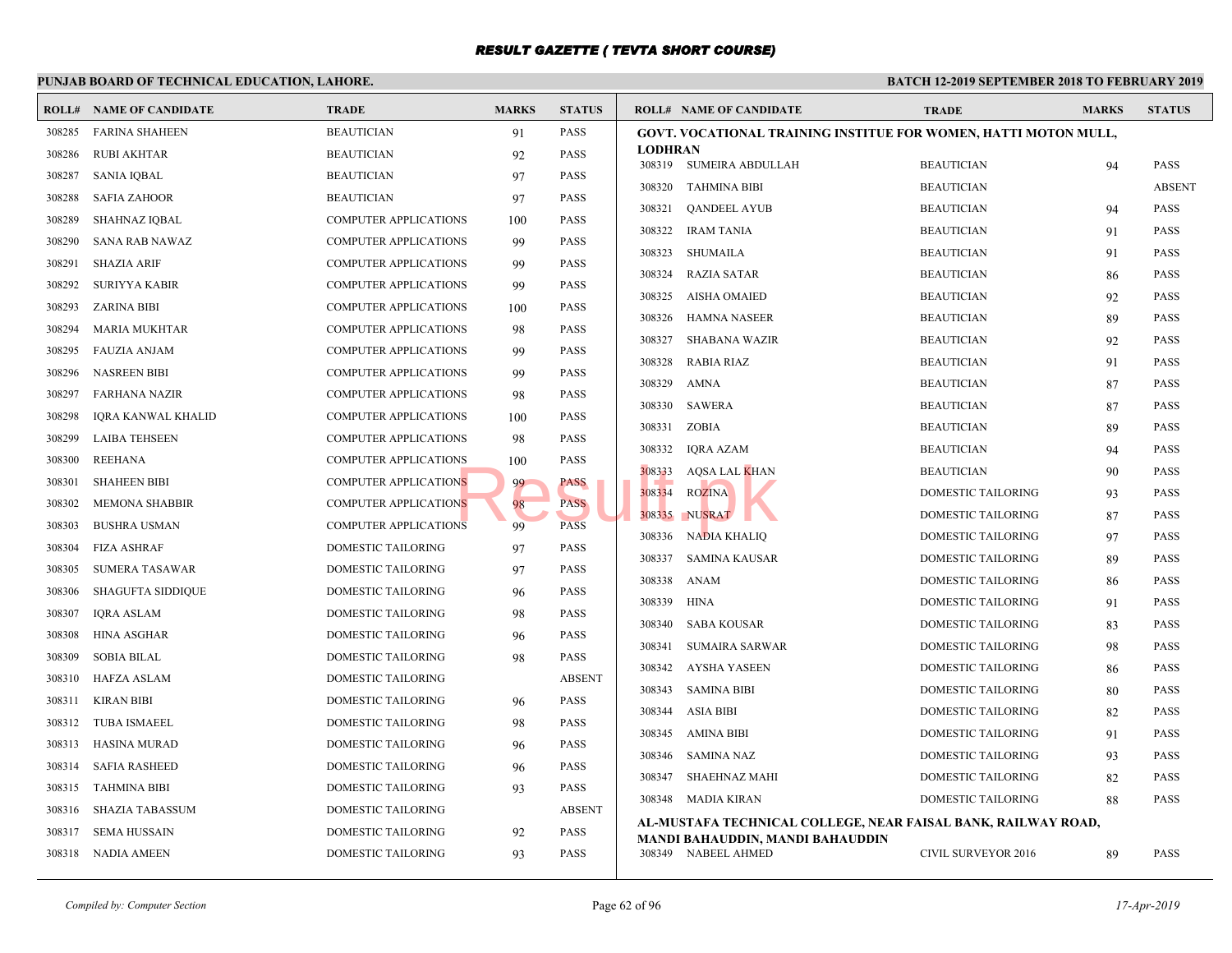# RESULT GAZETTE ( TEVTA SHORT COURSE)

**PUNJAB BOARD OF TECHNICAL EDUCATION, LAHORE.**

**BATCH 12-2019 SEPTEMBER 2018 TO FEBRUARY 2019**

| ROLL# | NAME OF CANDIDATE | TRADE | MARKS | STATUS |
|---|---|---|---|---|
| 308285 | FARINA SHAHEEN | BEAUTICIAN | 91 | PASS |
| 308286 | RUBI AKHTAR | BEAUTICIAN | 92 | PASS |
| 308287 | SANIA IQBAL | BEAUTICIAN | 97 | PASS |
| 308288 | SAFIA ZAHOOR | BEAUTICIAN | 97 | PASS |
| 308289 | SHAHNAZ IQBAL | COMPUTER APPLICATIONS | 100 | PASS |
| 308290 | SANA RAB NAWAZ | COMPUTER APPLICATIONS | 99 | PASS |
| 308291 | SHAZIA ARIF | COMPUTER APPLICATIONS | 99 | PASS |
| 308292 | SURIYYA KABIR | COMPUTER APPLICATIONS | 99 | PASS |
| 308293 | ZARINA BIBI | COMPUTER APPLICATIONS | 100 | PASS |
| 308294 | MARIA MUKHTAR | COMPUTER APPLICATIONS | 98 | PASS |
| 308295 | FAUZIA ANJAM | COMPUTER APPLICATIONS | 99 | PASS |
| 308296 | NASREEN BIBI | COMPUTER APPLICATIONS | 99 | PASS |
| 308297 | FARHANA NAZIR | COMPUTER APPLICATIONS | 98 | PASS |
| 308298 | IQRA KANWAL KHALID | COMPUTER APPLICATIONS | 100 | PASS |
| 308299 | LAIBA TEHSEEN | COMPUTER APPLICATIONS | 98 | PASS |
| 308300 | REEHANA | COMPUTER APPLICATIONS | 100 | PASS |
| 308301 | SHAHEEN BIBI | COMPUTER APPLICATIONS | 99 | PASS |
| 308302 | MEMONA SHABBIR | COMPUTER APPLICATIONS | 98 | PASS |
| 308303 | BUSHRA USMAN | COMPUTER APPLICATIONS | 99 | PASS |
| 308304 | FIZA ASHRAF | DOMESTIC TAILORING | 97 | PASS |
| 308305 | SUMERA TASAWAR | DOMESTIC TAILORING | 97 | PASS |
| 308306 | SHAGUFTA SIDDIQUE | DOMESTIC TAILORING | 96 | PASS |
| 308307 | IQRA ASLAM | DOMESTIC TAILORING | 98 | PASS |
| 308308 | HINA ASGHAR | DOMESTIC TAILORING | 96 | PASS |
| 308309 | SOBIA BILAL | DOMESTIC TAILORING | 98 | PASS |
| 308310 | HAFZA ASLAM | DOMESTIC TAILORING | | ABSENT |
| 308311 | KIRAN BIBI | DOMESTIC TAILORING | 96 | PASS |
| 308312 | TUBA ISMAEEL | DOMESTIC TAILORING | 98 | PASS |
| 308313 | HASINA MURAD | DOMESTIC TAILORING | 96 | PASS |
| 308314 | SAFIA RASHEED | DOMESTIC TAILORING | 96 | PASS |
| 308315 | TAHMINA BIBI | DOMESTIC TAILORING | 93 | PASS |
| 308316 | SHAZIA TABASSUM | DOMESTIC TAILORING | | ABSENT |
| 308317 | SEMA HUSSAIN | DOMESTIC TAILORING | 92 | PASS |
| 308318 | NADIA AMEEN | DOMESTIC TAILORING | 93 | PASS |

**GOVT. VOCATIONAL TRAINING INSTITUE FOR WOMEN, HATTI MOTON MULL, LODHRAN**

| ROLL# | NAME OF CANDIDATE | TRADE | MARKS | STATUS |
|---|---|---|---|---|
| 308319 | SUMEIRA ABDULLAH | BEAUTICIAN | 94 | PASS |
| 308320 | TAHMINA BIBI | BEAUTICIAN | | ABSENT |
| 308321 | QANDEEL AYUB | BEAUTICIAN | 94 | PASS |
| 308322 | IRAM TANIA | BEAUTICIAN | 91 | PASS |
| 308323 | SHUMAILA | BEAUTICIAN | 91 | PASS |
| 308324 | RAZIA SATAR | BEAUTICIAN | 86 | PASS |
| 308325 | AISHA OMAIED | BEAUTICIAN | 92 | PASS |
| 308326 | HAMNA NASEER | BEAUTICIAN | 89 | PASS |
| 308327 | SHABANA WAZIR | BEAUTICIAN | 92 | PASS |
| 308328 | RABIA RIAZ | BEAUTICIAN | 91 | PASS |
| 308329 | AMNA | BEAUTICIAN | 87 | PASS |
| 308330 | SAWERA | BEAUTICIAN | 87 | PASS |
| 308331 | ZOBIA | BEAUTICIAN | 89 | PASS |
| 308332 | IQRA AZAM | BEAUTICIAN | 94 | PASS |
| 308333 | AQSA LAL KHAN | BEAUTICIAN | 90 | PASS |
| 308334 | ROZINA | DOMESTIC TAILORING | 93 | PASS |
| 308335 | NUSRAT | DOMESTIC TAILORING | 87 | PASS |
| 308336 | NADIA KHALIQ | DOMESTIC TAILORING | 97 | PASS |
| 308337 | SAMINA KAUSAR | DOMESTIC TAILORING | 89 | PASS |
| 308338 | ANAM | DOMESTIC TAILORING | 86 | PASS |
| 308339 | HINA | DOMESTIC TAILORING | 91 | PASS |
| 308340 | SABA KOUSAR | DOMESTIC TAILORING | 83 | PASS |
| 308341 | SUMAIRA SARWAR | DOMESTIC TAILORING | 98 | PASS |
| 308342 | AYSHA YASEEN | DOMESTIC TAILORING | 86 | PASS |
| 308343 | SAMINA BIBI | DOMESTIC TAILORING | 80 | PASS |
| 308344 | ASIA BIBI | DOMESTIC TAILORING | 82 | PASS |
| 308345 | AMINA BIBI | DOMESTIC TAILORING | 91 | PASS |
| 308346 | SAMINA NAZ | DOMESTIC TAILORING | 93 | PASS |
| 308347 | SHAEHNAZ MAHI | DOMESTIC TAILORING | 82 | PASS |
| 308348 | MADIA KIRAN | DOMESTIC TAILORING | 88 | PASS |

**AL-MUSTAFA TECHNICAL COLLEGE, NEAR FAISAL BANK, RAILWAY ROAD, MANDI BAHAUDDIN, MANDI BAHAUDDIN**

| ROLL# | NAME OF CANDIDATE | TRADE | MARKS | STATUS |
|---|---|---|---|---|
| 308349 | NABEEL AHMED | CIVIL SURVEYOR 2016 | 89 | PASS |

*Compiled by: Computer Section*

*17-Apr-2019*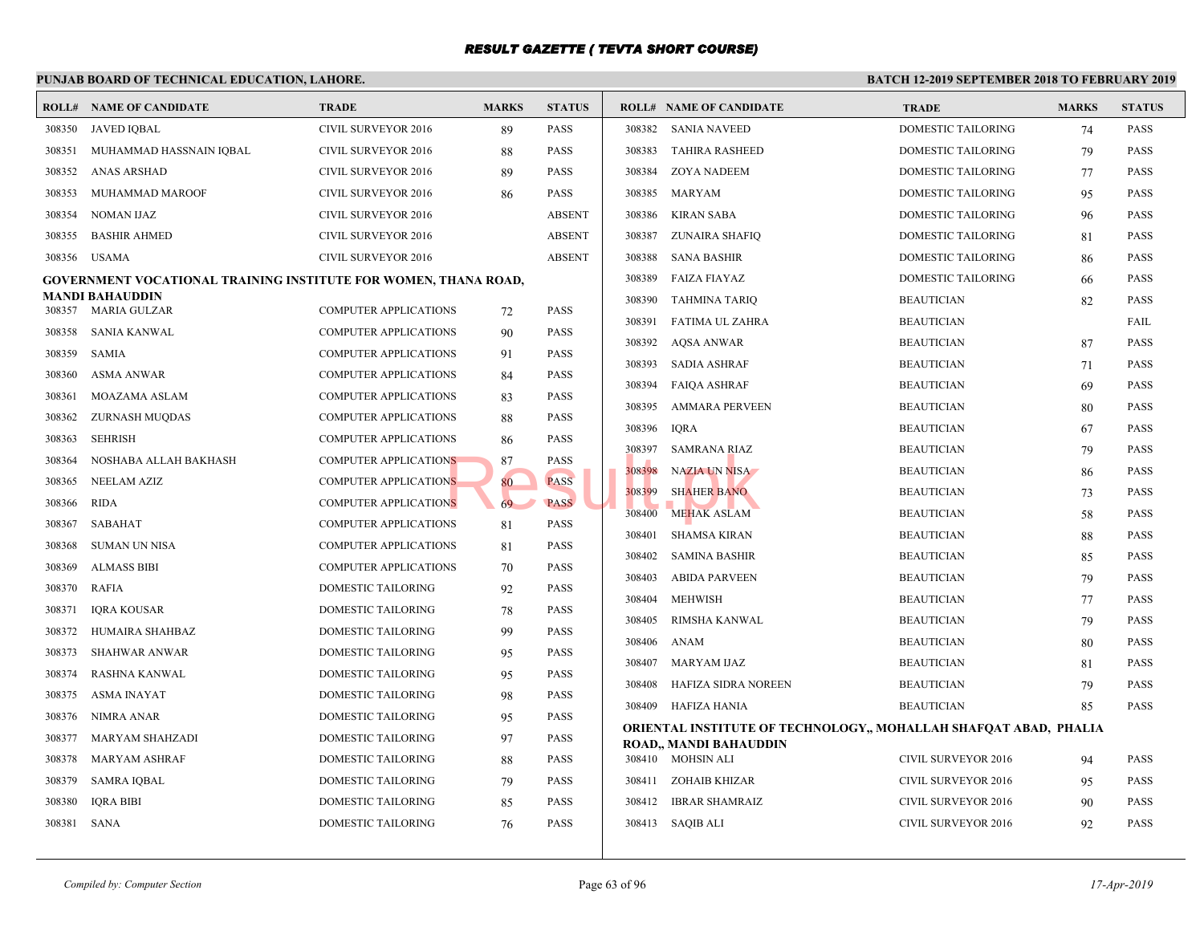# RESULT GAZETTE ( TEVTA SHORT COURSE)

**PUNJAB BOARD OF TECHNICAL EDUCATION, LAHORE.**

**BATCH 12-2019 SEPTEMBER 2018 TO FEBRUARY 2019**

| ROLL# | NAME OF CANDIDATE | TRADE | MARKS | STATUS |
|---|---|---|---|---|
| 308350 | JAVED IQBAL | CIVIL SURVEYOR 2016 | 89 | PASS |
| 308351 | MUHAMMAD HASSNAIN IQBAL | CIVIL SURVEYOR 2016 | 88 | PASS |
| 308352 | ANAS ARSHAD | CIVIL SURVEYOR 2016 | 89 | PASS |
| 308353 | MUHAMMAD MAROOF | CIVIL SURVEYOR 2016 | 86 | PASS |
| 308354 | NOMAN IJAZ | CIVIL SURVEYOR 2016 | | ABSENT |
| 308355 | BASHIR AHMED | CIVIL SURVEYOR 2016 | | ABSENT |
| 308356 | USAMA | CIVIL SURVEYOR 2016 | | ABSENT |

**GOVERNMENT VOCATIONAL TRAINING INSTITUTE FOR WOMEN, THANA ROAD, MANDI BAHAUDDIN**

| ROLL# | NAME OF CANDIDATE | TRADE | MARKS | STATUS |
|---|---|---|---|---|
| 308357 | MARIA GULZAR | COMPUTER APPLICATIONS | 72 | PASS |
| 308358 | SANIA KANWAL | COMPUTER APPLICATIONS | 90 | PASS |
| 308359 | SAMIA | COMPUTER APPLICATIONS | 91 | PASS |
| 308360 | ASMA ANWAR | COMPUTER APPLICATIONS | 84 | PASS |
| 308361 | MOAZAMA ASLAM | COMPUTER APPLICATIONS | 83 | PASS |
| 308362 | ZURNASH MUQDAS | COMPUTER APPLICATIONS | 88 | PASS |
| 308363 | SEHRISH | COMPUTER APPLICATIONS | 86 | PASS |
| 308364 | NOSHABA ALLAH BAKHASH | COMPUTER APPLICATIONS | 87 | PASS |
| 308365 | NEELAM AZIZ | COMPUTER APPLICATIONS | 80 | PASS |
| 308366 | RIDA | COMPUTER APPLICATIONS | 69 | PASS |
| 308367 | SABAHAT | COMPUTER APPLICATIONS | 81 | PASS |
| 308368 | SUMAN UN NISA | COMPUTER APPLICATIONS | 81 | PASS |
| 308369 | ALMASS BIBI | COMPUTER APPLICATIONS | 70 | PASS |
| 308370 | RAFIA | DOMESTIC TAILORING | 92 | PASS |
| 308371 | IQRA KOUSAR | DOMESTIC TAILORING | 78 | PASS |
| 308372 | HUMAIRA SHAHBAZ | DOMESTIC TAILORING | 99 | PASS |
| 308373 | SHAHWAR ANWAR | DOMESTIC TAILORING | 95 | PASS |
| 308374 | RASHNA KANWAL | DOMESTIC TAILORING | 95 | PASS |
| 308375 | ASMA INAYAT | DOMESTIC TAILORING | 98 | PASS |
| 308376 | NIMRA ANAR | DOMESTIC TAILORING | 95 | PASS |
| 308377 | MARYAM SHAHZADI | DOMESTIC TAILORING | 97 | PASS |
| 308378 | MARYAM ASHRAF | DOMESTIC TAILORING | 88 | PASS |
| 308379 | SAMRA IQBAL | DOMESTIC TAILORING | 79 | PASS |
| 308380 | IQRA BIBI | DOMESTIC TAILORING | 85 | PASS |
| 308381 | SANA | DOMESTIC TAILORING | 76 | PASS |
| 308382 | SANIA NAVEED | DOMESTIC TAILORING | 74 | PASS |
| 308383 | TAHIRA RASHEED | DOMESTIC TAILORING | 79 | PASS |
| 308384 | ZOYA NADEEM | DOMESTIC TAILORING | 77 | PASS |
| 308385 | MARYAM | DOMESTIC TAILORING | 95 | PASS |
| 308386 | KIRAN SABA | DOMESTIC TAILORING | 96 | PASS |
| 308387 | ZUNAIRA SHAFIQ | DOMESTIC TAILORING | 81 | PASS |
| 308388 | SANA BASHIR | DOMESTIC TAILORING | 86 | PASS |
| 308389 | FAIZA FIAYAZ | DOMESTIC TAILORING | 66 | PASS |
| 308390 | TAHMINA TARIQ | BEAUTICIAN | 82 | PASS |
| 308391 | FATIMA UL ZAHRA | BEAUTICIAN | | FAIL |
| 308392 | AQSA ANWAR | BEAUTICIAN | 87 | PASS |
| 308393 | SADIA ASHRAF | BEAUTICIAN | 71 | PASS |
| 308394 | FAIQA ASHRAF | BEAUTICIAN | 69 | PASS |
| 308395 | AMMARA PERVEEN | BEAUTICIAN | 80 | PASS |
| 308396 | IQRA | BEAUTICIAN | 67 | PASS |
| 308397 | SAMRANA RIAZ | BEAUTICIAN | 79 | PASS |
| 308398 | NAZIA UN NISA | BEAUTICIAN | 86 | PASS |
| 308399 | SHAHER BANO | BEAUTICIAN | 73 | PASS |
| 308400 | MEHAK ASLAM | BEAUTICIAN | 58 | PASS |
| 308401 | SHAMSA KIRAN | BEAUTICIAN | 88 | PASS |
| 308402 | SAMINA BASHIR | BEAUTICIAN | 85 | PASS |
| 308403 | ABIDA PARVEEN | BEAUTICIAN | 79 | PASS |
| 308404 | MEHWISH | BEAUTICIAN | 77 | PASS |
| 308405 | RIMSHA KANWAL | BEAUTICIAN | 79 | PASS |
| 308406 | ANAM | BEAUTICIAN | 80 | PASS |
| 308407 | MARYAM IJAZ | BEAUTICIAN | 81 | PASS |
| 308408 | HAFIZA SIDRA NOREEN | BEAUTICIAN | 79 | PASS |
| 308409 | HAFIZA HANIA | BEAUTICIAN | 85 | PASS |

**ORIENTAL INSTITUTE OF TECHNOLOGY,, MOHALLAH SHAFQAT ABAD, PHALIA ROAD,, MANDI BAHAUDDIN**

| ROLL# | NAME OF CANDIDATE | TRADE | MARKS | STATUS |
|---|---|---|---|---|
| 308410 | MOHSIN ALI | CIVIL SURVEYOR 2016 | 94 | PASS |
| 308411 | ZOHAIB KHIZAR | CIVIL SURVEYOR 2016 | 95 | PASS |
| 308412 | IBRAR SHAMRAIZ | CIVIL SURVEYOR 2016 | 90 | PASS |
| 308413 | SAQIB ALI | CIVIL SURVEYOR 2016 | 92 | PASS |

*Compiled by: Computer Section*

*17-Apr-2019*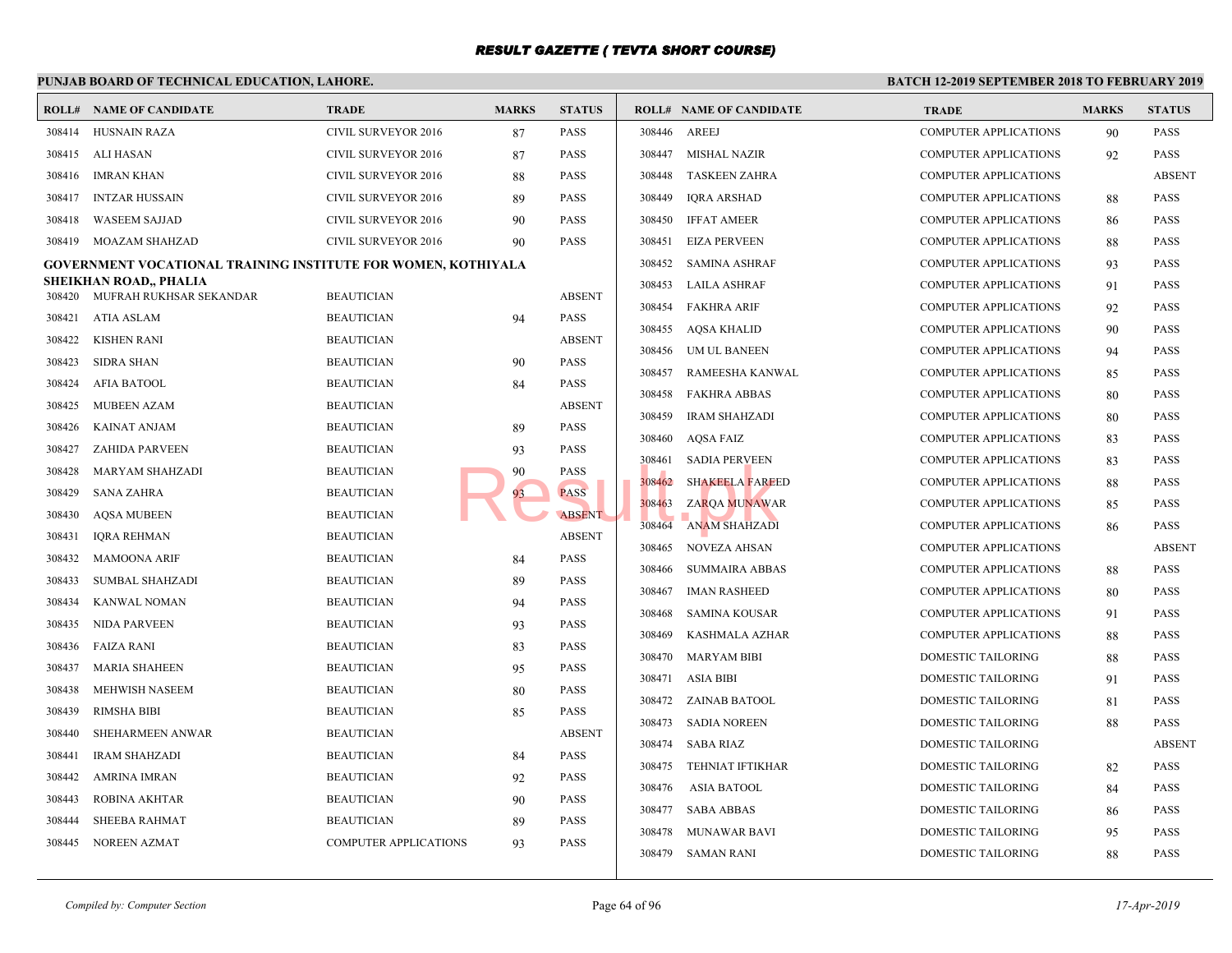# RESULT GAZETTE ( TEVTA SHORT COURSE)

**PUNJAB BOARD OF TECHNICAL EDUCATION, LAHORE.**

**BATCH 12-2019 SEPTEMBER 2018 TO FEBRUARY 2019**

| ROLL# | NAME OF CANDIDATE | TRADE | MARKS | STATUS |
|---|---|---|---|---|
| 308414 | HUSNAIN RAZA | CIVIL SURVEYOR 2016 | 87 | PASS |
| 308415 | ALI HASAN | CIVIL SURVEYOR 2016 | 87 | PASS |
| 308416 | IMRAN KHAN | CIVIL SURVEYOR 2016 | 88 | PASS |
| 308417 | INTZAR HUSSAIN | CIVIL SURVEYOR 2016 | 89 | PASS |
| 308418 | WASEEM SAJJAD | CIVIL SURVEYOR 2016 | 90 | PASS |
| 308419 | MOAZAM SHAHZAD | CIVIL SURVEYOR 2016 | 90 | PASS |

**GOVERNMENT VOCATIONAL TRAINING INSTITUTE FOR WOMEN, KOTHIYALA SHEIKHAN ROAD,, PHALIA**

| ROLL# | NAME OF CANDIDATE | TRADE | MARKS | STATUS |
|---|---|---|---|---|
| 308420 | MUFRAH RUKHSAR SEKANDAR | BEAUTICIAN | | ABSENT |
| 308421 | ATIA ASLAM | BEAUTICIAN | 94 | PASS |
| 308422 | KISHEN RANI | BEAUTICIAN | | ABSENT |
| 308423 | SIDRA SHAN | BEAUTICIAN | 90 | PASS |
| 308424 | AFIA BATOOL | BEAUTICIAN | 84 | PASS |
| 308425 | MUBEEN AZAM | BEAUTICIAN | | ABSENT |
| 308426 | KAINAT ANJAM | BEAUTICIAN | 89 | PASS |
| 308427 | ZAHIDA PARVEEN | BEAUTICIAN | 93 | PASS |
| 308428 | MARYAM SHAHZADI | BEAUTICIAN | 90 | PASS |
| 308429 | SANA ZAHRA | BEAUTICIAN | 93 | PASS |
| 308430 | AQSA MUBEEN | BEAUTICIAN | | ABSENT |
| 308431 | IQRA REHMAN | BEAUTICIAN | | ABSENT |
| 308432 | MAMOONA ARIF | BEAUTICIAN | 84 | PASS |
| 308433 | SUMBAL SHAHZADI | BEAUTICIAN | 89 | PASS |
| 308434 | KANWAL NOMAN | BEAUTICIAN | 94 | PASS |
| 308435 | NIDA PARVEEN | BEAUTICIAN | 93 | PASS |
| 308436 | FAIZA RANI | BEAUTICIAN | 83 | PASS |
| 308437 | MARIA SHAHEEN | BEAUTICIAN | 95 | PASS |
| 308438 | MEHWISH NASEEM | BEAUTICIAN | 80 | PASS |
| 308439 | RIMSHA BIBI | BEAUTICIAN | 85 | PASS |
| 308440 | SHEHARMEEN ANWAR | BEAUTICIAN | | ABSENT |
| 308441 | IRAM SHAHZADI | BEAUTICIAN | 84 | PASS |
| 308442 | AMRINA IMRAN | BEAUTICIAN | 92 | PASS |
| 308443 | ROBINA AKHTAR | BEAUTICIAN | 90 | PASS |
| 308444 | SHEEBA RAHMAT | BEAUTICIAN | 89 | PASS |
| 308445 | NOREEN AZMAT | COMPUTER APPLICATIONS | 93 | PASS |
| 308446 | AREEJ | COMPUTER APPLICATIONS | 90 | PASS |
| 308447 | MISHAL NAZIR | COMPUTER APPLICATIONS | 92 | PASS |
| 308448 | TASKEEN ZAHRA | COMPUTER APPLICATIONS | | ABSENT |
| 308449 | IQRA ARSHAD | COMPUTER APPLICATIONS | 88 | PASS |
| 308450 | IFFAT AMEER | COMPUTER APPLICATIONS | 86 | PASS |
| 308451 | EIZA PERVEEN | COMPUTER APPLICATIONS | 88 | PASS |
| 308452 | SAMINA ASHRAF | COMPUTER APPLICATIONS | 93 | PASS |
| 308453 | LAILA ASHRAF | COMPUTER APPLICATIONS | 91 | PASS |
| 308454 | FAKHRA ARIF | COMPUTER APPLICATIONS | 92 | PASS |
| 308455 | AQSA KHALID | COMPUTER APPLICATIONS | 90 | PASS |
| 308456 | UM UL BANEEN | COMPUTER APPLICATIONS | 94 | PASS |
| 308457 | RAMEESHA KANWAL | COMPUTER APPLICATIONS | 85 | PASS |
| 308458 | FAKHRA ABBAS | COMPUTER APPLICATIONS | 80 | PASS |
| 308459 | IRAM SHAHZADI | COMPUTER APPLICATIONS | 80 | PASS |
| 308460 | AQSA FAIZ | COMPUTER APPLICATIONS | 83 | PASS |
| 308461 | SADIA PERVEEN | COMPUTER APPLICATIONS | 83 | PASS |
| 308462 | SHAKEELA FAREED | COMPUTER APPLICATIONS | 88 | PASS |
| 308463 | ZARQA MUNAWAR | COMPUTER APPLICATIONS | 85 | PASS |
| 308464 | ANAM SHAHZADI | COMPUTER APPLICATIONS | 86 | PASS |
| 308465 | NOVEZA AHSAN | COMPUTER APPLICATIONS | | ABSENT |
| 308466 | SUMMAIRA ABBAS | COMPUTER APPLICATIONS | 88 | PASS |
| 308467 | IMAN RASHEED | COMPUTER APPLICATIONS | 80 | PASS |
| 308468 | SAMINA KOUSAR | COMPUTER APPLICATIONS | 91 | PASS |
| 308469 | KASHMALA AZHAR | COMPUTER APPLICATIONS | 88 | PASS |
| 308470 | MARYAM BIBI | DOMESTIC TAILORING | 88 | PASS |
| 308471 | ASIA BIBI | DOMESTIC TAILORING | 91 | PASS |
| 308472 | ZAINAB BATOOL | DOMESTIC TAILORING | 81 | PASS |
| 308473 | SADIA NOREEN | DOMESTIC TAILORING | 88 | PASS |
| 308474 | SABA RIAZ | DOMESTIC TAILORING | | ABSENT |
| 308475 | TEHNIAT IFTIKHAR | DOMESTIC TAILORING | 82 | PASS |
| 308476 | ASIA BATOOL | DOMESTIC TAILORING | 84 | PASS |
| 308477 | SABA ABBAS | DOMESTIC TAILORING | 86 | PASS |
| 308478 | MUNAWAR BAVI | DOMESTIC TAILORING | 95 | PASS |
| 308479 | SAMAN RANI | DOMESTIC TAILORING | 88 | PASS |

*Compiled by: Computer Section*

*17-Apr-2019*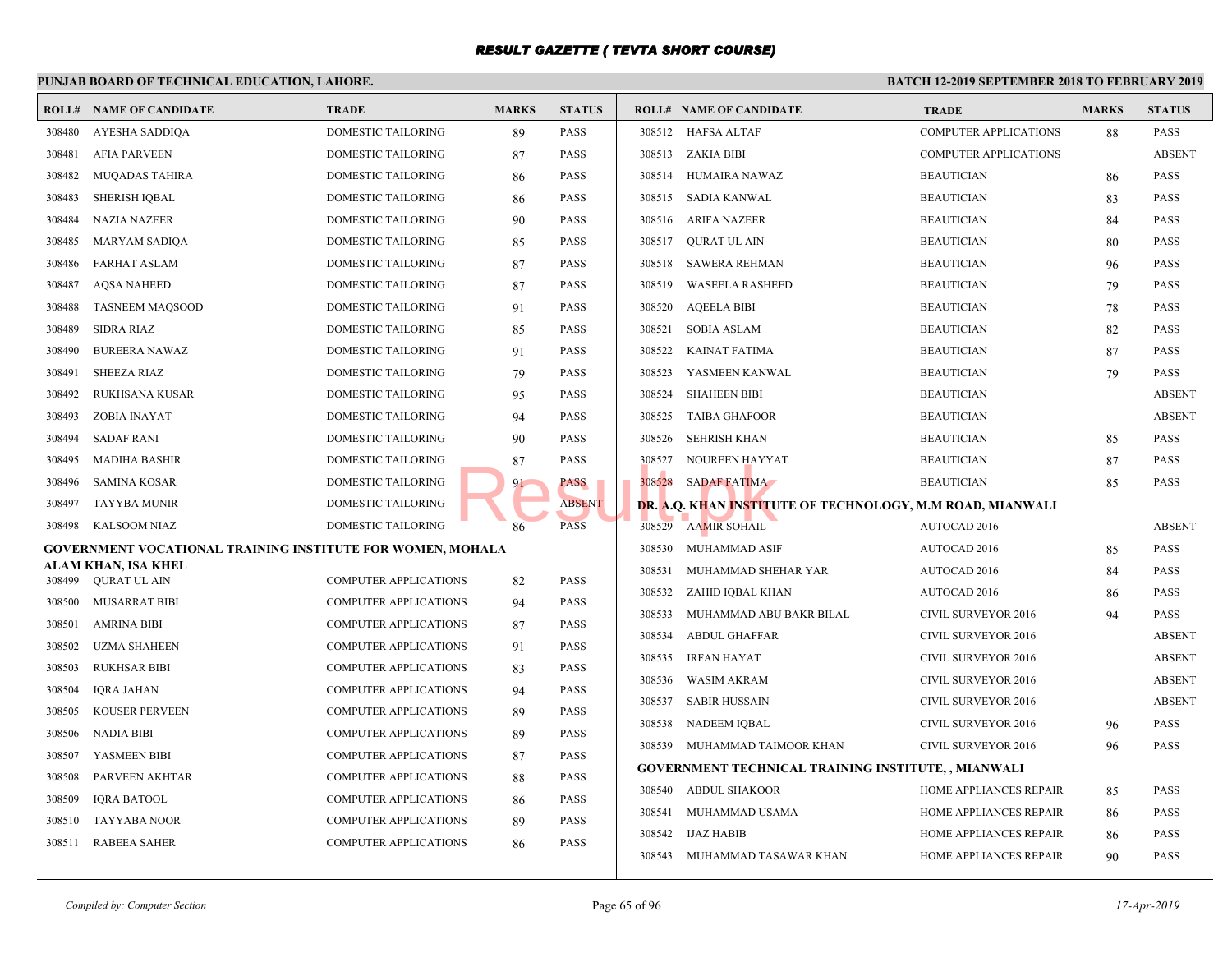# RESULT GAZETTE ( TEVTA SHORT COURSE)

## PUNJAB BOARD OF TECHNICAL EDUCATION, LAHORE.

**BATCH 12-2019 SEPTEMBER 2018 TO FEBRUARY 2019**

| ROLL# | NAME OF CANDIDATE | TRADE | MARKS | STATUS |
|---|---|---|---|---|
| 308480 | AYESHA SADDIQA | DOMESTIC TAILORING | 89 | PASS |
| 308481 | AFIA PARVEEN | DOMESTIC TAILORING | 87 | PASS |
| 308482 | MUQADAS TAHIRA | DOMESTIC TAILORING | 86 | PASS |
| 308483 | SHERISH IQBAL | DOMESTIC TAILORING | 86 | PASS |
| 308484 | NAZIA NAZEER | DOMESTIC TAILORING | 90 | PASS |
| 308485 | MARYAM SADIQA | DOMESTIC TAILORING | 85 | PASS |
| 308486 | FARHAT ASLAM | DOMESTIC TAILORING | 87 | PASS |
| 308487 | AQSA NAHEED | DOMESTIC TAILORING | 87 | PASS |
| 308488 | TASNEEM MAQSOOD | DOMESTIC TAILORING | 91 | PASS |
| 308489 | SIDRA RIAZ | DOMESTIC TAILORING | 85 | PASS |
| 308490 | BUREERA NAWAZ | DOMESTIC TAILORING | 91 | PASS |
| 308491 | SHEEZA RIAZ | DOMESTIC TAILORING | 79 | PASS |
| 308492 | RUKHSANA KUSAR | DOMESTIC TAILORING | 95 | PASS |
| 308493 | ZOBIA INAYAT | DOMESTIC TAILORING | 94 | PASS |
| 308494 | SADAF RANI | DOMESTIC TAILORING | 90 | PASS |
| 308495 | MADIHA BASHIR | DOMESTIC TAILORING | 87 | PASS |
| 308496 | SAMINA KOSAR | DOMESTIC TAILORING | 91 | PASS |
| 308497 | TAYYBA MUNIR | DOMESTIC TAILORING | | ABSENT |
| 308498 | KALSOOM NIAZ | DOMESTIC TAILORING | 86 | PASS |

**GOVERNMENT VOCATIONAL TRAINING INSTITUTE FOR WOMEN, MOHALA ALAM KHAN, ISA KHEL**

| ROLL# | NAME OF CANDIDATE | TRADE | MARKS | STATUS |
|---|---|---|---|---|
| 308499 | QURAT UL AIN | COMPUTER APPLICATIONS | 82 | PASS |
| 308500 | MUSARRAT BIBI | COMPUTER APPLICATIONS | 94 | PASS |
| 308501 | AMRINA BIBI | COMPUTER APPLICATIONS | 87 | PASS |
| 308502 | UZMA SHAHEEN | COMPUTER APPLICATIONS | 91 | PASS |
| 308503 | RUKHSAR BIBI | COMPUTER APPLICATIONS | 83 | PASS |
| 308504 | IQRA JAHAN | COMPUTER APPLICATIONS | 94 | PASS |
| 308505 | KOUSER PERVEEN | COMPUTER APPLICATIONS | 89 | PASS |
| 308506 | NADIA BIBI | COMPUTER APPLICATIONS | 89 | PASS |
| 308507 | YASMEEN BIBI | COMPUTER APPLICATIONS | 87 | PASS |
| 308508 | PARVEEN AKHTAR | COMPUTER APPLICATIONS | 88 | PASS |
| 308509 | IQRA BATOOL | COMPUTER APPLICATIONS | 86 | PASS |
| 308510 | TAYYABA NOOR | COMPUTER APPLICATIONS | 89 | PASS |
| 308511 | RABEEA SAHER | COMPUTER APPLICATIONS | 86 | PASS |
| 308512 | HAFSA ALTAF | COMPUTER APPLICATIONS | 88 | PASS |
| 308513 | ZAKIA BIBI | COMPUTER APPLICATIONS | | ABSENT |
| 308514 | HUMAIRA NAWAZ | BEAUTICIAN | 86 | PASS |
| 308515 | SADIA KANWAL | BEAUTICIAN | 83 | PASS |
| 308516 | ARIFA NAZEER | BEAUTICIAN | 84 | PASS |
| 308517 | QURAT UL AIN | BEAUTICIAN | 80 | PASS |
| 308518 | SAWERA REHMAN | BEAUTICIAN | 96 | PASS |
| 308519 | WASEELA RASHEED | BEAUTICIAN | 79 | PASS |
| 308520 | AQEELA BIBI | BEAUTICIAN | 78 | PASS |
| 308521 | SOBIA ASLAM | BEAUTICIAN | 82 | PASS |
| 308522 | KAINAT FATIMA | BEAUTICIAN | 87 | PASS |
| 308523 | YASMEEN KANWAL | BEAUTICIAN | 79 | PASS |
| 308524 | SHAHEEN BIBI | BEAUTICIAN | | ABSENT |
| 308525 | TAIBA GHAFOOR | BEAUTICIAN | | ABSENT |
| 308526 | SEHRISH KHAN | BEAUTICIAN | 85 | PASS |
| 308527 | NOUREEN HAYYAT | BEAUTICIAN | 87 | PASS |
| 308528 | SADAF FATIMA | BEAUTICIAN | 85 | PASS |

**DR.A.Q. KHAN INSTITUTE OF TECHNOLOGY, M.M ROAD, MIANWALI**

| ROLL# | NAME OF CANDIDATE | TRADE | MARKS | STATUS |
|---|---|---|---|---|
| 308529 | AAMIR SOHAIL | AUTOCAD 2016 | | ABSENT |
| 308530 | MUHAMMAD ASIF | AUTOCAD 2016 | 85 | PASS |
| 308531 | MUHAMMAD SHEHAR YAR | AUTOCAD 2016 | 84 | PASS |
| 308532 | ZAHID IQBAL KHAN | AUTOCAD 2016 | 86 | PASS |
| 308533 | MUHAMMAD ABU BAKR BILAL | CIVIL SURVEYOR 2016 | 94 | PASS |
| 308534 | ABDUL GHAFFAR | CIVIL SURVEYOR 2016 | | ABSENT |
| 308535 | IRFAN HAYAT | CIVIL SURVEYOR 2016 | | ABSENT |
| 308536 | WASIM AKRAM | CIVIL SURVEYOR 2016 | | ABSENT |
| 308537 | SABIR HUSSAIN | CIVIL SURVEYOR 2016 | | ABSENT |
| 308538 | NADEEM IQBAL | CIVIL SURVEYOR 2016 | 96 | PASS |
| 308539 | MUHAMMAD TAIMOOR KHAN | CIVIL SURVEYOR 2016 | 96 | PASS |

**GOVERNMENT TECHNICAL TRAINING INSTITUTE, , MIANWALI**

| ROLL# | NAME OF CANDIDATE | TRADE | MARKS | STATUS |
|---|---|---|---|---|
| 308540 | ABDUL SHAKOOR | HOME APPLIANCES REPAIR | 85 | PASS |
| 308541 | MUHAMMAD USAMA | HOME APPLIANCES REPAIR | 86 | PASS |
| 308542 | IJAZ HABIB | HOME APPLIANCES REPAIR | 86 | PASS |
| 308543 | MUHAMMAD TASAWAR KHAN | HOME APPLIANCES REPAIR | 90 | PASS |

*Compiled by: Computer Section* *17-Apr-2019*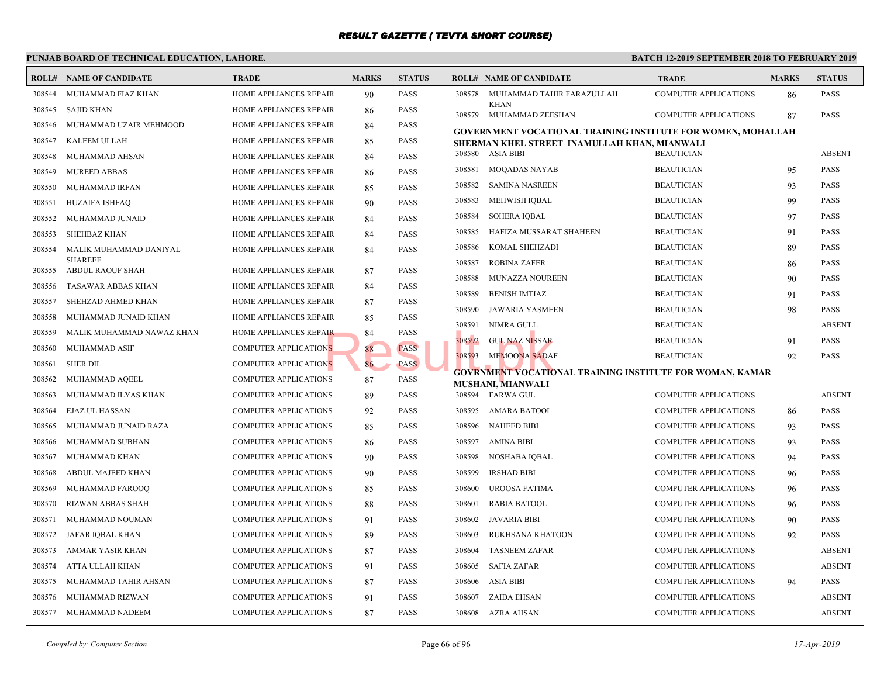# RESULT GAZETTE ( TEVTA SHORT COURSE)

**PUNJAB BOARD OF TECHNICAL EDUCATION, LAHORE.**

**BATCH 12-2019 SEPTEMBER 2018 TO FEBRUARY 2019**

| ROLL# | NAME OF CANDIDATE | TRADE | MARKS | STATUS |
|---|---|---|---|---|
| 308544 | MUHAMMAD FIAZ KHAN | HOME APPLIANCES REPAIR | 90 | PASS |
| 308545 | SAJID KHAN | HOME APPLIANCES REPAIR | 86 | PASS |
| 308546 | MUHAMMAD UZAIR MEHMOOD | HOME APPLIANCES REPAIR | 84 | PASS |
| 308547 | KALEEM ULLAH | HOME APPLIANCES REPAIR | 85 | PASS |
| 308548 | MUHAMMAD AHSAN | HOME APPLIANCES REPAIR | 84 | PASS |
| 308549 | MUREED ABBAS | HOME APPLIANCES REPAIR | 86 | PASS |
| 308550 | MUHAMMAD IRFAN | HOME APPLIANCES REPAIR | 85 | PASS |
| 308551 | HUZAIFA ISHFAQ | HOME APPLIANCES REPAIR | 90 | PASS |
| 308552 | MUHAMMAD JUNAID | HOME APPLIANCES REPAIR | 84 | PASS |
| 308553 | SHEHBAZ KHAN | HOME APPLIANCES REPAIR | 84 | PASS |
| 308554 | MALIK MUHAMMAD DANIYAL SHAREEF | HOME APPLIANCES REPAIR | 84 | PASS |
| 308555 | ABDUL RAOUF SHAH | HOME APPLIANCES REPAIR | 87 | PASS |
| 308556 | TASAWAR ABBAS KHAN | HOME APPLIANCES REPAIR | 84 | PASS |
| 308557 | SHEHZAD AHMED KHAN | HOME APPLIANCES REPAIR | 87 | PASS |
| 308558 | MUHAMMAD JUNAID KHAN | HOME APPLIANCES REPAIR | 85 | PASS |
| 308559 | MALIK MUHAMMAD NAWAZ KHAN | HOME APPLIANCES REPAIR | 84 | PASS |
| 308560 | MUHAMMAD ASIF | COMPUTER APPLICATIONS | 88 | PASS |
| 308561 | SHER DIL | COMPUTER APPLICATIONS | 86 | PASS |
| 308562 | MUHAMMAD AQEEL | COMPUTER APPLICATIONS | 87 | PASS |
| 308563 | MUHAMMAD ILYAS KHAN | COMPUTER APPLICATIONS | 89 | PASS |
| 308564 | EJAZ UL HASSAN | COMPUTER APPLICATIONS | 92 | PASS |
| 308565 | MUHAMMAD JUNAID RAZA | COMPUTER APPLICATIONS | 85 | PASS |
| 308566 | MUHAMMAD SUBHAN | COMPUTER APPLICATIONS | 86 | PASS |
| 308567 | MUHAMMAD KHAN | COMPUTER APPLICATIONS | 90 | PASS |
| 308568 | ABDUL MAJEED KHAN | COMPUTER APPLICATIONS | 90 | PASS |
| 308569 | MUHAMMAD FAROOQ | COMPUTER APPLICATIONS | 85 | PASS |
| 308570 | RIZWAN ABBAS SHAH | COMPUTER APPLICATIONS | 88 | PASS |
| 308571 | MUHAMMAD NOUMAN | COMPUTER APPLICATIONS | 91 | PASS |
| 308572 | JAFAR IQBAL KHAN | COMPUTER APPLICATIONS | 89 | PASS |
| 308573 | AMMAR YASIR KHAN | COMPUTER APPLICATIONS | 87 | PASS |
| 308574 | ATTA ULLAH KHAN | COMPUTER APPLICATIONS | 91 | PASS |
| 308575 | MUHAMMAD TAHIR AHSAN | COMPUTER APPLICATIONS | 87 | PASS |
| 308576 | MUHAMMAD RIZWAN | COMPUTER APPLICATIONS | 91 | PASS |
| 308577 | MUHAMMAD NADEEM | COMPUTER APPLICATIONS | 87 | PASS |
| 308578 | MUHAMMAD TAHIR FARAZULLAH KHAN | COMPUTER APPLICATIONS | 86 | PASS |
| 308579 | MUHAMMAD ZEESHAN | COMPUTER APPLICATIONS | 87 | PASS |

**GOVERNMENT VOCATIONAL TRAINING INSTITUTE FOR WOMEN, MOHALLAH SHERMAN KHEL STREET INAMULLAH KHAN, MIANWALI**

| ROLL# | NAME OF CANDIDATE | TRADE | MARKS | STATUS |
|---|---|---|---|---|
| 308580 | ASIA BIBI | BEAUTICIAN | | ABSENT |
| 308581 | MOQADAS NAYAB | BEAUTICIAN | 95 | PASS |
| 308582 | SAMINA NASREEN | BEAUTICIAN | 93 | PASS |
| 308583 | MEHWISH IQBAL | BEAUTICIAN | 99 | PASS |
| 308584 | SOHERA IQBAL | BEAUTICIAN | 97 | PASS |
| 308585 | HAFIZA MUSSARAT SHAHEEN | BEAUTICIAN | 91 | PASS |
| 308586 | KOMAL SHEHZADI | BEAUTICIAN | 89 | PASS |
| 308587 | ROBINA ZAFER | BEAUTICIAN | 86 | PASS |
| 308588 | MUNAZZA NOUREEN | BEAUTICIAN | 90 | PASS |
| 308589 | BENISH IMTIAZ | BEAUTICIAN | 91 | PASS |
| 308590 | JAWARIA YASMEEN | BEAUTICIAN | 98 | PASS |
| 308591 | NIMRA GULL | BEAUTICIAN | | ABSENT |
| 308592 | GUL NAZ NISSAR | BEAUTICIAN | 91 | PASS |
| 308593 | MEMOONA SADAF | BEAUTICIAN | 92 | PASS |

**GOVRNMENT VOCATIONAL TRAINING INSTITUTE FOR WOMAN, KAMAR MUSHANI, MIANWALI**

| ROLL# | NAME OF CANDIDATE | TRADE | MARKS | STATUS |
|---|---|---|---|---|
| 308594 | FARWA GUL | COMPUTER APPLICATIONS | | ABSENT |
| 308595 | AMARA BATOOL | COMPUTER APPLICATIONS | 86 | PASS |
| 308596 | NAHEED BIBI | COMPUTER APPLICATIONS | 93 | PASS |
| 308597 | AMINA BIBI | COMPUTER APPLICATIONS | 93 | PASS |
| 308598 | NOSHABA IQBAL | COMPUTER APPLICATIONS | 94 | PASS |
| 308599 | IRSHAD BIBI | COMPUTER APPLICATIONS | 96 | PASS |
| 308600 | UROOSA FATIMA | COMPUTER APPLICATIONS | 96 | PASS |
| 308601 | RABIA BATOOL | COMPUTER APPLICATIONS | 96 | PASS |
| 308602 | JAVARIA BIBI | COMPUTER APPLICATIONS | 90 | PASS |
| 308603 | RUKHSANA KHATOON | COMPUTER APPLICATIONS | 92 | PASS |
| 308604 | TASNEEM ZAFAR | COMPUTER APPLICATIONS | | ABSENT |
| 308605 | SAFIA ZAFAR | COMPUTER APPLICATIONS | | ABSENT |
| 308606 | ASIA BIBI | COMPUTER APPLICATIONS | 94 | PASS |
| 308607 | ZAIDA EHSAN | COMPUTER APPLICATIONS | | ABSENT |
| 308608 | AZRA AHSAN | COMPUTER APPLICATIONS | | ABSENT |

*Compiled by: Computer Section*

*17-Apr-2019*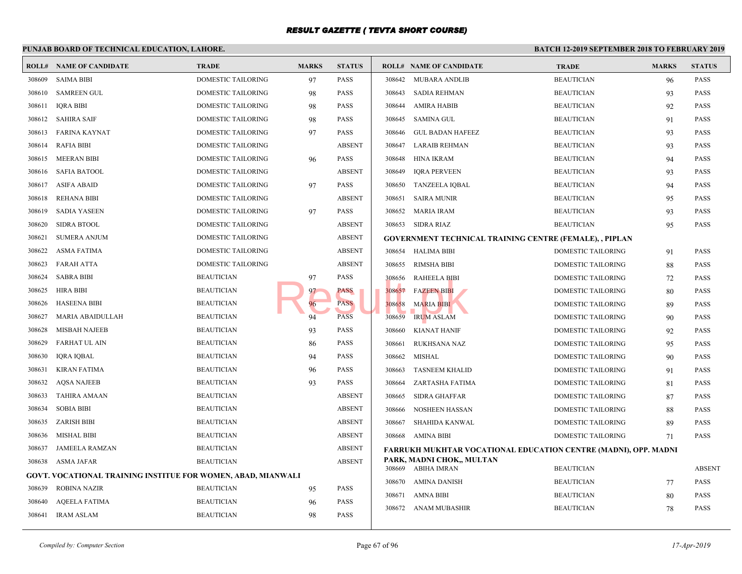# RESULT GAZETTE ( TEVTA SHORT COURSE)

**PUNJAB BOARD OF TECHNICAL EDUCATION, LAHORE.**

**BATCH 12-2019 SEPTEMBER 2018 TO FEBRUARY 2019**

| ROLL# | NAME OF CANDIDATE | TRADE | MARKS | STATUS |
|---|---|---|---|---|
| 308609 | SAIMA BIBI | DOMESTIC TAILORING | 97 | PASS |
| 308610 | SAMREEN GUL | DOMESTIC TAILORING | 98 | PASS |
| 308611 | IQRA BIBI | DOMESTIC TAILORING | 98 | PASS |
| 308612 | SAHIRA SAIF | DOMESTIC TAILORING | 98 | PASS |
| 308613 | FARINA KAYNAT | DOMESTIC TAILORING | 97 | PASS |
| 308614 | RAFIA BIBI | DOMESTIC TAILORING | | ABSENT |
| 308615 | MEERAN BIBI | DOMESTIC TAILORING | 96 | PASS |
| 308616 | SAFIA BATOOL | DOMESTIC TAILORING | | ABSENT |
| 308617 | ASIFA ABAID | DOMESTIC TAILORING | 97 | PASS |
| 308618 | REHANA BIBI | DOMESTIC TAILORING | | ABSENT |
| 308619 | SADIA YASEEN | DOMESTIC TAILORING | 97 | PASS |
| 308620 | SIDRA BTOOL | DOMESTIC TAILORING | | ABSENT |
| 308621 | SUMERA ANJUM | DOMESTIC TAILORING | | ABSENT |
| 308622 | ASMA FATIMA | DOMESTIC TAILORING | | ABSENT |
| 308623 | FARAH ATTA | DOMESTIC TAILORING | | ABSENT |
| 308624 | SABRA BIBI | BEAUTICIAN | 97 | PASS |
| 308625 | HIRA BIBI | BEAUTICIAN | 97 | PASS |
| 308626 | HASEENA BIBI | BEAUTICIAN | 96 | PASS |
| 308627 | MARIA ABAIDULLAH | BEAUTICIAN | 94 | PASS |
| 308628 | MISBAH NAJEEB | BEAUTICIAN | 93 | PASS |
| 308629 | FARHAT UL AIN | BEAUTICIAN | 86 | PASS |
| 308630 | IQRA IQBAL | BEAUTICIAN | 94 | PASS |
| 308631 | KIRAN FATIMA | BEAUTICIAN | 96 | PASS |
| 308632 | AQSA NAJEEB | BEAUTICIAN | 93 | PASS |
| 308633 | TAHIRA AMAAN | BEAUTICIAN | | ABSENT |
| 308634 | SOBIA BIBI | BEAUTICIAN | | ABSENT |
| 308635 | ZARISH BIBI | BEAUTICIAN | | ABSENT |
| 308636 | MISHAL BIBI | BEAUTICIAN | | ABSENT |
| 308637 | JAMEELA RAMZAN | BEAUTICIAN | | ABSENT |
| 308638 | ASMA JAFAR | BEAUTICIAN | | ABSENT |

**GOVT. VOCATIONAL TRAINING INSTITUE FOR WOMEN, ABAD, MIANWALI**

| ROLL# | NAME OF CANDIDATE | TRADE | MARKS | STATUS |
|---|---|---|---|---|
| 308639 | ROBINA NAZIR | BEAUTICIAN | 95 | PASS |
| 308640 | AQEELA FATIMA | BEAUTICIAN | 96 | PASS |
| 308641 | IRAM ASLAM | BEAUTICIAN | 98 | PASS |
| 308642 | MUBARA ANDLIB | BEAUTICIAN | 96 | PASS |
| 308643 | SADIA REHMAN | BEAUTICIAN | 93 | PASS |
| 308644 | AMIRA HABIB | BEAUTICIAN | 92 | PASS |
| 308645 | SAMINA GUL | BEAUTICIAN | 91 | PASS |
| 308646 | GUL BADAN HAFEEZ | BEAUTICIAN | 93 | PASS |
| 308647 | LARAIB REHMAN | BEAUTICIAN | 93 | PASS |
| 308648 | HINA IKRAM | BEAUTICIAN | 94 | PASS |
| 308649 | IQRA PERVEEN | BEAUTICIAN | 93 | PASS |
| 308650 | TANZEELA IQBAL | BEAUTICIAN | 94 | PASS |
| 308651 | SAIRA MUNIR | BEAUTICIAN | 95 | PASS |
| 308652 | MARIA IRAM | BEAUTICIAN | 93 | PASS |
| 308653 | SIDRA RIAZ | BEAUTICIAN | 95 | PASS |

**GOVERNMENT TECHNICAL TRAINING CENTRE (FEMALE), , PIPLAN**

| ROLL# | NAME OF CANDIDATE | TRADE | MARKS | STATUS |
|---|---|---|---|---|
| 308654 | HALIMA BIBI | DOMESTIC TAILORING | 91 | PASS |
| 308655 | RIMSHA BIBI | DOMESTIC TAILORING | 88 | PASS |
| 308656 | RAHEELA BIBI | DOMESTIC TAILORING | 72 | PASS |
| 308657 | FAZEEN BIBI | DOMESTIC TAILORING | 80 | PASS |
| 308658 | MARIA BIBI | DOMESTIC TAILORING | 89 | PASS |
| 308659 | IRUM ASLAM | DOMESTIC TAILORING | 90 | PASS |
| 308660 | KIANAT HANIF | DOMESTIC TAILORING | 92 | PASS |
| 308661 | RUKHSANA NAZ | DOMESTIC TAILORING | 95 | PASS |
| 308662 | MISHAL | DOMESTIC TAILORING | 90 | PASS |
| 308663 | TASNEEM KHALID | DOMESTIC TAILORING | 91 | PASS |
| 308664 | ZARTASHA FATIMA | DOMESTIC TAILORING | 81 | PASS |
| 308665 | SIDRA GHAFFAR | DOMESTIC TAILORING | 87 | PASS |
| 308666 | NOSHEEN HASSAN | DOMESTIC TAILORING | 88 | PASS |
| 308667 | SHAHIDA KANWAL | DOMESTIC TAILORING | 89 | PASS |
| 308668 | AMINA BIBI | DOMESTIC TAILORING | 71 | PASS |

**FARRUKH MUKHTAR VOCATIONAL EDUCATION CENTRE (MADNI), OPP. MADNI PARK, MADNI CHOK,, MULTAN**

| ROLL# | NAME OF CANDIDATE | TRADE | MARKS | STATUS |
|---|---|---|---|---|
| 308669 | ABIHA IMRAN | BEAUTICIAN | | ABSENT |
| 308670 | AMINA DANISH | BEAUTICIAN | 77 | PASS |
| 308671 | AMNA BIBI | BEAUTICIAN | 80 | PASS |
| 308672 | ANAM MUBASHIR | BEAUTICIAN | 78 | PASS |

*Compiled by: Computer Section*

*17-Apr-2019*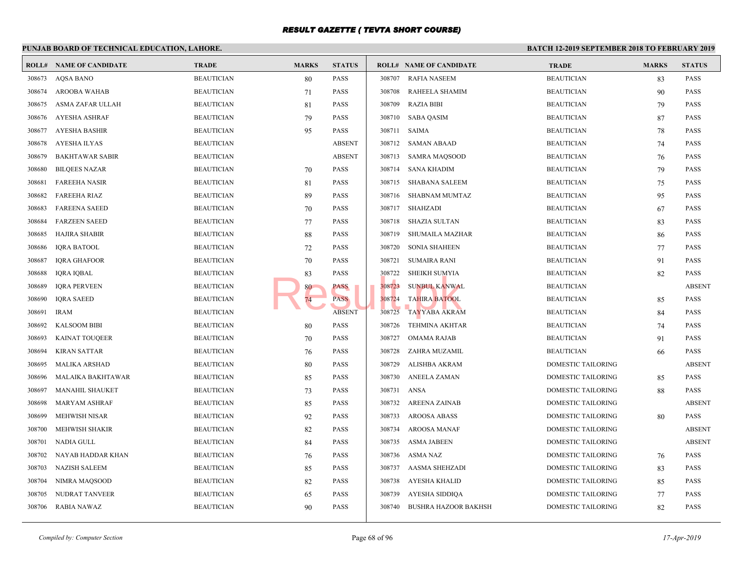# RESULT GAZETTE ( TEVTA SHORT COURSE)

**PUNJAB BOARD OF TECHNICAL EDUCATION, LAHORE.**

**BATCH 12-2019 SEPTEMBER 2018 TO FEBRUARY 2019**

| ROLL# | NAME OF CANDIDATE | TRADE | MARKS | STATUS |
|---|---|---|---|---|
| 308673 | AQSA BANO | BEAUTICIAN | 80 | PASS |
| 308674 | AROOBA WAHAB | BEAUTICIAN | 71 | PASS |
| 308675 | ASMA ZAFAR ULLAH | BEAUTICIAN | 81 | PASS |
| 308676 | AYESHA ASHRAF | BEAUTICIAN | 79 | PASS |
| 308677 | AYESHA BASHIR | BEAUTICIAN | 95 | PASS |
| 308678 | AYESHA ILYAS | BEAUTICIAN | | ABSENT |
| 308679 | BAKHTAWAR SABIR | BEAUTICIAN | | ABSENT |
| 308680 | BILQEES NAZAR | BEAUTICIAN | 70 | PASS |
| 308681 | FAREEHA NASIR | BEAUTICIAN | 81 | PASS |
| 308682 | FAREEHA RIAZ | BEAUTICIAN | 89 | PASS |
| 308683 | FAREENA SAEED | BEAUTICIAN | 70 | PASS |
| 308684 | FARZEEN SAEED | BEAUTICIAN | 77 | PASS |
| 308685 | HAJIRA SHABIR | BEAUTICIAN | 88 | PASS |
| 308686 | IQRA BATOOL | BEAUTICIAN | 72 | PASS |
| 308687 | IQRA GHAFOOR | BEAUTICIAN | 70 | PASS |
| 308688 | IQRA IQBAL | BEAUTICIAN | 83 | PASS |
| 308689 | IQRA PERVEEN | BEAUTICIAN | 80 | PASS |
| 308690 | IQRA SAEED | BEAUTICIAN | 74 | PASS |
| 308691 | IRAM | BEAUTICIAN | | ABSENT |
| 308692 | KALSOOM BIBI | BEAUTICIAN | 80 | PASS |
| 308693 | KAINAT TOUQEER | BEAUTICIAN | 70 | PASS |
| 308694 | KIRAN SATTAR | BEAUTICIAN | 76 | PASS |
| 308695 | MALIKA ARSHAD | BEAUTICIAN | 80 | PASS |
| 308696 | MALAIKA BAKHTAWAR | BEAUTICIAN | 85 | PASS |
| 308697 | MANAHIL SHAUKET | BEAUTICIAN | 73 | PASS |
| 308698 | MARYAM ASHRAF | BEAUTICIAN | 85 | PASS |
| 308699 | MEHWISH NISAR | BEAUTICIAN | 92 | PASS |
| 308700 | MEHWISH SHAKIR | BEAUTICIAN | 82 | PASS |
| 308701 | NADIA GULL | BEAUTICIAN | 84 | PASS |
| 308702 | NAYAB HADDAR KHAN | BEAUTICIAN | 76 | PASS |
| 308703 | NAZISH SALEEM | BEAUTICIAN | 85 | PASS |
| 308704 | NIMRA MAQSOOD | BEAUTICIAN | 82 | PASS |
| 308705 | NUDRAT TANVEER | BEAUTICIAN | 65 | PASS |
| 308706 | RABIA NAWAZ | BEAUTICIAN | 90 | PASS |
| 308707 | RAFIA NASEEM | BEAUTICIAN | 83 | PASS |
| 308708 | RAHEELA SHAMIM | BEAUTICIAN | 90 | PASS |
| 308709 | RAZIA BIBI | BEAUTICIAN | 79 | PASS |
| 308710 | SABA QASIM | BEAUTICIAN | 87 | PASS |
| 308711 | SAIMA | BEAUTICIAN | 78 | PASS |
| 308712 | SAMAN ABAAD | BEAUTICIAN | 74 | PASS |
| 308713 | SAMRA MAQSOOD | BEAUTICIAN | 76 | PASS |
| 308714 | SANA KHADIM | BEAUTICIAN | 79 | PASS |
| 308715 | SHABANA SALEEM | BEAUTICIAN | 75 | PASS |
| 308716 | SHABNAM MUMTAZ | BEAUTICIAN | 95 | PASS |
| 308717 | SHAHZADI | BEAUTICIAN | 67 | PASS |
| 308718 | SHAZIA SULTAN | BEAUTICIAN | 83 | PASS |
| 308719 | SHUMAILA MAZHAR | BEAUTICIAN | 86 | PASS |
| 308720 | SONIA SHAHEEN | BEAUTICIAN | 77 | PASS |
| 308721 | SUMAIRA RANI | BEAUTICIAN | 91 | PASS |
| 308722 | SHEIKH SUMYIA | BEAUTICIAN | 82 | PASS |
| 308723 | SUNBUL KANWAL | BEAUTICIAN | | ABSENT |
| 308724 | TAHIRA BATOOL | BEAUTICIAN | 85 | PASS |
| 308725 | TAYYABA AKRAM | BEAUTICIAN | 84 | PASS |
| 308726 | TEHMINA AKHTAR | BEAUTICIAN | 74 | PASS |
| 308727 | OMAMA RAJAB | BEAUTICIAN | 91 | PASS |
| 308728 | ZAHRA MUZAMIL | BEAUTICIAN | 66 | PASS |
| 308729 | ALISHBA AKRAM | DOMESTIC TAILORING | | ABSENT |
| 308730 | ANEELA ZAMAN | DOMESTIC TAILORING | 85 | PASS |
| 308731 | ANSA | DOMESTIC TAILORING | 88 | PASS |
| 308732 | AREENA ZAINAB | DOMESTIC TAILORING | | ABSENT |
| 308733 | AROOSA ABASS | DOMESTIC TAILORING | 80 | PASS |
| 308734 | AROOSA MANAF | DOMESTIC TAILORING | | ABSENT |
| 308735 | ASMA JABEEN | DOMESTIC TAILORING | | ABSENT |
| 308736 | ASMA NAZ | DOMESTIC TAILORING | 76 | PASS |
| 308737 | AASMA SHEHZADI | DOMESTIC TAILORING | 83 | PASS |
| 308738 | AYESHA KHALID | DOMESTIC TAILORING | 85 | PASS |
| 308739 | AYESHA SIDDIQA | DOMESTIC TAILORING | 77 | PASS |
| 308740 | BUSHRA HAZOOR BAKHSH | DOMESTIC TAILORING | 82 | PASS |

*Compiled by: Computer Section*

*17-Apr-2019*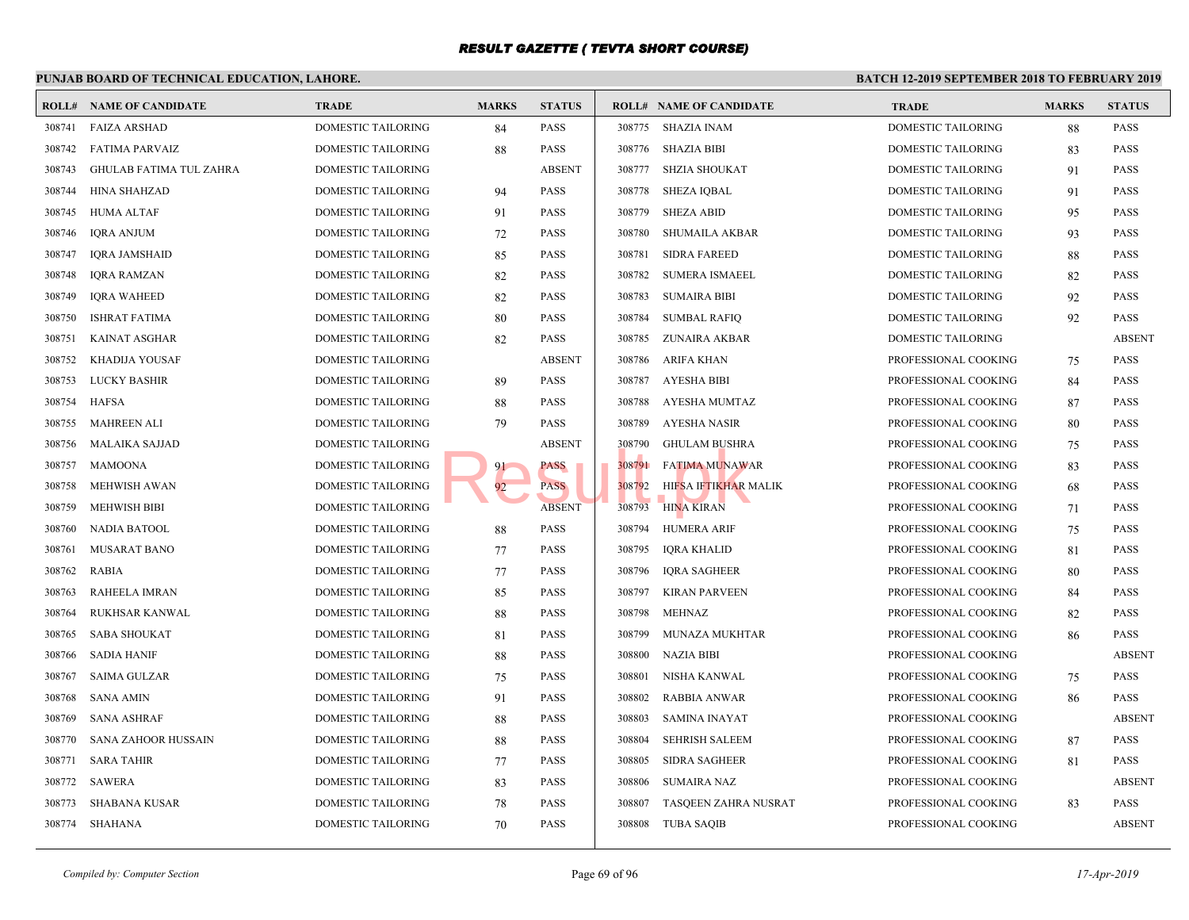# RESULT GAZETTE ( TEVTA SHORT COURSE)

## PUNJAB BOARD OF TECHNICAL EDUCATION, LAHORE.

**BATCH 12-2019 SEPTEMBER 2018 TO FEBRUARY 2019**

| ROLL# | NAME OF CANDIDATE | TRADE | MARKS | STATUS |
|---|---|---|---|---|
| 308741 | FAIZA ARSHAD | DOMESTIC TAILORING | 84 | PASS |
| 308742 | FATIMA PARVAIZ | DOMESTIC TAILORING | 88 | PASS |
| 308743 | GHULAB FATIMA TUL ZAHRA | DOMESTIC TAILORING | | ABSENT |
| 308744 | HINA SHAHZAD | DOMESTIC TAILORING | 94 | PASS |
| 308745 | HUMA ALTAF | DOMESTIC TAILORING | 91 | PASS |
| 308746 | IQRA ANJUM | DOMESTIC TAILORING | 72 | PASS |
| 308747 | IQRA JAMSHAID | DOMESTIC TAILORING | 85 | PASS |
| 308748 | IQRA RAMZAN | DOMESTIC TAILORING | 82 | PASS |
| 308749 | IQRA WAHEED | DOMESTIC TAILORING | 82 | PASS |
| 308750 | ISHRAT FATIMA | DOMESTIC TAILORING | 80 | PASS |
| 308751 | KAINAT ASGHAR | DOMESTIC TAILORING | 82 | PASS |
| 308752 | KHADIJA YOUSAF | DOMESTIC TAILORING | | ABSENT |
| 308753 | LUCKY BASHIR | DOMESTIC TAILORING | 89 | PASS |
| 308754 | HAFSA | DOMESTIC TAILORING | 88 | PASS |
| 308755 | MAHREEN ALI | DOMESTIC TAILORING | 79 | PASS |
| 308756 | MALAIKA SAJJAD | DOMESTIC TAILORING | | ABSENT |
| 308757 | MAMOONA | DOMESTIC TAILORING | 91 | PASS |
| 308758 | MEHWISH AWAN | DOMESTIC TAILORING | 92 | PASS |
| 308759 | MEHWISH BIBI | DOMESTIC TAILORING | | ABSENT |
| 308760 | NADIA BATOOL | DOMESTIC TAILORING | 88 | PASS |
| 308761 | MUSARAT BANO | DOMESTIC TAILORING | 77 | PASS |
| 308762 | RABIA | DOMESTIC TAILORING | 77 | PASS |
| 308763 | RAHEELA IMRAN | DOMESTIC TAILORING | 85 | PASS |
| 308764 | RUKHSAR KANWAL | DOMESTIC TAILORING | 88 | PASS |
| 308765 | SABA SHOUKAT | DOMESTIC TAILORING | 81 | PASS |
| 308766 | SADIA HANIF | DOMESTIC TAILORING | 88 | PASS |
| 308767 | SAIMA GULZAR | DOMESTIC TAILORING | 75 | PASS |
| 308768 | SANA AMIN | DOMESTIC TAILORING | 91 | PASS |
| 308769 | SANA ASHRAF | DOMESTIC TAILORING | 88 | PASS |
| 308770 | SANA ZAHOOR HUSSAIN | DOMESTIC TAILORING | 88 | PASS |
| 308771 | SARA TAHIR | DOMESTIC TAILORING | 77 | PASS |
| 308772 | SAWERA | DOMESTIC TAILORING | 83 | PASS |
| 308773 | SHABANA KUSAR | DOMESTIC TAILORING | 78 | PASS |
| 308774 | SHAHANA | DOMESTIC TAILORING | 70 | PASS |
| 308775 | SHAZIA INAM | DOMESTIC TAILORING | 88 | PASS |
| 308776 | SHAZIA BIBI | DOMESTIC TAILORING | 83 | PASS |
| 308777 | SHZIA SHOUKAT | DOMESTIC TAILORING | 91 | PASS |
| 308778 | SHEZA IQBAL | DOMESTIC TAILORING | 91 | PASS |
| 308779 | SHEZA ABID | DOMESTIC TAILORING | 95 | PASS |
| 308780 | SHUMAILA AKBAR | DOMESTIC TAILORING | 93 | PASS |
| 308781 | SIDRA FAREED | DOMESTIC TAILORING | 88 | PASS |
| 308782 | SUMERA ISMAEEL | DOMESTIC TAILORING | 82 | PASS |
| 308783 | SUMAIRA BIBI | DOMESTIC TAILORING | 92 | PASS |
| 308784 | SUMBAL RAFIQ | DOMESTIC TAILORING | 92 | PASS |
| 308785 | ZUNAIRA AKBAR | DOMESTIC TAILORING | | ABSENT |
| 308786 | ARIFA KHAN | PROFESSIONAL COOKING | 75 | PASS |
| 308787 | AYESHA BIBI | PROFESSIONAL COOKING | 84 | PASS |
| 308788 | AYESHA MUMTAZ | PROFESSIONAL COOKING | 87 | PASS |
| 308789 | AYESHA NASIR | PROFESSIONAL COOKING | 80 | PASS |
| 308790 | GHULAM BUSHRA | PROFESSIONAL COOKING | 75 | PASS |
| 308791 | FATIMA MUNAWAR | PROFESSIONAL COOKING | 83 | PASS |
| 308792 | HIFSA IFTIKHAR MALIK | PROFESSIONAL COOKING | 68 | PASS |
| 308793 | HINA KIRAN | PROFESSIONAL COOKING | 71 | PASS |
| 308794 | HUMERA ARIF | PROFESSIONAL COOKING | 75 | PASS |
| 308795 | IQRA KHALID | PROFESSIONAL COOKING | 81 | PASS |
| 308796 | IQRA SAGHEER | PROFESSIONAL COOKING | 80 | PASS |
| 308797 | KIRAN PARVEEN | PROFESSIONAL COOKING | 84 | PASS |
| 308798 | MEHNAZ | PROFESSIONAL COOKING | 82 | PASS |
| 308799 | MUNAZA MUKHTAR | PROFESSIONAL COOKING | 86 | PASS |
| 308800 | NAZIA BIBI | PROFESSIONAL COOKING | | ABSENT |
| 308801 | NISHA KANWAL | PROFESSIONAL COOKING | 75 | PASS |
| 308802 | RABBIA ANWAR | PROFESSIONAL COOKING | 86 | PASS |
| 308803 | SAMINA INAYAT | PROFESSIONAL COOKING | | ABSENT |
| 308804 | SEHRISH SALEEM | PROFESSIONAL COOKING | 87 | PASS |
| 308805 | SIDRA SAGHEER | PROFESSIONAL COOKING | 81 | PASS |
| 308806 | SUMAIRA NAZ | PROFESSIONAL COOKING | | ABSENT |
| 308807 | TASQEEN ZAHRA NUSRAT | PROFESSIONAL COOKING | 83 | PASS |
| 308808 | TUBA SAQIB | PROFESSIONAL COOKING | | ABSENT |

*Compiled by: Computer Section*

*17-Apr-2019*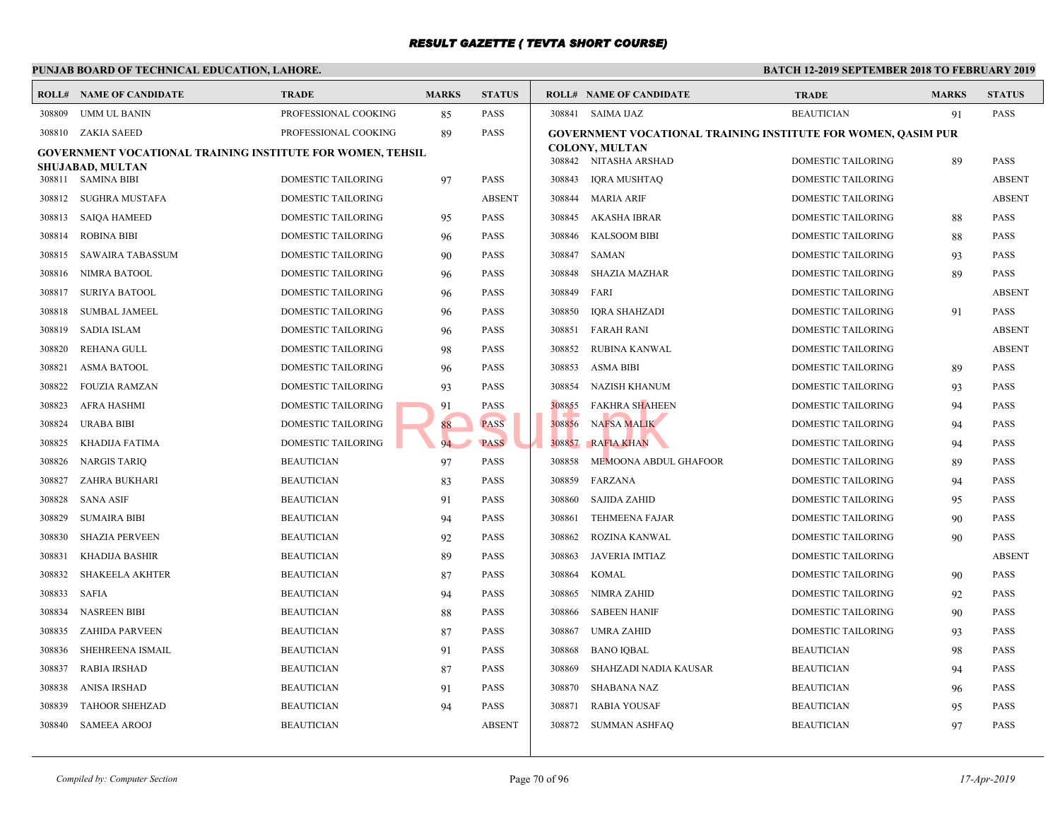# RESULT GAZETTE ( TEVTA SHORT COURSE)

**PUNJAB BOARD OF TECHNICAL EDUCATION, LAHORE.**

**BATCH 12-2019 SEPTEMBER 2018 TO FEBRUARY 2019**

| ROLL# | NAME OF CANDIDATE | TRADE | MARKS | STATUS |
|---|---|---|---|---|
| 308809 | UMM UL BANIN | PROFESSIONAL COOKING | 85 | PASS |
| 308810 | ZAKIA SAEED | PROFESSIONAL COOKING | 89 | PASS |
| **GOVERNMENT VOCATIONAL TRAINING INSTITUTE FOR WOMEN, TEHSIL SHUJABAD, MULTAN** | | | | |
| 308811 | SAMINA BIBI | DOMESTIC TAILORING | 97 | PASS |
| 308812 | SUGHRA MUSTAFA | DOMESTIC TAILORING | | ABSENT |
| 308813 | SAIQA HAMEED | DOMESTIC TAILORING | 95 | PASS |
| 308814 | ROBINA BIBI | DOMESTIC TAILORING | 96 | PASS |
| 308815 | SAWAIRA TABASSUM | DOMESTIC TAILORING | 90 | PASS |
| 308816 | NIMRA BATOOL | DOMESTIC TAILORING | 96 | PASS |
| 308817 | SURIYA BATOOL | DOMESTIC TAILORING | 96 | PASS |
| 308818 | SUMBAL JAMEEL | DOMESTIC TAILORING | 96 | PASS |
| 308819 | SADIA ISLAM | DOMESTIC TAILORING | 96 | PASS |
| 308820 | REHANA GULL | DOMESTIC TAILORING | 98 | PASS |
| 308821 | ASMA BATOOL | DOMESTIC TAILORING | 96 | PASS |
| 308822 | FOUZIA RAMZAN | DOMESTIC TAILORING | 93 | PASS |
| 308823 | AFRA HASHMI | DOMESTIC TAILORING | 91 | PASS |
| 308824 | URABA BIBI | DOMESTIC TAILORING | 88 | PASS |
| 308825 | KHADIJA FATIMA | DOMESTIC TAILORING | 94 | PASS |
| 308826 | NARGIS TARIQ | BEAUTICIAN | 97 | PASS |
| 308827 | ZAHRA BUKHARI | BEAUTICIAN | 83 | PASS |
| 308828 | SANA ASIF | BEAUTICIAN | 91 | PASS |
| 308829 | SUMAIRA BIBI | BEAUTICIAN | 94 | PASS |
| 308830 | SHAZIA PERVEEN | BEAUTICIAN | 92 | PASS |
| 308831 | KHADIJA BASHIR | BEAUTICIAN | 89 | PASS |
| 308832 | SHAKEELA AKHTER | BEAUTICIAN | 87 | PASS |
| 308833 | SAFIA | BEAUTICIAN | 94 | PASS |
| 308834 | NASREEN BIBI | BEAUTICIAN | 88 | PASS |
| 308835 | ZAHIDA PARVEEN | BEAUTICIAN | 87 | PASS |
| 308836 | SHEHREENA ISMAIL | BEAUTICIAN | 91 | PASS |
| 308837 | RABIA IRSHAD | BEAUTICIAN | 87 | PASS |
| 308838 | ANISA IRSHAD | BEAUTICIAN | 91 | PASS |
| 308839 | TAHOOR SHEHZAD | BEAUTICIAN | 94 | PASS |
| 308840 | SAMEEA AROOJ | BEAUTICIAN | | ABSENT |
| 308841 | SAIMA IJAZ | BEAUTICIAN | 91 | PASS |
| **GOVERNMENT VOCATIONAL TRAINING INSTITUTE FOR WOMEN, QASIM PUR COLONY, MULTAN** | | | | |
| 308842 | NITASHA ARSHAD | DOMESTIC TAILORING | 89 | PASS |
| 308843 | IQRA MUSHTAQ | DOMESTIC TAILORING | | ABSENT |
| 308844 | MARIA ARIF | DOMESTIC TAILORING | | ABSENT |
| 308845 | AKASHA IBRAR | DOMESTIC TAILORING | 88 | PASS |
| 308846 | KALSOOM BIBI | DOMESTIC TAILORING | 88 | PASS |
| 308847 | SAMAN | DOMESTIC TAILORING | 93 | PASS |
| 308848 | SHAZIA MAZHAR | DOMESTIC TAILORING | 89 | PASS |
| 308849 | FARI | DOMESTIC TAILORING | | ABSENT |
| 308850 | IQRA SHAHZADI | DOMESTIC TAILORING | 91 | PASS |
| 308851 | FARAH RANI | DOMESTIC TAILORING | | ABSENT |
| 308852 | RUBINA KANWAL | DOMESTIC TAILORING | | ABSENT |
| 308853 | ASMA BIBI | DOMESTIC TAILORING | 89 | PASS |
| 308854 | NAZISH KHANUM | DOMESTIC TAILORING | 93 | PASS |
| 308855 | FAKHRA SHAHEEN | DOMESTIC TAILORING | 94 | PASS |
| 308856 | NAFSA MALIK | DOMESTIC TAILORING | 94 | PASS |
| 308857 | RAFIA KHAN | DOMESTIC TAILORING | 94 | PASS |
| 308858 | MEMOONA ABDUL GHAFOOR | DOMESTIC TAILORING | 89 | PASS |
| 308859 | FARZANA | DOMESTIC TAILORING | 94 | PASS |
| 308860 | SAJIDA ZAHID | DOMESTIC TAILORING | 95 | PASS |
| 308861 | TEHMEENA FAJAR | DOMESTIC TAILORING | 90 | PASS |
| 308862 | ROZINA KANWAL | DOMESTIC TAILORING | 90 | PASS |
| 308863 | JAVERIA IMTIAZ | DOMESTIC TAILORING | | ABSENT |
| 308864 | KOMAL | DOMESTIC TAILORING | 90 | PASS |
| 308865 | NIMRA ZAHID | DOMESTIC TAILORING | 92 | PASS |
| 308866 | SABEEN HANIF | DOMESTIC TAILORING | 90 | PASS |
| 308867 | UMRA ZAHID | DOMESTIC TAILORING | 93 | PASS |
| 308868 | BANO IQBAL | BEAUTICIAN | 98 | PASS |
| 308869 | SHAHZADI NADIA KAUSAR | BEAUTICIAN | 94 | PASS |
| 308870 | SHABANA NAZ | BEAUTICIAN | 96 | PASS |
| 308871 | RABIA YOUSAF | BEAUTICIAN | 95 | PASS |
| 308872 | SUMMAN ASHFAQ | BEAUTICIAN | 97 | PASS |

*Compiled by: Computer Section*

*17-Apr-2019*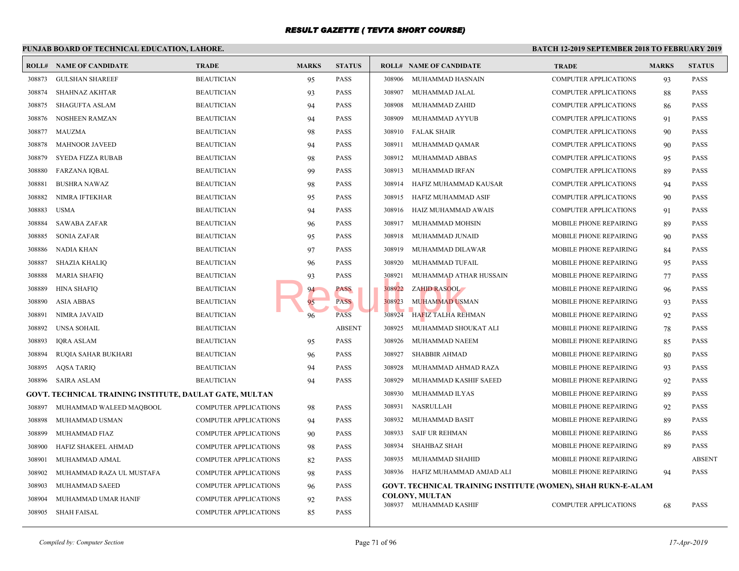# RESULT GAZETTE ( TEVTA SHORT COURSE)

**PUNJAB BOARD OF TECHNICAL EDUCATION, LAHORE.**

**BATCH 12-2019 SEPTEMBER 2018 TO FEBRUARY 2019**

| ROLL# | NAME OF CANDIDATE | TRADE | MARKS | STATUS |
|---|---|---|---|---|
| 308873 | GULSHAN SHAREEF | BEAUTICIAN | 95 | PASS |
| 308874 | SHAHNAZ AKHTAR | BEAUTICIAN | 93 | PASS |
| 308875 | SHAGUFTA ASLAM | BEAUTICIAN | 94 | PASS |
| 308876 | NOSHEEN RAMZAN | BEAUTICIAN | 94 | PASS |
| 308877 | MAUZMA | BEAUTICIAN | 98 | PASS |
| 308878 | MAHNOOR JAVEED | BEAUTICIAN | 94 | PASS |
| 308879 | SYEDA FIZZA RUBAB | BEAUTICIAN | 98 | PASS |
| 308880 | FARZANA IQBAL | BEAUTICIAN | 99 | PASS |
| 308881 | BUSHRA NAWAZ | BEAUTICIAN | 98 | PASS |
| 308882 | NIMRA IFTEKHAR | BEAUTICIAN | 95 | PASS |
| 308883 | USMA | BEAUTICIAN | 94 | PASS |
| 308884 | SAWABA ZAFAR | BEAUTICIAN | 96 | PASS |
| 308885 | SONIA ZAFAR | BEAUTICIAN | 95 | PASS |
| 308886 | NADIA KHAN | BEAUTICIAN | 97 | PASS |
| 308887 | SHAZIA KHALIQ | BEAUTICIAN | 96 | PASS |
| 308888 | MARIA SHAFIQ | BEAUTICIAN | 93 | PASS |
| 308889 | HINA SHAFIQ | BEAUTICIAN | 94 | PASS |
| 308890 | ASIA ABBAS | BEAUTICIAN | 95 | PASS |
| 308891 | NIMRA JAVAID | BEAUTICIAN | 96 | PASS |
| 308892 | UNSA SOHAIL | BEAUTICIAN | | ABSENT |
| 308893 | IQRA ASLAM | BEAUTICIAN | 95 | PASS |
| 308894 | RUQIA SAHAR BUKHARI | BEAUTICIAN | 96 | PASS |
| 308895 | AQSA TARIQ | BEAUTICIAN | 94 | PASS |
| 308896 | SAIRA ASLAM | BEAUTICIAN | 94 | PASS |

**GOVT. TECHNICAL TRAINING INSTITUTE, DAULAT GATE, MULTAN**

| ROLL# | NAME OF CANDIDATE | TRADE | MARKS | STATUS |
|---|---|---|---|---|
| 308897 | MUHAMMAD WALEED MAQBOOL | COMPUTER APPLICATIONS | 98 | PASS |
| 308898 | MUHAMMAD USMAN | COMPUTER APPLICATIONS | 94 | PASS |
| 308899 | MUHAMMAD FIAZ | COMPUTER APPLICATIONS | 90 | PASS |
| 308900 | HAFIZ SHAKEEL AHMAD | COMPUTER APPLICATIONS | 98 | PASS |
| 308901 | MUHAMMAD AJMAL | COMPUTER APPLICATIONS | 82 | PASS |
| 308902 | MUHAMMAD RAZA UL MUSTAFA | COMPUTER APPLICATIONS | 98 | PASS |
| 308903 | MUHAMMAD SAEED | COMPUTER APPLICATIONS | 96 | PASS |
| 308904 | MUHAMMAD UMAR HANIF | COMPUTER APPLICATIONS | 92 | PASS |
| 308905 | SHAH FAISAL | COMPUTER APPLICATIONS | 85 | PASS |
| 308906 | MUHAMMAD HASNAIN | COMPUTER APPLICATIONS | 93 | PASS |
| 308907 | MUHAMMAD JALAL | COMPUTER APPLICATIONS | 88 | PASS |
| 308908 | MUHAMMAD ZAHID | COMPUTER APPLICATIONS | 86 | PASS |
| 308909 | MUHAMMAD AYYUB | COMPUTER APPLICATIONS | 91 | PASS |
| 308910 | FALAK SHAIR | COMPUTER APPLICATIONS | 90 | PASS |
| 308911 | MUHAMMAD QAMAR | COMPUTER APPLICATIONS | 90 | PASS |
| 308912 | MUHAMMAD ABBAS | COMPUTER APPLICATIONS | 95 | PASS |
| 308913 | MUHAMMAD IRFAN | COMPUTER APPLICATIONS | 89 | PASS |
| 308914 | HAFIZ MUHAMMAD KAUSAR | COMPUTER APPLICATIONS | 94 | PASS |
| 308915 | HAFIZ MUHAMMAD ASIF | COMPUTER APPLICATIONS | 90 | PASS |
| 308916 | HAIZ MUHAMMAD AWAIS | COMPUTER APPLICATIONS | 91 | PASS |
| 308917 | MUHAMMAD MOHSIN | MOBILE PHONE REPAIRING | 89 | PASS |
| 308918 | MUHAMMAD JUNAID | MOBILE PHONE REPAIRING | 90 | PASS |
| 308919 | MUHAMMAD DILAWAR | MOBILE PHONE REPAIRING | 84 | PASS |
| 308920 | MUHAMMAD TUFAIL | MOBILE PHONE REPAIRING | 95 | PASS |
| 308921 | MUHAMMAD ATHAR HUSSAIN | MOBILE PHONE REPAIRING | 77 | PASS |
| 308922 | ZAHID RASOOL | MOBILE PHONE REPAIRING | 96 | PASS |
| 308923 | MUHAMMAD USMAN | MOBILE PHONE REPAIRING | 93 | PASS |
| 308924 | HAFIZ TALHA REHMAN | MOBILE PHONE REPAIRING | 92 | PASS |
| 308925 | MUHAMMAD SHOUKAT ALI | MOBILE PHONE REPAIRING | 78 | PASS |
| 308926 | MUHAMMAD NAEEM | MOBILE PHONE REPAIRING | 85 | PASS |
| 308927 | SHABBIR AHMAD | MOBILE PHONE REPAIRING | 80 | PASS |
| 308928 | MUHAMMAD AHMAD RAZA | MOBILE PHONE REPAIRING | 93 | PASS |
| 308929 | MUHAMMAD KASHIF SAEED | MOBILE PHONE REPAIRING | 92 | PASS |
| 308930 | MUHAMMAD ILYAS | MOBILE PHONE REPAIRING | 89 | PASS |
| 308931 | NASRULLAH | MOBILE PHONE REPAIRING | 92 | PASS |
| 308932 | MUHAMMAD BASIT | MOBILE PHONE REPAIRING | 89 | PASS |
| 308933 | SAIF UR REHMAN | MOBILE PHONE REPAIRING | 86 | PASS |
| 308934 | SHAHBAZ SHAH | MOBILE PHONE REPAIRING | 89 | PASS |
| 308935 | MUHAMMAD SHAHID | MOBILE PHONE REPAIRING | | ABSENT |
| 308936 | HAFIZ MUHAMMAD AMJAD ALI | MOBILE PHONE REPAIRING | 94 | PASS |

**GOVT. TECHNICAL TRAINING INSTITUTE (WOMEN), SHAH RUKN-E-ALAM COLONY, MULTAN**

| ROLL# | NAME OF CANDIDATE | TRADE | MARKS | STATUS |
|---|---|---|---|---|
| 308937 | MUHAMMAD KASHIF | COMPUTER APPLICATIONS | 68 | PASS |

*Compiled by: Computer Section*

*17-Apr-2019*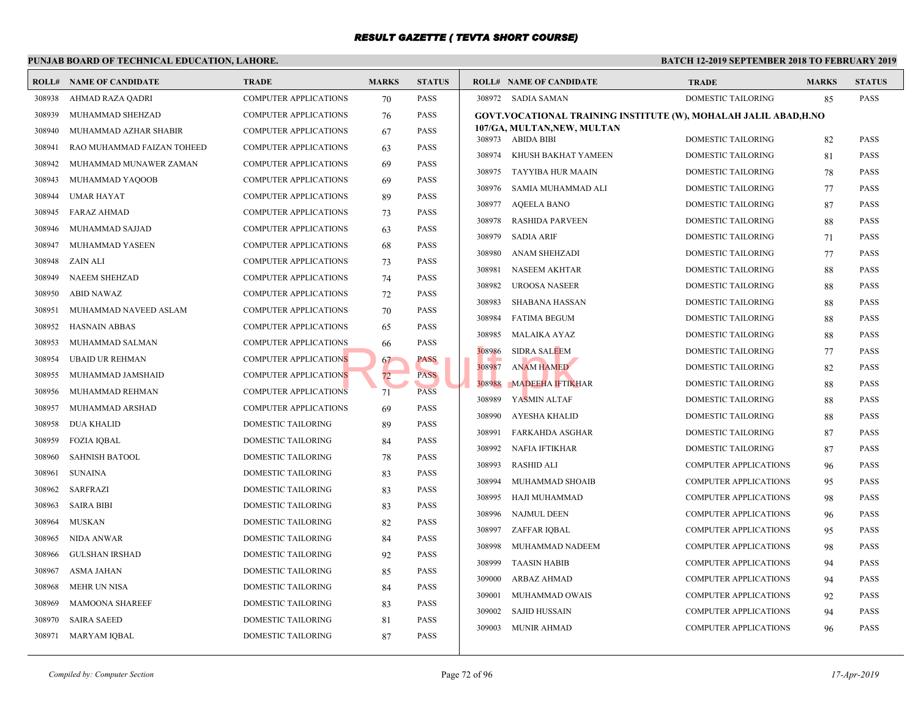# RESULT GAZETTE ( TEVTA SHORT COURSE)

**PUNJAB BOARD OF TECHNICAL EDUCATION, LAHORE.**

**BATCH 12-2019 SEPTEMBER 2018 TO FEBRUARY 2019**

| ROLL# | NAME OF CANDIDATE | TRADE | MARKS | STATUS |
|---|---|---|---|---|
| 308938 | AHMAD RAZA QADRI | COMPUTER APPLICATIONS | 70 | PASS |
| 308939 | MUHAMMAD SHEHZAD | COMPUTER APPLICATIONS | 76 | PASS |
| 308940 | MUHAMMAD AZHAR SHABIR | COMPUTER APPLICATIONS | 67 | PASS |
| 308941 | RAO MUHAMMAD FAIZAN TOHEED | COMPUTER APPLICATIONS | 63 | PASS |
| 308942 | MUHAMMAD MUNAWER ZAMAN | COMPUTER APPLICATIONS | 69 | PASS |
| 308943 | MUHAMMAD YAQOOB | COMPUTER APPLICATIONS | 69 | PASS |
| 308944 | UMAR HAYAT | COMPUTER APPLICATIONS | 89 | PASS |
| 308945 | FARAZ AHMAD | COMPUTER APPLICATIONS | 73 | PASS |
| 308946 | MUHAMMAD SAJJAD | COMPUTER APPLICATIONS | 63 | PASS |
| 308947 | MUHAMMAD YASEEN | COMPUTER APPLICATIONS | 68 | PASS |
| 308948 | ZAIN ALI | COMPUTER APPLICATIONS | 73 | PASS |
| 308949 | NAEEM SHEHZAD | COMPUTER APPLICATIONS | 74 | PASS |
| 308950 | ABID NAWAZ | COMPUTER APPLICATIONS | 72 | PASS |
| 308951 | MUHAMMAD NAVEED ASLAM | COMPUTER APPLICATIONS | 70 | PASS |
| 308952 | HASNAIN ABBAS | COMPUTER APPLICATIONS | 65 | PASS |
| 308953 | MUHAMMAD SALMAN | COMPUTER APPLICATIONS | 66 | PASS |
| 308954 | UBAID UR REHMAN | COMPUTER APPLICATIONS | 67 | PASS |
| 308955 | MUHAMMAD JAMSHAID | COMPUTER APPLICATIONS | 72 | PASS |
| 308956 | MUHAMMAD REHMAN | COMPUTER APPLICATIONS | 71 | PASS |
| 308957 | MUHAMMAD ARSHAD | COMPUTER APPLICATIONS | 69 | PASS |
| 308958 | DUA KHALID | DOMESTIC TAILORING | 89 | PASS |
| 308959 | FOZIA IQBAL | DOMESTIC TAILORING | 84 | PASS |
| 308960 | SAHNISH BATOOL | DOMESTIC TAILORING | 78 | PASS |
| 308961 | SUNAINA | DOMESTIC TAILORING | 83 | PASS |
| 308962 | SARFRAZI | DOMESTIC TAILORING | 83 | PASS |
| 308963 | SAIRA BIBI | DOMESTIC TAILORING | 83 | PASS |
| 308964 | MUSKAN | DOMESTIC TAILORING | 82 | PASS |
| 308965 | NIDA ANWAR | DOMESTIC TAILORING | 84 | PASS |
| 308966 | GULSHAN IRSHAD | DOMESTIC TAILORING | 92 | PASS |
| 308967 | ASMA JAHAN | DOMESTIC TAILORING | 85 | PASS |
| 308968 | MEHR UN NISA | DOMESTIC TAILORING | 84 | PASS |
| 308969 | MAMOONA SHAREEF | DOMESTIC TAILORING | 83 | PASS |
| 308970 | SAIRA SAEED | DOMESTIC TAILORING | 81 | PASS |
| 308971 | MARYAM IQBAL | DOMESTIC TAILORING | 87 | PASS |
| 308972 | SADIA SAMAN | DOMESTIC TAILORING | 85 | PASS |

**GOVT.VOCATIONAL TRAINING INSTITUTE (W), MOHALAH JALIL ABAD,H.NO 107/GA, MULTAN,NEW, MULTAN**

| ROLL# | NAME OF CANDIDATE | TRADE | MARKS | STATUS |
|---|---|---|---|---|
| 308973 | ABIDA BIBI | DOMESTIC TAILORING | 82 | PASS |
| 308974 | KHUSH BAKHAT YAMEEN | DOMESTIC TAILORING | 81 | PASS |
| 308975 | TAYYIBA HUR MAAIN | DOMESTIC TAILORING | 78 | PASS |
| 308976 | SAMIA MUHAMMAD ALI | DOMESTIC TAILORING | 77 | PASS |
| 308977 | AQEELA BANO | DOMESTIC TAILORING | 87 | PASS |
| 308978 | RASHIDA PARVEEN | DOMESTIC TAILORING | 88 | PASS |
| 308979 | SADIA ARIF | DOMESTIC TAILORING | 71 | PASS |
| 308980 | ANAM SHEHZADI | DOMESTIC TAILORING | 77 | PASS |
| 308981 | NASEEM AKHTAR | DOMESTIC TAILORING | 88 | PASS |
| 308982 | UROOSA NASEER | DOMESTIC TAILORING | 88 | PASS |
| 308983 | SHABANA HASSAN | DOMESTIC TAILORING | 88 | PASS |
| 308984 | FATIMA BEGUM | DOMESTIC TAILORING | 88 | PASS |
| 308985 | MALAIKA AYAZ | DOMESTIC TAILORING | 88 | PASS |
| 308986 | SIDRA SALEEM | DOMESTIC TAILORING | 77 | PASS |
| 308987 | ANAM HAMED | DOMESTIC TAILORING | 82 | PASS |
| 308988 | MADEEHA IFTIKHAR | DOMESTIC TAILORING | 88 | PASS |
| 308989 | YASMIN ALTAF | DOMESTIC TAILORING | 88 | PASS |
| 308990 | AYESHA KHALID | DOMESTIC TAILORING | 88 | PASS |
| 308991 | FARKAHDA ASGHAR | DOMESTIC TAILORING | 87 | PASS |
| 308992 | NAFIA IFTIKHAR | DOMESTIC TAILORING | 87 | PASS |
| 308993 | RASHID ALI | COMPUTER APPLICATIONS | 96 | PASS |
| 308994 | MUHAMMAD SHOAIB | COMPUTER APPLICATIONS | 95 | PASS |
| 308995 | HAJI MUHAMMAD | COMPUTER APPLICATIONS | 98 | PASS |
| 308996 | NAJMUL DEEN | COMPUTER APPLICATIONS | 96 | PASS |
| 308997 | ZAFFAR IQBAL | COMPUTER APPLICATIONS | 95 | PASS |
| 308998 | MUHAMMAD NADEEM | COMPUTER APPLICATIONS | 98 | PASS |
| 308999 | TAASIN HABIB | COMPUTER APPLICATIONS | 94 | PASS |
| 309000 | ARBAZ AHMAD | COMPUTER APPLICATIONS | 94 | PASS |
| 309001 | MUHAMMAD OWAIS | COMPUTER APPLICATIONS | 92 | PASS |
| 309002 | SAJID HUSSAIN | COMPUTER APPLICATIONS | 94 | PASS |
| 309003 | MUNIR AHMAD | COMPUTER APPLICATIONS | 96 | PASS |

*Compiled by: Computer Section*

*17-Apr-2019*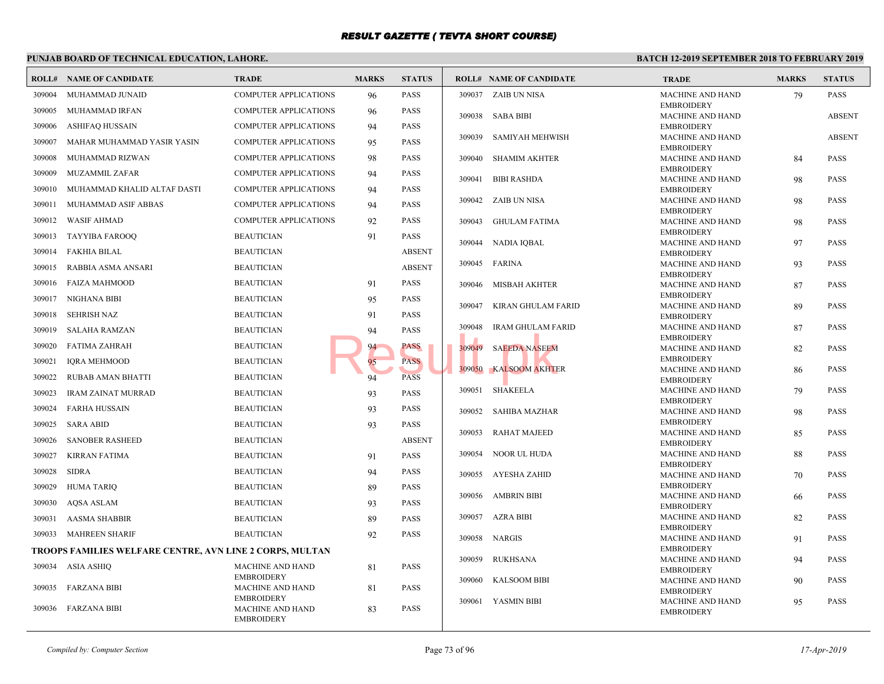# RESULT GAZETTE ( TEVTA SHORT COURSE)

## PUNJAB BOARD OF TECHNICAL EDUCATION, LAHORE.

**BATCH 12-2019 SEPTEMBER 2018 TO FEBRUARY 2019**

| ROLL# | NAME OF CANDIDATE | TRADE | MARKS | STATUS |
|---|---|---|---|---|
| 309004 | MUHAMMAD JUNAID | COMPUTER APPLICATIONS | 96 | PASS |
| 309005 | MUHAMMAD IRFAN | COMPUTER APPLICATIONS | 96 | PASS |
| 309006 | ASHIFAQ HUSSAIN | COMPUTER APPLICATIONS | 94 | PASS |
| 309007 | MAHAR MUHAMMAD YASIR YASIN | COMPUTER APPLICATIONS | 95 | PASS |
| 309008 | MUHAMMAD RIZWAN | COMPUTER APPLICATIONS | 98 | PASS |
| 309009 | MUZAMMIL ZAFAR | COMPUTER APPLICATIONS | 94 | PASS |
| 309010 | MUHAMMAD KHALID ALTAF DASTI | COMPUTER APPLICATIONS | 94 | PASS |
| 309011 | MUHAMMAD ASIF ABBAS | COMPUTER APPLICATIONS | 94 | PASS |
| 309012 | WASIF AHMAD | COMPUTER APPLICATIONS | 92 | PASS |
| 309013 | TAYYIBA FAROOQ | BEAUTICIAN | 91 | PASS |
| 309014 | FAKHIA BILAL | BEAUTICIAN | | ABSENT |
| 309015 | RABBIA ASMA ANSARI | BEAUTICIAN | | ABSENT |
| 309016 | FAIZA MAHMOOD | BEAUTICIAN | 91 | PASS |
| 309017 | NIGHANA BIBI | BEAUTICIAN | 95 | PASS |
| 309018 | SEHRISH NAZ | BEAUTICIAN | 91 | PASS |
| 309019 | SALAHA RAMZAN | BEAUTICIAN | 94 | PASS |
| 309020 | FATIMA ZAHRAH | BEAUTICIAN | 94 | PASS |
| 309021 | IQRA MEHMOOD | BEAUTICIAN | 95 | PASS |
| 309022 | RUBAB AMAN BHATTI | BEAUTICIAN | 94 | PASS |
| 309023 | IRAM ZAINAT MURRAD | BEAUTICIAN | 93 | PASS |
| 309024 | FARHA HUSSAIN | BEAUTICIAN | 93 | PASS |
| 309025 | SARA ABID | BEAUTICIAN | 93 | PASS |
| 309026 | SANOBER RASHEED | BEAUTICIAN | | ABSENT |
| 309027 | KIRRAN FATIMA | BEAUTICIAN | 91 | PASS |
| 309028 | SIDRA | BEAUTICIAN | 94 | PASS |
| 309029 | HUMA TARIQ | BEAUTICIAN | 89 | PASS |
| 309030 | AQSA ASLAM | BEAUTICIAN | 93 | PASS |
| 309031 | AASMA SHABBIR | BEAUTICIAN | 89 | PASS |
| 309033 | MAHREEN SHARIF | BEAUTICIAN | 92 | PASS |

### TROOPS FAMILIES WELFARE CENTRE, AVN LINE 2 CORPS, MULTAN

| ROLL# | NAME OF CANDIDATE | TRADE | MARKS | STATUS |
|---|---|---|---|---|
| 309034 | ASIA ASHIQ | MACHINE AND HAND EMBROIDERY | 81 | PASS |
| 309035 | FARZANA BIBI | MACHINE AND HAND EMBROIDERY | 81 | PASS |
| 309036 | FARZANA BIBI | MACHINE AND HAND EMBROIDERY | 83 | PASS |
| 309037 | ZAIB UN NISA | MACHINE AND HAND EMBROIDERY | 79 | PASS |
| 309038 | SABA BIBI | MACHINE AND HAND EMBROIDERY | | ABSENT |
| 309039 | SAMIYAH MEHWISH | MACHINE AND HAND EMBROIDERY | | ABSENT |
| 309040 | SHAMIM AKHTER | MACHINE AND HAND EMBROIDERY | 84 | PASS |
| 309041 | BIBI RASHDA | MACHINE AND HAND EMBROIDERY | 98 | PASS |
| 309042 | ZAIB UN NISA | MACHINE AND HAND EMBROIDERY | 98 | PASS |
| 309043 | GHULAM FATIMA | MACHINE AND HAND EMBROIDERY | 98 | PASS |
| 309044 | NADIA IQBAL | MACHINE AND HAND EMBROIDERY | 97 | PASS |
| 309045 | FARINA | MACHINE AND HAND EMBROIDERY | 93 | PASS |
| 309046 | MISBAH AKHTER | MACHINE AND HAND EMBROIDERY | 87 | PASS |
| 309047 | KIRAN GHULAM FARID | MACHINE AND HAND EMBROIDERY | 89 | PASS |
| 309048 | IRAM GHULAM FARID | MACHINE AND HAND EMBROIDERY | 87 | PASS |
| 309049 | SAEEDA NASEEM | MACHINE AND HAND EMBROIDERY | 82 | PASS |
| 309050 | KALSOOM AKHTER | MACHINE AND HAND EMBROIDERY | 86 | PASS |
| 309051 | SHAKEELA | MACHINE AND HAND EMBROIDERY | 79 | PASS |
| 309052 | SAHIBA MAZHAR | MACHINE AND HAND EMBROIDERY | 98 | PASS |
| 309053 | RAHAT MAJEED | MACHINE AND HAND EMBROIDERY | 85 | PASS |
| 309054 | NOOR UL HUDA | MACHINE AND HAND EMBROIDERY | 88 | PASS |
| 309055 | AYESHA ZAHID | MACHINE AND HAND EMBROIDERY | 70 | PASS |
| 309056 | AMBRIN BIBI | MACHINE AND HAND EMBROIDERY | 66 | PASS |
| 309057 | AZRA BIBI | MACHINE AND HAND EMBROIDERY | 82 | PASS |
| 309058 | NARGIS | MACHINE AND HAND EMBROIDERY | 91 | PASS |
| 309059 | RUKHSANA | MACHINE AND HAND EMBROIDERY | 94 | PASS |
| 309060 | KALSOOM BIBI | MACHINE AND HAND EMBROIDERY | 90 | PASS |
| 309061 | YASMIN BIBI | MACHINE AND HAND EMBROIDERY | 95 | PASS |

*Compiled by: Computer Section* — *17-Apr-2019*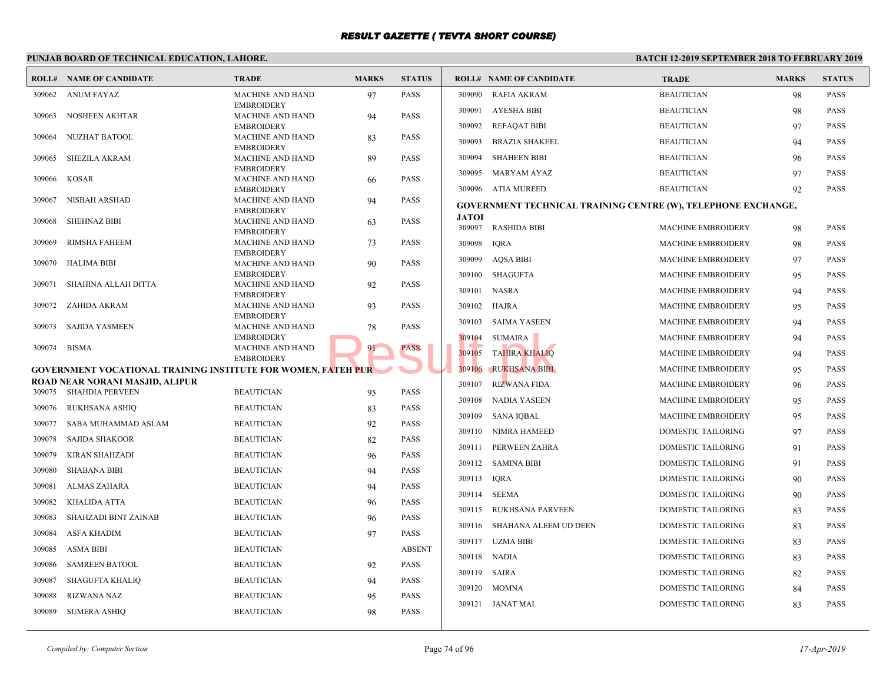# RESULT GAZETTE ( TEVTA SHORT COURSE)

**PUNJAB BOARD OF TECHNICAL EDUCATION, LAHORE.**

**BATCH 12-2019 SEPTEMBER 2018 TO FEBRUARY 2019**

| ROLL# | NAME OF CANDIDATE | TRADE | MARKS | STATUS |
|---|---|---|---|---|
| 309062 | ANUM FAYAZ | MACHINE AND HAND EMBROIDERY | 97 | PASS |
| 309063 | NOSHEEN AKHTAR | MACHINE AND HAND EMBROIDERY | 94 | PASS |
| 309064 | NUZHAT BATOOL | MACHINE AND HAND EMBROIDERY | 83 | PASS |
| 309065 | SHEZILA AKRAM | MACHINE AND HAND EMBROIDERY | 89 | PASS |
| 309066 | KOSAR | MACHINE AND HAND EMBROIDERY | 66 | PASS |
| 309067 | NISBAH ARSHAD | MACHINE AND HAND EMBROIDERY | 94 | PASS |
| 309068 | SHEHNAZ BIBI | MACHINE AND HAND EMBROIDERY | 63 | PASS |
| 309069 | RIMSHA FAHEEM | MACHINE AND HAND EMBROIDERY | 73 | PASS |
| 309070 | HALIMA BIBI | MACHINE AND HAND EMBROIDERY | 90 | PASS |
| 309071 | SHAHINA ALLAH DITTA | MACHINE AND HAND EMBROIDERY | 92 | PASS |
| 309072 | ZAHIDA AKRAM | MACHINE AND HAND EMBROIDERY | 93 | PASS |
| 309073 | SAJIDA YASMEEN | MACHINE AND HAND EMBROIDERY | 78 | PASS |
| 309074 | BISMA | MACHINE AND HAND EMBROIDERY | 91 | PASS |

**GOVERNMENT VOCATIONAL TRAINING INSTITUTE FOR WOMEN, FATEH PUR ROAD NEAR NORANI MASJID, ALIPUR**

| ROLL# | NAME OF CANDIDATE | TRADE | MARKS | STATUS |
|---|---|---|---|---|
| 309075 | SHAHDIA PERVEEN | BEAUTICIAN | 95 | PASS |
| 309076 | RUKHSANA ASHIQ | BEAUTICIAN | 83 | PASS |
| 309077 | SABA MUHAMMAD ASLAM | BEAUTICIAN | 92 | PASS |
| 309078 | SAJIDA SHAKOOR | BEAUTICIAN | 82 | PASS |
| 309079 | KIRAN SHAHZADI | BEAUTICIAN | 96 | PASS |
| 309080 | SHABANA BIBI | BEAUTICIAN | 94 | PASS |
| 309081 | ALMAS ZAHARA | BEAUTICIAN | 94 | PASS |
| 309082 | KHALIDA ATTA | BEAUTICIAN | 96 | PASS |
| 309083 | SHAHZADI BINT ZAINAB | BEAUTICIAN | 96 | PASS |
| 309084 | ASFA KHADIM | BEAUTICIAN | 97 | PASS |
| 309085 | ASMA BIBI | BEAUTICIAN | | ABSENT |
| 309086 | SAMREEN BATOOL | BEAUTICIAN | 92 | PASS |
| 309087 | SHAGUFTA KHALIQ | BEAUTICIAN | 94 | PASS |
| 309088 | RIZWANA NAZ | BEAUTICIAN | 95 | PASS |
| 309089 | SUMERA ASHIQ | BEAUTICIAN | 98 | PASS |
| 309090 | RAFIA AKRAM | BEAUTICIAN | 98 | PASS |
| 309091 | AYESHA BIBI | BEAUTICIAN | 98 | PASS |
| 309092 | REFAQAT BIBI | BEAUTICIAN | 97 | PASS |
| 309093 | BRAZIA SHAKEEL | BEAUTICIAN | 94 | PASS |
| 309094 | SHAHEEN BIBI | BEAUTICIAN | 96 | PASS |
| 309095 | MARYAM AYAZ | BEAUTICIAN | 97 | PASS |
| 309096 | ATIA MUREED | BEAUTICIAN | 92 | PASS |

**GOVERNMENT TECHNICAL TRAINING CENTRE (W), TELEPHONE EXCHANGE, JATOI**

| ROLL# | NAME OF CANDIDATE | TRADE | MARKS | STATUS |
|---|---|---|---|---|
| 309097 | RASHIDA BIBI | MACHINE EMBROIDERY | 98 | PASS |
| 309098 | IQRA | MACHINE EMBROIDERY | 98 | PASS |
| 309099 | AQSA BIBI | MACHINE EMBROIDERY | 97 | PASS |
| 309100 | SHAGUFTA | MACHINE EMBROIDERY | 95 | PASS |
| 309101 | NASRA | MACHINE EMBROIDERY | 94 | PASS |
| 309102 | HAJRA | MACHINE EMBROIDERY | 95 | PASS |
| 309103 | SAIMA YASEEN | MACHINE EMBROIDERY | 94 | PASS |
| 309104 | SUMAIRA | MACHINE EMBROIDERY | 94 | PASS |
| 309105 | TAHIRA KHALIQ | MACHINE EMBROIDERY | 94 | PASS |
| 309106 | RUKHSANA BIBI | MACHINE EMBROIDERY | 95 | PASS |
| 309107 | RIZWANA FIDA | MACHINE EMBROIDERY | 96 | PASS |
| 309108 | NADIA YASEEN | MACHINE EMBROIDERY | 95 | PASS |
| 309109 | SANA IQBAL | MACHINE EMBROIDERY | 95 | PASS |
| 309110 | NIMRA HAMEED | DOMESTIC TAILORING | 97 | PASS |
| 309111 | PERWEEN ZAHRA | DOMESTIC TAILORING | 91 | PASS |
| 309112 | SAMINA BIBI | DOMESTIC TAILORING | 91 | PASS |
| 309113 | IQRA | DOMESTIC TAILORING | 90 | PASS |
| 309114 | SEEMA | DOMESTIC TAILORING | 90 | PASS |
| 309115 | RUKHSANA PARVEEN | DOMESTIC TAILORING | 83 | PASS |
| 309116 | SHAHANA ALEEM UD DEEN | DOMESTIC TAILORING | 83 | PASS |
| 309117 | UZMA BIBI | DOMESTIC TAILORING | 83 | PASS |
| 309118 | NADIA | DOMESTIC TAILORING | 83 | PASS |
| 309119 | SAIRA | DOMESTIC TAILORING | 82 | PASS |
| 309120 | MOMNA | DOMESTIC TAILORING | 84 | PASS |
| 309121 | JANAT MAI | DOMESTIC TAILORING | 83 | PASS |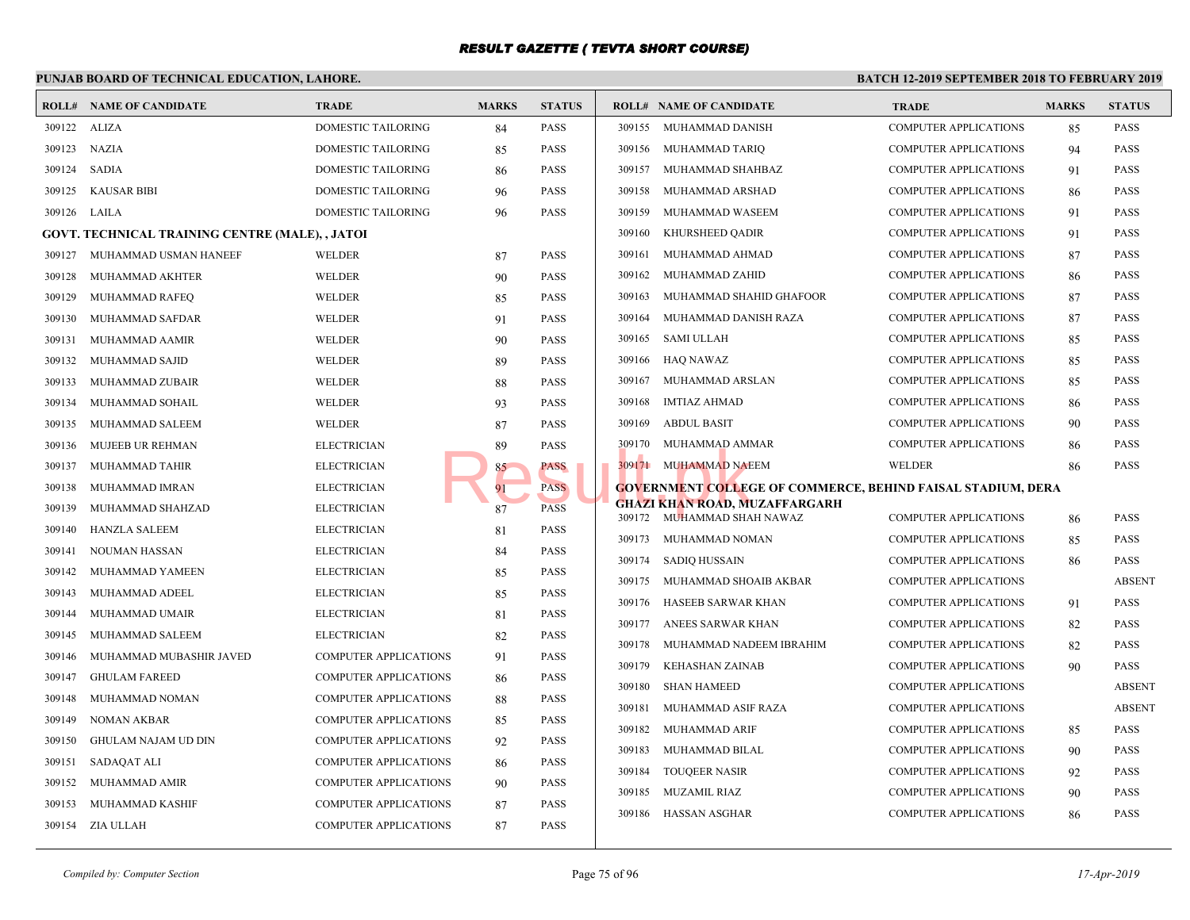# RESULT GAZETTE ( TEVTA SHORT COURSE)

**PUNJAB BOARD OF TECHNICAL EDUCATION, LAHORE.**

**BATCH 12-2019 SEPTEMBER 2018 TO FEBRUARY 2019**

| ROLL# | NAME OF CANDIDATE | TRADE | MARKS | STATUS |
|---|---|---|---|---|
| 309122 | ALIZA | DOMESTIC TAILORING | 84 | PASS |
| 309123 | NAZIA | DOMESTIC TAILORING | 85 | PASS |
| 309124 | SADIA | DOMESTIC TAILORING | 86 | PASS |
| 309125 | KAUSAR BIBI | DOMESTIC TAILORING | 96 | PASS |
| 309126 | LAILA | DOMESTIC TAILORING | 96 | PASS |

**GOVT. TECHNICAL TRAINING CENTRE (MALE), , JATOI**

| ROLL# | NAME OF CANDIDATE | TRADE | MARKS | STATUS |
|---|---|---|---|---|
| 309127 | MUHAMMAD USMAN HANEEF | WELDER | 87 | PASS |
| 309128 | MUHAMMAD AKHTER | WELDER | 90 | PASS |
| 309129 | MUHAMMAD RAFEQ | WELDER | 85 | PASS |
| 309130 | MUHAMMAD SAFDAR | WELDER | 91 | PASS |
| 309131 | MUHAMMAD AAMIR | WELDER | 90 | PASS |
| 309132 | MUHAMMAD SAJID | WELDER | 89 | PASS |
| 309133 | MUHAMMAD ZUBAIR | WELDER | 88 | PASS |
| 309134 | MUHAMMAD SOHAIL | WELDER | 93 | PASS |
| 309135 | MUHAMMAD SALEEM | WELDER | 87 | PASS |
| 309136 | MUJEEB UR REHMAN | ELECTRICIAN | 89 | PASS |
| 309137 | MUHAMMAD TAHIR | ELECTRICIAN | 85 | PASS |
| 309138 | MUHAMMAD IMRAN | ELECTRICIAN | 91 | PASS |
| 309139 | MUHAMMAD SHAHZAD | ELECTRICIAN | 87 | PASS |
| 309140 | HANZLA SALEEM | ELECTRICIAN | 81 | PASS |
| 309141 | NOUMAN HASSAN | ELECTRICIAN | 84 | PASS |
| 309142 | MUHAMMAD YAMEEN | ELECTRICIAN | 85 | PASS |
| 309143 | MUHAMMAD ADEEL | ELECTRICIAN | 85 | PASS |
| 309144 | MUHAMMAD UMAIR | ELECTRICIAN | 81 | PASS |
| 309145 | MUHAMMAD SALEEM | ELECTRICIAN | 82 | PASS |
| 309146 | MUHAMMAD MUBASHIR JAVED | COMPUTER APPLICATIONS | 91 | PASS |
| 309147 | GHULAM FAREED | COMPUTER APPLICATIONS | 86 | PASS |
| 309148 | MUHAMMAD NOMAN | COMPUTER APPLICATIONS | 88 | PASS |
| 309149 | NOMAN AKBAR | COMPUTER APPLICATIONS | 85 | PASS |
| 309150 | GHULAM NAJAM UD DIN | COMPUTER APPLICATIONS | 92 | PASS |
| 309151 | SADAQAT ALI | COMPUTER APPLICATIONS | 86 | PASS |
| 309152 | MUHAMMAD AMIR | COMPUTER APPLICATIONS | 90 | PASS |
| 309153 | MUHAMMAD KASHIF | COMPUTER APPLICATIONS | 87 | PASS |
| 309154 | ZIA ULLAH | COMPUTER APPLICATIONS | 87 | PASS |
| 309155 | MUHAMMAD DANISH | COMPUTER APPLICATIONS | 85 | PASS |
| 309156 | MUHAMMAD TARIQ | COMPUTER APPLICATIONS | 94 | PASS |
| 309157 | MUHAMMAD SHAHBAZ | COMPUTER APPLICATIONS | 91 | PASS |
| 309158 | MUHAMMAD ARSHAD | COMPUTER APPLICATIONS | 86 | PASS |
| 309159 | MUHAMMAD WASEEM | COMPUTER APPLICATIONS | 91 | PASS |
| 309160 | KHURSHEED QADIR | COMPUTER APPLICATIONS | 91 | PASS |
| 309161 | MUHAMMAD AHMAD | COMPUTER APPLICATIONS | 87 | PASS |
| 309162 | MUHAMMAD ZAHID | COMPUTER APPLICATIONS | 86 | PASS |
| 309163 | MUHAMMAD SHAHID GHAFOOR | COMPUTER APPLICATIONS | 87 | PASS |
| 309164 | MUHAMMAD DANISH RAZA | COMPUTER APPLICATIONS | 87 | PASS |
| 309165 | SAMI ULLAH | COMPUTER APPLICATIONS | 85 | PASS |
| 309166 | HAQ NAWAZ | COMPUTER APPLICATIONS | 85 | PASS |
| 309167 | MUHAMMAD ARSLAN | COMPUTER APPLICATIONS | 85 | PASS |
| 309168 | IMTIAZ AHMAD | COMPUTER APPLICATIONS | 86 | PASS |
| 309169 | ABDUL BASIT | COMPUTER APPLICATIONS | 90 | PASS |
| 309170 | MUHAMMAD AMMAR | COMPUTER APPLICATIONS | 86 | PASS |
| 309171 | MUHAMMAD NAEEM | WELDER | 86 | PASS |

**GOVERNMENT COLLEGE OF COMMERCE, BEHIND FAISAL STADIUM, DERA GHAZI KHAN ROAD, MUZAFFARGARH**

| ROLL# | NAME OF CANDIDATE | TRADE | MARKS | STATUS |
|---|---|---|---|---|
| 309172 | MUHAMMAD SHAH NAWAZ | COMPUTER APPLICATIONS | 86 | PASS |
| 309173 | MUHAMMAD NOMAN | COMPUTER APPLICATIONS | 85 | PASS |
| 309174 | SADIQ HUSSAIN | COMPUTER APPLICATIONS | 86 | PASS |
| 309175 | MUHAMMAD SHOAIB AKBAR | COMPUTER APPLICATIONS | | ABSENT |
| 309176 | HASEEB SARWAR KHAN | COMPUTER APPLICATIONS | 91 | PASS |
| 309177 | ANEES SARWAR KHAN | COMPUTER APPLICATIONS | 82 | PASS |
| 309178 | MUHAMMAD NADEEM IBRAHIM | COMPUTER APPLICATIONS | 82 | PASS |
| 309179 | KEHASHAN ZAINAB | COMPUTER APPLICATIONS | 90 | PASS |
| 309180 | SHAN HAMEED | COMPUTER APPLICATIONS | | ABSENT |
| 309181 | MUHAMMAD ASIF RAZA | COMPUTER APPLICATIONS | | ABSENT |
| 309182 | MUHAMMAD ARIF | COMPUTER APPLICATIONS | 85 | PASS |
| 309183 | MUHAMMAD BILAL | COMPUTER APPLICATIONS | 90 | PASS |
| 309184 | TOUQEER NASIR | COMPUTER APPLICATIONS | 92 | PASS |
| 309185 | MUZAMIL RIAZ | COMPUTER APPLICATIONS | 90 | PASS |
| 309186 | HASSAN ASGHAR | COMPUTER APPLICATIONS | 86 | PASS |

*Compiled by: Computer Section*

*17-Apr-2019*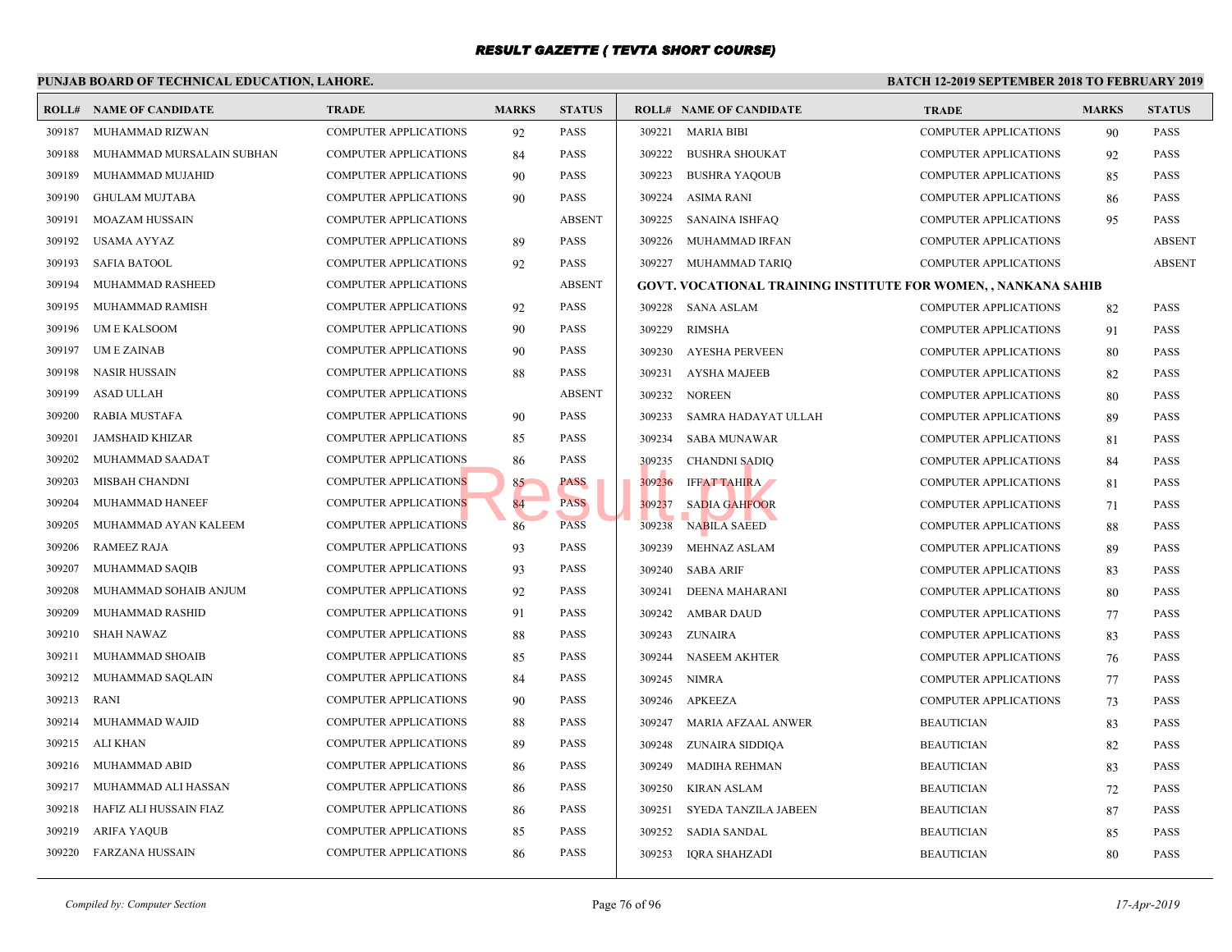# RESULT GAZETTE ( TEVTA SHORT COURSE)

**PUNJAB BOARD OF TECHNICAL EDUCATION, LAHORE.**

**BATCH 12-2019 SEPTEMBER 2018 TO FEBRUARY 2019**

| ROLL# | NAME OF CANDIDATE | TRADE | MARKS | STATUS |
|---|---|---|---|---|
| 309187 | MUHAMMAD RIZWAN | COMPUTER APPLICATIONS | 92 | PASS |
| 309188 | MUHAMMAD MURSALAIN SUBHAN | COMPUTER APPLICATIONS | 84 | PASS |
| 309189 | MUHAMMAD MUJAHID | COMPUTER APPLICATIONS | 90 | PASS |
| 309190 | GHULAM MUJTABA | COMPUTER APPLICATIONS | 90 | PASS |
| 309191 | MOAZAM HUSSAIN | COMPUTER APPLICATIONS | | ABSENT |
| 309192 | USAMA AYYAZ | COMPUTER APPLICATIONS | 89 | PASS |
| 309193 | SAFIA BATOOL | COMPUTER APPLICATIONS | 92 | PASS |
| 309194 | MUHAMMAD RASHEED | COMPUTER APPLICATIONS | | ABSENT |
| 309195 | MUHAMMAD RAMISH | COMPUTER APPLICATIONS | 92 | PASS |
| 309196 | UM E KALSOOM | COMPUTER APPLICATIONS | 90 | PASS |
| 309197 | UM E ZAINAB | COMPUTER APPLICATIONS | 90 | PASS |
| 309198 | NASIR HUSSAIN | COMPUTER APPLICATIONS | 88 | PASS |
| 309199 | ASAD ULLAH | COMPUTER APPLICATIONS | | ABSENT |
| 309200 | RABIA MUSTAFA | COMPUTER APPLICATIONS | 90 | PASS |
| 309201 | JAMSHAID KHIZAR | COMPUTER APPLICATIONS | 85 | PASS |
| 309202 | MUHAMMAD SAADAT | COMPUTER APPLICATIONS | 86 | PASS |
| 309203 | MISBAH CHANDNI | COMPUTER APPLICATIONS | 85 | PASS |
| 309204 | MUHAMMAD HANEEF | COMPUTER APPLICATIONS | 84 | PASS |
| 309205 | MUHAMMAD AYAN KALEEM | COMPUTER APPLICATIONS | 86 | PASS |
| 309206 | RAMEEZ RAJA | COMPUTER APPLICATIONS | 93 | PASS |
| 309207 | MUHAMMAD SAQIB | COMPUTER APPLICATIONS | 93 | PASS |
| 309208 | MUHAMMAD SOHAIB ANJUM | COMPUTER APPLICATIONS | 92 | PASS |
| 309209 | MUHAMMAD RASHID | COMPUTER APPLICATIONS | 91 | PASS |
| 309210 | SHAH NAWAZ | COMPUTER APPLICATIONS | 88 | PASS |
| 309211 | MUHAMMAD SHOAIB | COMPUTER APPLICATIONS | 85 | PASS |
| 309212 | MUHAMMAD SAQLAIN | COMPUTER APPLICATIONS | 84 | PASS |
| 309213 | RANI | COMPUTER APPLICATIONS | 90 | PASS |
| 309214 | MUHAMMAD WAJID | COMPUTER APPLICATIONS | 88 | PASS |
| 309215 | ALI KHAN | COMPUTER APPLICATIONS | 89 | PASS |
| 309216 | MUHAMMAD ABID | COMPUTER APPLICATIONS | 86 | PASS |
| 309217 | MUHAMMAD ALI HASSAN | COMPUTER APPLICATIONS | 86 | PASS |
| 309218 | HAFIZ ALI HUSSAIN FIAZ | COMPUTER APPLICATIONS | 86 | PASS |
| 309219 | ARIFA YAQUB | COMPUTER APPLICATIONS | 85 | PASS |
| 309220 | FARZANA HUSSAIN | COMPUTER APPLICATIONS | 86 | PASS |
| 309221 | MARIA BIBI | COMPUTER APPLICATIONS | 90 | PASS |
| 309222 | BUSHRA SHOUKAT | COMPUTER APPLICATIONS | 92 | PASS |
| 309223 | BUSHRA YAQOUB | COMPUTER APPLICATIONS | 85 | PASS |
| 309224 | ASIMA RANI | COMPUTER APPLICATIONS | 86 | PASS |
| 309225 | SANAINA ISHFAQ | COMPUTER APPLICATIONS | 95 | PASS |
| 309226 | MUHAMMAD IRFAN | COMPUTER APPLICATIONS | | ABSENT |
| 309227 | MUHAMMAD TARIQ | COMPUTER APPLICATIONS | | ABSENT |

**GOVT. VOCATIONAL TRAINING INSTITUTE FOR WOMEN, , NANKANA SAHIB**

| ROLL# | NAME OF CANDIDATE | TRADE | MARKS | STATUS |
|---|---|---|---|---|
| 309228 | SANA ASLAM | COMPUTER APPLICATIONS | 82 | PASS |
| 309229 | RIMSHA | COMPUTER APPLICATIONS | 91 | PASS |
| 309230 | AYESHA PERVEEN | COMPUTER APPLICATIONS | 80 | PASS |
| 309231 | AYSHA MAJEEB | COMPUTER APPLICATIONS | 82 | PASS |
| 309232 | NOREEN | COMPUTER APPLICATIONS | 80 | PASS |
| 309233 | SAMRA HADAYAT ULLAH | COMPUTER APPLICATIONS | 89 | PASS |
| 309234 | SABA MUNAWAR | COMPUTER APPLICATIONS | 81 | PASS |
| 309235 | CHANDNI SADIQ | COMPUTER APPLICATIONS | 84 | PASS |
| 309236 | IFFAT TAHIRA | COMPUTER APPLICATIONS | 81 | PASS |
| 309237 | SADIA GAHFOOR | COMPUTER APPLICATIONS | 71 | PASS |
| 309238 | NABILA SAEED | COMPUTER APPLICATIONS | 88 | PASS |
| 309239 | MEHNAZ ASLAM | COMPUTER APPLICATIONS | 89 | PASS |
| 309240 | SABA ARIF | COMPUTER APPLICATIONS | 83 | PASS |
| 309241 | DEENA MAHARANI | COMPUTER APPLICATIONS | 80 | PASS |
| 309242 | AMBAR DAUD | COMPUTER APPLICATIONS | 77 | PASS |
| 309243 | ZUNAIRA | COMPUTER APPLICATIONS | 83 | PASS |
| 309244 | NASEEM AKHTER | COMPUTER APPLICATIONS | 76 | PASS |
| 309245 | NIMRA | COMPUTER APPLICATIONS | 77 | PASS |
| 309246 | APKEEZA | COMPUTER APPLICATIONS | 73 | PASS |
| 309247 | MARIA AFZAAL ANWER | BEAUTICIAN | 83 | PASS |
| 309248 | ZUNAIRA SIDDIQA | BEAUTICIAN | 82 | PASS |
| 309249 | MADIHA REHMAN | BEAUTICIAN | 83 | PASS |
| 309250 | KIRAN ASLAM | BEAUTICIAN | 72 | PASS |
| 309251 | SYEDA TANZILA JABEEN | BEAUTICIAN | 87 | PASS |
| 309252 | SADIA SANDAL | BEAUTICIAN | 85 | PASS |
| 309253 | IQRA SHAHZADI | BEAUTICIAN | 80 | PASS |

*Compiled by: Computer Section*

*17-Apr-2019*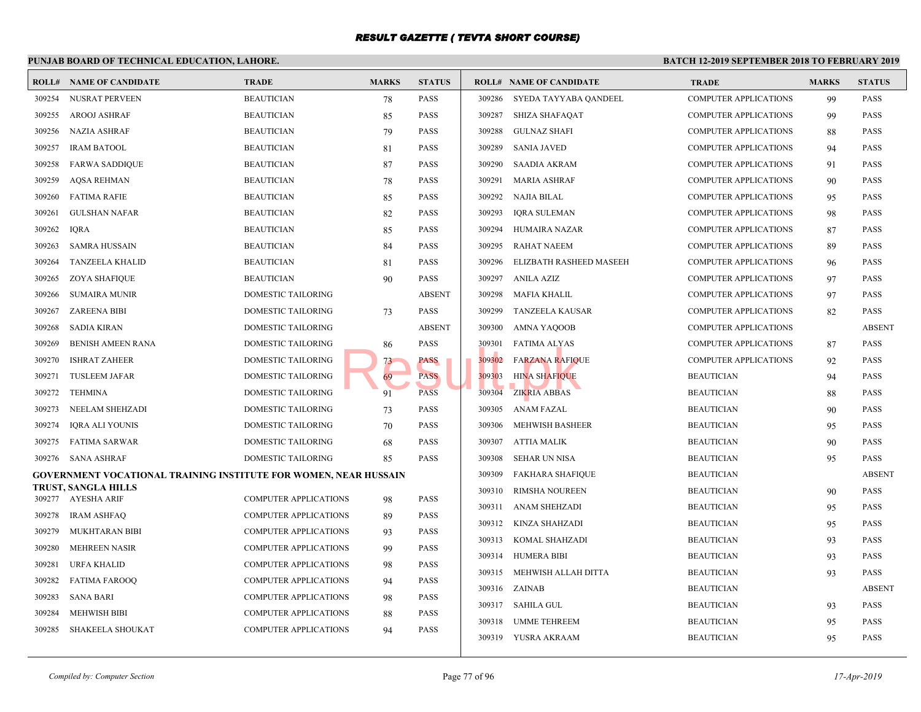# RESULT GAZETTE ( TEVTA SHORT COURSE)

**PUNJAB BOARD OF TECHNICAL EDUCATION, LAHORE.**

**BATCH 12-2019 SEPTEMBER 2018 TO FEBRUARY 2019**

| ROLL# | NAME OF CANDIDATE | TRADE | MARKS | STATUS |
|---|---|---|---|---|
| 309254 | NUSRAT PERVEEN | BEAUTICIAN | 78 | PASS |
| 309255 | AROOJ ASHRAF | BEAUTICIAN | 85 | PASS |
| 309256 | NAZIA ASHRAF | BEAUTICIAN | 79 | PASS |
| 309257 | IRAM BATOOL | BEAUTICIAN | 81 | PASS |
| 309258 | FARWA SADDIQUE | BEAUTICIAN | 87 | PASS |
| 309259 | AQSA REHMAN | BEAUTICIAN | 78 | PASS |
| 309260 | FATIMA RAFIE | BEAUTICIAN | 85 | PASS |
| 309261 | GULSHAN NAFAR | BEAUTICIAN | 82 | PASS |
| 309262 | IQRA | BEAUTICIAN | 85 | PASS |
| 309263 | SAMRA HUSSAIN | BEAUTICIAN | 84 | PASS |
| 309264 | TANZEELA KHALID | BEAUTICIAN | 81 | PASS |
| 309265 | ZOYA SHAFIQUE | BEAUTICIAN | 90 | PASS |
| 309266 | SUMAIRA MUNIR | DOMESTIC TAILORING | | ABSENT |
| 309267 | ZAREENA BIBI | DOMESTIC TAILORING | 73 | PASS |
| 309268 | SADIA KIRAN | DOMESTIC TAILORING | | ABSENT |
| 309269 | BENISH AMEEN RANA | DOMESTIC TAILORING | 86 | PASS |
| 309270 | ISHRAT ZAHEER | DOMESTIC TAILORING | 73 | PASS |
| 309271 | TUSLEEM JAFAR | DOMESTIC TAILORING | 69 | PASS |
| 309272 | TEHMINA | DOMESTIC TAILORING | 91 | PASS |
| 309273 | NEELAM SHEHZADI | DOMESTIC TAILORING | 73 | PASS |
| 309274 | IQRA ALI YOUNIS | DOMESTIC TAILORING | 70 | PASS |
| 309275 | FATIMA SARWAR | DOMESTIC TAILORING | 68 | PASS |
| 309276 | SANA ASHRAF | DOMESTIC TAILORING | 85 | PASS |

**GOVERNMENT VOCATIONAL TRAINING INSTITUTE FOR WOMEN, NEAR HUSSAIN TRUST, SANGLA HILLS**

| ROLL# | NAME OF CANDIDATE | TRADE | MARKS | STATUS |
|---|---|---|---|---|
| 309277 | AYESHA ARIF | COMPUTER APPLICATIONS | 98 | PASS |
| 309278 | IRAM ASHFAQ | COMPUTER APPLICATIONS | 89 | PASS |
| 309279 | MUKHTARAN BIBI | COMPUTER APPLICATIONS | 93 | PASS |
| 309280 | MEHREEN NASIR | COMPUTER APPLICATIONS | 99 | PASS |
| 309281 | URFA KHALID | COMPUTER APPLICATIONS | 98 | PASS |
| 309282 | FATIMA FAROOQ | COMPUTER APPLICATIONS | 94 | PASS |
| 309283 | SANA BARI | COMPUTER APPLICATIONS | 98 | PASS |
| 309284 | MEHWISH BIBI | COMPUTER APPLICATIONS | 88 | PASS |
| 309285 | SHAKEELA SHOUKAT | COMPUTER APPLICATIONS | 94 | PASS |
| 309286 | SYEDA TAYYABA QANDEEL | COMPUTER APPLICATIONS | 99 | PASS |
| 309287 | SHIZA SHAFAQAT | COMPUTER APPLICATIONS | 99 | PASS |
| 309288 | GULNAZ SHAFI | COMPUTER APPLICATIONS | 88 | PASS |
| 309289 | SANIA JAVED | COMPUTER APPLICATIONS | 94 | PASS |
| 309290 | SAADIA AKRAM | COMPUTER APPLICATIONS | 91 | PASS |
| 309291 | MARIA ASHRAF | COMPUTER APPLICATIONS | 90 | PASS |
| 309292 | NAJIA BILAL | COMPUTER APPLICATIONS | 95 | PASS |
| 309293 | IQRA SULEMAN | COMPUTER APPLICATIONS | 98 | PASS |
| 309294 | HUMAIRA NAZAR | COMPUTER APPLICATIONS | 87 | PASS |
| 309295 | RAHAT NAEEM | COMPUTER APPLICATIONS | 89 | PASS |
| 309296 | ELIZBATH RASHEED MASEEH | COMPUTER APPLICATIONS | 96 | PASS |
| 309297 | ANILA AZIZ | COMPUTER APPLICATIONS | 97 | PASS |
| 309298 | MAFIA KHALIL | COMPUTER APPLICATIONS | 97 | PASS |
| 309299 | TANZEELA KAUSAR | COMPUTER APPLICATIONS | 82 | PASS |
| 309300 | AMNA YAQOOB | COMPUTER APPLICATIONS | | ABSENT |
| 309301 | FATIMA ALYAS | COMPUTER APPLICATIONS | 87 | PASS |
| 309302 | FARZANA RAFIQUE | COMPUTER APPLICATIONS | 92 | PASS |
| 309303 | HINA SHAFIQUE | BEAUTICIAN | 94 | PASS |
| 309304 | ZIKRIA ABBAS | BEAUTICIAN | 88 | PASS |
| 309305 | ANAM FAZAL | BEAUTICIAN | 90 | PASS |
| 309306 | MEHWISH BASHEER | BEAUTICIAN | 95 | PASS |
| 309307 | ATTIA MALIK | BEAUTICIAN | 90 | PASS |
| 309308 | SEHAR UN NISA | BEAUTICIAN | 95 | PASS |
| 309309 | FAKHARA SHAFIQUE | BEAUTICIAN | | ABSENT |
| 309310 | RIMSHA NOUREEN | BEAUTICIAN | 90 | PASS |
| 309311 | ANAM SHEHZADI | BEAUTICIAN | 95 | PASS |
| 309312 | KINZA SHAHZADI | BEAUTICIAN | 95 | PASS |
| 309313 | KOMAL SHAHZADI | BEAUTICIAN | 93 | PASS |
| 309314 | HUMERA BIBI | BEAUTICIAN | 93 | PASS |
| 309315 | MEHWISH ALLAH DITTA | BEAUTICIAN | 93 | PASS |
| 309316 | ZAINAB | BEAUTICIAN | | ABSENT |
| 309317 | SAHILA GUL | BEAUTICIAN | 93 | PASS |
| 309318 | UMME TEHREEM | BEAUTICIAN | 95 | PASS |
| 309319 | YUSRA AKRAAM | BEAUTICIAN | 95 | PASS |

*Compiled by: Computer Section*

*17-Apr-2019*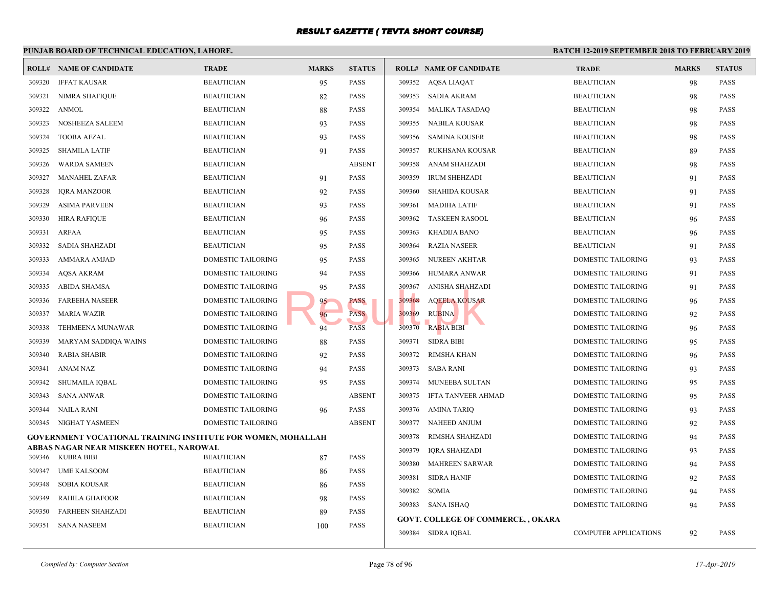# RESULT GAZETTE ( TEVTA SHORT COURSE)

**PUNJAB BOARD OF TECHNICAL EDUCATION, LAHORE.** — **BATCH 12-2019 SEPTEMBER 2018 TO FEBRUARY 2019**

| ROLL# | NAME OF CANDIDATE | TRADE | MARKS | STATUS |
|---|---|---|---|---|
| 309320 | IFFAT KAUSAR | BEAUTICIAN | 95 | PASS |
| 309321 | NIMRA SHAFIQUE | BEAUTICIAN | 82 | PASS |
| 309322 | ANMOL | BEAUTICIAN | 88 | PASS |
| 309323 | NOSHEEZA SALEEM | BEAUTICIAN | 93 | PASS |
| 309324 | TOOBA AFZAL | BEAUTICIAN | 93 | PASS |
| 309325 | SHAMILA LATIF | BEAUTICIAN | 91 | PASS |
| 309326 | WARDA SAMEEN | BEAUTICIAN | | ABSENT |
| 309327 | MANAHEL ZAFAR | BEAUTICIAN | 91 | PASS |
| 309328 | IQRA MANZOOR | BEAUTICIAN | 92 | PASS |
| 309329 | ASIMA PARVEEN | BEAUTICIAN | 93 | PASS |
| 309330 | HIRA RAFIQUE | BEAUTICIAN | 96 | PASS |
| 309331 | ARFAA | BEAUTICIAN | 95 | PASS |
| 309332 | SADIA SHAHZADI | BEAUTICIAN | 95 | PASS |
| 309333 | AMMARA AMJAD | DOMESTIC TAILORING | 95 | PASS |
| 309334 | AQSA AKRAM | DOMESTIC TAILORING | 94 | PASS |
| 309335 | ABIDA SHAMSA | DOMESTIC TAILORING | 95 | PASS |
| 309336 | FAREEHA NASEER | DOMESTIC TAILORING | 95 | PASS |
| 309337 | MARIA WAZIR | DOMESTIC TAILORING | 96 | PASS |
| 309338 | TEHMEENA MUNAWAR | DOMESTIC TAILORING | 94 | PASS |
| 309339 | MARYAM SADDIQA WAINS | DOMESTIC TAILORING | 88 | PASS |
| 309340 | RABIA SHABIR | DOMESTIC TAILORING | 92 | PASS |
| 309341 | ANAM NAZ | DOMESTIC TAILORING | 94 | PASS |
| 309342 | SHUMAILA IQBAL | DOMESTIC TAILORING | 95 | PASS |
| 309343 | SANA ANWAR | DOMESTIC TAILORING | | ABSENT |
| 309344 | NAILA RANI | DOMESTIC TAILORING | 96 | PASS |
| 309345 | NIGHAT YASMEEN | DOMESTIC TAILORING | | ABSENT |

**GOVERNMENT VOCATIONAL TRAINING INSTITUTE FOR WOMEN, MOHALLAH ABBAS NAGAR NEAR MISKEEN HOTEL, NAROWAL**

| ROLL# | NAME OF CANDIDATE | TRADE | MARKS | STATUS |
|---|---|---|---|---|
| 309346 | KUBRA BIBI | BEAUTICIAN | 87 | PASS |
| 309347 | UME KALSOOM | BEAUTICIAN | 86 | PASS |
| 309348 | SOBIA KOUSAR | BEAUTICIAN | 86 | PASS |
| 309349 | RAHILA GHAFOOR | BEAUTICIAN | 98 | PASS |
| 309350 | FARHEEN SHAHZADI | BEAUTICIAN | 89 | PASS |
| 309351 | SANA NASEEM | BEAUTICIAN | 100 | PASS |
| 309352 | AQSA LIAQAT | BEAUTICIAN | 98 | PASS |
| 309353 | SADIA AKRAM | BEAUTICIAN | 98 | PASS |
| 309354 | MALIKA TASADAQ | BEAUTICIAN | 98 | PASS |
| 309355 | NABILA KOUSAR | BEAUTICIAN | 98 | PASS |
| 309356 | SAMINA KOUSER | BEAUTICIAN | 98 | PASS |
| 309357 | RUKHSANA KOUSAR | BEAUTICIAN | 89 | PASS |
| 309358 | ANAM SHAHZADI | BEAUTICIAN | 98 | PASS |
| 309359 | IRUM SHEHZADI | BEAUTICIAN | 91 | PASS |
| 309360 | SHAHIDA KOUSAR | BEAUTICIAN | 91 | PASS |
| 309361 | MADIHA LATIF | BEAUTICIAN | 91 | PASS |
| 309362 | TASKEEN RASOOL | BEAUTICIAN | 96 | PASS |
| 309363 | KHADIJA BANO | BEAUTICIAN | 96 | PASS |
| 309364 | RAZIA NASEER | BEAUTICIAN | 91 | PASS |
| 309365 | NUREEN AKHTAR | DOMESTIC TAILORING | 93 | PASS |
| 309366 | HUMARA ANWAR | DOMESTIC TAILORING | 91 | PASS |
| 309367 | ANISHA SHAHZADI | DOMESTIC TAILORING | 91 | PASS |
| 309368 | AQEELA KOUSAR | DOMESTIC TAILORING | 96 | PASS |
| 309369 | RUBINA | DOMESTIC TAILORING | 92 | PASS |
| 309370 | RABIA BIBI | DOMESTIC TAILORING | 96 | PASS |
| 309371 | SIDRA BIBI | DOMESTIC TAILORING | 95 | PASS |
| 309372 | RIMSHA KHAN | DOMESTIC TAILORING | 96 | PASS |
| 309373 | SABA RANI | DOMESTIC TAILORING | 93 | PASS |
| 309374 | MUNEEBA SULTAN | DOMESTIC TAILORING | 95 | PASS |
| 309375 | IFTA TANVEER AHMAD | DOMESTIC TAILORING | 95 | PASS |
| 309376 | AMINA TARIQ | DOMESTIC TAILORING | 93 | PASS |
| 309377 | NAHEED ANJUM | DOMESTIC TAILORING | 92 | PASS |
| 309378 | RIMSHA SHAHZADI | DOMESTIC TAILORING | 94 | PASS |
| 309379 | IQRA SHAHZADI | DOMESTIC TAILORING | 93 | PASS |
| 309380 | MAHREEN SARWAR | DOMESTIC TAILORING | 94 | PASS |
| 309381 | SIDRA HANIF | DOMESTIC TAILORING | 92 | PASS |
| 309382 | SOMIA | DOMESTIC TAILORING | 94 | PASS |
| 309383 | SANA ISHAQ | DOMESTIC TAILORING | 94 | PASS |

**GOVT. COLLEGE OF COMMERCE, , OKARA**

| ROLL# | NAME OF CANDIDATE | TRADE | MARKS | STATUS |
|---|---|---|---|---|
| 309384 | SIDRA IQBAL | COMPUTER APPLICATIONS | 92 | PASS |

*Compiled by: Computer Section* — *17-Apr-2019*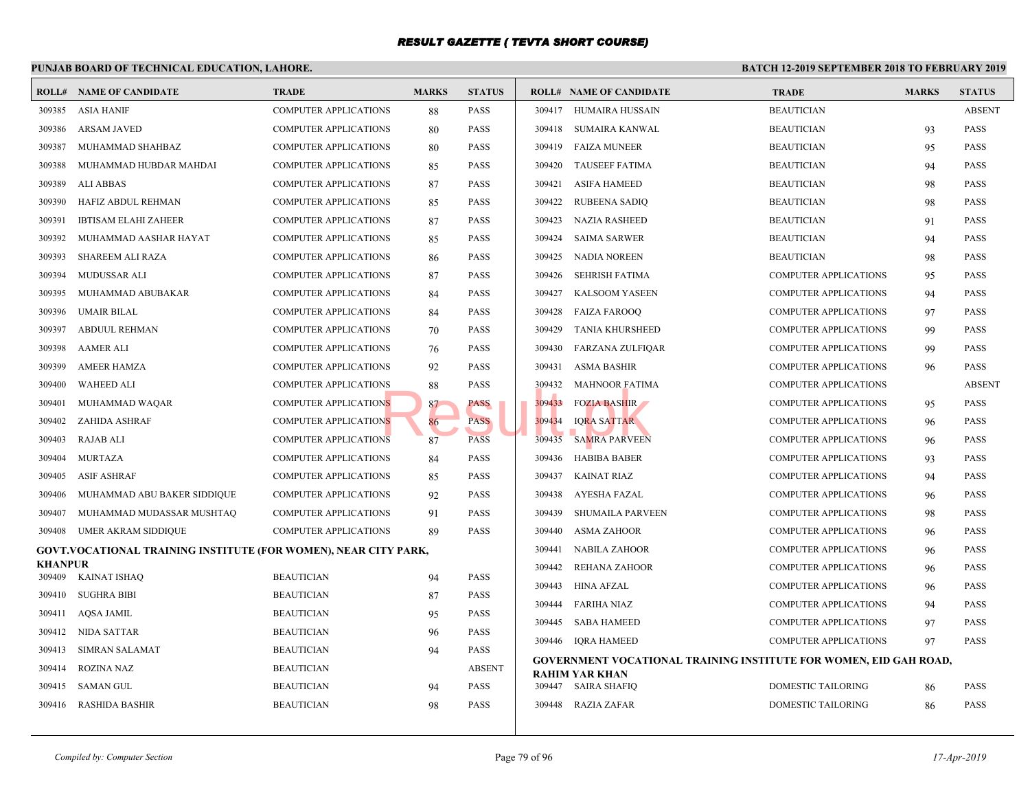# RESULT GAZETTE ( TEVTA SHORT COURSE)

**PUNJAB BOARD OF TECHNICAL EDUCATION, LAHORE.**

**BATCH 12-2019 SEPTEMBER 2018 TO FEBRUARY 2019**

| ROLL# | NAME OF CANDIDATE | TRADE | MARKS | STATUS |
|---|---|---|---|---|
| 309385 | ASIA HANIF | COMPUTER APPLICATIONS | 88 | PASS |
| 309386 | ARSAM JAVED | COMPUTER APPLICATIONS | 80 | PASS |
| 309387 | MUHAMMAD SHAHBAZ | COMPUTER APPLICATIONS | 80 | PASS |
| 309388 | MUHAMMAD HUBDAR MAHDAI | COMPUTER APPLICATIONS | 85 | PASS |
| 309389 | ALI ABBAS | COMPUTER APPLICATIONS | 87 | PASS |
| 309390 | HAFIZ ABDUL REHMAN | COMPUTER APPLICATIONS | 85 | PASS |
| 309391 | IBTISAM ELAHI ZAHEER | COMPUTER APPLICATIONS | 87 | PASS |
| 309392 | MUHAMMAD AASHAR HAYAT | COMPUTER APPLICATIONS | 85 | PASS |
| 309393 | SHAREEM ALI RAZA | COMPUTER APPLICATIONS | 86 | PASS |
| 309394 | MUDUSSAR ALI | COMPUTER APPLICATIONS | 87 | PASS |
| 309395 | MUHAMMAD ABUBAKAR | COMPUTER APPLICATIONS | 84 | PASS |
| 309396 | UMAIR BILAL | COMPUTER APPLICATIONS | 84 | PASS |
| 309397 | ABDUUL REHMAN | COMPUTER APPLICATIONS | 70 | PASS |
| 309398 | AAMER ALI | COMPUTER APPLICATIONS | 76 | PASS |
| 309399 | AMEER HAMZA | COMPUTER APPLICATIONS | 92 | PASS |
| 309400 | WAHEED ALI | COMPUTER APPLICATIONS | 88 | PASS |
| 309401 | MUHAMMAD WAQAR | COMPUTER APPLICATIONS | 87 | PASS |
| 309402 | ZAHIDA ASHRAF | COMPUTER APPLICATIONS | 86 | PASS |
| 309403 | RAJAB ALI | COMPUTER APPLICATIONS | 87 | PASS |
| 309404 | MURTAZA | COMPUTER APPLICATIONS | 84 | PASS |
| 309405 | ASIF ASHRAF | COMPUTER APPLICATIONS | 85 | PASS |
| 309406 | MUHAMMAD ABU BAKER SIDDIQUE | COMPUTER APPLICATIONS | 92 | PASS |
| 309407 | MUHAMMAD MUDASSAR MUSHTAQ | COMPUTER APPLICATIONS | 91 | PASS |
| 309408 | UMER AKRAM SIDDIQUE | COMPUTER APPLICATIONS | 89 | PASS |

**GOVT.VOCATIONAL TRAINING INSTITUTE (FOR WOMEN), NEAR CITY PARK, KHANPUR**

| ROLL# | NAME OF CANDIDATE | TRADE | MARKS | STATUS |
|---|---|---|---|---|
| 309409 | KAINAT ISHAQ | BEAUTICIAN | 94 | PASS |
| 309410 | SUGHRA BIBI | BEAUTICIAN | 87 | PASS |
| 309411 | AQSA JAMIL | BEAUTICIAN | 95 | PASS |
| 309412 | NIDA SATTAR | BEAUTICIAN | 96 | PASS |
| 309413 | SIMRAN SALAMAT | BEAUTICIAN | 94 | PASS |
| 309414 | ROZINA NAZ | BEAUTICIAN | | ABSENT |
| 309415 | SAMAN GUL | BEAUTICIAN | 94 | PASS |
| 309416 | RASHIDA BASHIR | BEAUTICIAN | 98 | PASS |
| 309417 | HUMAIRA HUSSAIN | BEAUTICIAN | | ABSENT |
| 309418 | SUMAIRA KANWAL | BEAUTICIAN | 93 | PASS |
| 309419 | FAIZA MUNEER | BEAUTICIAN | 95 | PASS |
| 309420 | TAUSEEF FATIMA | BEAUTICIAN | 94 | PASS |
| 309421 | ASIFA HAMEED | BEAUTICIAN | 98 | PASS |
| 309422 | RUBEENA SADIQ | BEAUTICIAN | 98 | PASS |
| 309423 | NAZIA RASHEED | BEAUTICIAN | 91 | PASS |
| 309424 | SAIMA SARWER | BEAUTICIAN | 94 | PASS |
| 309425 | NADIA NOREEN | BEAUTICIAN | 98 | PASS |
| 309426 | SEHRISH FATIMA | COMPUTER APPLICATIONS | 95 | PASS |
| 309427 | KALSOOM YASEEN | COMPUTER APPLICATIONS | 94 | PASS |
| 309428 | FAIZA FAROOQ | COMPUTER APPLICATIONS | 97 | PASS |
| 309429 | TANIA KHURSHEED | COMPUTER APPLICATIONS | 99 | PASS |
| 309430 | FARZANA ZULFIQAR | COMPUTER APPLICATIONS | 99 | PASS |
| 309431 | ASMA BASHIR | COMPUTER APPLICATIONS | 96 | PASS |
| 309432 | MAHNOOR FATIMA | COMPUTER APPLICATIONS | | ABSENT |
| 309433 | FOZIA BASHIR | COMPUTER APPLICATIONS | 95 | PASS |
| 309434 | IQRA SATTAR | COMPUTER APPLICATIONS | 96 | PASS |
| 309435 | SAMRA PARVEEN | COMPUTER APPLICATIONS | 96 | PASS |
| 309436 | HABIBA BABER | COMPUTER APPLICATIONS | 93 | PASS |
| 309437 | KAINAT RIAZ | COMPUTER APPLICATIONS | 94 | PASS |
| 309438 | AYESHA FAZAL | COMPUTER APPLICATIONS | 96 | PASS |
| 309439 | SHUMAILA PARVEEN | COMPUTER APPLICATIONS | 98 | PASS |
| 309440 | ASMA ZAHOOR | COMPUTER APPLICATIONS | 96 | PASS |
| 309441 | NABILA ZAHOOR | COMPUTER APPLICATIONS | 96 | PASS |
| 309442 | REHANA ZAHOOR | COMPUTER APPLICATIONS | 96 | PASS |
| 309443 | HINA AFZAL | COMPUTER APPLICATIONS | 96 | PASS |
| 309444 | FARIHA NIAZ | COMPUTER APPLICATIONS | 94 | PASS |
| 309445 | SABA HAMEED | COMPUTER APPLICATIONS | 97 | PASS |
| 309446 | IQRA HAMEED | COMPUTER APPLICATIONS | 97 | PASS |

**GOVERNMENT VOCATIONAL TRAINING INSTITUTE FOR WOMEN, EID GAH ROAD, RAHIM YAR KHAN**

| ROLL# | NAME OF CANDIDATE | TRADE | MARKS | STATUS |
|---|---|---|---|---|
| 309447 | SAIRA SHAFIQ | DOMESTIC TAILORING | 86 | PASS |
| 309448 | RAZIA ZAFAR | DOMESTIC TAILORING | 86 | PASS |

*Compiled by: Computer Section* — *17-Apr-2019*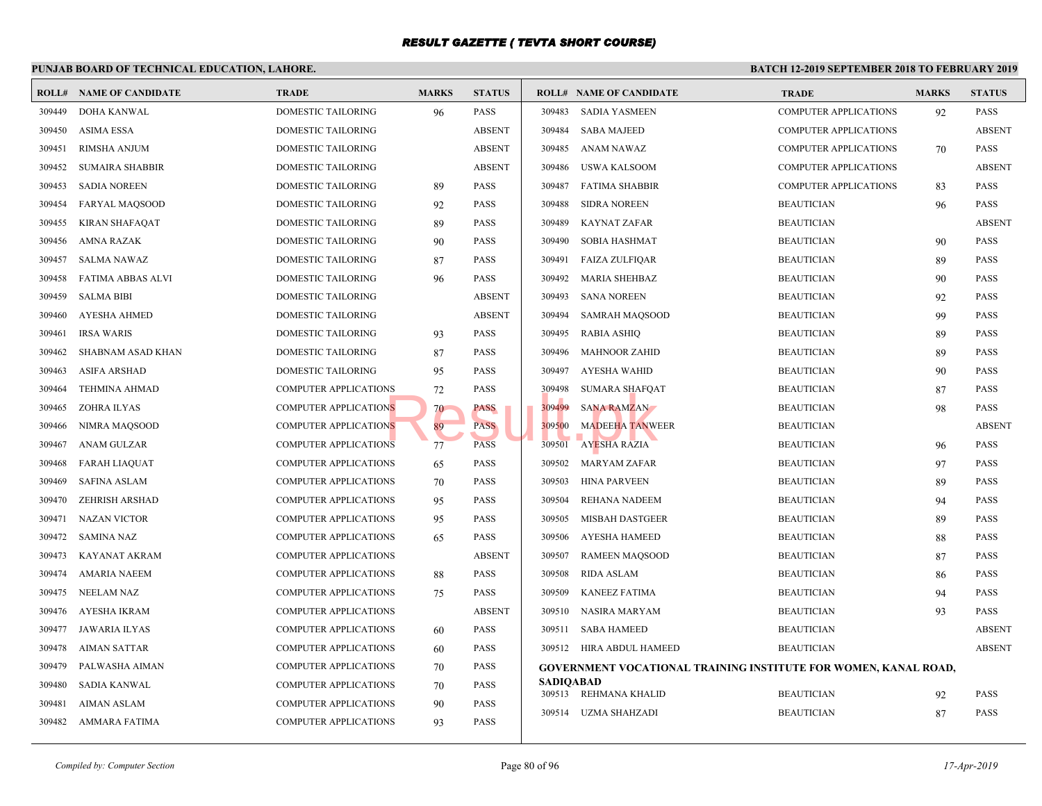# RESULT GAZETTE ( TEVTA SHORT COURSE)

**PUNJAB BOARD OF TECHNICAL EDUCATION, LAHORE.** | **BATCH 12-2019 SEPTEMBER 2018 TO FEBRUARY 2019**

| ROLL# | NAME OF CANDIDATE | TRADE | MARKS | STATUS |
|---|---|---|---|---|
| 309449 | DOHA KANWAL | DOMESTIC TAILORING | 96 | PASS |
| 309450 | ASIMA ESSA | DOMESTIC TAILORING | | ABSENT |
| 309451 | RIMSHA ANJUM | DOMESTIC TAILORING | | ABSENT |
| 309452 | SUMAIRA SHABBIR | DOMESTIC TAILORING | | ABSENT |
| 309453 | SADIA NOREEN | DOMESTIC TAILORING | 89 | PASS |
| 309454 | FARYAL MAQSOOD | DOMESTIC TAILORING | 92 | PASS |
| 309455 | KIRAN SHAFAQAT | DOMESTIC TAILORING | 89 | PASS |
| 309456 | AMNA RAZAK | DOMESTIC TAILORING | 90 | PASS |
| 309457 | SALMA NAWAZ | DOMESTIC TAILORING | 87 | PASS |
| 309458 | FATIMA ABBAS ALVI | DOMESTIC TAILORING | 96 | PASS |
| 309459 | SALMA BIBI | DOMESTIC TAILORING | | ABSENT |
| 309460 | AYESHA AHMED | DOMESTIC TAILORING | | ABSENT |
| 309461 | IRSA WARIS | DOMESTIC TAILORING | 93 | PASS |
| 309462 | SHABNAM ASAD KHAN | DOMESTIC TAILORING | 87 | PASS |
| 309463 | ASIFA ARSHAD | DOMESTIC TAILORING | 95 | PASS |
| 309464 | TEHMINA AHMAD | COMPUTER APPLICATIONS | 72 | PASS |
| 309465 | ZOHRA ILYAS | COMPUTER APPLICATIONS | 70 | PASS |
| 309466 | NIMRA MAQSOOD | COMPUTER APPLICATIONS | 89 | PASS |
| 309467 | ANAM GULZAR | COMPUTER APPLICATIONS | 77 | PASS |
| 309468 | FARAH LIAQUAT | COMPUTER APPLICATIONS | 65 | PASS |
| 309469 | SAFINA ASLAM | COMPUTER APPLICATIONS | 70 | PASS |
| 309470 | ZEHRISH ARSHAD | COMPUTER APPLICATIONS | 95 | PASS |
| 309471 | NAZAN VICTOR | COMPUTER APPLICATIONS | 95 | PASS |
| 309472 | SAMINA NAZ | COMPUTER APPLICATIONS | 65 | PASS |
| 309473 | KAYANAT AKRAM | COMPUTER APPLICATIONS | | ABSENT |
| 309474 | AMARIA NAEEM | COMPUTER APPLICATIONS | 88 | PASS |
| 309475 | NEELAM NAZ | COMPUTER APPLICATIONS | 75 | PASS |
| 309476 | AYESHA IKRAM | COMPUTER APPLICATIONS | | ABSENT |
| 309477 | JAWARIA ILYAS | COMPUTER APPLICATIONS | 60 | PASS |
| 309478 | AIMAN SATTAR | COMPUTER APPLICATIONS | 60 | PASS |
| 309479 | PALWASHA AIMAN | COMPUTER APPLICATIONS | 70 | PASS |
| 309480 | SADIA KANWAL | COMPUTER APPLICATIONS | 70 | PASS |
| 309481 | AIMAN ASLAM | COMPUTER APPLICATIONS | 90 | PASS |
| 309482 | AMMARA FATIMA | COMPUTER APPLICATIONS | 93 | PASS |
| 309483 | SADIA YASMEEN | COMPUTER APPLICATIONS | 92 | PASS |
| 309484 | SABA MAJEED | COMPUTER APPLICATIONS | | ABSENT |
| 309485 | ANAM NAWAZ | COMPUTER APPLICATIONS | 70 | PASS |
| 309486 | USWA KALSOOM | COMPUTER APPLICATIONS | | ABSENT |
| 309487 | FATIMA SHABBIR | COMPUTER APPLICATIONS | 83 | PASS |
| 309488 | SIDRA NOREEN | BEAUTICIAN | 96 | PASS |
| 309489 | KAYNAT ZAFAR | BEAUTICIAN | | ABSENT |
| 309490 | SOBIA HASHMAT | BEAUTICIAN | 90 | PASS |
| 309491 | FAIZA ZULFIQAR | BEAUTICIAN | 89 | PASS |
| 309492 | MARIA SHEHBAZ | BEAUTICIAN | 90 | PASS |
| 309493 | SANA NOREEN | BEAUTICIAN | 92 | PASS |
| 309494 | SAMRAH MAQSOOD | BEAUTICIAN | 99 | PASS |
| 309495 | RABIA ASHIQ | BEAUTICIAN | 89 | PASS |
| 309496 | MAHNOOR ZAHID | BEAUTICIAN | 89 | PASS |
| 309497 | AYESHA WAHID | BEAUTICIAN | 90 | PASS |
| 309498 | SUMARA SHAFQAT | BEAUTICIAN | 87 | PASS |
| 309499 | SANA RAMZAN | BEAUTICIAN | 98 | PASS |
| 309500 | MADEEHA TANWEER | BEAUTICIAN | | ABSENT |
| 309501 | AYESHA RAZIA | BEAUTICIAN | 96 | PASS |
| 309502 | MARYAM ZAFAR | BEAUTICIAN | 97 | PASS |
| 309503 | HINA PARVEEN | BEAUTICIAN | 89 | PASS |
| 309504 | REHANA NADEEM | BEAUTICIAN | 94 | PASS |
| 309505 | MISBAH DASTGEER | BEAUTICIAN | 89 | PASS |
| 309506 | AYESHA HAMEED | BEAUTICIAN | 88 | PASS |
| 309507 | RAMEEN MAQSOOD | BEAUTICIAN | 87 | PASS |
| 309508 | RIDA ASLAM | BEAUTICIAN | 86 | PASS |
| 309509 | KANEEZ FATIMA | BEAUTICIAN | 94 | PASS |
| 309510 | NASIRA MARYAM | BEAUTICIAN | 93 | PASS |
| 309511 | SABA HAMEED | BEAUTICIAN | | ABSENT |
| 309512 | HIRA ABDUL HAMEED | BEAUTICIAN | | ABSENT |

**GOVERNMENT VOCATIONAL TRAINING INSTITUTE FOR WOMEN, KANAL ROAD, SADIQABAD**

| ROLL# | NAME OF CANDIDATE | TRADE | MARKS | STATUS |
|---|---|---|---|---|
| 309513 | REHMANA KHALID | BEAUTICIAN | 92 | PASS |
| 309514 | UZMA SHAHZADI | BEAUTICIAN | 87 | PASS |

*Compiled by: Computer Section* | *17-Apr-2019*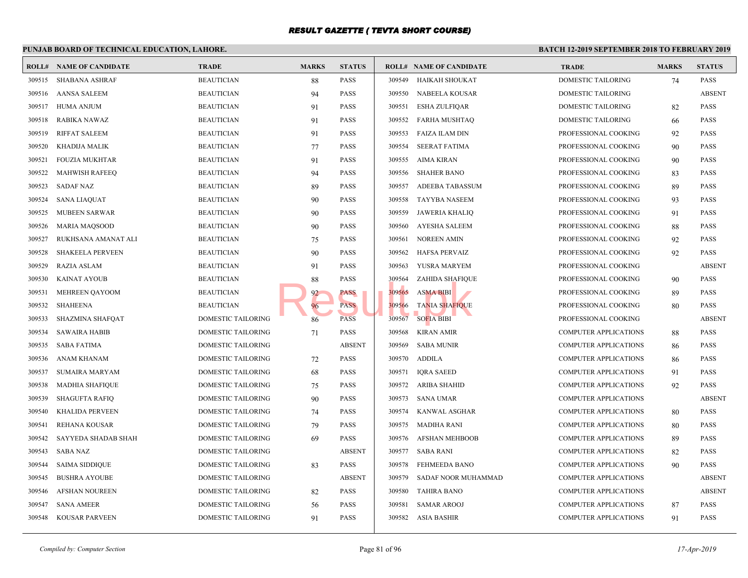# RESULT GAZETTE ( TEVTA SHORT COURSE)

## PUNJAB BOARD OF TECHNICAL EDUCATION, LAHORE.

**BATCH 12-2019 SEPTEMBER 2018 TO FEBRUARY 2019**

| ROLL# | NAME OF CANDIDATE | TRADE | MARKS | STATUS |
|---|---|---|---|---|
| 309515 | SHABANA ASHRAF | BEAUTICIAN | 88 | PASS |
| 309516 | AANSA SALEEM | BEAUTICIAN | 94 | PASS |
| 309517 | HUMA ANJUM | BEAUTICIAN | 91 | PASS |
| 309518 | RABIKA NAWAZ | BEAUTICIAN | 91 | PASS |
| 309519 | RIFFAT SALEEM | BEAUTICIAN | 91 | PASS |
| 309520 | KHADIJA MALIK | BEAUTICIAN | 77 | PASS |
| 309521 | FOUZIA MUKHTAR | BEAUTICIAN | 91 | PASS |
| 309522 | MAHWISH RAFEEQ | BEAUTICIAN | 94 | PASS |
| 309523 | SADAF NAZ | BEAUTICIAN | 89 | PASS |
| 309524 | SANA LIAQUAT | BEAUTICIAN | 90 | PASS |
| 309525 | MUBEEN SARWAR | BEAUTICIAN | 90 | PASS |
| 309526 | MARIA MAQSOOD | BEAUTICIAN | 90 | PASS |
| 309527 | RUKHSANA AMANAT ALI | BEAUTICIAN | 75 | PASS |
| 309528 | SHAKEELA PERVEEN | BEAUTICIAN | 90 | PASS |
| 309529 | RAZIA ASLAM | BEAUTICIAN | 91 | PASS |
| 309530 | KAINAT AYOUB | BEAUTICIAN | 88 | PASS |
| 309531 | MEHREEN QAYOOM | BEAUTICIAN | 92 | PASS |
| 309532 | SHAHEENA | BEAUTICIAN | 96 | PASS |
| 309533 | SHAZMINA SHAFQAT | DOMESTIC TAILORING | 86 | PASS |
| 309534 | SAWAIRA HABIB | DOMESTIC TAILORING | 71 | PASS |
| 309535 | SABA FATIMA | DOMESTIC TAILORING | | ABSENT |
| 309536 | ANAM KHANAM | DOMESTIC TAILORING | 72 | PASS |
| 309537 | SUMAIRA MARYAM | DOMESTIC TAILORING | 68 | PASS |
| 309538 | MADHIA SHAFIQUE | DOMESTIC TAILORING | 75 | PASS |
| 309539 | SHAGUFTA RAFIQ | DOMESTIC TAILORING | 90 | PASS |
| 309540 | KHALIDA PERVEEN | DOMESTIC TAILORING | 74 | PASS |
| 309541 | REHANA KOUSAR | DOMESTIC TAILORING | 79 | PASS |
| 309542 | SAYYEDA SHADAB SHAH | DOMESTIC TAILORING | 69 | PASS |
| 309543 | SABA NAZ | DOMESTIC TAILORING | | ABSENT |
| 309544 | SAIMA SIDDIQUE | DOMESTIC TAILORING | 83 | PASS |
| 309545 | BUSHRA AYOUBE | DOMESTIC TAILORING | | ABSENT |
| 309546 | AFSHAN NOUREEN | DOMESTIC TAILORING | 82 | PASS |
| 309547 | SANA AMEER | DOMESTIC TAILORING | 56 | PASS |
| 309548 | KOUSAR PARVEEN | DOMESTIC TAILORING | 91 | PASS |
| 309549 | HAIKAH SHOUKAT | DOMESTIC TAILORING | 74 | PASS |
| 309550 | NABEELA KOUSAR | DOMESTIC TAILORING | | ABSENT |
| 309551 | ESHA ZULFIQAR | DOMESTIC TAILORING | 82 | PASS |
| 309552 | FARHA MUSHTAQ | DOMESTIC TAILORING | 66 | PASS |
| 309553 | FAIZA ILAM DIN | PROFESSIONAL COOKING | 92 | PASS |
| 309554 | SEERAT FATIMA | PROFESSIONAL COOKING | 90 | PASS |
| 309555 | AIMA KIRAN | PROFESSIONAL COOKING | 90 | PASS |
| 309556 | SHAHER BANO | PROFESSIONAL COOKING | 83 | PASS |
| 309557 | ADEEBA TABASSUM | PROFESSIONAL COOKING | 89 | PASS |
| 309558 | TAYYBA NASEEM | PROFESSIONAL COOKING | 93 | PASS |
| 309559 | JAWERIA KHALIQ | PROFESSIONAL COOKING | 91 | PASS |
| 309560 | AYESHA SALEEM | PROFESSIONAL COOKING | 88 | PASS |
| 309561 | NOREEN AMIN | PROFESSIONAL COOKING | 92 | PASS |
| 309562 | HAFSA PERVAIZ | PROFESSIONAL COOKING | 92 | PASS |
| 309563 | YUSRA MARYEM | PROFESSIONAL COOKING | | ABSENT |
| 309564 | ZAHIDA SHAFIQUE | PROFESSIONAL COOKING | 90 | PASS |
| 309565 | ASMA BIBI | PROFESSIONAL COOKING | 89 | PASS |
| 309566 | TANIA SHAFIQUE | PROFESSIONAL COOKING | 80 | PASS |
| 309567 | SOFIA BIBI | PROFESSIONAL COOKING | | ABSENT |
| 309568 | KIRAN AMIR | COMPUTER APPLICATIONS | 88 | PASS |
| 309569 | SABA MUNIR | COMPUTER APPLICATIONS | 86 | PASS |
| 309570 | ADDILA | COMPUTER APPLICATIONS | 86 | PASS |
| 309571 | IQRA SAEED | COMPUTER APPLICATIONS | 91 | PASS |
| 309572 | ARIBA SHAHID | COMPUTER APPLICATIONS | 92 | PASS |
| 309573 | SANA UMAR | COMPUTER APPLICATIONS | | ABSENT |
| 309574 | KANWAL ASGHAR | COMPUTER APPLICATIONS | 80 | PASS |
| 309575 | MADIHA RANI | COMPUTER APPLICATIONS | 80 | PASS |
| 309576 | AFSHAN MEHBOOB | COMPUTER APPLICATIONS | 89 | PASS |
| 309577 | SABA RANI | COMPUTER APPLICATIONS | 82 | PASS |
| 309578 | FEHMEEDA BANO | COMPUTER APPLICATIONS | 90 | PASS |
| 309579 | SADAF NOOR MUHAMMAD | COMPUTER APPLICATIONS | | ABSENT |
| 309580 | TAHIRA BANO | COMPUTER APPLICATIONS | | ABSENT |
| 309581 | SAMAR AROOJ | COMPUTER APPLICATIONS | 87 | PASS |
| 309582 | ASIA BASHIR | COMPUTER APPLICATIONS | 91 | PASS |

*Compiled by: Computer Section*

*17-Apr-2019*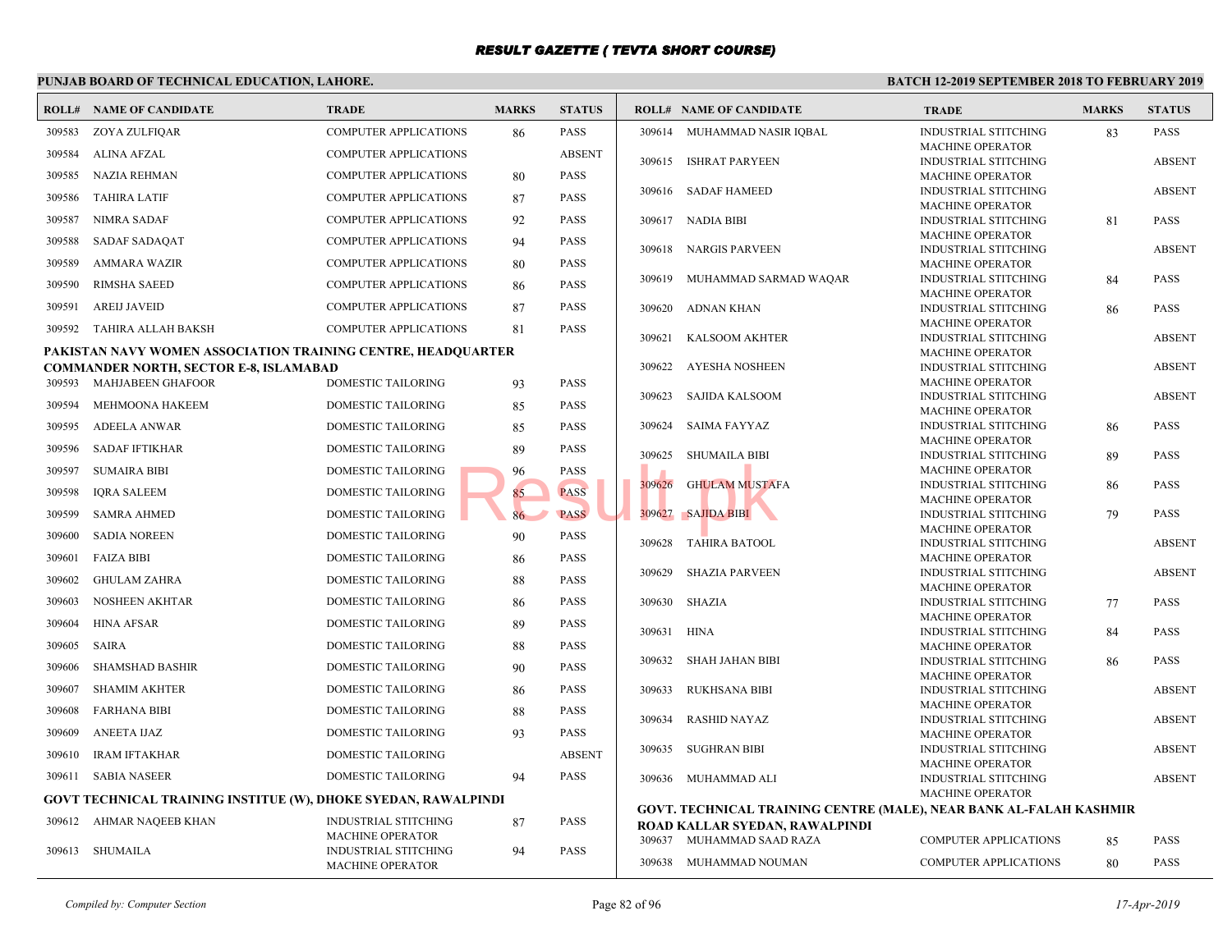# RESULT GAZETTE ( TEVTA SHORT COURSE)

**PUNJAB BOARD OF TECHNICAL EDUCATION, LAHORE.**

**BATCH 12-2019 SEPTEMBER 2018 TO FEBRUARY 2019**

| ROLL# | NAME OF CANDIDATE | TRADE | MARKS | STATUS |
|---|---|---|---|---|
| 309583 | ZOYA ZULFIQAR | COMPUTER APPLICATIONS | 86 | PASS |
| 309584 | ALINA AFZAL | COMPUTER APPLICATIONS | | ABSENT |
| 309585 | NAZIA REHMAN | COMPUTER APPLICATIONS | 80 | PASS |
| 309586 | TAHIRA LATIF | COMPUTER APPLICATIONS | 87 | PASS |
| 309587 | NIMRA SADAF | COMPUTER APPLICATIONS | 92 | PASS |
| 309588 | SADAF SADAQAT | COMPUTER APPLICATIONS | 94 | PASS |
| 309589 | AMMARA WAZIR | COMPUTER APPLICATIONS | 80 | PASS |
| 309590 | RIMSHA SAEED | COMPUTER APPLICATIONS | 86 | PASS |
| 309591 | AREIJ JAVEID | COMPUTER APPLICATIONS | 87 | PASS |
| 309592 | TAHIRA ALLAH BAKSH | COMPUTER APPLICATIONS | 81 | PASS |

**PAKISTAN NAVY WOMEN ASSOCIATION TRAINING CENTRE, HEADQUARTER COMMANDER NORTH, SECTOR E-8, ISLAMABAD**

| ROLL# | NAME OF CANDIDATE | TRADE | MARKS | STATUS |
|---|---|---|---|---|
| 309593 | MAHJABEEN GHAFOOR | DOMESTIC TAILORING | 93 | PASS |
| 309594 | MEHMOONA HAKEEM | DOMESTIC TAILORING | 85 | PASS |
| 309595 | ADEELA ANWAR | DOMESTIC TAILORING | 85 | PASS |
| 309596 | SADAF IFTIKHAR | DOMESTIC TAILORING | 89 | PASS |
| 309597 | SUMAIRA BIBI | DOMESTIC TAILORING | 96 | PASS |
| 309598 | IQRA SALEEM | DOMESTIC TAILORING | 85 | PASS |
| 309599 | SAMRA AHMED | DOMESTIC TAILORING | 86 | PASS |
| 309600 | SADIA NOREEN | DOMESTIC TAILORING | 90 | PASS |
| 309601 | FAIZA BIBI | DOMESTIC TAILORING | 86 | PASS |
| 309602 | GHULAM ZAHRA | DOMESTIC TAILORING | 88 | PASS |
| 309603 | NOSHEEN AKHTAR | DOMESTIC TAILORING | 86 | PASS |
| 309604 | HINA AFSAR | DOMESTIC TAILORING | 89 | PASS |
| 309605 | SAIRA | DOMESTIC TAILORING | 88 | PASS |
| 309606 | SHAMSHAD BASHIR | DOMESTIC TAILORING | 90 | PASS |
| 309607 | SHAMIM AKHTER | DOMESTIC TAILORING | 86 | PASS |
| 309608 | FARHANA BIBI | DOMESTIC TAILORING | 88 | PASS |
| 309609 | ANEETA IJAZ | DOMESTIC TAILORING | 93 | PASS |
| 309610 | IRAM IFTAKHAR | DOMESTIC TAILORING | | ABSENT |
| 309611 | SABIA NASEER | DOMESTIC TAILORING | 94 | PASS |

**GOVT TECHNICAL TRAINING INSTITUE (W), DHOKE SYEDAN, RAWALPINDI**

| ROLL# | NAME OF CANDIDATE | TRADE | MARKS | STATUS |
|---|---|---|---|---|
| 309612 | AHMAR NAQEEB KHAN | INDUSTRIAL STITCHING MACHINE OPERATOR | 87 | PASS |
| 309613 | SHUMAILA | INDUSTRIAL STITCHING MACHINE OPERATOR | 94 | PASS |
| 309614 | MUHAMMAD NASIR IQBAL | INDUSTRIAL STITCHING MACHINE OPERATOR | 83 | PASS |
| 309615 | ISHRAT PARYEEN | INDUSTRIAL STITCHING MACHINE OPERATOR | | ABSENT |
| 309616 | SADAF HAMEED | INDUSTRIAL STITCHING MACHINE OPERATOR | | ABSENT |
| 309617 | NADIA BIBI | INDUSTRIAL STITCHING MACHINE OPERATOR | 81 | PASS |
| 309618 | NARGIS PARVEEN | INDUSTRIAL STITCHING MACHINE OPERATOR | | ABSENT |
| 309619 | MUHAMMAD SARMAD WAQAR | INDUSTRIAL STITCHING MACHINE OPERATOR | 84 | PASS |
| 309620 | ADNAN KHAN | INDUSTRIAL STITCHING MACHINE OPERATOR | 86 | PASS |
| 309621 | KALSOOM AKHTER | INDUSTRIAL STITCHING MACHINE OPERATOR | | ABSENT |
| 309622 | AYESHA NOSHEEN | INDUSTRIAL STITCHING MACHINE OPERATOR | | ABSENT |
| 309623 | SAJIDA KALSOOM | INDUSTRIAL STITCHING MACHINE OPERATOR | | ABSENT |
| 309624 | SAIMA FAYYAZ | INDUSTRIAL STITCHING MACHINE OPERATOR | 86 | PASS |
| 309625 | SHUMAILA BIBI | INDUSTRIAL STITCHING MACHINE OPERATOR | 89 | PASS |
| 309626 | GHULAM MUSTAFA | INDUSTRIAL STITCHING MACHINE OPERATOR | 86 | PASS |
| 309627 | SAJIDA BIBI | INDUSTRIAL STITCHING MACHINE OPERATOR | 79 | PASS |
| 309628 | TAHIRA BATOOL | INDUSTRIAL STITCHING MACHINE OPERATOR | | ABSENT |
| 309629 | SHAZIA PARVEEN | INDUSTRIAL STITCHING MACHINE OPERATOR | | ABSENT |
| 309630 | SHAZIA | INDUSTRIAL STITCHING MACHINE OPERATOR | 77 | PASS |
| 309631 | HINA | INDUSTRIAL STITCHING MACHINE OPERATOR | 84 | PASS |
| 309632 | SHAH JAHAN BIBI | INDUSTRIAL STITCHING MACHINE OPERATOR | 86 | PASS |
| 309633 | RUKHSANA BIBI | INDUSTRIAL STITCHING MACHINE OPERATOR | | ABSENT |
| 309634 | RASHID NAYAZ | INDUSTRIAL STITCHING MACHINE OPERATOR | | ABSENT |
| 309635 | SUGHRAN BIBI | INDUSTRIAL STITCHING MACHINE OPERATOR | | ABSENT |
| 309636 | MUHAMMAD ALI | INDUSTRIAL STITCHING MACHINE OPERATOR | | ABSENT |

**GOVT. TECHNICAL TRAINING CENTRE (MALE), NEAR BANK AL-FALAH KASHMIR ROAD KALLAR SYEDAN, RAWALPINDI**

| ROLL# | NAME OF CANDIDATE | TRADE | MARKS | STATUS |
|---|---|---|---|---|
| 309637 | MUHAMMAD SAAD RAZA | COMPUTER APPLICATIONS | 85 | PASS |
| 309638 | MUHAMMAD NOUMAN | COMPUTER APPLICATIONS | 80 | PASS |

*Compiled by: Computer Section*

*17-Apr-2019*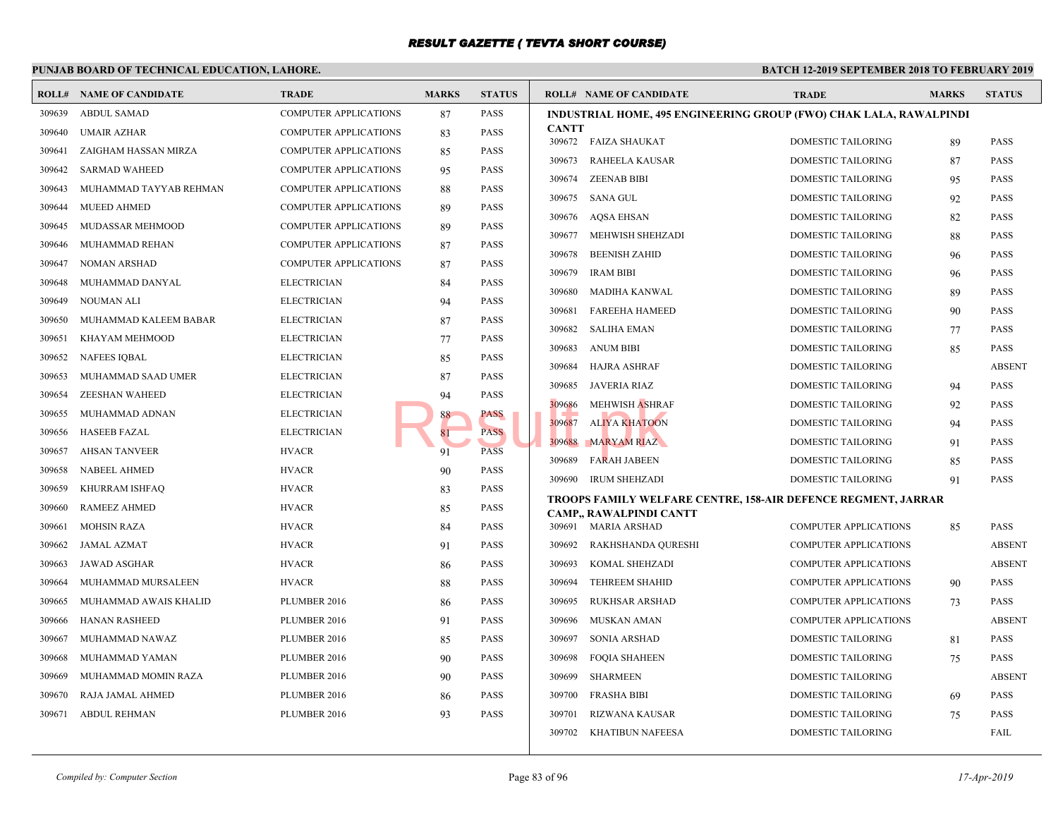# RESULT GAZETTE ( TEVTA SHORT COURSE)

**PUNJAB BOARD OF TECHNICAL EDUCATION, LAHORE.**

**BATCH 12-2019 SEPTEMBER 2018 TO FEBRUARY 2019**

| ROLL# | NAME OF CANDIDATE | TRADE | MARKS | STATUS |
|---|---|---|---|---|
| 309639 | ABDUL SAMAD | COMPUTER APPLICATIONS | 87 | PASS |
| 309640 | UMAIR AZHAR | COMPUTER APPLICATIONS | 83 | PASS |
| 309641 | ZAIGHAM HASSAN MIRZA | COMPUTER APPLICATIONS | 85 | PASS |
| 309642 | SARMAD WAHEED | COMPUTER APPLICATIONS | 95 | PASS |
| 309643 | MUHAMMAD TAYYAB REHMAN | COMPUTER APPLICATIONS | 88 | PASS |
| 309644 | MUEED AHMED | COMPUTER APPLICATIONS | 89 | PASS |
| 309645 | MUDASSAR MEHMOOD | COMPUTER APPLICATIONS | 89 | PASS |
| 309646 | MUHAMMAD REHAN | COMPUTER APPLICATIONS | 87 | PASS |
| 309647 | NOMAN ARSHAD | COMPUTER APPLICATIONS | 87 | PASS |
| 309648 | MUHAMMAD DANYAL | ELECTRICIAN | 84 | PASS |
| 309649 | NOUMAN ALI | ELECTRICIAN | 94 | PASS |
| 309650 | MUHAMMAD KALEEM BABAR | ELECTRICIAN | 87 | PASS |
| 309651 | KHAYAM MEHMOOD | ELECTRICIAN | 77 | PASS |
| 309652 | NAFEES IQBAL | ELECTRICIAN | 85 | PASS |
| 309653 | MUHAMMAD SAAD UMER | ELECTRICIAN | 87 | PASS |
| 309654 | ZEESHAN WAHEED | ELECTRICIAN | 94 | PASS |
| 309655 | MUHAMMAD ADNAN | ELECTRICIAN | 88 | PASS |
| 309656 | HASEEB FAZAL | ELECTRICIAN | 81 | PASS |
| 309657 | AHSAN TANVEER | HVACR | 91 | PASS |
| 309658 | NABEEL AHMED | HVACR | 90 | PASS |
| 309659 | KHURRAM ISHFAQ | HVACR | 83 | PASS |
| 309660 | RAMEEZ AHMED | HVACR | 85 | PASS |
| 309661 | MOHSIN RAZA | HVACR | 84 | PASS |
| 309662 | JAMAL AZMAT | HVACR | 91 | PASS |
| 309663 | JAWAD ASGHAR | HVACR | 86 | PASS |
| 309664 | MUHAMMAD MURSALEEN | HVACR | 88 | PASS |
| 309665 | MUHAMMAD AWAIS KHALID | PLUMBER 2016 | 86 | PASS |
| 309666 | HANAN RASHEED | PLUMBER 2016 | 91 | PASS |
| 309667 | MUHAMMAD NAWAZ | PLUMBER 2016 | 85 | PASS |
| 309668 | MUHAMMAD YAMAN | PLUMBER 2016 | 90 | PASS |
| 309669 | MUHAMMAD MOMIN RAZA | PLUMBER 2016 | 90 | PASS |
| 309670 | RAJA JAMAL AHMED | PLUMBER 2016 | 86 | PASS |
| 309671 | ABDUL REHMAN | PLUMBER 2016 | 93 | PASS |

**INDUSTRIAL HOME, 495 ENGINEERING GROUP (FWO) CHAK LALA, RAWALPINDI CANTT**

| ROLL# | NAME OF CANDIDATE | TRADE | MARKS | STATUS |
|---|---|---|---|---|
| 309672 | FAIZA SHAUKAT | DOMESTIC TAILORING | 89 | PASS |
| 309673 | RAHEELA KAUSAR | DOMESTIC TAILORING | 87 | PASS |
| 309674 | ZEENAB BIBI | DOMESTIC TAILORING | 95 | PASS |
| 309675 | SANA GUL | DOMESTIC TAILORING | 92 | PASS |
| 309676 | AQSA EHSAN | DOMESTIC TAILORING | 82 | PASS |
| 309677 | MEHWISH SHEHZADI | DOMESTIC TAILORING | 88 | PASS |
| 309678 | BEENISH ZAHID | DOMESTIC TAILORING | 96 | PASS |
| 309679 | IRAM BIBI | DOMESTIC TAILORING | 96 | PASS |
| 309680 | MADIHA KANWAL | DOMESTIC TAILORING | 89 | PASS |
| 309681 | FAREEHA HAMEED | DOMESTIC TAILORING | 90 | PASS |
| 309682 | SALIHA EMAN | DOMESTIC TAILORING | 77 | PASS |
| 309683 | ANUM BIBI | DOMESTIC TAILORING | 85 | PASS |
| 309684 | HAJRA ASHRAF | DOMESTIC TAILORING | | ABSENT |
| 309685 | JAVERIA RIAZ | DOMESTIC TAILORING | 94 | PASS |
| 309686 | MEHWISH ASHRAF | DOMESTIC TAILORING | 92 | PASS |
| 309687 | ALIYA KHATOON | DOMESTIC TAILORING | 94 | PASS |
| 309688 | MARYAM RIAZ | DOMESTIC TAILORING | 91 | PASS |
| 309689 | FARAH JABEEN | DOMESTIC TAILORING | 85 | PASS |
| 309690 | IRUM SHEHZADI | DOMESTIC TAILORING | 91 | PASS |

**TROOPS FAMILY WELFARE CENTRE, 158-AIR DEFENCE REGMENT, JARRAR CAMP,, RAWALPINDI CANTT**

| ROLL# | NAME OF CANDIDATE | TRADE | MARKS | STATUS |
|---|---|---|---|---|
| 309691 | MARIA ARSHAD | COMPUTER APPLICATIONS | 85 | PASS |
| 309692 | RAKHSHANDA QURESHI | COMPUTER APPLICATIONS | | ABSENT |
| 309693 | KOMAL SHEHZADI | COMPUTER APPLICATIONS | | ABSENT |
| 309694 | TEHREEM SHAHID | COMPUTER APPLICATIONS | 90 | PASS |
| 309695 | RUKHSAR ARSHAD | COMPUTER APPLICATIONS | 73 | PASS |
| 309696 | MUSKAN AMAN | COMPUTER APPLICATIONS | | ABSENT |
| 309697 | SONIA ARSHAD | DOMESTIC TAILORING | 81 | PASS |
| 309698 | FOQIA SHAHEEN | DOMESTIC TAILORING | 75 | PASS |
| 309699 | SHARMEEN | DOMESTIC TAILORING | | ABSENT |
| 309700 | FRASHA BIBI | DOMESTIC TAILORING | 69 | PASS |
| 309701 | RIZWANA KAUSAR | DOMESTIC TAILORING | 75 | PASS |
| 309702 | KHATIBUN NAFEESA | DOMESTIC TAILORING | | FAIL |

*Compiled by: Computer Section* *17-Apr-2019*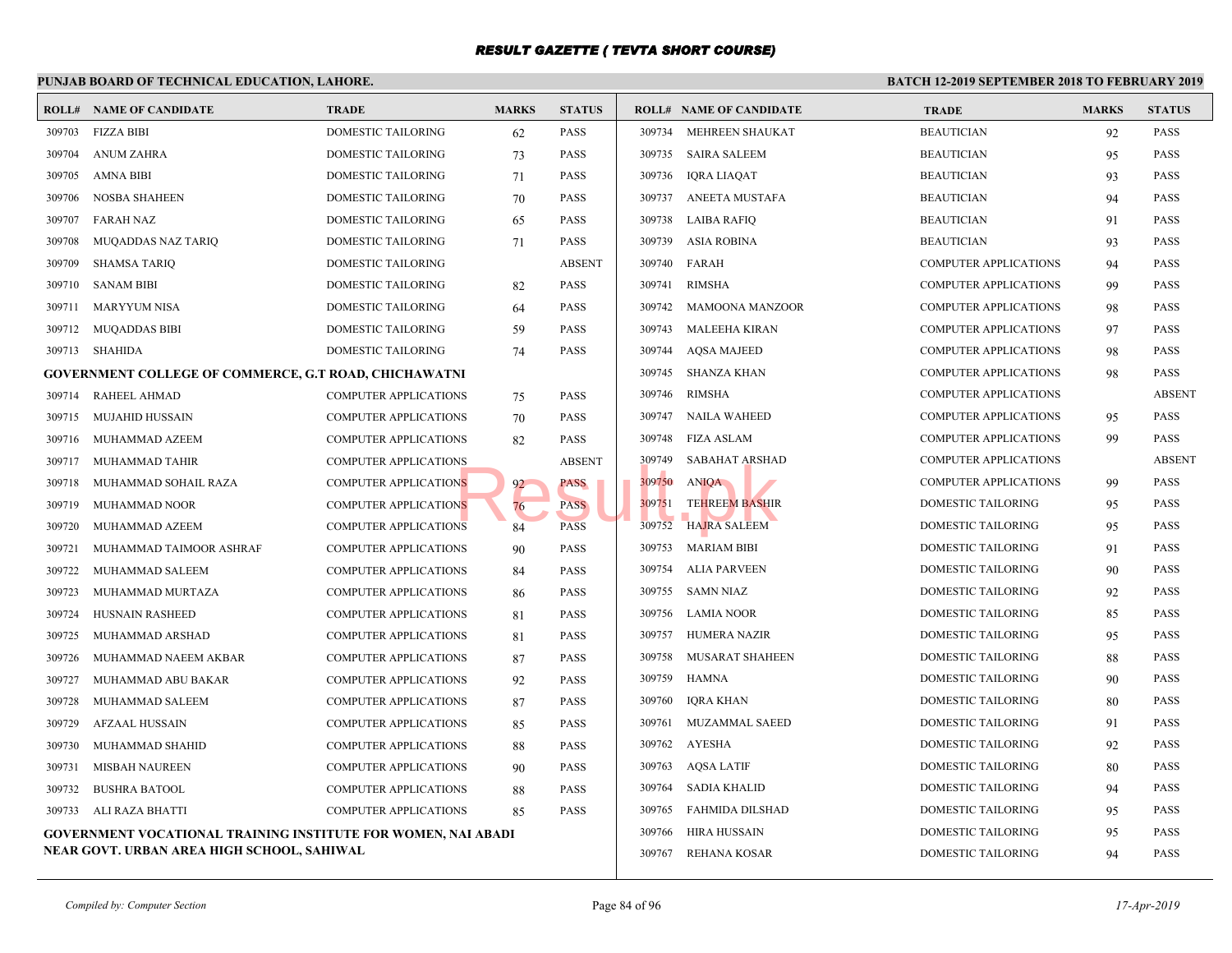# RESULT GAZETTE ( TEVTA SHORT COURSE)

**PUNJAB BOARD OF TECHNICAL EDUCATION, LAHORE.**

**BATCH 12-2019 SEPTEMBER 2018 TO FEBRUARY 2019**

| ROLL# | NAME OF CANDIDATE | TRADE | MARKS | STATUS |
|---|---|---|---|---|
| 309703 | FIZZA BIBI | DOMESTIC TAILORING | 62 | PASS |
| 309704 | ANUM ZAHRA | DOMESTIC TAILORING | 73 | PASS |
| 309705 | AMNA BIBI | DOMESTIC TAILORING | 71 | PASS |
| 309706 | NOSBA SHAHEEN | DOMESTIC TAILORING | 70 | PASS |
| 309707 | FARAH NAZ | DOMESTIC TAILORING | 65 | PASS |
| 309708 | MUQADDAS NAZ TARIQ | DOMESTIC TAILORING | 71 | PASS |
| 309709 | SHAMSA TARIQ | DOMESTIC TAILORING | | ABSENT |
| 309710 | SANAM BIBI | DOMESTIC TAILORING | 82 | PASS |
| 309711 | MARYYUM NISA | DOMESTIC TAILORING | 64 | PASS |
| 309712 | MUQADDAS BIBI | DOMESTIC TAILORING | 59 | PASS |
| 309713 | SHAHIDA | DOMESTIC TAILORING | 74 | PASS |

**GOVERNMENT COLLEGE OF COMMERCE, G.T ROAD, CHICHAWATNI**

| ROLL# | NAME OF CANDIDATE | TRADE | MARKS | STATUS |
|---|---|---|---|---|
| 309714 | RAHEEL AHMAD | COMPUTER APPLICATIONS | 75 | PASS |
| 309715 | MUJAHID HUSSAIN | COMPUTER APPLICATIONS | 70 | PASS |
| 309716 | MUHAMMAD AZEEM | COMPUTER APPLICATIONS | 82 | PASS |
| 309717 | MUHAMMAD TAHIR | COMPUTER APPLICATIONS | | ABSENT |
| 309718 | MUHAMMAD SOHAIL RAZA | COMPUTER APPLICATIONS | 92 | PASS |
| 309719 | MUHAMMAD NOOR | COMPUTER APPLICATIONS | 76 | PASS |
| 309720 | MUHAMMAD AZEEM | COMPUTER APPLICATIONS | 84 | PASS |
| 309721 | MUHAMMAD TAIMOOR ASHRAF | COMPUTER APPLICATIONS | 90 | PASS |
| 309722 | MUHAMMAD SALEEM | COMPUTER APPLICATIONS | 84 | PASS |
| 309723 | MUHAMMAD MURTAZA | COMPUTER APPLICATIONS | 86 | PASS |
| 309724 | HUSNAIN RASHEED | COMPUTER APPLICATIONS | 81 | PASS |
| 309725 | MUHAMMAD ARSHAD | COMPUTER APPLICATIONS | 81 | PASS |
| 309726 | MUHAMMAD NAEEM AKBAR | COMPUTER APPLICATIONS | 87 | PASS |
| 309727 | MUHAMMAD ABU BAKAR | COMPUTER APPLICATIONS | 92 | PASS |
| 309728 | MUHAMMAD SALEEM | COMPUTER APPLICATIONS | 87 | PASS |
| 309729 | AFZAAL HUSSAIN | COMPUTER APPLICATIONS | 85 | PASS |
| 309730 | MUHAMMAD SHAHID | COMPUTER APPLICATIONS | 88 | PASS |
| 309731 | MISBAH NAUREEN | COMPUTER APPLICATIONS | 90 | PASS |
| 309732 | BUSHRA BATOOL | COMPUTER APPLICATIONS | 88 | PASS |
| 309733 | ALI RAZA BHATTI | COMPUTER APPLICATIONS | 85 | PASS |

**GOVERNMENT VOCATIONAL TRAINING INSTITUTE FOR WOMEN, NAI ABADI NEAR GOVT. URBAN AREA HIGH SCHOOL, SAHIWAL**

| ROLL# | NAME OF CANDIDATE | TRADE | MARKS | STATUS |
|---|---|---|---|---|
| 309734 | MEHREEN SHAUKAT | BEAUTICIAN | 92 | PASS |
| 309735 | SAIRA SALEEM | BEAUTICIAN | 95 | PASS |
| 309736 | IQRA LIAQAT | BEAUTICIAN | 93 | PASS |
| 309737 | ANEETA MUSTAFA | BEAUTICIAN | 94 | PASS |
| 309738 | LAIBA RAFIQ | BEAUTICIAN | 91 | PASS |
| 309739 | ASIA ROBINA | BEAUTICIAN | 93 | PASS |
| 309740 | FARAH | COMPUTER APPLICATIONS | 94 | PASS |
| 309741 | RIMSHA | COMPUTER APPLICATIONS | 99 | PASS |
| 309742 | MAMOONA MANZOOR | COMPUTER APPLICATIONS | 98 | PASS |
| 309743 | MALEEHA KIRAN | COMPUTER APPLICATIONS | 97 | PASS |
| 309744 | AQSA MAJEED | COMPUTER APPLICATIONS | 98 | PASS |
| 309745 | SHANZA KHAN | COMPUTER APPLICATIONS | 98 | PASS |
| 309746 | RIMSHA | COMPUTER APPLICATIONS | | ABSENT |
| 309747 | NAILA WAHEED | COMPUTER APPLICATIONS | 95 | PASS |
| 309748 | FIZA ASLAM | COMPUTER APPLICATIONS | 99 | PASS |
| 309749 | SABAHAT ARSHAD | COMPUTER APPLICATIONS | | ABSENT |
| 309750 | ANIQA | COMPUTER APPLICATIONS | 99 | PASS |
| 309751 | TEHREEM BASHIR | DOMESTIC TAILORING | 95 | PASS |
| 309752 | HAJRA SALEEM | DOMESTIC TAILORING | 95 | PASS |
| 309753 | MARIAM BIBI | DOMESTIC TAILORING | 91 | PASS |
| 309754 | ALIA PARVEEN | DOMESTIC TAILORING | 90 | PASS |
| 309755 | SAMN NIAZ | DOMESTIC TAILORING | 92 | PASS |
| 309756 | LAMIA NOOR | DOMESTIC TAILORING | 85 | PASS |
| 309757 | HUMERA NAZIR | DOMESTIC TAILORING | 95 | PASS |
| 309758 | MUSARAT SHAHEEN | DOMESTIC TAILORING | 88 | PASS |
| 309759 | HAMNA | DOMESTIC TAILORING | 90 | PASS |
| 309760 | IQRA KHAN | DOMESTIC TAILORING | 80 | PASS |
| 309761 | MUZAMMAL SAEED | DOMESTIC TAILORING | 91 | PASS |
| 309762 | AYESHA | DOMESTIC TAILORING | 92 | PASS |
| 309763 | AQSA LATIF | DOMESTIC TAILORING | 80 | PASS |
| 309764 | SADIA KHALID | DOMESTIC TAILORING | 94 | PASS |
| 309765 | FAHMIDA DILSHAD | DOMESTIC TAILORING | 95 | PASS |
| 309766 | HIRA HUSSAIN | DOMESTIC TAILORING | 95 | PASS |
| 309767 | REHANA KOSAR | DOMESTIC TAILORING | 94 | PASS |

*Compiled by: Computer Section* *17-Apr-2019*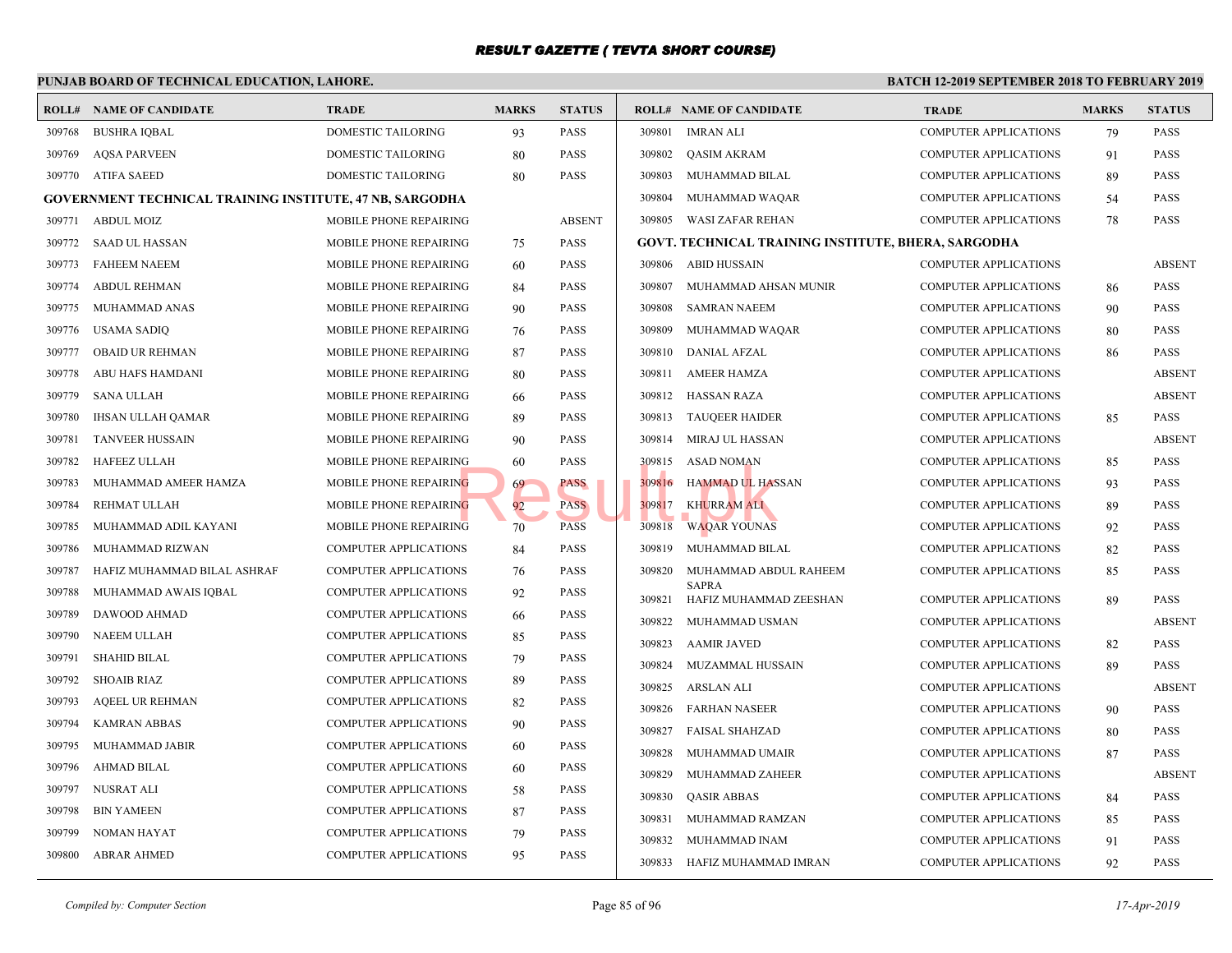# RESULT GAZETTE ( TEVTA SHORT COURSE)

**PUNJAB BOARD OF TECHNICAL EDUCATION, LAHORE.**

**BATCH 12-2019 SEPTEMBER 2018 TO FEBRUARY 2019**

| ROLL# | NAME OF CANDIDATE | TRADE | MARKS | STATUS |
|---|---|---|---|---|
| 309768 | BUSHRA IQBAL | DOMESTIC TAILORING | 93 | PASS |
| 309769 | AQSA PARVEEN | DOMESTIC TAILORING | 80 | PASS |
| 309770 | ATIFA SAEED | DOMESTIC TAILORING | 80 | PASS |

**GOVERNMENT TECHNICAL TRAINING INSTITUTE, 47 NB, SARGODHA**

| ROLL# | NAME OF CANDIDATE | TRADE | MARKS | STATUS |
|---|---|---|---|---|
| 309771 | ABDUL MOIZ | MOBILE PHONE REPAIRING | | ABSENT |
| 309772 | SAAD UL HASSAN | MOBILE PHONE REPAIRING | 75 | PASS |
| 309773 | FAHEEM NAEEM | MOBILE PHONE REPAIRING | 60 | PASS |
| 309774 | ABDUL REHMAN | MOBILE PHONE REPAIRING | 84 | PASS |
| 309775 | MUHAMMAD ANAS | MOBILE PHONE REPAIRING | 90 | PASS |
| 309776 | USAMA SADIQ | MOBILE PHONE REPAIRING | 76 | PASS |
| 309777 | OBAID UR REHMAN | MOBILE PHONE REPAIRING | 87 | PASS |
| 309778 | ABU HAFS HAMDANI | MOBILE PHONE REPAIRING | 80 | PASS |
| 309779 | SANA ULLAH | MOBILE PHONE REPAIRING | 66 | PASS |
| 309780 | IHSAN ULLAH QAMAR | MOBILE PHONE REPAIRING | 89 | PASS |
| 309781 | TANVEER HUSSAIN | MOBILE PHONE REPAIRING | 90 | PASS |
| 309782 | HAFEEZ ULLAH | MOBILE PHONE REPAIRING | 60 | PASS |
| 309783 | MUHAMMAD AMEER HAMZA | MOBILE PHONE REPAIRING | 69 | PASS |
| 309784 | REHMAT ULLAH | MOBILE PHONE REPAIRING | 92 | PASS |
| 309785 | MUHAMMAD ADIL KAYANI | MOBILE PHONE REPAIRING | 70 | PASS |
| 309786 | MUHAMMAD RIZWAN | COMPUTER APPLICATIONS | 84 | PASS |
| 309787 | HAFIZ MUHAMMAD BILAL ASHRAF | COMPUTER APPLICATIONS | 76 | PASS |
| 309788 | MUHAMMAD AWAIS IQBAL | COMPUTER APPLICATIONS | 92 | PASS |
| 309789 | DAWOOD AHMAD | COMPUTER APPLICATIONS | 66 | PASS |
| 309790 | NAEEM ULLAH | COMPUTER APPLICATIONS | 85 | PASS |
| 309791 | SHAHID BILAL | COMPUTER APPLICATIONS | 79 | PASS |
| 309792 | SHOAIB RIAZ | COMPUTER APPLICATIONS | 89 | PASS |
| 309793 | AQEEL UR REHMAN | COMPUTER APPLICATIONS | 82 | PASS |
| 309794 | KAMRAN ABBAS | COMPUTER APPLICATIONS | 90 | PASS |
| 309795 | MUHAMMAD JABIR | COMPUTER APPLICATIONS | 60 | PASS |
| 309796 | AHMAD BILAL | COMPUTER APPLICATIONS | 60 | PASS |
| 309797 | NUSRAT ALI | COMPUTER APPLICATIONS | 58 | PASS |
| 309798 | BIN YAMEEN | COMPUTER APPLICATIONS | 87 | PASS |
| 309799 | NOMAN HAYAT | COMPUTER APPLICATIONS | 79 | PASS |
| 309800 | ABRAR AHMED | COMPUTER APPLICATIONS | 95 | PASS |
| 309801 | IMRAN ALI | COMPUTER APPLICATIONS | 79 | PASS |
| 309802 | QASIM AKRAM | COMPUTER APPLICATIONS | 91 | PASS |
| 309803 | MUHAMMAD BILAL | COMPUTER APPLICATIONS | 89 | PASS |
| 309804 | MUHAMMAD WAQAR | COMPUTER APPLICATIONS | 54 | PASS |
| 309805 | WASI ZAFAR REHAN | COMPUTER APPLICATIONS | 78 | PASS |

**GOVT. TECHNICAL TRAINING INSTITUTE, BHERA, SARGODHA**

| ROLL# | NAME OF CANDIDATE | TRADE | MARKS | STATUS |
|---|---|---|---|---|
| 309806 | ABID HUSSAIN | COMPUTER APPLICATIONS | | ABSENT |
| 309807 | MUHAMMAD AHSAN MUNIR | COMPUTER APPLICATIONS | 86 | PASS |
| 309808 | SAMRAN NAEEM | COMPUTER APPLICATIONS | 90 | PASS |
| 309809 | MUHAMMAD WAQAR | COMPUTER APPLICATIONS | 80 | PASS |
| 309810 | DANIAL AFZAL | COMPUTER APPLICATIONS | 86 | PASS |
| 309811 | AMEER HAMZA | COMPUTER APPLICATIONS | | ABSENT |
| 309812 | HASSAN RAZA | COMPUTER APPLICATIONS | | ABSENT |
| 309813 | TAUQEER HAIDER | COMPUTER APPLICATIONS | 85 | PASS |
| 309814 | MIRAJ UL HASSAN | COMPUTER APPLICATIONS | | ABSENT |
| 309815 | ASAD NOMAN | COMPUTER APPLICATIONS | 85 | PASS |
| 309816 | HAMMAD UL HASSAN | COMPUTER APPLICATIONS | 93 | PASS |
| 309817 | KHURRAM ALI | COMPUTER APPLICATIONS | 89 | PASS |
| 309818 | WAQAR YOUNAS | COMPUTER APPLICATIONS | 92 | PASS |
| 309819 | MUHAMMAD BILAL | COMPUTER APPLICATIONS | 82 | PASS |
| 309820 | MUHAMMAD ABDUL RAHEEM SAPRA | COMPUTER APPLICATIONS | 85 | PASS |
| 309821 | HAFIZ MUHAMMAD ZEESHAN | COMPUTER APPLICATIONS | 89 | PASS |
| 309822 | MUHAMMAD USMAN | COMPUTER APPLICATIONS | | ABSENT |
| 309823 | AAMIR JAVED | COMPUTER APPLICATIONS | 82 | PASS |
| 309824 | MUZAMMAL HUSSAIN | COMPUTER APPLICATIONS | 89 | PASS |
| 309825 | ARSLAN ALI | COMPUTER APPLICATIONS | | ABSENT |
| 309826 | FARHAN NASEER | COMPUTER APPLICATIONS | 90 | PASS |
| 309827 | FAISAL SHAHZAD | COMPUTER APPLICATIONS | 80 | PASS |
| 309828 | MUHAMMAD UMAIR | COMPUTER APPLICATIONS | 87 | PASS |
| 309829 | MUHAMMAD ZAHEER | COMPUTER APPLICATIONS | | ABSENT |
| 309830 | QASIR ABBAS | COMPUTER APPLICATIONS | 84 | PASS |
| 309831 | MUHAMMAD RAMZAN | COMPUTER APPLICATIONS | 85 | PASS |
| 309832 | MUHAMMAD INAM | COMPUTER APPLICATIONS | 91 | PASS |
| 309833 | HAFIZ MUHAMMAD IMRAN | COMPUTER APPLICATIONS | 92 | PASS |

*Compiled by: Computer Section* *17-Apr-2019*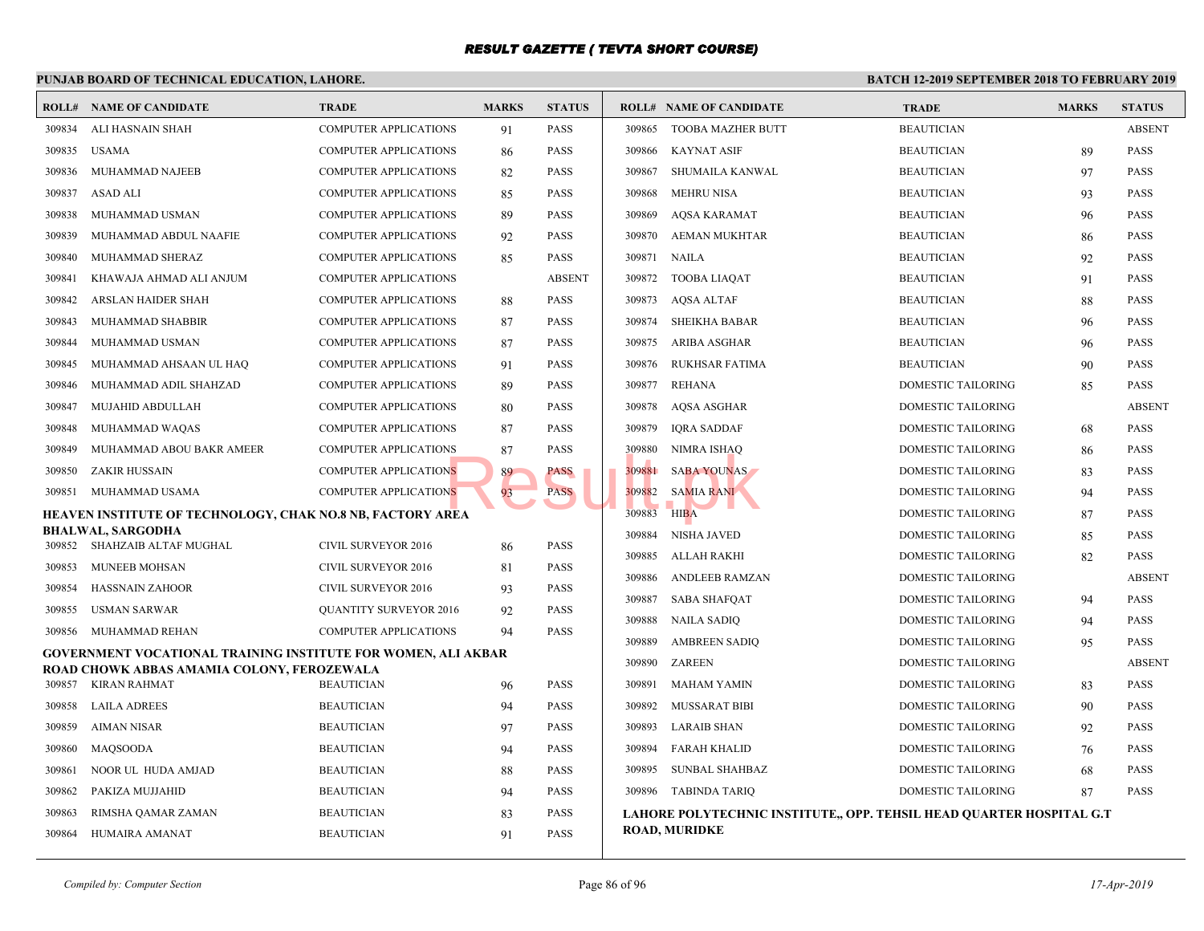# RESULT GAZETTE ( TEVTA SHORT COURSE)

**PUNJAB BOARD OF TECHNICAL EDUCATION, LAHORE.** | **BATCH 12-2019 SEPTEMBER 2018 TO FEBRUARY 2019**

| ROLL# | NAME OF CANDIDATE | TRADE | MARKS | STATUS |
|---|---|---|---|---|
| 309834 | ALI HASNAIN SHAH | COMPUTER APPLICATIONS | 91 | PASS |
| 309835 | USAMA | COMPUTER APPLICATIONS | 86 | PASS |
| 309836 | MUHAMMAD NAJEEB | COMPUTER APPLICATIONS | 82 | PASS |
| 309837 | ASAD ALI | COMPUTER APPLICATIONS | 85 | PASS |
| 309838 | MUHAMMAD USMAN | COMPUTER APPLICATIONS | 89 | PASS |
| 309839 | MUHAMMAD ABDUL NAAFIE | COMPUTER APPLICATIONS | 92 | PASS |
| 309840 | MUHAMMAD SHERAZ | COMPUTER APPLICATIONS | 85 | PASS |
| 309841 | KHAWAJA AHMAD ALI ANJUM | COMPUTER APPLICATIONS | | ABSENT |
| 309842 | ARSLAN HAIDER SHAH | COMPUTER APPLICATIONS | 88 | PASS |
| 309843 | MUHAMMAD SHABBIR | COMPUTER APPLICATIONS | 87 | PASS |
| 309844 | MUHAMMAD USMAN | COMPUTER APPLICATIONS | 87 | PASS |
| 309845 | MUHAMMAD AHSAAN UL HAQ | COMPUTER APPLICATIONS | 91 | PASS |
| 309846 | MUHAMMAD ADIL SHAHZAD | COMPUTER APPLICATIONS | 89 | PASS |
| 309847 | MUJAHID ABDULLAH | COMPUTER APPLICATIONS | 80 | PASS |
| 309848 | MUHAMMAD WAQAS | COMPUTER APPLICATIONS | 87 | PASS |
| 309849 | MUHAMMAD ABOU BAKR AMEER | COMPUTER APPLICATIONS | 87 | PASS |
| 309850 | ZAKIR HUSSAIN | COMPUTER APPLICATIONS | 89 | PASS |
| 309851 | MUHAMMAD USAMA | COMPUTER APPLICATIONS | 93 | PASS |

**HEAVEN INSTITUTE OF TECHNOLOGY, CHAK NO.8 NB, FACTORY AREA BHALWAL, SARGODHA**

| ROLL# | NAME OF CANDIDATE | TRADE | MARKS | STATUS |
|---|---|---|---|---|
| 309852 | SHAHZAIB ALTAF MUGHAL | CIVIL SURVEYOR 2016 | 86 | PASS |
| 309853 | MUNEEB MOHSAN | CIVIL SURVEYOR 2016 | 81 | PASS |
| 309854 | HASSNAIN ZAHOOR | CIVIL SURVEYOR 2016 | 93 | PASS |
| 309855 | USMAN SARWAR | QUANTITY SURVEYOR 2016 | 92 | PASS |
| 309856 | MUHAMMAD REHAN | COMPUTER APPLICATIONS | 94 | PASS |

**GOVERNMENT VOCATIONAL TRAINING INSTITUTE FOR WOMEN, ALI AKBAR ROAD CHOWK ABBAS AMAMIA COLONY, FEROZEWALA**

| ROLL# | NAME OF CANDIDATE | TRADE | MARKS | STATUS |
|---|---|---|---|---|
| 309857 | KIRAN RAHMAT | BEAUTICIAN | 96 | PASS |
| 309858 | LAILA ADREES | BEAUTICIAN | 94 | PASS |
| 309859 | AIMAN NISAR | BEAUTICIAN | 97 | PASS |
| 309860 | MAQSOODA | BEAUTICIAN | 94 | PASS |
| 309861 | NOOR UL HUDA AMJAD | BEAUTICIAN | 88 | PASS |
| 309862 | PAKIZA MUJJAHID | BEAUTICIAN | 94 | PASS |
| 309863 | RIMSHA QAMAR ZAMAN | BEAUTICIAN | 83 | PASS |
| 309864 | HUMAIRA AMANAT | BEAUTICIAN | 91 | PASS |
| 309865 | TOOBA MAZHER BUTT | BEAUTICIAN | | ABSENT |
| 309866 | KAYNAT ASIF | BEAUTICIAN | 89 | PASS |
| 309867 | SHUMAILA KANWAL | BEAUTICIAN | 97 | PASS |
| 309868 | MEHRU NISA | BEAUTICIAN | 93 | PASS |
| 309869 | AQSA KARAMAT | BEAUTICIAN | 96 | PASS |
| 309870 | AEMAN MUKHTAR | BEAUTICIAN | 86 | PASS |
| 309871 | NAILA | BEAUTICIAN | 92 | PASS |
| 309872 | TOOBA LIAQAT | BEAUTICIAN | 91 | PASS |
| 309873 | AQSA ALTAF | BEAUTICIAN | 88 | PASS |
| 309874 | SHEIKHA BABAR | BEAUTICIAN | 96 | PASS |
| 309875 | ARIBA ASGHAR | BEAUTICIAN | 96 | PASS |
| 309876 | RUKHSAR FATIMA | BEAUTICIAN | 90 | PASS |
| 309877 | REHANA | DOMESTIC TAILORING | 85 | PASS |
| 309878 | AQSA ASGHAR | DOMESTIC TAILORING | | ABSENT |
| 309879 | IQRA SADDAF | DOMESTIC TAILORING | 68 | PASS |
| 309880 | NIMRA ISHAQ | DOMESTIC TAILORING | 86 | PASS |
| 309881 | SABA YOUNAS | DOMESTIC TAILORING | 83 | PASS |
| 309882 | SAMIA RANI | DOMESTIC TAILORING | 94 | PASS |
| 309883 | HIBA | DOMESTIC TAILORING | 87 | PASS |
| 309884 | NISHA JAVED | DOMESTIC TAILORING | 85 | PASS |
| 309885 | ALLAH RAKHI | DOMESTIC TAILORING | 82 | PASS |
| 309886 | ANDLEEB RAMZAN | DOMESTIC TAILORING | | ABSENT |
| 309887 | SABA SHAFQAT | DOMESTIC TAILORING | 94 | PASS |
| 309888 | NAILA SADIQ | DOMESTIC TAILORING | 94 | PASS |
| 309889 | AMBREEN SADIQ | DOMESTIC TAILORING | 95 | PASS |
| 309890 | ZAREEN | DOMESTIC TAILORING | | ABSENT |
| 309891 | MAHAM YAMIN | DOMESTIC TAILORING | 83 | PASS |
| 309892 | MUSSARAT BIBI | DOMESTIC TAILORING | 90 | PASS |
| 309893 | LARAIB SHAN | DOMESTIC TAILORING | 92 | PASS |
| 309894 | FARAH KHALID | DOMESTIC TAILORING | 76 | PASS |
| 309895 | SUNBAL SHAHBAZ | DOMESTIC TAILORING | 68 | PASS |
| 309896 | TABINDA TARIQ | DOMESTIC TAILORING | 87 | PASS |

**LAHORE POLYTECHNIC INSTITUTE,, OPP. TEHSIL HEAD QUARTER HOSPITAL G.T ROAD, MURIDKE**

*Compiled by: Computer Section* | *17-Apr-2019*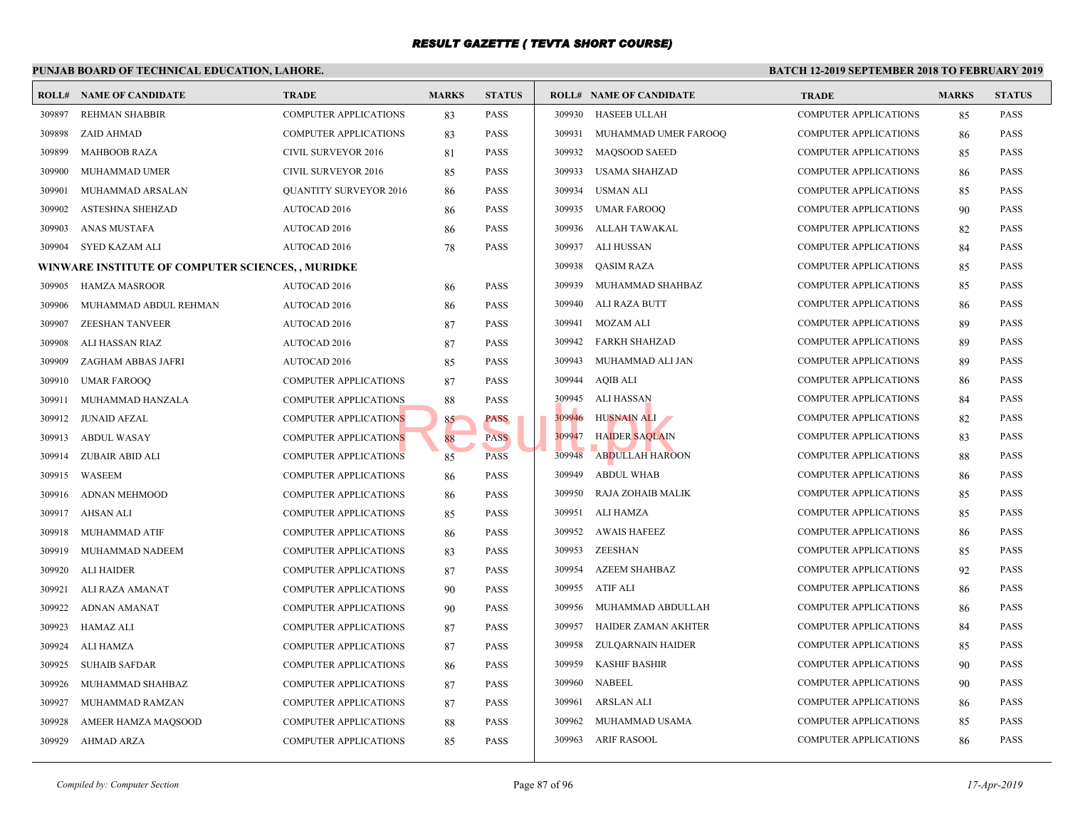# RESULT GAZETTE ( TEVTA SHORT COURSE)

**PUNJAB BOARD OF TECHNICAL EDUCATION, LAHORE.** | **BATCH 12-2019 SEPTEMBER 2018 TO FEBRUARY 2019**

| ROLL# | NAME OF CANDIDATE | TRADE | MARKS | STATUS |
|---|---|---|---|---|
| 309897 | REHMAN SHABBIR | COMPUTER APPLICATIONS | 83 | PASS |
| 309898 | ZAID AHMAD | COMPUTER APPLICATIONS | 83 | PASS |
| 309899 | MAHBOOB RAZA | CIVIL SURVEYOR 2016 | 81 | PASS |
| 309900 | MUHAMMAD UMER | CIVIL SURVEYOR 2016 | 85 | PASS |
| 309901 | MUHAMMAD ARSALAN | QUANTITY SURVEYOR 2016 | 86 | PASS |
| 309902 | ASTESHNA SHEHZAD | AUTOCAD 2016 | 86 | PASS |
| 309903 | ANAS MUSTAFA | AUTOCAD 2016 | 86 | PASS |
| 309904 | SYED KAZAM ALI | AUTOCAD 2016 | 78 | PASS |

**WINWARE INSTITUTE OF COMPUTER SCIENCES, , MURIDKE**

| ROLL# | NAME OF CANDIDATE | TRADE | MARKS | STATUS |
|---|---|---|---|---|
| 309905 | HAMZA MASROOR | AUTOCAD 2016 | 86 | PASS |
| 309906 | MUHAMMAD ABDUL REHMAN | AUTOCAD 2016 | 86 | PASS |
| 309907 | ZEESHAN TANVEER | AUTOCAD 2016 | 87 | PASS |
| 309908 | ALI HASSAN RIAZ | AUTOCAD 2016 | 87 | PASS |
| 309909 | ZAGHAM ABBAS JAFRI | AUTOCAD 2016 | 85 | PASS |
| 309910 | UMAR FAROOQ | COMPUTER APPLICATIONS | 87 | PASS |
| 309911 | MUHAMMAD HANZALA | COMPUTER APPLICATIONS | 88 | PASS |
| 309912 | JUNAID AFZAL | COMPUTER APPLICATIONS | 85 | PASS |
| 309913 | ABDUL WASAY | COMPUTER APPLICATIONS | 88 | PASS |
| 309914 | ZUBAIR ABID ALI | COMPUTER APPLICATIONS | 85 | PASS |
| 309915 | WASEEM | COMPUTER APPLICATIONS | 86 | PASS |
| 309916 | ADNAN MEHMOOD | COMPUTER APPLICATIONS | 86 | PASS |
| 309917 | AHSAN ALI | COMPUTER APPLICATIONS | 85 | PASS |
| 309918 | MUHAMMAD ATIF | COMPUTER APPLICATIONS | 86 | PASS |
| 309919 | MUHAMMAD NADEEM | COMPUTER APPLICATIONS | 83 | PASS |
| 309920 | ALI HAIDER | COMPUTER APPLICATIONS | 87 | PASS |
| 309921 | ALI RAZA AMANAT | COMPUTER APPLICATIONS | 90 | PASS |
| 309922 | ADNAN AMANAT | COMPUTER APPLICATIONS | 90 | PASS |
| 309923 | HAMAZ ALI | COMPUTER APPLICATIONS | 87 | PASS |
| 309924 | ALI HAMZA | COMPUTER APPLICATIONS | 87 | PASS |
| 309925 | SUHAIB SAFDAR | COMPUTER APPLICATIONS | 86 | PASS |
| 309926 | MUHAMMAD SHAHBAZ | COMPUTER APPLICATIONS | 87 | PASS |
| 309927 | MUHAMMAD RAMZAN | COMPUTER APPLICATIONS | 87 | PASS |
| 309928 | AMEER HAMZA MAQSOOD | COMPUTER APPLICATIONS | 88 | PASS |
| 309929 | AHMAD ARZA | COMPUTER APPLICATIONS | 85 | PASS |
| 309930 | HASEEB ULLAH | COMPUTER APPLICATIONS | 85 | PASS |
| 309931 | MUHAMMAD UMER FAROOQ | COMPUTER APPLICATIONS | 86 | PASS |
| 309932 | MAQSOOD SAEED | COMPUTER APPLICATIONS | 85 | PASS |
| 309933 | USAMA SHAHZAD | COMPUTER APPLICATIONS | 86 | PASS |
| 309934 | USMAN ALI | COMPUTER APPLICATIONS | 85 | PASS |
| 309935 | UMAR FAROOQ | COMPUTER APPLICATIONS | 90 | PASS |
| 309936 | ALLAH TAWAKAL | COMPUTER APPLICATIONS | 82 | PASS |
| 309937 | ALI HUSSAN | COMPUTER APPLICATIONS | 84 | PASS |
| 309938 | QASIM RAZA | COMPUTER APPLICATIONS | 85 | PASS |
| 309939 | MUHAMMAD SHAHBAZ | COMPUTER APPLICATIONS | 85 | PASS |
| 309940 | ALI RAZA BUTT | COMPUTER APPLICATIONS | 86 | PASS |
| 309941 | MOZAM ALI | COMPUTER APPLICATIONS | 89 | PASS |
| 309942 | FARKH SHAHZAD | COMPUTER APPLICATIONS | 89 | PASS |
| 309943 | MUHAMMAD ALI JAN | COMPUTER APPLICATIONS | 89 | PASS |
| 309944 | AQIB ALI | COMPUTER APPLICATIONS | 86 | PASS |
| 309945 | ALI HASSAN | COMPUTER APPLICATIONS | 84 | PASS |
| 309946 | HUSNAIN ALI | COMPUTER APPLICATIONS | 82 | PASS |
| 309947 | HAIDER SAQLAIN | COMPUTER APPLICATIONS | 83 | PASS |
| 309948 | ABDULLAH HAROON | COMPUTER APPLICATIONS | 88 | PASS |
| 309949 | ABDUL WHAB | COMPUTER APPLICATIONS | 86 | PASS |
| 309950 | RAJA ZOHAIB MALIK | COMPUTER APPLICATIONS | 85 | PASS |
| 309951 | ALI HAMZA | COMPUTER APPLICATIONS | 85 | PASS |
| 309952 | AWAIS HAFEEZ | COMPUTER APPLICATIONS | 86 | PASS |
| 309953 | ZEESHAN | COMPUTER APPLICATIONS | 85 | PASS |
| 309954 | AZEEM SHAHBAZ | COMPUTER APPLICATIONS | 92 | PASS |
| 309955 | ATIF ALI | COMPUTER APPLICATIONS | 86 | PASS |
| 309956 | MUHAMMAD ABDULLAH | COMPUTER APPLICATIONS | 86 | PASS |
| 309957 | HAIDER ZAMAN AKHTER | COMPUTER APPLICATIONS | 84 | PASS |
| 309958 | ZULQARNAIN HAIDER | COMPUTER APPLICATIONS | 85 | PASS |
| 309959 | KASHIF BASHIR | COMPUTER APPLICATIONS | 90 | PASS |
| 309960 | NABEEL | COMPUTER APPLICATIONS | 90 | PASS |
| 309961 | ARSLAN ALI | COMPUTER APPLICATIONS | 86 | PASS |
| 309962 | MUHAMMAD USAMA | COMPUTER APPLICATIONS | 85 | PASS |
| 309963 | ARIF RASOOL | COMPUTER APPLICATIONS | 86 | PASS |

*Compiled by: Computer Section* | *17-Apr-2019*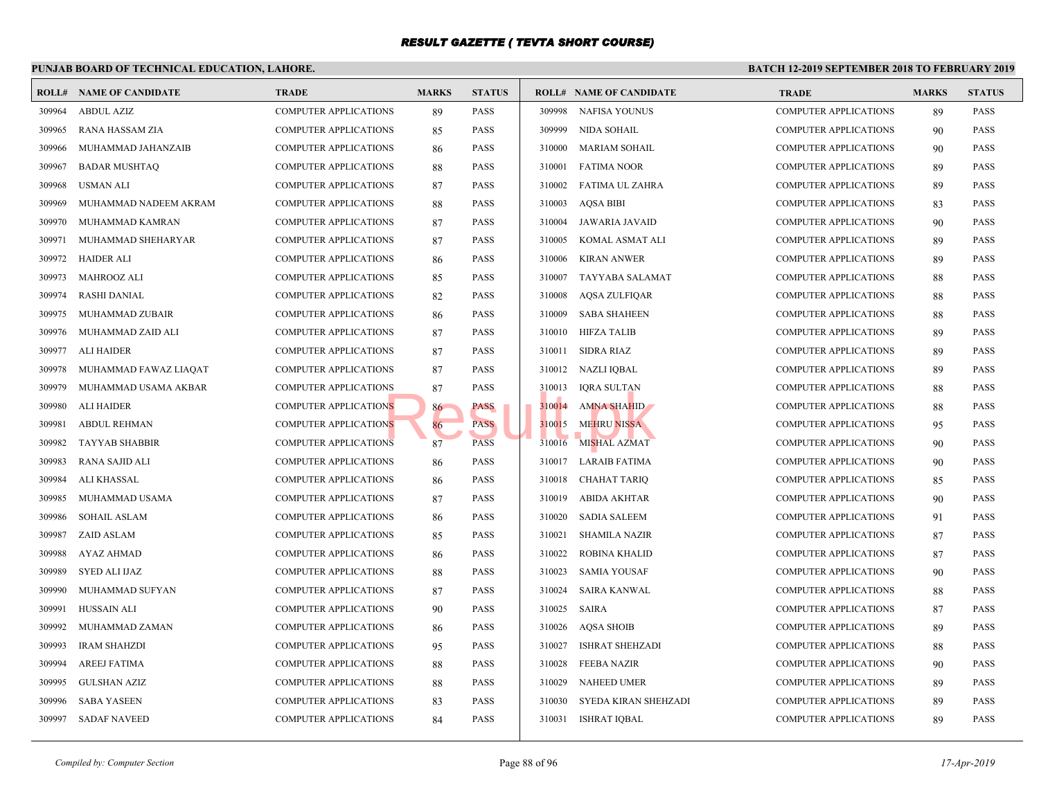# RESULT GAZETTE ( TEVTA SHORT COURSE)

## PUNJAB BOARD OF TECHNICAL EDUCATION, LAHORE.

**BATCH 12-2019 SEPTEMBER 2018 TO FEBRUARY 2019**

| ROLL# | NAME OF CANDIDATE | TRADE | MARKS | STATUS |
|---|---|---|---|---|
| 309964 | ABDUL AZIZ | COMPUTER APPLICATIONS | 89 | PASS |
| 309965 | RANA HASSAM ZIA | COMPUTER APPLICATIONS | 85 | PASS |
| 309966 | MUHAMMAD JAHANZAIB | COMPUTER APPLICATIONS | 86 | PASS |
| 309967 | BADAR MUSHTAQ | COMPUTER APPLICATIONS | 88 | PASS |
| 309968 | USMAN ALI | COMPUTER APPLICATIONS | 87 | PASS |
| 309969 | MUHAMMAD NADEEM AKRAM | COMPUTER APPLICATIONS | 88 | PASS |
| 309970 | MUHAMMAD KAMRAN | COMPUTER APPLICATIONS | 87 | PASS |
| 309971 | MUHAMMAD SHEHARYAR | COMPUTER APPLICATIONS | 87 | PASS |
| 309972 | HAIDER ALI | COMPUTER APPLICATIONS | 86 | PASS |
| 309973 | MAHROOZ ALI | COMPUTER APPLICATIONS | 85 | PASS |
| 309974 | RASHI DANIAL | COMPUTER APPLICATIONS | 82 | PASS |
| 309975 | MUHAMMAD ZUBAIR | COMPUTER APPLICATIONS | 86 | PASS |
| 309976 | MUHAMMAD ZAID ALI | COMPUTER APPLICATIONS | 87 | PASS |
| 309977 | ALI HAIDER | COMPUTER APPLICATIONS | 87 | PASS |
| 309978 | MUHAMMAD FAWAZ LIAQAT | COMPUTER APPLICATIONS | 87 | PASS |
| 309979 | MUHAMMAD USAMA AKBAR | COMPUTER APPLICATIONS | 87 | PASS |
| 309980 | ALI HAIDER | COMPUTER APPLICATIONS | 86 | PASS |
| 309981 | ABDUL REHMAN | COMPUTER APPLICATIONS | 86 | PASS |
| 309982 | TAYYAB SHABBIR | COMPUTER APPLICATIONS | 87 | PASS |
| 309983 | RANA SAJID ALI | COMPUTER APPLICATIONS | 86 | PASS |
| 309984 | ALI KHASSAL | COMPUTER APPLICATIONS | 86 | PASS |
| 309985 | MUHAMMAD USAMA | COMPUTER APPLICATIONS | 87 | PASS |
| 309986 | SOHAIL ASLAM | COMPUTER APPLICATIONS | 86 | PASS |
| 309987 | ZAID ASLAM | COMPUTER APPLICATIONS | 85 | PASS |
| 309988 | AYAZ AHMAD | COMPUTER APPLICATIONS | 86 | PASS |
| 309989 | SYED ALI IJAZ | COMPUTER APPLICATIONS | 88 | PASS |
| 309990 | MUHAMMAD SUFYAN | COMPUTER APPLICATIONS | 87 | PASS |
| 309991 | HUSSAIN ALI | COMPUTER APPLICATIONS | 90 | PASS |
| 309992 | MUHAMMAD ZAMAN | COMPUTER APPLICATIONS | 86 | PASS |
| 309993 | IRAM SHAHZDI | COMPUTER APPLICATIONS | 95 | PASS |
| 309994 | AREEJ FATIMA | COMPUTER APPLICATIONS | 88 | PASS |
| 309995 | GULSHAN AZIZ | COMPUTER APPLICATIONS | 88 | PASS |
| 309996 | SABA YASEEN | COMPUTER APPLICATIONS | 83 | PASS |
| 309997 | SADAF NAVEED | COMPUTER APPLICATIONS | 84 | PASS |
| 309998 | NAFISA YOUNUS | COMPUTER APPLICATIONS | 89 | PASS |
| 309999 | NIDA SOHAIL | COMPUTER APPLICATIONS | 90 | PASS |
| 310000 | MARIAM SOHAIL | COMPUTER APPLICATIONS | 90 | PASS |
| 310001 | FATIMA NOOR | COMPUTER APPLICATIONS | 89 | PASS |
| 310002 | FATIMA UL ZAHRA | COMPUTER APPLICATIONS | 89 | PASS |
| 310003 | AQSA BIBI | COMPUTER APPLICATIONS | 83 | PASS |
| 310004 | JAWARIA JAVAID | COMPUTER APPLICATIONS | 90 | PASS |
| 310005 | KOMAL ASMAT ALI | COMPUTER APPLICATIONS | 89 | PASS |
| 310006 | KIRAN ANWER | COMPUTER APPLICATIONS | 89 | PASS |
| 310007 | TAYYABA SALAMAT | COMPUTER APPLICATIONS | 88 | PASS |
| 310008 | AQSA ZULFIQAR | COMPUTER APPLICATIONS | 88 | PASS |
| 310009 | SABA SHAHEEN | COMPUTER APPLICATIONS | 88 | PASS |
| 310010 | HIFZA TALIB | COMPUTER APPLICATIONS | 89 | PASS |
| 310011 | SIDRA RIAZ | COMPUTER APPLICATIONS | 89 | PASS |
| 310012 | NAZLI IQBAL | COMPUTER APPLICATIONS | 89 | PASS |
| 310013 | IQRA SULTAN | COMPUTER APPLICATIONS | 88 | PASS |
| 310014 | AMNA SHAHID | COMPUTER APPLICATIONS | 88 | PASS |
| 310015 | MEHRU NISSA | COMPUTER APPLICATIONS | 95 | PASS |
| 310016 | MISHAL AZMAT | COMPUTER APPLICATIONS | 90 | PASS |
| 310017 | LARAIB FATIMA | COMPUTER APPLICATIONS | 90 | PASS |
| 310018 | CHAHAT TARIQ | COMPUTER APPLICATIONS | 85 | PASS |
| 310019 | ABIDA AKHTAR | COMPUTER APPLICATIONS | 90 | PASS |
| 310020 | SADIA SALEEM | COMPUTER APPLICATIONS | 91 | PASS |
| 310021 | SHAMILA NAZIR | COMPUTER APPLICATIONS | 87 | PASS |
| 310022 | ROBINA KHALID | COMPUTER APPLICATIONS | 87 | PASS |
| 310023 | SAMIA YOUSAF | COMPUTER APPLICATIONS | 90 | PASS |
| 310024 | SAIRA KANWAL | COMPUTER APPLICATIONS | 88 | PASS |
| 310025 | SAIRA | COMPUTER APPLICATIONS | 87 | PASS |
| 310026 | AQSA SHOIB | COMPUTER APPLICATIONS | 89 | PASS |
| 310027 | ISHRAT SHEHZADI | COMPUTER APPLICATIONS | 88 | PASS |
| 310028 | FEEBA NAZIR | COMPUTER APPLICATIONS | 90 | PASS |
| 310029 | NAHEED UMER | COMPUTER APPLICATIONS | 89 | PASS |
| 310030 | SYEDA KIRAN SHEHZADI | COMPUTER APPLICATIONS | 89 | PASS |
| 310031 | ISHRAT IQBAL | COMPUTER APPLICATIONS | 89 | PASS |

*Compiled by: Computer Section*

*17-Apr-2019*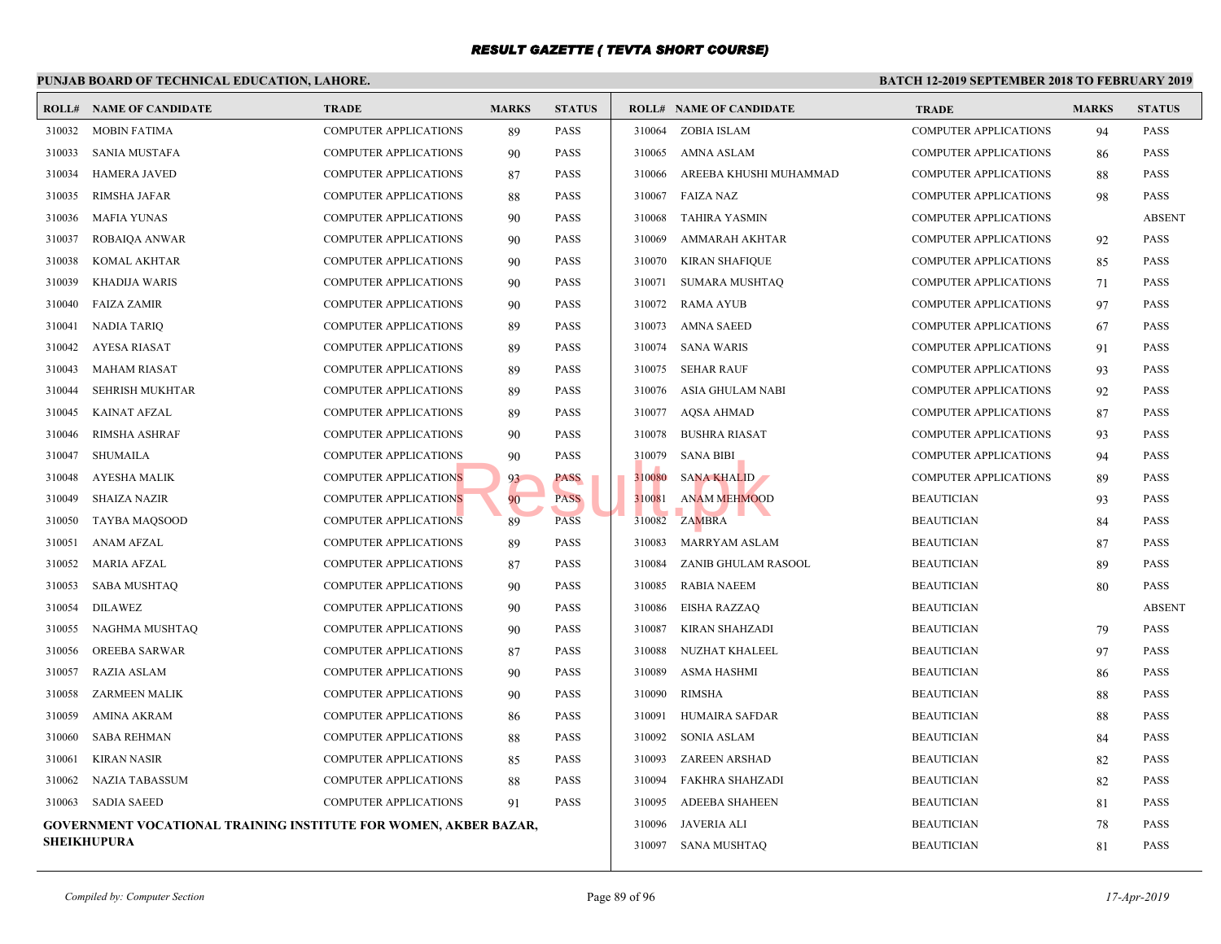# RESULT GAZETTE ( TEVTA SHORT COURSE)

**PUNJAB BOARD OF TECHNICAL EDUCATION, LAHORE.** **BATCH 12-2019 SEPTEMBER 2018 TO FEBRUARY 2019**

| ROLL# | NAME OF CANDIDATE | TRADE | MARKS | STATUS |
|---|---|---|---|---|
| 310032 | MOBIN FATIMA | COMPUTER APPLICATIONS | 89 | PASS |
| 310033 | SANIA MUSTAFA | COMPUTER APPLICATIONS | 90 | PASS |
| 310034 | HAMERA JAVED | COMPUTER APPLICATIONS | 87 | PASS |
| 310035 | RIMSHA JAFAR | COMPUTER APPLICATIONS | 88 | PASS |
| 310036 | MAFIA YUNAS | COMPUTER APPLICATIONS | 90 | PASS |
| 310037 | ROBAIQA ANWAR | COMPUTER APPLICATIONS | 90 | PASS |
| 310038 | KOMAL AKHTAR | COMPUTER APPLICATIONS | 90 | PASS |
| 310039 | KHADIJA WARIS | COMPUTER APPLICATIONS | 90 | PASS |
| 310040 | FAIZA ZAMIR | COMPUTER APPLICATIONS | 90 | PASS |
| 310041 | NADIA TARIQ | COMPUTER APPLICATIONS | 89 | PASS |
| 310042 | AYESA RIASAT | COMPUTER APPLICATIONS | 89 | PASS |
| 310043 | MAHAM RIASAT | COMPUTER APPLICATIONS | 89 | PASS |
| 310044 | SEHRISH MUKHTAR | COMPUTER APPLICATIONS | 89 | PASS |
| 310045 | KAINAT AFZAL | COMPUTER APPLICATIONS | 89 | PASS |
| 310046 | RIMSHA ASHRAF | COMPUTER APPLICATIONS | 90 | PASS |
| 310047 | SHUMAILA | COMPUTER APPLICATIONS | 90 | PASS |
| 310048 | AYESHA MALIK | COMPUTER APPLICATIONS | 93 | PASS |
| 310049 | SHAIZA NAZIR | COMPUTER APPLICATIONS | 90 | PASS |
| 310050 | TAYBA MAQSOOD | COMPUTER APPLICATIONS | 89 | PASS |
| 310051 | ANAM AFZAL | COMPUTER APPLICATIONS | 89 | PASS |
| 310052 | MARIA AFZAL | COMPUTER APPLICATIONS | 87 | PASS |
| 310053 | SABA MUSHTAQ | COMPUTER APPLICATIONS | 90 | PASS |
| 310054 | DILAWEZ | COMPUTER APPLICATIONS | 90 | PASS |
| 310055 | NAGHMA MUSHTAQ | COMPUTER APPLICATIONS | 90 | PASS |
| 310056 | OREEBA SARWAR | COMPUTER APPLICATIONS | 87 | PASS |
| 310057 | RAZIA ASLAM | COMPUTER APPLICATIONS | 90 | PASS |
| 310058 | ZARMEEN MALIK | COMPUTER APPLICATIONS | 90 | PASS |
| 310059 | AMINA AKRAM | COMPUTER APPLICATIONS | 86 | PASS |
| 310060 | SABA REHMAN | COMPUTER APPLICATIONS | 88 | PASS |
| 310061 | KIRAN NASIR | COMPUTER APPLICATIONS | 85 | PASS |
| 310062 | NAZIA TABASSUM | COMPUTER APPLICATIONS | 88 | PASS |
| 310063 | SADIA SAEED | COMPUTER APPLICATIONS | 91 | PASS |

**GOVERNMENT VOCATIONAL TRAINING INSTITUTE FOR WOMEN, AKBER BAZAR, SHEIKHUPURA**

| ROLL# | NAME OF CANDIDATE | TRADE | MARKS | STATUS |
|---|---|---|---|---|
| 310064 | ZOBIA ISLAM | COMPUTER APPLICATIONS | 94 | PASS |
| 310065 | AMNA ASLAM | COMPUTER APPLICATIONS | 86 | PASS |
| 310066 | AREEBA KHUSHI MUHAMMAD | COMPUTER APPLICATIONS | 88 | PASS |
| 310067 | FAIZA NAZ | COMPUTER APPLICATIONS | 98 | PASS |
| 310068 | TAHIRA YASMIN | COMPUTER APPLICATIONS | | ABSENT |
| 310069 | AMMARAH AKHTAR | COMPUTER APPLICATIONS | 92 | PASS |
| 310070 | KIRAN SHAFIQUE | COMPUTER APPLICATIONS | 85 | PASS |
| 310071 | SUMARA MUSHTAQ | COMPUTER APPLICATIONS | 71 | PASS |
| 310072 | RAMA AYUB | COMPUTER APPLICATIONS | 97 | PASS |
| 310073 | AMNA SAEED | COMPUTER APPLICATIONS | 67 | PASS |
| 310074 | SANA WARIS | COMPUTER APPLICATIONS | 91 | PASS |
| 310075 | SEHAR RAUF | COMPUTER APPLICATIONS | 93 | PASS |
| 310076 | ASIA GHULAM NABI | COMPUTER APPLICATIONS | 92 | PASS |
| 310077 | AQSA AHMAD | COMPUTER APPLICATIONS | 87 | PASS |
| 310078 | BUSHRA RIASAT | COMPUTER APPLICATIONS | 93 | PASS |
| 310079 | SANA BIBI | COMPUTER APPLICATIONS | 94 | PASS |
| 310080 | SANA KHALID | COMPUTER APPLICATIONS | 89 | PASS |
| 310081 | ANAM MEHMOOD | BEAUTICIAN | 93 | PASS |
| 310082 | ZAMBRA | BEAUTICIAN | 84 | PASS |
| 310083 | MARRYAM ASLAM | BEAUTICIAN | 87 | PASS |
| 310084 | ZANIB GHULAM RASOOL | BEAUTICIAN | 89 | PASS |
| 310085 | RABIA NAEEM | BEAUTICIAN | 80 | PASS |
| 310086 | EISHA RAZZAQ | BEAUTICIAN | | ABSENT |
| 310087 | KIRAN SHAHZADI | BEAUTICIAN | 79 | PASS |
| 310088 | NUZHAT KHALEEL | BEAUTICIAN | 97 | PASS |
| 310089 | ASMA HASHMI | BEAUTICIAN | 86 | PASS |
| 310090 | RIMSHA | BEAUTICIAN | 88 | PASS |
| 310091 | HUMAIRA SAFDAR | BEAUTICIAN | 88 | PASS |
| 310092 | SONIA ASLAM | BEAUTICIAN | 84 | PASS |
| 310093 | ZAREEN ARSHAD | BEAUTICIAN | 82 | PASS |
| 310094 | FAKHRA SHAHZADI | BEAUTICIAN | 82 | PASS |
| 310095 | ADEEBA SHAHEEN | BEAUTICIAN | 81 | PASS |
| 310096 | JAVERIA ALI | BEAUTICIAN | 78 | PASS |
| 310097 | SANA MUSHTAQ | BEAUTICIAN | 81 | PASS |

*Compiled by: Computer Section* *17-Apr-2019*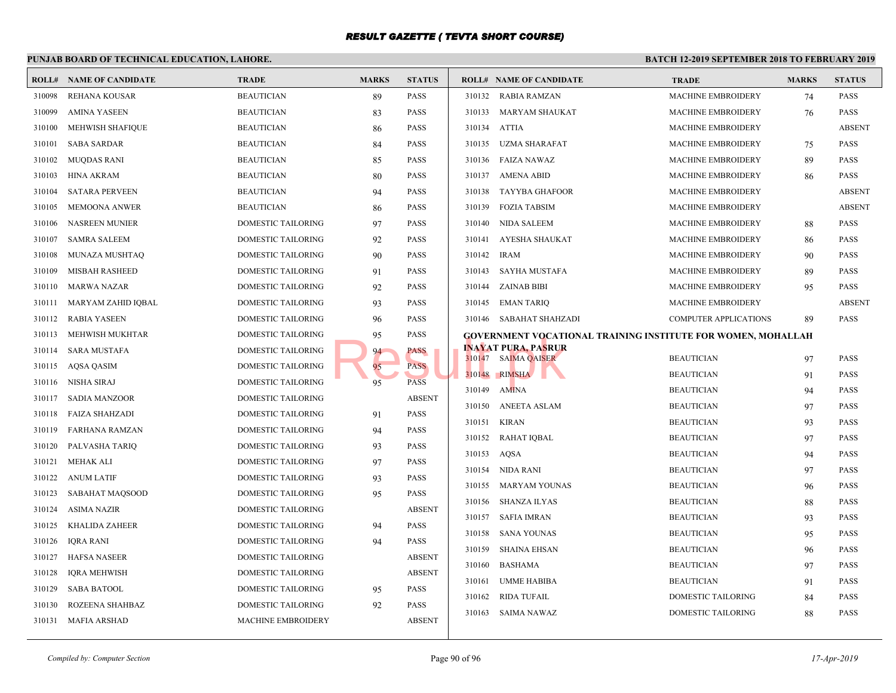# RESULT GAZETTE ( TEVTA SHORT COURSE)

## PUNJAB BOARD OF TECHNICAL EDUCATION, LAHORE.

**BATCH 12-2019 SEPTEMBER 2018 TO FEBRUARY 2019**

| ROLL# | NAME OF CANDIDATE | TRADE | MARKS | STATUS |
|---|---|---|---|---|
| 310098 | REHANA KOUSAR | BEAUTICIAN | 89 | PASS |
| 310099 | AMINA YASEEN | BEAUTICIAN | 83 | PASS |
| 310100 | MEHWISH SHAFIQUE | BEAUTICIAN | 86 | PASS |
| 310101 | SABA SARDAR | BEAUTICIAN | 84 | PASS |
| 310102 | MUQDAS RANI | BEAUTICIAN | 85 | PASS |
| 310103 | HINA AKRAM | BEAUTICIAN | 80 | PASS |
| 310104 | SATARA PERVEEN | BEAUTICIAN | 94 | PASS |
| 310105 | MEMOONA ANWER | BEAUTICIAN | 86 | PASS |
| 310106 | NASREEN MUNIER | DOMESTIC TAILORING | 97 | PASS |
| 310107 | SAMRA SALEEM | DOMESTIC TAILORING | 92 | PASS |
| 310108 | MUNAZA MUSHTAQ | DOMESTIC TAILORING | 90 | PASS |
| 310109 | MISBAH RASHEED | DOMESTIC TAILORING | 91 | PASS |
| 310110 | MARWA NAZAR | DOMESTIC TAILORING | 92 | PASS |
| 310111 | MARYAM ZAHID IQBAL | DOMESTIC TAILORING | 93 | PASS |
| 310112 | RABIA YASEEN | DOMESTIC TAILORING | 96 | PASS |
| 310113 | MEHWISH MUKHTAR | DOMESTIC TAILORING | 95 | PASS |
| 310114 | SARA MUSTAFA | DOMESTIC TAILORING | 94 | PASS |
| 310115 | AQSA QASIM | DOMESTIC TAILORING | 95 | PASS |
| 310116 | NISHA SIRAJ | DOMESTIC TAILORING | 95 | PASS |
| 310117 | SADIA MANZOOR | DOMESTIC TAILORING | | ABSENT |
| 310118 | FAIZA SHAHZADI | DOMESTIC TAILORING | 91 | PASS |
| 310119 | FARHANA RAMZAN | DOMESTIC TAILORING | 94 | PASS |
| 310120 | PALVASHA TARIQ | DOMESTIC TAILORING | 93 | PASS |
| 310121 | MEHAK ALI | DOMESTIC TAILORING | 97 | PASS |
| 310122 | ANUM LATIF | DOMESTIC TAILORING | 93 | PASS |
| 310123 | SABAHAT MAQSOOD | DOMESTIC TAILORING | 95 | PASS |
| 310124 | ASIMA NAZIR | DOMESTIC TAILORING | | ABSENT |
| 310125 | KHALIDA ZAHEER | DOMESTIC TAILORING | 94 | PASS |
| 310126 | IQRA RANI | DOMESTIC TAILORING | 94 | PASS |
| 310127 | HAFSA NASEER | DOMESTIC TAILORING | | ABSENT |
| 310128 | IQRA MEHWISH | DOMESTIC TAILORING | | ABSENT |
| 310129 | SABA BATOOL | DOMESTIC TAILORING | 95 | PASS |
| 310130 | ROZEENA SHAHBAZ | DOMESTIC TAILORING | 92 | PASS |
| 310131 | MAFIA ARSHAD | MACHINE EMBROIDERY | | ABSENT |
| 310132 | RABIA RAMZAN | MACHINE EMBROIDERY | 74 | PASS |
| 310133 | MARYAM SHAUKAT | MACHINE EMBROIDERY | 76 | PASS |
| 310134 | ATTIA | MACHINE EMBROIDERY | | ABSENT |
| 310135 | UZMA SHARAFAT | MACHINE EMBROIDERY | 75 | PASS |
| 310136 | FAIZA NAWAZ | MACHINE EMBROIDERY | 89 | PASS |
| 310137 | AMENA ABID | MACHINE EMBROIDERY | 86 | PASS |
| 310138 | TAYYBA GHAFOOR | MACHINE EMBROIDERY | | ABSENT |
| 310139 | FOZIA TABSIM | MACHINE EMBROIDERY | | ABSENT |
| 310140 | NIDA SALEEM | MACHINE EMBROIDERY | 88 | PASS |
| 310141 | AYESHA SHAUKAT | MACHINE EMBROIDERY | 86 | PASS |
| 310142 | IRAM | MACHINE EMBROIDERY | 90 | PASS |
| 310143 | SAYHA MUSTAFA | MACHINE EMBROIDERY | 89 | PASS |
| 310144 | ZAINAB BIBI | MACHINE EMBROIDERY | 95 | PASS |
| 310145 | EMAN TARIQ | MACHINE EMBROIDERY | | ABSENT |
| 310146 | SABAHAT SHAHZADI | COMPUTER APPLICATIONS | 89 | PASS |

**GOVERNMENT VOCATIONAL TRAINING INSTITUTE FOR WOMEN, MOHALLAH INAYAT PURA, PASRUR**

| ROLL# | NAME OF CANDIDATE | TRADE | MARKS | STATUS |
|---|---|---|---|---|
| 310147 | SAIMA QAISER | BEAUTICIAN | 97 | PASS |
| 310148 | RIMSHA | BEAUTICIAN | 91 | PASS |
| 310149 | AMINA | BEAUTICIAN | 94 | PASS |
| 310150 | ANEETA ASLAM | BEAUTICIAN | 97 | PASS |
| 310151 | KIRAN | BEAUTICIAN | 93 | PASS |
| 310152 | RAHAT IQBAL | BEAUTICIAN | 97 | PASS |
| 310153 | AQSA | BEAUTICIAN | 94 | PASS |
| 310154 | NIDA RANI | BEAUTICIAN | 97 | PASS |
| 310155 | MARYAM YOUNAS | BEAUTICIAN | 96 | PASS |
| 310156 | SHANZA ILYAS | BEAUTICIAN | 88 | PASS |
| 310157 | SAFIA IMRAN | BEAUTICIAN | 93 | PASS |
| 310158 | SANA YOUNAS | BEAUTICIAN | 95 | PASS |
| 310159 | SHAINA EHSAN | BEAUTICIAN | 96 | PASS |
| 310160 | BASHAMA | BEAUTICIAN | 97 | PASS |
| 310161 | UMME HABIBA | BEAUTICIAN | 91 | PASS |
| 310162 | RIDA TUFAIL | DOMESTIC TAILORING | 84 | PASS |
| 310163 | SAIMA NAWAZ | DOMESTIC TAILORING | 88 | PASS |

*Compiled by: Computer Section*

*17-Apr-2019*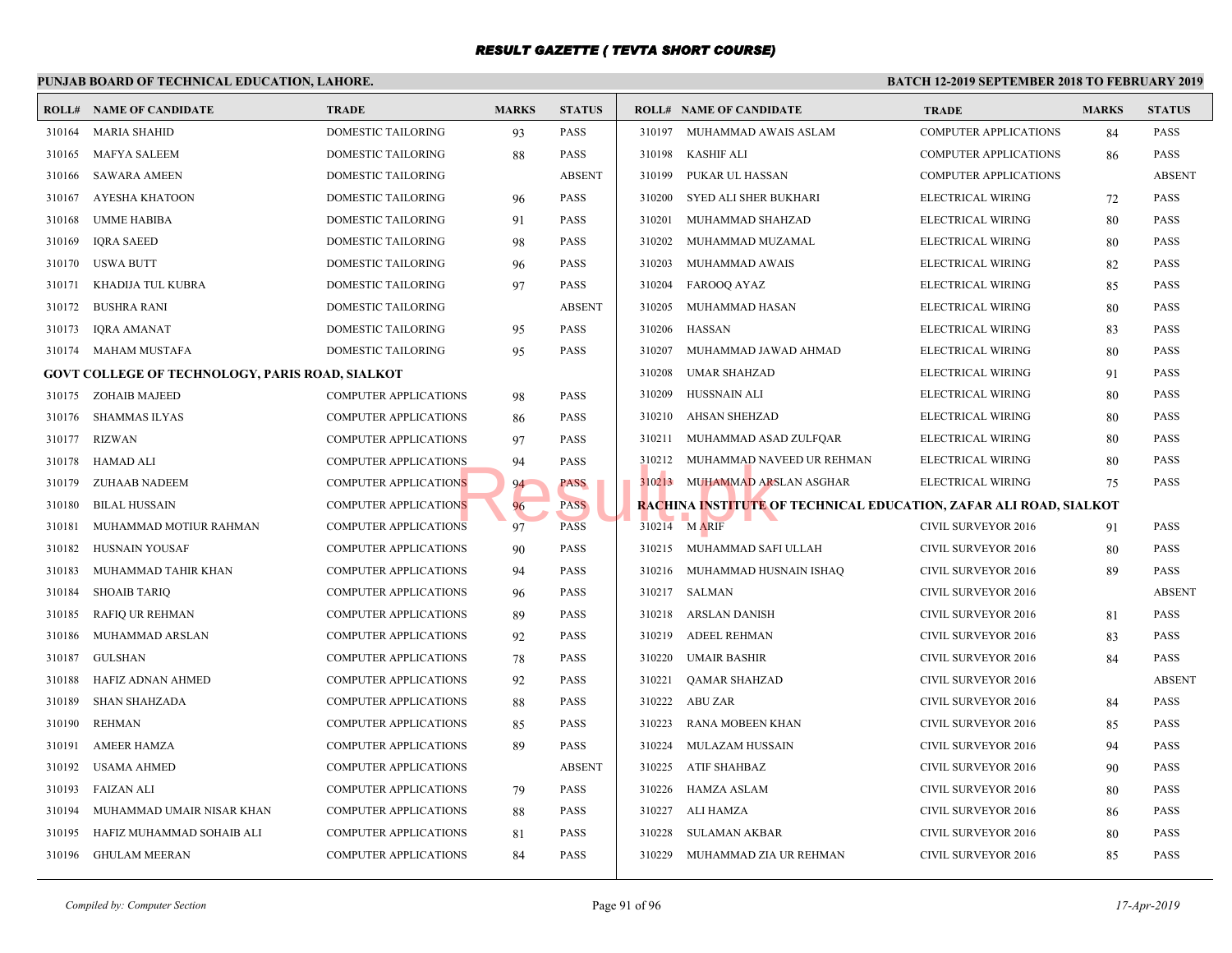# RESULT GAZETTE ( TEVTA SHORT COURSE)

## PUNJAB BOARD OF TECHNICAL EDUCATION, LAHORE.

**BATCH 12-2019 SEPTEMBER 2018 TO FEBRUARY 2019**

| ROLL# | NAME OF CANDIDATE | TRADE | MARKS | STATUS |
|---|---|---|---|---|
| 310164 | MARIA SHAHID | DOMESTIC TAILORING | 93 | PASS |
| 310165 | MAFYA SALEEM | DOMESTIC TAILORING | 88 | PASS |
| 310166 | SAWARA AMEEN | DOMESTIC TAILORING | | ABSENT |
| 310167 | AYESHA KHATOON | DOMESTIC TAILORING | 96 | PASS |
| 310168 | UMME HABIBA | DOMESTIC TAILORING | 91 | PASS |
| 310169 | IQRA SAEED | DOMESTIC TAILORING | 98 | PASS |
| 310170 | USWA BUTT | DOMESTIC TAILORING | 96 | PASS |
| 310171 | KHADIJA TUL KUBRA | DOMESTIC TAILORING | 97 | PASS |
| 310172 | BUSHRA RANI | DOMESTIC TAILORING | | ABSENT |
| 310173 | IQRA AMANAT | DOMESTIC TAILORING | 95 | PASS |
| 310174 | MAHAM MUSTAFA | DOMESTIC TAILORING | 95 | PASS |

**GOVT COLLEGE OF TECHNOLOGY, PARIS ROAD, SIALKOT**

| ROLL# | NAME OF CANDIDATE | TRADE | MARKS | STATUS |
|---|---|---|---|---|
| 310175 | ZOHAIB MAJEED | COMPUTER APPLICATIONS | 98 | PASS |
| 310176 | SHAMMAS ILYAS | COMPUTER APPLICATIONS | 86 | PASS |
| 310177 | RIZWAN | COMPUTER APPLICATIONS | 97 | PASS |
| 310178 | HAMAD ALI | COMPUTER APPLICATIONS | 94 | PASS |
| 310179 | ZUHAAB NADEEM | COMPUTER APPLICATIONS | 94 | PASS |
| 310180 | BILAL HUSSAIN | COMPUTER APPLICATIONS | 96 | PASS |
| 310181 | MUHAMMAD MOTIUR RAHMAN | COMPUTER APPLICATIONS | 97 | PASS |
| 310182 | HUSNAIN YOUSAF | COMPUTER APPLICATIONS | 90 | PASS |
| 310183 | MUHAMMAD TAHIR KHAN | COMPUTER APPLICATIONS | 94 | PASS |
| 310184 | SHOAIB TARIQ | COMPUTER APPLICATIONS | 96 | PASS |
| 310185 | RAFIQ UR REHMAN | COMPUTER APPLICATIONS | 89 | PASS |
| 310186 | MUHAMMAD ARSLAN | COMPUTER APPLICATIONS | 92 | PASS |
| 310187 | GULSHAN | COMPUTER APPLICATIONS | 78 | PASS |
| 310188 | HAFIZ ADNAN AHMED | COMPUTER APPLICATIONS | 92 | PASS |
| 310189 | SHAN SHAHZADA | COMPUTER APPLICATIONS | 88 | PASS |
| 310190 | REHMAN | COMPUTER APPLICATIONS | 85 | PASS |
| 310191 | AMEER HAMZA | COMPUTER APPLICATIONS | 89 | PASS |
| 310192 | USAMA AHMED | COMPUTER APPLICATIONS | | ABSENT |
| 310193 | FAIZAN ALI | COMPUTER APPLICATIONS | 79 | PASS |
| 310194 | MUHAMMAD UMAIR NISAR KHAN | COMPUTER APPLICATIONS | 88 | PASS |
| 310195 | HAFIZ MUHAMMAD SOHAIB ALI | COMPUTER APPLICATIONS | 81 | PASS |
| 310196 | GHULAM MEERAN | COMPUTER APPLICATIONS | 84 | PASS |
| 310197 | MUHAMMAD AWAIS ASLAM | COMPUTER APPLICATIONS | 84 | PASS |
| 310198 | KASHIF ALI | COMPUTER APPLICATIONS | 86 | PASS |
| 310199 | PUKAR UL HASSAN | COMPUTER APPLICATIONS | | ABSENT |
| 310200 | SYED ALI SHER BUKHARI | ELECTRICAL WIRING | 72 | PASS |
| 310201 | MUHAMMAD SHAHZAD | ELECTRICAL WIRING | 80 | PASS |
| 310202 | MUHAMMAD MUZAMAL | ELECTRICAL WIRING | 80 | PASS |
| 310203 | MUHAMMAD AWAIS | ELECTRICAL WIRING | 82 | PASS |
| 310204 | FAROOQ AYAZ | ELECTRICAL WIRING | 85 | PASS |
| 310205 | MUHAMMAD HASAN | ELECTRICAL WIRING | 80 | PASS |
| 310206 | HASSAN | ELECTRICAL WIRING | 83 | PASS |
| 310207 | MUHAMMAD JAWAD AHMAD | ELECTRICAL WIRING | 80 | PASS |
| 310208 | UMAR SHAHZAD | ELECTRICAL WIRING | 91 | PASS |
| 310209 | HUSSNAIN ALI | ELECTRICAL WIRING | 80 | PASS |
| 310210 | AHSAN SHEHZAD | ELECTRICAL WIRING | 80 | PASS |
| 310211 | MUHAMMAD ASAD ZULFQAR | ELECTRICAL WIRING | 80 | PASS |
| 310212 | MUHAMMAD NAVEED UR REHMAN | ELECTRICAL WIRING | 80 | PASS |
| 310213 | MUHAMMAD ARSLAN ASGHAR | ELECTRICAL WIRING | 75 | PASS |

**RACHINA INSTITUTE OF TECHNICAL EDUCATION, ZAFAR ALI ROAD, SIALKOT**

| ROLL# | NAME OF CANDIDATE | TRADE | MARKS | STATUS |
|---|---|---|---|---|
| 310214 | M ARIF | CIVIL SURVEYOR 2016 | 91 | PASS |
| 310215 | MUHAMMAD SAFI ULLAH | CIVIL SURVEYOR 2016 | 80 | PASS |
| 310216 | MUHAMMAD HUSNAIN ISHAQ | CIVIL SURVEYOR 2016 | 89 | PASS |
| 310217 | SALMAN | CIVIL SURVEYOR 2016 | | ABSENT |
| 310218 | ARSLAN DANISH | CIVIL SURVEYOR 2016 | 81 | PASS |
| 310219 | ADEEL REHMAN | CIVIL SURVEYOR 2016 | 83 | PASS |
| 310220 | UMAIR BASHIR | CIVIL SURVEYOR 2016 | 84 | PASS |
| 310221 | QAMAR SHAHZAD | CIVIL SURVEYOR 2016 | | ABSENT |
| 310222 | ABU ZAR | CIVIL SURVEYOR 2016 | 84 | PASS |
| 310223 | RANA MOBEEN KHAN | CIVIL SURVEYOR 2016 | 85 | PASS |
| 310224 | MULAZAM HUSSAIN | CIVIL SURVEYOR 2016 | 94 | PASS |
| 310225 | ATIF SHAHBAZ | CIVIL SURVEYOR 2016 | 90 | PASS |
| 310226 | HAMZA ASLAM | CIVIL SURVEYOR 2016 | 80 | PASS |
| 310227 | ALI HAMZA | CIVIL SURVEYOR 2016 | 86 | PASS |
| 310228 | SULAMAN AKBAR | CIVIL SURVEYOR 2016 | 80 | PASS |
| 310229 | MUHAMMAD ZIA UR REHMAN | CIVIL SURVEYOR 2016 | 85 | PASS |

*Compiled by: Computer Section*

*17-Apr-2019*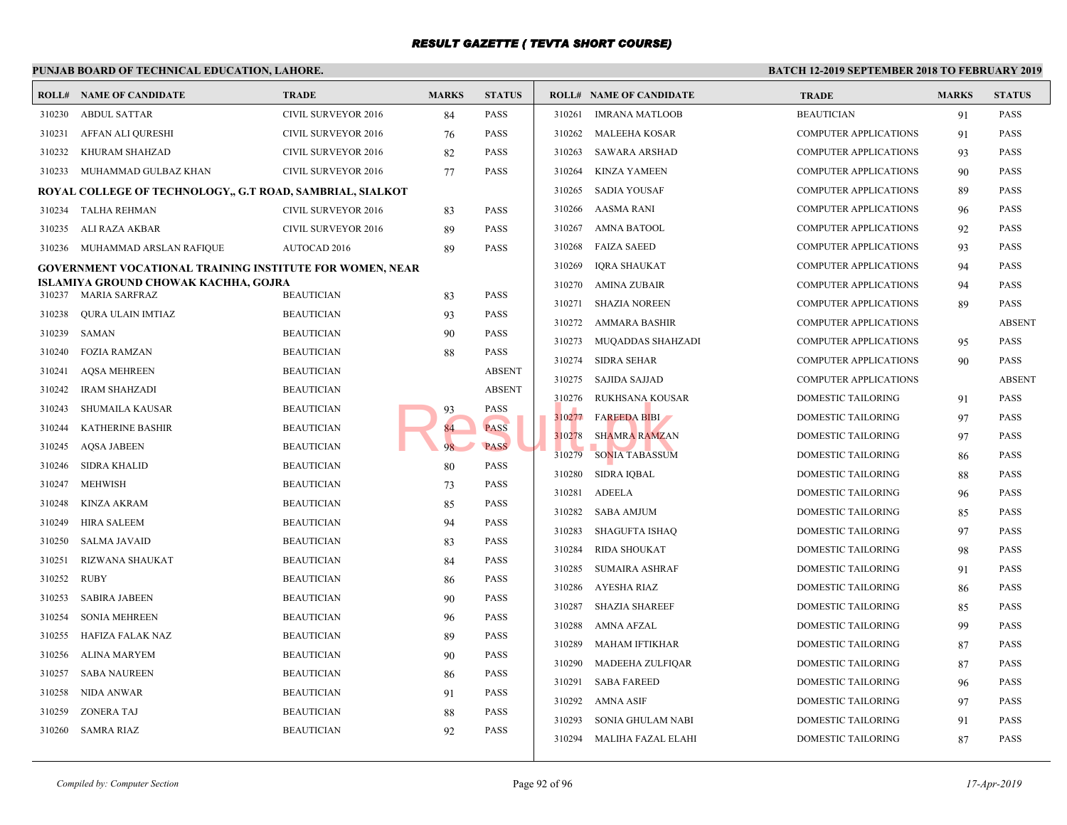# RESULT GAZETTE ( TEVTA SHORT COURSE)

**PUNJAB BOARD OF TECHNICAL EDUCATION, LAHORE.**

**BATCH 12-2019 SEPTEMBER 2018 TO FEBRUARY 2019**

| ROLL# | NAME OF CANDIDATE | TRADE | MARKS | STATUS |
|---|---|---|---|---|
| 310230 | ABDUL SATTAR | CIVIL SURVEYOR 2016 | 84 | PASS |
| 310231 | AFFAN ALI QURESHI | CIVIL SURVEYOR 2016 | 76 | PASS |
| 310232 | KHURAM SHAHZAD | CIVIL SURVEYOR 2016 | 82 | PASS |
| 310233 | MUHAMMAD GULBAZ KHAN | CIVIL SURVEYOR 2016 | 77 | PASS |

**ROYAL COLLEGE OF TECHNOLOGY,, G.T ROAD, SAMBRIAL, SIALKOT**

| ROLL# | NAME OF CANDIDATE | TRADE | MARKS | STATUS |
|---|---|---|---|---|
| 310234 | TALHA REHMAN | CIVIL SURVEYOR 2016 | 83 | PASS |
| 310235 | ALI RAZA AKBAR | CIVIL SURVEYOR 2016 | 89 | PASS |
| 310236 | MUHAMMAD ARSLAN RAFIQUE | AUTOCAD 2016 | 89 | PASS |

**GOVERNMENT VOCATIONAL TRAINING INSTITUTE FOR WOMEN, NEAR ISLAMIYA GROUND CHOWAK KACHHA, GOJRA**

| ROLL# | NAME OF CANDIDATE | TRADE | MARKS | STATUS |
|---|---|---|---|---|
| 310237 | MARIA SARFRAZ | BEAUTICIAN | 83 | PASS |
| 310238 | QURA ULAIN IMTIAZ | BEAUTICIAN | 93 | PASS |
| 310239 | SAMAN | BEAUTICIAN | 90 | PASS |
| 310240 | FOZIA RAMZAN | BEAUTICIAN | 88 | PASS |
| 310241 | AQSA MEHREEN | BEAUTICIAN | | ABSENT |
| 310242 | IRAM SHAHZADI | BEAUTICIAN | | ABSENT |
| 310243 | SHUMAILA KAUSAR | BEAUTICIAN | 93 | PASS |
| 310244 | KATHERINE BASHIR | BEAUTICIAN | 84 | PASS |
| 310245 | AQSA JABEEN | BEAUTICIAN | 98 | PASS |
| 310246 | SIDRA KHALID | BEAUTICIAN | 80 | PASS |
| 310247 | MEHWISH | BEAUTICIAN | 73 | PASS |
| 310248 | KINZA AKRAM | BEAUTICIAN | 85 | PASS |
| 310249 | HIRA SALEEM | BEAUTICIAN | 94 | PASS |
| 310250 | SALMA JAVAID | BEAUTICIAN | 83 | PASS |
| 310251 | RIZWANA SHAUKAT | BEAUTICIAN | 84 | PASS |
| 310252 | RUBY | BEAUTICIAN | 86 | PASS |
| 310253 | SABIRA JABEEN | BEAUTICIAN | 90 | PASS |
| 310254 | SONIA MEHREEN | BEAUTICIAN | 96 | PASS |
| 310255 | HAFIZA FALAK NAZ | BEAUTICIAN | 89 | PASS |
| 310256 | ALINA MARYEM | BEAUTICIAN | 90 | PASS |
| 310257 | SABA NAUREEN | BEAUTICIAN | 86 | PASS |
| 310258 | NIDA ANWAR | BEAUTICIAN | 91 | PASS |
| 310259 | ZONERA TAJ | BEAUTICIAN | 88 | PASS |
| 310260 | SAMRA RIAZ | BEAUTICIAN | 92 | PASS |
| 310261 | IMRANA MATLOOB | BEAUTICIAN | 91 | PASS |
| 310262 | MALEEHA KOSAR | COMPUTER APPLICATIONS | 91 | PASS |
| 310263 | SAWARA ARSHAD | COMPUTER APPLICATIONS | 93 | PASS |
| 310264 | KINZA YAMEEN | COMPUTER APPLICATIONS | 90 | PASS |
| 310265 | SADIA YOUSAF | COMPUTER APPLICATIONS | 89 | PASS |
| 310266 | AASMA RANI | COMPUTER APPLICATIONS | 96 | PASS |
| 310267 | AMNA BATOOL | COMPUTER APPLICATIONS | 92 | PASS |
| 310268 | FAIZA SAEED | COMPUTER APPLICATIONS | 93 | PASS |
| 310269 | IQRA SHAUKAT | COMPUTER APPLICATIONS | 94 | PASS |
| 310270 | AMINA ZUBAIR | COMPUTER APPLICATIONS | 94 | PASS |
| 310271 | SHAZIA NOREEN | COMPUTER APPLICATIONS | 89 | PASS |
| 310272 | AMMARA BASHIR | COMPUTER APPLICATIONS | | ABSENT |
| 310273 | MUQADDAS SHAHZADI | COMPUTER APPLICATIONS | 95 | PASS |
| 310274 | SIDRA SEHAR | COMPUTER APPLICATIONS | 90 | PASS |
| 310275 | SAJIDA SAJJAD | COMPUTER APPLICATIONS | | ABSENT |
| 310276 | RUKHSANA KOUSAR | DOMESTIC TAILORING | 91 | PASS |
| 310277 | FAREEDA BIBI | DOMESTIC TAILORING | 97 | PASS |
| 310278 | SHAMRA RAMZAN | DOMESTIC TAILORING | 97 | PASS |
| 310279 | SONIA TABASSUM | DOMESTIC TAILORING | 86 | PASS |
| 310280 | SIDRA IQBAL | DOMESTIC TAILORING | 88 | PASS |
| 310281 | ADEELA | DOMESTIC TAILORING | 96 | PASS |
| 310282 | SABA AMJUM | DOMESTIC TAILORING | 85 | PASS |
| 310283 | SHAGUFTA ISHAQ | DOMESTIC TAILORING | 97 | PASS |
| 310284 | RIDA SHOUKAT | DOMESTIC TAILORING | 98 | PASS |
| 310285 | SUMAIRA ASHRAF | DOMESTIC TAILORING | 91 | PASS |
| 310286 | AYESHA RIAZ | DOMESTIC TAILORING | 86 | PASS |
| 310287 | SHAZIA SHAREEF | DOMESTIC TAILORING | 85 | PASS |
| 310288 | AMNA AFZAL | DOMESTIC TAILORING | 99 | PASS |
| 310289 | MAHAM IFTIKHAR | DOMESTIC TAILORING | 87 | PASS |
| 310290 | MADEEHA ZULFIQAR | DOMESTIC TAILORING | 87 | PASS |
| 310291 | SABA FAREED | DOMESTIC TAILORING | 96 | PASS |
| 310292 | AMNA ASIF | DOMESTIC TAILORING | 97 | PASS |
| 310293 | SONIA GHULAM NABI | DOMESTIC TAILORING | 91 | PASS |
| 310294 | MALIHA FAZAL ELAHI | DOMESTIC TAILORING | 87 | PASS |

*Compiled by: Computer Section* *17-Apr-2019*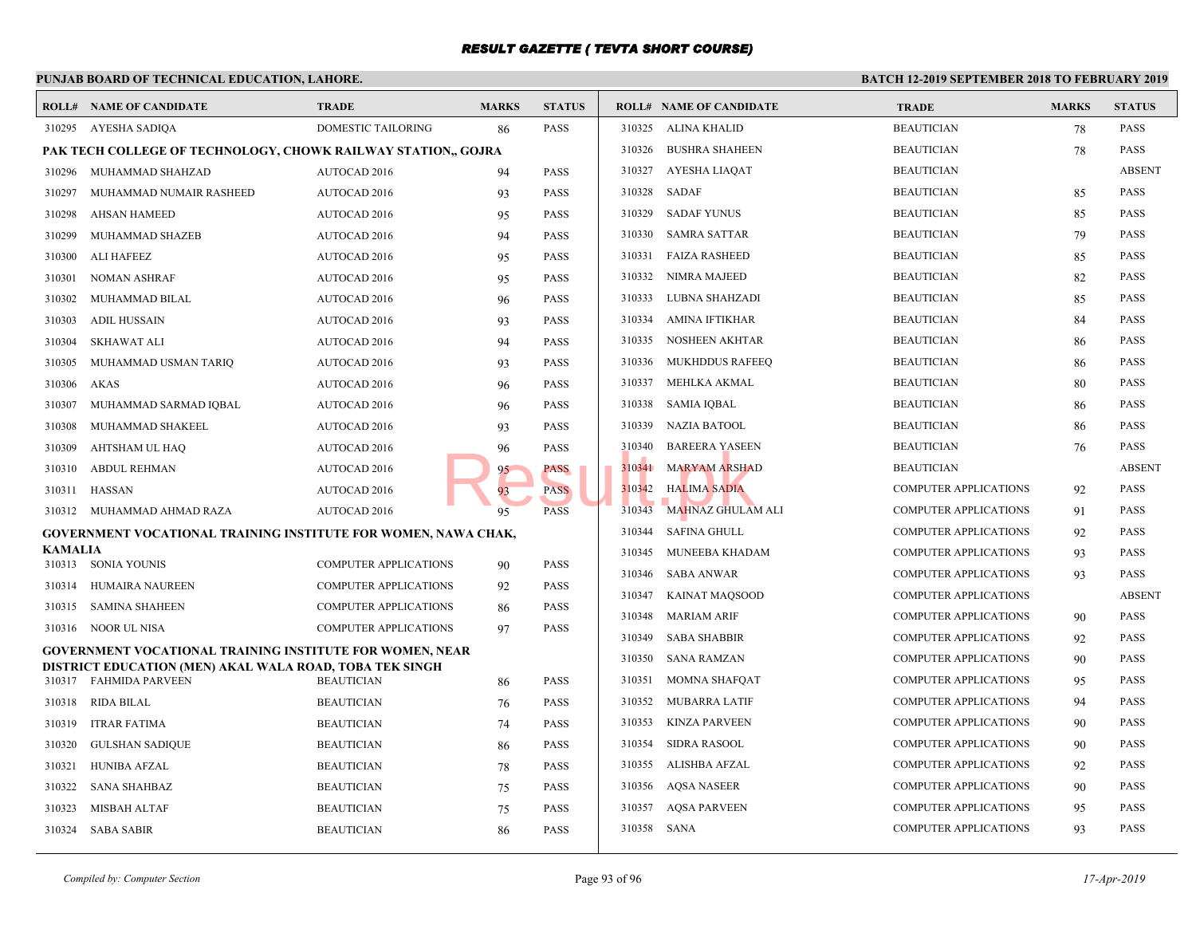# RESULT GAZETTE ( TEVTA SHORT COURSE)

**PUNJAB BOARD OF TECHNICAL EDUCATION, LAHORE.**

**BATCH 12-2019 SEPTEMBER 2018 TO FEBRUARY 2019**

| ROLL# | NAME OF CANDIDATE | TRADE | MARKS | STATUS |
|---|---|---|---|---|
| 310295 | AYESHA SADIQA | DOMESTIC TAILORING | 86 | PASS |

**PAK TECH COLLEGE OF TECHNOLOGY, CHOWK RAILWAY STATION,, GOJRA**

| ROLL# | NAME OF CANDIDATE | TRADE | MARKS | STATUS |
|---|---|---|---|---|
| 310296 | MUHAMMAD SHAHZAD | AUTOCAD 2016 | 94 | PASS |
| 310297 | MUHAMMAD NUMAIR RASHEED | AUTOCAD 2016 | 93 | PASS |
| 310298 | AHSAN HAMEED | AUTOCAD 2016 | 95 | PASS |
| 310299 | MUHAMMAD SHAZEB | AUTOCAD 2016 | 94 | PASS |
| 310300 | ALI HAFEEZ | AUTOCAD 2016 | 95 | PASS |
| 310301 | NOMAN ASHRAF | AUTOCAD 2016 | 95 | PASS |
| 310302 | MUHAMMAD BILAL | AUTOCAD 2016 | 96 | PASS |
| 310303 | ADIL HUSSAIN | AUTOCAD 2016 | 93 | PASS |
| 310304 | SKHAWAT ALI | AUTOCAD 2016 | 94 | PASS |
| 310305 | MUHAMMAD USMAN TARIQ | AUTOCAD 2016 | 93 | PASS |
| 310306 | AKAS | AUTOCAD 2016 | 96 | PASS |
| 310307 | MUHAMMAD SARMAD IQBAL | AUTOCAD 2016 | 96 | PASS |
| 310308 | MUHAMMAD SHAKEEL | AUTOCAD 2016 | 93 | PASS |
| 310309 | AHTSHAM UL HAQ | AUTOCAD 2016 | 96 | PASS |
| 310310 | ABDUL REHMAN | AUTOCAD 2016 | 95 | PASS |
| 310311 | HASSAN | AUTOCAD 2016 | 93 | PASS |
| 310312 | MUHAMMAD AHMAD RAZA | AUTOCAD 2016 | 95 | PASS |

**GOVERNMENT VOCATIONAL TRAINING INSTITUTE FOR WOMEN, NAWA CHAK, KAMALIA**

| ROLL# | NAME OF CANDIDATE | TRADE | MARKS | STATUS |
|---|---|---|---|---|
| 310313 | SONIA YOUNIS | COMPUTER APPLICATIONS | 90 | PASS |
| 310314 | HUMAIRA NAUREEN | COMPUTER APPLICATIONS | 92 | PASS |
| 310315 | SAMINA SHAHEEN | COMPUTER APPLICATIONS | 86 | PASS |
| 310316 | NOOR UL NISA | COMPUTER APPLICATIONS | 97 | PASS |

**GOVERNMENT VOCATIONAL TRAINING INSTITUTE FOR WOMEN, NEAR DISTRICT EDUCATION (MEN) AKAL WALA ROAD, TOBA TEK SINGH**

| ROLL# | NAME OF CANDIDATE | TRADE | MARKS | STATUS |
|---|---|---|---|---|
| 310317 | FAHMIDA PARVEEN | BEAUTICIAN | 86 | PASS |
| 310318 | RIDA BILAL | BEAUTICIAN | 76 | PASS |
| 310319 | ITRAR FATIMA | BEAUTICIAN | 74 | PASS |
| 310320 | GULSHAN SADIQUE | BEAUTICIAN | 86 | PASS |
| 310321 | HUNIBA AFZAL | BEAUTICIAN | 78 | PASS |
| 310322 | SANA SHAHBAZ | BEAUTICIAN | 75 | PASS |
| 310323 | MISBAH ALTAF | BEAUTICIAN | 75 | PASS |
| 310324 | SABA SABIR | BEAUTICIAN | 86 | PASS |
| 310325 | ALINA KHALID | BEAUTICIAN | 78 | PASS |
| 310326 | BUSHRA SHAHEEN | BEAUTICIAN | 78 | PASS |
| 310327 | AYESHA LIAQAT | BEAUTICIAN | | ABSENT |
| 310328 | SADAF | BEAUTICIAN | 85 | PASS |
| 310329 | SADAF YUNUS | BEAUTICIAN | 85 | PASS |
| 310330 | SAMRA SATTAR | BEAUTICIAN | 79 | PASS |
| 310331 | FAIZA RASHEED | BEAUTICIAN | 85 | PASS |
| 310332 | NIMRA MAJEED | BEAUTICIAN | 82 | PASS |
| 310333 | LUBNA SHAHZADI | BEAUTICIAN | 85 | PASS |
| 310334 | AMINA IFTIKHAR | BEAUTICIAN | 84 | PASS |
| 310335 | NOSHEEN AKHTAR | BEAUTICIAN | 86 | PASS |
| 310336 | MUKHDDUS RAFEEQ | BEAUTICIAN | 86 | PASS |
| 310337 | MEHLKA AKMAL | BEAUTICIAN | 80 | PASS |
| 310338 | SAMIA IQBAL | BEAUTICIAN | 86 | PASS |
| 310339 | NAZIA BATOOL | BEAUTICIAN | 86 | PASS |
| 310340 | BAREERA YASEEN | BEAUTICIAN | 76 | PASS |
| 310341 | MARYAM ARSHAD | BEAUTICIAN | | ABSENT |
| 310342 | HALIMA SADIA | COMPUTER APPLICATIONS | 92 | PASS |
| 310343 | MAHNAZ GHULAM ALI | COMPUTER APPLICATIONS | 91 | PASS |
| 310344 | SAFINA GHULL | COMPUTER APPLICATIONS | 92 | PASS |
| 310345 | MUNEEBA KHADAM | COMPUTER APPLICATIONS | 93 | PASS |
| 310346 | SABA ANWAR | COMPUTER APPLICATIONS | 93 | PASS |
| 310347 | KAINAT MAQSOOD | COMPUTER APPLICATIONS | | ABSENT |
| 310348 | MARIAM ARIF | COMPUTER APPLICATIONS | 90 | PASS |
| 310349 | SABA SHABBIR | COMPUTER APPLICATIONS | 92 | PASS |
| 310350 | SANA RAMZAN | COMPUTER APPLICATIONS | 90 | PASS |
| 310351 | MOMNA SHAFQAT | COMPUTER APPLICATIONS | 95 | PASS |
| 310352 | MUBARRA LATIF | COMPUTER APPLICATIONS | 94 | PASS |
| 310353 | KINZA PARVEEN | COMPUTER APPLICATIONS | 90 | PASS |
| 310354 | SIDRA RASOOL | COMPUTER APPLICATIONS | 90 | PASS |
| 310355 | ALISHBA AFZAL | COMPUTER APPLICATIONS | 92 | PASS |
| 310356 | AQSA NASEER | COMPUTER APPLICATIONS | 90 | PASS |
| 310357 | AQSA PARVEEN | COMPUTER APPLICATIONS | 95 | PASS |
| 310358 | SANA | COMPUTER APPLICATIONS | 93 | PASS |

*Compiled by: Computer Section*

*17-Apr-2019*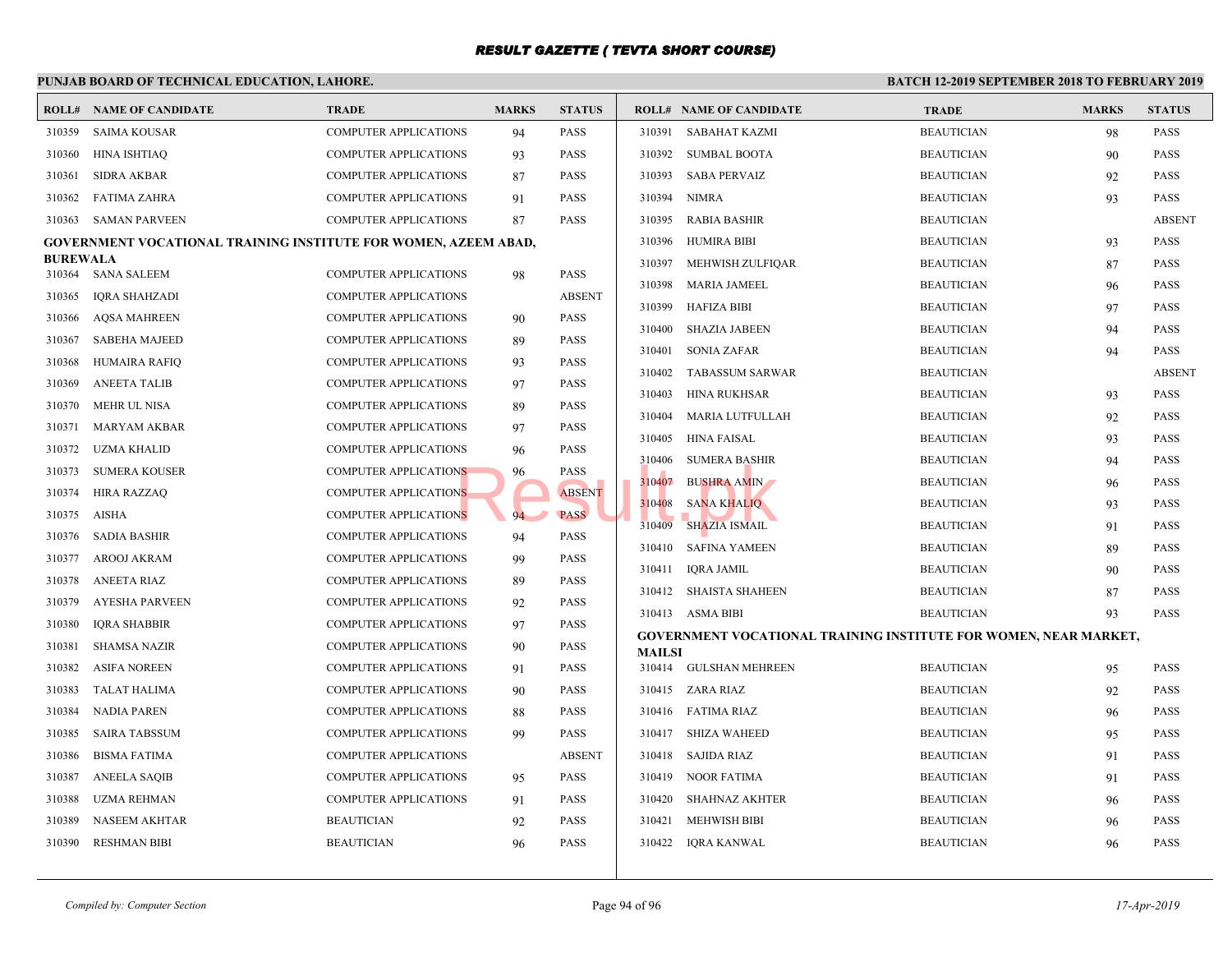# RESULT GAZETTE ( TEVTA SHORT COURSE)

**PUNJAB BOARD OF TECHNICAL EDUCATION, LAHORE.** — **BATCH 12-2019 SEPTEMBER 2018 TO FEBRUARY 2019**

| ROLL# | NAME OF CANDIDATE | TRADE | MARKS | STATUS |
|---|---|---|---|---|
| 310359 | SAIMA KOUSAR | COMPUTER APPLICATIONS | 94 | PASS |
| 310360 | HINA ISHTIAQ | COMPUTER APPLICATIONS | 93 | PASS |
| 310361 | SIDRA AKBAR | COMPUTER APPLICATIONS | 87 | PASS |
| 310362 | FATIMA ZAHRA | COMPUTER APPLICATIONS | 91 | PASS |
| 310363 | SAMAN PARVEEN | COMPUTER APPLICATIONS | 87 | PASS |

**GOVERNMENT VOCATIONAL TRAINING INSTITUTE FOR WOMEN, AZEEM ABAD, BUREWALA**

| ROLL# | NAME OF CANDIDATE | TRADE | MARKS | STATUS |
|---|---|---|---|---|
| 310364 | SANA SALEEM | COMPUTER APPLICATIONS | 98 | PASS |
| 310365 | IQRA SHAHZADI | COMPUTER APPLICATIONS | | ABSENT |
| 310366 | AQSA MAHREEN | COMPUTER APPLICATIONS | 90 | PASS |
| 310367 | SABEHA MAJEED | COMPUTER APPLICATIONS | 89 | PASS |
| 310368 | HUMAIRA RAFIQ | COMPUTER APPLICATIONS | 93 | PASS |
| 310369 | ANEETA TALIB | COMPUTER APPLICATIONS | 97 | PASS |
| 310370 | MEHR UL NISA | COMPUTER APPLICATIONS | 89 | PASS |
| 310371 | MARYAM AKBAR | COMPUTER APPLICATIONS | 97 | PASS |
| 310372 | UZMA KHALID | COMPUTER APPLICATIONS | 96 | PASS |
| 310373 | SUMERA KOUSER | COMPUTER APPLICATIONS | 96 | PASS |
| 310374 | HIRA RAZZAQ | COMPUTER APPLICATIONS | | ABSENT |
| 310375 | AISHA | COMPUTER APPLICATIONS | 94 | PASS |
| 310376 | SADIA BASHIR | COMPUTER APPLICATIONS | 94 | PASS |
| 310377 | AROOJ AKRAM | COMPUTER APPLICATIONS | 99 | PASS |
| 310378 | ANEETA RIAZ | COMPUTER APPLICATIONS | 89 | PASS |
| 310379 | AYESHA PARVEEN | COMPUTER APPLICATIONS | 92 | PASS |
| 310380 | IQRA SHABBIR | COMPUTER APPLICATIONS | 97 | PASS |
| 310381 | SHAMSA NAZIR | COMPUTER APPLICATIONS | 90 | PASS |
| 310382 | ASIFA NOREEN | COMPUTER APPLICATIONS | 91 | PASS |
| 310383 | TALAT HALIMA | COMPUTER APPLICATIONS | 90 | PASS |
| 310384 | NADIA PAREN | COMPUTER APPLICATIONS | 88 | PASS |
| 310385 | SAIRA TABSSUM | COMPUTER APPLICATIONS | 99 | PASS |
| 310386 | BISMA FATIMA | COMPUTER APPLICATIONS | | ABSENT |
| 310387 | ANEELA SAQIB | COMPUTER APPLICATIONS | 95 | PASS |
| 310388 | UZMA REHMAN | COMPUTER APPLICATIONS | 91 | PASS |
| 310389 | NASEEM AKHTAR | BEAUTICIAN | 92 | PASS |
| 310390 | RESHMAN BIBI | BEAUTICIAN | 96 | PASS |
| 310391 | SABAHAT KAZMI | BEAUTICIAN | 98 | PASS |
| 310392 | SUMBAL BOOTA | BEAUTICIAN | 90 | PASS |
| 310393 | SABA PERVAIZ | BEAUTICIAN | 92 | PASS |
| 310394 | NIMRA | BEAUTICIAN | 93 | PASS |
| 310395 | RABIA BASHIR | BEAUTICIAN | | ABSENT |
| 310396 | HUMIRA BIBI | BEAUTICIAN | 93 | PASS |
| 310397 | MEHWISH ZULFIQAR | BEAUTICIAN | 87 | PASS |
| 310398 | MARIA JAMEEL | BEAUTICIAN | 96 | PASS |
| 310399 | HAFIZA BIBI | BEAUTICIAN | 97 | PASS |
| 310400 | SHAZIA JABEEN | BEAUTICIAN | 94 | PASS |
| 310401 | SONIA ZAFAR | BEAUTICIAN | 94 | PASS |
| 310402 | TABASSUM SARWAR | BEAUTICIAN | | ABSENT |
| 310403 | HINA RUKHSAR | BEAUTICIAN | 93 | PASS |
| 310404 | MARIA LUTFULLAH | BEAUTICIAN | 92 | PASS |
| 310405 | HINA FAISAL | BEAUTICIAN | 93 | PASS |
| 310406 | SUMERA BASHIR | BEAUTICIAN | 94 | PASS |
| 310407 | BUSHRA AMIN | BEAUTICIAN | 96 | PASS |
| 310408 | SANA KHALIQ | BEAUTICIAN | 93 | PASS |
| 310409 | SHAZIA ISMAIL | BEAUTICIAN | 91 | PASS |
| 310410 | SAFINA YAMEEN | BEAUTICIAN | 89 | PASS |
| 310411 | IQRA JAMIL | BEAUTICIAN | 90 | PASS |
| 310412 | SHAISTA SHAHEEN | BEAUTICIAN | 87 | PASS |
| 310413 | ASMA BIBI | BEAUTICIAN | 93 | PASS |

**GOVERNMENT VOCATIONAL TRAINING INSTITUTE FOR WOMEN, NEAR MARKET, MAILSI**

| ROLL# | NAME OF CANDIDATE | TRADE | MARKS | STATUS |
|---|---|---|---|---|
| 310414 | GULSHAN MEHREEN | BEAUTICIAN | 95 | PASS |
| 310415 | ZARA RIAZ | BEAUTICIAN | 92 | PASS |
| 310416 | FATIMA RIAZ | BEAUTICIAN | 96 | PASS |
| 310417 | SHIZA WAHEED | BEAUTICIAN | 95 | PASS |
| 310418 | SAJIDA RIAZ | BEAUTICIAN | 91 | PASS |
| 310419 | NOOR FATIMA | BEAUTICIAN | 91 | PASS |
| 310420 | SHAHNAZ AKHTER | BEAUTICIAN | 96 | PASS |
| 310421 | MEHWISH BIBI | BEAUTICIAN | 96 | PASS |
| 310422 | IQRA KANWAL | BEAUTICIAN | 96 | PASS |

*Compiled by: Computer Section* — *17-Apr-2019*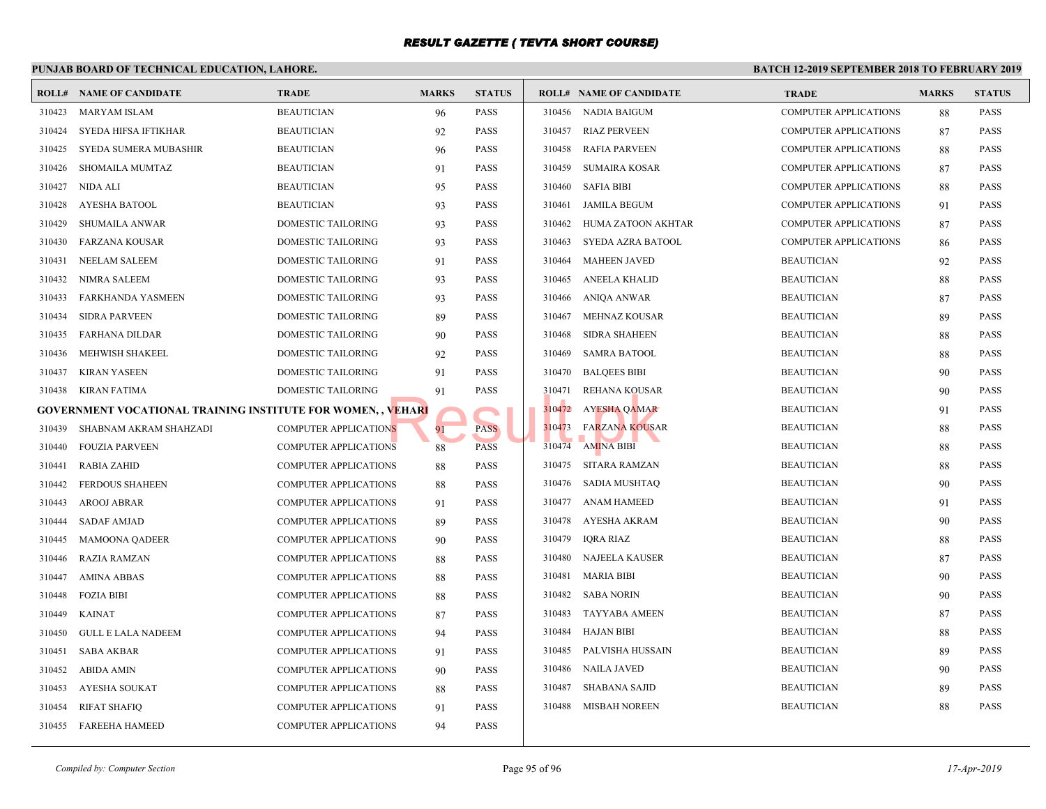# RESULT GAZETTE ( TEVTA SHORT COURSE)

**PUNJAB BOARD OF TECHNICAL EDUCATION, LAHORE.**

**BATCH 12-2019 SEPTEMBER 2018 TO FEBRUARY 2019**

| ROLL# | NAME OF CANDIDATE | TRADE | MARKS | STATUS |
|---|---|---|---|---|
| 310423 | MARYAM ISLAM | BEAUTICIAN | 96 | PASS |
| 310424 | SYEDA HIFSA IFTIKHAR | BEAUTICIAN | 92 | PASS |
| 310425 | SYEDA SUMERA MUBASHIR | BEAUTICIAN | 96 | PASS |
| 310426 | SHOMAILA MUMTAZ | BEAUTICIAN | 91 | PASS |
| 310427 | NIDA ALI | BEAUTICIAN | 95 | PASS |
| 310428 | AYESHA BATOOL | BEAUTICIAN | 93 | PASS |
| 310429 | SHUMAILA ANWAR | DOMESTIC TAILORING | 93 | PASS |
| 310430 | FARZANA KOUSAR | DOMESTIC TAILORING | 93 | PASS |
| 310431 | NEELAM SALEEM | DOMESTIC TAILORING | 91 | PASS |
| 310432 | NIMRA SALEEM | DOMESTIC TAILORING | 93 | PASS |
| 310433 | FARKHANDA YASMEEN | DOMESTIC TAILORING | 93 | PASS |
| 310434 | SIDRA PARVEEN | DOMESTIC TAILORING | 89 | PASS |
| 310435 | FARHANA DILDAR | DOMESTIC TAILORING | 90 | PASS |
| 310436 | MEHWISH SHAKEEL | DOMESTIC TAILORING | 92 | PASS |
| 310437 | KIRAN YASEEN | DOMESTIC TAILORING | 91 | PASS |
| 310438 | KIRAN FATIMA | DOMESTIC TAILORING | 91 | PASS |

**GOVERNMENT VOCATIONAL TRAINING INSTITUTE FOR WOMEN, , VEHARI**

| ROLL# | NAME OF CANDIDATE | TRADE | MARKS | STATUS |
|---|---|---|---|---|
| 310439 | SHABNAM AKRAM SHAHZADI | COMPUTER APPLICATIONS | 91 | PASS |
| 310440 | FOUZIA PARVEEN | COMPUTER APPLICATIONS | 88 | PASS |
| 310441 | RABIA ZAHID | COMPUTER APPLICATIONS | 88 | PASS |
| 310442 | FERDOUS SHAHEEN | COMPUTER APPLICATIONS | 88 | PASS |
| 310443 | AROOJ ABRAR | COMPUTER APPLICATIONS | 91 | PASS |
| 310444 | SADAF AMJAD | COMPUTER APPLICATIONS | 89 | PASS |
| 310445 | MAMOONA QADEER | COMPUTER APPLICATIONS | 90 | PASS |
| 310446 | RAZIA RAMZAN | COMPUTER APPLICATIONS | 88 | PASS |
| 310447 | AMINA ABBAS | COMPUTER APPLICATIONS | 88 | PASS |
| 310448 | FOZIA BIBI | COMPUTER APPLICATIONS | 88 | PASS |
| 310449 | KAINAT | COMPUTER APPLICATIONS | 87 | PASS |
| 310450 | GULL E LALA NADEEM | COMPUTER APPLICATIONS | 94 | PASS |
| 310451 | SABA AKBAR | COMPUTER APPLICATIONS | 91 | PASS |
| 310452 | ABIDA AMIN | COMPUTER APPLICATIONS | 90 | PASS |
| 310453 | AYESHA SOUKAT | COMPUTER APPLICATIONS | 88 | PASS |
| 310454 | RIFAT SHAFIQ | COMPUTER APPLICATIONS | 91 | PASS |
| 310455 | FAREEHA HAMEED | COMPUTER APPLICATIONS | 94 | PASS |
| 310456 | NADIA BAIGUM | COMPUTER APPLICATIONS | 88 | PASS |
| 310457 | RIAZ PERVEEN | COMPUTER APPLICATIONS | 87 | PASS |
| 310458 | RAFIA PARVEEN | COMPUTER APPLICATIONS | 88 | PASS |
| 310459 | SUMAIRA KOSAR | COMPUTER APPLICATIONS | 87 | PASS |
| 310460 | SAFIA BIBI | COMPUTER APPLICATIONS | 88 | PASS |
| 310461 | JAMILA BEGUM | COMPUTER APPLICATIONS | 91 | PASS |
| 310462 | HUMA ZATOON AKHTAR | COMPUTER APPLICATIONS | 87 | PASS |
| 310463 | SYEDA AZRA BATOOL | COMPUTER APPLICATIONS | 86 | PASS |
| 310464 | MAHEEN JAVED | BEAUTICIAN | 92 | PASS |
| 310465 | ANEELA KHALID | BEAUTICIAN | 88 | PASS |
| 310466 | ANIQA ANWAR | BEAUTICIAN | 87 | PASS |
| 310467 | MEHNAZ KOUSAR | BEAUTICIAN | 89 | PASS |
| 310468 | SIDRA SHAHEEN | BEAUTICIAN | 88 | PASS |
| 310469 | SAMRA BATOOL | BEAUTICIAN | 88 | PASS |
| 310470 | BALQEES BIBI | BEAUTICIAN | 90 | PASS |
| 310471 | REHANA KOUSAR | BEAUTICIAN | 90 | PASS |
| 310472 | AYESHA QAMAR | BEAUTICIAN | 91 | PASS |
| 310473 | FARZANA KOUSAR | BEAUTICIAN | 88 | PASS |
| 310474 | AMINA BIBI | BEAUTICIAN | 88 | PASS |
| 310475 | SITARA RAMZAN | BEAUTICIAN | 88 | PASS |
| 310476 | SADIA MUSHTAQ | BEAUTICIAN | 90 | PASS |
| 310477 | ANAM HAMEED | BEAUTICIAN | 91 | PASS |
| 310478 | AYESHA AKRAM | BEAUTICIAN | 90 | PASS |
| 310479 | IQRA RIAZ | BEAUTICIAN | 88 | PASS |
| 310480 | NAJEELA KAUSER | BEAUTICIAN | 87 | PASS |
| 310481 | MARIA BIBI | BEAUTICIAN | 90 | PASS |
| 310482 | SABA NORIN | BEAUTICIAN | 90 | PASS |
| 310483 | TAYYABA AMEEN | BEAUTICIAN | 87 | PASS |
| 310484 | HAJAN BIBI | BEAUTICIAN | 88 | PASS |
| 310485 | PALVISHA HUSSAIN | BEAUTICIAN | 89 | PASS |
| 310486 | NAILA JAVED | BEAUTICIAN | 90 | PASS |
| 310487 | SHABANA SAJID | BEAUTICIAN | 89 | PASS |
| 310488 | MISBAH NOREEN | BEAUTICIAN | 88 | PASS |

*Compiled by: Computer Section*

*17-Apr-2019*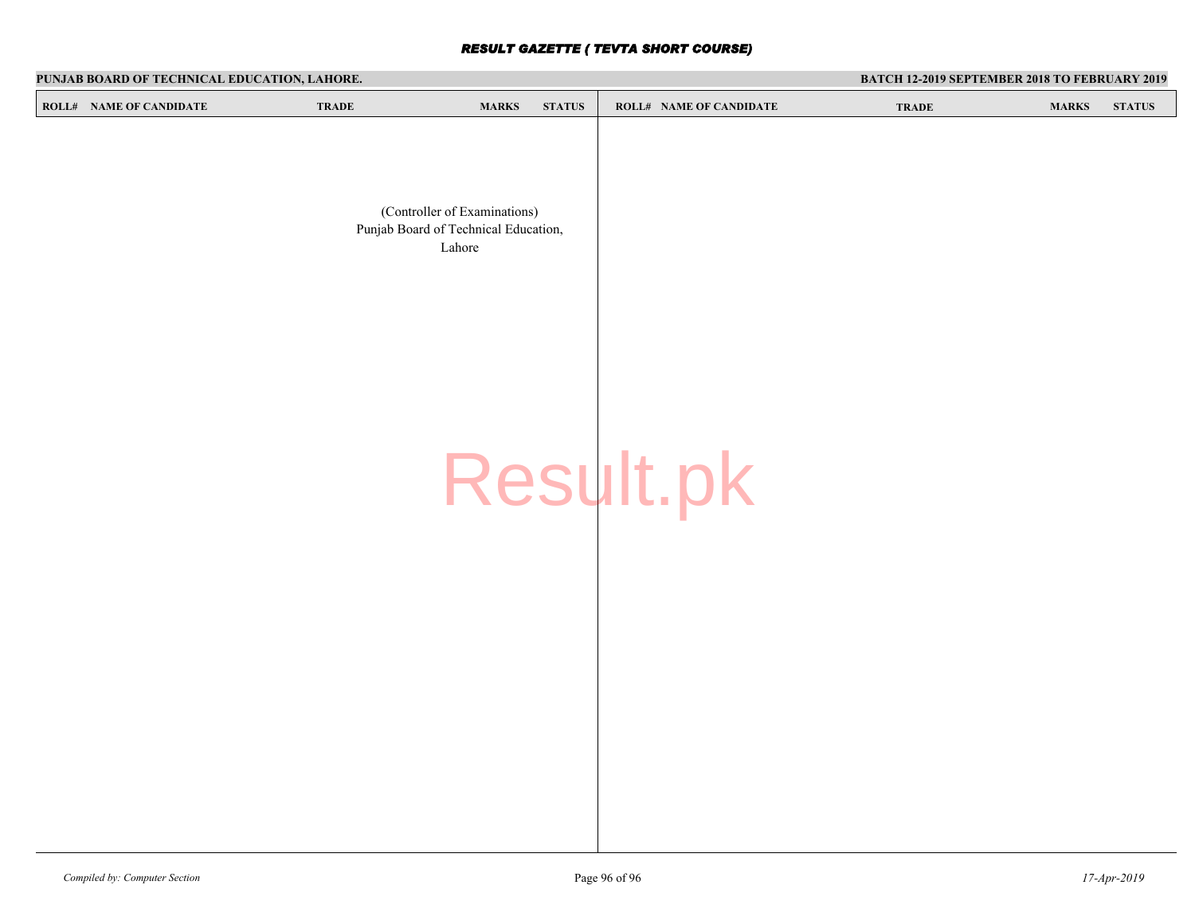(Controller of Examinations)
Punjab Board of Technical Education,
Lahore